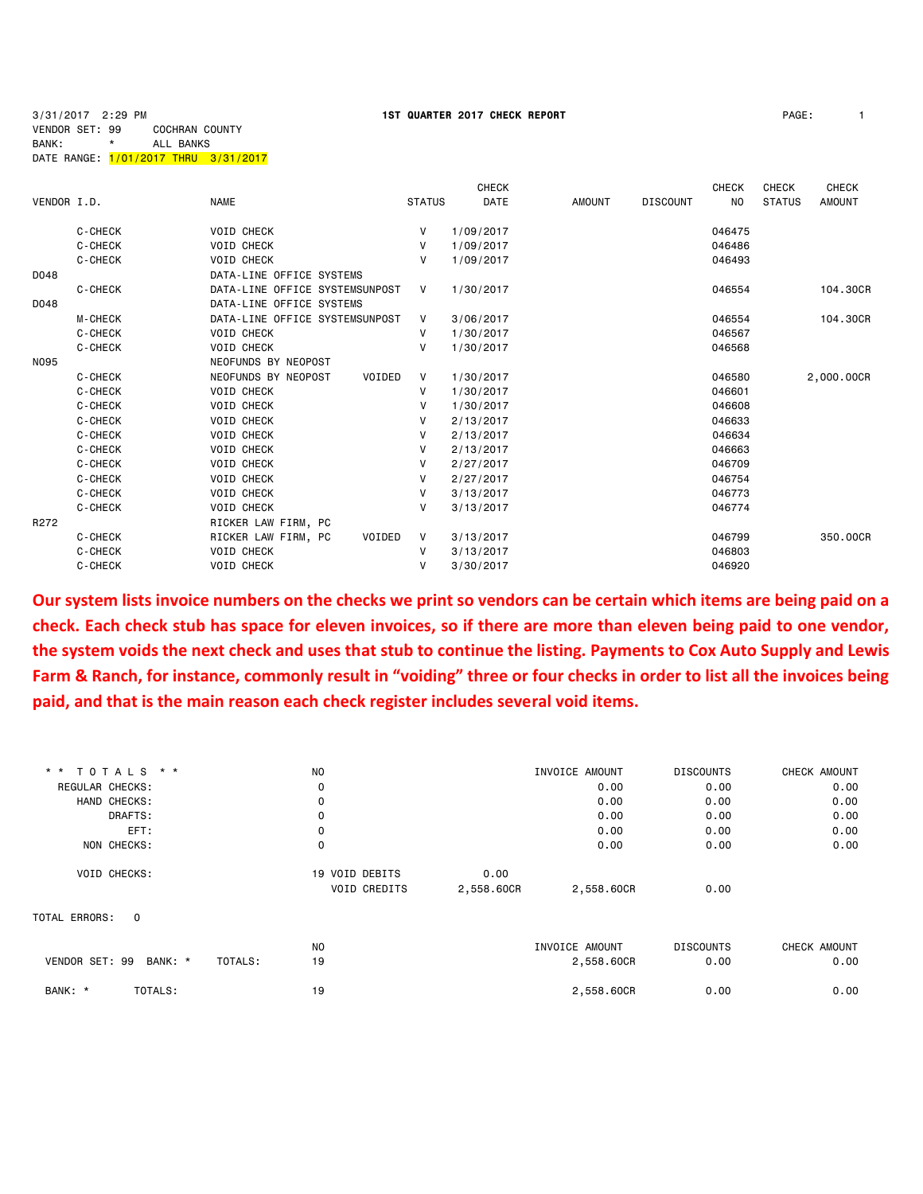3/31/2017 2:29 PM **1ST QUARTER 2017 CHECK REPORT** PAGE: 1

VENDOR SET: 99 COCHRAN COUNTY
BANK: * ALL BANKS
DATE RANGE: 1/01/2017 THRU 3/31/2017

| VENDOR I.D. | NAME | STATUS | CHECK DATE | AMOUNT | DISCOUNT | CHECK NO | CHECK STATUS | CHECK AMOUNT |
|---|---|---|---|---|---|---|---|---|
| C-CHECK | VOID CHECK | V | 1/09/2017 | | | 046475 | | |
| C-CHECK | VOID CHECK | V | 1/09/2017 | | | 046486 | | |
| C-CHECK | VOID CHECK | V | 1/09/2017 | | | 046493 | | |
| D048 | DATA-LINE OFFICE SYSTEMS | | | | | | | |
| C-CHECK | DATA-LINE OFFICE SYSTEMSUNPOST | V | 1/30/2017 | | | 046554 | | 104.30CR |
| D048 | DATA-LINE OFFICE SYSTEMS | | | | | | | |
| M-CHECK | DATA-LINE OFFICE SYSTEMSUNPOST | V | 3/06/2017 | | | 046554 | | 104.30CR |
| C-CHECK | VOID CHECK | V | 1/30/2017 | | | 046567 | | |
| C-CHECK | VOID CHECK | V | 1/30/2017 | | | 046568 | | |
| N095 | NEOFUNDS BY NEOPOST | | | | | | | |
| C-CHECK | NEOFUNDS BY NEOPOST VOIDED | V | 1/30/2017 | | | 046580 | | 2,000.00CR |
| C-CHECK | VOID CHECK | V | 1/30/2017 | | | 046601 | | |
| C-CHECK | VOID CHECK | V | 1/30/2017 | | | 046608 | | |
| C-CHECK | VOID CHECK | V | 2/13/2017 | | | 046633 | | |
| C-CHECK | VOID CHECK | V | 2/13/2017 | | | 046634 | | |
| C-CHECK | VOID CHECK | V | 2/13/2017 | | | 046663 | | |
| C-CHECK | VOID CHECK | V | 2/27/2017 | | | 046709 | | |
| C-CHECK | VOID CHECK | V | 2/27/2017 | | | 046754 | | |
| C-CHECK | VOID CHECK | V | 3/13/2017 | | | 046773 | | |
| C-CHECK | VOID CHECK | V | 3/13/2017 | | | 046774 | | |
| R272 | RICKER LAW FIRM, PC | | | | | | | |
| C-CHECK | RICKER LAW FIRM, PC VOIDED | V | 3/13/2017 | | | 046799 | | 350.00CR |
| C-CHECK | VOID CHECK | V | 3/13/2017 | | | 046803 | | |
| C-CHECK | VOID CHECK | V | 3/30/2017 | | | 046920 | | |

**Our system lists invoice numbers on the checks we print so vendors can be certain which items are being paid on a check. Each check stub has space for eleven invoices, so if there are more than eleven being paid to one vendor, the system voids the next check and uses that stub to continue the listing. Payments to Cox Auto Supply and Lewis Farm & Ranch, for instance, commonly result in "voiding" three or four checks in order to list all the invoices being paid, and that is the main reason each check register includes several void items.**

| ** TOTALS ** | NO | | | INVOICE AMOUNT | DISCOUNTS | CHECK AMOUNT |
|---|---|---|---|---|---|---|
| REGULAR CHECKS: | 0 | | | 0.00 | 0.00 | 0.00 |
| HAND CHECKS: | 0 | | | 0.00 | 0.00 | 0.00 |
| DRAFTS: | 0 | | | 0.00 | 0.00 | 0.00 |
| EFT: | 0 | | | 0.00 | 0.00 | 0.00 |
| NON CHECKS: | 0 | | | 0.00 | 0.00 | 0.00 |
| VOID CHECKS: | 19 | VOID DEBITS | 0.00 | | | |
| | | VOID CREDITS | 2,558.60CR | 2,558.60CR | 0.00 | |

TOTAL ERRORS: 0

| | NO | INVOICE AMOUNT | DISCOUNTS | CHECK AMOUNT |
|---|---|---|---|---|
| VENDOR SET: 99 BANK: * TOTALS: | 19 | 2,558.60CR | 0.00 | 0.00 |
| BANK: * TOTALS: | 19 | 2,558.60CR | 0.00 | 0.00 |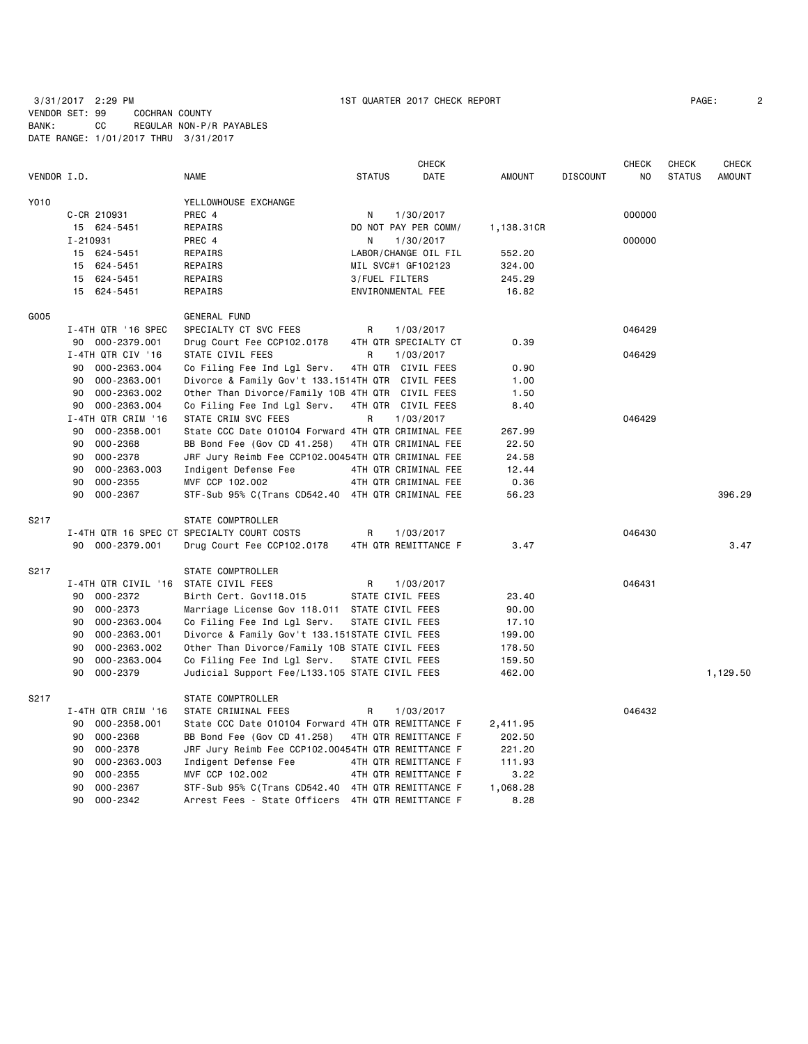3/31/2017 2:29 PM 1ST QUARTER 2017 CHECK REPORT

VENDOR SET: 99 COCHRAN COUNTY
BANK: CC REGULAR NON-P/R PAYABLES
DATE RANGE: 1/01/2017 THRU 3/31/2017

| VENDOR I.D. | NAME | STATUS | CHECK DATE | AMOUNT | DISCOUNT | CHECK NO | CHECK STATUS | CHECK AMOUNT |
|---|---|---|---|---|---|---|---|---|
| Y010 | YELLOWHOUSE EXCHANGE | | | | | | | |
| C-CR 210931 | PREC 4 | N | 1/30/2017 | | | 000000 | | |
| 15 624-5451 | REPAIRS | DO NOT PAY PER COMM/ | | 1,138.31CR | | | | |
| I-210931 | PREC 4 | N | 1/30/2017 | | | 000000 | | |
| 15 624-5451 | REPAIRS | LABOR/CHANGE OIL FIL | | 552.20 | | | | |
| 15 624-5451 | REPAIRS | MIL SVC#1 GF102123 | | 324.00 | | | | |
| 15 624-5451 | REPAIRS | 3/FUEL FILTERS | | 245.29 | | | | |
| 15 624-5451 | REPAIRS | ENVIRONMENTAL FEE | | 16.82 | | | | |
| G005 | GENERAL FUND | | | | | | | |
| I-4TH QTR '16 SPEC | SPECIALTY CT SVC FEES | R | 1/03/2017 | | | 046429 | | |
| 90 000-2379.001 | Drug Court Fee CCP102.0178 | 4TH QTR SPECIALTY CT | | 0.39 | | | | |
| I-4TH QTR CIV '16 | STATE CIVIL FEES | R | 1/03/2017 | | | 046429 | | |
| 90 000-2363.004 | Co Filing Fee Ind Lgl Serv. | 4TH QTR CIVIL FEES | | 0.90 | | | | |
| 90 000-2363.001 | Divorce & Family Gov't 133.151 | 4TH QTR CIVIL FEES | | 1.00 | | | | |
| 90 000-2363.002 | Other Than Divorce/Family 10B | 4TH QTR CIVIL FEES | | 1.50 | | | | |
| 90 000-2363.004 | Co Filing Fee Ind Lgl Serv. | 4TH QTR CIVIL FEES | | 8.40 | | | | |
| I-4TH QTR CRIM '16 | STATE CRIM SVC FEES | R | 1/03/2017 | | | 046429 | | |
| 90 000-2358.001 | State CCC Date 010104 Forward | 4TH QTR CRIMINAL FEE | | 267.99 | | | | |
| 90 000-2368 | BB Bond Fee (Gov CD 41.258) | 4TH QTR CRIMINAL FEE | | 22.50 | | | | |
| 90 000-2378 | JRF Jury Reimb Fee CCP102.0045 | 4TH QTR CRIMINAL FEE | | 24.58 | | | | |
| 90 000-2363.003 | Indigent Defense Fee | 4TH QTR CRIMINAL FEE | | 12.44 | | | | |
| 90 000-2355 | MVF CCP 102.002 | 4TH QTR CRIMINAL FEE | | 0.36 | | | | |
| 90 000-2367 | STF-Sub 95% C(Trans CD542.40 | 4TH QTR CRIMINAL FEE | | 56.23 | | | | 396.29 |
| S217 | STATE COMPTROLLER | | | | | | | |
| I-4TH QTR 16 SPEC CT | SPECIALTY COURT COSTS | R | 1/03/2017 | | | 046430 | | |
| 90 000-2379.001 | Drug Court Fee CCP102.0178 | 4TH QTR REMITTANCE F | | 3.47 | | | | 3.47 |
| S217 | STATE COMPTROLLER | | | | | | | |
| I-4TH QTR CIVIL '16 | STATE CIVIL FEES | R | 1/03/2017 | | | 046431 | | |
| 90 000-2372 | Birth Cert. Gov118.015 | STATE CIVIL FEES | | 23.40 | | | | |
| 90 000-2373 | Marriage License Gov 118.011 | STATE CIVIL FEES | | 90.00 | | | | |
| 90 000-2363.004 | Co Filing Fee Ind Lgl Serv. | STATE CIVIL FEES | | 17.10 | | | | |
| 90 000-2363.001 | Divorce & Family Gov't 133.151 | STATE CIVIL FEES | | 199.00 | | | | |
| 90 000-2363.002 | Other Than Divorce/Family 10B | STATE CIVIL FEES | | 178.50 | | | | |
| 90 000-2363.004 | Co Filing Fee Ind Lgl Serv. | STATE CIVIL FEES | | 159.50 | | | | |
| 90 000-2379 | Judicial Support Fee/L133.105 | STATE CIVIL FEES | | 462.00 | | | | 1,129.50 |
| S217 | STATE COMPTROLLER | | | | | | | |
| I-4TH QTR CRIM '16 | STATE CRIMINAL FEES | R | 1/03/2017 | | | 046432 | | |
| 90 000-2358.001 | State CCC Date 010104 Forward | 4TH QTR REMITTANCE F | | 2,411.95 | | | | |
| 90 000-2368 | BB Bond Fee (Gov CD 41.258) | 4TH QTR REMITTANCE F | | 202.50 | | | | |
| 90 000-2378 | JRF Jury Reimb Fee CCP102.0045 | 4TH QTR REMITTANCE F | | 221.20 | | | | |
| 90 000-2363.003 | Indigent Defense Fee | 4TH QTR REMITTANCE F | | 111.93 | | | | |
| 90 000-2355 | MVF CCP 102.002 | 4TH QTR REMITTANCE F | | 3.22 | | | | |
| 90 000-2367 | STF-Sub 95% C(Trans CD542.40 | 4TH QTR REMITTANCE F | | 1,068.28 | | | | |
| 90 000-2342 | Arrest Fees - State Officers | 4TH QTR REMITTANCE F | | 8.28 | | | | |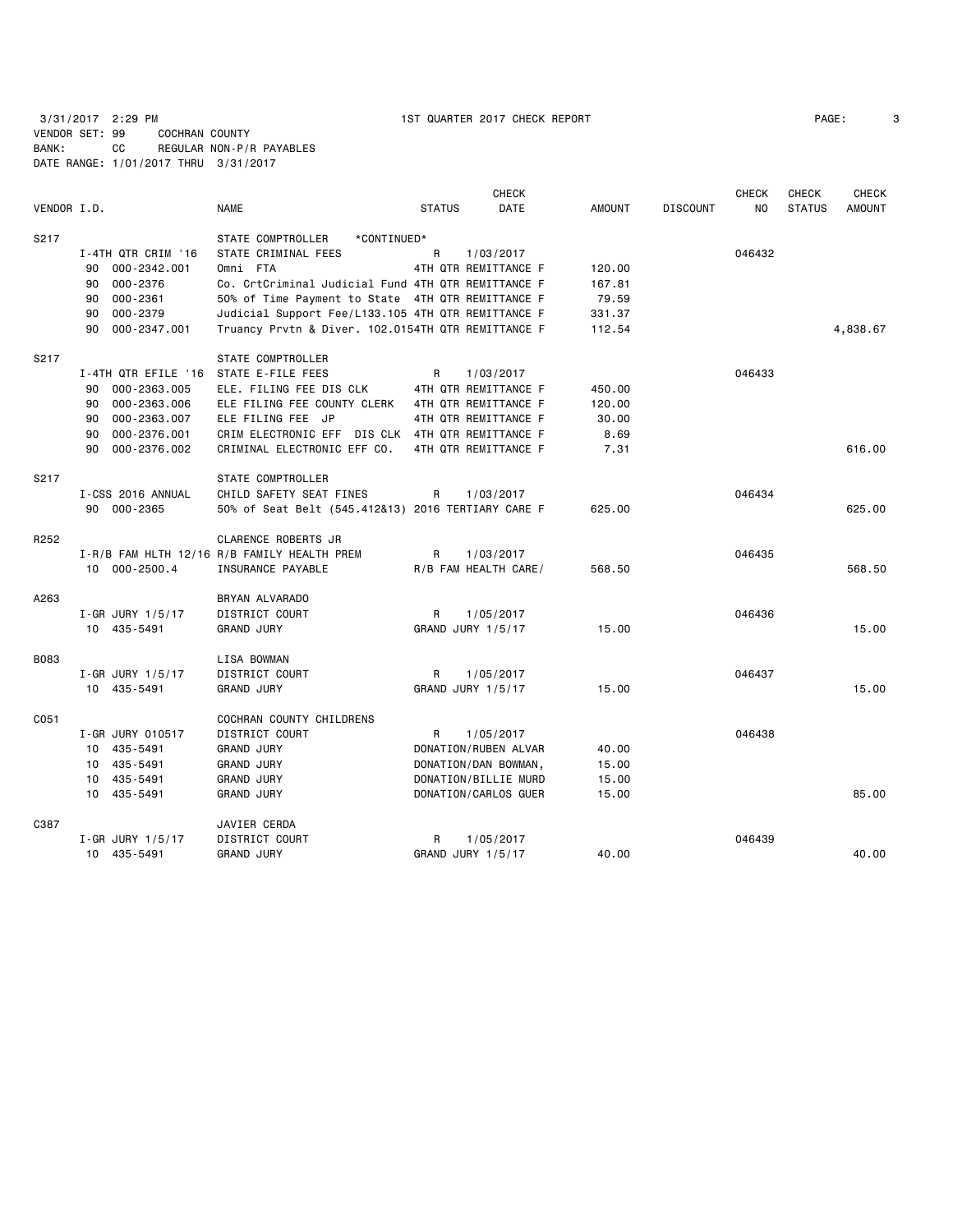3/31/2017 2:29 PM 1ST QUARTER 2017 CHECK REPORT PAGE: 3

VENDOR SET: 99 COCHRAN COUNTY
BANK: CC REGULAR NON-P/R PAYABLES
DATE RANGE: 1/01/2017 THRU 3/31/2017

| VENDOR I.D. | | NAME | STATUS | CHECK DATE | AMOUNT | DISCOUNT | CHECK NO | CHECK STATUS | CHECK AMOUNT |
|---|---|---|---|---|---|---|---|---|---|
| S217 | | STATE COMPTROLLER *CONTINUED* | | | | | | | |
| | I-4TH QTR CRIM '16 | STATE CRIMINAL FEES | R | 1/03/2017 | | | 046432 | | |
| | 90 000-2342.001 | Omni FTA | 4TH QTR REMITTANCE F | | 120.00 | | | | |
| | 90 000-2376 | Co. CrtCriminal Judicial Fund 4TH QTR REMITTANCE F | | | 167.81 | | | | |
| | 90 000-2361 | 50% of Time Payment to State 4TH QTR REMITTANCE F | | | 79.59 | | | | |
| | 90 000-2379 | Judicial Support Fee/L133.105 4TH QTR REMITTANCE F | | | 331.37 | | | | |
| | 90 000-2347.001 | Truancy Prvtn & Diver. 102.0154TH QTR REMITTANCE F | | | 112.54 | | | | 4,838.67 |
| S217 | | STATE COMPTROLLER | | | | | | | |
| | I-4TH QTR EFILE '16 | STATE E-FILE FEES | R | 1/03/2017 | | | 046433 | | |
| | 90 000-2363.005 | ELE. FILING FEE DIS CLK | 4TH QTR REMITTANCE F | | 450.00 | | | | |
| | 90 000-2363.006 | ELE FILING FEE COUNTY CLERK | 4TH QTR REMITTANCE F | | 120.00 | | | | |
| | 90 000-2363.007 | ELE FILING FEE JP | 4TH QTR REMITTANCE F | | 30.00 | | | | |
| | 90 000-2376.001 | CRIM ELECTRONIC EFF DIS CLK | 4TH QTR REMITTANCE F | | 8.69 | | | | |
| | 90 000-2376.002 | CRIMINAL ELECTRONIC EFF CO. | 4TH QTR REMITTANCE F | | 7.31 | | | | 616.00 |
| S217 | | STATE COMPTROLLER | | | | | | | |
| | I-CSS 2016 ANNUAL | CHILD SAFETY SEAT FINES | R | 1/03/2017 | | | 046434 | | |
| | 90 000-2365 | 50% of Seat Belt (545.412&13) 2016 TERTIARY CARE F | | | 625.00 | | | | 625.00 |
| R252 | | CLARENCE ROBERTS JR | | | | | | | |
| | I-R/B FAM HLTH 12/16 | R/B FAMILY HEALTH PREM | R | 1/03/2017 | | | 046435 | | |
| | 10 000-2500.4 | INSURANCE PAYABLE | R/B FAM HEALTH CARE/ | | 568.50 | | | | 568.50 |
| A263 | | BRYAN ALVARADO | | | | | | | |
| | I-GR JURY 1/5/17 | DISTRICT COURT | R | 1/05/2017 | | | 046436 | | |
| | 10 435-5491 | GRAND JURY | GRAND JURY 1/5/17 | | 15.00 | | | | 15.00 |
| B083 | | LISA BOWMAN | | | | | | | |
| | I-GR JURY 1/5/17 | DISTRICT COURT | R | 1/05/2017 | | | 046437 | | |
| | 10 435-5491 | GRAND JURY | GRAND JURY 1/5/17 | | 15.00 | | | | 15.00 |
| C051 | | COCHRAN COUNTY CHILDRENS | | | | | | | |
| | I-GR JURY 010517 | DISTRICT COURT | R | 1/05/2017 | | | 046438 | | |
| | 10 435-5491 | GRAND JURY | DONATION/RUBEN ALVAR | | 40.00 | | | | |
| | 10 435-5491 | GRAND JURY | DONATION/DAN BOWMAN, | | 15.00 | | | | |
| | 10 435-5491 | GRAND JURY | DONATION/BILLIE MURD | | 15.00 | | | | |
| | 10 435-5491 | GRAND JURY | DONATION/CARLOS GUER | | 15.00 | | | | 85.00 |
| C387 | | JAVIER CERDA | | | | | | | |
| | I-GR JURY 1/5/17 | DISTRICT COURT | R | 1/05/2017 | | | 046439 | | |
| | 10 435-5491 | GRAND JURY | GRAND JURY 1/5/17 | | 40.00 | | | | 40.00 |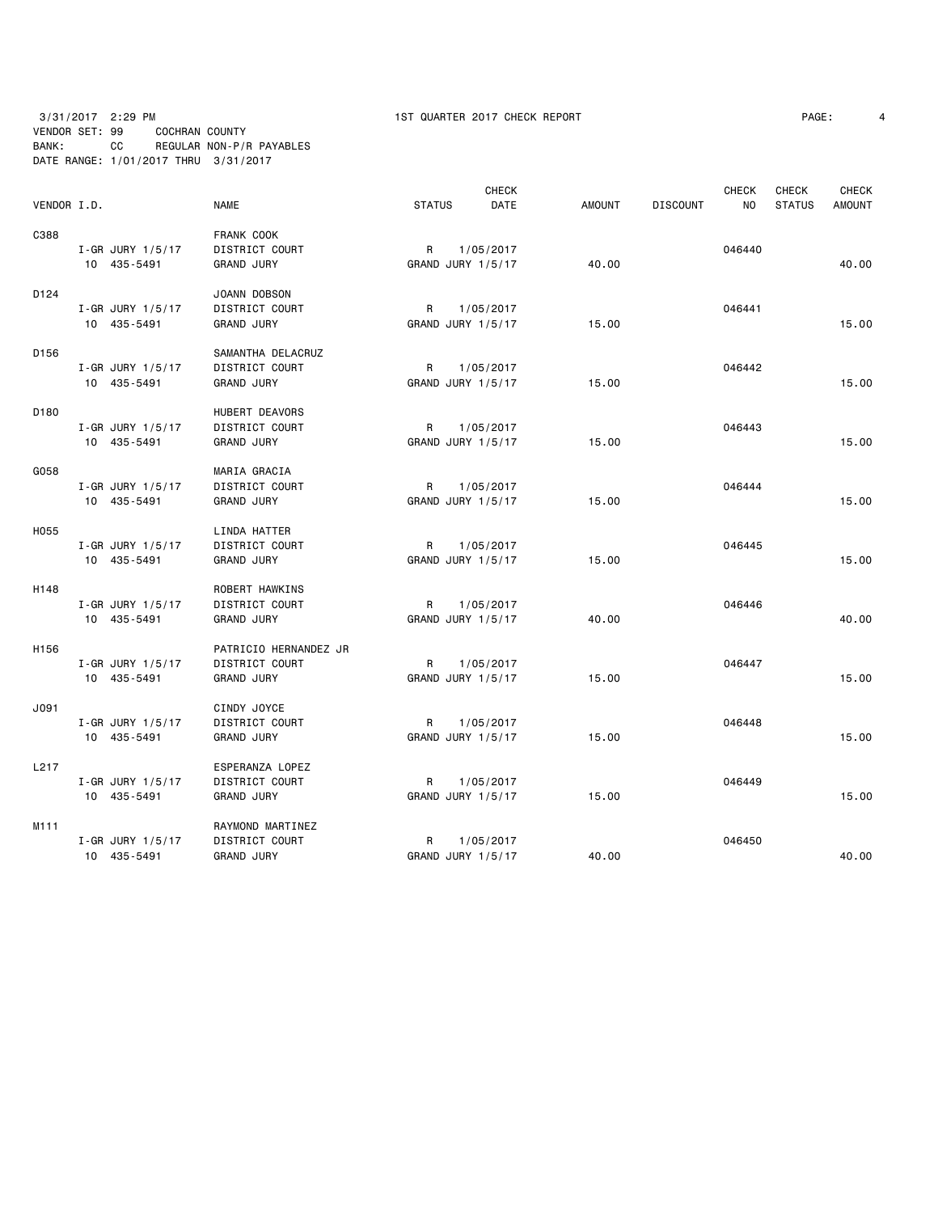3/31/2017 2:29 PM 1ST QUARTER 2017 CHECK REPORT

VENDOR SET: 99 COCHRAN COUNTY
BANK: CC REGULAR NON-P/R PAYABLES
DATE RANGE: 1/01/2017 THRU 3/31/2017

| VENDOR I.D. | | NAME | STATUS | CHECK DATE | AMOUNT | DISCOUNT | CHECK NO | CHECK STATUS | CHECK AMOUNT |
|---|---|---|---|---|---|---|---|---|---|
| C388 | | FRANK COOK | | | | | | | |
| | I-GR JURY 1/5/17 | DISTRICT COURT | R | 1/05/2017 | | | 046440 | | |
| | 10 435-5491 | GRAND JURY | GRAND JURY 1/5/17 | | 40.00 | | | | 40.00 |
| D124 | | JOANN DOBSON | | | | | | | |
| | I-GR JURY 1/5/17 | DISTRICT COURT | R | 1/05/2017 | | | 046441 | | |
| | 10 435-5491 | GRAND JURY | GRAND JURY 1/5/17 | | 15.00 | | | | 15.00 |
| D156 | | SAMANTHA DELACRUZ | | | | | | | |
| | I-GR JURY 1/5/17 | DISTRICT COURT | R | 1/05/2017 | | | 046442 | | |
| | 10 435-5491 | GRAND JURY | GRAND JURY 1/5/17 | | 15.00 | | | | 15.00 |
| D180 | | HUBERT DEAVORS | | | | | | | |
| | I-GR JURY 1/5/17 | DISTRICT COURT | R | 1/05/2017 | | | 046443 | | |
| | 10 435-5491 | GRAND JURY | GRAND JURY 1/5/17 | | 15.00 | | | | 15.00 |
| G058 | | MARIA GRACIA | | | | | | | |
| | I-GR JURY 1/5/17 | DISTRICT COURT | R | 1/05/2017 | | | 046444 | | |
| | 10 435-5491 | GRAND JURY | GRAND JURY 1/5/17 | | 15.00 | | | | 15.00 |
| H055 | | LINDA HATTER | | | | | | | |
| | I-GR JURY 1/5/17 | DISTRICT COURT | R | 1/05/2017 | | | 046445 | | |
| | 10 435-5491 | GRAND JURY | GRAND JURY 1/5/17 | | 15.00 | | | | 15.00 |
| H148 | | ROBERT HAWKINS | | | | | | | |
| | I-GR JURY 1/5/17 | DISTRICT COURT | R | 1/05/2017 | | | 046446 | | |
| | 10 435-5491 | GRAND JURY | GRAND JURY 1/5/17 | | 40.00 | | | | 40.00 |
| H156 | | PATRICIO HERNANDEZ JR | | | | | | | |
| | I-GR JURY 1/5/17 | DISTRICT COURT | R | 1/05/2017 | | | 046447 | | |
| | 10 435-5491 | GRAND JURY | GRAND JURY 1/5/17 | | 15.00 | | | | 15.00 |
| J091 | | CINDY JOYCE | | | | | | | |
| | I-GR JURY 1/5/17 | DISTRICT COURT | R | 1/05/2017 | | | 046448 | | |
| | 10 435-5491 | GRAND JURY | GRAND JURY 1/5/17 | | 15.00 | | | | 15.00 |
| L217 | | ESPERANZA LOPEZ | | | | | | | |
| | I-GR JURY 1/5/17 | DISTRICT COURT | R | 1/05/2017 | | | 046449 | | |
| | 10 435-5491 | GRAND JURY | GRAND JURY 1/5/17 | | 15.00 | | | | 15.00 |
| M111 | | RAYMOND MARTINEZ | | | | | | | |
| | I-GR JURY 1/5/17 | DISTRICT COURT | R | 1/05/2017 | | | 046450 | | |
| | 10 435-5491 | GRAND JURY | GRAND JURY 1/5/17 | | 40.00 | | | | 40.00 |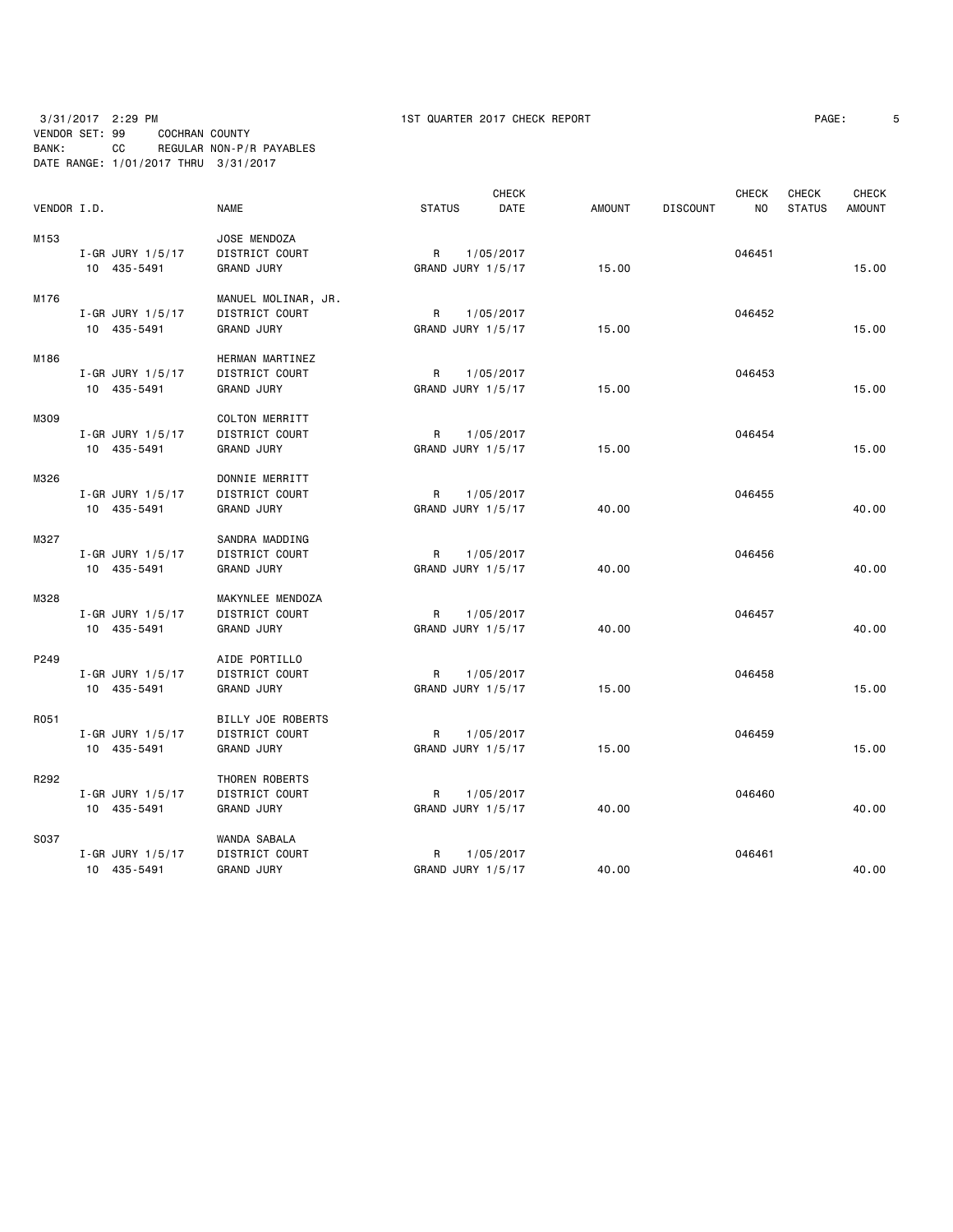3/31/2017 2:29 PM 1ST QUARTER 2017 CHECK REPORT

VENDOR SET: 99 COCHRAN COUNTY
BANK: CC REGULAR NON-P/R PAYABLES
DATE RANGE: 1/01/2017 THRU 3/31/2017

| VENDOR I.D. | | NAME | STATUS | CHECK DATE | AMOUNT | DISCOUNT | CHECK NO | CHECK STATUS | CHECK AMOUNT |
|---|---|---|---|---|---|---|---|---|---|
| M153 | | JOSE MENDOZA | | | | | | | |
| | I-GR JURY 1/5/17 | DISTRICT COURT | R | 1/05/2017 | | | 046451 | | |
| | 10 435-5491 | GRAND JURY | GRAND JURY 1/5/17 | | 15.00 | | | | 15.00 |
| M176 | | MANUEL MOLINAR, JR. | | | | | | | |
| | I-GR JURY 1/5/17 | DISTRICT COURT | R | 1/05/2017 | | | 046452 | | |
| | 10 435-5491 | GRAND JURY | GRAND JURY 1/5/17 | | 15.00 | | | | 15.00 |
| M186 | | HERMAN MARTINEZ | | | | | | | |
| | I-GR JURY 1/5/17 | DISTRICT COURT | R | 1/05/2017 | | | 046453 | | |
| | 10 435-5491 | GRAND JURY | GRAND JURY 1/5/17 | | 15.00 | | | | 15.00 |
| M309 | | COLTON MERRITT | | | | | | | |
| | I-GR JURY 1/5/17 | DISTRICT COURT | R | 1/05/2017 | | | 046454 | | |
| | 10 435-5491 | GRAND JURY | GRAND JURY 1/5/17 | | 15.00 | | | | 15.00 |
| M326 | | DONNIE MERRITT | | | | | | | |
| | I-GR JURY 1/5/17 | DISTRICT COURT | R | 1/05/2017 | | | 046455 | | |
| | 10 435-5491 | GRAND JURY | GRAND JURY 1/5/17 | | 40.00 | | | | 40.00 |
| M327 | | SANDRA MADDING | | | | | | | |
| | I-GR JURY 1/5/17 | DISTRICT COURT | R | 1/05/2017 | | | 046456 | | |
| | 10 435-5491 | GRAND JURY | GRAND JURY 1/5/17 | | 40.00 | | | | 40.00 |
| M328 | | MAKYNLEE MENDOZA | | | | | | | |
| | I-GR JURY 1/5/17 | DISTRICT COURT | R | 1/05/2017 | | | 046457 | | |
| | 10 435-5491 | GRAND JURY | GRAND JURY 1/5/17 | | 40.00 | | | | 40.00 |
| P249 | | AIDE PORTILLO | | | | | | | |
| | I-GR JURY 1/5/17 | DISTRICT COURT | R | 1/05/2017 | | | 046458 | | |
| | 10 435-5491 | GRAND JURY | GRAND JURY 1/5/17 | | 15.00 | | | | 15.00 |
| R051 | | BILLY JOE ROBERTS | | | | | | | |
| | I-GR JURY 1/5/17 | DISTRICT COURT | R | 1/05/2017 | | | 046459 | | |
| | 10 435-5491 | GRAND JURY | GRAND JURY 1/5/17 | | 15.00 | | | | 15.00 |
| R292 | | THOREN ROBERTS | | | | | | | |
| | I-GR JURY 1/5/17 | DISTRICT COURT | R | 1/05/2017 | | | 046460 | | |
| | 10 435-5491 | GRAND JURY | GRAND JURY 1/5/17 | | 40.00 | | | | 40.00 |
| S037 | | WANDA SABALA | | | | | | | |
| | I-GR JURY 1/5/17 | DISTRICT COURT | R | 1/05/2017 | | | 046461 | | |
| | 10 435-5491 | GRAND JURY | GRAND JURY 1/5/17 | | 40.00 | | | | 40.00 |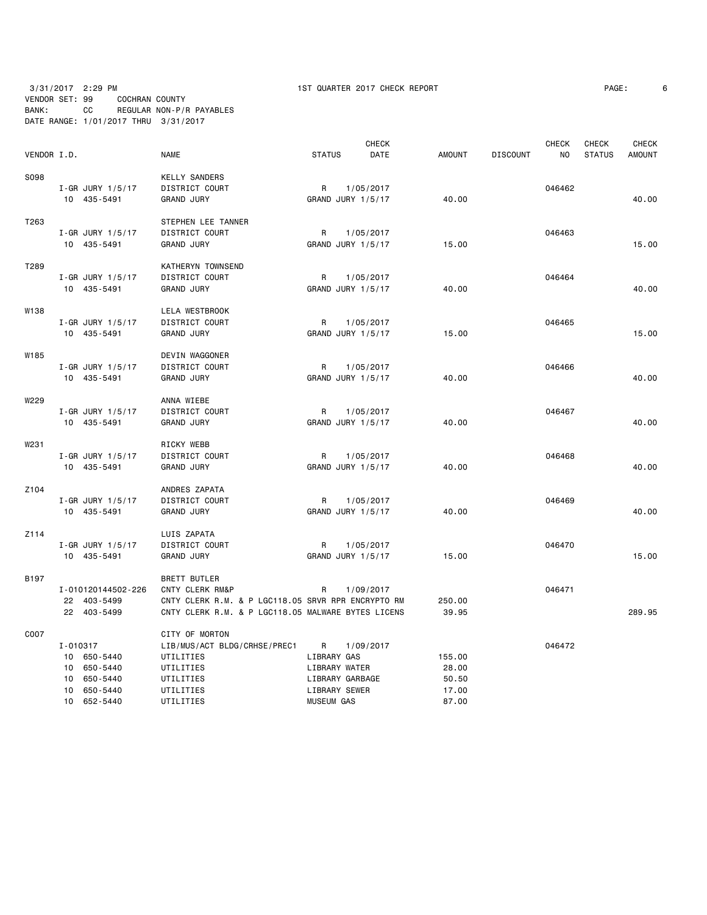3/31/2017 2:29 PM 1ST QUARTER 2017 CHECK REPORT

VENDOR SET: 99 COCHRAN COUNTY
BANK: CC REGULAR NON-P/R PAYABLES
DATE RANGE: 1/01/2017 THRU 3/31/2017

| VENDOR I.D. | NAME | STATUS | CHECK DATE | AMOUNT | DISCOUNT | CHECK NO | CHECK STATUS | CHECK AMOUNT |
|---|---|---|---|---|---|---|---|---|
| S098 | KELLY SANDERS | | | | | | | |
| I-GR JURY 1/5/17 | DISTRICT COURT | R | 1/05/2017 | | | 046462 | | |
| 10 435-5491 | GRAND JURY | GRAND JURY 1/5/17 | | 40.00 | | | | 40.00 |
| T263 | STEPHEN LEE TANNER | | | | | | | |
| I-GR JURY 1/5/17 | DISTRICT COURT | R | 1/05/2017 | | | 046463 | | |
| 10 435-5491 | GRAND JURY | GRAND JURY 1/5/17 | | 15.00 | | | | 15.00 |
| T289 | KATHERYN TOWNSEND | | | | | | | |
| I-GR JURY 1/5/17 | DISTRICT COURT | R | 1/05/2017 | | | 046464 | | |
| 10 435-5491 | GRAND JURY | GRAND JURY 1/5/17 | | 40.00 | | | | 40.00 |
| W138 | LELA WESTBROOK | | | | | | | |
| I-GR JURY 1/5/17 | DISTRICT COURT | R | 1/05/2017 | | | 046465 | | |
| 10 435-5491 | GRAND JURY | GRAND JURY 1/5/17 | | 15.00 | | | | 15.00 |
| W185 | DEVIN WAGGONER | | | | | | | |
| I-GR JURY 1/5/17 | DISTRICT COURT | R | 1/05/2017 | | | 046466 | | |
| 10 435-5491 | GRAND JURY | GRAND JURY 1/5/17 | | 40.00 | | | | 40.00 |
| W229 | ANNA WIEBE | | | | | | | |
| I-GR JURY 1/5/17 | DISTRICT COURT | R | 1/05/2017 | | | 046467 | | |
| 10 435-5491 | GRAND JURY | GRAND JURY 1/5/17 | | 40.00 | | | | 40.00 |
| W231 | RICKY WEBB | | | | | | | |
| I-GR JURY 1/5/17 | DISTRICT COURT | R | 1/05/2017 | | | 046468 | | |
| 10 435-5491 | GRAND JURY | GRAND JURY 1/5/17 | | 40.00 | | | | 40.00 |
| Z104 | ANDRES ZAPATA | | | | | | | |
| I-GR JURY 1/5/17 | DISTRICT COURT | R | 1/05/2017 | | | 046469 | | |
| 10 435-5491 | GRAND JURY | GRAND JURY 1/5/17 | | 40.00 | | | | 40.00 |
| Z114 | LUIS ZAPATA | | | | | | | |
| I-GR JURY 1/5/17 | DISTRICT COURT | R | 1/05/2017 | | | 046470 | | |
| 10 435-5491 | GRAND JURY | GRAND JURY 1/5/17 | | 15.00 | | | | 15.00 |
| B197 | BRETT BUTLER | | | | | | | |
| I-010120144502-226 | CNTY CLERK RM&P | R | 1/09/2017 | | | 046471 | | |
| 22 403-5499 | CNTY CLERK R.M. & P LGC118.05 SRVR RPR ENCRYPTO RM | | | 250.00 | | | | |
| 22 403-5499 | CNTY CLERK R.M. & P LGC118.05 MALWARE BYTES LICENS | | | 39.95 | | | | 289.95 |
| C007 | CITY OF MORTON | | | | | | | |
| I-010317 | LIB/MUS/ACT BLDG/CRHSE/PREC1 | R | 1/09/2017 | | | 046472 | | |
| 10 650-5440 | UTILITIES | LIBRARY GAS | | 155.00 | | | | |
| 10 650-5440 | UTILITIES | LIBRARY WATER | | 28.00 | | | | |
| 10 650-5440 | UTILITIES | LIBRARY GARBAGE | | 50.50 | | | | |
| 10 650-5440 | UTILITIES | LIBRARY SEWER | | 17.00 | | | | |
| 10 652-5440 | UTILITIES | MUSEUM GAS | | 87.00 | | | | |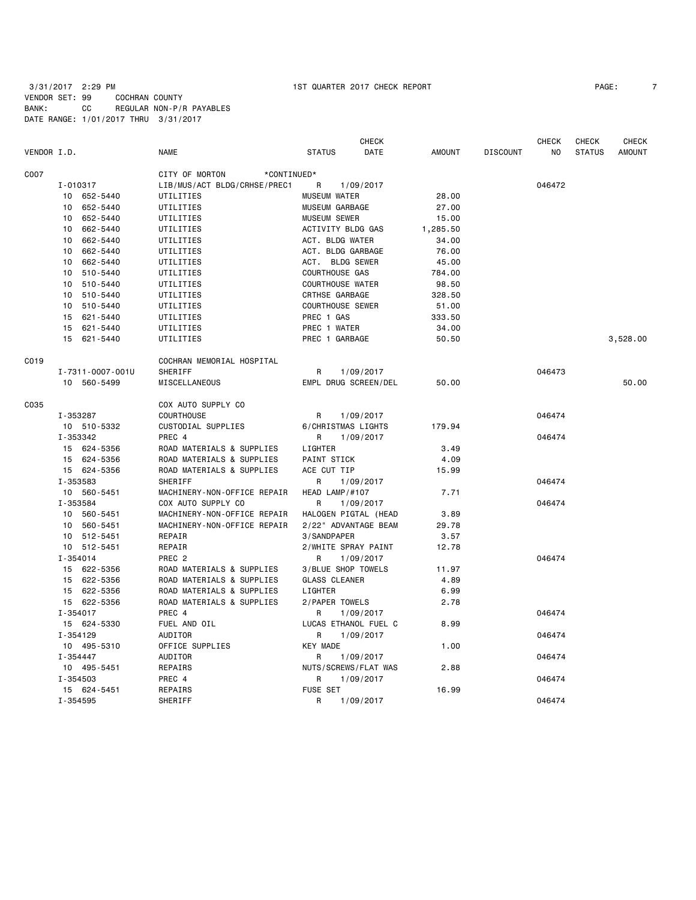3/31/2017 2:29 PM 1ST QUARTER 2017 CHECK REPORT

VENDOR SET: 99 COCHRAN COUNTY
BANK: CC REGULAR NON-P/R PAYABLES
DATE RANGE: 1/01/2017 THRU 3/31/2017

| VENDOR I.D. | NAME | STATUS | CHECK DATE | AMOUNT | DISCOUNT | CHECK NO | CHECK STATUS | CHECK AMOUNT |
|---|---|---|---|---|---|---|---|---|
| C007 | CITY OF MORTON *CONTINUED* | | | | | | | |
| I-010317 | LIB/MUS/ACT BLDG/CRHSE/PREC1 | R | 1/09/2017 | | | 046472 | | |
| 10 652-5440 | UTILITIES | MUSEUM WATER | | 28.00 | | | | |
| 10 652-5440 | UTILITIES | MUSEUM GARBAGE | | 27.00 | | | | |
| 10 652-5440 | UTILITIES | MUSEUM SEWER | | 15.00 | | | | |
| 10 662-5440 | UTILITIES | ACTIVITY BLDG GAS | | 1,285.50 | | | | |
| 10 662-5440 | UTILITIES | ACT. BLDG WATER | | 34.00 | | | | |
| 10 662-5440 | UTILITIES | ACT. BLDG GARBAGE | | 76.00 | | | | |
| 10 662-5440 | UTILITIES | ACT. BLDG SEWER | | 45.00 | | | | |
| 10 510-5440 | UTILITIES | COURTHOUSE GAS | | 784.00 | | | | |
| 10 510-5440 | UTILITIES | COURTHOUSE WATER | | 98.50 | | | | |
| 10 510-5440 | UTILITIES | CRTHSE GARBAGE | | 328.50 | | | | |
| 10 510-5440 | UTILITIES | COURTHOUSE SEWER | | 51.00 | | | | |
| 15 621-5440 | UTILITIES | PREC 1 GAS | | 333.50 | | | | |
| 15 621-5440 | UTILITIES | PREC 1 WATER | | 34.00 | | | | |
| 15 621-5440 | UTILITIES | PREC 1 GARBAGE | | 50.50 | | | | 3,528.00 |
| C019 | COCHRAN MEMORIAL HOSPITAL | | | | | | | |
| I-7311-0007-001U | SHERIFF | R | 1/09/2017 | | | 046473 | | |
| 10 560-5499 | MISCELLANEOUS | EMPL DRUG SCREEN/DEL | | 50.00 | | | | 50.00 |
| C035 | COX AUTO SUPPLY CO | | | | | | | |
| I-353287 | COURTHOUSE | R | 1/09/2017 | | | 046474 | | |
| 10 510-5332 | CUSTODIAL SUPPLIES | 6/CHRISTMAS LIGHTS | | 179.94 | | | | |
| I-353342 | PREC 4 | R | 1/09/2017 | | | 046474 | | |
| 15 624-5356 | ROAD MATERIALS & SUPPLIES | LIGHTER | | 3.49 | | | | |
| 15 624-5356 | ROAD MATERIALS & SUPPLIES | PAINT STICK | | 4.09 | | | | |
| 15 624-5356 | ROAD MATERIALS & SUPPLIES | ACE CUT TIP | | 15.99 | | | | |
| I-353583 | SHERIFF | R | 1/09/2017 | | | 046474 | | |
| 10 560-5451 | MACHINERY-NON-OFFICE REPAIR | HEAD LAMP/#107 | | 7.71 | | | | |
| I-353584 | COX AUTO SUPPLY CO | R | 1/09/2017 | | | 046474 | | |
| 10 560-5451 | MACHINERY-NON-OFFICE REPAIR | HALOGEN PIGTAL (HEAD | | 3.89 | | | | |
| 10 560-5451 | MACHINERY-NON-OFFICE REPAIR | 2/22" ADVANTAGE BEAM | | 29.78 | | | | |
| 10 512-5451 | REPAIR | 3/SANDPAPER | | 3.57 | | | | |
| 10 512-5451 | REPAIR | 2/WHITE SPRAY PAINT | | 12.78 | | | | |
| I-354014 | PREC 2 | R | 1/09/2017 | | | 046474 | | |
| 15 622-5356 | ROAD MATERIALS & SUPPLIES | 3/BLUE SHOP TOWELS | | 11.97 | | | | |
| 15 622-5356 | ROAD MATERIALS & SUPPLIES | GLASS CLEANER | | 4.89 | | | | |
| 15 622-5356 | ROAD MATERIALS & SUPPLIES | LIGHTER | | 6.99 | | | | |
| 15 622-5356 | ROAD MATERIALS & SUPPLIES | 2/PAPER TOWELS | | 2.78 | | | | |
| I-354017 | PREC 4 | R | 1/09/2017 | | | 046474 | | |
| 15 624-5330 | FUEL AND OIL | LUCAS ETHANOL FUEL C | | 8.99 | | | | |
| I-354129 | AUDITOR | R | 1/09/2017 | | | 046474 | | |
| 10 495-5310 | OFFICE SUPPLIES | KEY MADE | | 1.00 | | | | |
| I-354447 | AUDITOR | R | 1/09/2017 | | | 046474 | | |
| 10 495-5451 | REPAIRS | NUTS/SCREWS/FLAT WAS | | 2.88 | | | | |
| I-354503 | PREC 4 | R | 1/09/2017 | | | 046474 | | |
| 15 624-5451 | REPAIRS | FUSE SET | | 16.99 | | | | |
| I-354595 | SHERIFF | R | 1/09/2017 | | | 046474 | | |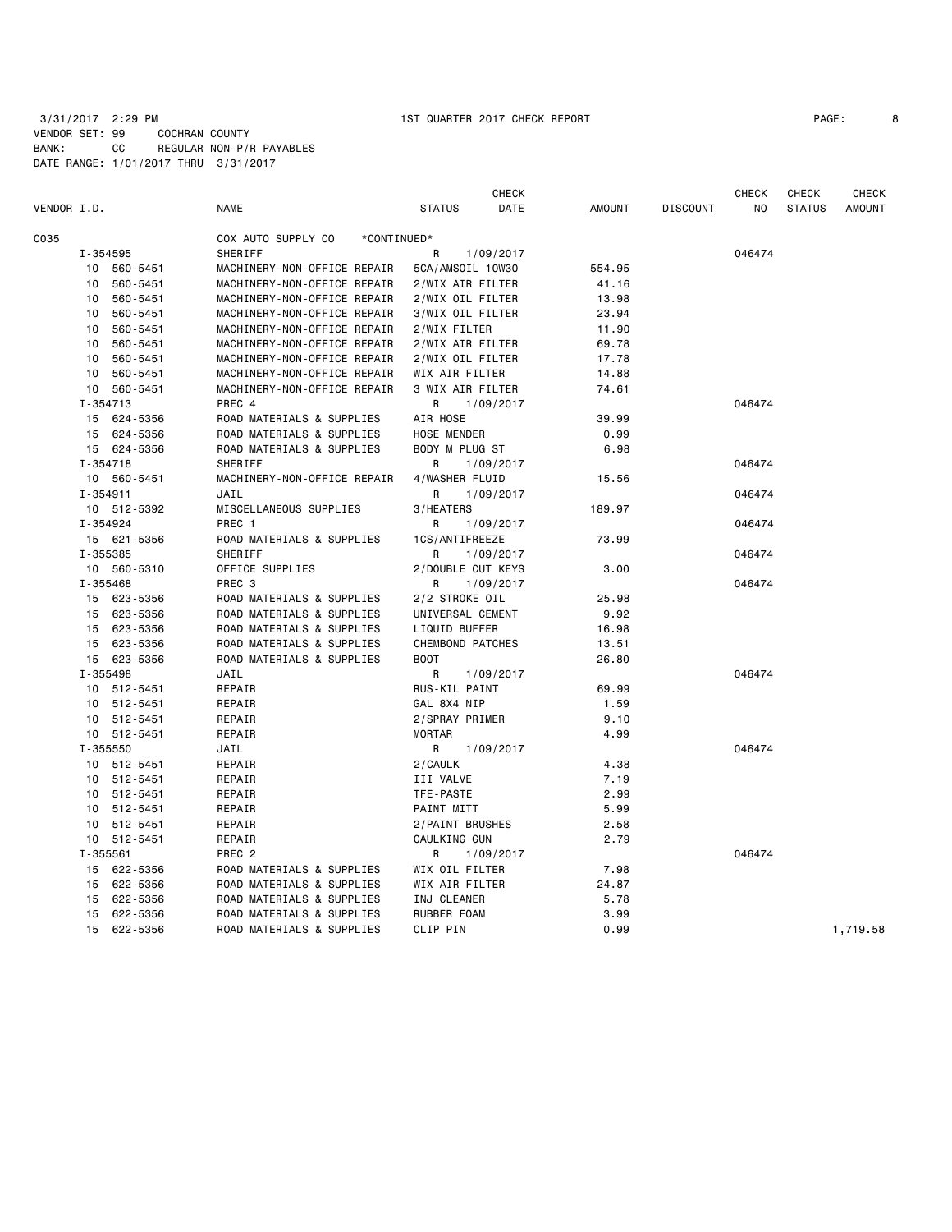3/31/2017 2:29 PM 1ST QUARTER 2017 CHECK REPORT

VENDOR SET: 99 COCHRAN COUNTY
BANK: CC REGULAR NON-P/R PAYABLES
DATE RANGE: 1/01/2017 THRU 3/31/2017

| VENDOR I.D. | NAME | STATUS | CHECK DATE | AMOUNT | DISCOUNT | CHECK NO | CHECK STATUS | CHECK AMOUNT |
|---|---|---|---|---|---|---|---|---|
| C035 | COX AUTO SUPPLY CO *CONTINUED* | | | | | | | |
| I-354595 | SHERIFF | R | 1/09/2017 | | | 046474 | | |
| 10 560-5451 | MACHINERY-NON-OFFICE REPAIR | 5CA/AMSOIL 10W30 | | 554.95 | | | | |
| 10 560-5451 | MACHINERY-NON-OFFICE REPAIR | 2/WIX AIR FILTER | | 41.16 | | | | |
| 10 560-5451 | MACHINERY-NON-OFFICE REPAIR | 2/WIX OIL FILTER | | 13.98 | | | | |
| 10 560-5451 | MACHINERY-NON-OFFICE REPAIR | 3/WIX OIL FILTER | | 23.94 | | | | |
| 10 560-5451 | MACHINERY-NON-OFFICE REPAIR | 2/WIX FILTER | | 11.90 | | | | |
| 10 560-5451 | MACHINERY-NON-OFFICE REPAIR | 2/WIX AIR FILTER | | 69.78 | | | | |
| 10 560-5451 | MACHINERY-NON-OFFICE REPAIR | 2/WIX OIL FILTER | | 17.78 | | | | |
| 10 560-5451 | MACHINERY-NON-OFFICE REPAIR | WIX AIR FILTER | | 14.88 | | | | |
| 10 560-5451 | MACHINERY-NON-OFFICE REPAIR | 3 WIX AIR FILTER | | 74.61 | | | | |
| I-354713 | PREC 4 | R | 1/09/2017 | | | 046474 | | |
| 15 624-5356 | ROAD MATERIALS & SUPPLIES | AIR HOSE | | 39.99 | | | | |
| 15 624-5356 | ROAD MATERIALS & SUPPLIES | HOSE MENDER | | 0.99 | | | | |
| 15 624-5356 | ROAD MATERIALS & SUPPLIES | BODY M PLUG ST | | 6.98 | | | | |
| I-354718 | SHERIFF | R | 1/09/2017 | | | 046474 | | |
| 10 560-5451 | MACHINERY-NON-OFFICE REPAIR | 4/WASHER FLUID | | 15.56 | | | | |
| I-354911 | JAIL | R | 1/09/2017 | | | 046474 | | |
| 10 512-5392 | MISCELLANEOUS SUPPLIES | 3/HEATERS | | 189.97 | | | | |
| I-354924 | PREC 1 | R | 1/09/2017 | | | 046474 | | |
| 15 621-5356 | ROAD MATERIALS & SUPPLIES | 1CS/ANTIFREEZE | | 73.99 | | | | |
| I-355385 | SHERIFF | R | 1/09/2017 | | | 046474 | | |
| 10 560-5310 | OFFICE SUPPLIES | 2/DOUBLE CUT KEYS | | 3.00 | | | | |
| I-355468 | PREC 3 | R | 1/09/2017 | | | 046474 | | |
| 15 623-5356 | ROAD MATERIALS & SUPPLIES | 2/2 STROKE OIL | | 25.98 | | | | |
| 15 623-5356 | ROAD MATERIALS & SUPPLIES | UNIVERSAL CEMENT | | 9.92 | | | | |
| 15 623-5356 | ROAD MATERIALS & SUPPLIES | LIQUID BUFFER | | 16.98 | | | | |
| 15 623-5356 | ROAD MATERIALS & SUPPLIES | CHEMBOND PATCHES | | 13.51 | | | | |
| 15 623-5356 | ROAD MATERIALS & SUPPLIES | BOOT | | 26.80 | | | | |
| I-355498 | JAIL | R | 1/09/2017 | | | 046474 | | |
| 10 512-5451 | REPAIR | RUS-KIL PAINT | | 69.99 | | | | |
| 10 512-5451 | REPAIR | GAL 8X4 NIP | | 1.59 | | | | |
| 10 512-5451 | REPAIR | 2/SPRAY PRIMER | | 9.10 | | | | |
| 10 512-5451 | REPAIR | MORTAR | | 4.99 | | | | |
| I-355550 | JAIL | R | 1/09/2017 | | | 046474 | | |
| 10 512-5451 | REPAIR | 2/CAULK | | 4.38 | | | | |
| 10 512-5451 | REPAIR | III VALVE | | 7.19 | | | | |
| 10 512-5451 | REPAIR | TFE-PASTE | | 2.99 | | | | |
| 10 512-5451 | REPAIR | PAINT MITT | | 5.99 | | | | |
| 10 512-5451 | REPAIR | 2/PAINT BRUSHES | | 2.58 | | | | |
| 10 512-5451 | REPAIR | CAULKING GUN | | 2.79 | | | | |
| I-355561 | PREC 2 | R | 1/09/2017 | | | 046474 | | |
| 15 622-5356 | ROAD MATERIALS & SUPPLIES | WIX OIL FILTER | | 7.98 | | | | |
| 15 622-5356 | ROAD MATERIALS & SUPPLIES | WIX AIR FILTER | | 24.87 | | | | |
| 15 622-5356 | ROAD MATERIALS & SUPPLIES | INJ CLEANER | | 5.78 | | | | |
| 15 622-5356 | ROAD MATERIALS & SUPPLIES | RUBBER FOAM | | 3.99 | | | | |
| 15 622-5356 | ROAD MATERIALS & SUPPLIES | CLIP PIN | | 0.99 | | | | 1,719.58 |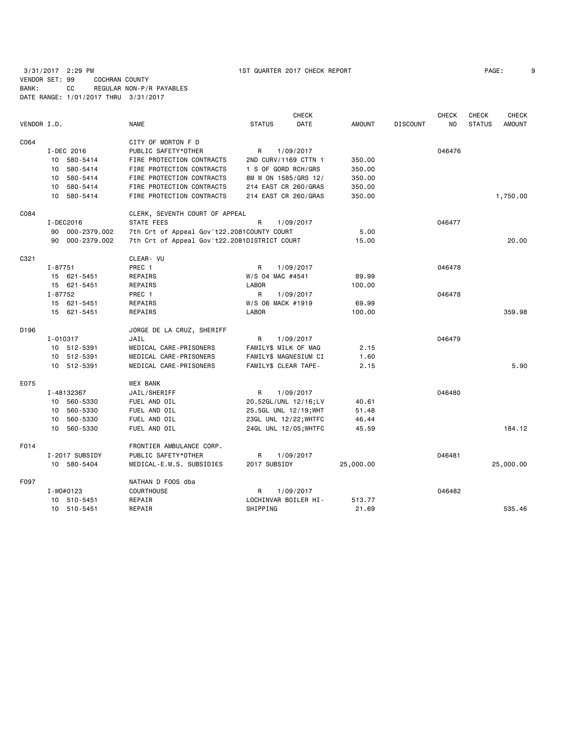3/31/2017 2:29 PM 1ST QUARTER 2017 CHECK REPORT

VENDOR SET: 99 COCHRAN COUNTY
BANK: CC REGULAR NON-P/R PAYABLES
DATE RANGE: 1/01/2017 THRU 3/31/2017

| VENDOR I.D. | NAME | STATUS | CHECK DATE | AMOUNT | DISCOUNT | CHECK NO | CHECK STATUS | CHECK AMOUNT |
|---|---|---|---|---|---|---|---|---|
| C064 | CITY OF MORTON F D | | | | | | | |
| I-DEC 2016 | PUBLIC SAFETY*OTHER | R | 1/09/2017 | | | 046476 | | |
| 10 580-5414 | FIRE PROTECTION CONTRACTS | 2ND CURV/1169 CTTN 1 | | 350.00 | | | | |
| 10 580-5414 | FIRE PROTECTION CONTRACTS | 1 S OF GORD RCH/GRS | | 350.00 | | | | |
| 10 580-5414 | FIRE PROTECTION CONTRACTS | 8M W ON 1585/GRS 12/ | | 350.00 | | | | |
| 10 580-5414 | FIRE PROTECTION CONTRACTS | 214 EAST CR 260/GRAS | | 350.00 | | | | |
| 10 580-5414 | FIRE PROTECTION CONTRACTS | 214 EAST CR 260/GRAS | | 350.00 | | | | 1,750.00 |
| C084 | CLERK, SEVENTH COURT OF APPEAL | | | | | | | |
| I-DEC2016 | STATE FEES | R | 1/09/2017 | | | 046477 | | |
| 90 000-2379.002 | 7th Crt of Appeal Gov't22.2081COUNTY COURT | | | 5.00 | | | | |
| 90 000-2379.002 | 7th Crt of Appeal Gov't22.2081DISTRICT COURT | | | 15.00 | | | | 20.00 |
| C321 | CLEAR- VU | | | | | | | |
| I-87751 | PREC 1 | R | 1/09/2017 | | | 046478 | | |
| 15 621-5451 | REPAIRS | W/S 04 MAC #4541 | | 89.99 | | | | |
| 15 621-5451 | REPAIRS | LABOR | | 100.00 | | | | |
| I-87752 | PREC 1 | R | 1/09/2017 | | | 046478 | | |
| 15 621-5451 | REPAIRS | W/S 06 MACK #1919 | | 69.99 | | | | |
| 15 621-5451 | REPAIRS | LABOR | | 100.00 | | | | 359.98 |
| D196 | JORGE DE LA CRUZ, SHERIFF | | | | | | | |
| I-010317 | JAIL | R | 1/09/2017 | | | 046479 | | |
| 10 512-5391 | MEDICAL CARE-PRISONERS | FAMILY$ MILK OF MAG | | 2.15 | | | | |
| 10 512-5391 | MEDICAL CARE-PRISONERS | FAMILY$ MAGNESIUM CI | | 1.60 | | | | |
| 10 512-5391 | MEDICAL CARE-PRISONERS | FAMILY$ CLEAR TAPE- | | 2.15 | | | | 5.90 |
| E075 | WEX BANK | | | | | | | |
| I-48132367 | JAIL/SHERIFF | R | 1/09/2017 | | | 046480 | | |
| 10 560-5330 | FUEL AND OIL | 20.52GL/UNL 12/16;LV | | 40.61 | | | | |
| 10 560-5330 | FUEL AND OIL | 25.5GL UNL 12/19;WHT | | 51.48 | | | | |
| 10 560-5330 | FUEL AND OIL | 23GL UNL 12/22;WHTFC | | 46.44 | | | | |
| 10 560-5330 | FUEL AND OIL | 24GL UNL 12/05;WHTFC | | 45.59 | | | | 184.12 |
| F014 | FRONTIER AMBULANCE CORP. | | | | | | | |
| I-2017 SUBSIDY | PUBLIC SAFETY*OTHER | R | 1/09/2017 | | | 046481 | | |
| 10 580-5404 | MEDICAL-E.M.S. SUBSIDIES | 2017 SUBSIDY | | 25,000.00 | | | | 25,000.00 |
| F097 | NATHAN D FOOS dba | | | | | | | |
| I-WO#0123 | COURTHOUSE | R | 1/09/2017 | | | 046482 | | |
| 10 510-5451 | REPAIR | LOCHINVAR BOILER HI- | | 513.77 | | | | |
| 10 510-5451 | REPAIR | SHIPPING | | 21.69 | | | | 535.46 |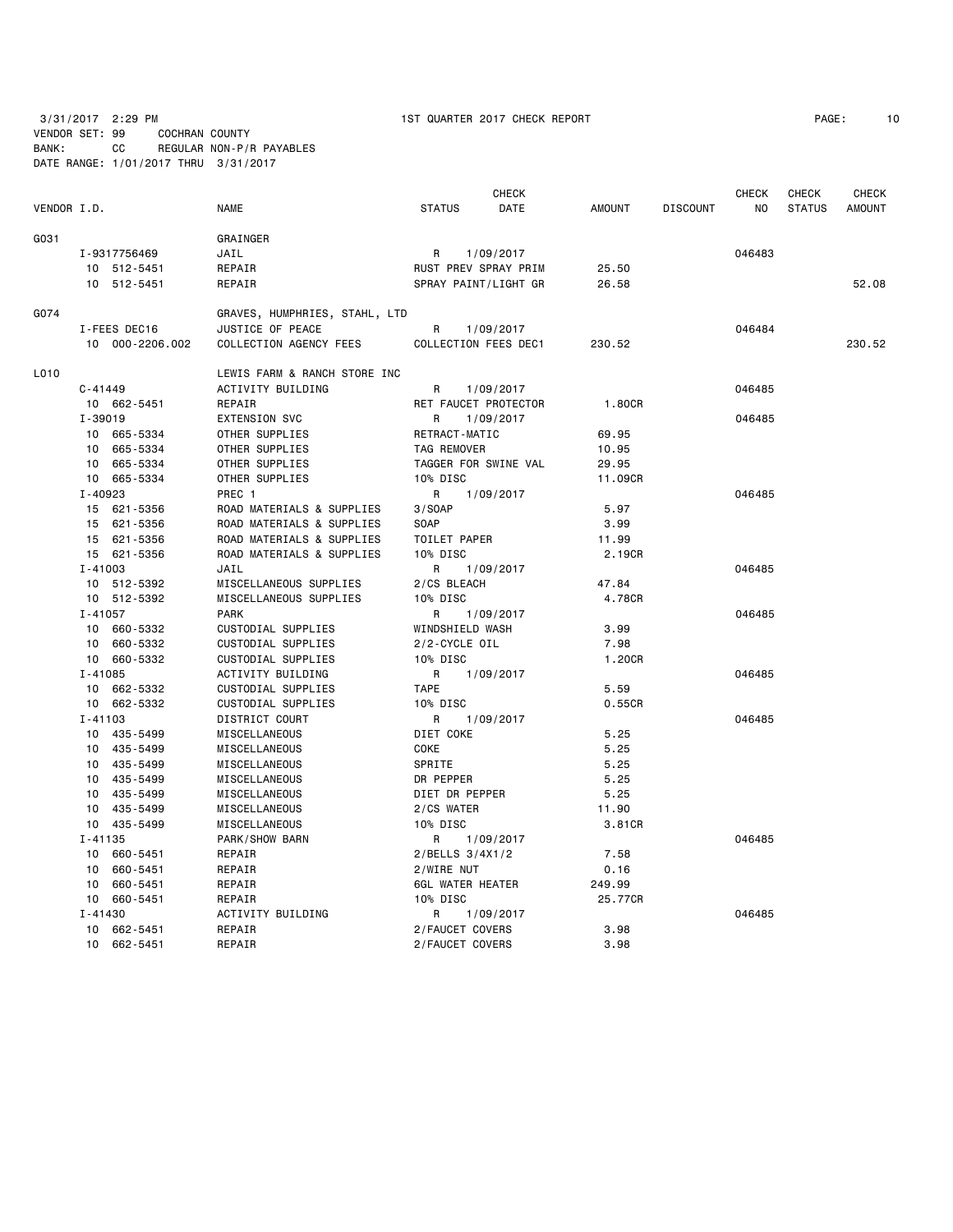3/31/2017 2:29 PM  1ST QUARTER 2017 CHECK REPORT

VENDOR SET: 99 COCHRAN COUNTY
BANK: CC REGULAR NON-P/R PAYABLES
DATE RANGE: 1/01/2017 THRU 3/31/2017

| VENDOR I.D. | NAME | STATUS | CHECK DATE | AMOUNT | DISCOUNT | CHECK NO | CHECK STATUS | CHECK AMOUNT |
|---|---|---|---|---|---|---|---|---|
| G031 | GRAINGER | | | | | | | |
| I-9317756469 | JAIL | R | 1/09/2017 | | | 046483 | | |
| 10 512-5451 | REPAIR | RUST PREV SPRAY PRIM | | 25.50 | | | | |
| 10 512-5451 | REPAIR | SPRAY PAINT/LIGHT GR | | 26.58 | | | | 52.08 |
| G074 | GRAVES, HUMPHRIES, STAHL, LTD | | | | | | | |
| I-FEES DEC16 | JUSTICE OF PEACE | R | 1/09/2017 | | | 046484 | | |
| 10 000-2206.002 | COLLECTION AGENCY FEES | COLLECTION FEES DEC1 | | 230.52 | | | | 230.52 |
| L010 | LEWIS FARM & RANCH STORE INC | | | | | | | |
| C-41449 | ACTIVITY BUILDING | R | 1/09/2017 | | | 046485 | | |
| 10 662-5451 | REPAIR | RET FAUCET PROTECTOR | | 1.80CR | | | | |
| I-39019 | EXTENSION SVC | R | 1/09/2017 | | | 046485 | | |
| 10 665-5334 | OTHER SUPPLIES | RETRACT-MATIC | | 69.95 | | | | |
| 10 665-5334 | OTHER SUPPLIES | TAG REMOVER | | 10.95 | | | | |
| 10 665-5334 | OTHER SUPPLIES | TAGGER FOR SWINE VAL | | 29.95 | | | | |
| 10 665-5334 | OTHER SUPPLIES | 10% DISC | | 11.09CR | | | | |
| I-40923 | PREC 1 | R | 1/09/2017 | | | 046485 | | |
| 15 621-5356 | ROAD MATERIALS & SUPPLIES | 3/SOAP | | 5.97 | | | | |
| 15 621-5356 | ROAD MATERIALS & SUPPLIES | SOAP | | 3.99 | | | | |
| 15 621-5356 | ROAD MATERIALS & SUPPLIES | TOILET PAPER | | 11.99 | | | | |
| 15 621-5356 | ROAD MATERIALS & SUPPLIES | 10% DISC | | 2.19CR | | | | |
| I-41003 | JAIL | R | 1/09/2017 | | | 046485 | | |
| 10 512-5392 | MISCELLANEOUS SUPPLIES | 2/CS BLEACH | | 47.84 | | | | |
| 10 512-5392 | MISCELLANEOUS SUPPLIES | 10% DISC | | 4.78CR | | | | |
| I-41057 | PARK | R | 1/09/2017 | | | 046485 | | |
| 10 660-5332 | CUSTODIAL SUPPLIES | WINDSHIELD WASH | | 3.99 | | | | |
| 10 660-5332 | CUSTODIAL SUPPLIES | 2/2-CYCLE OIL | | 7.98 | | | | |
| 10 660-5332 | CUSTODIAL SUPPLIES | 10% DISC | | 1.20CR | | | | |
| I-41085 | ACTIVITY BUILDING | R | 1/09/2017 | | | 046485 | | |
| 10 662-5332 | CUSTODIAL SUPPLIES | TAPE | | 5.59 | | | | |
| 10 662-5332 | CUSTODIAL SUPPLIES | 10% DISC | | 0.55CR | | | | |
| I-41103 | DISTRICT COURT | R | 1/09/2017 | | | 046485 | | |
| 10 435-5499 | MISCELLANEOUS | DIET COKE | | 5.25 | | | | |
| 10 435-5499 | MISCELLANEOUS | COKE | | 5.25 | | | | |
| 10 435-5499 | MISCELLANEOUS | SPRITE | | 5.25 | | | | |
| 10 435-5499 | MISCELLANEOUS | DR PEPPER | | 5.25 | | | | |
| 10 435-5499 | MISCELLANEOUS | DIET DR PEPPER | | 5.25 | | | | |
| 10 435-5499 | MISCELLANEOUS | 2/CS WATER | | 11.90 | | | | |
| 10 435-5499 | MISCELLANEOUS | 10% DISC | | 3.81CR | | | | |
| I-41135 | PARK/SHOW BARN | R | 1/09/2017 | | | 046485 | | |
| 10 660-5451 | REPAIR | 2/BELLS 3/4X1/2 | | 7.58 | | | | |
| 10 660-5451 | REPAIR | 2/WIRE NUT | | 0.16 | | | | |
| 10 660-5451 | REPAIR | 6GL WATER HEATER | | 249.99 | | | | |
| 10 660-5451 | REPAIR | 10% DISC | | 25.77CR | | | | |
| I-41430 | ACTIVITY BUILDING | R | 1/09/2017 | | | 046485 | | |
| 10 662-5451 | REPAIR | 2/FAUCET COVERS | | 3.98 | | | | |
| 10 662-5451 | REPAIR | 2/FAUCET COVERS | | 3.98 | | | | |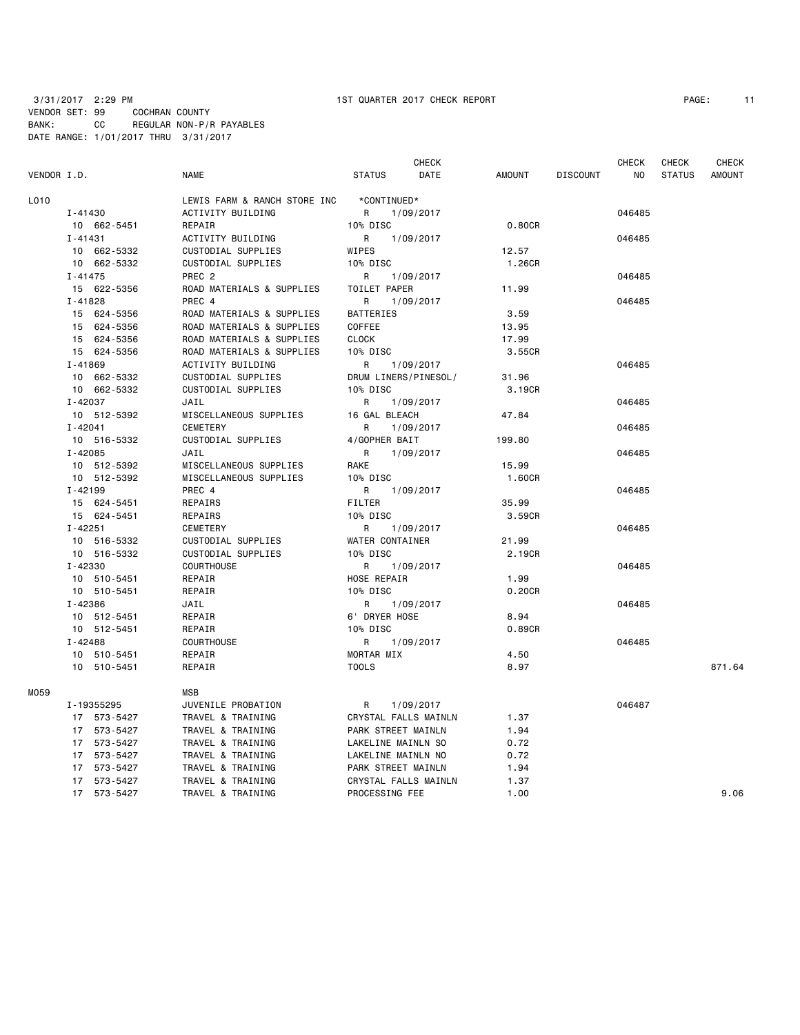3/31/2017 2:29 PM 1ST QUARTER 2017 CHECK REPORT
VENDOR SET: 99 COCHRAN COUNTY
BANK: CC REGULAR NON-P/R PAYABLES
DATE RANGE: 1/01/2017 THRU 3/31/2017

| VENDOR I.D. | NAME | STATUS | CHECK DATE | AMOUNT | DISCOUNT | CHECK NO | CHECK STATUS | CHECK AMOUNT |
|---|---|---|---|---|---|---|---|---|
| L010 | LEWIS FARM & RANCH STORE INC | *CONTINUED* | | | | | | |
| I-41430 | ACTIVITY BUILDING | R | 1/09/2017 | | | 046485 | | |
| 10 662-5451 | REPAIR | 10% DISC | | 0.80CR | | | | |
| I-41431 | ACTIVITY BUILDING | R | 1/09/2017 | | | 046485 | | |
| 10 662-5332 | CUSTODIAL SUPPLIES | WIPES | | 12.57 | | | | |
| 10 662-5332 | CUSTODIAL SUPPLIES | 10% DISC | | 1.26CR | | | | |
| I-41475 | PREC 2 | R | 1/09/2017 | | | 046485 | | |
| 15 622-5356 | ROAD MATERIALS & SUPPLIES | TOILET PAPER | | 11.99 | | | | |
| I-41828 | PREC 4 | R | 1/09/2017 | | | 046485 | | |
| 15 624-5356 | ROAD MATERIALS & SUPPLIES | BATTERIES | | 3.59 | | | | |
| 15 624-5356 | ROAD MATERIALS & SUPPLIES | COFFEE | | 13.95 | | | | |
| 15 624-5356 | ROAD MATERIALS & SUPPLIES | CLOCK | | 17.99 | | | | |
| 15 624-5356 | ROAD MATERIALS & SUPPLIES | 10% DISC | | 3.55CR | | | | |
| I-41869 | ACTIVITY BUILDING | R | 1/09/2017 | | | 046485 | | |
| 10 662-5332 | CUSTODIAL SUPPLIES | DRUM LINERS/PINESOL/ | | 31.96 | | | | |
| 10 662-5332 | CUSTODIAL SUPPLIES | 10% DISC | | 3.19CR | | | | |
| I-42037 | JAIL | R | 1/09/2017 | | | 046485 | | |
| 10 512-5392 | MISCELLANEOUS SUPPLIES | 16 GAL BLEACH | | 47.84 | | | | |
| I-42041 | CEMETERY | R | 1/09/2017 | | | 046485 | | |
| 10 516-5332 | CUSTODIAL SUPPLIES | 4/GOPHER BAIT | | 199.80 | | | | |
| I-42085 | JAIL | R | 1/09/2017 | | | 046485 | | |
| 10 512-5392 | MISCELLANEOUS SUPPLIES | RAKE | | 15.99 | | | | |
| 10 512-5392 | MISCELLANEOUS SUPPLIES | 10% DISC | | 1.60CR | | | | |
| I-42199 | PREC 4 | R | 1/09/2017 | | | 046485 | | |
| 15 624-5451 | REPAIRS | FILTER | | 35.99 | | | | |
| 15 624-5451 | REPAIRS | 10% DISC | | 3.59CR | | | | |
| I-42251 | CEMETERY | R | 1/09/2017 | | | 046485 | | |
| 10 516-5332 | CUSTODIAL SUPPLIES | WATER CONTAINER | | 21.99 | | | | |
| 10 516-5332 | CUSTODIAL SUPPLIES | 10% DISC | | 2.19CR | | | | |
| I-42330 | COURTHOUSE | R | 1/09/2017 | | | 046485 | | |
| 10 510-5451 | REPAIR | HOSE REPAIR | | 1.99 | | | | |
| 10 510-5451 | REPAIR | 10% DISC | | 0.20CR | | | | |
| I-42386 | JAIL | R | 1/09/2017 | | | 046485 | | |
| 10 512-5451 | REPAIR | 6' DRYER HOSE | | 8.94 | | | | |
| 10 512-5451 | REPAIR | 10% DISC | | 0.89CR | | | | |
| I-42488 | COURTHOUSE | R | 1/09/2017 | | | 046485 | | |
| 10 510-5451 | REPAIR | MORTAR MIX | | 4.50 | | | | |
| 10 510-5451 | REPAIR | TOOLS | | 8.97 | | | | 871.64 |
| M059 | MSB | | | | | | | |
| I-19355295 | JUVENILE PROBATION | R | 1/09/2017 | | | 046487 | | |
| 17 573-5427 | TRAVEL & TRAINING | CRYSTAL FALLS MAINLN | | 1.37 | | | | |
| 17 573-5427 | TRAVEL & TRAINING | PARK STREET MAINLN | | 1.94 | | | | |
| 17 573-5427 | TRAVEL & TRAINING | LAKELINE MAINLN SO | | 0.72 | | | | |
| 17 573-5427 | TRAVEL & TRAINING | LAKELINE MAINLN NO | | 0.72 | | | | |
| 17 573-5427 | TRAVEL & TRAINING | PARK STREET MAINLN | | 1.94 | | | | |
| 17 573-5427 | TRAVEL & TRAINING | CRYSTAL FALLS MAINLN | | 1.37 | | | | |
| 17 573-5427 | TRAVEL & TRAINING | PROCESSING FEE | | 1.00 | | | | 9.06 |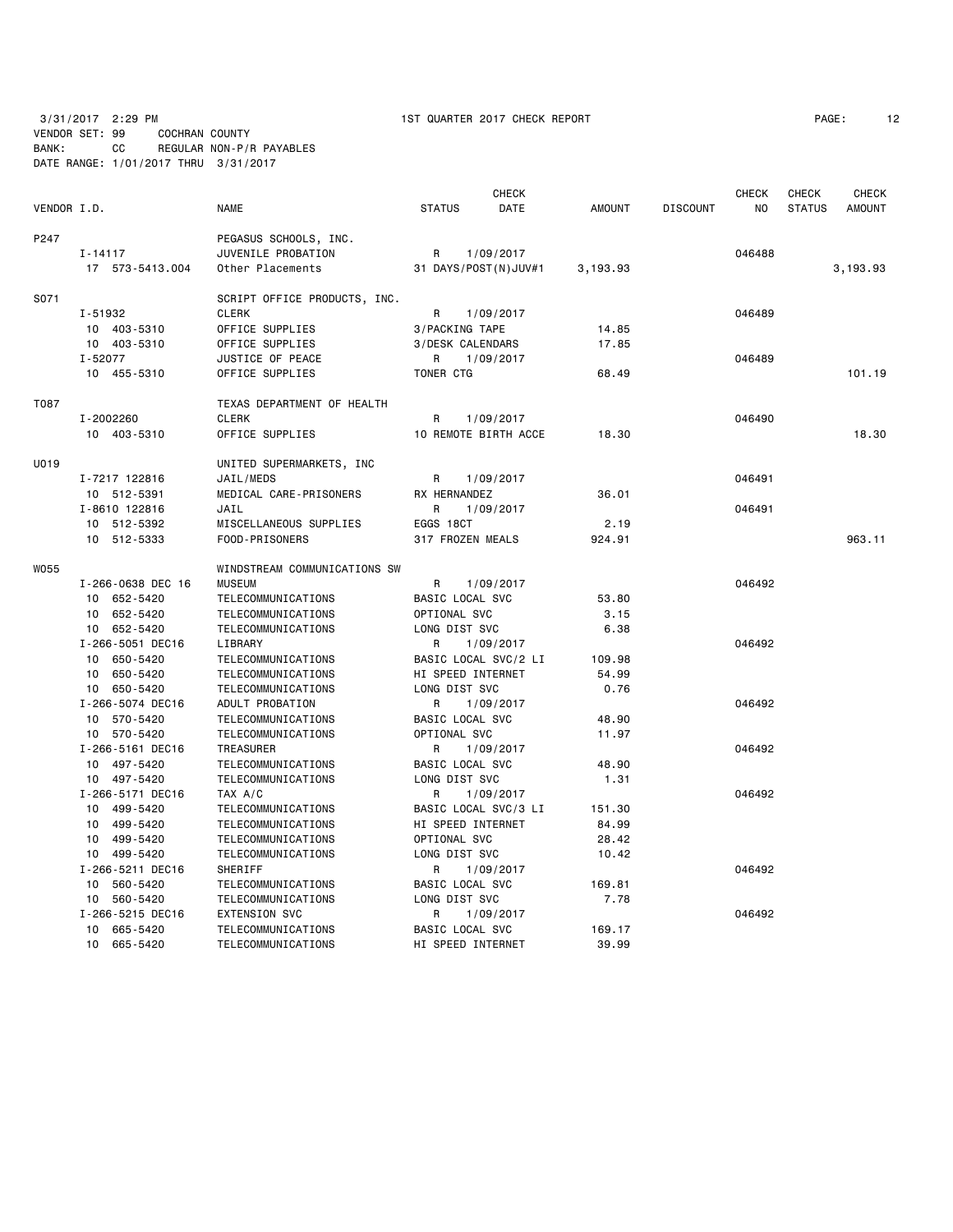3/31/2017 2:29 PM 1ST QUARTER 2017 CHECK REPORT

VENDOR SET: 99 COCHRAN COUNTY
BANK: CC REGULAR NON-P/R PAYABLES
DATE RANGE: 1/01/2017 THRU 3/31/2017

| VENDOR I.D. | NAME | STATUS | CHECK DATE | AMOUNT | DISCOUNT | CHECK NO | CHECK STATUS | CHECK AMOUNT |
|---|---|---|---|---|---|---|---|---|
| P247 | PEGASUS SCHOOLS, INC. | | | | | | | |
| I-14117 | JUVENILE PROBATION | R | 1/09/2017 | | | 046488 | | |
| 17 573-5413.004 | Other Placements | 31 DAYS/POST(N)JUV#1 | | 3,193.93 | | | | 3,193.93 |
| S071 | SCRIPT OFFICE PRODUCTS, INC. | | | | | | | |
| I-51932 | CLERK | R | 1/09/2017 | | | 046489 | | |
| 10 403-5310 | OFFICE SUPPLIES | 3/PACKING TAPE | | 14.85 | | | | |
| 10 403-5310 | OFFICE SUPPLIES | 3/DESK CALENDARS | | 17.85 | | | | |
| I-52077 | JUSTICE OF PEACE | R | 1/09/2017 | | | 046489 | | |
| 10 455-5310 | OFFICE SUPPLIES | TONER CTG | | 68.49 | | | | 101.19 |
| T087 | TEXAS DEPARTMENT OF HEALTH | | | | | | | |
| I-2002260 | CLERK | R | 1/09/2017 | | | 046490 | | |
| 10 403-5310 | OFFICE SUPPLIES | 10 REMOTE BIRTH ACCE | | 18.30 | | | | 18.30 |
| U019 | UNITED SUPERMARKETS, INC | | | | | | | |
| I-7217 122816 | JAIL/MEDS | R | 1/09/2017 | | | 046491 | | |
| 10 512-5391 | MEDICAL CARE-PRISONERS | RX HERNANDEZ | | 36.01 | | | | |
| I-8610 122816 | JAIL | R | 1/09/2017 | | | 046491 | | |
| 10 512-5392 | MISCELLANEOUS SUPPLIES | EGGS 18CT | | 2.19 | | | | |
| 10 512-5333 | FOOD-PRISONERS | 317 FROZEN MEALS | | 924.91 | | | | 963.11 |
| W055 | WINDSTREAM COMMUNICATIONS SW | | | | | | | |
| I-266-0638 DEC 16 | MUSEUM | R | 1/09/2017 | | | 046492 | | |
| 10 652-5420 | TELECOMMUNICATIONS | BASIC LOCAL SVC | | 53.80 | | | | |
| 10 652-5420 | TELECOMMUNICATIONS | OPTIONAL SVC | | 3.15 | | | | |
| 10 652-5420 | TELECOMMUNICATIONS | LONG DIST SVC | | 6.38 | | | | |
| I-266-5051 DEC16 | LIBRARY | R | 1/09/2017 | | | 046492 | | |
| 10 650-5420 | TELECOMMUNICATIONS | BASIC LOCAL SVC/2 LI | | 109.98 | | | | |
| 10 650-5420 | TELECOMMUNICATIONS | HI SPEED INTERNET | | 54.99 | | | | |
| 10 650-5420 | TELECOMMUNICATIONS | LONG DIST SVC | | 0.76 | | | | |
| I-266-5074 DEC16 | ADULT PROBATION | R | 1/09/2017 | | | 046492 | | |
| 10 570-5420 | TELECOMMUNICATIONS | BASIC LOCAL SVC | | 48.90 | | | | |
| 10 570-5420 | TELECOMMUNICATIONS | OPTIONAL SVC | | 11.97 | | | | |
| I-266-5161 DEC16 | TREASURER | R | 1/09/2017 | | | 046492 | | |
| 10 497-5420 | TELECOMMUNICATIONS | BASIC LOCAL SVC | | 48.90 | | | | |
| 10 497-5420 | TELECOMMUNICATIONS | LONG DIST SVC | | 1.31 | | | | |
| I-266-5171 DEC16 | TAX A/C | R | 1/09/2017 | | | 046492 | | |
| 10 499-5420 | TELECOMMUNICATIONS | BASIC LOCAL SVC/3 LI | | 151.30 | | | | |
| 10 499-5420 | TELECOMMUNICATIONS | HI SPEED INTERNET | | 84.99 | | | | |
| 10 499-5420 | TELECOMMUNICATIONS | OPTIONAL SVC | | 28.42 | | | | |
| 10 499-5420 | TELECOMMUNICATIONS | LONG DIST SVC | | 10.42 | | | | |
| I-266-5211 DEC16 | SHERIFF | R | 1/09/2017 | | | 046492 | | |
| 10 560-5420 | TELECOMMUNICATIONS | BASIC LOCAL SVC | | 169.81 | | | | |
| 10 560-5420 | TELECOMMUNICATIONS | LONG DIST SVC | | 7.78 | | | | |
| I-266-5215 DEC16 | EXTENSION SVC | R | 1/09/2017 | | | 046492 | | |
| 10 665-5420 | TELECOMMUNICATIONS | BASIC LOCAL SVC | | 169.17 | | | | |
| 10 665-5420 | TELECOMMUNICATIONS | HI SPEED INTERNET | | 39.99 | | | | |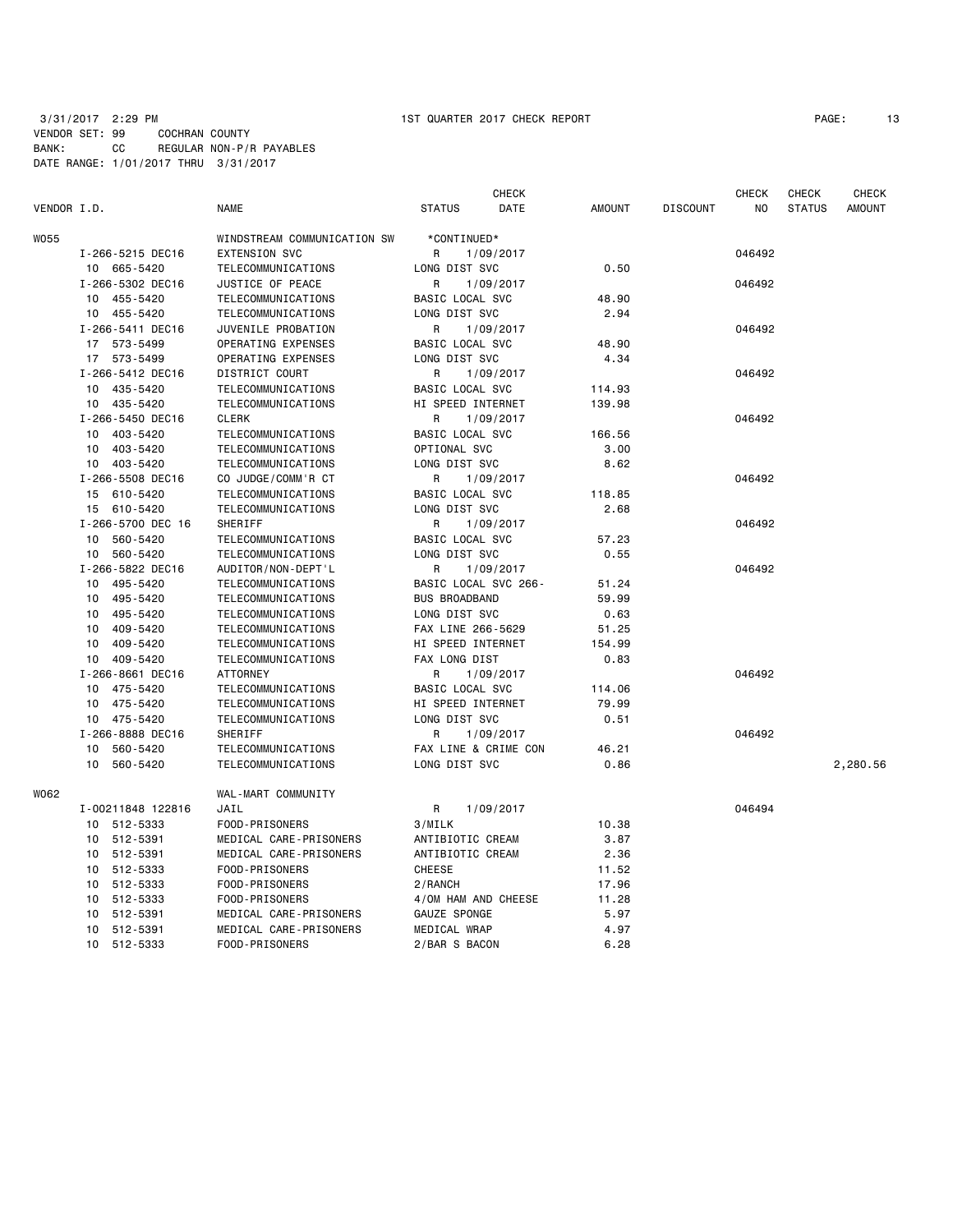3/31/2017 2:29 PM 1ST QUARTER 2017 CHECK REPORT

VENDOR SET: 99 COCHRAN COUNTY
BANK: CC REGULAR NON-P/R PAYABLES
DATE RANGE: 1/01/2017 THRU 3/31/2017

| VENDOR I.D. | NAME | STATUS | CHECK DATE | AMOUNT | DISCOUNT | CHECK NO | CHECK STATUS | CHECK AMOUNT |
|---|---|---|---|---|---|---|---|---|
| W055 | WINDSTREAM COMMUNICATION SW | *CONTINUED* | | | | | | |
| I-266-5215 DEC16 | EXTENSION SVC | R | 1/09/2017 | | | 046492 | | |
| 10 665-5420 | TELECOMMUNICATIONS | LONG DIST SVC | | 0.50 | | | | |
| I-266-5302 DEC16 | JUSTICE OF PEACE | R | 1/09/2017 | | | 046492 | | |
| 10 455-5420 | TELECOMMUNICATIONS | BASIC LOCAL SVC | | 48.90 | | | | |
| 10 455-5420 | TELECOMMUNICATIONS | LONG DIST SVC | | 2.94 | | | | |
| I-266-5411 DEC16 | JUVENILE PROBATION | R | 1/09/2017 | | | 046492 | | |
| 17 573-5499 | OPERATING EXPENSES | BASIC LOCAL SVC | | 48.90 | | | | |
| 17 573-5499 | OPERATING EXPENSES | LONG DIST SVC | | 4.34 | | | | |
| I-266-5412 DEC16 | DISTRICT COURT | R | 1/09/2017 | | | 046492 | | |
| 10 435-5420 | TELECOMMUNICATIONS | BASIC LOCAL SVC | | 114.93 | | | | |
| 10 435-5420 | TELECOMMUNICATIONS | HI SPEED INTERNET | | 139.98 | | | | |
| I-266-5450 DEC16 | CLERK | R | 1/09/2017 | | | 046492 | | |
| 10 403-5420 | TELECOMMUNICATIONS | BASIC LOCAL SVC | | 166.56 | | | | |
| 10 403-5420 | TELECOMMUNICATIONS | OPTIONAL SVC | | 3.00 | | | | |
| 10 403-5420 | TELECOMMUNICATIONS | LONG DIST SVC | | 8.62 | | | | |
| I-266-5508 DEC16 | CO JUDGE/COMM'R CT | R | 1/09/2017 | | | 046492 | | |
| 15 610-5420 | TELECOMMUNICATIONS | BASIC LOCAL SVC | | 118.85 | | | | |
| 15 610-5420 | TELECOMMUNICATIONS | LONG DIST SVC | | 2.68 | | | | |
| I-266-5700 DEC 16 | SHERIFF | R | 1/09/2017 | | | 046492 | | |
| 10 560-5420 | TELECOMMUNICATIONS | BASIC LOCAL SVC | | 57.23 | | | | |
| 10 560-5420 | TELECOMMUNICATIONS | LONG DIST SVC | | 0.55 | | | | |
| I-266-5822 DEC16 | AUDITOR/NON-DEPT'L | R | 1/09/2017 | | | 046492 | | |
| 10 495-5420 | TELECOMMUNICATIONS | BASIC LOCAL SVC 266- | | 51.24 | | | | |
| 10 495-5420 | TELECOMMUNICATIONS | BUS BROADBAND | | 59.99 | | | | |
| 10 495-5420 | TELECOMMUNICATIONS | LONG DIST SVC | | 0.63 | | | | |
| 10 409-5420 | TELECOMMUNICATIONS | FAX LINE 266-5629 | | 51.25 | | | | |
| 10 409-5420 | TELECOMMUNICATIONS | HI SPEED INTERNET | | 154.99 | | | | |
| 10 409-5420 | TELECOMMUNICATIONS | FAX LONG DIST | | 0.83 | | | | |
| I-266-8661 DEC16 | ATTORNEY | R | 1/09/2017 | | | 046492 | | |
| 10 475-5420 | TELECOMMUNICATIONS | BASIC LOCAL SVC | | 114.06 | | | | |
| 10 475-5420 | TELECOMMUNICATIONS | HI SPEED INTERNET | | 79.99 | | | | |
| 10 475-5420 | TELECOMMUNICATIONS | LONG DIST SVC | | 0.51 | | | | |
| I-266-8888 DEC16 | SHERIFF | R | 1/09/2017 | | | 046492 | | |
| 10 560-5420 | TELECOMMUNICATIONS | FAX LINE & CRIME CON | | 46.21 | | | | |
| 10 560-5420 | TELECOMMUNICATIONS | LONG DIST SVC | | 0.86 | | | | 2,280.56 |
| W062 | WAL-MART COMMUNITY | | | | | | | |
| I-00211848 122816 | JAIL | R | 1/09/2017 | | | 046494 | | |
| 10 512-5333 | FOOD-PRISONERS | 3/MILK | | 10.38 | | | | |
| 10 512-5391 | MEDICAL CARE-PRISONERS | ANTIBIOTIC CREAM | | 3.87 | | | | |
| 10 512-5391 | MEDICAL CARE-PRISONERS | ANTIBIOTIC CREAM | | 2.36 | | | | |
| 10 512-5333 | FOOD-PRISONERS | CHEESE | | 11.52 | | | | |
| 10 512-5333 | FOOD-PRISONERS | 2/RANCH | | 17.96 | | | | |
| 10 512-5333 | FOOD-PRISONERS | 4/OM HAM AND CHEESE | | 11.28 | | | | |
| 10 512-5391 | MEDICAL CARE-PRISONERS | GAUZE SPONGE | | 5.97 | | | | |
| 10 512-5391 | MEDICAL CARE-PRISONERS | MEDICAL WRAP | | 4.97 | | | | |
| 10 512-5333 | FOOD-PRISONERS | 2/BAR S BACON | | 6.28 | | | | |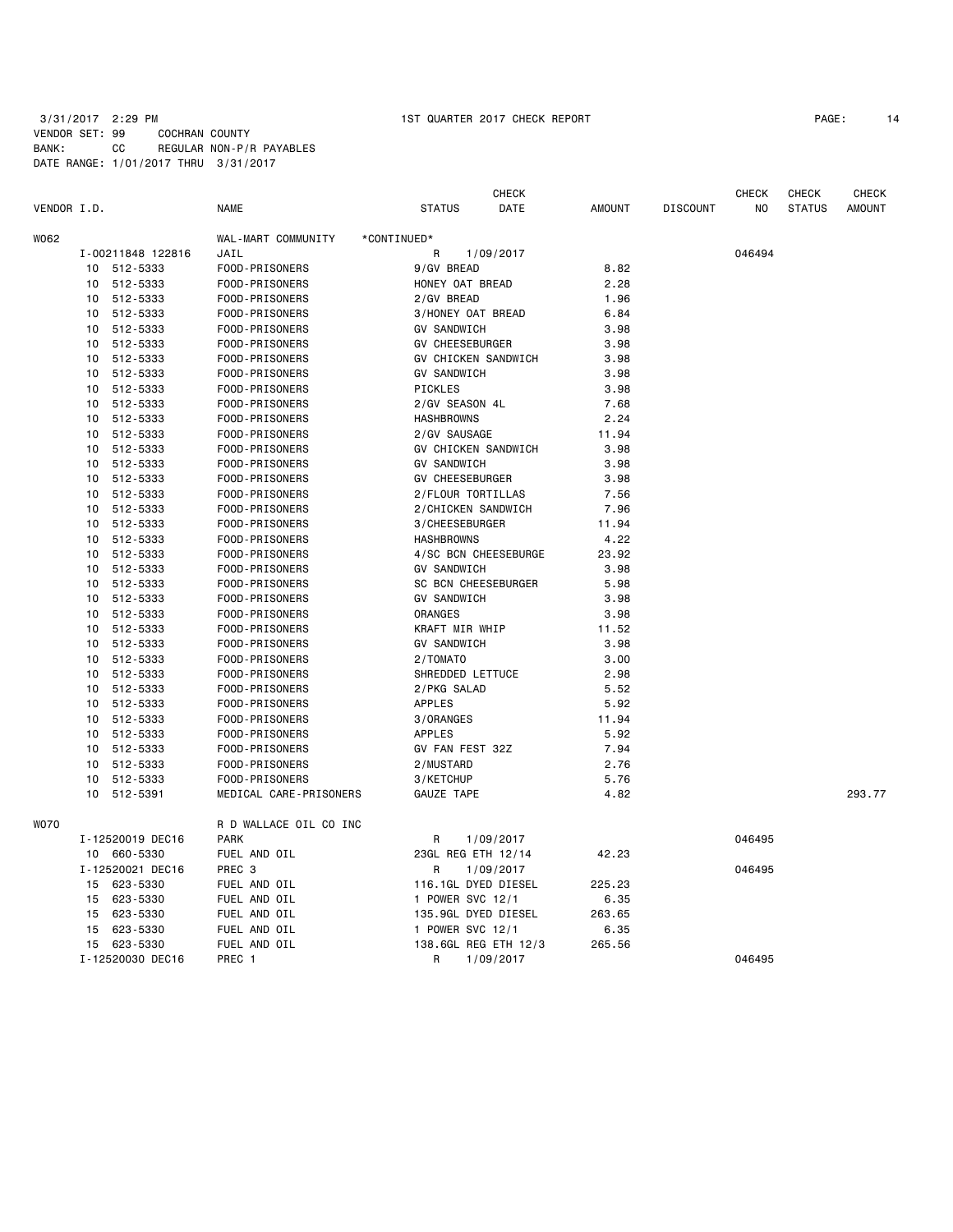3/31/2017 2:29 PM 1ST QUARTER 2017 CHECK REPORT

VENDOR SET: 99 COCHRAN COUNTY
BANK: CC REGULAR NON-P/R PAYABLES
DATE RANGE: 1/01/2017 THRU 3/31/2017

| VENDOR I.D. | NAME | STATUS | CHECK DATE | AMOUNT | DISCOUNT | CHECK NO | CHECK STATUS | CHECK AMOUNT |
|---|---|---|---|---|---|---|---|---|
| W062 | WAL-MART COMMUNITY | *CONTINUED* | | | | | | |
| I-00211848 122816 | JAIL | R | 1/09/2017 | | | 046494 | | |
| 10 512-5333 | FOOD-PRISONERS | 9/GV BREAD | | 8.82 | | | | |
| 10 512-5333 | FOOD-PRISONERS | HONEY OAT BREAD | | 2.28 | | | | |
| 10 512-5333 | FOOD-PRISONERS | 2/GV BREAD | | 1.96 | | | | |
| 10 512-5333 | FOOD-PRISONERS | 3/HONEY OAT BREAD | | 6.84 | | | | |
| 10 512-5333 | FOOD-PRISONERS | GV SANDWICH | | 3.98 | | | | |
| 10 512-5333 | FOOD-PRISONERS | GV CHEESEBURGER | | 3.98 | | | | |
| 10 512-5333 | FOOD-PRISONERS | GV CHICKEN SANDWICH | | 3.98 | | | | |
| 10 512-5333 | FOOD-PRISONERS | GV SANDWICH | | 3.98 | | | | |
| 10 512-5333 | FOOD-PRISONERS | PICKLES | | 3.98 | | | | |
| 10 512-5333 | FOOD-PRISONERS | 2/GV SEASON 4L | | 7.68 | | | | |
| 10 512-5333 | FOOD-PRISONERS | HASHBROWNS | | 2.24 | | | | |
| 10 512-5333 | FOOD-PRISONERS | 2/GV SAUSAGE | | 11.94 | | | | |
| 10 512-5333 | FOOD-PRISONERS | GV CHICKEN SANDWICH | | 3.98 | | | | |
| 10 512-5333 | FOOD-PRISONERS | GV SANDWICH | | 3.98 | | | | |
| 10 512-5333 | FOOD-PRISONERS | GV CHEESEBURGER | | 3.98 | | | | |
| 10 512-5333 | FOOD-PRISONERS | 2/FLOUR TORTILLAS | | 7.56 | | | | |
| 10 512-5333 | FOOD-PRISONERS | 2/CHICKEN SANDWICH | | 7.96 | | | | |
| 10 512-5333 | FOOD-PRISONERS | 3/CHEESEBURGER | | 11.94 | | | | |
| 10 512-5333 | FOOD-PRISONERS | HASHBROWNS | | 4.22 | | | | |
| 10 512-5333 | FOOD-PRISONERS | 4/SC BCN CHEESEBURGE | | 23.92 | | | | |
| 10 512-5333 | FOOD-PRISONERS | GV SANDWICH | | 3.98 | | | | |
| 10 512-5333 | FOOD-PRISONERS | SC BCN CHEESEBURGER | | 5.98 | | | | |
| 10 512-5333 | FOOD-PRISONERS | GV SANDWICH | | 3.98 | | | | |
| 10 512-5333 | FOOD-PRISONERS | ORANGES | | 3.98 | | | | |
| 10 512-5333 | FOOD-PRISONERS | KRAFT MIR WHIP | | 11.52 | | | | |
| 10 512-5333 | FOOD-PRISONERS | GV SANDWICH | | 3.98 | | | | |
| 10 512-5333 | FOOD-PRISONERS | 2/TOMATO | | 3.00 | | | | |
| 10 512-5333 | FOOD-PRISONERS | SHREDDED LETTUCE | | 2.98 | | | | |
| 10 512-5333 | FOOD-PRISONERS | 2/PKG SALAD | | 5.52 | | | | |
| 10 512-5333 | FOOD-PRISONERS | APPLES | | 5.92 | | | | |
| 10 512-5333 | FOOD-PRISONERS | 3/ORANGES | | 11.94 | | | | |
| 10 512-5333 | FOOD-PRISONERS | APPLES | | 5.92 | | | | |
| 10 512-5333 | FOOD-PRISONERS | GV FAN FEST 32Z | | 7.94 | | | | |
| 10 512-5333 | FOOD-PRISONERS | 2/MUSTARD | | 2.76 | | | | |
| 10 512-5333 | FOOD-PRISONERS | 3/KETCHUP | | 5.76 | | | | |
| 10 512-5391 | MEDICAL CARE-PRISONERS | GAUZE TAPE | | 4.82 | | | | 293.77 |
| W070 | R D WALLACE OIL CO INC | | | | | | | |
| I-12520019 DEC16 | PARK | R | 1/09/2017 | | | 046495 | | |
| 10 660-5330 | FUEL AND OIL | 23GL REG ETH 12/14 | | 42.23 | | | | |
| I-12520021 DEC16 | PREC 3 | R | 1/09/2017 | | | 046495 | | |
| 15 623-5330 | FUEL AND OIL | 116.1GL DYED DIESEL | | 225.23 | | | | |
| 15 623-5330 | FUEL AND OIL | 1 POWER SVC 12/1 | | 6.35 | | | | |
| 15 623-5330 | FUEL AND OIL | 135.9GL DYED DIESEL | | 263.65 | | | | |
| 15 623-5330 | FUEL AND OIL | 1 POWER SVC 12/1 | | 6.35 | | | | |
| 15 623-5330 | FUEL AND OIL | 138.6GL REG ETH 12/3 | | 265.56 | | | | |
| I-12520030 DEC16 | PREC 1 | R | 1/09/2017 | | | 046495 | | |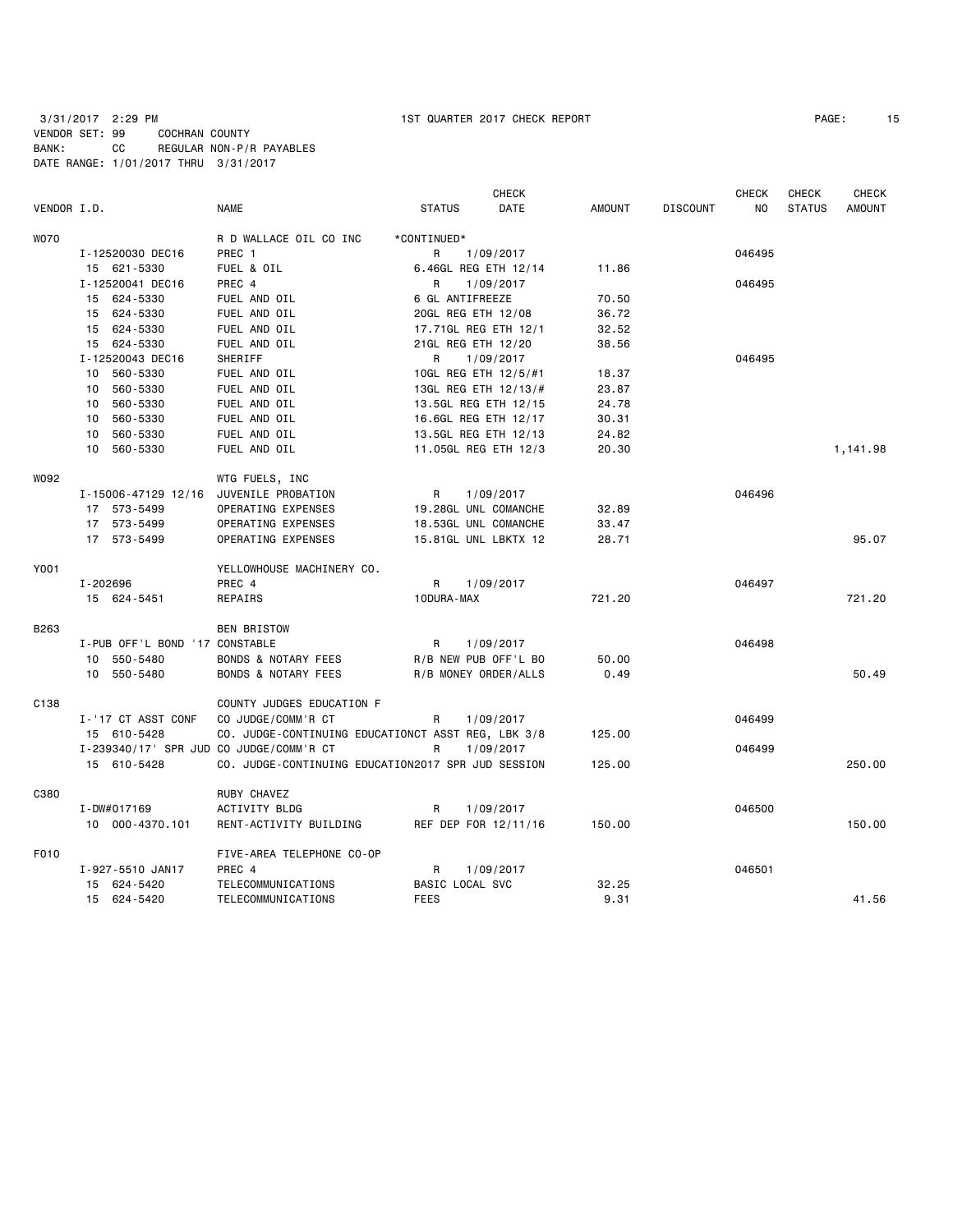3/31/2017 2:29 PM 1ST QUARTER 2017 CHECK REPORT

VENDOR SET: 99 COCHRAN COUNTY
BANK: CC REGULAR NON-P/R PAYABLES
DATE RANGE: 1/01/2017 THRU 3/31/2017

| VENDOR I.D. | NAME | STATUS | CHECK DATE | AMOUNT | DISCOUNT | CHECK NO | CHECK STATUS | CHECK AMOUNT |
|---|---|---|---|---|---|---|---|---|
| W070 | R D WALLACE OIL CO INC | *CONTINUED* | | | | | | |
| I-12520030 DEC16 | PREC 1 | R | 1/09/2017 | | | 046495 | | |
| 15 621-5330 | FUEL & OIL | 6.46GL REG ETH 12/14 | | 11.86 | | | | |
| I-12520041 DEC16 | PREC 4 | R | 1/09/2017 | | | 046495 | | |
| 15 624-5330 | FUEL AND OIL | 6 GL ANTIFREEZE | | 70.50 | | | | |
| 15 624-5330 | FUEL AND OIL | 20GL REG ETH 12/08 | | 36.72 | | | | |
| 15 624-5330 | FUEL AND OIL | 17.71GL REG ETH 12/1 | | 32.52 | | | | |
| 15 624-5330 | FUEL AND OIL | 21GL REG ETH 12/20 | | 38.56 | | | | |
| I-12520043 DEC16 | SHERIFF | R | 1/09/2017 | | | 046495 | | |
| 10 560-5330 | FUEL AND OIL | 10GL REG ETH 12/5/#1 | | 18.37 | | | | |
| 10 560-5330 | FUEL AND OIL | 13GL REG ETH 12/13/# | | 23.87 | | | | |
| 10 560-5330 | FUEL AND OIL | 13.5GL REG ETH 12/15 | | 24.78 | | | | |
| 10 560-5330 | FUEL AND OIL | 16.6GL REG ETH 12/17 | | 30.31 | | | | |
| 10 560-5330 | FUEL AND OIL | 13.5GL REG ETH 12/13 | | 24.82 | | | | |
| 10 560-5330 | FUEL AND OIL | 11.05GL REG ETH 12/3 | | 20.30 | | | | 1,141.98 |
| W092 | WTG FUELS, INC | | | | | | | |
| I-15006-47129 12/16 | JUVENILE PROBATION | R | 1/09/2017 | | | 046496 | | |
| 17 573-5499 | OPERATING EXPENSES | 19.28GL UNL COMANCHE | | 32.89 | | | | |
| 17 573-5499 | OPERATING EXPENSES | 18.53GL UNL COMANCHE | | 33.47 | | | | |
| 17 573-5499 | OPERATING EXPENSES | 15.81GL UNL LBKTX 12 | | 28.71 | | | | 95.07 |
| Y001 | YELLOWHOUSE MACHINERY CO. | | | | | | | |
| I-202696 | PREC 4 | R | 1/09/2017 | | | 046497 | | |
| 15 624-5451 | REPAIRS | 10DURA-MAX | | 721.20 | | | | 721.20 |
| B263 | BEN BRISTOW | | | | | | | |
| I-PUB OFF'L BOND '17 | CONSTABLE | R | 1/09/2017 | | | 046498 | | |
| 10 550-5480 | BONDS & NOTARY FEES | R/B NEW PUB OFF'L BO | | 50.00 | | | | |
| 10 550-5480 | BONDS & NOTARY FEES | R/B MONEY ORDER/ALLS | | 0.49 | | | | 50.49 |
| C138 | COUNTY JUDGES EDUCATION F | | | | | | | |
| I-'17 CT ASST CONF | CO JUDGE/COMM'R CT | R | 1/09/2017 | | | 046499 | | |
| 15 610-5428 | CO. JUDGE-CONTINUING EDUCATION | CT ASST REG, LBK 3/8 | | 125.00 | | | | |
| I-239340/17' SPR JUD | CO JUDGE/COMM'R CT | R | 1/09/2017 | | | 046499 | | |
| 15 610-5428 | CO. JUDGE-CONTINUING EDUCATION | 2017 SPR JUD SESSION | | 125.00 | | | | 250.00 |
| C380 | RUBY CHAVEZ | | | | | | | |
| I-DW#017169 | ACTIVITY BLDG | R | 1/09/2017 | | | 046500 | | |
| 10 000-4370.101 | RENT-ACTIVITY BUILDING | REF DEP FOR 12/11/16 | | 150.00 | | | | 150.00 |
| F010 | FIVE-AREA TELEPHONE CO-OP | | | | | | | |
| I-927-5510 JAN17 | PREC 4 | R | 1/09/2017 | | | 046501 | | |
| 15 624-5420 | TELECOMMUNICATIONS | BASIC LOCAL SVC | | 32.25 | | | | |
| 15 624-5420 | TELECOMMUNICATIONS | FEES | | 9.31 | | | | 41.56 |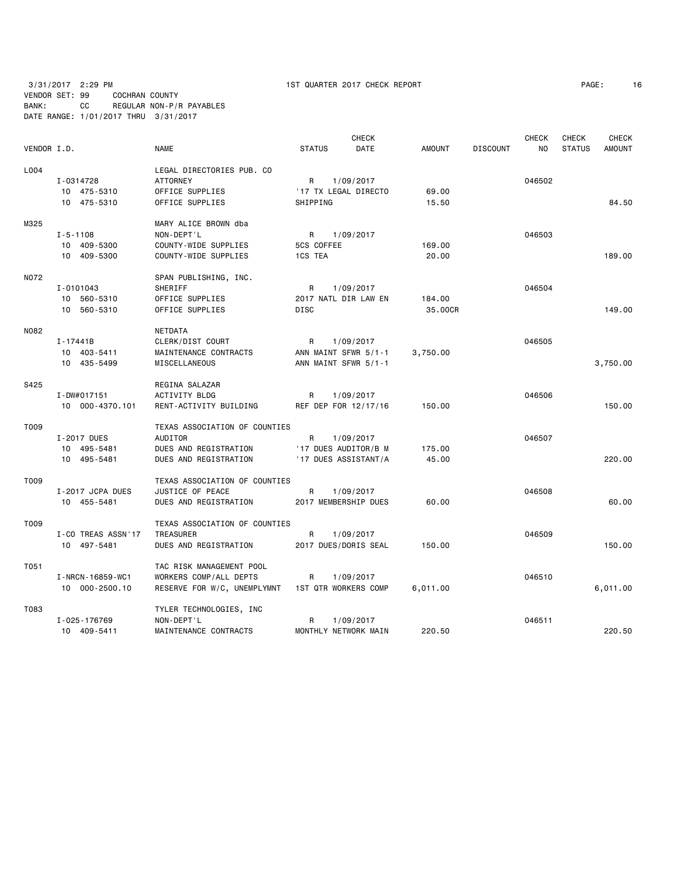3/31/2017 2:29 PM 1ST QUARTER 2017 CHECK REPORT

VENDOR SET: 99 COCHRAN COUNTY
BANK: CC REGULAR NON-P/R PAYABLES
DATE RANGE: 1/01/2017 THRU 3/31/2017

| VENDOR I.D. | NAME | STATUS | CHECK DATE | AMOUNT | DISCOUNT | CHECK NO | CHECK STATUS | CHECK AMOUNT |
|---|---|---|---|---|---|---|---|---|
| L004 | LEGAL DIRECTORIES PUB. CO | | | | | | | |
| I-0314728 | ATTORNEY | R | 1/09/2017 | | | 046502 | | |
| 10 475-5310 | OFFICE SUPPLIES | '17 TX LEGAL DIRECTO | | 69.00 | | | | |
| 10 475-5310 | OFFICE SUPPLIES | SHIPPING | | 15.50 | | | | 84.50 |
| M325 | MARY ALICE BROWN dba | | | | | | | |
| I-5-1108 | NON-DEPT'L | R | 1/09/2017 | | | 046503 | | |
| 10 409-5300 | COUNTY-WIDE SUPPLIES | 5CS COFFEE | | 169.00 | | | | |
| 10 409-5300 | COUNTY-WIDE SUPPLIES | 1CS TEA | | 20.00 | | | | 189.00 |
| N072 | SPAN PUBLISHING, INC. | | | | | | | |
| I-0101043 | SHERIFF | R | 1/09/2017 | | | 046504 | | |
| 10 560-5310 | OFFICE SUPPLIES | 2017 NATL DIR LAW EN | | 184.00 | | | | |
| 10 560-5310 | OFFICE SUPPLIES | DISC | | 35.00CR | | | | 149.00 |
| N082 | NETDATA | | | | | | | |
| I-17441B | CLERK/DIST COURT | R | 1/09/2017 | | | 046505 | | |
| 10 403-5411 | MAINTENANCE CONTRACTS | ANN MAINT SFWR 5/1-1 | | 3,750.00 | | | | |
| 10 435-5499 | MISCELLANEOUS | ANN MAINT SFWR 5/1-1 | | | | | | 3,750.00 |
| S425 | REGINA SALAZAR | | | | | | | |
| I-DW#017151 | ACTIVITY BLDG | R | 1/09/2017 | | | 046506 | | |
| 10 000-4370.101 | RENT-ACTIVITY BUILDING | REF DEP FOR 12/17/16 | | 150.00 | | | | 150.00 |
| T009 | TEXAS ASSOCIATION OF COUNTIES | | | | | | | |
| I-2017 DUES | AUDITOR | R | 1/09/2017 | | | 046507 | | |
| 10 495-5481 | DUES AND REGISTRATION | '17 DUES AUDITOR/B M | | 175.00 | | | | |
| 10 495-5481 | DUES AND REGISTRATION | '17 DUES ASSISTANT/A | | 45.00 | | | | 220.00 |
| T009 | TEXAS ASSOCIATION OF COUNTIES | | | | | | | |
| I-2017 JCPA DUES | JUSTICE OF PEACE | R | 1/09/2017 | | | 046508 | | |
| 10 455-5481 | DUES AND REGISTRATION | 2017 MEMBERSHIP DUES | | 60.00 | | | | 60.00 |
| T009 | TEXAS ASSOCIATION OF COUNTIES | | | | | | | |
| I-CO TREAS ASSN'17 | TREASURER | R | 1/09/2017 | | | 046509 | | |
| 10 497-5481 | DUES AND REGISTRATION | 2017 DUES/DORIS SEAL | | 150.00 | | | | 150.00 |
| T051 | TAC RISK MANAGEMENT POOL | | | | | | | |
| I-NRCN-16859-WC1 | WORKERS COMP/ALL DEPTS | R | 1/09/2017 | | | 046510 | | |
| 10 000-2500.10 | RESERVE FOR W/C, UNEMPLYMNT | 1ST QTR WORKERS COMP | | 6,011.00 | | | | 6,011.00 |
| T083 | TYLER TECHNOLOGIES, INC | | | | | | | |
| I-025-176769 | NON-DEPT'L | R | 1/09/2017 | | | 046511 | | |
| 10 409-5411 | MAINTENANCE CONTRACTS | MONTHLY NETWORK MAIN | | 220.50 | | | | 220.50 |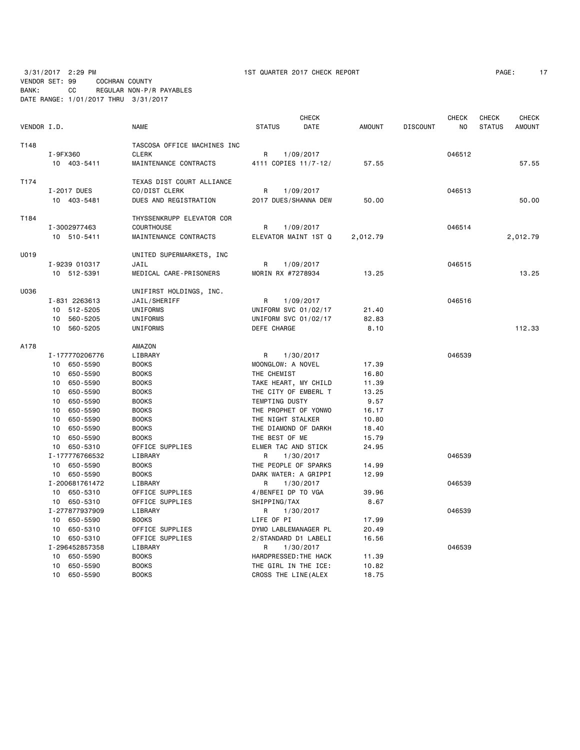3/31/2017 2:29 PM 1ST QUARTER 2017 CHECK REPORT

VENDOR SET: 99 COCHRAN COUNTY
BANK: CC REGULAR NON-P/R PAYABLES
DATE RANGE: 1/01/2017 THRU 3/31/2017

| VENDOR I.D. | NAME | STATUS | CHECK DATE | AMOUNT | DISCOUNT | CHECK NO | CHECK STATUS | CHECK AMOUNT |
|---|---|---|---|---|---|---|---|---|
| T148 | TASCOSA OFFICE MACHINES INC | | | | | | | |
| I-9FX360 | CLERK | R | 1/09/2017 | | | 046512 | | |
| 10 403-5411 | MAINTENANCE CONTRACTS | 4111 COPIES 11/7-12/ | | 57.55 | | | | 57.55 |
| T174 | TEXAS DIST COURT ALLIANCE | | | | | | | |
| I-2017 DUES | CO/DIST CLERK | R | 1/09/2017 | | | 046513 | | |
| 10 403-5481 | DUES AND REGISTRATION | 2017 DUES/SHANNA DEW | | 50.00 | | | | 50.00 |
| T184 | THYSSENKRUPP ELEVATOR COR | | | | | | | |
| I-3002977463 | COURTHOUSE | R | 1/09/2017 | | | 046514 | | |
| 10 510-5411 | MAINTENANCE CONTRACTS | ELEVATOR MAINT 1ST Q | | 2,012.79 | | | | 2,012.79 |
| U019 | UNITED SUPERMARKETS, INC | | | | | | | |
| I-9239 010317 | JAIL | R | 1/09/2017 | | | 046515 | | |
| 10 512-5391 | MEDICAL CARE-PRISONERS | MORIN RX #7278934 | | 13.25 | | | | 13.25 |
| U036 | UNIFIRST HOLDINGS, INC. | | | | | | | |
| I-831 2263613 | JAIL/SHERIFF | R | 1/09/2017 | | | 046516 | | |
| 10 512-5205 | UNIFORMS | UNIFORM SVC 01/02/17 | | 21.40 | | | | |
| 10 560-5205 | UNIFORMS | UNIFORM SVC 01/02/17 | | 82.83 | | | | |
| 10 560-5205 | UNIFORMS | DEFE CHARGE | | 8.10 | | | | 112.33 |
| A178 | AMAZON | | | | | | | |
| I-177770206776 | LIBRARY | R | 1/30/2017 | | | 046539 | | |
| 10 650-5590 | BOOKS | MOONGLOW: A NOVEL | | 17.39 | | | | |
| 10 650-5590 | BOOKS | THE CHEMIST | | 16.80 | | | | |
| 10 650-5590 | BOOKS | TAKE HEART, MY CHILD | | 11.39 | | | | |
| 10 650-5590 | BOOKS | THE CITY OF EMBERL T | | 13.25 | | | | |
| 10 650-5590 | BOOKS | TEMPTING DUSTY | | 9.57 | | | | |
| 10 650-5590 | BOOKS | THE PROPHET OF YONWO | | 16.17 | | | | |
| 10 650-5590 | BOOKS | THE NIGHT STALKER | | 10.80 | | | | |
| 10 650-5590 | BOOKS | THE DIAMOND OF DARKH | | 18.40 | | | | |
| 10 650-5590 | BOOKS | THE BEST OF ME | | 15.79 | | | | |
| 10 650-5310 | OFFICE SUPPLIES | ELMER TAC AND STICK | | 24.95 | | | | |
| I-177776766532 | LIBRARY | R | 1/30/2017 | | | 046539 | | |
| 10 650-5590 | BOOKS | THE PEOPLE OF SPARKS | | 14.99 | | | | |
| 10 650-5590 | BOOKS | DARK WATER: A GRIPPI | | 12.99 | | | | |
| I-200681761472 | LIBRARY | R | 1/30/2017 | | | 046539 | | |
| 10 650-5310 | OFFICE SUPPLIES | 4/BENFEI DP TO VGA | | 39.96 | | | | |
| 10 650-5310 | OFFICE SUPPLIES | SHIPPING/TAX | | 8.67 | | | | |
| I-277877937909 | LIBRARY | R | 1/30/2017 | | | 046539 | | |
| 10 650-5590 | BOOKS | LIFE OF PI | | 17.99 | | | | |
| 10 650-5310 | OFFICE SUPPLIES | DYMO LABLEMANAGER PL | | 20.49 | | | | |
| 10 650-5310 | OFFICE SUPPLIES | 2/STANDARD D1 LABELI | | 16.56 | | | | |
| I-296452857358 | LIBRARY | R | 1/30/2017 | | | 046539 | | |
| 10 650-5590 | BOOKS | HARDPRESSED:THE HACK | | 11.39 | | | | |
| 10 650-5590 | BOOKS | THE GIRL IN THE ICE: | | 10.82 | | | | |
| 10 650-5590 | BOOKS | CROSS THE LINE(ALEX | | 18.75 | | | | |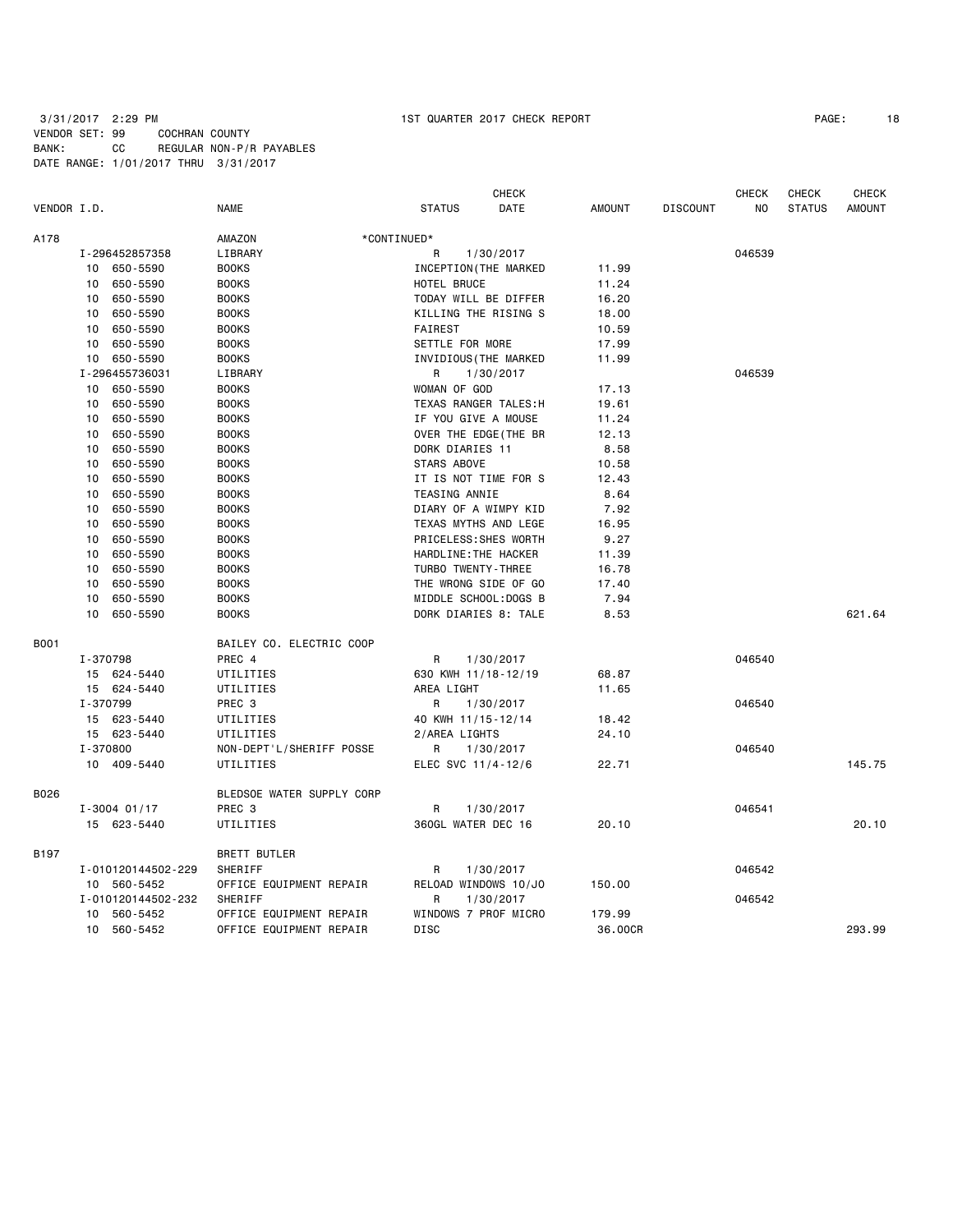3/31/2017 2:29 PM 1ST QUARTER 2017 CHECK REPORT PAGE: 18
VENDOR SET: 99 COCHRAN COUNTY
BANK: CC REGULAR NON-P/R PAYABLES
DATE RANGE: 1/01/2017 THRU 3/31/2017

| VENDOR I.D. | NAME | STATUS | CHECK DATE | AMOUNT | DISCOUNT | CHECK NO | CHECK STATUS | CHECK AMOUNT |
|---|---|---|---|---|---|---|---|---|
| A178 | AMAZON | *CONTINUED* | | | | | | |
| I-296452857358 | LIBRARY | R | 1/30/2017 | | | 046539 | | |
| 10 650-5590 | BOOKS | INCEPTION(THE MARKED | | 11.99 | | | | |
| 10 650-5590 | BOOKS | HOTEL BRUCE | | 11.24 | | | | |
| 10 650-5590 | BOOKS | TODAY WILL BE DIFFER | | 16.20 | | | | |
| 10 650-5590 | BOOKS | KILLING THE RISING S | | 18.00 | | | | |
| 10 650-5590 | BOOKS | FAIREST | | 10.59 | | | | |
| 10 650-5590 | BOOKS | SETTLE FOR MORE | | 17.99 | | | | |
| 10 650-5590 | BOOKS | INVIDIOUS(THE MARKED | | 11.99 | | | | |
| I-296455736031 | LIBRARY | R | 1/30/2017 | | | 046539 | | |
| 10 650-5590 | BOOKS | WOMAN OF GOD | | 17.13 | | | | |
| 10 650-5590 | BOOKS | TEXAS RANGER TALES:H | | 19.61 | | | | |
| 10 650-5590 | BOOKS | IF YOU GIVE A MOUSE | | 11.24 | | | | |
| 10 650-5590 | BOOKS | OVER THE EDGE(THE BR | | 12.13 | | | | |
| 10 650-5590 | BOOKS | DORK DIARIES 11 | | 8.58 | | | | |
| 10 650-5590 | BOOKS | STARS ABOVE | | 10.58 | | | | |
| 10 650-5590 | BOOKS | IT IS NOT TIME FOR S | | 12.43 | | | | |
| 10 650-5590 | BOOKS | TEASING ANNIE | | 8.64 | | | | |
| 10 650-5590 | BOOKS | DIARY OF A WIMPY KID | | 7.92 | | | | |
| 10 650-5590 | BOOKS | TEXAS MYTHS AND LEGE | | 16.95 | | | | |
| 10 650-5590 | BOOKS | PRICELESS:SHES WORTH | | 9.27 | | | | |
| 10 650-5590 | BOOKS | HARDLINE:THE HACKER | | 11.39 | | | | |
| 10 650-5590 | BOOKS | TURBO TWENTY-THREE | | 16.78 | | | | |
| 10 650-5590 | BOOKS | THE WRONG SIDE OF GO | | 17.40 | | | | |
| 10 650-5590 | BOOKS | MIDDLE SCHOOL:DOGS B | | 7.94 | | | | |
| 10 650-5590 | BOOKS | DORK DIARIES 8: TALE | | 8.53 | | | | 621.64 |
| B001 | BAILEY CO. ELECTRIC COOP | | | | | | | |
| I-370798 | PREC 4 | R | 1/30/2017 | | | 046540 | | |
| 15 624-5440 | UTILITIES | 630 KWH 11/18-12/19 | | 68.87 | | | | |
| 15 624-5440 | UTILITIES | AREA LIGHT | | 11.65 | | | | |
| I-370799 | PREC 3 | R | 1/30/2017 | | | 046540 | | |
| 15 623-5440 | UTILITIES | 40 KWH 11/15-12/14 | | 18.42 | | | | |
| 15 623-5440 | UTILITIES | 2/AREA LIGHTS | | 24.10 | | | | |
| I-370800 | NON-DEPT'L/SHERIFF POSSE | R | 1/30/2017 | | | 046540 | | |
| 10 409-5440 | UTILITIES | ELEC SVC 11/4-12/6 | | 22.71 | | | | 145.75 |
| B026 | BLEDSOE WATER SUPPLY CORP | | | | | | | |
| I-3004 01/17 | PREC 3 | R | 1/30/2017 | | | 046541 | | |
| 15 623-5440 | UTILITIES | 360GL WATER DEC 16 | | 20.10 | | | | 20.10 |
| B197 | BRETT BUTLER | | | | | | | |
| I-010120144502-229 | SHERIFF | R | 1/30/2017 | | | 046542 | | |
| 10 560-5452 | OFFICE EQUIPMENT REPAIR | RELOAD WINDOWS 10/JO | | 150.00 | | | | |
| I-010120144502-232 | SHERIFF | R | 1/30/2017 | | | 046542 | | |
| 10 560-5452 | OFFICE EQUIPMENT REPAIR | WINDOWS 7 PROF MICRO | | 179.99 | | | | |
| 10 560-5452 | OFFICE EQUIPMENT REPAIR | DISC | | 36.00CR | | | | 293.99 |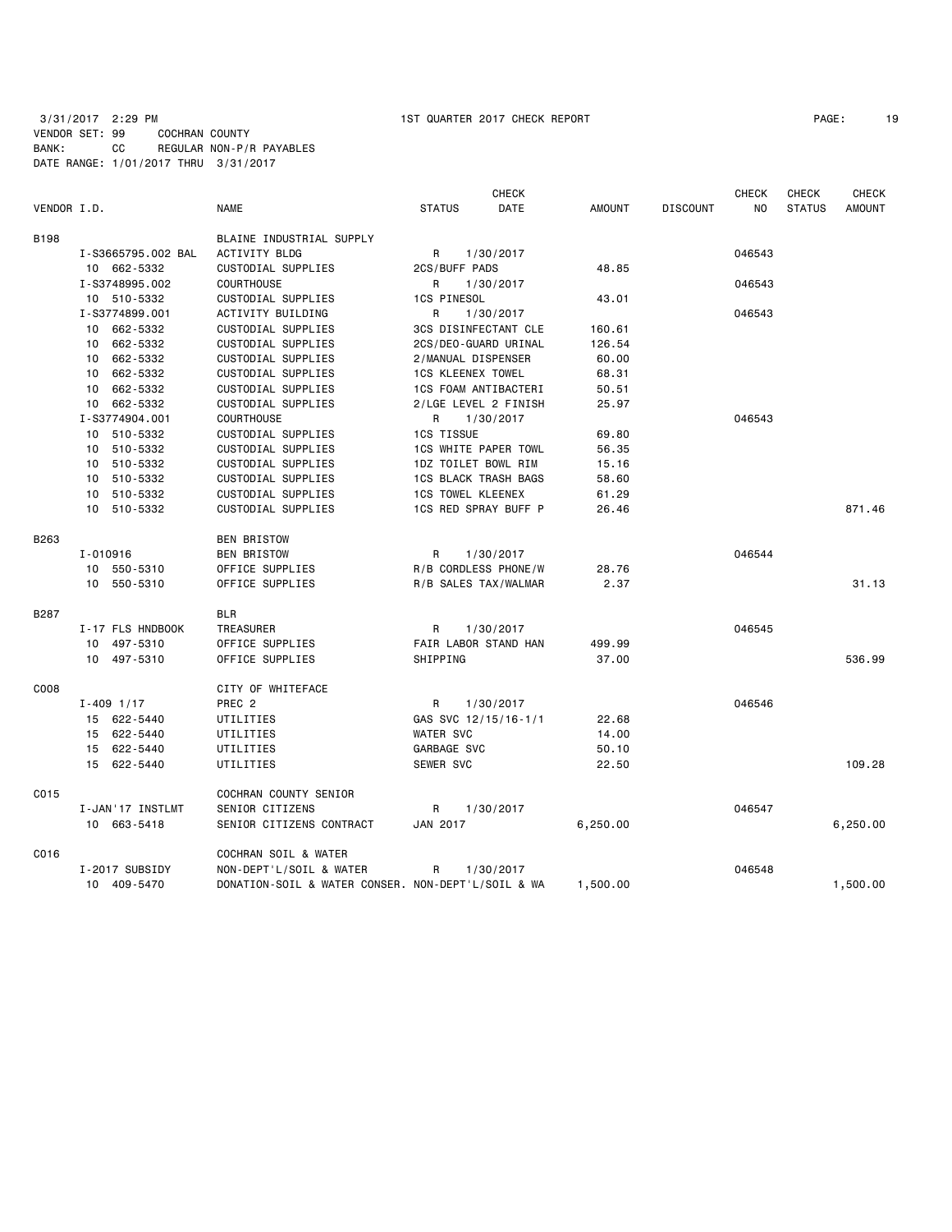3/31/2017 2:29 PM 1ST QUARTER 2017 CHECK REPORT

VENDOR SET: 99 COCHRAN COUNTY
BANK: CC REGULAR NON-P/R PAYABLES
DATE RANGE: 1/01/2017 THRU 3/31/2017

| VENDOR I.D. | NAME | STATUS | CHECK DATE | AMOUNT | DISCOUNT | CHECK NO | CHECK STATUS | CHECK AMOUNT |
|---|---|---|---|---|---|---|---|---|
| B198 | BLAINE INDUSTRIAL SUPPLY | | | | | | | |
| I-S3665795.002 BAL | ACTIVITY BLDG | R | 1/30/2017 | | | 046543 | | |
| 10 662-5332 | CUSTODIAL SUPPLIES | 2CS/BUFF PADS | | 48.85 | | | | |
| I-S3748995.002 | COURTHOUSE | R | 1/30/2017 | | | 046543 | | |
| 10 510-5332 | CUSTODIAL SUPPLIES | 1CS PINESOL | | 43.01 | | | | |
| I-S3774899.001 | ACTIVITY BUILDING | R | 1/30/2017 | | | 046543 | | |
| 10 662-5332 | CUSTODIAL SUPPLIES | 3CS DISINFECTANT CLE | | 160.61 | | | | |
| 10 662-5332 | CUSTODIAL SUPPLIES | 2CS/DEO-GUARD URINAL | | 126.54 | | | | |
| 10 662-5332 | CUSTODIAL SUPPLIES | 2/MANUAL DISPENSER | | 60.00 | | | | |
| 10 662-5332 | CUSTODIAL SUPPLIES | 1CS KLEENEX TOWEL | | 68.31 | | | | |
| 10 662-5332 | CUSTODIAL SUPPLIES | 1CS FOAM ANTIBACTERI | | 50.51 | | | | |
| 10 662-5332 | CUSTODIAL SUPPLIES | 2/LGE LEVEL 2 FINISH | | 25.97 | | | | |
| I-S3774904.001 | COURTHOUSE | R | 1/30/2017 | | | 046543 | | |
| 10 510-5332 | CUSTODIAL SUPPLIES | 1CS TISSUE | | 69.80 | | | | |
| 10 510-5332 | CUSTODIAL SUPPLIES | 1CS WHITE PAPER TOWL | | 56.35 | | | | |
| 10 510-5332 | CUSTODIAL SUPPLIES | 1DZ TOILET BOWL RIM | | 15.16 | | | | |
| 10 510-5332 | CUSTODIAL SUPPLIES | 1CS BLACK TRASH BAGS | | 58.60 | | | | |
| 10 510-5332 | CUSTODIAL SUPPLIES | 1CS TOWEL KLEENEX | | 61.29 | | | | |
| 10 510-5332 | CUSTODIAL SUPPLIES | 1CS RED SPRAY BUFF P | | 26.46 | | | | 871.46 |
| B263 | BEN BRISTOW | | | | | | | |
| I-010916 | BEN BRISTOW | R | 1/30/2017 | | | 046544 | | |
| 10 550-5310 | OFFICE SUPPLIES | R/B CORDLESS PHONE/W | | 28.76 | | | | |
| 10 550-5310 | OFFICE SUPPLIES | R/B SALES TAX/WALMAR | | 2.37 | | | | 31.13 |
| B287 | BLR | | | | | | | |
| I-17 FLS HNDBOOK | TREASURER | R | 1/30/2017 | | | 046545 | | |
| 10 497-5310 | OFFICE SUPPLIES | FAIR LABOR STAND HAN | | 499.99 | | | | |
| 10 497-5310 | OFFICE SUPPLIES | SHIPPING | | 37.00 | | | | 536.99 |
| C008 | CITY OF WHITEFACE | | | | | | | |
| I-409 1/17 | PREC 2 | R | 1/30/2017 | | | 046546 | | |
| 15 622-5440 | UTILITIES | GAS SVC 12/15/16-1/1 | | 22.68 | | | | |
| 15 622-5440 | UTILITIES | WATER SVC | | 14.00 | | | | |
| 15 622-5440 | UTILITIES | GARBAGE SVC | | 50.10 | | | | |
| 15 622-5440 | UTILITIES | SEWER SVC | | 22.50 | | | | 109.28 |
| C015 | COCHRAN COUNTY SENIOR | | | | | | | |
| I-JAN'17 INSTLMT | SENIOR CITIZENS | R | 1/30/2017 | | | 046547 | | |
| 10 663-5418 | SENIOR CITIZENS CONTRACT | JAN 2017 | | 6,250.00 | | | | 6,250.00 |
| C016 | COCHRAN SOIL & WATER | | | | | | | |
| I-2017 SUBSIDY | NON-DEPT'L/SOIL & WATER | R | 1/30/2017 | | | 046548 | | |
| 10 409-5470 | DONATION-SOIL & WATER CONSER. | NON-DEPT'L/SOIL & WA | | 1,500.00 | | | | 1,500.00 |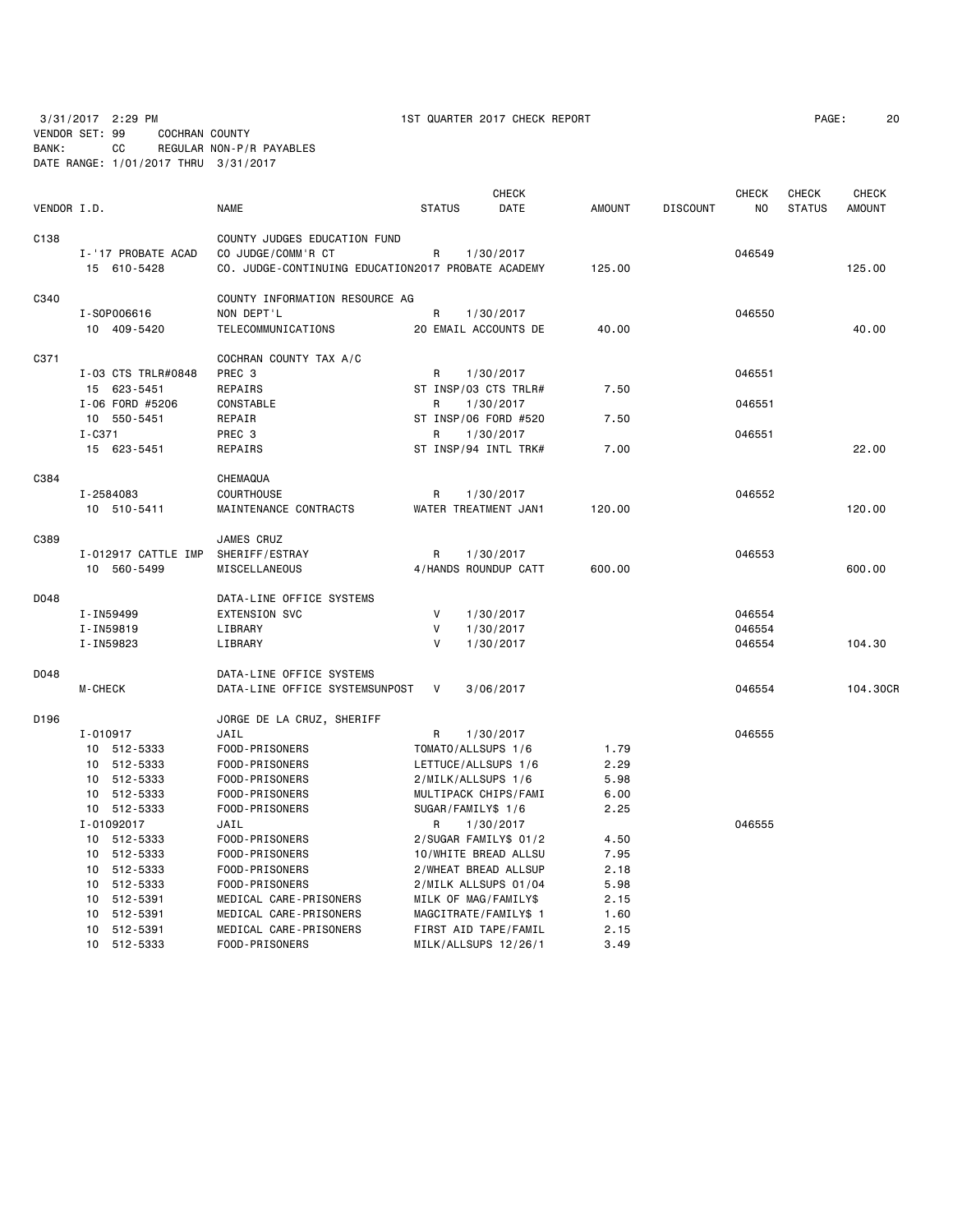3/31/2017 2:29 PM 1ST QUARTER 2017 CHECK REPORT

VENDOR SET: 99 COCHRAN COUNTY
BANK: CC REGULAR NON-P/R PAYABLES
DATE RANGE: 1/01/2017 THRU 3/31/2017

| VENDOR I.D. | NAME | STATUS | CHECK DATE | AMOUNT | DISCOUNT | CHECK NO | CHECK STATUS | CHECK AMOUNT |
|---|---|---|---|---|---|---|---|---|
| C138 | COUNTY JUDGES EDUCATION FUND | | | | | | | |
| I-'17 PROBATE ACAD | CO JUDGE/COMM'R CT | R | 1/30/2017 | | | 046549 | | |
| 15 610-5428 | CO. JUDGE-CONTINUING EDUCATION2017 PROBATE ACADEMY | | | 125.00 | | | | 125.00 |
| C340 | COUNTY INFORMATION RESOURCE AG | | | | | | | |
| I-SOP006616 | NON DEPT'L | R | 1/30/2017 | | | 046550 | | |
| 10 409-5420 | TELECOMMUNICATIONS | 20 EMAIL ACCOUNTS DE | | 40.00 | | | | 40.00 |
| C371 | COCHRAN COUNTY TAX A/C | | | | | | | |
| I-03 CTS TRLR#0848 | PREC 3 | R | 1/30/2017 | | | 046551 | | |
| 15 623-5451 | REPAIRS | ST INSP/03 CTS TRLR# | | 7.50 | | | | |
| I-06 FORD #5206 | CONSTABLE | R | 1/30/2017 | | | 046551 | | |
| 10 550-5451 | REPAIR | ST INSP/06 FORD #520 | | 7.50 | | | | |
| I-C371 | PREC 3 | R | 1/30/2017 | | | 046551 | | |
| 15 623-5451 | REPAIRS | ST INSP/94 INTL TRK# | | 7.00 | | | | 22.00 |
| C384 | CHEMAQUA | | | | | | | |
| I-2584083 | COURTHOUSE | R | 1/30/2017 | | | 046552 | | |
| 10 510-5411 | MAINTENANCE CONTRACTS | WATER TREATMENT JAN1 | | 120.00 | | | | 120.00 |
| C389 | JAMES CRUZ | | | | | | | |
| I-012917 CATTLE IMP | SHERIFF/ESTRAY | R | 1/30/2017 | | | 046553 | | |
| 10 560-5499 | MISCELLANEOUS | 4/HANDS ROUNDUP CATT | | 600.00 | | | | 600.00 |
| D048 | DATA-LINE OFFICE SYSTEMS | | | | | | | |
| I-IN59499 | EXTENSION SVC | V | 1/30/2017 | | | 046554 | | |
| I-IN59819 | LIBRARY | V | 1/30/2017 | | | 046554 | | |
| I-IN59823 | LIBRARY | V | 1/30/2017 | | | 046554 | | 104.30 |
| D048 | DATA-LINE OFFICE SYSTEMS | | | | | | | |
| M-CHECK | DATA-LINE OFFICE SYSTEMSUNPOST | V | 3/06/2017 | | | 046554 | | 104.30CR |
| D196 | JORGE DE LA CRUZ, SHERIFF | | | | | | | |
| I-010917 | JAIL | R | 1/30/2017 | | | 046555 | | |
| 10 512-5333 | FOOD-PRISONERS | TOMATO/ALLSUPS 1/6 | | 1.79 | | | | |
| 10 512-5333 | FOOD-PRISONERS | LETTUCE/ALLSUPS 1/6 | | 2.29 | | | | |
| 10 512-5333 | FOOD-PRISONERS | 2/MILK/ALLSUPS 1/6 | | 5.98 | | | | |
| 10 512-5333 | FOOD-PRISONERS | MULTIPACK CHIPS/FAMI | | 6.00 | | | | |
| 10 512-5333 | FOOD-PRISONERS | SUGAR/FAMILY$ 1/6 | | 2.25 | | | | |
| I-01092017 | JAIL | R | 1/30/2017 | | | 046555 | | |
| 10 512-5333 | FOOD-PRISONERS | 2/SUGAR FAMILY$ 01/2 | | 4.50 | | | | |
| 10 512-5333 | FOOD-PRISONERS | 10/WHITE BREAD ALLSU | | 7.95 | | | | |
| 10 512-5333 | FOOD-PRISONERS | 2/WHEAT BREAD ALLSUP | | 2.18 | | | | |
| 10 512-5333 | FOOD-PRISONERS | 2/MILK ALLSUPS 01/04 | | 5.98 | | | | |
| 10 512-5391 | MEDICAL CARE-PRISONERS | MILK OF MAG/FAMILY$ | | 2.15 | | | | |
| 10 512-5391 | MEDICAL CARE-PRISONERS | MAGCITRATE/FAMILY$ 1 | | 1.60 | | | | |
| 10 512-5391 | MEDICAL CARE-PRISONERS | FIRST AID TAPE/FAMIL | | 2.15 | | | | |
| 10 512-5333 | FOOD-PRISONERS | MILK/ALLSUPS 12/26/1 | | 3.49 | | | | |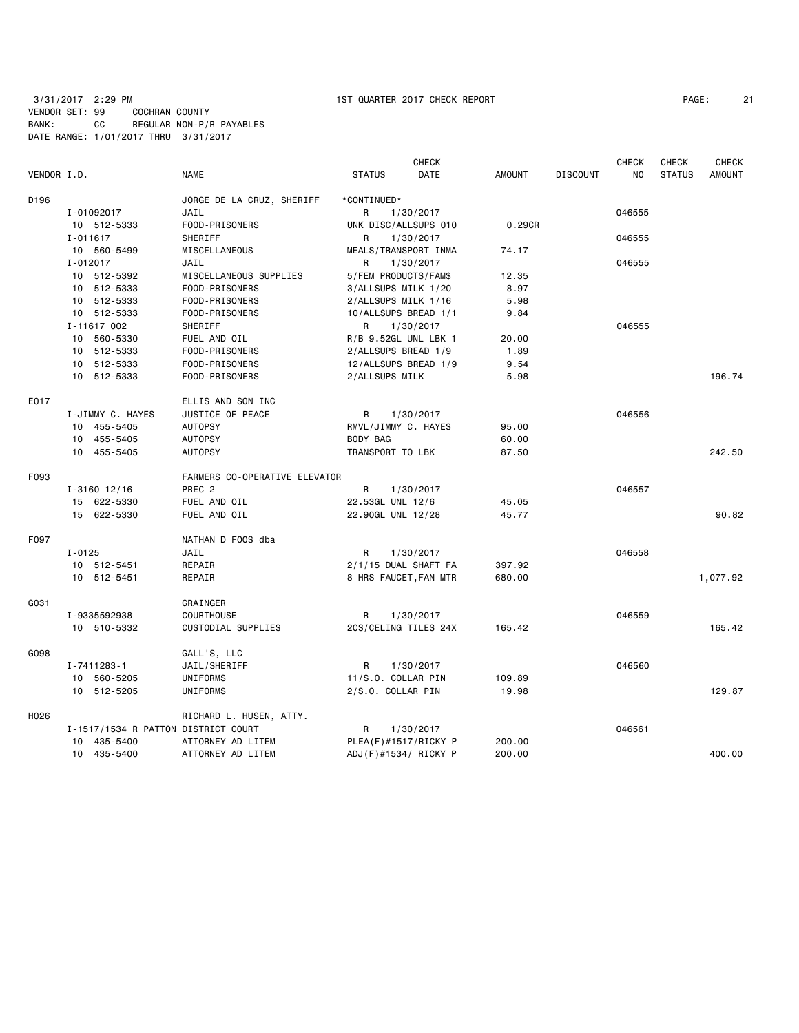3/31/2017 2:29 PM 1ST QUARTER 2017 CHECK REPORT

VENDOR SET: 99 COCHRAN COUNTY
BANK: CC REGULAR NON-P/R PAYABLES
DATE RANGE: 1/01/2017 THRU 3/31/2017

| VENDOR I.D. | NAME | STATUS | CHECK DATE | AMOUNT | DISCOUNT | CHECK NO | CHECK STATUS | CHECK AMOUNT |
|---|---|---|---|---|---|---|---|---|
| D196 | JORGE DE LA CRUZ, SHERIFF | *CONTINUED* | | | | | | |
| I-01092017 | JAIL | R | 1/30/2017 | | | 046555 | | |
| 10 512-5333 | FOOD-PRISONERS | UNK DISC/ALLSUPS 010 | | 0.29CR | | | | |
| I-011617 | SHERIFF | R | 1/30/2017 | | | 046555 | | |
| 10 560-5499 | MISCELLANEOUS | MEALS/TRANSPORT INMA | | 74.17 | | | | |
| I-012017 | JAIL | R | 1/30/2017 | | | 046555 | | |
| 10 512-5392 | MISCELLANEOUS SUPPLIES | 5/FEM PRODUCTS/FAM$ | | 12.35 | | | | |
| 10 512-5333 | FOOD-PRISONERS | 3/ALLSUPS MILK 1/20 | | 8.97 | | | | |
| 10 512-5333 | FOOD-PRISONERS | 2/ALLSUPS MILK 1/16 | | 5.98 | | | | |
| 10 512-5333 | FOOD-PRISONERS | 10/ALLSUPS BREAD 1/1 | | 9.84 | | | | |
| I-11617 002 | SHERIFF | R | 1/30/2017 | | | 046555 | | |
| 10 560-5330 | FUEL AND OIL | R/B 9.52GL UNL LBK 1 | | 20.00 | | | | |
| 10 512-5333 | FOOD-PRISONERS | 2/ALLSUPS BREAD 1/9 | | 1.89 | | | | |
| 10 512-5333 | FOOD-PRISONERS | 12/ALLSUPS BREAD 1/9 | | 9.54 | | | | |
| 10 512-5333 | FOOD-PRISONERS | 2/ALLSUPS MILK | | 5.98 | | | | 196.74 |
| E017 | ELLIS AND SON INC | | | | | | | |
| I-JIMMY C. HAYES | JUSTICE OF PEACE | R | 1/30/2017 | | | 046556 | | |
| 10 455-5405 | AUTOPSY | RMVL/JIMMY C. HAYES | | 95.00 | | | | |
| 10 455-5405 | AUTOPSY | BODY BAG | | 60.00 | | | | |
| 10 455-5405 | AUTOPSY | TRANSPORT TO LBK | | 87.50 | | | | 242.50 |
| F093 | FARMERS CO-OPERATIVE ELEVATOR | | | | | | | |
| I-3160 12/16 | PREC 2 | R | 1/30/2017 | | | 046557 | | |
| 15 622-5330 | FUEL AND OIL | 22.53GL UNL 12/6 | | 45.05 | | | | |
| 15 622-5330 | FUEL AND OIL | 22.90GL UNL 12/28 | | 45.77 | | | | 90.82 |
| F097 | NATHAN D FOOS dba | | | | | | | |
| I-0125 | JAIL | R | 1/30/2017 | | | 046558 | | |
| 10 512-5451 | REPAIR | 2/1/15 DUAL SHAFT FA | | 397.92 | | | | |
| 10 512-5451 | REPAIR | 8 HRS FAUCET,FAN MTR | | 680.00 | | | | 1,077.92 |
| G031 | GRAINGER | | | | | | | |
| I-9335592938 | COURTHOUSE | R | 1/30/2017 | | | 046559 | | |
| 10 510-5332 | CUSTODIAL SUPPLIES | 2CS/CELING TILES 24X | | 165.42 | | | | 165.42 |
| G098 | GALL'S, LLC | | | | | | | |
| I-7411283-1 | JAIL/SHERIFF | R | 1/30/2017 | | | 046560 | | |
| 10 560-5205 | UNIFORMS | 11/S.O. COLLAR PIN | | 109.89 | | | | |
| 10 512-5205 | UNIFORMS | 2/S.O. COLLAR PIN | | 19.98 | | | | 129.87 |
| H026 | RICHARD L. HUSEN, ATTY. | | | | | | | |
| I-1517/1534 R PATTON | DISTRICT COURT | R | 1/30/2017 | | | 046561 | | |
| 10 435-5400 | ATTORNEY AD LITEM | PLEA(F)#1517/RICKY P | | 200.00 | | | | |
| 10 435-5400 | ATTORNEY AD LITEM | ADJ(F)#1534/ RICKY P | | 200.00 | | | | 400.00 |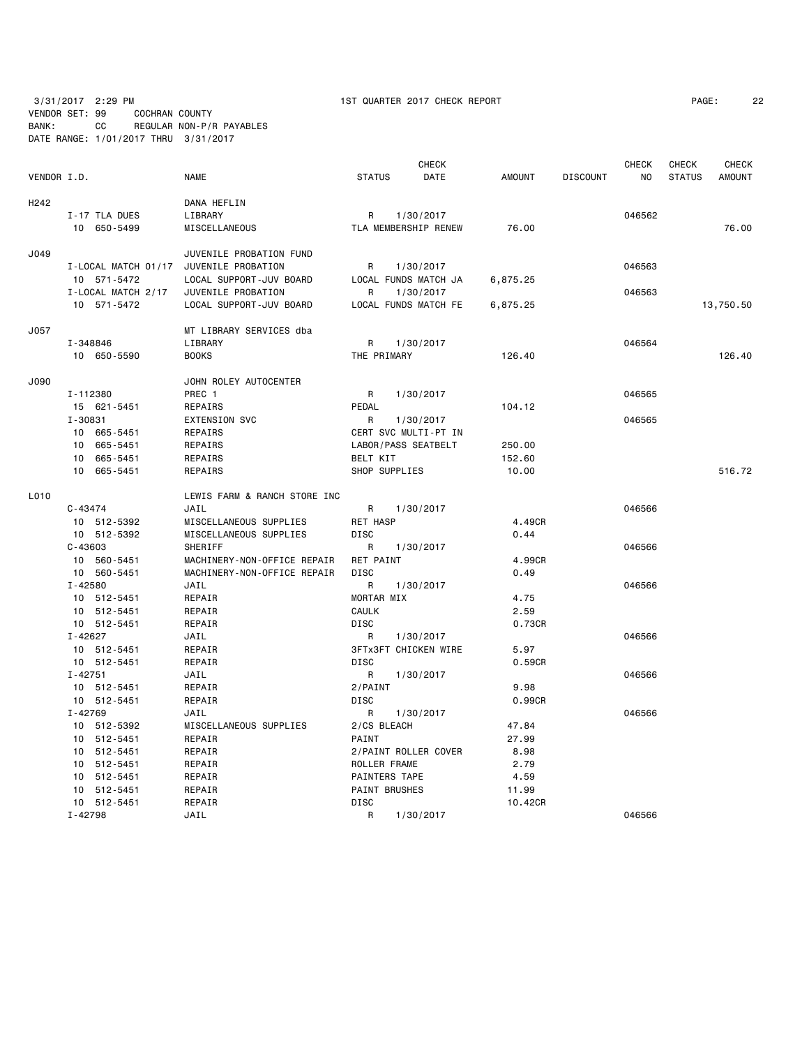3/31/2017 2:29 PM 1ST QUARTER 2017 CHECK REPORT

VENDOR SET: 99 COCHRAN COUNTY
BANK: CC REGULAR NON-P/R PAYABLES
DATE RANGE: 1/01/2017 THRU 3/31/2017

| VENDOR I.D. | NAME | STATUS | CHECK DATE | AMOUNT | DISCOUNT | CHECK NO | CHECK STATUS | CHECK AMOUNT |
|---|---|---|---|---|---|---|---|---|
| H242 | DANA HEFLIN | | | | | | | |
| I-17 TLA DUES | LIBRARY | R | 1/30/2017 | | | 046562 | | |
| 10 650-5499 | MISCELLANEOUS | TLA MEMBERSHIP RENEW | | 76.00 | | | | 76.00 |
| J049 | JUVENILE PROBATION FUND | | | | | | | |
| I-LOCAL MATCH 01/17 | JUVENILE PROBATION | R | 1/30/2017 | | | 046563 | | |
| 10 571-5472 | LOCAL SUPPORT-JUV BOARD | LOCAL FUNDS MATCH JA | | 6,875.25 | | | | |
| I-LOCAL MATCH 2/17 | JUVENILE PROBATION | R | 1/30/2017 | | | 046563 | | |
| 10 571-5472 | LOCAL SUPPORT-JUV BOARD | LOCAL FUNDS MATCH FE | | 6,875.25 | | | | 13,750.50 |
| J057 | MT LIBRARY SERVICES dba | | | | | | | |
| I-348846 | LIBRARY | R | 1/30/2017 | | | 046564 | | |
| 10 650-5590 | BOOKS | THE PRIMARY | | 126.40 | | | | 126.40 |
| J090 | JOHN ROLEY AUTOCENTER | | | | | | | |
| I-112380 | PREC 1 | R | 1/30/2017 | | | 046565 | | |
| 15 621-5451 | REPAIRS | PEDAL | | 104.12 | | | | |
| I-30831 | EXTENSION SVC | R | 1/30/2017 | | | 046565 | | |
| 10 665-5451 | REPAIRS | CERT SVC MULTI-PT IN | | | | | | |
| 10 665-5451 | REPAIRS | LABOR/PASS SEATBELT | | 250.00 | | | | |
| 10 665-5451 | REPAIRS | BELT KIT | | 152.60 | | | | |
| 10 665-5451 | REPAIRS | SHOP SUPPLIES | | 10.00 | | | | 516.72 |
| L010 | LEWIS FARM & RANCH STORE INC | | | | | | | |
| C-43474 | JAIL | R | 1/30/2017 | | | 046566 | | |
| 10 512-5392 | MISCELLANEOUS SUPPLIES | RET HASP | | 4.49CR | | | | |
| 10 512-5392 | MISCELLANEOUS SUPPLIES | DISC | | 0.44 | | | | |
| C-43603 | SHERIFF | R | 1/30/2017 | | | 046566 | | |
| 10 560-5451 | MACHINERY-NON-OFFICE REPAIR | RET PAINT | | 4.99CR | | | | |
| 10 560-5451 | MACHINERY-NON-OFFICE REPAIR | DISC | | 0.49 | | | | |
| I-42580 | JAIL | R | 1/30/2017 | | | 046566 | | |
| 10 512-5451 | REPAIR | MORTAR MIX | | 4.75 | | | | |
| 10 512-5451 | REPAIR | CAULK | | 2.59 | | | | |
| 10 512-5451 | REPAIR | DISC | | 0.73CR | | | | |
| I-42627 | JAIL | R | 1/30/2017 | | | 046566 | | |
| 10 512-5451 | REPAIR | 3FTx3FT CHICKEN WIRE | | 5.97 | | | | |
| 10 512-5451 | REPAIR | DISC | | 0.59CR | | | | |
| I-42751 | JAIL | R | 1/30/2017 | | | 046566 | | |
| 10 512-5451 | REPAIR | 2/PAINT | | 9.98 | | | | |
| 10 512-5451 | REPAIR | DISC | | 0.99CR | | | | |
| I-42769 | JAIL | R | 1/30/2017 | | | 046566 | | |
| 10 512-5392 | MISCELLANEOUS SUPPLIES | 2/CS BLEACH | | 47.84 | | | | |
| 10 512-5451 | REPAIR | PAINT | | 27.99 | | | | |
| 10 512-5451 | REPAIR | 2/PAINT ROLLER COVER | | 8.98 | | | | |
| 10 512-5451 | REPAIR | ROLLER FRAME | | 2.79 | | | | |
| 10 512-5451 | REPAIR | PAINTERS TAPE | | 4.59 | | | | |
| 10 512-5451 | REPAIR | PAINT BRUSHES | | 11.99 | | | | |
| 10 512-5451 | REPAIR | DISC | | 10.42CR | | | | |
| I-42798 | JAIL | R | 1/30/2017 | | | 046566 | | |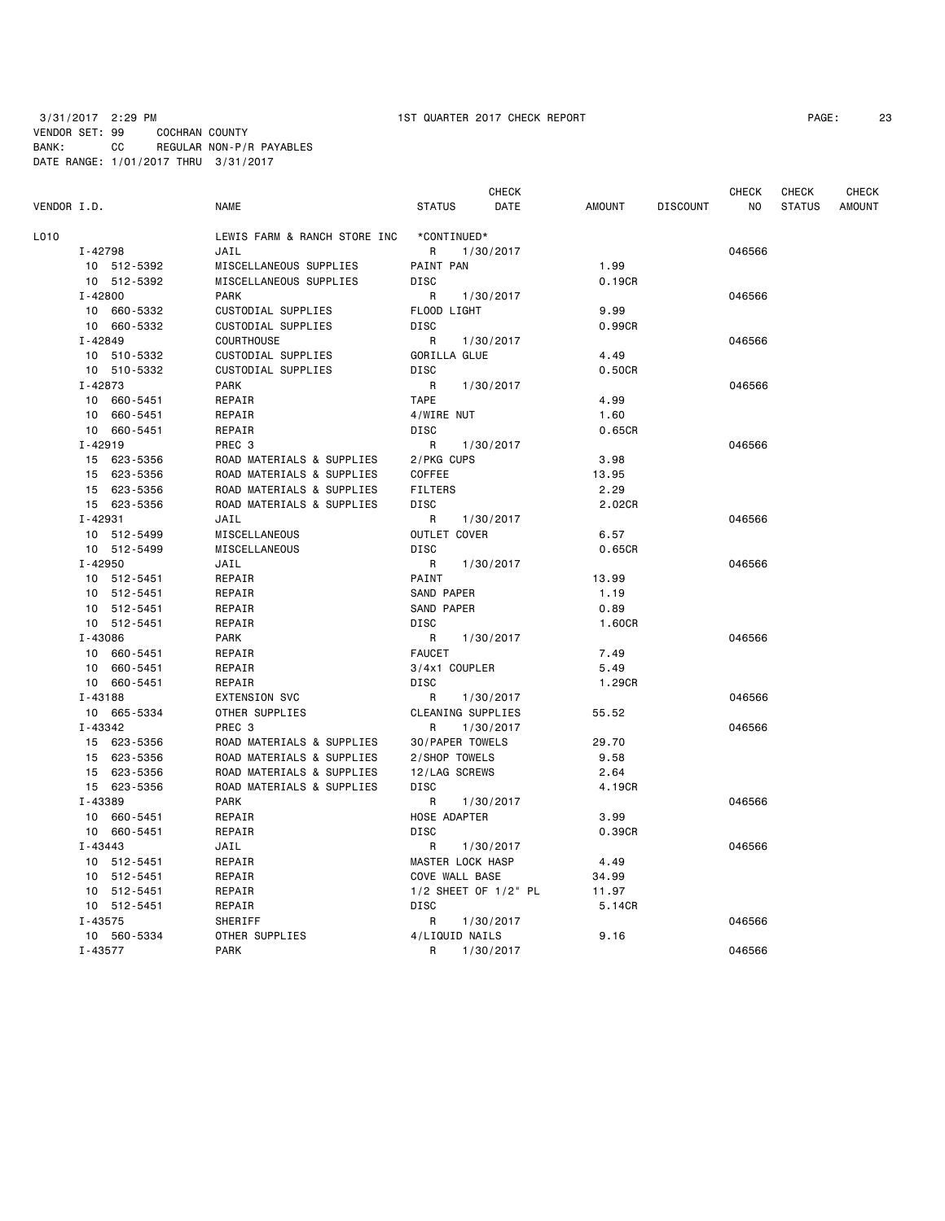3/31/2017 2:29 PM 1ST QUARTER 2017 CHECK REPORT

VENDOR SET: 99 COCHRAN COUNTY
BANK: CC REGULAR NON-P/R PAYABLES
DATE RANGE: 1/01/2017 THRU 3/31/2017

| VENDOR I.D. | NAME | STATUS | CHECK DATE | AMOUNT | DISCOUNT | CHECK NO | CHECK STATUS | CHECK AMOUNT |
|---|---|---|---|---|---|---|---|---|
| L010 | LEWIS FARM & RANCH STORE INC | *CONTINUED* | | | | | | |
| I-42798 | JAIL | R | 1/30/2017 | | | 046566 | | |
| 10 512-5392 | MISCELLANEOUS SUPPLIES | PAINT PAN | | 1.99 | | | | |
| 10 512-5392 | MISCELLANEOUS SUPPLIES | DISC | | 0.19CR | | | | |
| I-42800 | PARK | R | 1/30/2017 | | | 046566 | | |
| 10 660-5332 | CUSTODIAL SUPPLIES | FLOOD LIGHT | | 9.99 | | | | |
| 10 660-5332 | CUSTODIAL SUPPLIES | DISC | | 0.99CR | | | | |
| I-42849 | COURTHOUSE | R | 1/30/2017 | | | 046566 | | |
| 10 510-5332 | CUSTODIAL SUPPLIES | GORILLA GLUE | | 4.49 | | | | |
| 10 510-5332 | CUSTODIAL SUPPLIES | DISC | | 0.50CR | | | | |
| I-42873 | PARK | R | 1/30/2017 | | | 046566 | | |
| 10 660-5451 | REPAIR | TAPE | | 4.99 | | | | |
| 10 660-5451 | REPAIR | 4/WIRE NUT | | 1.60 | | | | |
| 10 660-5451 | REPAIR | DISC | | 0.65CR | | | | |
| I-42919 | PREC 3 | R | 1/30/2017 | | | 046566 | | |
| 15 623-5356 | ROAD MATERIALS & SUPPLIES | 2/PKG CUPS | | 3.98 | | | | |
| 15 623-5356 | ROAD MATERIALS & SUPPLIES | COFFEE | | 13.95 | | | | |
| 15 623-5356 | ROAD MATERIALS & SUPPLIES | FILTERS | | 2.29 | | | | |
| 15 623-5356 | ROAD MATERIALS & SUPPLIES | DISC | | 2.02CR | | | | |
| I-42931 | JAIL | R | 1/30/2017 | | | 046566 | | |
| 10 512-5499 | MISCELLANEOUS | OUTLET COVER | | 6.57 | | | | |
| 10 512-5499 | MISCELLANEOUS | DISC | | 0.65CR | | | | |
| I-42950 | JAIL | R | 1/30/2017 | | | 046566 | | |
| 10 512-5451 | REPAIR | PAINT | | 13.99 | | | | |
| 10 512-5451 | REPAIR | SAND PAPER | | 1.19 | | | | |
| 10 512-5451 | REPAIR | SAND PAPER | | 0.89 | | | | |
| 10 512-5451 | REPAIR | DISC | | 1.60CR | | | | |
| I-43086 | PARK | R | 1/30/2017 | | | 046566 | | |
| 10 660-5451 | REPAIR | FAUCET | | 7.49 | | | | |
| 10 660-5451 | REPAIR | 3/4x1 COUPLER | | 5.49 | | | | |
| 10 660-5451 | REPAIR | DISC | | 1.29CR | | | | |
| I-43188 | EXTENSION SVC | R | 1/30/2017 | | | 046566 | | |
| 10 665-5334 | OTHER SUPPLIES | CLEANING SUPPLIES | | 55.52 | | | | |
| I-43342 | PREC 3 | R | 1/30/2017 | | | 046566 | | |
| 15 623-5356 | ROAD MATERIALS & SUPPLIES | 30/PAPER TOWELS | | 29.70 | | | | |
| 15 623-5356 | ROAD MATERIALS & SUPPLIES | 2/SHOP TOWELS | | 9.58 | | | | |
| 15 623-5356 | ROAD MATERIALS & SUPPLIES | 12/LAG SCREWS | | 2.64 | | | | |
| 15 623-5356 | ROAD MATERIALS & SUPPLIES | DISC | | 4.19CR | | | | |
| I-43389 | PARK | R | 1/30/2017 | | | 046566 | | |
| 10 660-5451 | REPAIR | HOSE ADAPTER | | 3.99 | | | | |
| 10 660-5451 | REPAIR | DISC | | 0.39CR | | | | |
| I-43443 | JAIL | R | 1/30/2017 | | | 046566 | | |
| 10 512-5451 | REPAIR | MASTER LOCK HASP | | 4.49 | | | | |
| 10 512-5451 | REPAIR | COVE WALL BASE | | 34.99 | | | | |
| 10 512-5451 | REPAIR | 1/2 SHEET OF 1/2" PL | | 11.97 | | | | |
| 10 512-5451 | REPAIR | DISC | | 5.14CR | | | | |
| I-43575 | SHERIFF | R | 1/30/2017 | | | 046566 | | |
| 10 560-5334 | OTHER SUPPLIES | 4/LIQUID NAILS | | 9.16 | | | | |
| I-43577 | PARK | R | 1/30/2017 | | | 046566 | | |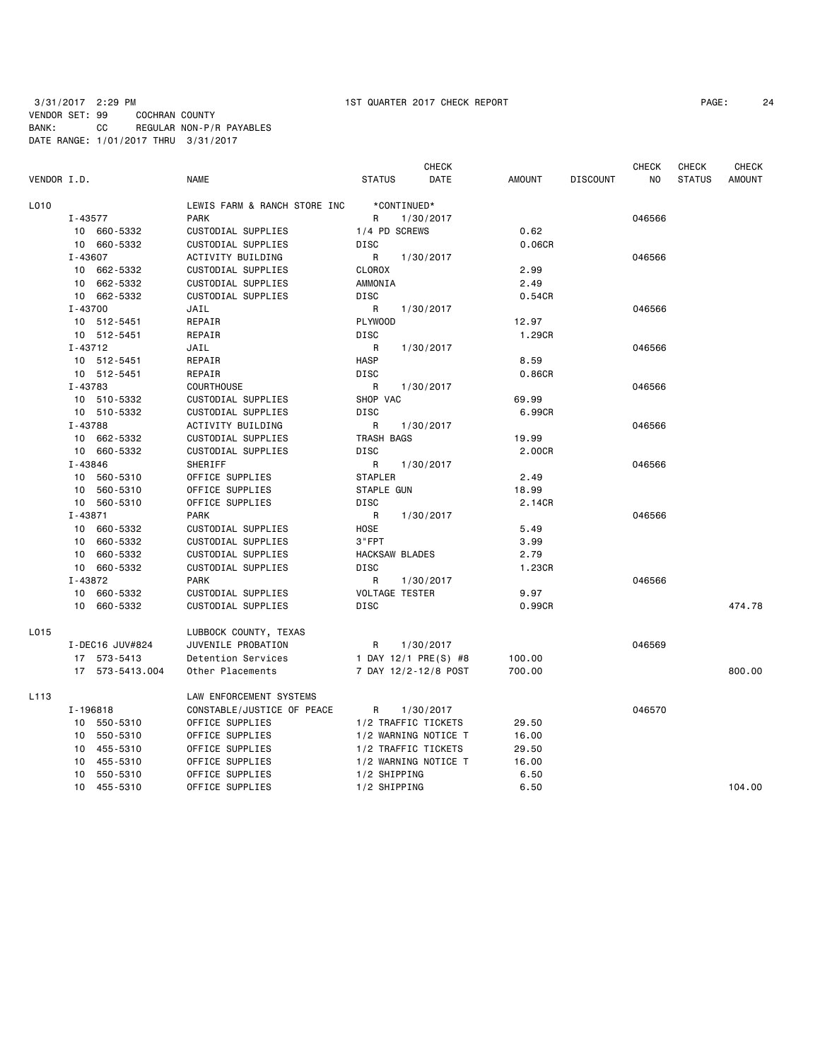3/31/2017 2:29 PM 1ST QUARTER 2017 CHECK REPORT
VENDOR SET: 99 COCHRAN COUNTY
BANK: CC REGULAR NON-P/R PAYABLES
DATE RANGE: 1/01/2017 THRU 3/31/2017

| VENDOR I.D. | NAME | STATUS | CHECK DATE | AMOUNT | DISCOUNT | CHECK NO | CHECK STATUS | CHECK AMOUNT |
|---|---|---|---|---|---|---|---|---|
| L010 | LEWIS FARM & RANCH STORE INC | *CONTINUED* | | | | | | |
| I-43577 | PARK | R | 1/30/2017 | | | 046566 | | |
| 10 660-5332 | CUSTODIAL SUPPLIES | 1/4 PD SCREWS | | 0.62 | | | | |
| 10 660-5332 | CUSTODIAL SUPPLIES | DISC | | 0.06CR | | | | |
| I-43607 | ACTIVITY BUILDING | R | 1/30/2017 | | | 046566 | | |
| 10 662-5332 | CUSTODIAL SUPPLIES | CLOROX | | 2.99 | | | | |
| 10 662-5332 | CUSTODIAL SUPPLIES | AMMONIA | | 2.49 | | | | |
| 10 662-5332 | CUSTODIAL SUPPLIES | DISC | | 0.54CR | | | | |
| I-43700 | JAIL | R | 1/30/2017 | | | 046566 | | |
| 10 512-5451 | REPAIR | PLYWOOD | | 12.97 | | | | |
| 10 512-5451 | REPAIR | DISC | | 1.29CR | | | | |
| I-43712 | JAIL | R | 1/30/2017 | | | 046566 | | |
| 10 512-5451 | REPAIR | HASP | | 8.59 | | | | |
| 10 512-5451 | REPAIR | DISC | | 0.86CR | | | | |
| I-43783 | COURTHOUSE | R | 1/30/2017 | | | 046566 | | |
| 10 510-5332 | CUSTODIAL SUPPLIES | SHOP VAC | | 69.99 | | | | |
| 10 510-5332 | CUSTODIAL SUPPLIES | DISC | | 6.99CR | | | | |
| I-43788 | ACTIVITY BUILDING | R | 1/30/2017 | | | 046566 | | |
| 10 662-5332 | CUSTODIAL SUPPLIES | TRASH BAGS | | 19.99 | | | | |
| 10 660-5332 | CUSTODIAL SUPPLIES | DISC | | 2.00CR | | | | |
| I-43846 | SHERIFF | R | 1/30/2017 | | | 046566 | | |
| 10 560-5310 | OFFICE SUPPLIES | STAPLER | | 2.49 | | | | |
| 10 560-5310 | OFFICE SUPPLIES | STAPLE GUN | | 18.99 | | | | |
| 10 560-5310 | OFFICE SUPPLIES | DISC | | 2.14CR | | | | |
| I-43871 | PARK | R | 1/30/2017 | | | 046566 | | |
| 10 660-5332 | CUSTODIAL SUPPLIES | HOSE | | 5.49 | | | | |
| 10 660-5332 | CUSTODIAL SUPPLIES | 3"FPT | | 3.99 | | | | |
| 10 660-5332 | CUSTODIAL SUPPLIES | HACKSAW BLADES | | 2.79 | | | | |
| 10 660-5332 | CUSTODIAL SUPPLIES | DISC | | 1.23CR | | | | |
| I-43872 | PARK | R | 1/30/2017 | | | 046566 | | |
| 10 660-5332 | CUSTODIAL SUPPLIES | VOLTAGE TESTER | | 9.97 | | | | |
| 10 660-5332 | CUSTODIAL SUPPLIES | DISC | | 0.99CR | | | | 474.78 |
| L015 | LUBBOCK COUNTY, TEXAS | | | | | | | |
| I-DEC16 JUV#824 | JUVENILE PROBATION | R | 1/30/2017 | | | 046569 | | |
| 17 573-5413 | Detention Services | 1 DAY 12/1 PRE(S) #8 | | 100.00 | | | | |
| 17 573-5413.004 | Other Placements | 7 DAY 12/2-12/8 POST | | 700.00 | | | | 800.00 |
| L113 | LAW ENFORCEMENT SYSTEMS | | | | | | | |
| I-196818 | CONSTABLE/JUSTICE OF PEACE | R | 1/30/2017 | | | 046570 | | |
| 10 550-5310 | OFFICE SUPPLIES | 1/2 TRAFFIC TICKETS | | 29.50 | | | | |
| 10 550-5310 | OFFICE SUPPLIES | 1/2 WARNING NOTICE T | | 16.00 | | | | |
| 10 455-5310 | OFFICE SUPPLIES | 1/2 TRAFFIC TICKETS | | 29.50 | | | | |
| 10 455-5310 | OFFICE SUPPLIES | 1/2 WARNING NOTICE T | | 16.00 | | | | |
| 10 550-5310 | OFFICE SUPPLIES | 1/2 SHIPPING | | 6.50 | | | | |
| 10 455-5310 | OFFICE SUPPLIES | 1/2 SHIPPING | | 6.50 | | | | 104.00 |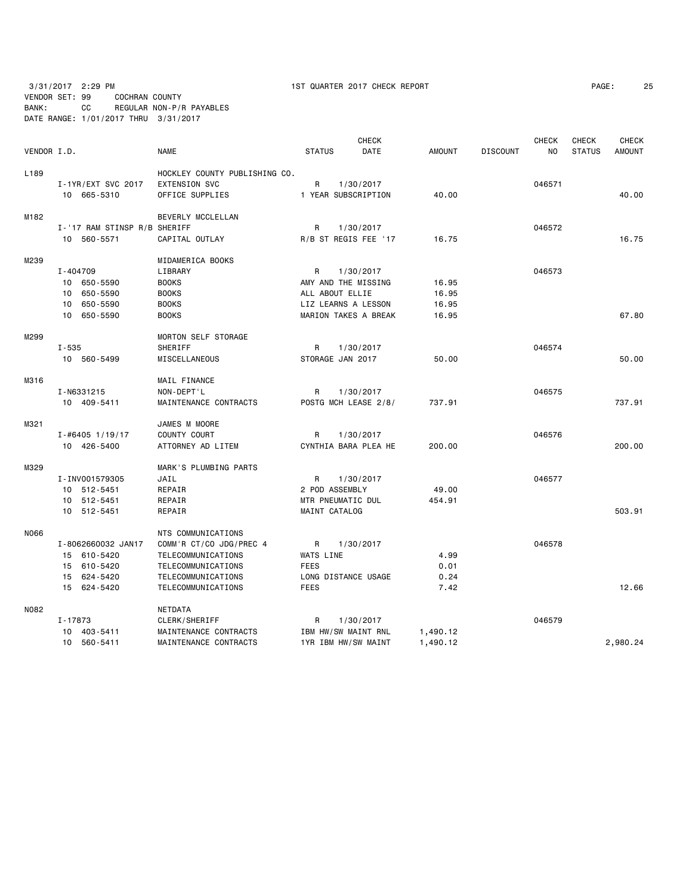3/31/2017 2:29 PM 1ST QUARTER 2017 CHECK REPORT

VENDOR SET: 99 COCHRAN COUNTY
BANK: CC REGULAR NON-P/R PAYABLES
DATE RANGE: 1/01/2017 THRU 3/31/2017

| VENDOR I.D. | NAME | STATUS | CHECK DATE | AMOUNT | DISCOUNT | CHECK NO | CHECK STATUS | CHECK AMOUNT |
|---|---|---|---|---|---|---|---|---|
| L189 | HOCKLEY COUNTY PUBLISHING CO. | | | | | | | |
| I-1YR/EXT SVC 2017 | EXTENSION SVC | R | 1/30/2017 | | | 046571 | | |
| 10 665-5310 | OFFICE SUPPLIES | 1 YEAR SUBSCRIPTION | | 40.00 | | | | 40.00 |
| M182 | BEVERLY MCCLELLAN | | | | | | | |
| I-'17 RAM STINSP R/B | SHERIFF | R | 1/30/2017 | | | 046572 | | |
| 10 560-5571 | CAPITAL OUTLAY | R/B ST REGIS FEE '17 | | 16.75 | | | | 16.75 |
| M239 | MIDAMERICA BOOKS | | | | | | | |
| I-404709 | LIBRARY | R | 1/30/2017 | | | 046573 | | |
| 10 650-5590 | BOOKS | AMY AND THE MISSING | | 16.95 | | | | |
| 10 650-5590 | BOOKS | ALL ABOUT ELLIE | | 16.95 | | | | |
| 10 650-5590 | BOOKS | LIZ LEARNS A LESSON | | 16.95 | | | | |
| 10 650-5590 | BOOKS | MARION TAKES A BREAK | | 16.95 | | | | 67.80 |
| M299 | MORTON SELF STORAGE | | | | | | | |
| I-535 | SHERIFF | R | 1/30/2017 | | | 046574 | | |
| 10 560-5499 | MISCELLANEOUS | STORAGE JAN 2017 | | 50.00 | | | | 50.00 |
| M316 | MAIL FINANCE | | | | | | | |
| I-N6331215 | NON-DEPT'L | R | 1/30/2017 | | | 046575 | | |
| 10 409-5411 | MAINTENANCE CONTRACTS | POSTG MCH LEASE 2/8/ | | 737.91 | | | | 737.91 |
| M321 | JAMES M MOORE | | | | | | | |
| I-#6405 1/19/17 | COUNTY COURT | R | 1/30/2017 | | | 046576 | | |
| 10 426-5400 | ATTORNEY AD LITEM | CYNTHIA BARA PLEA HE | | 200.00 | | | | 200.00 |
| M329 | MARK'S PLUMBING PARTS | | | | | | | |
| I-INV001579305 | JAIL | R | 1/30/2017 | | | 046577 | | |
| 10 512-5451 | REPAIR | 2 POD ASSEMBLY | | 49.00 | | | | |
| 10 512-5451 | REPAIR | MTR PNEUMATIC DUL | | 454.91 | | | | |
| 10 512-5451 | REPAIR | MAINT CATALOG | | | | | | 503.91 |
| N066 | NTS COMMUNICATIONS | | | | | | | |
| I-8062660032 JAN17 | COMM'R CT/CO JDG/PREC 4 | R | 1/30/2017 | | | 046578 | | |
| 15 610-5420 | TELECOMMUNICATIONS | WATS LINE | | 4.99 | | | | |
| 15 610-5420 | TELECOMMUNICATIONS | FEES | | 0.01 | | | | |
| 15 624-5420 | TELECOMMUNICATIONS | LONG DISTANCE USAGE | | 0.24 | | | | |
| 15 624-5420 | TELECOMMUNICATIONS | FEES | | 7.42 | | | | 12.66 |
| N082 | NETDATA | | | | | | | |
| I-17873 | CLERK/SHERIFF | R | 1/30/2017 | | | 046579 | | |
| 10 403-5411 | MAINTENANCE CONTRACTS | IBM HW/SW MAINT RNL | | 1,490.12 | | | | |
| 10 560-5411 | MAINTENANCE CONTRACTS | 1YR IBM HW/SW MAINT | | 1,490.12 | | | | 2,980.24 |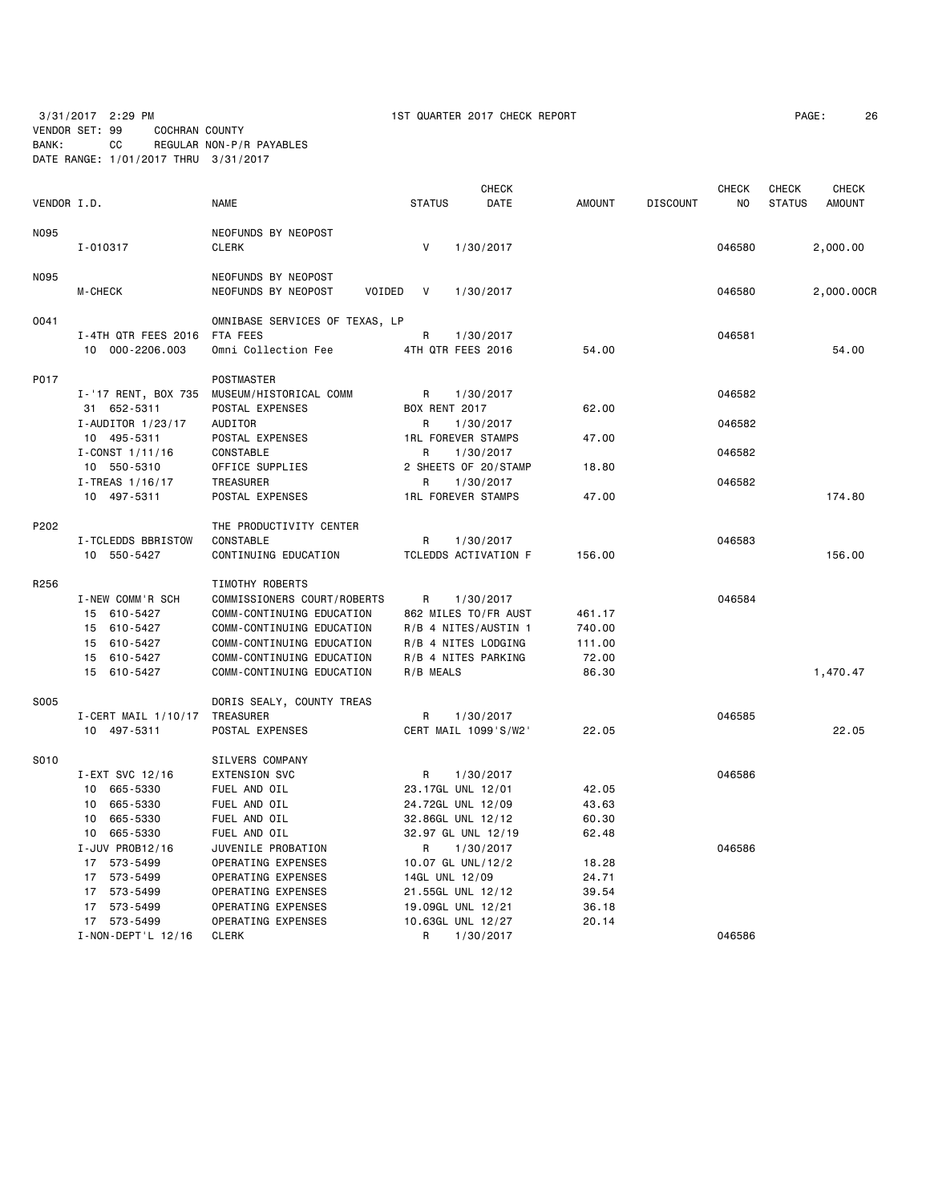3/31/2017 2:29 PM 1ST QUARTER 2017 CHECK REPORT

VENDOR SET: 99 COCHRAN COUNTY
BANK: CC REGULAR NON-P/R PAYABLES
DATE RANGE: 1/01/2017 THRU 3/31/2017

| VENDOR I.D. | NAME | STATUS | CHECK DATE | AMOUNT | DISCOUNT | CHECK NO | CHECK STATUS | CHECK AMOUNT |
|---|---|---|---|---|---|---|---|---|
| N095 | NEOFUNDS BY NEOPOST | | | | | | | |
| I-010317 | CLERK | V | 1/30/2017 | | | 046580 | | 2,000.00 |
| N095 | NEOFUNDS BY NEOPOST | | | | | | | |
| M-CHECK | NEOFUNDS BY NEOPOST VOIDED | V | 1/30/2017 | | | 046580 | | 2,000.00CR |
| 0041 | OMNIBASE SERVICES OF TEXAS, LP | | | | | | | |
| I-4TH QTR FEES 2016 | FTA FEES | R | 1/30/2017 | | | 046581 | | |
| 10 000-2206.003 | Omni Collection Fee | 4TH QTR FEES 2016 | | 54.00 | | | | 54.00 |
| P017 | POSTMASTER | | | | | | | |
| I-'17 RENT, BOX 735 | MUSEUM/HISTORICAL COMM | R | 1/30/2017 | | | 046582 | | |
| 31 652-5311 | POSTAL EXPENSES | BOX RENT 2017 | | 62.00 | | | | |
| I-AUDITOR 1/23/17 | AUDITOR | R | 1/30/2017 | | | 046582 | | |
| 10 495-5311 | POSTAL EXPENSES | 1RL FOREVER STAMPS | | 47.00 | | | | |
| I-CONST 1/11/16 | CONSTABLE | R | 1/30/2017 | | | 046582 | | |
| 10 550-5310 | OFFICE SUPPLIES | 2 SHEETS OF 20/STAMP | | 18.80 | | | | |
| I-TREAS 1/16/17 | TREASURER | R | 1/30/2017 | | | 046582 | | |
| 10 497-5311 | POSTAL EXPENSES | 1RL FOREVER STAMPS | | 47.00 | | | | 174.80 |
| P202 | THE PRODUCTIVITY CENTER | | | | | | | |
| I-TCLEDDS BBRISTOW | CONSTABLE | R | 1/30/2017 | | | 046583 | | |
| 10 550-5427 | CONTINUING EDUCATION | TCLEDDS ACTIVATION F | | 156.00 | | | | 156.00 |
| R256 | TIMOTHY ROBERTS | | | | | | | |
| I-NEW COMM'R SCH | COMMISSIONERS COURT/ROBERTS | R | 1/30/2017 | | | 046584 | | |
| 15 610-5427 | COMM-CONTINUING EDUCATION | 862 MILES TO/FR AUST | | 461.17 | | | | |
| 15 610-5427 | COMM-CONTINUING EDUCATION | R/B 4 NITES/AUSTIN 1 | | 740.00 | | | | |
| 15 610-5427 | COMM-CONTINUING EDUCATION | R/B 4 NITES LODGING | | 111.00 | | | | |
| 15 610-5427 | COMM-CONTINUING EDUCATION | R/B 4 NITES PARKING | | 72.00 | | | | |
| 15 610-5427 | COMM-CONTINUING EDUCATION | R/B MEALS | | 86.30 | | | | 1,470.47 |
| S005 | DORIS SEALY, COUNTY TREAS | | | | | | | |
| I-CERT MAIL 1/10/17 | TREASURER | R | 1/30/2017 | | | 046585 | | |
| 10 497-5311 | POSTAL EXPENSES | CERT MAIL 1099'S/W2' | | 22.05 | | | | 22.05 |
| S010 | SILVERS COMPANY | | | | | | | |
| I-EXT SVC 12/16 | EXTENSION SVC | R | 1/30/2017 | | | 046586 | | |
| 10 665-5330 | FUEL AND OIL | 23.17GL UNL 12/01 | | 42.05 | | | | |
| 10 665-5330 | FUEL AND OIL | 24.72GL UNL 12/09 | | 43.63 | | | | |
| 10 665-5330 | FUEL AND OIL | 32.86GL UNL 12/12 | | 60.30 | | | | |
| 10 665-5330 | FUEL AND OIL | 32.97 GL UNL 12/19 | | 62.48 | | | | |
| I-JUV PROB12/16 | JUVENILE PROBATION | R | 1/30/2017 | | | 046586 | | |
| 17 573-5499 | OPERATING EXPENSES | 10.07 GL UNL/12/2 | | 18.28 | | | | |
| 17 573-5499 | OPERATING EXPENSES | 14GL UNL 12/09 | | 24.71 | | | | |
| 17 573-5499 | OPERATING EXPENSES | 21.55GL UNL 12/12 | | 39.54 | | | | |
| 17 573-5499 | OPERATING EXPENSES | 19.09GL UNL 12/21 | | 36.18 | | | | |
| 17 573-5499 | OPERATING EXPENSES | 10.63GL UNL 12/27 | | 20.14 | | | | |
| I-NON-DEPT'L 12/16 | CLERK | R | 1/30/2017 | | | 046586 | | |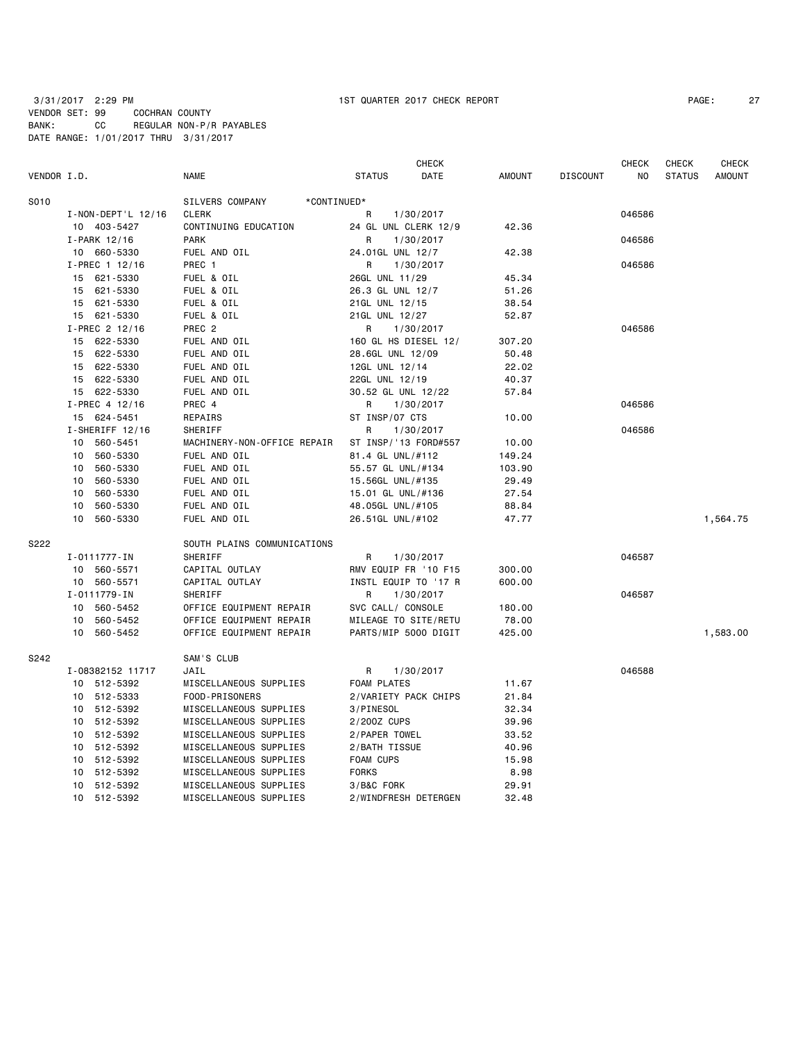3/31/2017 2:29 PM 1ST QUARTER 2017 CHECK REPORT

VENDOR SET: 99 COCHRAN COUNTY
BANK: CC REGULAR NON-P/R PAYABLES
DATE RANGE: 1/01/2017 THRU 3/31/2017

| VENDOR I.D. | NAME | STATUS | CHECK DATE | AMOUNT | DISCOUNT | CHECK NO | CHECK STATUS | CHECK AMOUNT |
|---|---|---|---|---|---|---|---|---|
| S010 | SILVERS COMPANY *CONTINUED* | | | | | | | |
| I-NON-DEPT'L 12/16 | CLERK | R | 1/30/2017 | | | 046586 | | |
| 10 403-5427 | CONTINUING EDUCATION | 24 GL UNL CLERK 12/9 | | 42.36 | | | | |
| I-PARK 12/16 | PARK | R | 1/30/2017 | | | 046586 | | |
| 10 660-5330 | FUEL AND OIL | 24.01GL UNL 12/7 | | 42.38 | | | | |
| I-PREC 1 12/16 | PREC 1 | R | 1/30/2017 | | | 046586 | | |
| 15 621-5330 | FUEL & OIL | 26GL UNL 11/29 | | 45.34 | | | | |
| 15 621-5330 | FUEL & OIL | 26.3 GL UNL 12/7 | | 51.26 | | | | |
| 15 621-5330 | FUEL & OIL | 21GL UNL 12/15 | | 38.54 | | | | |
| 15 621-5330 | FUEL & OIL | 21GL UNL 12/27 | | 52.87 | | | | |
| I-PREC 2 12/16 | PREC 2 | R | 1/30/2017 | | | 046586 | | |
| 15 622-5330 | FUEL AND OIL | 160 GL HS DIESEL 12/ | | 307.20 | | | | |
| 15 622-5330 | FUEL AND OIL | 28.6GL UNL 12/09 | | 50.48 | | | | |
| 15 622-5330 | FUEL AND OIL | 12GL UNL 12/14 | | 22.02 | | | | |
| 15 622-5330 | FUEL AND OIL | 22GL UNL 12/19 | | 40.37 | | | | |
| 15 622-5330 | FUEL AND OIL | 30.52 GL UNL 12/22 | | 57.84 | | | | |
| I-PREC 4 12/16 | PREC 4 | R | 1/30/2017 | | | 046586 | | |
| 15 624-5451 | REPAIRS | ST INSP/07 CTS | | 10.00 | | | | |
| I-SHERIFF 12/16 | SHERIFF | R | 1/30/2017 | | | 046586 | | |
| 10 560-5451 | MACHINERY-NON-OFFICE REPAIR | ST INSP/'13 FORD#557 | | 10.00 | | | | |
| 10 560-5330 | FUEL AND OIL | 81.4 GL UNL/#112 | | 149.24 | | | | |
| 10 560-5330 | FUEL AND OIL | 55.57 GL UNL/#134 | | 103.90 | | | | |
| 10 560-5330 | FUEL AND OIL | 15.56GL UNL/#135 | | 29.49 | | | | |
| 10 560-5330 | FUEL AND OIL | 15.01 GL UNL/#136 | | 27.54 | | | | |
| 10 560-5330 | FUEL AND OIL | 48.05GL UNL/#105 | | 88.84 | | | | |
| 10 560-5330 | FUEL AND OIL | 26.51GL UNL/#102 | | 47.77 | | | | 1,564.75 |
| S222 | SOUTH PLAINS COMMUNICATIONS | | | | | | | |
| I-0111777-IN | SHERIFF | R | 1/30/2017 | | | 046587 | | |
| 10 560-5571 | CAPITAL OUTLAY | RMV EQUIP FR '10 F15 | | 300.00 | | | | |
| 10 560-5571 | CAPITAL OUTLAY | INSTL EQUIP TO '17 R | | 600.00 | | | | |
| I-0111779-IN | SHERIFF | R | 1/30/2017 | | | 046587 | | |
| 10 560-5452 | OFFICE EQUIPMENT REPAIR | SVC CALL/ CONSOLE | | 180.00 | | | | |
| 10 560-5452 | OFFICE EQUIPMENT REPAIR | MILEAGE TO SITE/RETU | | 78.00 | | | | |
| 10 560-5452 | OFFICE EQUIPMENT REPAIR | PARTS/MIP 5000 DIGIT | | 425.00 | | | | 1,583.00 |
| S242 | SAM'S CLUB | | | | | | | |
| I-08382152 11717 | JAIL | R | 1/30/2017 | | | 046588 | | |
| 10 512-5392 | MISCELLANEOUS SUPPLIES | FOAM PLATES | | 11.67 | | | | |
| 10 512-5333 | FOOD-PRISONERS | 2/VARIETY PACK CHIPS | | 21.84 | | | | |
| 10 512-5392 | MISCELLANEOUS SUPPLIES | 3/PINESOL | | 32.34 | | | | |
| 10 512-5392 | MISCELLANEOUS SUPPLIES | 2/20OZ CUPS | | 39.96 | | | | |
| 10 512-5392 | MISCELLANEOUS SUPPLIES | 2/PAPER TOWEL | | 33.52 | | | | |
| 10 512-5392 | MISCELLANEOUS SUPPLIES | 2/BATH TISSUE | | 40.96 | | | | |
| 10 512-5392 | MISCELLANEOUS SUPPLIES | FOAM CUPS | | 15.98 | | | | |
| 10 512-5392 | MISCELLANEOUS SUPPLIES | FORKS | | 8.98 | | | | |
| 10 512-5392 | MISCELLANEOUS SUPPLIES | 3/B&C FORK | | 29.91 | | | | |
| 10 512-5392 | MISCELLANEOUS SUPPLIES | 2/WINDFRESH DETERGEN | | 32.48 | | | | |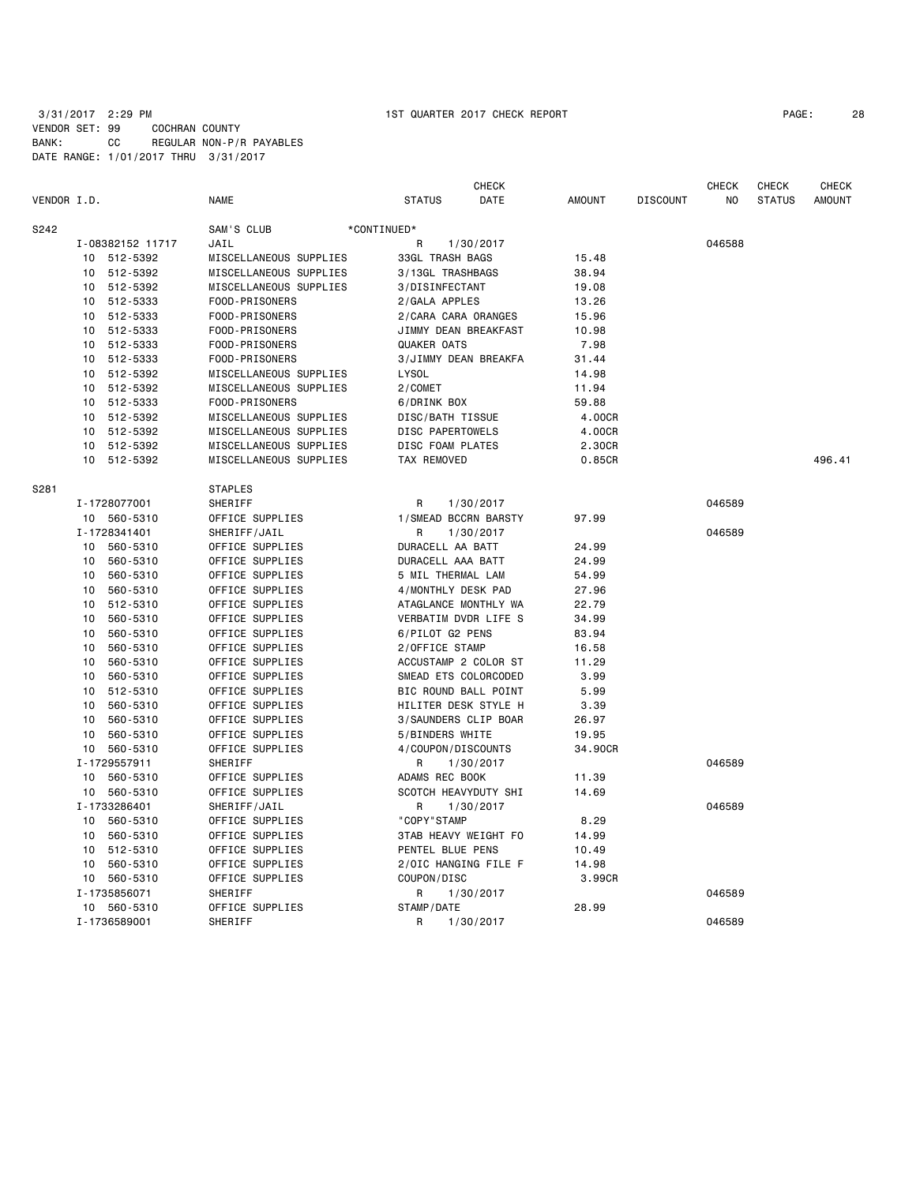3/31/2017 2:29 PM 1ST QUARTER 2017 CHECK REPORT

VENDOR SET: 99 COCHRAN COUNTY
BANK: CC REGULAR NON-P/R PAYABLES
DATE RANGE: 1/01/2017 THRU 3/31/2017

| VENDOR I.D. | NAME | STATUS | CHECK DATE | AMOUNT | DISCOUNT | CHECK NO | CHECK STATUS | CHECK AMOUNT |
|---|---|---|---|---|---|---|---|---|
| S242 | SAM'S CLUB *CONTINUED* | | | | | | | |
| I-08382152 11717 | JAIL | R | 1/30/2017 | | | 046588 | | |
| 10 512-5392 | MISCELLANEOUS SUPPLIES | 33GL TRASH BAGS | | 15.48 | | | | |
| 10 512-5392 | MISCELLANEOUS SUPPLIES | 3/13GL TRASHBAGS | | 38.94 | | | | |
| 10 512-5392 | MISCELLANEOUS SUPPLIES | 3/DISINFECTANT | | 19.08 | | | | |
| 10 512-5333 | FOOD-PRISONERS | 2/GALA APPLES | | 13.26 | | | | |
| 10 512-5333 | FOOD-PRISONERS | 2/CARA CARA ORANGES | | 15.96 | | | | |
| 10 512-5333 | FOOD-PRISONERS | JIMMY DEAN BREAKFAST | | 10.98 | | | | |
| 10 512-5333 | FOOD-PRISONERS | QUAKER OATS | | 7.98 | | | | |
| 10 512-5333 | FOOD-PRISONERS | 3/JIMMY DEAN BREAKFA | | 31.44 | | | | |
| 10 512-5392 | MISCELLANEOUS SUPPLIES | LYSOL | | 14.98 | | | | |
| 10 512-5392 | MISCELLANEOUS SUPPLIES | 2/COMET | | 11.94 | | | | |
| 10 512-5333 | FOOD-PRISONERS | 6/DRINK BOX | | 59.88 | | | | |
| 10 512-5392 | MISCELLANEOUS SUPPLIES | DISC/BATH TISSUE | | 4.00CR | | | | |
| 10 512-5392 | MISCELLANEOUS SUPPLIES | DISC PAPERTOWELS | | 4.00CR | | | | |
| 10 512-5392 | MISCELLANEOUS SUPPLIES | DISC FOAM PLATES | | 2.30CR | | | | |
| 10 512-5392 | MISCELLANEOUS SUPPLIES | TAX REMOVED | | 0.85CR | | | | 496.41 |
| S281 | STAPLES | | | | | | | |
| I-1728077001 | SHERIFF | R | 1/30/2017 | | | 046589 | | |
| 10 560-5310 | OFFICE SUPPLIES | 1/SMEAD BCCRN BARSTY | | 97.99 | | | | |
| I-1728341401 | SHERIFF/JAIL | R | 1/30/2017 | | | 046589 | | |
| 10 560-5310 | OFFICE SUPPLIES | DURACELL AA BATT | | 24.99 | | | | |
| 10 560-5310 | OFFICE SUPPLIES | DURACELL AAA BATT | | 24.99 | | | | |
| 10 560-5310 | OFFICE SUPPLIES | 5 MIL THERMAL LAM | | 54.99 | | | | |
| 10 560-5310 | OFFICE SUPPLIES | 4/MONTHLY DESK PAD | | 27.96 | | | | |
| 10 512-5310 | OFFICE SUPPLIES | ATAGLANCE MONTHLY WA | | 22.79 | | | | |
| 10 560-5310 | OFFICE SUPPLIES | VERBATIM DVDR LIFE S | | 34.99 | | | | |
| 10 560-5310 | OFFICE SUPPLIES | 6/PILOT G2 PENS | | 83.94 | | | | |
| 10 560-5310 | OFFICE SUPPLIES | 2/OFFICE STAMP | | 16.58 | | | | |
| 10 560-5310 | OFFICE SUPPLIES | ACCUSTAMP 2 COLOR ST | | 11.29 | | | | |
| 10 560-5310 | OFFICE SUPPLIES | SMEAD ETS COLORCODED | | 3.99 | | | | |
| 10 512-5310 | OFFICE SUPPLIES | BIC ROUND BALL POINT | | 5.99 | | | | |
| 10 560-5310 | OFFICE SUPPLIES | HILITER DESK STYLE H | | 3.39 | | | | |
| 10 560-5310 | OFFICE SUPPLIES | 3/SAUNDERS CLIP BOAR | | 26.97 | | | | |
| 10 560-5310 | OFFICE SUPPLIES | 5/BINDERS WHITE | | 19.95 | | | | |
| 10 560-5310 | OFFICE SUPPLIES | 4/COUPON/DISCOUNTS | | 34.90CR | | | | |
| I-1729557911 | SHERIFF | R | 1/30/2017 | | | 046589 | | |
| 10 560-5310 | OFFICE SUPPLIES | ADAMS REC BOOK | | 11.39 | | | | |
| 10 560-5310 | OFFICE SUPPLIES | SCOTCH HEAVYDUTY SHI | | 14.69 | | | | |
| I-1733286401 | SHERIFF/JAIL | R | 1/30/2017 | | | 046589 | | |
| 10 560-5310 | OFFICE SUPPLIES | "COPY"STAMP | | 8.29 | | | | |
| 10 560-5310 | OFFICE SUPPLIES | 3TAB HEAVY WEIGHT FO | | 14.99 | | | | |
| 10 512-5310 | OFFICE SUPPLIES | PENTEL BLUE PENS | | 10.49 | | | | |
| 10 560-5310 | OFFICE SUPPLIES | 2/OIC HANGING FILE F | | 14.98 | | | | |
| 10 560-5310 | OFFICE SUPPLIES | COUPON/DISC | | 3.99CR | | | | |
| I-1735856071 | SHERIFF | R | 1/30/2017 | | | 046589 | | |
| 10 560-5310 | OFFICE SUPPLIES | STAMP/DATE | | 28.99 | | | | |
| I-1736589001 | SHERIFF | R | 1/30/2017 | | | 046589 | | |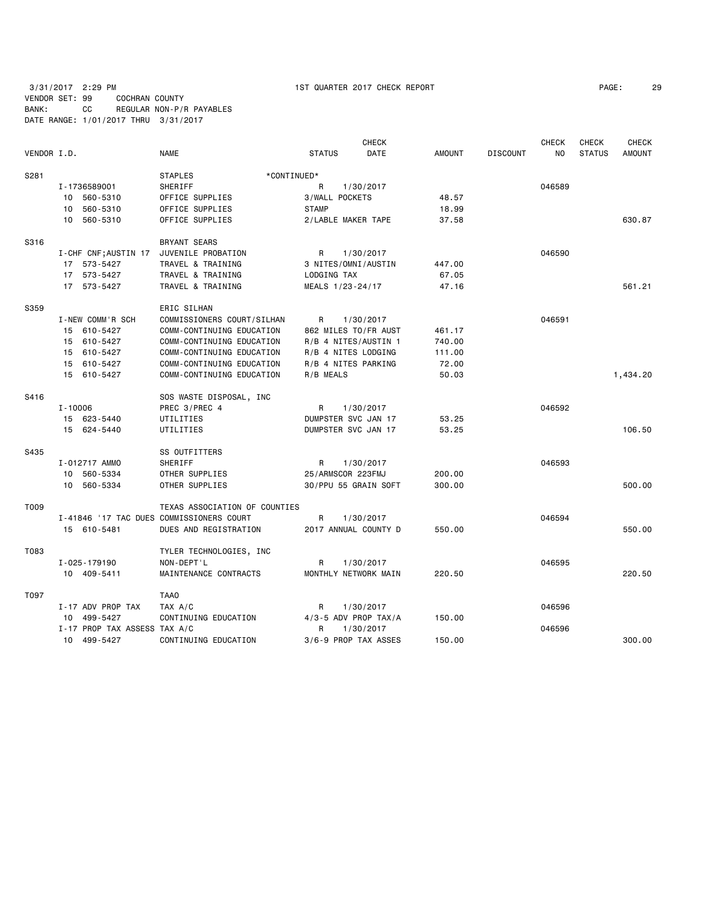3/31/2017 2:29 PM 1ST QUARTER 2017 CHECK REPORT

VENDOR SET: 99 COCHRAN COUNTY
BANK: CC REGULAR NON-P/R PAYABLES
DATE RANGE: 1/01/2017 THRU 3/31/2017

| VENDOR I.D. | | NAME | STATUS | CHECK DATE | AMOUNT | DISCOUNT | CHECK NO | CHECK STATUS | CHECK AMOUNT |
|---|---|---|---|---|---|---|---|---|---|
| S281 | | STAPLES *CONTINUED* | | | | | | | |
| | I-1736589001 | SHERIFF | R | 1/30/2017 | | | 046589 | | |
| | 10 560-5310 | OFFICE SUPPLIES | 3/WALL POCKETS | | 48.57 | | | | |
| | 10 560-5310 | OFFICE SUPPLIES | STAMP | | 18.99 | | | | |
| | 10 560-5310 | OFFICE SUPPLIES | 2/LABLE MAKER TAPE | | 37.58 | | | | 630.87 |
| S316 | | BRYANT SEARS | | | | | | | |
| | I-CHF CNF;AUSTIN 17 | JUVENILE PROBATION | R | 1/30/2017 | | | 046590 | | |
| | 17 573-5427 | TRAVEL & TRAINING | 3 NITES/OMNI/AUSTIN | | 447.00 | | | | |
| | 17 573-5427 | TRAVEL & TRAINING | LODGING TAX | | 67.05 | | | | |
| | 17 573-5427 | TRAVEL & TRAINING | MEALS 1/23-24/17 | | 47.16 | | | | 561.21 |
| S359 | | ERIC SILHAN | | | | | | | |
| | I-NEW COMM'R SCH | COMMISSIONERS COURT/SILHAN | R | 1/30/2017 | | | 046591 | | |
| | 15 610-5427 | COMM-CONTINUING EDUCATION | 862 MILES TO/FR AUST | | 461.17 | | | | |
| | 15 610-5427 | COMM-CONTINUING EDUCATION | R/B 4 NITES/AUSTIN 1 | | 740.00 | | | | |
| | 15 610-5427 | COMM-CONTINUING EDUCATION | R/B 4 NITES LODGING | | 111.00 | | | | |
| | 15 610-5427 | COMM-CONTINUING EDUCATION | R/B 4 NITES PARKING | | 72.00 | | | | |
| | 15 610-5427 | COMM-CONTINUING EDUCATION | R/B MEALS | | 50.03 | | | | 1,434.20 |
| S416 | | SOS WASTE DISPOSAL, INC | | | | | | | |
| | I-10006 | PREC 3/PREC 4 | R | 1/30/2017 | | | 046592 | | |
| | 15 623-5440 | UTILITIES | DUMPSTER SVC JAN 17 | | 53.25 | | | | |
| | 15 624-5440 | UTILITIES | DUMPSTER SVC JAN 17 | | 53.25 | | | | 106.50 |
| S435 | | SS OUTFITTERS | | | | | | | |
| | I-012717 AMMO | SHERIFF | R | 1/30/2017 | | | 046593 | | |
| | 10 560-5334 | OTHER SUPPLIES | 25/ARMSCOR 223FMJ | | 200.00 | | | | |
| | 10 560-5334 | OTHER SUPPLIES | 30/PPU 55 GRAIN SOFT | | 300.00 | | | | 500.00 |
| T009 | | TEXAS ASSOCIATION OF COUNTIES | | | | | | | |
| | I-41846 '17 TAC DUES | COMMISSIONERS COURT | R | 1/30/2017 | | | 046594 | | |
| | 15 610-5481 | DUES AND REGISTRATION | 2017 ANNUAL COUNTY D | | 550.00 | | | | 550.00 |
| T083 | | TYLER TECHNOLOGIES, INC | | | | | | | |
| | I-025-179190 | NON-DEPT'L | R | 1/30/2017 | | | 046595 | | |
| | 10 409-5411 | MAINTENANCE CONTRACTS | MONTHLY NETWORK MAIN | | 220.50 | | | | 220.50 |
| T097 | | TAAO | | | | | | | |
| | I-17 ADV PROP TAX | TAX A/C | R | 1/30/2017 | | | 046596 | | |
| | 10 499-5427 | CONTINUING EDUCATION | 4/3-5 ADV PROP TAX/A | | 150.00 | | | | |
| | I-17 PROP TAX ASSESS | TAX A/C | R | 1/30/2017 | | | 046596 | | |
| | 10 499-5427 | CONTINUING EDUCATION | 3/6-9 PROP TAX ASSES | | 150.00 | | | | 300.00 |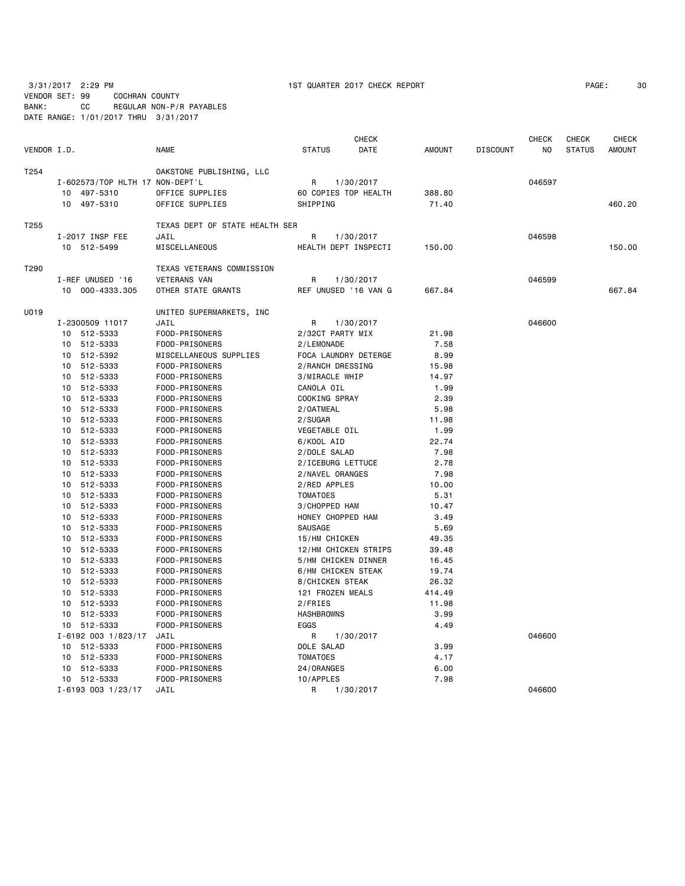3/31/2017 2:29 PM 1ST QUARTER 2017 CHECK REPORT

VENDOR SET: 99 COCHRAN COUNTY
BANK: CC REGULAR NON-P/R PAYABLES
DATE RANGE: 1/01/2017 THRU 3/31/2017

| VENDOR I.D. | NAME | STATUS | CHECK DATE | AMOUNT | DISCOUNT | CHECK NO | CHECK STATUS | CHECK AMOUNT |
|---|---|---|---|---|---|---|---|---|
| T254 | OAKSTONE PUBLISHING, LLC | | | | | | | |
| I-602573/TOP HLTH 17 NON-DEPT'L | | R | 1/30/2017 | | | 046597 | | |
| 10 497-5310 | OFFICE SUPPLIES | 60 COPIES TOP HEALTH | | 388.80 | | | | |
| 10 497-5310 | OFFICE SUPPLIES | SHIPPING | | 71.40 | | | | 460.20 |
| T255 | TEXAS DEPT OF STATE HEALTH SER | | | | | | | |
| I-2017 INSP FEE | JAIL | R | 1/30/2017 | | | 046598 | | |
| 10 512-5499 | MISCELLANEOUS | HEALTH DEPT INSPECTI | | 150.00 | | | | 150.00 |
| T290 | TEXAS VETERANS COMMISSION | | | | | | | |
| I-REF UNUSED '16 | VETERANS VAN | R | 1/30/2017 | | | 046599 | | |
| 10 000-4333.305 | OTHER STATE GRANTS | REF UNUSED '16 VAN G | | 667.84 | | | | 667.84 |
| U019 | UNITED SUPERMARKETS, INC | | | | | | | |
| I-2300509 11017 | JAIL | R | 1/30/2017 | | | 046600 | | |
| 10 512-5333 | FOOD-PRISONERS | 2/32CT PARTY MIX | | 21.98 | | | | |
| 10 512-5333 | FOOD-PRISONERS | 2/LEMONADE | | 7.58 | | | | |
| 10 512-5392 | MISCELLANEOUS SUPPLIES | FOCA LAUNDRY DETERGE | | 8.99 | | | | |
| 10 512-5333 | FOOD-PRISONERS | 2/RANCH DRESSING | | 15.98 | | | | |
| 10 512-5333 | FOOD-PRISONERS | 3/MIRACLE WHIP | | 14.97 | | | | |
| 10 512-5333 | FOOD-PRISONERS | CANOLA OIL | | 1.99 | | | | |
| 10 512-5333 | FOOD-PRISONERS | COOKING SPRAY | | 2.39 | | | | |
| 10 512-5333 | FOOD-PRISONERS | 2/OATMEAL | | 5.98 | | | | |
| 10 512-5333 | FOOD-PRISONERS | 2/SUGAR | | 11.98 | | | | |
| 10 512-5333 | FOOD-PRISONERS | VEGETABLE OIL | | 1.99 | | | | |
| 10 512-5333 | FOOD-PRISONERS | 6/KOOL AID | | 22.74 | | | | |
| 10 512-5333 | FOOD-PRISONERS | 2/DOLE SALAD | | 7.98 | | | | |
| 10 512-5333 | FOOD-PRISONERS | 2/ICEBURG LETTUCE | | 2.78 | | | | |
| 10 512-5333 | FOOD-PRISONERS | 2/NAVEL ORANGES | | 7.98 | | | | |
| 10 512-5333 | FOOD-PRISONERS | 2/RED APPLES | | 10.00 | | | | |
| 10 512-5333 | FOOD-PRISONERS | TOMATOES | | 5.31 | | | | |
| 10 512-5333 | FOOD-PRISONERS | 3/CHOPPED HAM | | 10.47 | | | | |
| 10 512-5333 | FOOD-PRISONERS | HONEY CHOPPED HAM | | 3.49 | | | | |
| 10 512-5333 | FOOD-PRISONERS | SAUSAGE | | 5.69 | | | | |
| 10 512-5333 | FOOD-PRISONERS | 15/HM CHICKEN | | 49.35 | | | | |
| 10 512-5333 | FOOD-PRISONERS | 12/HM CHICKEN STRIPS | | 39.48 | | | | |
| 10 512-5333 | FOOD-PRISONERS | 5/HM CHICKEN DINNER | | 16.45 | | | | |
| 10 512-5333 | FOOD-PRISONERS | 6/HM CHICKEN STEAK | | 19.74 | | | | |
| 10 512-5333 | FOOD-PRISONERS | 8/CHICKEN STEAK | | 26.32 | | | | |
| 10 512-5333 | FOOD-PRISONERS | 121 FROZEN MEALS | | 414.49 | | | | |
| 10 512-5333 | FOOD-PRISONERS | 2/FRIES | | 11.98 | | | | |
| 10 512-5333 | FOOD-PRISONERS | HASHBROWNS | | 3.99 | | | | |
| 10 512-5333 | FOOD-PRISONERS | EGGS | | 4.49 | | | | |
| I-6192 003 1/823/17 | JAIL | R | 1/30/2017 | | | 046600 | | |
| 10 512-5333 | FOOD-PRISONERS | DOLE SALAD | | 3.99 | | | | |
| 10 512-5333 | FOOD-PRISONERS | TOMATOES | | 4.17 | | | | |
| 10 512-5333 | FOOD-PRISONERS | 24/ORANGES | | 6.00 | | | | |
| 10 512-5333 | FOOD-PRISONERS | 10/APPLES | | 7.98 | | | | |
| I-6193 003 1/23/17 | JAIL | R | 1/30/2017 | | | 046600 | | |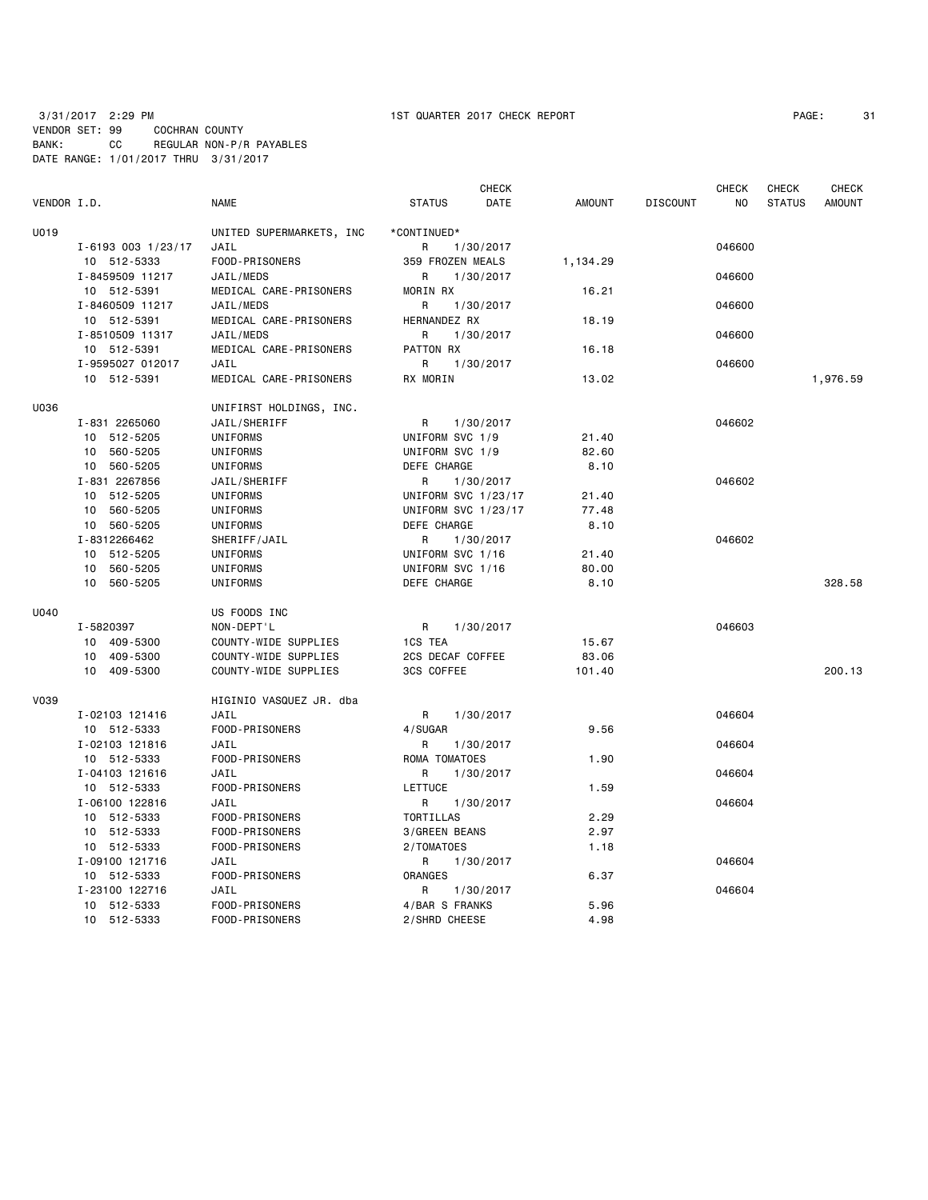3/31/2017 2:29 PM 1ST QUARTER 2017 CHECK REPORT

VENDOR SET: 99 COCHRAN COUNTY
BANK: CC REGULAR NON-P/R PAYABLES
DATE RANGE: 1/01/2017 THRU 3/31/2017

| VENDOR I.D. | | NAME | STATUS | CHECK DATE | AMOUNT | DISCOUNT | CHECK NO | CHECK STATUS | CHECK AMOUNT |
|---|---|---|---|---|---|---|---|---|---|
| U019 | | UNITED SUPERMARKETS, INC | *CONTINUED* | | | | | | |
| | I-6193 003 1/23/17 | JAIL | R | 1/30/2017 | | | 046600 | | |
| | 10 512-5333 | FOOD-PRISONERS | 359 FROZEN MEALS | | 1,134.29 | | | | |
| | I-8459509 11217 | JAIL/MEDS | R | 1/30/2017 | | | 046600 | | |
| | 10 512-5391 | MEDICAL CARE-PRISONERS | MORIN RX | | 16.21 | | | | |
| | I-8460509 11217 | JAIL/MEDS | R | 1/30/2017 | | | 046600 | | |
| | 10 512-5391 | MEDICAL CARE-PRISONERS | HERNANDEZ RX | | 18.19 | | | | |
| | I-8510509 11317 | JAIL/MEDS | R | 1/30/2017 | | | 046600 | | |
| | 10 512-5391 | MEDICAL CARE-PRISONERS | PATTON RX | | 16.18 | | | | |
| | I-9595027 012017 | JAIL | R | 1/30/2017 | | | 046600 | | |
| | 10 512-5391 | MEDICAL CARE-PRISONERS | RX MORIN | | 13.02 | | | | 1,976.59 |
| U036 | | UNIFIRST HOLDINGS, INC. | | | | | | | |
| | I-831 2265060 | JAIL/SHERIFF | R | 1/30/2017 | | | 046602 | | |
| | 10 512-5205 | UNIFORMS | UNIFORM SVC 1/9 | | 21.40 | | | | |
| | 10 560-5205 | UNIFORMS | UNIFORM SVC 1/9 | | 82.60 | | | | |
| | 10 560-5205 | UNIFORMS | DEFE CHARGE | | 8.10 | | | | |
| | I-831 2267856 | JAIL/SHERIFF | R | 1/30/2017 | | | 046602 | | |
| | 10 512-5205 | UNIFORMS | UNIFORM SVC 1/23/17 | | 21.40 | | | | |
| | 10 560-5205 | UNIFORMS | UNIFORM SVC 1/23/17 | | 77.48 | | | | |
| | 10 560-5205 | UNIFORMS | DEFE CHARGE | | 8.10 | | | | |
| | I-8312266462 | SHERIFF/JAIL | R | 1/30/2017 | | | 046602 | | |
| | 10 512-5205 | UNIFORMS | UNIFORM SVC 1/16 | | 21.40 | | | | |
| | 10 560-5205 | UNIFORMS | UNIFORM SVC 1/16 | | 80.00 | | | | |
| | 10 560-5205 | UNIFORMS | DEFE CHARGE | | 8.10 | | | | 328.58 |
| U040 | | US FOODS INC | | | | | | | |
| | I-5820397 | NON-DEPT'L | R | 1/30/2017 | | | 046603 | | |
| | 10 409-5300 | COUNTY-WIDE SUPPLIES | 1CS TEA | | 15.67 | | | | |
| | 10 409-5300 | COUNTY-WIDE SUPPLIES | 2CS DECAF COFFEE | | 83.06 | | | | |
| | 10 409-5300 | COUNTY-WIDE SUPPLIES | 3CS COFFEE | | 101.40 | | | | 200.13 |
| V039 | | HIGINIO VASQUEZ JR. dba | | | | | | | |
| | I-02103 121416 | JAIL | R | 1/30/2017 | | | 046604 | | |
| | 10 512-5333 | FOOD-PRISONERS | 4/SUGAR | | 9.56 | | | | |
| | I-02103 121816 | JAIL | R | 1/30/2017 | | | 046604 | | |
| | 10 512-5333 | FOOD-PRISONERS | ROMA TOMATOES | | 1.90 | | | | |
| | I-04103 121616 | JAIL | R | 1/30/2017 | | | 046604 | | |
| | 10 512-5333 | FOOD-PRISONERS | LETTUCE | | 1.59 | | | | |
| | I-06100 122816 | JAIL | R | 1/30/2017 | | | 046604 | | |
| | 10 512-5333 | FOOD-PRISONERS | TORTILLAS | | 2.29 | | | | |
| | 10 512-5333 | FOOD-PRISONERS | 3/GREEN BEANS | | 2.97 | | | | |
| | 10 512-5333 | FOOD-PRISONERS | 2/TOMATOES | | 1.18 | | | | |
| | I-09100 121716 | JAIL | R | 1/30/2017 | | | 046604 | | |
| | 10 512-5333 | FOOD-PRISONERS | ORANGES | | 6.37 | | | | |
| | I-23100 122716 | JAIL | R | 1/30/2017 | | | 046604 | | |
| | 10 512-5333 | FOOD-PRISONERS | 4/BAR S FRANKS | | 5.96 | | | | |
| | 10 512-5333 | FOOD-PRISONERS | 2/SHRD CHEESE | | 4.98 | | | | |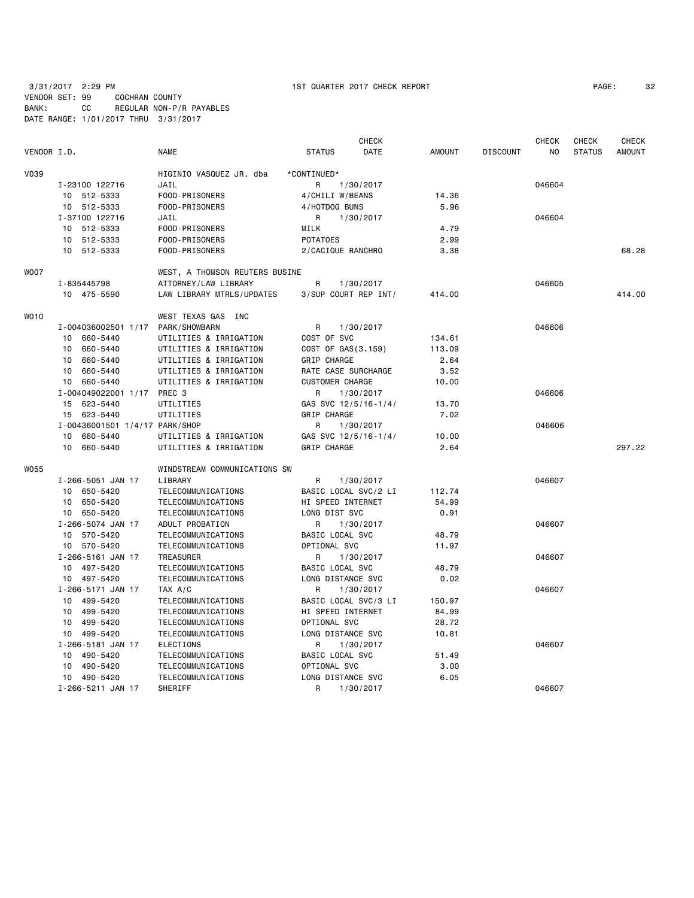3/31/2017 2:29 PM 1ST QUARTER 2017 CHECK REPORT PAGE: 32
VENDOR SET: 99 COCHRAN COUNTY
BANK: CC REGULAR NON-P/R PAYABLES
DATE RANGE: 1/01/2017 THRU 3/31/2017

| VENDOR I.D. | NAME | STATUS | CHECK DATE | AMOUNT | DISCOUNT | CHECK NO | CHECK STATUS | CHECK AMOUNT |
|---|---|---|---|---|---|---|---|---|
| V039 | HIGINIO VASQUEZ JR. dba | *CONTINUED* | | | | | | |
| I-23100 122716 | JAIL | R | 1/30/2017 | | | 046604 | | |
| 10 512-5333 | FOOD-PRISONERS | 4/CHILI W/BEANS | | 14.36 | | | | |
| 10 512-5333 | FOOD-PRISONERS | 4/HOTDOG BUNS | | 5.96 | | | | |
| I-37100 122716 | JAIL | R | 1/30/2017 | | | 046604 | | |
| 10 512-5333 | FOOD-PRISONERS | MILK | | 4.79 | | | | |
| 10 512-5333 | FOOD-PRISONERS | POTATOES | | 2.99 | | | | |
| 10 512-5333 | FOOD-PRISONERS | 2/CACIQUE RANCHRO | | 3.38 | | | | 68.28 |
| W007 | WEST, A THOMSON REUTERS BUSINE | | | | | | | |
| I-835445798 | ATTORNEY/LAW LIBRARY | R | 1/30/2017 | | | 046605 | | |
| 10 475-5590 | LAW LIBRARY MTRLS/UPDATES | 3/SUP COURT REP INT/ | | 414.00 | | | | 414.00 |
| W010 | WEST TEXAS GAS INC | | | | | | | |
| I-004036002501 1/17 | PARK/SHOWBARN | R | 1/30/2017 | | | 046606 | | |
| 10 660-5440 | UTILITIES & IRRIGATION | COST OF SVC | | 134.61 | | | | |
| 10 660-5440 | UTILITIES & IRRIGATION | COST OF GAS(3.159) | | 113.09 | | | | |
| 10 660-5440 | UTILITIES & IRRIGATION | GRIP CHARGE | | 2.64 | | | | |
| 10 660-5440 | UTILITIES & IRRIGATION | RATE CASE SURCHARGE | | 3.52 | | | | |
| 10 660-5440 | UTILITIES & IRRIGATION | CUSTOMER CHARGE | | 10.00 | | | | |
| I-004049022001 1/17 | PREC 3 | R | 1/30/2017 | | | 046606 | | |
| 15 623-5440 | UTILITIES | GAS SVC 12/5/16-1/4/ | | 13.70 | | | | |
| 15 623-5440 | UTILITIES | GRIP CHARGE | | 7.02 | | | | |
| I-00436001501 1/4/17 | PARK/SHOP | R | 1/30/2017 | | | 046606 | | |
| 10 660-5440 | UTILITIES & IRRIGATION | GAS SVC 12/5/16-1/4/ | | 10.00 | | | | |
| 10 660-5440 | UTILITIES & IRRIGATION | GRIP CHARGE | | 2.64 | | | | 297.22 |
| W055 | WINDSTREAM COMMUNICATIONS SW | | | | | | | |
| I-266-5051 JAN 17 | LIBRARY | R | 1/30/2017 | | | 046607 | | |
| 10 650-5420 | TELECOMMUNICATIONS | BASIC LOCAL SVC/2 LI | | 112.74 | | | | |
| 10 650-5420 | TELECOMMUNICATIONS | HI SPEED INTERNET | | 54.99 | | | | |
| 10 650-5420 | TELECOMMUNICATIONS | LONG DIST SVC | | 0.91 | | | | |
| I-266-5074 JAN 17 | ADULT PROBATION | R | 1/30/2017 | | | 046607 | | |
| 10 570-5420 | TELECOMMUNICATIONS | BASIC LOCAL SVC | | 48.79 | | | | |
| 10 570-5420 | TELECOMMUNICATIONS | OPTIONAL SVC | | 11.97 | | | | |
| I-266-5161 JAN 17 | TREASURER | R | 1/30/2017 | | | 046607 | | |
| 10 497-5420 | TELECOMMUNICATIONS | BASIC LOCAL SVC | | 48.79 | | | | |
| 10 497-5420 | TELECOMMUNICATIONS | LONG DISTANCE SVC | | 0.02 | | | | |
| I-266-5171 JAN 17 | TAX A/C | R | 1/30/2017 | | | 046607 | | |
| 10 499-5420 | TELECOMMUNICATIONS | BASIC LOCAL SVC/3 LI | | 150.97 | | | | |
| 10 499-5420 | TELECOMMUNICATIONS | HI SPEED INTERNET | | 84.99 | | | | |
| 10 499-5420 | TELECOMMUNICATIONS | OPTIONAL SVC | | 28.72 | | | | |
| 10 499-5420 | TELECOMMUNICATIONS | LONG DISTANCE SVC | | 10.81 | | | | |
| I-266-5181 JAN 17 | ELECTIONS | R | 1/30/2017 | | | 046607 | | |
| 10 490-5420 | TELECOMMUNICATIONS | BASIC LOCAL SVC | | 51.49 | | | | |
| 10 490-5420 | TELECOMMUNICATIONS | OPTIONAL SVC | | 3.00 | | | | |
| 10 490-5420 | TELECOMMUNICATIONS | LONG DISTANCE SVC | | 6.05 | | | | |
| I-266-5211 JAN 17 | SHERIFF | R | 1/30/2017 | | | 046607 | | |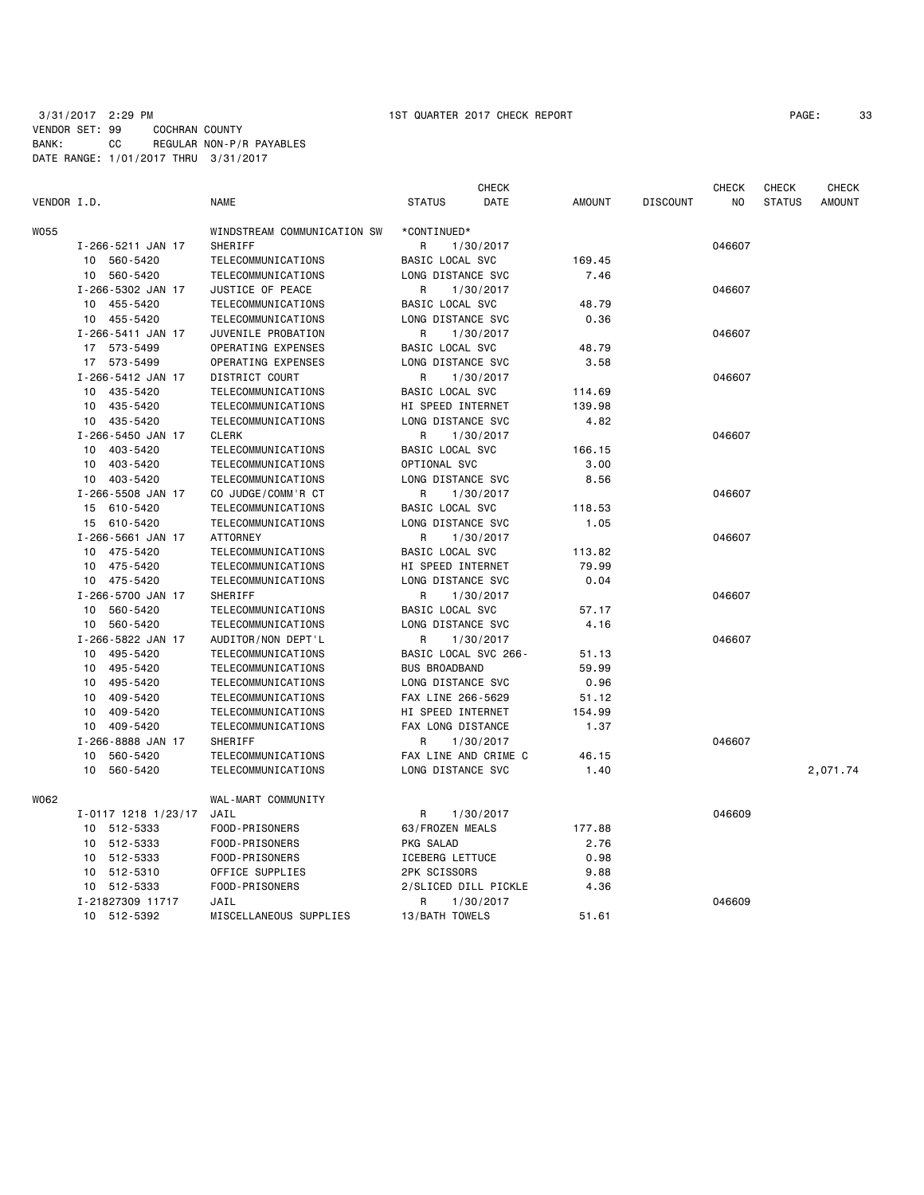3/31/2017 2:29 PM 1ST QUARTER 2017 CHECK REPORT
VENDOR SET: 99 COCHRAN COUNTY
BANK: CC REGULAR NON-P/R PAYABLES
DATE RANGE: 1/01/2017 THRU 3/31/2017

| VENDOR I.D. | NAME | STATUS | CHECK DATE | AMOUNT | DISCOUNT | CHECK NO | CHECK STATUS | CHECK AMOUNT |
|---|---|---|---|---|---|---|---|---|
| W055 | WINDSTREAM COMMUNICATION SW | *CONTINUED* | | | | | | |
| I-266-5211 JAN 17 | SHERIFF | R | 1/30/2017 | | | 046607 | | |
| 10 560-5420 | TELECOMMUNICATIONS | BASIC LOCAL SVC | | 169.45 | | | | |
| 10 560-5420 | TELECOMMUNICATIONS | LONG DISTANCE SVC | | 7.46 | | | | |
| I-266-5302 JAN 17 | JUSTICE OF PEACE | R | 1/30/2017 | | | 046607 | | |
| 10 455-5420 | TELECOMMUNICATIONS | BASIC LOCAL SVC | | 48.79 | | | | |
| 10 455-5420 | TELECOMMUNICATIONS | LONG DISTANCE SVC | | 0.36 | | | | |
| I-266-5411 JAN 17 | JUVENILE PROBATION | R | 1/30/2017 | | | 046607 | | |
| 17 573-5499 | OPERATING EXPENSES | BASIC LOCAL SVC | | 48.79 | | | | |
| 17 573-5499 | OPERATING EXPENSES | LONG DISTANCE SVC | | 3.58 | | | | |
| I-266-5412 JAN 17 | DISTRICT COURT | R | 1/30/2017 | | | 046607 | | |
| 10 435-5420 | TELECOMMUNICATIONS | BASIC LOCAL SVC | | 114.69 | | | | |
| 10 435-5420 | TELECOMMUNICATIONS | HI SPEED INTERNET | | 139.98 | | | | |
| 10 435-5420 | TELECOMMUNICATIONS | LONG DISTANCE SVC | | 4.82 | | | | |
| I-266-5450 JAN 17 | CLERK | R | 1/30/2017 | | | 046607 | | |
| 10 403-5420 | TELECOMMUNICATIONS | BASIC LOCAL SVC | | 166.15 | | | | |
| 10 403-5420 | TELECOMMUNICATIONS | OPTIONAL SVC | | 3.00 | | | | |
| 10 403-5420 | TELECOMMUNICATIONS | LONG DISTANCE SVC | | 8.56 | | | | |
| I-266-5508 JAN 17 | CO JUDGE/COMM'R CT | R | 1/30/2017 | | | 046607 | | |
| 15 610-5420 | TELECOMMUNICATIONS | BASIC LOCAL SVC | | 118.53 | | | | |
| 15 610-5420 | TELECOMMUNICATIONS | LONG DISTANCE SVC | | 1.05 | | | | |
| I-266-5661 JAN 17 | ATTORNEY | R | 1/30/2017 | | | 046607 | | |
| 10 475-5420 | TELECOMMUNICATIONS | BASIC LOCAL SVC | | 113.82 | | | | |
| 10 475-5420 | TELECOMMUNICATIONS | HI SPEED INTERNET | | 79.99 | | | | |
| 10 475-5420 | TELECOMMUNICATIONS | LONG DISTANCE SVC | | 0.04 | | | | |
| I-266-5700 JAN 17 | SHERIFF | R | 1/30/2017 | | | 046607 | | |
| 10 560-5420 | TELECOMMUNICATIONS | BASIC LOCAL SVC | | 57.17 | | | | |
| 10 560-5420 | TELECOMMUNICATIONS | LONG DISTANCE SVC | | 4.16 | | | | |
| I-266-5822 JAN 17 | AUDITOR/NON DEPT'L | R | 1/30/2017 | | | 046607 | | |
| 10 495-5420 | TELECOMMUNICATIONS | BASIC LOCAL SVC 266- | | 51.13 | | | | |
| 10 495-5420 | TELECOMMUNICATIONS | BUS BROADBAND | | 59.99 | | | | |
| 10 495-5420 | TELECOMMUNICATIONS | LONG DISTANCE SVC | | 0.96 | | | | |
| 10 409-5420 | TELECOMMUNICATIONS | FAX LINE 266-5629 | | 51.12 | | | | |
| 10 409-5420 | TELECOMMUNICATIONS | HI SPEED INTERNET | | 154.99 | | | | |
| 10 409-5420 | TELECOMMUNICATIONS | FAX LONG DISTANCE | | 1.37 | | | | |
| I-266-8888 JAN 17 | SHERIFF | R | 1/30/2017 | | | 046607 | | |
| 10 560-5420 | TELECOMMUNICATIONS | FAX LINE AND CRIME C | | 46.15 | | | | |
| 10 560-5420 | TELECOMMUNICATIONS | LONG DISTANCE SVC | | 1.40 | | | | 2,071.74 |
| W062 | WAL-MART COMMUNITY | | | | | | | |
| I-0117 1218 1/23/17 | JAIL | R | 1/30/2017 | | | 046609 | | |
| 10 512-5333 | FOOD-PRISONERS | 63/FROZEN MEALS | | 177.88 | | | | |
| 10 512-5333 | FOOD-PRISONERS | PKG SALAD | | 2.76 | | | | |
| 10 512-5333 | FOOD-PRISONERS | ICEBERG LETTUCE | | 0.98 | | | | |
| 10 512-5310 | OFFICE SUPPLIES | 2PK SCISSORS | | 9.88 | | | | |
| 10 512-5333 | FOOD-PRISONERS | 2/SLICED DILL PICKLE | | 4.36 | | | | |
| I-21827309 11717 | JAIL | R | 1/30/2017 | | | 046609 | | |
| 10 512-5392 | MISCELLANEOUS SUPPLIES | 13/BATH TOWELS | | 51.61 | | | | |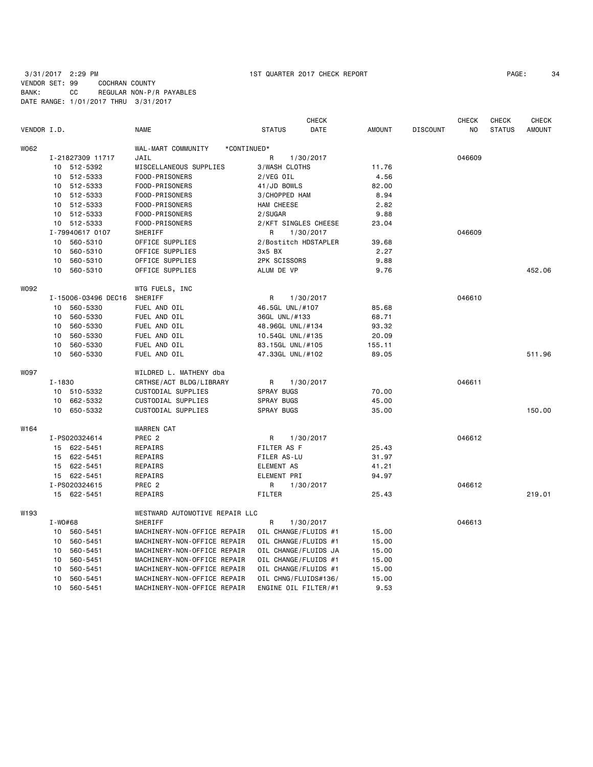3/31/2017 2:29 PM 1ST QUARTER 2017 CHECK REPORT

VENDOR SET: 99 COCHRAN COUNTY
BANK: CC REGULAR NON-P/R PAYABLES
DATE RANGE: 1/01/2017 THRU 3/31/2017

| VENDOR I.D. | NAME | STATUS | CHECK DATE | AMOUNT | DISCOUNT | CHECK NO | CHECK STATUS | CHECK AMOUNT |
|---|---|---|---|---|---|---|---|---|
| W062 | WAL-MART COMMUNITY *CONTINUED* | | | | | | | |
| I-21827309 11717 | JAIL | R | 1/30/2017 | | | 046609 | | |
| 10 512-5392 | MISCELLANEOUS SUPPLIES | 3/WASH CLOTHS | | 11.76 | | | | |
| 10 512-5333 | FOOD-PRISONERS | 2/VEG OIL | | 4.56 | | | | |
| 10 512-5333 | FOOD-PRISONERS | 41/JD BOWLS | | 82.00 | | | | |
| 10 512-5333 | FOOD-PRISONERS | 3/CHOPPED HAM | | 8.94 | | | | |
| 10 512-5333 | FOOD-PRISONERS | HAM CHEESE | | 2.82 | | | | |
| 10 512-5333 | FOOD-PRISONERS | 2/SUGAR | | 9.88 | | | | |
| 10 512-5333 | FOOD-PRISONERS | 2/KFT SINGLES CHEESE | | 23.04 | | | | |
| I-79940617 0107 | SHERIFF | R | 1/30/2017 | | | 046609 | | |
| 10 560-5310 | OFFICE SUPPLIES | 2/Bostitch HDSTAPLER | | 39.68 | | | | |
| 10 560-5310 | OFFICE SUPPLIES | 3x5 BX | | 2.27 | | | | |
| 10 560-5310 | OFFICE SUPPLIES | 2PK SCISSORS | | 9.88 | | | | |
| 10 560-5310 | OFFICE SUPPLIES | ALUM DE VP | | 9.76 | | | | 452.06 |
| W092 | WTG FUELS, INC | | | | | | | |
| I-15006-03496 DEC16 | SHERIFF | R | 1/30/2017 | | | 046610 | | |
| 10 560-5330 | FUEL AND OIL | 46.5GL UNL/#107 | | 85.68 | | | | |
| 10 560-5330 | FUEL AND OIL | 36GL UNL/#133 | | 68.71 | | | | |
| 10 560-5330 | FUEL AND OIL | 48.96GL UNL/#134 | | 93.32 | | | | |
| 10 560-5330 | FUEL AND OIL | 10.54GL UNL/#135 | | 20.09 | | | | |
| 10 560-5330 | FUEL AND OIL | 83.15GL UNL/#105 | | 155.11 | | | | |
| 10 560-5330 | FUEL AND OIL | 47.33GL UNL/#102 | | 89.05 | | | | 511.96 |
| W097 | WILDRED L. MATHENY dba | | | | | | | |
| I-1830 | CRTHSE/ACT BLDG/LIBRARY | R | 1/30/2017 | | | 046611 | | |
| 10 510-5332 | CUSTODIAL SUPPLIES | SPRAY BUGS | | 70.00 | | | | |
| 10 662-5332 | CUSTODIAL SUPPLIES | SPRAY BUGS | | 45.00 | | | | |
| 10 650-5332 | CUSTODIAL SUPPLIES | SPRAY BUGS | | 35.00 | | | | 150.00 |
| W164 | WARREN CAT | | | | | | | |
| I-PS020324614 | PREC 2 | R | 1/30/2017 | | | 046612 | | |
| 15 622-5451 | REPAIRS | FILTER AS F | | 25.43 | | | | |
| 15 622-5451 | REPAIRS | FILER AS-LU | | 31.97 | | | | |
| 15 622-5451 | REPAIRS | ELEMENT AS | | 41.21 | | | | |
| 15 622-5451 | REPAIRS | ELEMENT PRI | | 94.97 | | | | |
| I-PS020324615 | PREC 2 | R | 1/30/2017 | | | 046612 | | |
| 15 622-5451 | REPAIRS | FILTER | | 25.43 | | | | 219.01 |
| W193 | WESTWARD AUTOMOTIVE REPAIR LLC | | | | | | | |
| I-WO#68 | SHERIFF | R | 1/30/2017 | | | 046613 | | |
| 10 560-5451 | MACHINERY-NON-OFFICE REPAIR | OIL CHANGE/FLUIDS #1 | | 15.00 | | | | |
| 10 560-5451 | MACHINERY-NON-OFFICE REPAIR | OIL CHANGE/FLUIDS #1 | | 15.00 | | | | |
| 10 560-5451 | MACHINERY-NON-OFFICE REPAIR | OIL CHANGE/FLUIDS JA | | 15.00 | | | | |
| 10 560-5451 | MACHINERY-NON-OFFICE REPAIR | OIL CHANGE/FLUIDS #1 | | 15.00 | | | | |
| 10 560-5451 | MACHINERY-NON-OFFICE REPAIR | OIL CHANGE/FLUIDS #1 | | 15.00 | | | | |
| 10 560-5451 | MACHINERY-NON-OFFICE REPAIR | OIL CHNG/FLUIDS#136/ | | 15.00 | | | | |
| 10 560-5451 | MACHINERY-NON-OFFICE REPAIR | ENGINE OIL FILTER/#1 | | 9.53 | | | | |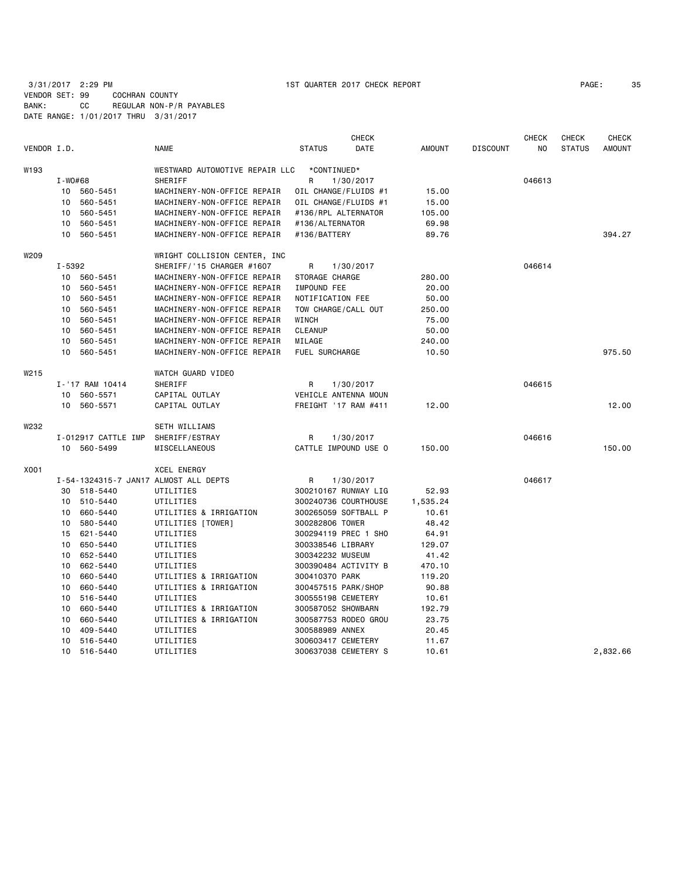3/31/2017 2:29 PM 1ST QUARTER 2017 CHECK REPORT

VENDOR SET: 99 COCHRAN COUNTY
BANK: CC REGULAR NON-P/R PAYABLES
DATE RANGE: 1/01/2017 THRU 3/31/2017

| VENDOR I.D. | NAME | STATUS | CHECK DATE | AMOUNT | DISCOUNT | CHECK NO | CHECK STATUS | CHECK AMOUNT |
|---|---|---|---|---|---|---|---|---|
| W193 | WESTWARD AUTOMOTIVE REPAIR LLC | *CONTINUED* | | | | | | |
| I-WO#68 | SHERIFF | R | 1/30/2017 | | | 046613 | | |
| 10 560-5451 | MACHINERY-NON-OFFICE REPAIR | OIL CHANGE/FLUIDS #1 | | 15.00 | | | | |
| 10 560-5451 | MACHINERY-NON-OFFICE REPAIR | OIL CHANGE/FLUIDS #1 | | 15.00 | | | | |
| 10 560-5451 | MACHINERY-NON-OFFICE REPAIR | #136/RPL ALTERNATOR | | 105.00 | | | | |
| 10 560-5451 | MACHINERY-NON-OFFICE REPAIR | #136/ALTERNATOR | | 69.98 | | | | |
| 10 560-5451 | MACHINERY-NON-OFFICE REPAIR | #136/BATTERY | | 89.76 | | | | 394.27 |
| W209 | WRIGHT COLLISION CENTER, INC | | | | | | | |
| I-5392 | SHERIFF/'15 CHARGER #1607 | R | 1/30/2017 | | | 046614 | | |
| 10 560-5451 | MACHINERY-NON-OFFICE REPAIR | STORAGE CHARGE | | 280.00 | | | | |
| 10 560-5451 | MACHINERY-NON-OFFICE REPAIR | IMPOUND FEE | | 20.00 | | | | |
| 10 560-5451 | MACHINERY-NON-OFFICE REPAIR | NOTIFICATION FEE | | 50.00 | | | | |
| 10 560-5451 | MACHINERY-NON-OFFICE REPAIR | TOW CHARGE/CALL OUT | | 250.00 | | | | |
| 10 560-5451 | MACHINERY-NON-OFFICE REPAIR | WINCH | | 75.00 | | | | |
| 10 560-5451 | MACHINERY-NON-OFFICE REPAIR | CLEANUP | | 50.00 | | | | |
| 10 560-5451 | MACHINERY-NON-OFFICE REPAIR | MILAGE | | 240.00 | | | | |
| 10 560-5451 | MACHINERY-NON-OFFICE REPAIR | FUEL SURCHARGE | | 10.50 | | | | 975.50 |
| W215 | WATCH GUARD VIDEO | | | | | | | |
| I-'17 RAM 10414 | SHERIFF | R | 1/30/2017 | | | 046615 | | |
| 10 560-5571 | CAPITAL OUTLAY | VEHICLE ANTENNA MOUN | | | | | | |
| 10 560-5571 | CAPITAL OUTLAY | FREIGHT '17 RAM #411 | | 12.00 | | | | 12.00 |
| W232 | SETH WILLIAMS | | | | | | | |
| I-012917 CATTLE IMP | SHERIFF/ESTRAY | R | 1/30/2017 | | | 046616 | | |
| 10 560-5499 | MISCELLANEOUS | CATTLE IMPOUND USE O | | 150.00 | | | | 150.00 |
| X001 | XCEL ENERGY | | | | | | | |
| I-54-1324315-7 JAN17 | ALMOST ALL DEPTS | R | 1/30/2017 | | | 046617 | | |
| 30 518-5440 | UTILITIES | 300210167 RUNWAY LIG | | 52.93 | | | | |
| 10 510-5440 | UTILITIES | 300240736 COURTHOUSE | | 1,535.24 | | | | |
| 10 660-5440 | UTILITIES & IRRIGATION | 300265059 SOFTBALL P | | 10.61 | | | | |
| 10 580-5440 | UTILITIES [TOWER] | 300282806 TOWER | | 48.42 | | | | |
| 15 621-5440 | UTILITIES | 300294119 PREC 1 SHO | | 64.91 | | | | |
| 10 650-5440 | UTILITIES | 300338546 LIBRARY | | 129.07 | | | | |
| 10 652-5440 | UTILITIES | 300342232 MUSEUM | | 41.42 | | | | |
| 10 662-5440 | UTILITIES | 300390484 ACTIVITY B | | 470.10 | | | | |
| 10 660-5440 | UTILITIES & IRRIGATION | 300410370 PARK | | 119.20 | | | | |
| 10 660-5440 | UTILITIES & IRRIGATION | 300457515 PARK/SHOP | | 90.88 | | | | |
| 10 516-5440 | UTILITIES | 300555198 CEMETERY | | 10.61 | | | | |
| 10 660-5440 | UTILITIES & IRRIGATION | 300587052 SHOWBARN | | 192.79 | | | | |
| 10 660-5440 | UTILITIES & IRRIGATION | 300587753 RODEO GROU | | 23.75 | | | | |
| 10 409-5440 | UTILITIES | 300588989 ANNEX | | 20.45 | | | | |
| 10 516-5440 | UTILITIES | 300603417 CEMETERY | | 11.67 | | | | |
| 10 516-5440 | UTILITIES | 300637038 CEMETERY S | | 10.61 | | | | 2,832.66 |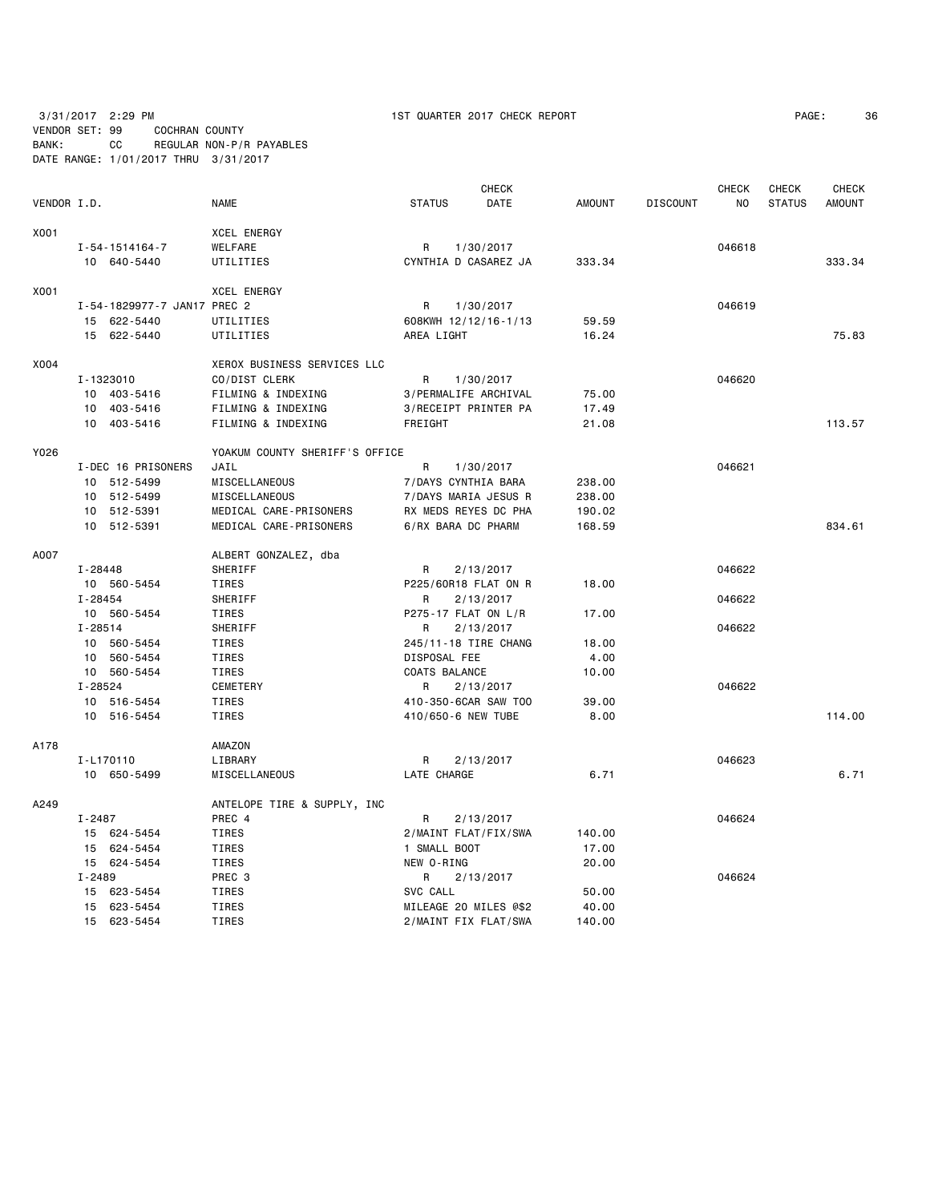3/31/2017 2:29 PM 1ST QUARTER 2017 CHECK REPORT

VENDOR SET: 99 COCHRAN COUNTY
BANK: CC REGULAR NON-P/R PAYABLES
DATE RANGE: 1/01/2017 THRU 3/31/2017

| VENDOR I.D. | | NAME | STATUS | CHECK DATE | AMOUNT | DISCOUNT | CHECK NO | CHECK STATUS | CHECK AMOUNT |
|---|---|---|---|---|---|---|---|---|---|
| X001 | | XCEL ENERGY | | | | | | | |
| | I-54-1514164-7 | WELFARE | R | 1/30/2017 | | | 046618 | | |
| | 10 640-5440 | UTILITIES | CYNTHIA D CASAREZ JA | | 333.34 | | | | 333.34 |
| X001 | | XCEL ENERGY | | | | | | | |
| | I-54-1829977-7 JAN17 | PREC 2 | R | 1/30/2017 | | | 046619 | | |
| | 15 622-5440 | UTILITIES | 608KWH 12/12/16-1/13 | | 59.59 | | | | |
| | 15 622-5440 | UTILITIES | AREA LIGHT | | 16.24 | | | | 75.83 |
| X004 | | XEROX BUSINESS SERVICES LLC | | | | | | | |
| | I-1323010 | CO/DIST CLERK | R | 1/30/2017 | | | 046620 | | |
| | 10 403-5416 | FILMING & INDEXING | 3/PERMALIFE ARCHIVAL | | 75.00 | | | | |
| | 10 403-5416 | FILMING & INDEXING | 3/RECEIPT PRINTER PA | | 17.49 | | | | |
| | 10 403-5416 | FILMING & INDEXING | FREIGHT | | 21.08 | | | | 113.57 |
| Y026 | | YOAKUM COUNTY SHERIFF'S OFFICE | | | | | | | |
| | I-DEC 16 PRISONERS | JAIL | R | 1/30/2017 | | | 046621 | | |
| | 10 512-5499 | MISCELLANEOUS | 7/DAYS CYNTHIA BARA | | 238.00 | | | | |
| | 10 512-5499 | MISCELLANEOUS | 7/DAYS MARIA JESUS R | | 238.00 | | | | |
| | 10 512-5391 | MEDICAL CARE-PRISONERS | RX MEDS REYES DC PHA | | 190.02 | | | | |
| | 10 512-5391 | MEDICAL CARE-PRISONERS | 6/RX BARA DC PHARM | | 168.59 | | | | 834.61 |
| A007 | | ALBERT GONZALEZ, dba | | | | | | | |
| | I-28448 | SHERIFF | R | 2/13/2017 | | | 046622 | | |
| | 10 560-5454 | TIRES | P225/60R18 FLAT ON R | | 18.00 | | | | |
| | I-28454 | SHERIFF | R | 2/13/2017 | | | 046622 | | |
| | 10 560-5454 | TIRES | P275-17 FLAT ON L/R | | 17.00 | | | | |
| | I-28514 | SHERIFF | R | 2/13/2017 | | | 046622 | | |
| | 10 560-5454 | TIRES | 245/11-18 TIRE CHANG | | 18.00 | | | | |
| | 10 560-5454 | TIRES | DISPOSAL FEE | | 4.00 | | | | |
| | 10 560-5454 | TIRES | COATS BALANCE | | 10.00 | | | | |
| | I-28524 | CEMETERY | R | 2/13/2017 | | | 046622 | | |
| | 10 516-5454 | TIRES | 410-350-6CAR SAW TOO | | 39.00 | | | | |
| | 10 516-5454 | TIRES | 410/650-6 NEW TUBE | | 8.00 | | | | 114.00 |
| A178 | | AMAZON | | | | | | | |
| | I-L170110 | LIBRARY | R | 2/13/2017 | | | 046623 | | |
| | 10 650-5499 | MISCELLANEOUS | LATE CHARGE | | 6.71 | | | | 6.71 |
| A249 | | ANTELOPE TIRE & SUPPLY, INC | | | | | | | |
| | I-2487 | PREC 4 | R | 2/13/2017 | | | 046624 | | |
| | 15 624-5454 | TIRES | 2/MAINT FLAT/FIX/SWA | | 140.00 | | | | |
| | 15 624-5454 | TIRES | 1 SMALL BOOT | | 17.00 | | | | |
| | 15 624-5454 | TIRES | NEW O-RING | | 20.00 | | | | |
| | I-2489 | PREC 3 | R | 2/13/2017 | | | 046624 | | |
| | 15 623-5454 | TIRES | SVC CALL | | 50.00 | | | | |
| | 15 623-5454 | TIRES | MILEAGE 20 MILES @$2 | | 40.00 | | | | |
| | 15 623-5454 | TIRES | 2/MAINT FIX FLAT/SWA | | 140.00 | | | | |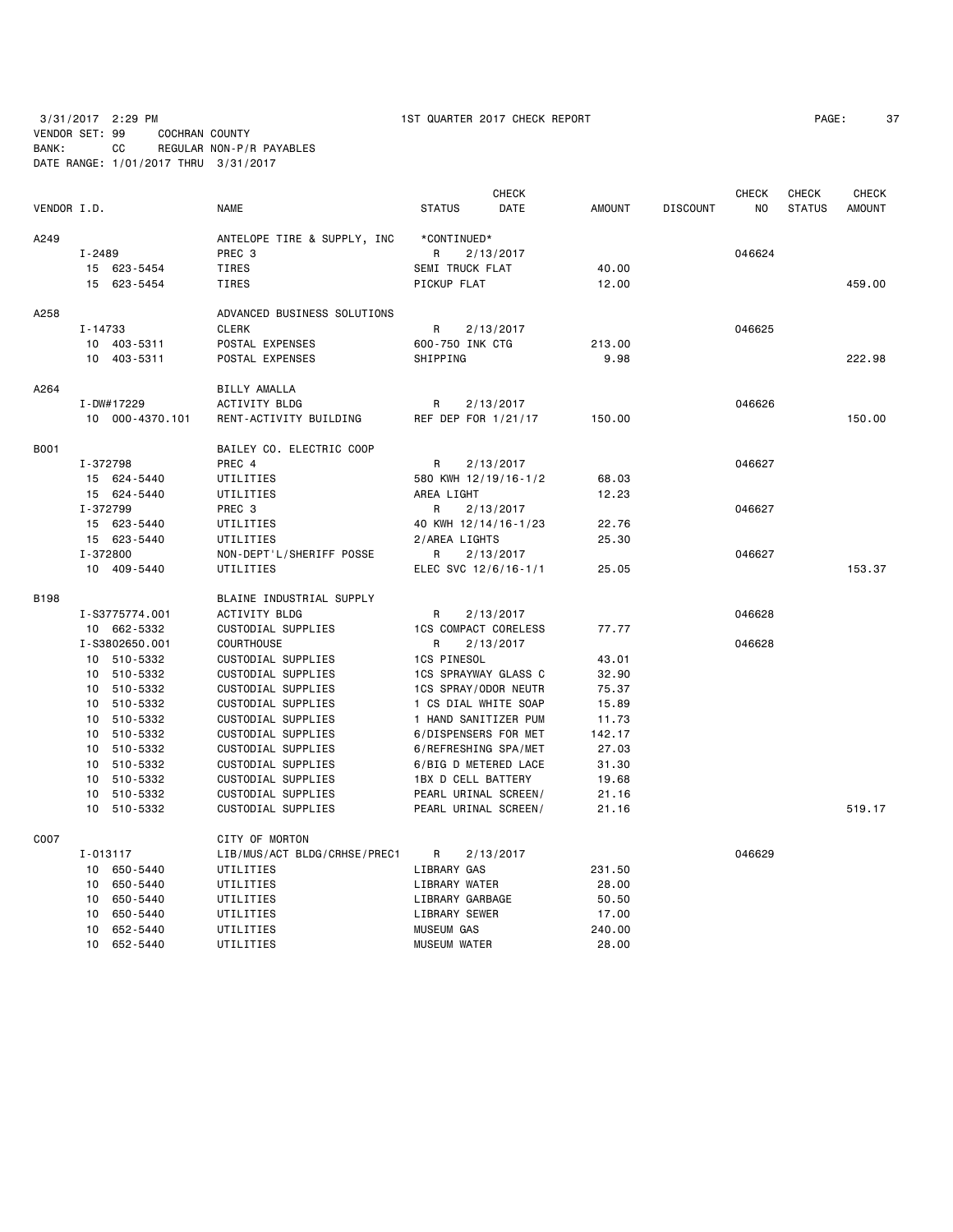3/31/2017 2:29 PM 1ST QUARTER 2017 CHECK REPORT PAGE: 37

VENDOR SET: 99 COCHRAN COUNTY

BANK: CC REGULAR NON-P/R PAYABLES

DATE RANGE: 1/01/2017 THRU 3/31/2017

| VENDOR I.D. | NAME | STATUS | CHECK DATE | AMOUNT | DISCOUNT | CHECK NO | CHECK STATUS | CHECK AMOUNT |
|---|---|---|---|---|---|---|---|---|
| A249 | ANTELOPE TIRE & SUPPLY, INC | *CONTINUED* | | | | | | |
| I-2489 | PREC 3 | R | 2/13/2017 | | | 046624 | | |
| 15 623-5454 | TIRES | SEMI TRUCK FLAT | | 40.00 | | | | |
| 15 623-5454 | TIRES | PICKUP FLAT | | 12.00 | | | | 459.00 |
| A258 | ADVANCED BUSINESS SOLUTIONS | | | | | | | |
| I-14733 | CLERK | R | 2/13/2017 | | | 046625 | | |
| 10 403-5311 | POSTAL EXPENSES | 600-750 INK CTG | | 213.00 | | | | |
| 10 403-5311 | POSTAL EXPENSES | SHIPPING | | 9.98 | | | | 222.98 |
| A264 | BILLY AMALLA | | | | | | | |
| I-DW#17229 | ACTIVITY BLDG | R | 2/13/2017 | | | 046626 | | |
| 10 000-4370.101 | RENT-ACTIVITY BUILDING | REF DEP FOR 1/21/17 | | 150.00 | | | | 150.00 |
| B001 | BAILEY CO. ELECTRIC COOP | | | | | | | |
| I-372798 | PREC 4 | R | 2/13/2017 | | | 046627 | | |
| 15 624-5440 | UTILITIES | 580 KWH 12/19/16-1/2 | | 68.03 | | | | |
| 15 624-5440 | UTILITIES | AREA LIGHT | | 12.23 | | | | |
| I-372799 | PREC 3 | R | 2/13/2017 | | | 046627 | | |
| 15 623-5440 | UTILITIES | 40 KWH 12/14/16-1/23 | | 22.76 | | | | |
| 15 623-5440 | UTILITIES | 2/AREA LIGHTS | | 25.30 | | | | |
| I-372800 | NON-DEPT'L/SHERIFF POSSE | R | 2/13/2017 | | | 046627 | | |
| 10 409-5440 | UTILITIES | ELEC SVC 12/6/16-1/1 | | 25.05 | | | | 153.37 |
| B198 | BLAINE INDUSTRIAL SUPPLY | | | | | | | |
| I-S3775774.001 | ACTIVITY BLDG | R | 2/13/2017 | | | 046628 | | |
| 10 662-5332 | CUSTODIAL SUPPLIES | 1CS COMPACT CORELESS | | 77.77 | | | | |
| I-S3802650.001 | COURTHOUSE | R | 2/13/2017 | | | 046628 | | |
| 10 510-5332 | CUSTODIAL SUPPLIES | 1CS PINESOL | | 43.01 | | | | |
| 10 510-5332 | CUSTODIAL SUPPLIES | 1CS SPRAYWAY GLASS C | | 32.90 | | | | |
| 10 510-5332 | CUSTODIAL SUPPLIES | 1CS SPRAY/ODOR NEUTR | | 75.37 | | | | |
| 10 510-5332 | CUSTODIAL SUPPLIES | 1 CS DIAL WHITE SOAP | | 15.89 | | | | |
| 10 510-5332 | CUSTODIAL SUPPLIES | 1 HAND SANITIZER PUM | | 11.73 | | | | |
| 10 510-5332 | CUSTODIAL SUPPLIES | 6/DISPENSERS FOR MET | | 142.17 | | | | |
| 10 510-5332 | CUSTODIAL SUPPLIES | 6/REFRESHING SPA/MET | | 27.03 | | | | |
| 10 510-5332 | CUSTODIAL SUPPLIES | 6/BIG D METERED LACE | | 31.30 | | | | |
| 10 510-5332 | CUSTODIAL SUPPLIES | 1BX D CELL BATTERY | | 19.68 | | | | |
| 10 510-5332 | CUSTODIAL SUPPLIES | PEARL URINAL SCREEN/ | | 21.16 | | | | |
| 10 510-5332 | CUSTODIAL SUPPLIES | PEARL URINAL SCREEN/ | | 21.16 | | | | 519.17 |
| C007 | CITY OF MORTON | | | | | | | |
| I-013117 | LIB/MUS/ACT BLDG/CRHSE/PREC1 | R | 2/13/2017 | | | 046629 | | |
| 10 650-5440 | UTILITIES | LIBRARY GAS | | 231.50 | | | | |
| 10 650-5440 | UTILITIES | LIBRARY WATER | | 28.00 | | | | |
| 10 650-5440 | UTILITIES | LIBRARY GARBAGE | | 50.50 | | | | |
| 10 650-5440 | UTILITIES | LIBRARY SEWER | | 17.00 | | | | |
| 10 652-5440 | UTILITIES | MUSEUM GAS | | 240.00 | | | | |
| 10 652-5440 | UTILITIES | MUSEUM WATER | | 28.00 | | | | |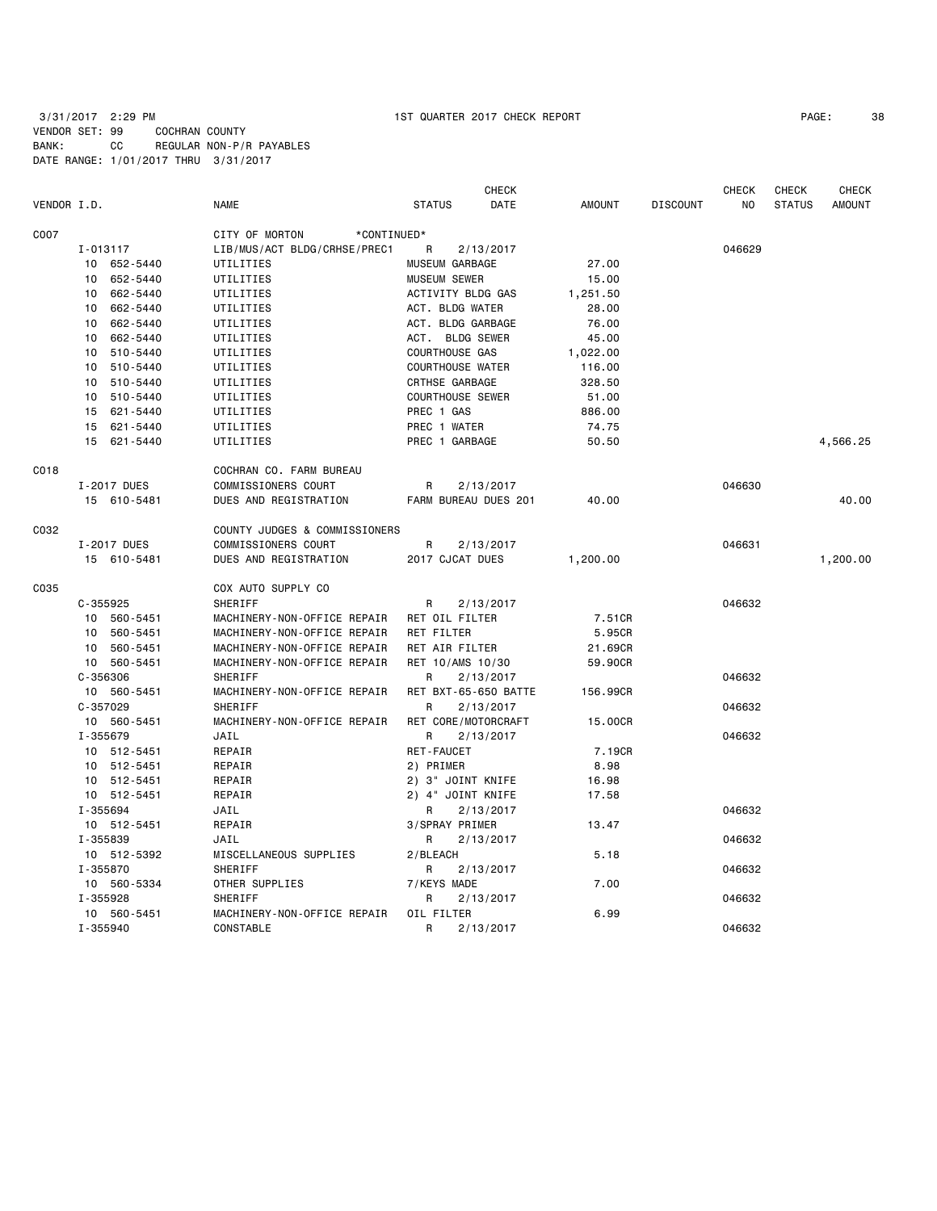3/31/2017 2:29 PM 1ST QUARTER 2017 CHECK REPORT

VENDOR SET: 99 COCHRAN COUNTY
BANK: CC REGULAR NON-P/R PAYABLES
DATE RANGE: 1/01/2017 THRU 3/31/2017

| VENDOR I.D. | NAME | STATUS | CHECK DATE | AMOUNT | DISCOUNT | CHECK NO | CHECK STATUS | CHECK AMOUNT |
|---|---|---|---|---|---|---|---|---|
| C007 | CITY OF MORTON *CONTINUED* | | | | | | | |
| I-013117 | LIB/MUS/ACT BLDG/CRHSE/PREC1 | R | 2/13/2017 | | | 046629 | | |
| 10 652-5440 | UTILITIES | MUSEUM GARBAGE | | 27.00 | | | | |
| 10 652-5440 | UTILITIES | MUSEUM SEWER | | 15.00 | | | | |
| 10 662-5440 | UTILITIES | ACTIVITY BLDG GAS | | 1,251.50 | | | | |
| 10 662-5440 | UTILITIES | ACT. BLDG WATER | | 28.00 | | | | |
| 10 662-5440 | UTILITIES | ACT. BLDG GARBAGE | | 76.00 | | | | |
| 10 662-5440 | UTILITIES | ACT. BLDG SEWER | | 45.00 | | | | |
| 10 510-5440 | UTILITIES | COURTHOUSE GAS | | 1,022.00 | | | | |
| 10 510-5440 | UTILITIES | COURTHOUSE WATER | | 116.00 | | | | |
| 10 510-5440 | UTILITIES | CRTHSE GARBAGE | | 328.50 | | | | |
| 10 510-5440 | UTILITIES | COURTHOUSE SEWER | | 51.00 | | | | |
| 15 621-5440 | UTILITIES | PREC 1 GAS | | 886.00 | | | | |
| 15 621-5440 | UTILITIES | PREC 1 WATER | | 74.75 | | | | |
| 15 621-5440 | UTILITIES | PREC 1 GARBAGE | | 50.50 | | | | 4,566.25 |
| C018 | COCHRAN CO. FARM BUREAU | | | | | | | |
| I-2017 DUES | COMMISSIONERS COURT | R | 2/13/2017 | | | 046630 | | |
| 15 610-5481 | DUES AND REGISTRATION | FARM BUREAU DUES 201 | | 40.00 | | | | 40.00 |
| C032 | COUNTY JUDGES & COMMISSIONERS | | | | | | | |
| I-2017 DUES | COMMISSIONERS COURT | R | 2/13/2017 | | | 046631 | | |
| 15 610-5481 | DUES AND REGISTRATION | 2017 CJCAT DUES | | 1,200.00 | | | | 1,200.00 |
| C035 | COX AUTO SUPPLY CO | | | | | | | |
| C-355925 | SHERIFF | R | 2/13/2017 | | | 046632 | | |
| 10 560-5451 | MACHINERY-NON-OFFICE REPAIR | RET OIL FILTER | | 7.51CR | | | | |
| 10 560-5451 | MACHINERY-NON-OFFICE REPAIR | RET FILTER | | 5.95CR | | | | |
| 10 560-5451 | MACHINERY-NON-OFFICE REPAIR | RET AIR FILTER | | 21.69CR | | | | |
| 10 560-5451 | MACHINERY-NON-OFFICE REPAIR | RET 10/AMS 10/30 | | 59.90CR | | | | |
| C-356306 | SHERIFF | R | 2/13/2017 | | | 046632 | | |
| 10 560-5451 | MACHINERY-NON-OFFICE REPAIR | RET BXT-65-650 BATTE | | 156.99CR | | | | |
| C-357029 | SHERIFF | R | 2/13/2017 | | | 046632 | | |
| 10 560-5451 | MACHINERY-NON-OFFICE REPAIR | RET CORE/MOTORCRAFT | | 15.00CR | | | | |
| I-355679 | JAIL | R | 2/13/2017 | | | 046632 | | |
| 10 512-5451 | REPAIR | RET-FAUCET | | 7.19CR | | | | |
| 10 512-5451 | REPAIR | 2) PRIMER | | 8.98 | | | | |
| 10 512-5451 | REPAIR | 2) 3" JOINT KNIFE | | 16.98 | | | | |
| 10 512-5451 | REPAIR | 2) 4" JOINT KNIFE | | 17.58 | | | | |
| I-355694 | JAIL | R | 2/13/2017 | | | 046632 | | |
| 10 512-5451 | REPAIR | 3/SPRAY PRIMER | | 13.47 | | | | |
| I-355839 | JAIL | R | 2/13/2017 | | | 046632 | | |
| 10 512-5392 | MISCELLANEOUS SUPPLIES | 2/BLEACH | | 5.18 | | | | |
| I-355870 | SHERIFF | R | 2/13/2017 | | | 046632 | | |
| 10 560-5334 | OTHER SUPPLIES | 7/KEYS MADE | | 7.00 | | | | |
| I-355928 | SHERIFF | R | 2/13/2017 | | | 046632 | | |
| 10 560-5451 | MACHINERY-NON-OFFICE REPAIR | OIL FILTER | | 6.99 | | | | |
| I-355940 | CONSTABLE | R | 2/13/2017 | | | 046632 | | |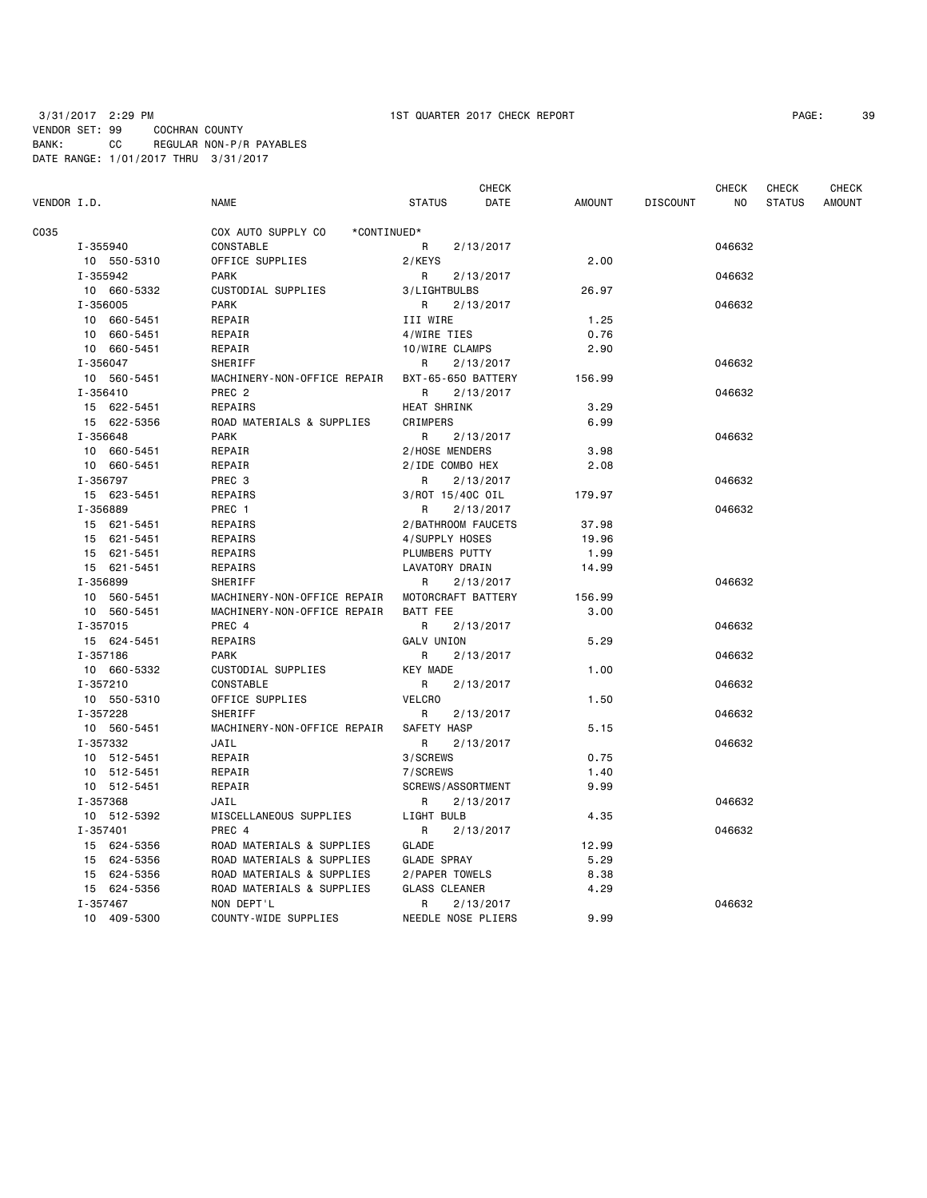3/31/2017 2:29 PM 1ST QUARTER 2017 CHECK REPORT

VENDOR SET: 99 COCHRAN COUNTY
BANK: CC REGULAR NON-P/R PAYABLES
DATE RANGE: 1/01/2017 THRU 3/31/2017

| VENDOR I.D. | NAME | STATUS | CHECK DATE | AMOUNT | DISCOUNT | CHECK NO | CHECK STATUS | CHECK AMOUNT |
|---|---|---|---|---|---|---|---|---|
| C035 | COX AUTO SUPPLY CO *CONTINUED* | | | | | | | |
| I-355940 | CONSTABLE | R | 2/13/2017 | | | 046632 | | |
| 10 550-5310 | OFFICE SUPPLIES | 2/KEYS | | 2.00 | | | | |
| I-355942 | PARK | R | 2/13/2017 | | | 046632 | | |
| 10 660-5332 | CUSTODIAL SUPPLIES | 3/LIGHTBULBS | | 26.97 | | | | |
| I-356005 | PARK | R | 2/13/2017 | | | 046632 | | |
| 10 660-5451 | REPAIR | III WIRE | | 1.25 | | | | |
| 10 660-5451 | REPAIR | 4/WIRE TIES | | 0.76 | | | | |
| 10 660-5451 | REPAIR | 10/WIRE CLAMPS | | 2.90 | | | | |
| I-356047 | SHERIFF | R | 2/13/2017 | | | 046632 | | |
| 10 560-5451 | MACHINERY-NON-OFFICE REPAIR | BXT-65-650 BATTERY | | 156.99 | | | | |
| I-356410 | PREC 2 | R | 2/13/2017 | | | 046632 | | |
| 15 622-5451 | REPAIRS | HEAT SHRINK | | 3.29 | | | | |
| 15 622-5356 | ROAD MATERIALS & SUPPLIES | CRIMPERS | | 6.99 | | | | |
| I-356648 | PARK | R | 2/13/2017 | | | 046632 | | |
| 10 660-5451 | REPAIR | 2/HOSE MENDERS | | 3.98 | | | | |
| 10 660-5451 | REPAIR | 2/IDE COMBO HEX | | 2.08 | | | | |
| I-356797 | PREC 3 | R | 2/13/2017 | | | 046632 | | |
| 15 623-5451 | REPAIRS | 3/ROT 15/40C OIL | | 179.97 | | | | |
| I-356889 | PREC 1 | R | 2/13/2017 | | | 046632 | | |
| 15 621-5451 | REPAIRS | 2/BATHROOM FAUCETS | | 37.98 | | | | |
| 15 621-5451 | REPAIRS | 4/SUPPLY HOSES | | 19.96 | | | | |
| 15 621-5451 | REPAIRS | PLUMBERS PUTTY | | 1.99 | | | | |
| 15 621-5451 | REPAIRS | LAVATORY DRAIN | | 14.99 | | | | |
| I-356899 | SHERIFF | R | 2/13/2017 | | | 046632 | | |
| 10 560-5451 | MACHINERY-NON-OFFICE REPAIR | MOTORCRAFT BATTERY | | 156.99 | | | | |
| 10 560-5451 | MACHINERY-NON-OFFICE REPAIR | BATT FEE | | 3.00 | | | | |
| I-357015 | PREC 4 | R | 2/13/2017 | | | 046632 | | |
| 15 624-5451 | REPAIRS | GALV UNION | | 5.29 | | | | |
| I-357186 | PARK | R | 2/13/2017 | | | 046632 | | |
| 10 660-5332 | CUSTODIAL SUPPLIES | KEY MADE | | 1.00 | | | | |
| I-357210 | CONSTABLE | R | 2/13/2017 | | | 046632 | | |
| 10 550-5310 | OFFICE SUPPLIES | VELCRO | | 1.50 | | | | |
| I-357228 | SHERIFF | R | 2/13/2017 | | | 046632 | | |
| 10 560-5451 | MACHINERY-NON-OFFICE REPAIR | SAFETY HASP | | 5.15 | | | | |
| I-357332 | JAIL | R | 2/13/2017 | | | 046632 | | |
| 10 512-5451 | REPAIR | 3/SCREWS | | 0.75 | | | | |
| 10 512-5451 | REPAIR | 7/SCREWS | | 1.40 | | | | |
| 10 512-5451 | REPAIR | SCREWS/ASSORTMENT | | 9.99 | | | | |
| I-357368 | JAIL | R | 2/13/2017 | | | 046632 | | |
| 10 512-5392 | MISCELLANEOUS SUPPLIES | LIGHT BULB | | 4.35 | | | | |
| I-357401 | PREC 4 | R | 2/13/2017 | | | 046632 | | |
| 15 624-5356 | ROAD MATERIALS & SUPPLIES | GLADE | | 12.99 | | | | |
| 15 624-5356 | ROAD MATERIALS & SUPPLIES | GLADE SPRAY | | 5.29 | | | | |
| 15 624-5356 | ROAD MATERIALS & SUPPLIES | 2/PAPER TOWELS | | 8.38 | | | | |
| 15 624-5356 | ROAD MATERIALS & SUPPLIES | GLASS CLEANER | | 4.29 | | | | |
| I-357467 | NON DEPT'L | R | 2/13/2017 | | | 046632 | | |
| 10 409-5300 | COUNTY-WIDE SUPPLIES | NEEDLE NOSE PLIERS | | 9.99 | | | | |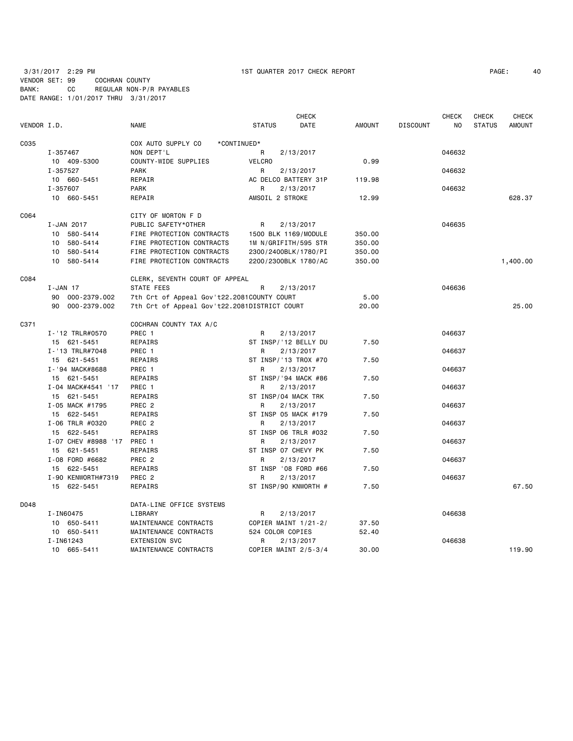3/31/2017 2:29 PM 1ST QUARTER 2017 CHECK REPORT

VENDOR SET: 99 COCHRAN COUNTY
BANK: CC REGULAR NON-P/R PAYABLES
DATE RANGE: 1/01/2017 THRU 3/31/2017

| VENDOR I.D. | NAME | STATUS | CHECK DATE | AMOUNT | DISCOUNT | CHECK NO | CHECK STATUS | CHECK AMOUNT |
|---|---|---|---|---|---|---|---|---|
| C035 | COX AUTO SUPPLY CO *CONTINUED* | | | | | | | |
| I-357467 | NON DEPT'L | R | 2/13/2017 | | | 046632 | | |
| 10 409-5300 | COUNTY-WIDE SUPPLIES | VELCRO | | 0.99 | | | | |
| I-357527 | PARK | R | 2/13/2017 | | | 046632 | | |
| 10 660-5451 | REPAIR | AC DELCO BATTERY 31P | | 119.98 | | | | |
| I-357607 | PARK | R | 2/13/2017 | | | 046632 | | |
| 10 660-5451 | REPAIR | AMSOIL 2 STROKE | | 12.99 | | | | 628.37 |
| C064 | CITY OF MORTON F D | | | | | | | |
| I-JAN 2017 | PUBLIC SAFETY*OTHER | R | 2/13/2017 | | | 046635 | | |
| 10 580-5414 | FIRE PROTECTION CONTRACTS | 1500 BLK 1169/MODULE | | 350.00 | | | | |
| 10 580-5414 | FIRE PROTECTION CONTRACTS | 1M N/GRIFITH/595 STR | | 350.00 | | | | |
| 10 580-5414 | FIRE PROTECTION CONTRACTS | 2300/2400BLK/1780/PI | | 350.00 | | | | |
| 10 580-5414 | FIRE PROTECTION CONTRACTS | 2200/2300BLK 1780/AC | | 350.00 | | | | 1,400.00 |
| C084 | CLERK, SEVENTH COURT OF APPEAL | | | | | | | |
| I-JAN 17 | STATE FEES | R | 2/13/2017 | | | 046636 | | |
| 90 000-2379.002 | 7th Crt of Appeal Gov't22.2081COUNTY COURT | | | 5.00 | | | | |
| 90 000-2379.002 | 7th Crt of Appeal Gov't22.2081DISTRICT COURT | | | 20.00 | | | | 25.00 |
| C371 | COCHRAN COUNTY TAX A/C | | | | | | | |
| I-'12 TRLR#0570 | PREC 1 | R | 2/13/2017 | | | 046637 | | |
| 15 621-5451 | REPAIRS | ST INSP/'12 BELLY DU | | 7.50 | | | | |
| I-'13 TRLR#7048 | PREC 1 | R | 2/13/2017 | | | 046637 | | |
| 15 621-5451 | REPAIRS | ST INSP/'13 TROX #70 | | 7.50 | | | | |
| I-'94 MACK#8688 | PREC 1 | R | 2/13/2017 | | | 046637 | | |
| 15 621-5451 | REPAIRS | ST INSP/'94 MACK #86 | | 7.50 | | | | |
| I-04 MACK#4541 '17 | PREC 1 | R | 2/13/2017 | | | 046637 | | |
| 15 621-5451 | REPAIRS | ST INSP/04 MACK TRK | | 7.50 | | | | |
| I-05 MACK #1795 | PREC 2 | R | 2/13/2017 | | | 046637 | | |
| 15 622-5451 | REPAIRS | ST INSP 05 MACK #179 | | 7.50 | | | | |
| I-06 TRLR #0320 | PREC 2 | R | 2/13/2017 | | | 046637 | | |
| 15 622-5451 | REPAIRS | ST INSP 06 TRLR #032 | | 7.50 | | | | |
| I-07 CHEV #8988 '17 | PREC 1 | R | 2/13/2017 | | | 046637 | | |
| 15 621-5451 | REPAIRS | ST INSP 07 CHEVY PK | | 7.50 | | | | |
| I-08 FORD #6682 | PREC 2 | R | 2/13/2017 | | | 046637 | | |
| 15 622-5451 | REPAIRS | ST INSP '08 FORD #66 | | 7.50 | | | | |
| I-90 KENWORTH#7319 | PREC 2 | R | 2/13/2017 | | | 046637 | | |
| 15 622-5451 | REPAIRS | ST INSP/90 KNWORTH # | | 7.50 | | | | 67.50 |
| D048 | DATA-LINE OFFICE SYSTEMS | | | | | | | |
| I-IN60475 | LIBRARY | R | 2/13/2017 | | | 046638 | | |
| 10 650-5411 | MAINTENANCE CONTRACTS | COPIER MAINT 1/21-2/ | | 37.50 | | | | |
| 10 650-5411 | MAINTENANCE CONTRACTS | 524 COLOR COPIES | | 52.40 | | | | |
| I-IN61243 | EXTENSION SVC | R | 2/13/2017 | | | 046638 | | |
| 10 665-5411 | MAINTENANCE CONTRACTS | COPIER MAINT 2/5-3/4 | | 30.00 | | | | 119.90 |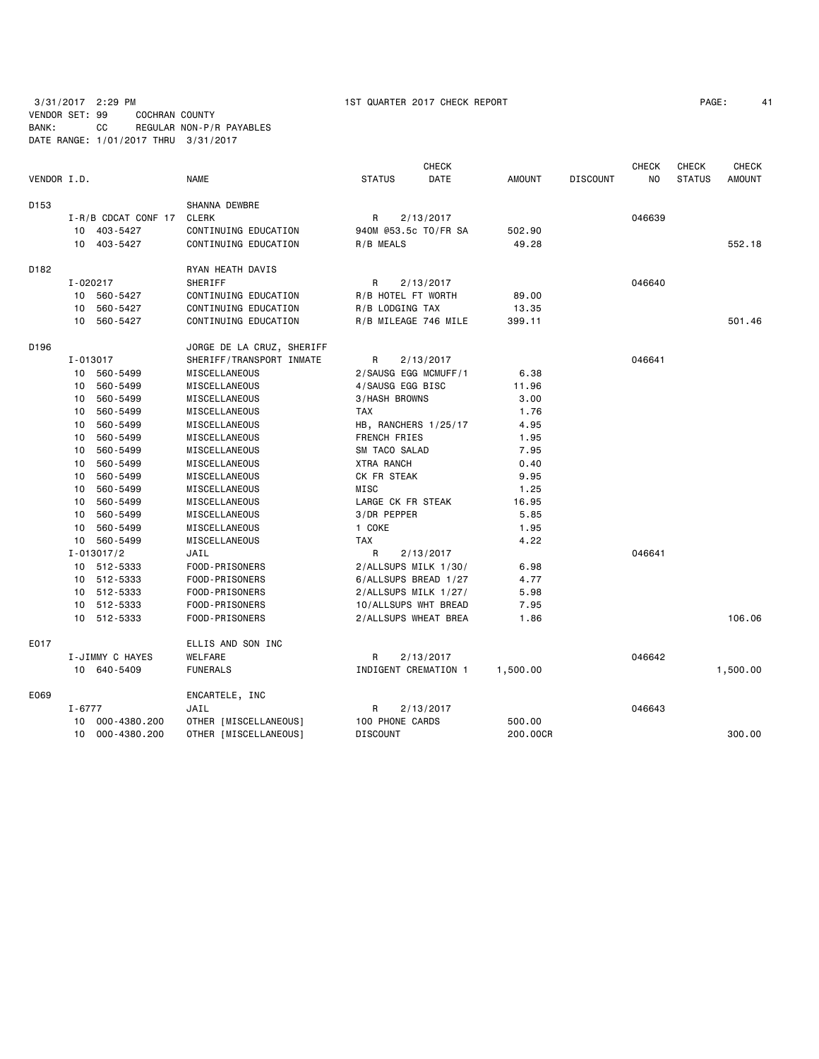3/31/2017 2:29 PM 1ST QUARTER 2017 CHECK REPORT

VENDOR SET: 99 COCHRAN COUNTY
BANK: CC REGULAR NON-P/R PAYABLES
DATE RANGE: 1/01/2017 THRU 3/31/2017

| VENDOR I.D. | | NAME | STATUS | CHECK DATE | AMOUNT | DISCOUNT | CHECK NO | CHECK STATUS | CHECK AMOUNT |
|---|---|---|---|---|---|---|---|---|---|
| D153 | | SHANNA DEWBRE | | | | | | | |
| | I-R/B CDCAT CONF 17 | CLERK | R | 2/13/2017 | | | 046639 | | |
| | 10 403-5427 | CONTINUING EDUCATION | 940M @53.5c TO/FR SA | | 502.90 | | | | |
| | 10 403-5427 | CONTINUING EDUCATION | R/B MEALS | | 49.28 | | | | 552.18 |
| D182 | | RYAN HEATH DAVIS | | | | | | | |
| | I-020217 | SHERIFF | R | 2/13/2017 | | | 046640 | | |
| | 10 560-5427 | CONTINUING EDUCATION | R/B HOTEL FT WORTH | | 89.00 | | | | |
| | 10 560-5427 | CONTINUING EDUCATION | R/B LODGING TAX | | 13.35 | | | | |
| | 10 560-5427 | CONTINUING EDUCATION | R/B MILEAGE 746 MILE | | 399.11 | | | | 501.46 |
| D196 | | JORGE DE LA CRUZ, SHERIFF | | | | | | | |
| | I-013017 | SHERIFF/TRANSPORT INMATE | R | 2/13/2017 | | | 046641 | | |
| | 10 560-5499 | MISCELLANEOUS | 2/SAUSG EGG MCMUFF/1 | | 6.38 | | | | |
| | 10 560-5499 | MISCELLANEOUS | 4/SAUSG EGG BISC | | 11.96 | | | | |
| | 10 560-5499 | MISCELLANEOUS | 3/HASH BROWNS | | 3.00 | | | | |
| | 10 560-5499 | MISCELLANEOUS | TAX | | 1.76 | | | | |
| | 10 560-5499 | MISCELLANEOUS | HB, RANCHERS 1/25/17 | | 4.95 | | | | |
| | 10 560-5499 | MISCELLANEOUS | FRENCH FRIES | | 1.95 | | | | |
| | 10 560-5499 | MISCELLANEOUS | SM TACO SALAD | | 7.95 | | | | |
| | 10 560-5499 | MISCELLANEOUS | XTRA RANCH | | 0.40 | | | | |
| | 10 560-5499 | MISCELLANEOUS | CK FR STEAK | | 9.95 | | | | |
| | 10 560-5499 | MISCELLANEOUS | MISC | | 1.25 | | | | |
| | 10 560-5499 | MISCELLANEOUS | LARGE CK FR STEAK | | 16.95 | | | | |
| | 10 560-5499 | MISCELLANEOUS | 3/DR PEPPER | | 5.85 | | | | |
| | 10 560-5499 | MISCELLANEOUS | 1 COKE | | 1.95 | | | | |
| | 10 560-5499 | MISCELLANEOUS | TAX | | 4.22 | | | | |
| | I-013017/2 | JAIL | R | 2/13/2017 | | | 046641 | | |
| | 10 512-5333 | FOOD-PRISONERS | 2/ALLSUPS MILK 1/30/ | | 6.98 | | | | |
| | 10 512-5333 | FOOD-PRISONERS | 6/ALLSUPS BREAD 1/27 | | 4.77 | | | | |
| | 10 512-5333 | FOOD-PRISONERS | 2/ALLSUPS MILK 1/27/ | | 5.98 | | | | |
| | 10 512-5333 | FOOD-PRISONERS | 10/ALLSUPS WHT BREAD | | 7.95 | | | | |
| | 10 512-5333 | FOOD-PRISONERS | 2/ALLSUPS WHEAT BREA | | 1.86 | | | | 106.06 |
| E017 | | ELLIS AND SON INC | | | | | | | |
| | I-JIMMY C HAYES | WELFARE | R | 2/13/2017 | | | 046642 | | |
| | 10 640-5409 | FUNERALS | INDIGENT CREMATION 1 | | 1,500.00 | | | | 1,500.00 |
| E069 | | ENCARTELE, INC | | | | | | | |
| | I-6777 | JAIL | R | 2/13/2017 | | | 046643 | | |
| | 10 000-4380.200 | OTHER [MISCELLANEOUS] | 100 PHONE CARDS | | 500.00 | | | | |
| | 10 000-4380.200 | OTHER [MISCELLANEOUS] | DISCOUNT | | 200.00CR | | | | 300.00 |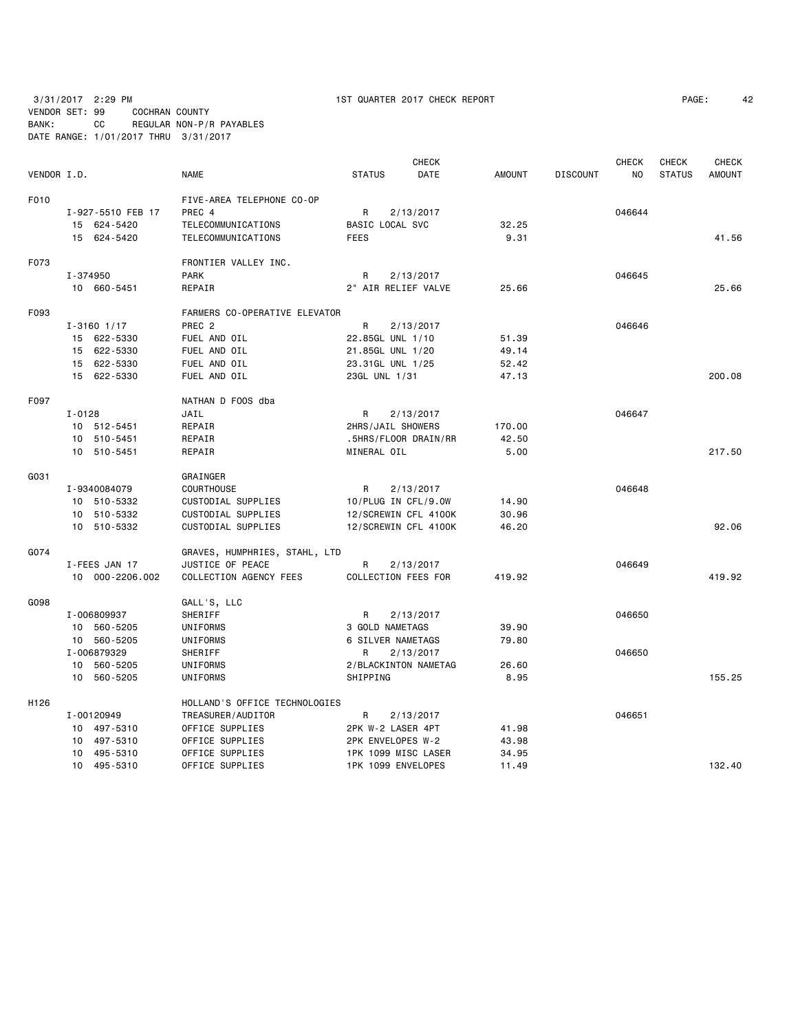3/31/2017 2:29 PM 1ST QUARTER 2017 CHECK REPORT

VENDOR SET: 99 COCHRAN COUNTY
BANK: CC REGULAR NON-P/R PAYABLES
DATE RANGE: 1/01/2017 THRU 3/31/2017

| VENDOR I.D. | NAME | STATUS | CHECK DATE | AMOUNT | DISCOUNT | CHECK NO | CHECK STATUS | CHECK AMOUNT |
|---|---|---|---|---|---|---|---|---|
| F010 | FIVE-AREA TELEPHONE CO-OP | | | | | | | |
| I-927-5510 FEB 17 | PREC 4 | R | 2/13/2017 | | | 046644 | | |
| 15 624-5420 | TELECOMMUNICATIONS | BASIC LOCAL SVC | | 32.25 | | | | |
| 15 624-5420 | TELECOMMUNICATIONS | FEES | | 9.31 | | | | 41.56 |
| F073 | FRONTIER VALLEY INC. | | | | | | | |
| I-374950 | PARK | R | 2/13/2017 | | | 046645 | | |
| 10 660-5451 | REPAIR | 2" AIR RELIEF VALVE | | 25.66 | | | | 25.66 |
| F093 | FARMERS CO-OPERATIVE ELEVATOR | | | | | | | |
| I-3160 1/17 | PREC 2 | R | 2/13/2017 | | | 046646 | | |
| 15 622-5330 | FUEL AND OIL | 22.85GL UNL 1/10 | | 51.39 | | | | |
| 15 622-5330 | FUEL AND OIL | 21.85GL UNL 1/20 | | 49.14 | | | | |
| 15 622-5330 | FUEL AND OIL | 23.31GL UNL 1/25 | | 52.42 | | | | |
| 15 622-5330 | FUEL AND OIL | 23GL UNL 1/31 | | 47.13 | | | | 200.08 |
| F097 | NATHAN D FOOS dba | | | | | | | |
| I-0128 | JAIL | R | 2/13/2017 | | | 046647 | | |
| 10 512-5451 | REPAIR | 2HRS/JAIL SHOWERS | | 170.00 | | | | |
| 10 510-5451 | REPAIR | .5HRS/FLOOR DRAIN/RR | | 42.50 | | | | |
| 10 510-5451 | REPAIR | MINERAL OIL | | 5.00 | | | | 217.50 |
| G031 | GRAINGER | | | | | | | |
| I-9340084079 | COURTHOUSE | R | 2/13/2017 | | | 046648 | | |
| 10 510-5332 | CUSTODIAL SUPPLIES | 10/PLUG IN CFL/9.0W | | 14.90 | | | | |
| 10 510-5332 | CUSTODIAL SUPPLIES | 12/SCREWIN CFL 4100K | | 30.96 | | | | |
| 10 510-5332 | CUSTODIAL SUPPLIES | 12/SCREWIN CFL 4100K | | 46.20 | | | | 92.06 |
| G074 | GRAVES, HUMPHRIES, STAHL, LTD | | | | | | | |
| I-FEES JAN 17 | JUSTICE OF PEACE | R | 2/13/2017 | | | 046649 | | |
| 10 000-2206.002 | COLLECTION AGENCY FEES | COLLECTION FEES FOR | | 419.92 | | | | 419.92 |
| G098 | GALL'S, LLC | | | | | | | |
| I-006809937 | SHERIFF | R | 2/13/2017 | | | 046650 | | |
| 10 560-5205 | UNIFORMS | 3 GOLD NAMETAGS | | 39.90 | | | | |
| 10 560-5205 | UNIFORMS | 6 SILVER NAMETAGS | | 79.80 | | | | |
| I-006879329 | SHERIFF | R | 2/13/2017 | | | 046650 | | |
| 10 560-5205 | UNIFORMS | 2/BLACKINTON NAMETAG | | 26.60 | | | | |
| 10 560-5205 | UNIFORMS | SHIPPING | | 8.95 | | | | 155.25 |
| H126 | HOLLAND'S OFFICE TECHNOLOGIES | | | | | | | |
| I-00120949 | TREASURER/AUDITOR | R | 2/13/2017 | | | 046651 | | |
| 10 497-5310 | OFFICE SUPPLIES | 2PK W-2 LASER 4PT | | 41.98 | | | | |
| 10 497-5310 | OFFICE SUPPLIES | 2PK ENVELOPES W-2 | | 43.98 | | | | |
| 10 495-5310 | OFFICE SUPPLIES | 1PK 1099 MISC LASER | | 34.95 | | | | |
| 10 495-5310 | OFFICE SUPPLIES | 1PK 1099 ENVELOPES | | 11.49 | | | | 132.40 |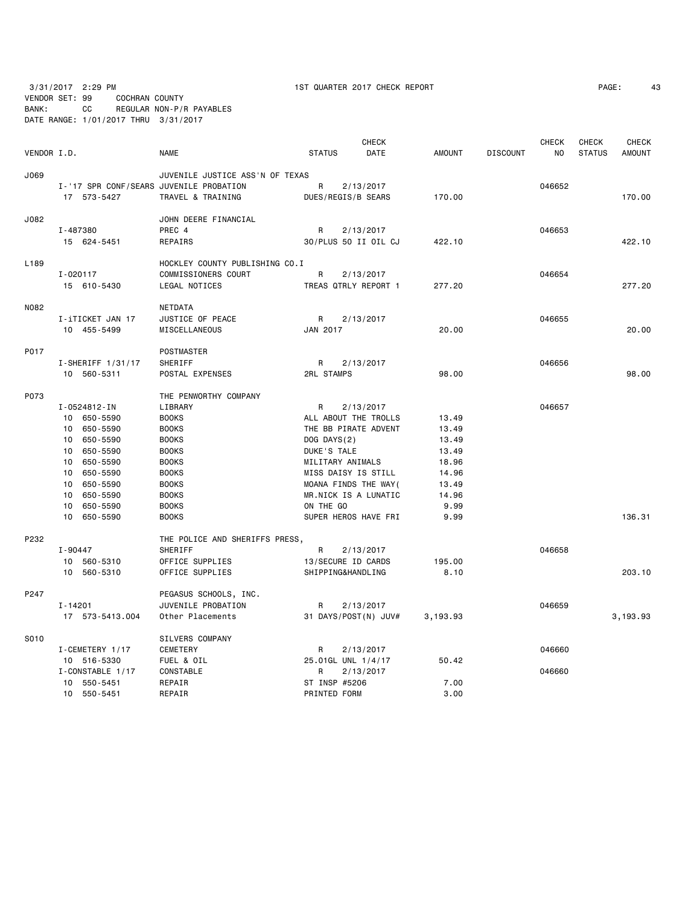3/31/2017 2:29 PM 1ST QUARTER 2017 CHECK REPORT PAGE: 43
VENDOR SET: 99 COCHRAN COUNTY
BANK: CC REGULAR NON-P/R PAYABLES
DATE RANGE: 1/01/2017 THRU 3/31/2017

| VENDOR I.D. | NAME | STATUS | CHECK DATE | AMOUNT | DISCOUNT | CHECK NO | CHECK STATUS | CHECK AMOUNT |
|---|---|---|---|---|---|---|---|---|
| J069 | JUVENILE JUSTICE ASS'N OF TEXAS | | | | | | | |
| I-'17 SPR CONF/SEARS | JUVENILE PROBATION | R | 2/13/2017 | | | 046652 | | |
| 17 573-5427 | TRAVEL & TRAINING | DUES/REGIS/B SEARS | | 170.00 | | | | 170.00 |
| J082 | JOHN DEERE FINANCIAL | | | | | | | |
| I-487380 | PREC 4 | R | 2/13/2017 | | | 046653 | | |
| 15 624-5451 | REPAIRS | 30/PLUS 50 II OIL CJ | | 422.10 | | | | 422.10 |
| L189 | HOCKLEY COUNTY PUBLISHING CO.I | | | | | | | |
| I-020117 | COMMISSIONERS COURT | R | 2/13/2017 | | | 046654 | | |
| 15 610-5430 | LEGAL NOTICES | TREAS QTRLY REPORT 1 | | 277.20 | | | | 277.20 |
| N082 | NETDATA | | | | | | | |
| I-iTICKET JAN 17 | JUSTICE OF PEACE | R | 2/13/2017 | | | 046655 | | |
| 10 455-5499 | MISCELLANEOUS | JAN 2017 | | 20.00 | | | | 20.00 |
| P017 | POSTMASTER | | | | | | | |
| I-SHERIFF 1/31/17 | SHERIFF | R | 2/13/2017 | | | 046656 | | |
| 10 560-5311 | POSTAL EXPENSES | 2RL STAMPS | | 98.00 | | | | 98.00 |
| P073 | THE PENWORTHY COMPANY | | | | | | | |
| I-0524812-IN | LIBRARY | R | 2/13/2017 | | | 046657 | | |
| 10 650-5590 | BOOKS | ALL ABOUT THE TROLLS | | 13.49 | | | | |
| 10 650-5590 | BOOKS | THE BB PIRATE ADVENT | | 13.49 | | | | |
| 10 650-5590 | BOOKS | DOG DAYS(2) | | 13.49 | | | | |
| 10 650-5590 | BOOKS | DUKE'S TALE | | 13.49 | | | | |
| 10 650-5590 | BOOKS | MILITARY ANIMALS | | 18.96 | | | | |
| 10 650-5590 | BOOKS | MISS DAISY IS STILL | | 14.96 | | | | |
| 10 650-5590 | BOOKS | MOANA FINDS THE WAY( | | 13.49 | | | | |
| 10 650-5590 | BOOKS | MR.NICK IS A LUNATIC | | 14.96 | | | | |
| 10 650-5590 | BOOKS | ON THE GO | | 9.99 | | | | |
| 10 650-5590 | BOOKS | SUPER HEROS HAVE FRI | | 9.99 | | | | 136.31 |
| P232 | THE POLICE AND SHERIFFS PRESS, | | | | | | | |
| I-90447 | SHERIFF | R | 2/13/2017 | | | 046658 | | |
| 10 560-5310 | OFFICE SUPPLIES | 13/SECURE ID CARDS | | 195.00 | | | | |
| 10 560-5310 | OFFICE SUPPLIES | SHIPPING&HANDLING | | 8.10 | | | | 203.10 |
| P247 | PEGASUS SCHOOLS, INC. | | | | | | | |
| I-14201 | JUVENILE PROBATION | R | 2/13/2017 | | | 046659 | | |
| 17 573-5413.004 | Other Placements | 31 DAYS/POST(N) JUV# | | 3,193.93 | | | | 3,193.93 |
| S010 | SILVERS COMPANY | | | | | | | |
| I-CEMETERY 1/17 | CEMETERY | R | 2/13/2017 | | | 046660 | | |
| 10 516-5330 | FUEL & OIL | 25.01GL UNL 1/4/17 | | 50.42 | | | | |
| I-CONSTABLE 1/17 | CONSTABLE | R | 2/13/2017 | | | 046660 | | |
| 10 550-5451 | REPAIR | ST INSP #5206 | | 7.00 | | | | |
| 10 550-5451 | REPAIR | PRINTED FORM | | 3.00 | | | | |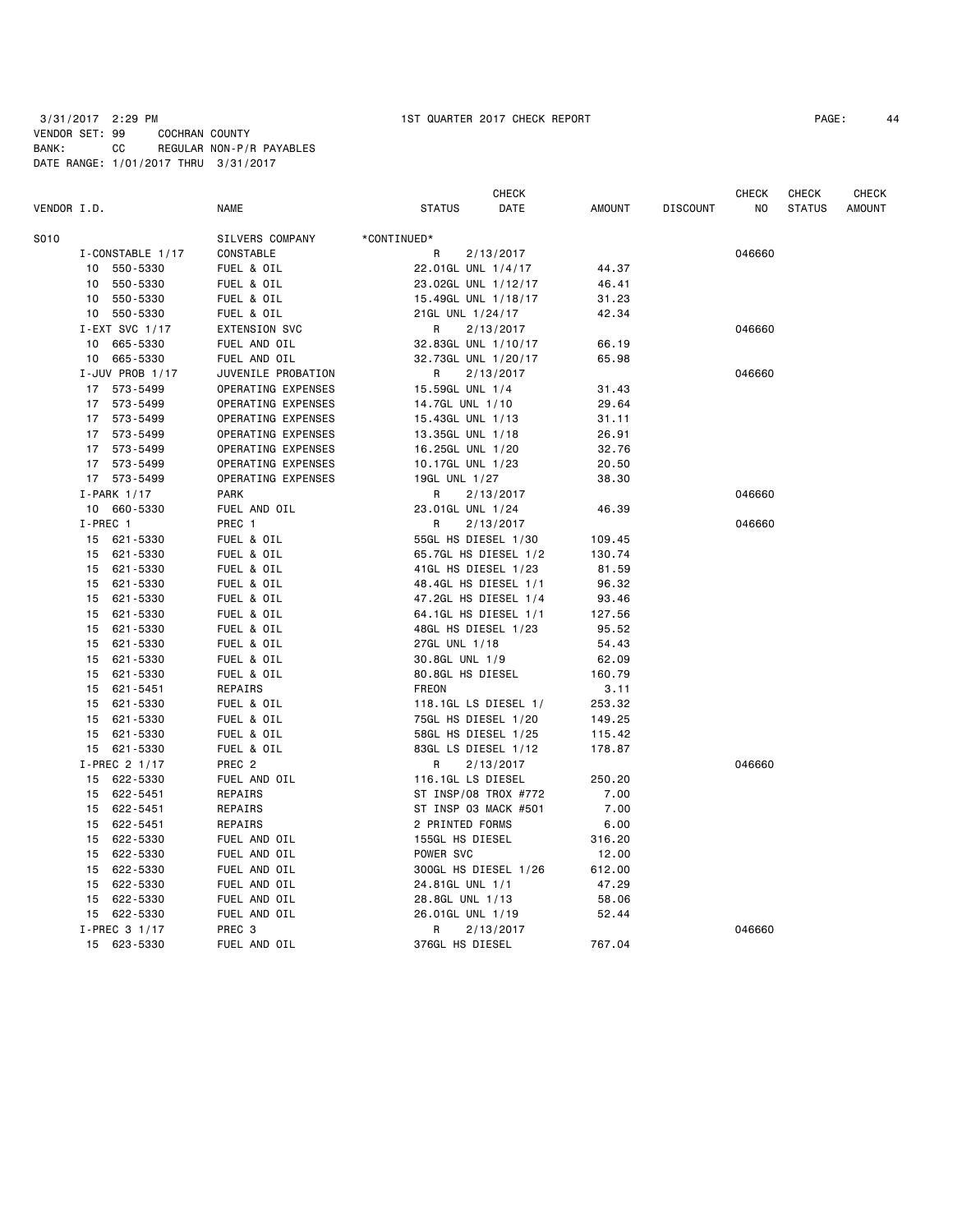3/31/2017 2:29 PM 1ST QUARTER 2017 CHECK REPORT

VENDOR SET: 99 COCHRAN COUNTY
BANK: CC REGULAR NON-P/R PAYABLES
DATE RANGE: 1/01/2017 THRU 3/31/2017

| VENDOR I.D. | NAME | STATUS | CHECK DATE | AMOUNT | DISCOUNT | CHECK NO | CHECK STATUS | CHECK AMOUNT |
|---|---|---|---|---|---|---|---|---|
| S010 | SILVERS COMPANY | *CONTINUED* | | | | | | |
| I-CONSTABLE 1/17 | CONSTABLE | R | 2/13/2017 | | | 046660 | | |
| 10 550-5330 | FUEL & OIL | 22.01GL UNL 1/4/17 | | 44.37 | | | | |
| 10 550-5330 | FUEL & OIL | 23.02GL UNL 1/12/17 | | 46.41 | | | | |
| 10 550-5330 | FUEL & OIL | 15.49GL UNL 1/18/17 | | 31.23 | | | | |
| 10 550-5330 | FUEL & OIL | 21GL UNL 1/24/17 | | 42.34 | | | | |
| I-EXT SVC 1/17 | EXTENSION SVC | R | 2/13/2017 | | | 046660 | | |
| 10 665-5330 | FUEL AND OIL | 32.83GL UNL 1/10/17 | | 66.19 | | | | |
| 10 665-5330 | FUEL AND OIL | 32.73GL UNL 1/20/17 | | 65.98 | | | | |
| I-JUV PROB 1/17 | JUVENILE PROBATION | R | 2/13/2017 | | | 046660 | | |
| 17 573-5499 | OPERATING EXPENSES | 15.59GL UNL 1/4 | | 31.43 | | | | |
| 17 573-5499 | OPERATING EXPENSES | 14.7GL UNL 1/10 | | 29.64 | | | | |
| 17 573-5499 | OPERATING EXPENSES | 15.43GL UNL 1/13 | | 31.11 | | | | |
| 17 573-5499 | OPERATING EXPENSES | 13.35GL UNL 1/18 | | 26.91 | | | | |
| 17 573-5499 | OPERATING EXPENSES | 16.25GL UNL 1/20 | | 32.76 | | | | |
| 17 573-5499 | OPERATING EXPENSES | 10.17GL UNL 1/23 | | 20.50 | | | | |
| 17 573-5499 | OPERATING EXPENSES | 19GL UNL 1/27 | | 38.30 | | | | |
| I-PARK 1/17 | PARK | R | 2/13/2017 | | | 046660 | | |
| 10 660-5330 | FUEL AND OIL | 23.01GL UNL 1/24 | | 46.39 | | | | |
| I-PREC 1 | PREC 1 | R | 2/13/2017 | | | 046660 | | |
| 15 621-5330 | FUEL & OIL | 55GL HS DIESEL 1/30 | | 109.45 | | | | |
| 15 621-5330 | FUEL & OIL | 65.7GL HS DIESEL 1/2 | | 130.74 | | | | |
| 15 621-5330 | FUEL & OIL | 41GL HS DIESEL 1/23 | | 81.59 | | | | |
| 15 621-5330 | FUEL & OIL | 48.4GL HS DIESEL 1/1 | | 96.32 | | | | |
| 15 621-5330 | FUEL & OIL | 47.2GL HS DIESEL 1/4 | | 93.46 | | | | |
| 15 621-5330 | FUEL & OIL | 64.1GL HS DIESEL 1/1 | | 127.56 | | | | |
| 15 621-5330 | FUEL & OIL | 48GL HS DIESEL 1/23 | | 95.52 | | | | |
| 15 621-5330 | FUEL & OIL | 27GL UNL 1/18 | | 54.43 | | | | |
| 15 621-5330 | FUEL & OIL | 30.8GL UNL 1/9 | | 62.09 | | | | |
| 15 621-5330 | FUEL & OIL | 80.8GL HS DIESEL | | 160.79 | | | | |
| 15 621-5451 | REPAIRS | FREON | | 3.11 | | | | |
| 15 621-5330 | FUEL & OIL | 118.1GL LS DIESEL 1/ | | 253.32 | | | | |
| 15 621-5330 | FUEL & OIL | 75GL HS DIESEL 1/20 | | 149.25 | | | | |
| 15 621-5330 | FUEL & OIL | 58GL HS DIESEL 1/25 | | 115.42 | | | | |
| 15 621-5330 | FUEL & OIL | 83GL LS DIESEL 1/12 | | 178.87 | | | | |
| I-PREC 2 1/17 | PREC 2 | R | 2/13/2017 | | | 046660 | | |
| 15 622-5330 | FUEL AND OIL | 116.1GL LS DIESEL | | 250.20 | | | | |
| 15 622-5451 | REPAIRS | ST INSP/08 TROX #772 | | 7.00 | | | | |
| 15 622-5451 | REPAIRS | ST INSP 03 MACK #501 | | 7.00 | | | | |
| 15 622-5451 | REPAIRS | 2 PRINTED FORMS | | 6.00 | | | | |
| 15 622-5330 | FUEL AND OIL | 155GL HS DIESEL | | 316.20 | | | | |
| 15 622-5330 | FUEL AND OIL | POWER SVC | | 12.00 | | | | |
| 15 622-5330 | FUEL AND OIL | 300GL HS DIESEL 1/26 | | 612.00 | | | | |
| 15 622-5330 | FUEL AND OIL | 24.81GL UNL 1/1 | | 47.29 | | | | |
| 15 622-5330 | FUEL AND OIL | 28.8GL UNL 1/13 | | 58.06 | | | | |
| 15 622-5330 | FUEL AND OIL | 26.01GL UNL 1/19 | | 52.44 | | | | |
| I-PREC 3 1/17 | PREC 3 | R | 2/13/2017 | | | 046660 | | |
| 15 623-5330 | FUEL AND OIL | 376GL HS DIESEL | | 767.04 | | | | |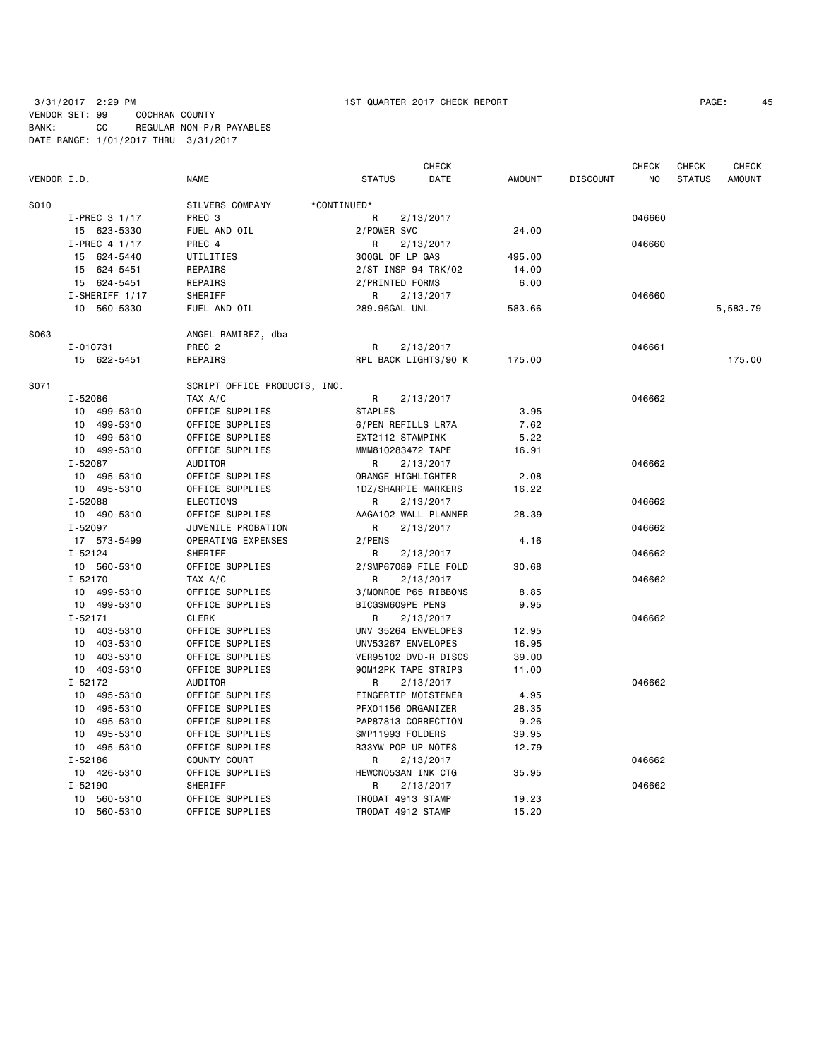3/31/2017 2:29 PM 1ST QUARTER 2017 CHECK REPORT

VENDOR SET: 99 COCHRAN COUNTY
BANK: CC REGULAR NON-P/R PAYABLES
DATE RANGE: 1/01/2017 THRU 3/31/2017

| VENDOR I.D. | NAME | STATUS | CHECK DATE | AMOUNT | DISCOUNT | CHECK NO | CHECK STATUS | CHECK AMOUNT |
|---|---|---|---|---|---|---|---|---|
| S010 | SILVERS COMPANY *CONTINUED* | | | | | | | |
| I-PREC 3 1/17 | PREC 3 | R | 2/13/2017 | | | 046660 | | |
| 15 623-5330 | FUEL AND OIL | 2/POWER SVC | | 24.00 | | | | |
| I-PREC 4 1/17 | PREC 4 | R | 2/13/2017 | | | 046660 | | |
| 15 624-5440 | UTILITIES | 300GL OF LP GAS | | 495.00 | | | | |
| 15 624-5451 | REPAIRS | 2/ST INSP 94 TRK/02 | | 14.00 | | | | |
| 15 624-5451 | REPAIRS | 2/PRINTED FORMS | | 6.00 | | | | |
| I-SHERIFF 1/17 | SHERIFF | R | 2/13/2017 | | | 046660 | | |
| 10 560-5330 | FUEL AND OIL | 289.96GAL UNL | | 583.66 | | | | 5,583.79 |
| S063 | ANGEL RAMIREZ, dba | | | | | | | |
| I-010731 | PREC 2 | R | 2/13/2017 | | | 046661 | | |
| 15 622-5451 | REPAIRS | RPL BACK LIGHTS/90 K | | 175.00 | | | | 175.00 |
| S071 | SCRIPT OFFICE PRODUCTS, INC. | | | | | | | |
| I-52086 | TAX A/C | R | 2/13/2017 | | | 046662 | | |
| 10 499-5310 | OFFICE SUPPLIES | STAPLES | | 3.95 | | | | |
| 10 499-5310 | OFFICE SUPPLIES | 6/PEN REFILLS LR7A | | 7.62 | | | | |
| 10 499-5310 | OFFICE SUPPLIES | EXT2112 STAMPINK | | 5.22 | | | | |
| 10 499-5310 | OFFICE SUPPLIES | MMM810283472 TAPE | | 16.91 | | | | |
| I-52087 | AUDITOR | R | 2/13/2017 | | | 046662 | | |
| 10 495-5310 | OFFICE SUPPLIES | ORANGE HIGHLIGHTER | | 2.08 | | | | |
| 10 495-5310 | OFFICE SUPPLIES | 1DZ/SHARPIE MARKERS | | 16.22 | | | | |
| I-52088 | ELECTIONS | R | 2/13/2017 | | | 046662 | | |
| 10 490-5310 | OFFICE SUPPLIES | AAGA102 WALL PLANNER | | 28.39 | | | | |
| I-52097 | JUVENILE PROBATION | R | 2/13/2017 | | | 046662 | | |
| 17 573-5499 | OPERATING EXPENSES | 2/PENS | | 4.16 | | | | |
| I-52124 | SHERIFF | R | 2/13/2017 | | | 046662 | | |
| 10 560-5310 | OFFICE SUPPLIES | 2/SMP67089 FILE FOLD | | 30.68 | | | | |
| I-52170 | TAX A/C | R | 2/13/2017 | | | 046662 | | |
| 10 499-5310 | OFFICE SUPPLIES | 3/MONROE P65 RIBBONS | | 8.85 | | | | |
| 10 499-5310 | OFFICE SUPPLIES | BICGSM609PE PENS | | 9.95 | | | | |
| I-52171 | CLERK | R | 2/13/2017 | | | 046662 | | |
| 10 403-5310 | OFFICE SUPPLIES | UNV 35264 ENVELOPES | | 12.95 | | | | |
| 10 403-5310 | OFFICE SUPPLIES | UNV53267 ENVELOPES | | 16.95 | | | | |
| 10 403-5310 | OFFICE SUPPLIES | VER95102 DVD-R DISCS | | 39.00 | | | | |
| 10 403-5310 | OFFICE SUPPLIES | 90M12PK TAPE STRIPS | | 11.00 | | | | |
| I-52172 | AUDITOR | R | 2/13/2017 | | | 046662 | | |
| 10 495-5310 | OFFICE SUPPLIES | FINGERTIP MOISTENER | | 4.95 | | | | |
| 10 495-5310 | OFFICE SUPPLIES | PFX01156 ORGANIZER | | 28.35 | | | | |
| 10 495-5310 | OFFICE SUPPLIES | PAP87813 CORRECTION | | 9.26 | | | | |
| 10 495-5310 | OFFICE SUPPLIES | SMP11993 FOLDERS | | 39.95 | | | | |
| 10 495-5310 | OFFICE SUPPLIES | R33YW POP UP NOTES | | 12.79 | | | | |
| I-52186 | COUNTY COURT | R | 2/13/2017 | | | 046662 | | |
| 10 426-5310 | OFFICE SUPPLIES | HEWCN053AN INK CTG | | 35.95 | | | | |
| I-52190 | SHERIFF | R | 2/13/2017 | | | 046662 | | |
| 10 560-5310 | OFFICE SUPPLIES | TRODAT 4913 STAMP | | 19.23 | | | | |
| 10 560-5310 | OFFICE SUPPLIES | TRODAT 4912 STAMP | | 15.20 | | | | |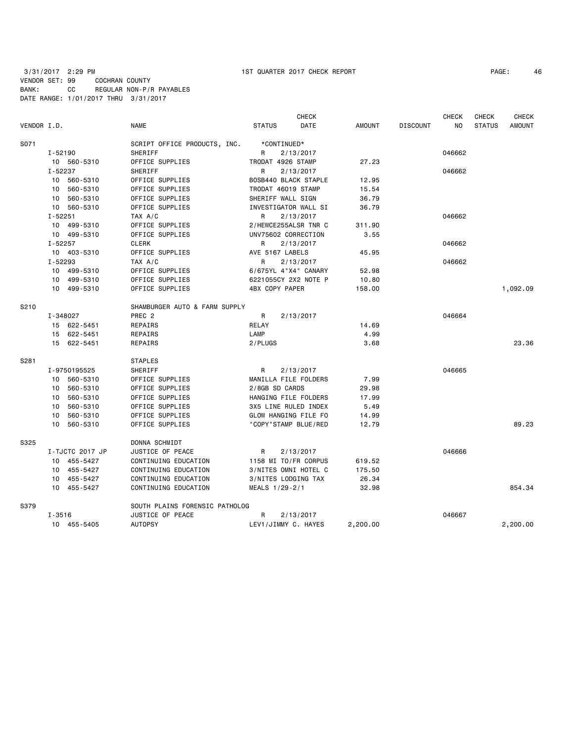3/31/2017 2:29 PM 1ST QUARTER 2017 CHECK REPORT

VENDOR SET: 99 COCHRAN COUNTY
BANK: CC REGULAR NON-P/R PAYABLES
DATE RANGE: 1/01/2017 THRU 3/31/2017

| VENDOR I.D. | NAME | STATUS | CHECK DATE | AMOUNT | DISCOUNT | CHECK NO | CHECK STATUS | CHECK AMOUNT |
|---|---|---|---|---|---|---|---|---|
| S071 | SCRIPT OFFICE PRODUCTS, INC. | *CONTINUED* | | | | | | |
| I-52190 | SHERIFF | R | 2/13/2017 | | | 046662 | | |
| 10 560-5310 | OFFICE SUPPLIES | TRODAT 4926 STAMP | | 27.23 | | | | |
| I-52237 | SHERIFF | R | 2/13/2017 | | | 046662 | | |
| 10 560-5310 | OFFICE SUPPLIES | BOSB440 BLACK STAPLE | | 12.95 | | | | |
| 10 560-5310 | OFFICE SUPPLIES | TRODAT 46019 STAMP | | 15.54 | | | | |
| 10 560-5310 | OFFICE SUPPLIES | SHERIFF WALL SIGN | | 36.79 | | | | |
| 10 560-5310 | OFFICE SUPPLIES | INVESTIGATOR WALL SI | | 36.79 | | | | |
| I-52251 | TAX A/C | R | 2/13/2017 | | | 046662 | | |
| 10 499-5310 | OFFICE SUPPLIES | 2/HEWCE255ALSR TNR C | | 311.90 | | | | |
| 10 499-5310 | OFFICE SUPPLIES | UNV75602 CORRECTION | | 3.55 | | | | |
| I-52257 | CLERK | R | 2/13/2017 | | | 046662 | | |
| 10 403-5310 | OFFICE SUPPLIES | AVE 5167 LABELS | | 45.95 | | | | |
| I-52293 | TAX A/C | R | 2/13/2017 | | | 046662 | | |
| 10 499-5310 | OFFICE SUPPLIES | 6/675YL 4"X4" CANARY | | 52.98 | | | | |
| 10 499-5310 | OFFICE SUPPLIES | 6221055CY 2X2 NOTE P | | 10.80 | | | | |
| 10 499-5310 | OFFICE SUPPLIES | 4BX COPY PAPER | | 158.00 | | | | 1,092.09 |
| S210 | SHAMBURGER AUTO & FARM SUPPLY | | | | | | | |
| I-348027 | PREC 2 | R | 2/13/2017 | | | 046664 | | |
| 15 622-5451 | REPAIRS | RELAY | | 14.69 | | | | |
| 15 622-5451 | REPAIRS | LAMP | | 4.99 | | | | |
| 15 622-5451 | REPAIRS | 2/PLUGS | | 3.68 | | | | 23.36 |
| S281 | STAPLES | | | | | | | |
| I-9750195525 | SHERIFF | R | 2/13/2017 | | | 046665 | | |
| 10 560-5310 | OFFICE SUPPLIES | MANILLA FILE FOLDERS | | 7.99 | | | | |
| 10 560-5310 | OFFICE SUPPLIES | 2/8GB SD CARDS | | 29.98 | | | | |
| 10 560-5310 | OFFICE SUPPLIES | HANGING FILE FOLDERS | | 17.99 | | | | |
| 10 560-5310 | OFFICE SUPPLIES | 3X5 LINE RULED INDEX | | 5.49 | | | | |
| 10 560-5310 | OFFICE SUPPLIES | GLOW HANGING FILE FO | | 14.99 | | | | |
| 10 560-5310 | OFFICE SUPPLIES | "COPY"STAMP BLUE/RED | | 12.79 | | | | 89.23 |
| S325 | DONNA SCHMIDT | | | | | | | |
| I-TJCTC 2017 JP | JUSTICE OF PEACE | R | 2/13/2017 | | | 046666 | | |
| 10 455-5427 | CONTINUING EDUCATION | 1158 MI TO/FR CORPUS | | 619.52 | | | | |
| 10 455-5427 | CONTINUING EDUCATION | 3/NITES OMNI HOTEL C | | 175.50 | | | | |
| 10 455-5427 | CONTINUING EDUCATION | 3/NITES LODGING TAX | | 26.34 | | | | |
| 10 455-5427 | CONTINUING EDUCATION | MEALS 1/29-2/1 | | 32.98 | | | | 854.34 |
| S379 | SOUTH PLAINS FORENSIC PATHOLOG | | | | | | | |
| I-3516 | JUSTICE OF PEACE | R | 2/13/2017 | | | 046667 | | |
| 10 455-5405 | AUTOPSY | LEV1/JIMMY C. HAYES | | 2,200.00 | | | | 2,200.00 |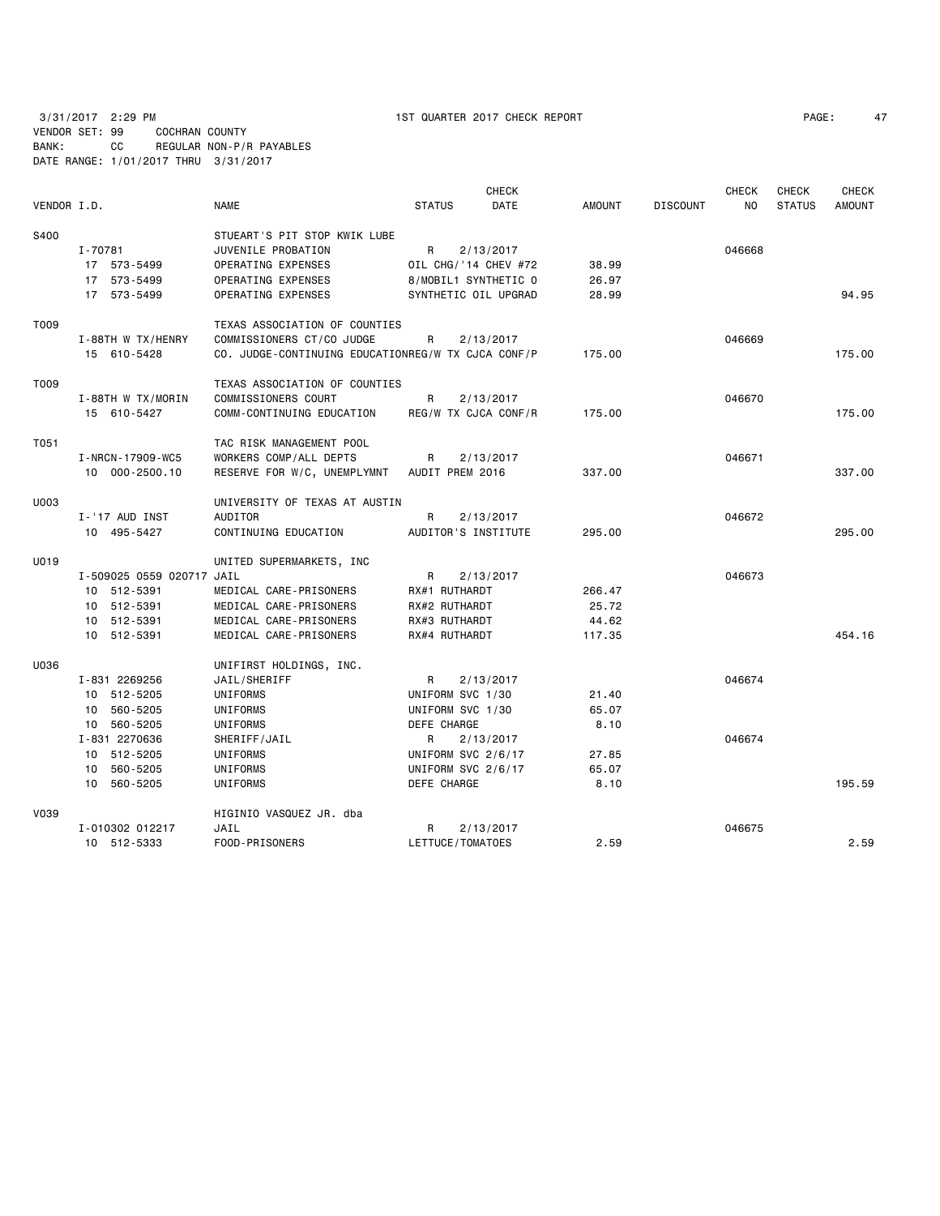3/31/2017 2:29 PM 1ST QUARTER 2017 CHECK REPORT

VENDOR SET: 99 COCHRAN COUNTY
BANK: CC REGULAR NON-P/R PAYABLES
DATE RANGE: 1/01/2017 THRU 3/31/2017

| VENDOR I.D. | NAME | STATUS | CHECK DATE | AMOUNT | DISCOUNT | CHECK NO | CHECK STATUS | CHECK AMOUNT |
|---|---|---|---|---|---|---|---|---|
| S400 | STUEART'S PIT STOP KWIK LUBE | | | | | | | |
| I-70781 | JUVENILE PROBATION | R | 2/13/2017 | | | 046668 | | |
| 17 573-5499 | OPERATING EXPENSES | OIL CHG/'14 CHEV #72 | | 38.99 | | | | |
| 17 573-5499 | OPERATING EXPENSES | 8/MOBIL1 SYNTHETIC O | | 26.97 | | | | |
| 17 573-5499 | OPERATING EXPENSES | SYNTHETIC OIL UPGRAD | | 28.99 | | | | 94.95 |
| T009 | TEXAS ASSOCIATION OF COUNTIES | | | | | | | |
| I-88TH W TX/HENRY | COMMISSIONERS CT/CO JUDGE | R | 2/13/2017 | | | 046669 | | |
| 15 610-5428 | CO. JUDGE-CONTINUING EDUCATION | REG/W TX CJCA CONF/P | | 175.00 | | | | 175.00 |
| T009 | TEXAS ASSOCIATION OF COUNTIES | | | | | | | |
| I-88TH W TX/MORIN | COMMISSIONERS COURT | R | 2/13/2017 | | | 046670 | | |
| 15 610-5427 | COMM-CONTINUING EDUCATION | REG/W TX CJCA CONF/R | | 175.00 | | | | 175.00 |
| T051 | TAC RISK MANAGEMENT POOL | | | | | | | |
| I-NRCN-17909-WC5 | WORKERS COMP/ALL DEPTS | R | 2/13/2017 | | | 046671 | | |
| 10 000-2500.10 | RESERVE FOR W/C, UNEMPLYMNT | AUDIT PREM 2016 | | 337.00 | | | | 337.00 |
| U003 | UNIVERSITY OF TEXAS AT AUSTIN | | | | | | | |
| I-'17 AUD INST | AUDITOR | R | 2/13/2017 | | | 046672 | | |
| 10 495-5427 | CONTINUING EDUCATION | AUDITOR'S INSTITUTE | | 295.00 | | | | 295.00 |
| U019 | UNITED SUPERMARKETS, INC | | | | | | | |
| I-509025 0559 020717 | JAIL | R | 2/13/2017 | | | 046673 | | |
| 10 512-5391 | MEDICAL CARE-PRISONERS | RX#1 RUTHARDT | | 266.47 | | | | |
| 10 512-5391 | MEDICAL CARE-PRISONERS | RX#2 RUTHARDT | | 25.72 | | | | |
| 10 512-5391 | MEDICAL CARE-PRISONERS | RX#3 RUTHARDT | | 44.62 | | | | |
| 10 512-5391 | MEDICAL CARE-PRISONERS | RX#4 RUTHARDT | | 117.35 | | | | 454.16 |
| U036 | UNIFIRST HOLDINGS, INC. | | | | | | | |
| I-831 2269256 | JAIL/SHERIFF | R | 2/13/2017 | | | 046674 | | |
| 10 512-5205 | UNIFORMS | UNIFORM SVC 1/30 | | 21.40 | | | | |
| 10 560-5205 | UNIFORMS | UNIFORM SVC 1/30 | | 65.07 | | | | |
| 10 560-5205 | UNIFORMS | DEFE CHARGE | | 8.10 | | | | |
| I-831 2270636 | SHERIFF/JAIL | R | 2/13/2017 | | | 046674 | | |
| 10 512-5205 | UNIFORMS | UNIFORM SVC 2/6/17 | | 27.85 | | | | |
| 10 560-5205 | UNIFORMS | UNIFORM SVC 2/6/17 | | 65.07 | | | | |
| 10 560-5205 | UNIFORMS | DEFE CHARGE | | 8.10 | | | | 195.59 |
| V039 | HIGINIO VASQUEZ JR. dba | | | | | | | |
| I-010302 012217 | JAIL | R | 2/13/2017 | | | 046675 | | |
| 10 512-5333 | FOOD-PRISONERS | LETTUCE/TOMATOES | | 2.59 | | | | 2.59 |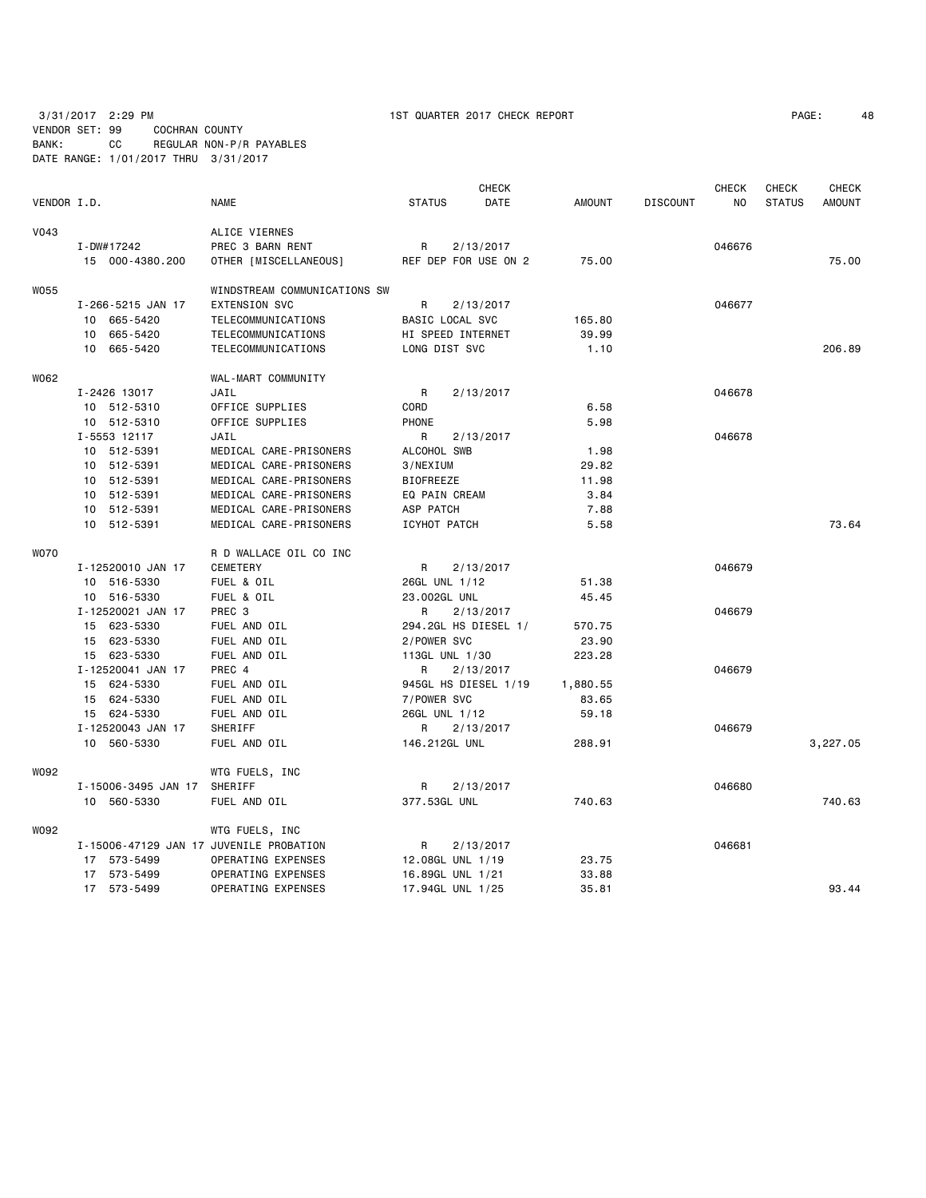3/31/2017 2:29 PM 1ST QUARTER 2017 CHECK REPORT

VENDOR SET: 99 COCHRAN COUNTY
BANK: CC REGULAR NON-P/R PAYABLES
DATE RANGE: 1/01/2017 THRU 3/31/2017

| VENDOR I.D. | NAME | STATUS | CHECK DATE | AMOUNT | DISCOUNT | CHECK NO | CHECK STATUS | CHECK AMOUNT |
|---|---|---|---|---|---|---|---|---|
| V043 | ALICE VIERNES | | | | | | | |
| I-DW#17242 | PREC 3 BARN RENT | R | 2/13/2017 | | | 046676 | | |
| 15 000-4380.200 | OTHER [MISCELLANEOUS] | REF DEP FOR USE ON 2 | | 75.00 | | | | 75.00 |
| W055 | WINDSTREAM COMMUNICATIONS SW | | | | | | | |
| I-266-5215 JAN 17 | EXTENSION SVC | R | 2/13/2017 | | | 046677 | | |
| 10 665-5420 | TELECOMMUNICATIONS | BASIC LOCAL SVC | | 165.80 | | | | |
| 10 665-5420 | TELECOMMUNICATIONS | HI SPEED INTERNET | | 39.99 | | | | |
| 10 665-5420 | TELECOMMUNICATIONS | LONG DIST SVC | | 1.10 | | | | 206.89 |
| W062 | WAL-MART COMMUNITY | | | | | | | |
| I-2426 13017 | JAIL | R | 2/13/2017 | | | 046678 | | |
| 10 512-5310 | OFFICE SUPPLIES | CORD | | 6.58 | | | | |
| 10 512-5310 | OFFICE SUPPLIES | PHONE | | 5.98 | | | | |
| I-5553 12117 | JAIL | R | 2/13/2017 | | | 046678 | | |
| 10 512-5391 | MEDICAL CARE-PRISONERS | ALCOHOL SWB | | 1.98 | | | | |
| 10 512-5391 | MEDICAL CARE-PRISONERS | 3/NEXIUM | | 29.82 | | | | |
| 10 512-5391 | MEDICAL CARE-PRISONERS | BIOFREEZE | | 11.98 | | | | |
| 10 512-5391 | MEDICAL CARE-PRISONERS | EQ PAIN CREAM | | 3.84 | | | | |
| 10 512-5391 | MEDICAL CARE-PRISONERS | ASP PATCH | | 7.88 | | | | |
| 10 512-5391 | MEDICAL CARE-PRISONERS | ICYHOT PATCH | | 5.58 | | | | 73.64 |
| W070 | R D WALLACE OIL CO INC | | | | | | | |
| I-12520010 JAN 17 | CEMETERY | R | 2/13/2017 | | | 046679 | | |
| 10 516-5330 | FUEL & OIL | 26GL UNL 1/12 | | 51.38 | | | | |
| 10 516-5330 | FUEL & OIL | 23.002GL UNL | | 45.45 | | | | |
| I-12520021 JAN 17 | PREC 3 | R | 2/13/2017 | | | 046679 | | |
| 15 623-5330 | FUEL AND OIL | 294.2GL HS DIESEL 1/ | | 570.75 | | | | |
| 15 623-5330 | FUEL AND OIL | 2/POWER SVC | | 23.90 | | | | |
| 15 623-5330 | FUEL AND OIL | 113GL UNL 1/30 | | 223.28 | | | | |
| I-12520041 JAN 17 | PREC 4 | R | 2/13/2017 | | | 046679 | | |
| 15 624-5330 | FUEL AND OIL | 945GL HS DIESEL 1/19 | | 1,880.55 | | | | |
| 15 624-5330 | FUEL AND OIL | 7/POWER SVC | | 83.65 | | | | |
| 15 624-5330 | FUEL AND OIL | 26GL UNL 1/12 | | 59.18 | | | | |
| I-12520043 JAN 17 | SHERIFF | R | 2/13/2017 | | | 046679 | | |
| 10 560-5330 | FUEL AND OIL | 146.212GL UNL | | 288.91 | | | | 3,227.05 |
| W092 | WTG FUELS, INC | | | | | | | |
| I-15006-3495 JAN 17 | SHERIFF | R | 2/13/2017 | | | 046680 | | |
| 10 560-5330 | FUEL AND OIL | 377.53GL UNL | | 740.63 | | | | 740.63 |
| W092 | WTG FUELS, INC | | | | | | | |
| I-15006-47129 JAN 17 | JUVENILE PROBATION | R | 2/13/2017 | | | 046681 | | |
| 17 573-5499 | OPERATING EXPENSES | 12.08GL UNL 1/19 | | 23.75 | | | | |
| 17 573-5499 | OPERATING EXPENSES | 16.89GL UNL 1/21 | | 33.88 | | | | |
| 17 573-5499 | OPERATING EXPENSES | 17.94GL UNL 1/25 | | 35.81 | | | | 93.44 |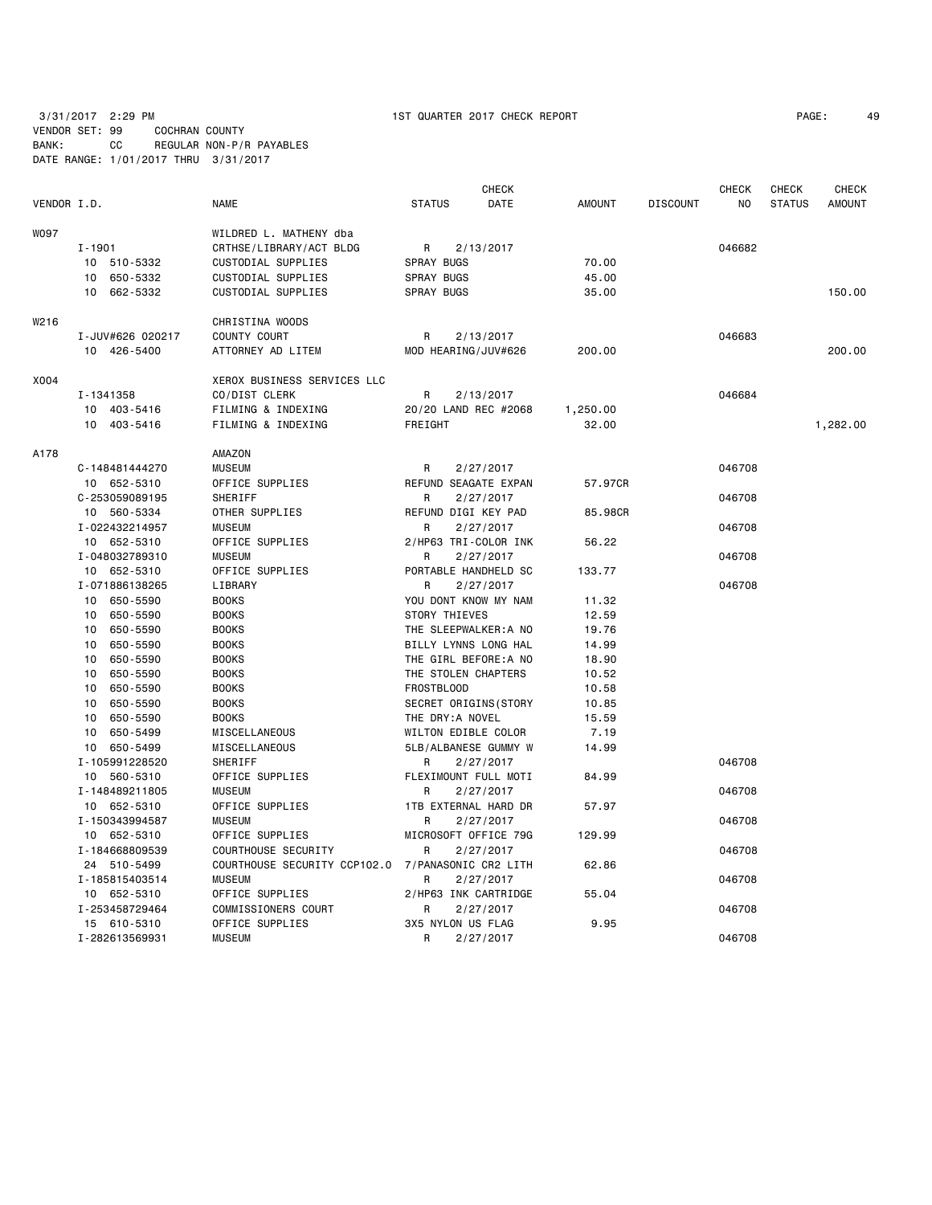3/31/2017 2:29 PM 1ST QUARTER 2017 CHECK REPORT

VENDOR SET: 99 COCHRAN COUNTY
BANK: CC REGULAR NON-P/R PAYABLES
DATE RANGE: 1/01/2017 THRU 3/31/2017

| VENDOR I.D. | NAME | STATUS | CHECK DATE | AMOUNT | DISCOUNT | CHECK NO | CHECK STATUS | CHECK AMOUNT |
|---|---|---|---|---|---|---|---|---|
| W097 | WILDRED L. MATHENY dba | | | | | | | |
| I-1901 | CRTHSE/LIBRARY/ACT BLDG | R | 2/13/2017 | | | 046682 | | |
| 10 510-5332 | CUSTODIAL SUPPLIES | SPRAY BUGS | | 70.00 | | | | |
| 10 650-5332 | CUSTODIAL SUPPLIES | SPRAY BUGS | | 45.00 | | | | |
| 10 662-5332 | CUSTODIAL SUPPLIES | SPRAY BUGS | | 35.00 | | | | 150.00 |
| W216 | CHRISTINA WOODS | | | | | | | |
| I-JUV#626 020217 | COUNTY COURT | R | 2/13/2017 | | | 046683 | | |
| 10 426-5400 | ATTORNEY AD LITEM | MOD HEARING/JUV#626 | | 200.00 | | | | 200.00 |
| X004 | XEROX BUSINESS SERVICES LLC | | | | | | | |
| I-1341358 | CO/DIST CLERK | R | 2/13/2017 | | | 046684 | | |
| 10 403-5416 | FILMING & INDEXING | 20/20 LAND REC #2068 | | 1,250.00 | | | | |
| 10 403-5416 | FILMING & INDEXING | FREIGHT | | 32.00 | | | | 1,282.00 |
| A178 | AMAZON | | | | | | | |
| C-148481444270 | MUSEUM | R | 2/27/2017 | | | 046708 | | |
| 10 652-5310 | OFFICE SUPPLIES | REFUND SEAGATE EXPAN | | 57.97CR | | | | |
| C-253059089195 | SHERIFF | R | 2/27/2017 | | | 046708 | | |
| 10 560-5334 | OTHER SUPPLIES | REFUND DIGI KEY PAD | | 85.98CR | | | | |
| I-022432214957 | MUSEUM | R | 2/27/2017 | | | 046708 | | |
| 10 652-5310 | OFFICE SUPPLIES | 2/HP63 TRI-COLOR INK | | 56.22 | | | | |
| I-048032789310 | MUSEUM | R | 2/27/2017 | | | 046708 | | |
| 10 652-5310 | OFFICE SUPPLIES | PORTABLE HANDHELD SC | | 133.77 | | | | |
| I-071886138265 | LIBRARY | R | 2/27/2017 | | | 046708 | | |
| 10 650-5590 | BOOKS | YOU DONT KNOW MY NAM | | 11.32 | | | | |
| 10 650-5590 | BOOKS | STORY THIEVES | | 12.59 | | | | |
| 10 650-5590 | BOOKS | THE SLEEPWALKER:A NO | | 19.76 | | | | |
| 10 650-5590 | BOOKS | BILLY LYNNS LONG HAL | | 14.99 | | | | |
| 10 650-5590 | BOOKS | THE GIRL BEFORE:A NO | | 18.90 | | | | |
| 10 650-5590 | BOOKS | THE STOLEN CHAPTERS | | 10.52 | | | | |
| 10 650-5590 | BOOKS | FROSTBLOOD | | 10.58 | | | | |
| 10 650-5590 | BOOKS | SECRET ORIGINS(STORY | | 10.85 | | | | |
| 10 650-5590 | BOOKS | THE DRY:A NOVEL | | 15.59 | | | | |
| 10 650-5499 | MISCELLANEOUS | WILTON EDIBLE COLOR | | 7.19 | | | | |
| 10 650-5499 | MISCELLANEOUS | 5LB/ALBANESE GUMMY W | | 14.99 | | | | |
| I-105991228520 | SHERIFF | R | 2/27/2017 | | | 046708 | | |
| 10 560-5310 | OFFICE SUPPLIES | FLEXIMOUNT FULL MOTI | | 84.99 | | | | |
| I-148489211805 | MUSEUM | R | 2/27/2017 | | | 046708 | | |
| 10 652-5310 | OFFICE SUPPLIES | 1TB EXTERNAL HARD DR | | 57.97 | | | | |
| I-150343994587 | MUSEUM | R | 2/27/2017 | | | 046708 | | |
| 10 652-5310 | OFFICE SUPPLIES | MICROSOFT OFFICE 79G | | 129.99 | | | | |
| I-184668809539 | COURTHOUSE SECURITY | R | 2/27/2017 | | | 046708 | | |
| 24 510-5499 | COURTHOUSE SECURITY CCP102.0 | 7/PANASONIC CR2 LITH | | 62.86 | | | | |
| I-185815403514 | MUSEUM | R | 2/27/2017 | | | 046708 | | |
| 10 652-5310 | OFFICE SUPPLIES | 2/HP63 INK CARTRIDGE | | 55.04 | | | | |
| I-253458729464 | COMMISSIONERS COURT | R | 2/27/2017 | | | 046708 | | |
| 15 610-5310 | OFFICE SUPPLIES | 3X5 NYLON US FLAG | | 9.95 | | | | |
| I-282613569931 | MUSEUM | R | 2/27/2017 | | | 046708 | | |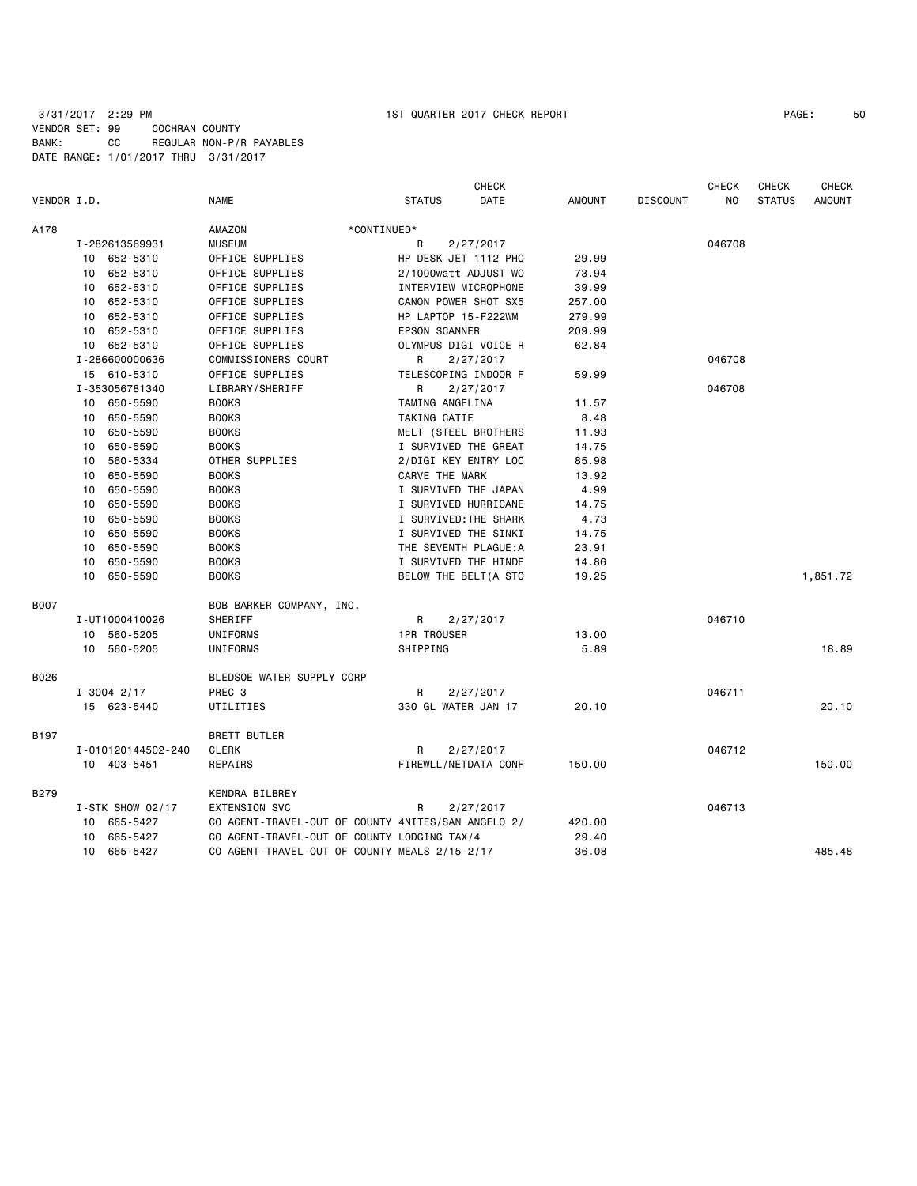3/31/2017 2:29 PM 1ST QUARTER 2017 CHECK REPORT
VENDOR SET: 99 COCHRAN COUNTY
BANK: CC REGULAR NON-P/R PAYABLES
DATE RANGE: 1/01/2017 THRU 3/31/2017

| VENDOR I.D. | NAME | STATUS | CHECK DATE | AMOUNT | DISCOUNT | CHECK NO | CHECK STATUS | CHECK AMOUNT |
|---|---|---|---|---|---|---|---|---|
| A178 | AMAZON | *CONTINUED* | | | | | | |
| I-282613569931 | MUSEUM | R | 2/27/2017 | | | 046708 | | |
| 10 652-5310 | OFFICE SUPPLIES | HP DESK JET 1112 PHO | | 29.99 | | | | |
| 10 652-5310 | OFFICE SUPPLIES | 2/1000watt ADJUST WO | | 73.94 | | | | |
| 10 652-5310 | OFFICE SUPPLIES | INTERVIEW MICROPHONE | | 39.99 | | | | |
| 10 652-5310 | OFFICE SUPPLIES | CANON POWER SHOT SX5 | | 257.00 | | | | |
| 10 652-5310 | OFFICE SUPPLIES | HP LAPTOP 15-F222WM | | 279.99 | | | | |
| 10 652-5310 | OFFICE SUPPLIES | EPSON SCANNER | | 209.99 | | | | |
| 10 652-5310 | OFFICE SUPPLIES | OLYMPUS DIGI VOICE R | | 62.84 | | | | |
| I-286600000636 | COMMISSIONERS COURT | R | 2/27/2017 | | | 046708 | | |
| 15 610-5310 | OFFICE SUPPLIES | TELESCOPING INDOOR F | | 59.99 | | | | |
| I-353056781340 | LIBRARY/SHERIFF | R | 2/27/2017 | | | 046708 | | |
| 10 650-5590 | BOOKS | TAMING ANGELINA | | 11.57 | | | | |
| 10 650-5590 | BOOKS | TAKING CATIE | | 8.48 | | | | |
| 10 650-5590 | BOOKS | MELT (STEEL BROTHERS | | 11.93 | | | | |
| 10 650-5590 | BOOKS | I SURVIVED THE GREAT | | 14.75 | | | | |
| 10 560-5334 | OTHER SUPPLIES | 2/DIGI KEY ENTRY LOC | | 85.98 | | | | |
| 10 650-5590 | BOOKS | CARVE THE MARK | | 13.92 | | | | |
| 10 650-5590 | BOOKS | I SURVIVED THE JAPAN | | 4.99 | | | | |
| 10 650-5590 | BOOKS | I SURVIVED HURRICANE | | 14.75 | | | | |
| 10 650-5590 | BOOKS | I SURVIVED:THE SHARK | | 4.73 | | | | |
| 10 650-5590 | BOOKS | I SURVIVED THE SINKI | | 14.75 | | | | |
| 10 650-5590 | BOOKS | THE SEVENTH PLAGUE:A | | 23.91 | | | | |
| 10 650-5590 | BOOKS | I SURVIVED THE HINDE | | 14.86 | | | | |
| 10 650-5590 | BOOKS | BELOW THE BELT(A STO | | 19.25 | | | | 1,851.72 |
| B007 | BOB BARKER COMPANY, INC. | | | | | | | |
| I-UT1000410026 | SHERIFF | R | 2/27/2017 | | | 046710 | | |
| 10 560-5205 | UNIFORMS | 1PR TROUSER | | 13.00 | | | | |
| 10 560-5205 | UNIFORMS | SHIPPING | | 5.89 | | | | 18.89 |
| B026 | BLEDSOE WATER SUPPLY CORP | | | | | | | |
| I-3004 2/17 | PREC 3 | R | 2/27/2017 | | | 046711 | | |
| 15 623-5440 | UTILITIES | 330 GL WATER JAN 17 | | 20.10 | | | | 20.10 |
| B197 | BRETT BUTLER | | | | | | | |
| I-010120144502-240 | CLERK | R | 2/27/2017 | | | 046712 | | |
| 10 403-5451 | REPAIRS | FIREWLL/NETDATA CONF | | 150.00 | | | | 150.00 |
| B279 | KENDRA BILBREY | | | | | | | |
| I-STK SHOW 02/17 | EXTENSION SVC | R | 2/27/2017 | | | 046713 | | |
| 10 665-5427 | CO AGENT-TRAVEL-OUT OF COUNTY 4NITES/SAN ANGELO 2/ | | | 420.00 | | | | |
| 10 665-5427 | CO AGENT-TRAVEL-OUT OF COUNTY LODGING TAX/4 | | | 29.40 | | | | |
| 10 665-5427 | CO AGENT-TRAVEL-OUT OF COUNTY MEALS 2/15-2/17 | | | 36.08 | | | | 485.48 |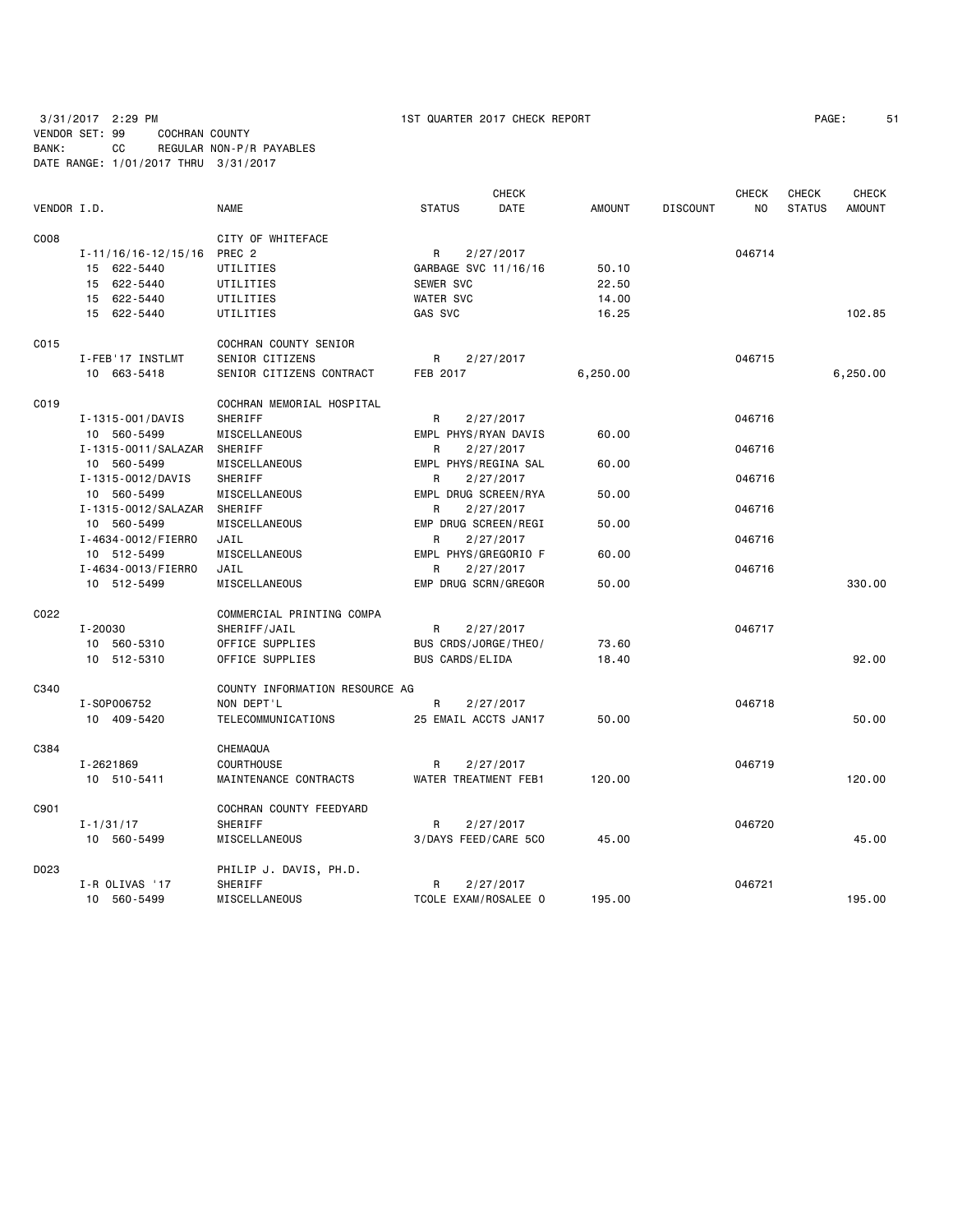3/31/2017 2:29 PM 1ST QUARTER 2017 CHECK REPORT

VENDOR SET: 99 COCHRAN COUNTY
BANK: CC REGULAR NON-P/R PAYABLES
DATE RANGE: 1/01/2017 THRU 3/31/2017

| VENDOR I.D. | NAME | STATUS | CHECK DATE | AMOUNT | DISCOUNT | CHECK NO | CHECK STATUS | CHECK AMOUNT |
|---|---|---|---|---|---|---|---|---|
| C008 | CITY OF WHITEFACE | | | | | | | |
| I-11/16/16-12/15/16 | PREC 2 | R | 2/27/2017 | | | 046714 | | |
| 15 622-5440 | UTILITIES | GARBAGE SVC 11/16/16 | | 50.10 | | | | |
| 15 622-5440 | UTILITIES | SEWER SVC | | 22.50 | | | | |
| 15 622-5440 | UTILITIES | WATER SVC | | 14.00 | | | | |
| 15 622-5440 | UTILITIES | GAS SVC | | 16.25 | | | | 102.85 |
| C015 | COCHRAN COUNTY SENIOR | | | | | | | |
| I-FEB'17 INSTLMT | SENIOR CITIZENS | R | 2/27/2017 | | | 046715 | | |
| 10 663-5418 | SENIOR CITIZENS CONTRACT | FEB 2017 | | 6,250.00 | | | | 6,250.00 |
| C019 | COCHRAN MEMORIAL HOSPITAL | | | | | | | |
| I-1315-001/DAVIS | SHERIFF | R | 2/27/2017 | | | 046716 | | |
| 10 560-5499 | MISCELLANEOUS | EMPL PHYS/RYAN DAVIS | | 60.00 | | | | |
| I-1315-0011/SALAZAR | SHERIFF | R | 2/27/2017 | | | 046716 | | |
| 10 560-5499 | MISCELLANEOUS | EMPL PHYS/REGINA SAL | | 60.00 | | | | |
| I-1315-0012/DAVIS | SHERIFF | R | 2/27/2017 | | | 046716 | | |
| 10 560-5499 | MISCELLANEOUS | EMPL DRUG SCREEN/RYA | | 50.00 | | | | |
| I-1315-0012/SALAZAR | SHERIFF | R | 2/27/2017 | | | 046716 | | |
| 10 560-5499 | MISCELLANEOUS | EMP DRUG SCREEN/REGI | | 50.00 | | | | |
| I-4634-0012/FIERRO | JAIL | R | 2/27/2017 | | | 046716 | | |
| 10 512-5499 | MISCELLANEOUS | EMPL PHYS/GREGORIO F | | 60.00 | | | | |
| I-4634-0013/FIERRO | JAIL | R | 2/27/2017 | | | 046716 | | |
| 10 512-5499 | MISCELLANEOUS | EMP DRUG SCRN/GREGOR | | 50.00 | | | | 330.00 |
| C022 | COMMERCIAL PRINTING COMPA | | | | | | | |
| I-20030 | SHERIFF/JAIL | R | 2/27/2017 | | | 046717 | | |
| 10 560-5310 | OFFICE SUPPLIES | BUS CRDS/JORGE/THEO/ | | 73.60 | | | | |
| 10 512-5310 | OFFICE SUPPLIES | BUS CARDS/ELIDA | | 18.40 | | | | 92.00 |
| C340 | COUNTY INFORMATION RESOURCE AG | | | | | | | |
| I-SOP006752 | NON DEPT'L | R | 2/27/2017 | | | 046718 | | |
| 10 409-5420 | TELECOMMUNICATIONS | 25 EMAIL ACCTS JAN17 | | 50.00 | | | | 50.00 |
| C384 | CHEMAQUA | | | | | | | |
| I-2621869 | COURTHOUSE | R | 2/27/2017 | | | 046719 | | |
| 10 510-5411 | MAINTENANCE CONTRACTS | WATER TREATMENT FEB1 | | 120.00 | | | | 120.00 |
| C901 | COCHRAN COUNTY FEEDYARD | | | | | | | |
| I-1/31/17 | SHERIFF | R | 2/27/2017 | | | 046720 | | |
| 10 560-5499 | MISCELLANEOUS | 3/DAYS FEED/CARE 5CO | | 45.00 | | | | 45.00 |
| D023 | PHILIP J. DAVIS, PH.D. | | | | | | | |
| I-R OLIVAS '17 | SHERIFF | R | 2/27/2017 | | | 046721 | | |
| 10 560-5499 | MISCELLANEOUS | TCOLE EXAM/ROSALEE O | | 195.00 | | | | 195.00 |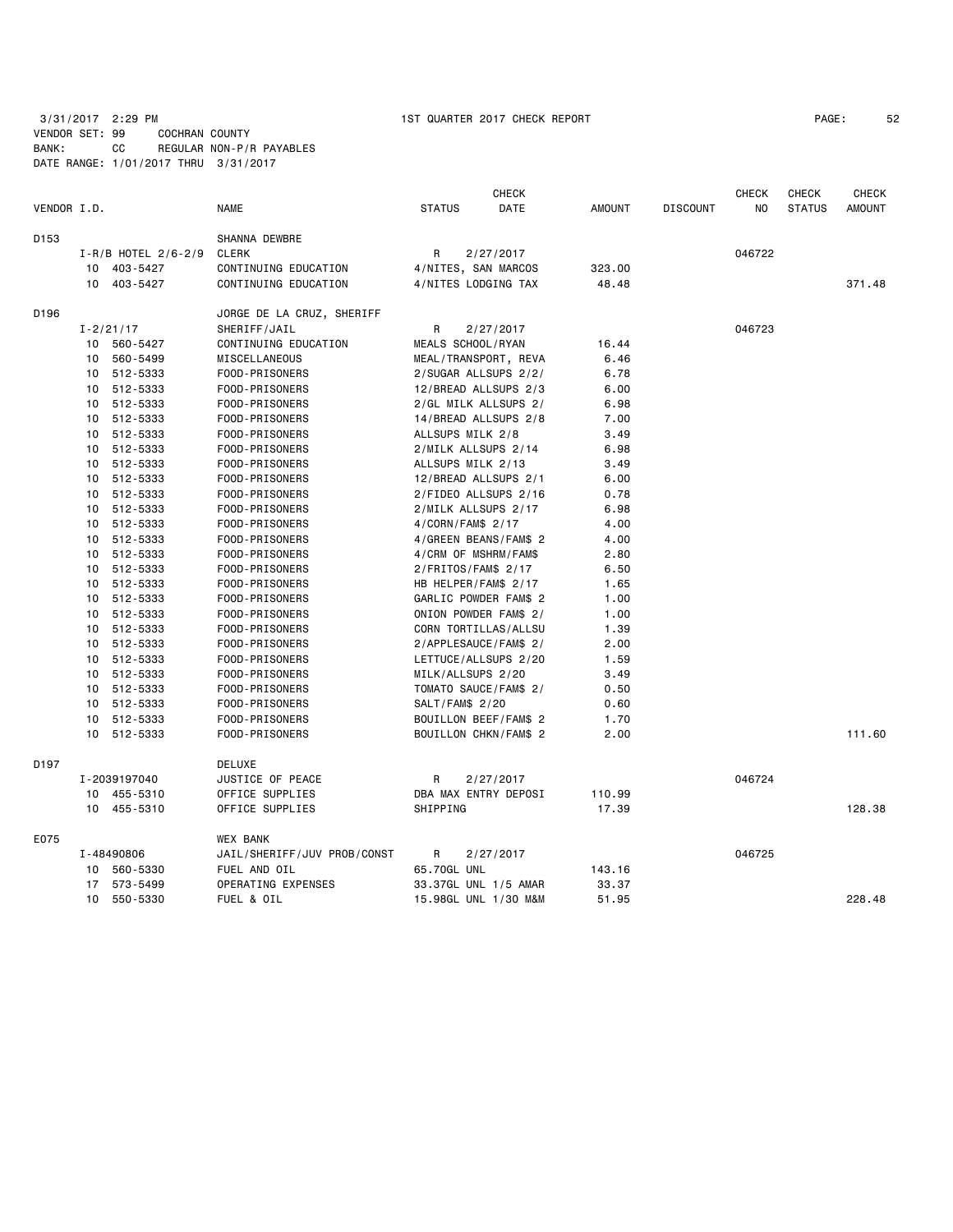3/31/2017 2:29 PM 1ST QUARTER 2017 CHECK REPORT

VENDOR SET: 99 COCHRAN COUNTY
BANK: CC REGULAR NON-P/R PAYABLES
DATE RANGE: 1/01/2017 THRU 3/31/2017

| VENDOR I.D. | | NAME | STATUS | CHECK DATE | AMOUNT | DISCOUNT | CHECK NO | CHECK STATUS | CHECK AMOUNT |
|---|---|---|---|---|---|---|---|---|---|
| D153 | | SHANNA DEWBRE | | | | | | | |
| | I-R/B HOTEL 2/6-2/9 | CLERK | R | 2/27/2017 | | | 046722 | | |
| | 10 403-5427 | CONTINUING EDUCATION | 4/NITES, SAN MARCOS | | 323.00 | | | | |
| | 10 403-5427 | CONTINUING EDUCATION | 4/NITES LODGING TAX | | 48.48 | | | | 371.48 |
| D196 | | JORGE DE LA CRUZ, SHERIFF | | | | | | | |
| | I-2/21/17 | SHERIFF/JAIL | R | 2/27/2017 | | | 046723 | | |
| | 10 560-5427 | CONTINUING EDUCATION | MEALS SCHOOL/RYAN | | 16.44 | | | | |
| | 10 560-5499 | MISCELLANEOUS | MEAL/TRANSPORT, REVA | | 6.46 | | | | |
| | 10 512-5333 | FOOD-PRISONERS | 2/SUGAR ALLSUPS 2/2/ | | 6.78 | | | | |
| | 10 512-5333 | FOOD-PRISONERS | 12/BREAD ALLSUPS 2/3 | | 6.00 | | | | |
| | 10 512-5333 | FOOD-PRISONERS | 2/GL MILK ALLSUPS 2/ | | 6.98 | | | | |
| | 10 512-5333 | FOOD-PRISONERS | 14/BREAD ALLSUPS 2/8 | | 7.00 | | | | |
| | 10 512-5333 | FOOD-PRISONERS | ALLSUPS MILK 2/8 | | 3.49 | | | | |
| | 10 512-5333 | FOOD-PRISONERS | 2/MILK ALLSUPS 2/14 | | 6.98 | | | | |
| | 10 512-5333 | FOOD-PRISONERS | ALLSUPS MILK 2/13 | | 3.49 | | | | |
| | 10 512-5333 | FOOD-PRISONERS | 12/BREAD ALLSUPS 2/1 | | 6.00 | | | | |
| | 10 512-5333 | FOOD-PRISONERS | 2/FIDEO ALLSUPS 2/16 | | 0.78 | | | | |
| | 10 512-5333 | FOOD-PRISONERS | 2/MILK ALLSUPS 2/17 | | 6.98 | | | | |
| | 10 512-5333 | FOOD-PRISONERS | 4/CORN/FAM$ 2/17 | | 4.00 | | | | |
| | 10 512-5333 | FOOD-PRISONERS | 4/GREEN BEANS/FAM$ 2 | | 4.00 | | | | |
| | 10 512-5333 | FOOD-PRISONERS | 4/CRM OF MSHRM/FAM$ | | 2.80 | | | | |
| | 10 512-5333 | FOOD-PRISONERS | 2/FRITOS/FAM$ 2/17 | | 6.50 | | | | |
| | 10 512-5333 | FOOD-PRISONERS | HB HELPER/FAM$ 2/17 | | 1.65 | | | | |
| | 10 512-5333 | FOOD-PRISONERS | GARLIC POWDER FAM$ 2 | | 1.00 | | | | |
| | 10 512-5333 | FOOD-PRISONERS | ONION POWDER FAM$ 2/ | | 1.00 | | | | |
| | 10 512-5333 | FOOD-PRISONERS | CORN TORTILLAS/ALLSU | | 1.39 | | | | |
| | 10 512-5333 | FOOD-PRISONERS | 2/APPLESAUCE/FAM$ 2/ | | 2.00 | | | | |
| | 10 512-5333 | FOOD-PRISONERS | LETTUCE/ALLSUPS 2/20 | | 1.59 | | | | |
| | 10 512-5333 | FOOD-PRISONERS | MILK/ALLSUPS 2/20 | | 3.49 | | | | |
| | 10 512-5333 | FOOD-PRISONERS | TOMATO SAUCE/FAM$ 2/ | | 0.50 | | | | |
| | 10 512-5333 | FOOD-PRISONERS | SALT/FAM$ 2/20 | | 0.60 | | | | |
| | 10 512-5333 | FOOD-PRISONERS | BOUILLON BEEF/FAM$ 2 | | 1.70 | | | | |
| | 10 512-5333 | FOOD-PRISONERS | BOUILLON CHKN/FAM$ 2 | | 2.00 | | | | 111.60 |
| D197 | | DELUXE | | | | | | | |
| | I-2039197040 | JUSTICE OF PEACE | R | 2/27/2017 | | | 046724 | | |
| | 10 455-5310 | OFFICE SUPPLIES | DBA MAX ENTRY DEPOSI | | 110.99 | | | | |
| | 10 455-5310 | OFFICE SUPPLIES | SHIPPING | | 17.39 | | | | 128.38 |
| E075 | | WEX BANK | | | | | | | |
| | I-48490806 | JAIL/SHERIFF/JUV PROB/CONST | R | 2/27/2017 | | | 046725 | | |
| | 10 560-5330 | FUEL AND OIL | 65.70GL UNL | | 143.16 | | | | |
| | 17 573-5499 | OPERATING EXPENSES | 33.37GL UNL 1/5 AMAR | | 33.37 | | | | |
| | 10 550-5330 | FUEL & OIL | 15.98GL UNL 1/30 M&M | | 51.95 | | | | 228.48 |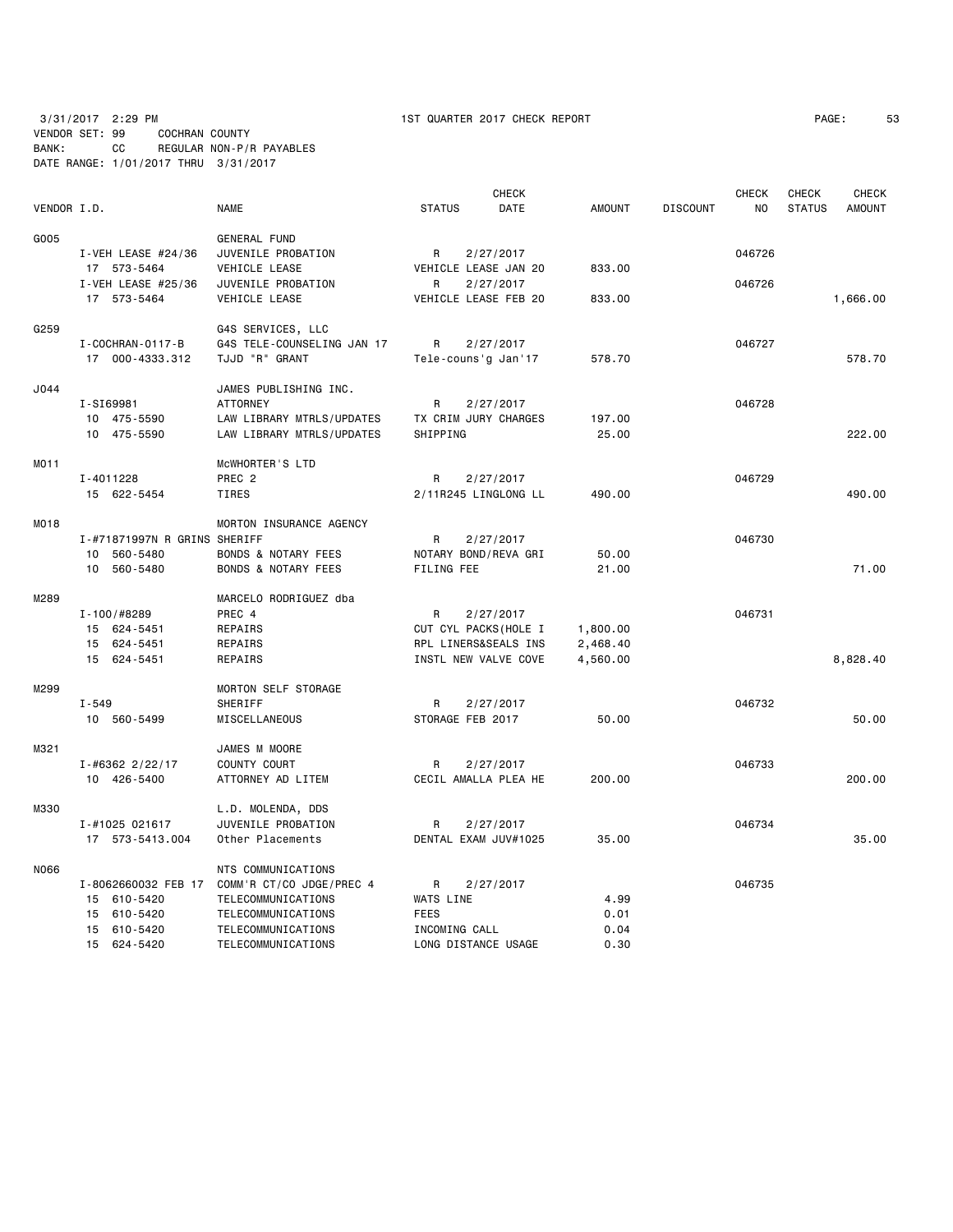3/31/2017 2:29 PM 1ST QUARTER 2017 CHECK REPORT

VENDOR SET: 99 COCHRAN COUNTY
BANK: CC REGULAR NON-P/R PAYABLES
DATE RANGE: 1/01/2017 THRU 3/31/2017

| VENDOR I.D. | NAME | STATUS | CHECK DATE | AMOUNT | DISCOUNT | CHECK NO | CHECK STATUS | CHECK AMOUNT |
|---|---|---|---|---|---|---|---|---|
| G005 | GENERAL FUND | | | | | | | |
| I-VEH LEASE #24/36 | JUVENILE PROBATION | R | 2/27/2017 | | | 046726 | | |
| 17 573-5464 | VEHICLE LEASE | VEHICLE LEASE JAN 20 | | 833.00 | | | | |
| I-VEH LEASE #25/36 | JUVENILE PROBATION | R | 2/27/2017 | | | 046726 | | |
| 17 573-5464 | VEHICLE LEASE | VEHICLE LEASE FEB 20 | | 833.00 | | | | 1,666.00 |
| G259 | G4S SERVICES, LLC | | | | | | | |
| I-COCHRAN-0117-B | G4S TELE-COUNSELING JAN 17 | R | 2/27/2017 | | | 046727 | | |
| 17 000-4333.312 | TJJD "R" GRANT | Tele-couns'g Jan'17 | | 578.70 | | | | 578.70 |
| J044 | JAMES PUBLISHING INC. | | | | | | | |
| I-SI69981 | ATTORNEY | R | 2/27/2017 | | | 046728 | | |
| 10 475-5590 | LAW LIBRARY MTRLS/UPDATES | TX CRIM JURY CHARGES | | 197.00 | | | | |
| 10 475-5590 | LAW LIBRARY MTRLS/UPDATES | SHIPPING | | 25.00 | | | | 222.00 |
| M011 | McWHORTER'S LTD | | | | | | | |
| I-4011228 | PREC 2 | R | 2/27/2017 | | | 046729 | | |
| 15 622-5454 | TIRES | 2/11R245 LINGLONG LL | | 490.00 | | | | 490.00 |
| M018 | MORTON INSURANCE AGENCY | | | | | | | |
| I-#71871997N R GRINS | SHERIFF | R | 2/27/2017 | | | 046730 | | |
| 10 560-5480 | BONDS & NOTARY FEES | NOTARY BOND/REVA GRI | | 50.00 | | | | |
| 10 560-5480 | BONDS & NOTARY FEES | FILING FEE | | 21.00 | | | | 71.00 |
| M289 | MARCELO RODRIGUEZ dba | | | | | | | |
| I-100/#8289 | PREC 4 | R | 2/27/2017 | | | 046731 | | |
| 15 624-5451 | REPAIRS | CUT CYL PACKS(HOLE I | | 1,800.00 | | | | |
| 15 624-5451 | REPAIRS | RPL LINERS&SEALS INS | | 2,468.40 | | | | |
| 15 624-5451 | REPAIRS | INSTL NEW VALVE COVE | | 4,560.00 | | | | 8,828.40 |
| M299 | MORTON SELF STORAGE | | | | | | | |
| I-549 | SHERIFF | R | 2/27/2017 | | | 046732 | | |
| 10 560-5499 | MISCELLANEOUS | STORAGE FEB 2017 | | 50.00 | | | | 50.00 |
| M321 | JAMES M MOORE | | | | | | | |
| I-#6362 2/22/17 | COUNTY COURT | R | 2/27/2017 | | | 046733 | | |
| 10 426-5400 | ATTORNEY AD LITEM | CECIL AMALLA PLEA HE | | 200.00 | | | | 200.00 |
| M330 | L.D. MOLENDA, DDS | | | | | | | |
| I-#1025 021617 | JUVENILE PROBATION | R | 2/27/2017 | | | 046734 | | |
| 17 573-5413.004 | Other Placements | DENTAL EXAM JUV#1025 | | 35.00 | | | | 35.00 |
| N066 | NTS COMMUNICATIONS | | | | | | | |
| I-8062660032 FEB 17 | COMM'R CT/CO JDGE/PREC 4 | R | 2/27/2017 | | | 046735 | | |
| 15 610-5420 | TELECOMMUNICATIONS | WATS LINE | | 4.99 | | | | |
| 15 610-5420 | TELECOMMUNICATIONS | FEES | | 0.01 | | | | |
| 15 610-5420 | TELECOMMUNICATIONS | INCOMING CALL | | 0.04 | | | | |
| 15 624-5420 | TELECOMMUNICATIONS | LONG DISTANCE USAGE | | 0.30 | | | | |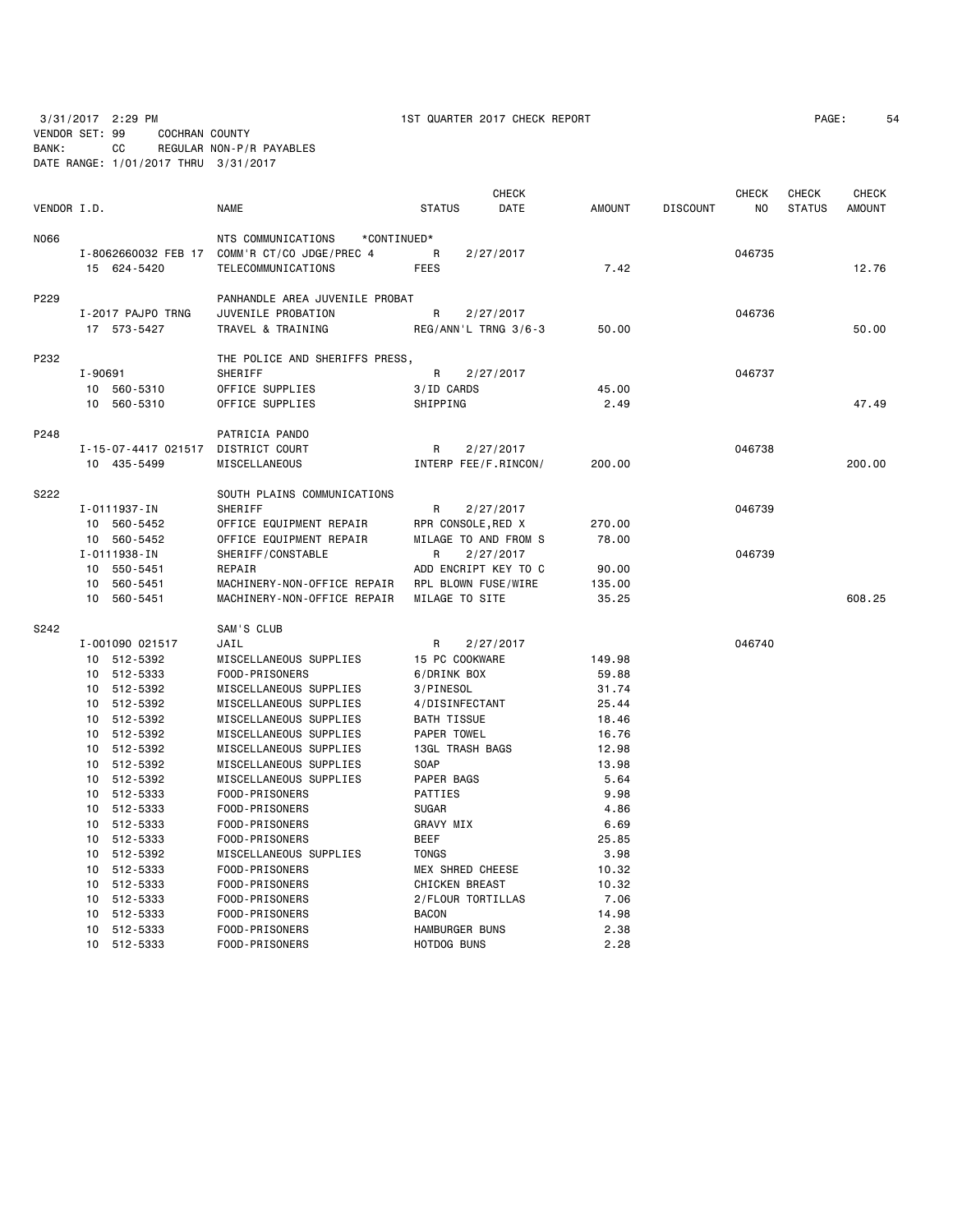3/31/2017 2:29 PM 1ST QUARTER 2017 CHECK REPORT

VENDOR SET: 99 COCHRAN COUNTY
BANK: CC REGULAR NON-P/R PAYABLES
DATE RANGE: 1/01/2017 THRU 3/31/2017

| VENDOR I.D. | NAME | STATUS | CHECK DATE | AMOUNT | DISCOUNT | CHECK NO | CHECK STATUS | CHECK AMOUNT |
|---|---|---|---|---|---|---|---|---|
| N066 | NTS COMMUNICATIONS *CONTINUED* | | | | | | | |
| I-8062660032 FEB 17 | COMM'R CT/CO JDGE/PREC 4 | R | 2/27/2017 | | | 046735 | | |
| 15 624-5420 | TELECOMMUNICATIONS | FEES | | 7.42 | | | | 12.76 |
| P229 | PANHANDLE AREA JUVENILE PROBAT | | | | | | | |
| I-2017 PAJPO TRNG | JUVENILE PROBATION | R | 2/27/2017 | | | 046736 | | |
| 17 573-5427 | TRAVEL & TRAINING | REG/ANN'L TRNG 3/6-3 | | 50.00 | | | | 50.00 |
| P232 | THE POLICE AND SHERIFFS PRESS, | | | | | | | |
| I-90691 | SHERIFF | R | 2/27/2017 | | | 046737 | | |
| 10 560-5310 | OFFICE SUPPLIES | 3/ID CARDS | | 45.00 | | | | |
| 10 560-5310 | OFFICE SUPPLIES | SHIPPING | | 2.49 | | | | 47.49 |
| P248 | PATRICIA PANDO | | | | | | | |
| I-15-07-4417 021517 | DISTRICT COURT | R | 2/27/2017 | | | 046738 | | |
| 10 435-5499 | MISCELLANEOUS | INTERP FEE/F.RINCON/ | | 200.00 | | | | 200.00 |
| S222 | SOUTH PLAINS COMMUNICATIONS | | | | | | | |
| I-0111937-IN | SHERIFF | R | 2/27/2017 | | | 046739 | | |
| 10 560-5452 | OFFICE EQUIPMENT REPAIR | RPR CONSOLE,RED X | | 270.00 | | | | |
| 10 560-5452 | OFFICE EQUIPMENT REPAIR | MILAGE TO AND FROM S | | 78.00 | | | | |
| I-0111938-IN | SHERIFF/CONSTABLE | R | 2/27/2017 | | | 046739 | | |
| 10 550-5451 | REPAIR | ADD ENCRIPT KEY TO C | | 90.00 | | | | |
| 10 560-5451 | MACHINERY-NON-OFFICE REPAIR | RPL BLOWN FUSE/WIRE | | 135.00 | | | | |
| 10 560-5451 | MACHINERY-NON-OFFICE REPAIR | MILAGE TO SITE | | 35.25 | | | | 608.25 |
| S242 | SAM'S CLUB | | | | | | | |
| I-001090 021517 | JAIL | R | 2/27/2017 | | | 046740 | | |
| 10 512-5392 | MISCELLANEOUS SUPPLIES | 15 PC COOKWARE | | 149.98 | | | | |
| 10 512-5333 | FOOD-PRISONERS | 6/DRINK BOX | | 59.88 | | | | |
| 10 512-5392 | MISCELLANEOUS SUPPLIES | 3/PINESOL | | 31.74 | | | | |
| 10 512-5392 | MISCELLANEOUS SUPPLIES | 4/DISINFECTANT | | 25.44 | | | | |
| 10 512-5392 | MISCELLANEOUS SUPPLIES | BATH TISSUE | | 18.46 | | | | |
| 10 512-5392 | MISCELLANEOUS SUPPLIES | PAPER TOWEL | | 16.76 | | | | |
| 10 512-5392 | MISCELLANEOUS SUPPLIES | 13GL TRASH BAGS | | 12.98 | | | | |
| 10 512-5392 | MISCELLANEOUS SUPPLIES | SOAP | | 13.98 | | | | |
| 10 512-5392 | MISCELLANEOUS SUPPLIES | PAPER BAGS | | 5.64 | | | | |
| 10 512-5333 | FOOD-PRISONERS | PATTIES | | 9.98 | | | | |
| 10 512-5333 | FOOD-PRISONERS | SUGAR | | 4.86 | | | | |
| 10 512-5333 | FOOD-PRISONERS | GRAVY MIX | | 6.69 | | | | |
| 10 512-5333 | FOOD-PRISONERS | BEEF | | 25.85 | | | | |
| 10 512-5392 | MISCELLANEOUS SUPPLIES | TONGS | | 3.98 | | | | |
| 10 512-5333 | FOOD-PRISONERS | MEX SHRED CHEESE | | 10.32 | | | | |
| 10 512-5333 | FOOD-PRISONERS | CHICKEN BREAST | | 10.32 | | | | |
| 10 512-5333 | FOOD-PRISONERS | 2/FLOUR TORTILLAS | | 7.06 | | | | |
| 10 512-5333 | FOOD-PRISONERS | BACON | | 14.98 | | | | |
| 10 512-5333 | FOOD-PRISONERS | HAMBURGER BUNS | | 2.38 | | | | |
| 10 512-5333 | FOOD-PRISONERS | HOTDOG BUNS | | 2.28 | | | | |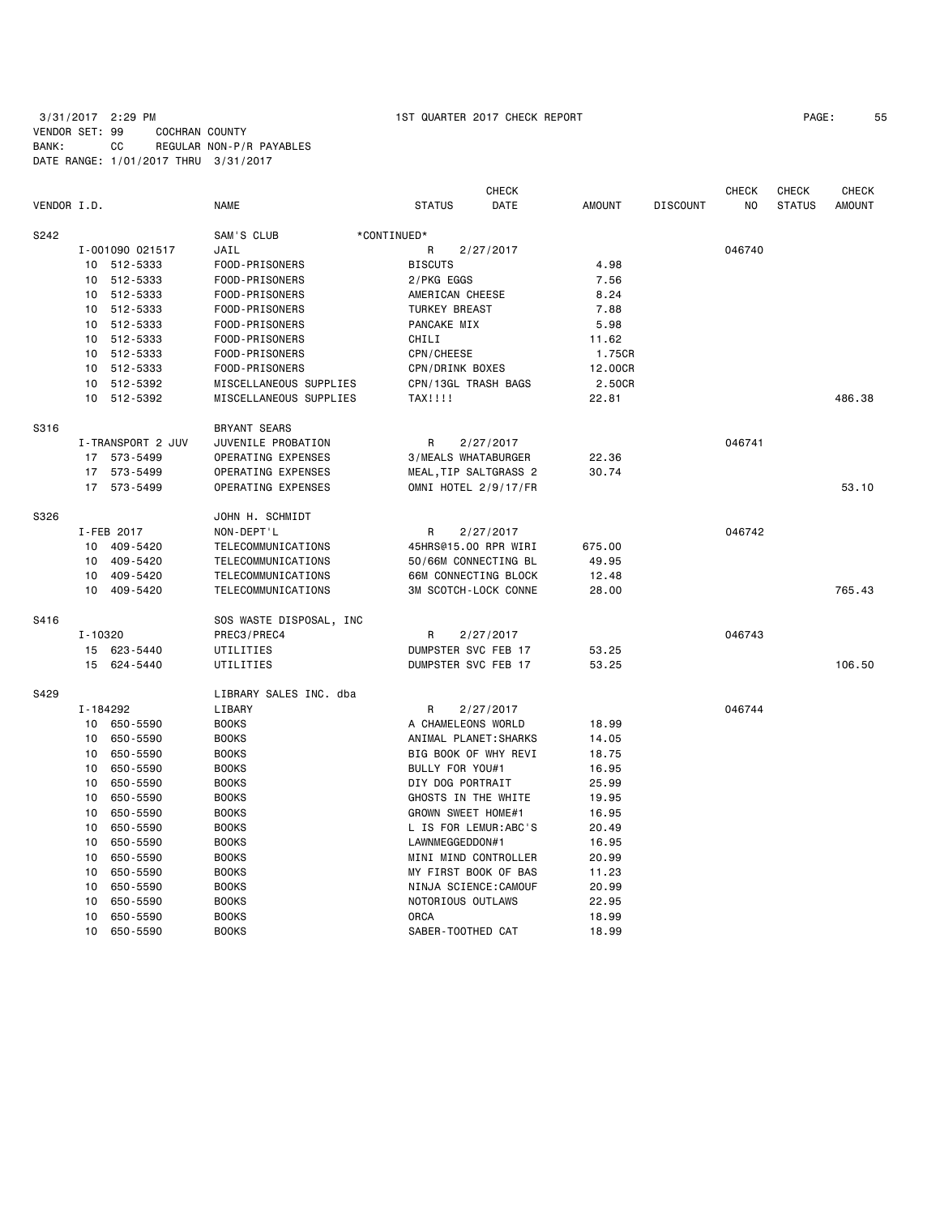3/31/2017 2:29 PM 1ST QUARTER 2017 CHECK REPORT

VENDOR SET: 99 COCHRAN COUNTY
BANK: CC REGULAR NON-P/R PAYABLES
DATE RANGE: 1/01/2017 THRU 3/31/2017

| VENDOR I.D. | NAME | STATUS | CHECK DATE | AMOUNT | DISCOUNT | CHECK NO | CHECK STATUS | CHECK AMOUNT |
|---|---|---|---|---|---|---|---|---|
| S242 | SAM'S CLUB *CONTINUED* | | | | | | | |
| I-001090 021517 | JAIL | R | 2/27/2017 | | | 046740 | | |
| 10 512-5333 | FOOD-PRISONERS | BISCUTS | | 4.98 | | | | |
| 10 512-5333 | FOOD-PRISONERS | 2/PKG EGGS | | 7.56 | | | | |
| 10 512-5333 | FOOD-PRISONERS | AMERICAN CHEESE | | 8.24 | | | | |
| 10 512-5333 | FOOD-PRISONERS | TURKEY BREAST | | 7.88 | | | | |
| 10 512-5333 | FOOD-PRISONERS | PANCAKE MIX | | 5.98 | | | | |
| 10 512-5333 | FOOD-PRISONERS | CHILI | | 11.62 | | | | |
| 10 512-5333 | FOOD-PRISONERS | CPN/CHEESE | | 1.75CR | | | | |
| 10 512-5333 | FOOD-PRISONERS | CPN/DRINK BOXES | | 12.00CR | | | | |
| 10 512-5392 | MISCELLANEOUS SUPPLIES | CPN/13GL TRASH BAGS | | 2.50CR | | | | |
| 10 512-5392 | MISCELLANEOUS SUPPLIES | TAX!!!! | | 22.81 | | | | 486.38 |
| S316 | BRYANT SEARS | | | | | | | |
| I-TRANSPORT 2 JUV | JUVENILE PROBATION | R | 2/27/2017 | | | 046741 | | |
| 17 573-5499 | OPERATING EXPENSES | 3/MEALS WHATABURGER | | 22.36 | | | | |
| 17 573-5499 | OPERATING EXPENSES | MEAL,TIP SALTGRASS 2 | | 30.74 | | | | |
| 17 573-5499 | OPERATING EXPENSES | OMNI HOTEL 2/9/17/FR | | | | | | 53.10 |
| S326 | JOHN H. SCHMIDT | | | | | | | |
| I-FEB 2017 | NON-DEPT'L | R | 2/27/2017 | | | 046742 | | |
| 10 409-5420 | TELECOMMUNICATIONS | 45HRS@15.00 RPR WIRI | | 675.00 | | | | |
| 10 409-5420 | TELECOMMUNICATIONS | 50/66M CONNECTING BL | | 49.95 | | | | |
| 10 409-5420 | TELECOMMUNICATIONS | 66M CONNECTING BLOCK | | 12.48 | | | | |
| 10 409-5420 | TELECOMMUNICATIONS | 3M SCOTCH-LOCK CONNE | | 28.00 | | | | 765.43 |
| S416 | SOS WASTE DISPOSAL, INC | | | | | | | |
| I-10320 | PREC3/PREC4 | R | 2/27/2017 | | | 046743 | | |
| 15 623-5440 | UTILITIES | DUMPSTER SVC FEB 17 | | 53.25 | | | | |
| 15 624-5440 | UTILITIES | DUMPSTER SVC FEB 17 | | 53.25 | | | | 106.50 |
| S429 | LIBRARY SALES INC. dba | | | | | | | |
| I-184292 | LIBARY | R | 2/27/2017 | | | 046744 | | |
| 10 650-5590 | BOOKS | A CHAMELEONS WORLD | | 18.99 | | | | |
| 10 650-5590 | BOOKS | ANIMAL PLANET:SHARKS | | 14.05 | | | | |
| 10 650-5590 | BOOKS | BIG BOOK OF WHY REVI | | 18.75 | | | | |
| 10 650-5590 | BOOKS | BULLY FOR YOU#1 | | 16.95 | | | | |
| 10 650-5590 | BOOKS | DIY DOG PORTRAIT | | 25.99 | | | | |
| 10 650-5590 | BOOKS | GHOSTS IN THE WHITE | | 19.95 | | | | |
| 10 650-5590 | BOOKS | GROWN SWEET HOME#1 | | 16.95 | | | | |
| 10 650-5590 | BOOKS | L IS FOR LEMUR:ABC'S | | 20.49 | | | | |
| 10 650-5590 | BOOKS | LAWNMEGGEDDON#1 | | 16.95 | | | | |
| 10 650-5590 | BOOKS | MINI MIND CONTROLLER | | 20.99 | | | | |
| 10 650-5590 | BOOKS | MY FIRST BOOK OF BAS | | 11.23 | | | | |
| 10 650-5590 | BOOKS | NINJA SCIENCE:CAMOUF | | 20.99 | | | | |
| 10 650-5590 | BOOKS | NOTORIOUS OUTLAWS | | 22.95 | | | | |
| 10 650-5590 | BOOKS | ORCA | | 18.99 | | | | |
| 10 650-5590 | BOOKS | SABER-TOOTHED CAT | | 18.99 | | | | |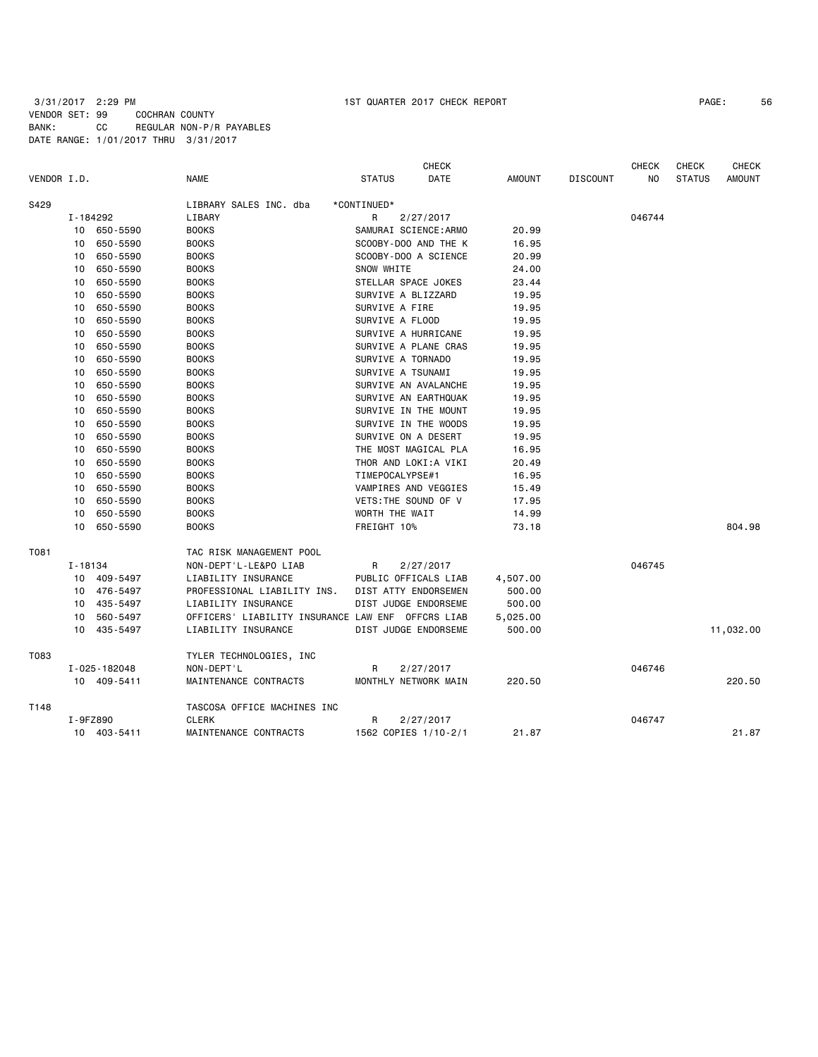3/31/2017 2:29 PM 1ST QUARTER 2017 CHECK REPORT PAGE: 56
VENDOR SET: 99 COCHRAN COUNTY
BANK: CC REGULAR NON-P/R PAYABLES
DATE RANGE: 1/01/2017 THRU 3/31/2017

| VENDOR I.D. | NAME | STATUS | CHECK DATE | AMOUNT | DISCOUNT | CHECK NO | CHECK STATUS | CHECK AMOUNT |
|---|---|---|---|---|---|---|---|---|
| S429 | LIBRARY SALES INC. dba | *CONTINUED* | | | | | | |
| I-184292 | LIBARY | R | 2/27/2017 | | | 046744 | | |
| 10 650-5590 | BOOKS | SAMURAI SCIENCE:ARMO | | 20.99 | | | | |
| 10 650-5590 | BOOKS | SCOOBY-DOO AND THE K | | 16.95 | | | | |
| 10 650-5590 | BOOKS | SCOOBY-DOO A SCIENCE | | 20.99 | | | | |
| 10 650-5590 | BOOKS | SNOW WHITE | | 24.00 | | | | |
| 10 650-5590 | BOOKS | STELLAR SPACE JOKES | | 23.44 | | | | |
| 10 650-5590 | BOOKS | SURVIVE A BLIZZARD | | 19.95 | | | | |
| 10 650-5590 | BOOKS | SURVIVE A FIRE | | 19.95 | | | | |
| 10 650-5590 | BOOKS | SURVIVE A FLOOD | | 19.95 | | | | |
| 10 650-5590 | BOOKS | SURVIVE A HURRICANE | | 19.95 | | | | |
| 10 650-5590 | BOOKS | SURVIVE A PLANE CRAS | | 19.95 | | | | |
| 10 650-5590 | BOOKS | SURVIVE A TORNADO | | 19.95 | | | | |
| 10 650-5590 | BOOKS | SURVIVE A TSUNAMI | | 19.95 | | | | |
| 10 650-5590 | BOOKS | SURVIVE AN AVALANCHE | | 19.95 | | | | |
| 10 650-5590 | BOOKS | SURVIVE AN EARTHQUAK | | 19.95 | | | | |
| 10 650-5590 | BOOKS | SURVIVE IN THE MOUNT | | 19.95 | | | | |
| 10 650-5590 | BOOKS | SURVIVE IN THE WOODS | | 19.95 | | | | |
| 10 650-5590 | BOOKS | SURVIVE ON A DESERT | | 19.95 | | | | |
| 10 650-5590 | BOOKS | THE MOST MAGICAL PLA | | 16.95 | | | | |
| 10 650-5590 | BOOKS | THOR AND LOKI:A VIKI | | 20.49 | | | | |
| 10 650-5590 | BOOKS | TIMEPOCALYPSE#1 | | 16.95 | | | | |
| 10 650-5590 | BOOKS | VAMPIRES AND VEGGIES | | 15.49 | | | | |
| 10 650-5590 | BOOKS | VETS:THE SOUND OF V | | 17.95 | | | | |
| 10 650-5590 | BOOKS | WORTH THE WAIT | | 14.99 | | | | |
| 10 650-5590 | BOOKS | FREIGHT 10% | | 73.18 | | | | 804.98 |
| T081 | TAC RISK MANAGEMENT POOL | | | | | | | |
| I-18134 | NON-DEPT'L-LE&PO LIAB | R | 2/27/2017 | | | 046745 | | |
| 10 409-5497 | LIABILITY INSURANCE | PUBLIC OFFICALS LIAB | | 4,507.00 | | | | |
| 10 476-5497 | PROFESSIONAL LIABILITY INS. | DIST ATTY ENDORSEMEN | | 500.00 | | | | |
| 10 435-5497 | LIABILITY INSURANCE | DIST JUDGE ENDORSEME | | 500.00 | | | | |
| 10 560-5497 | OFFICERS' LIABILITY INSURANCE | LAW ENF OFFCRS LIAB | | 5,025.00 | | | | |
| 10 435-5497 | LIABILITY INSURANCE | DIST JUDGE ENDORSEME | | 500.00 | | | | 11,032.00 |
| T083 | TYLER TECHNOLOGIES, INC | | | | | | | |
| I-025-182048 | NON-DEPT'L | R | 2/27/2017 | | | 046746 | | |
| 10 409-5411 | MAINTENANCE CONTRACTS | MONTHLY NETWORK MAIN | | 220.50 | | | | 220.50 |
| T148 | TASCOSA OFFICE MACHINES INC | | | | | | | |
| I-9FZ890 | CLERK | R | 2/27/2017 | | | 046747 | | |
| 10 403-5411 | MAINTENANCE CONTRACTS | 1562 COPIES 1/10-2/1 | | 21.87 | | | | 21.87 |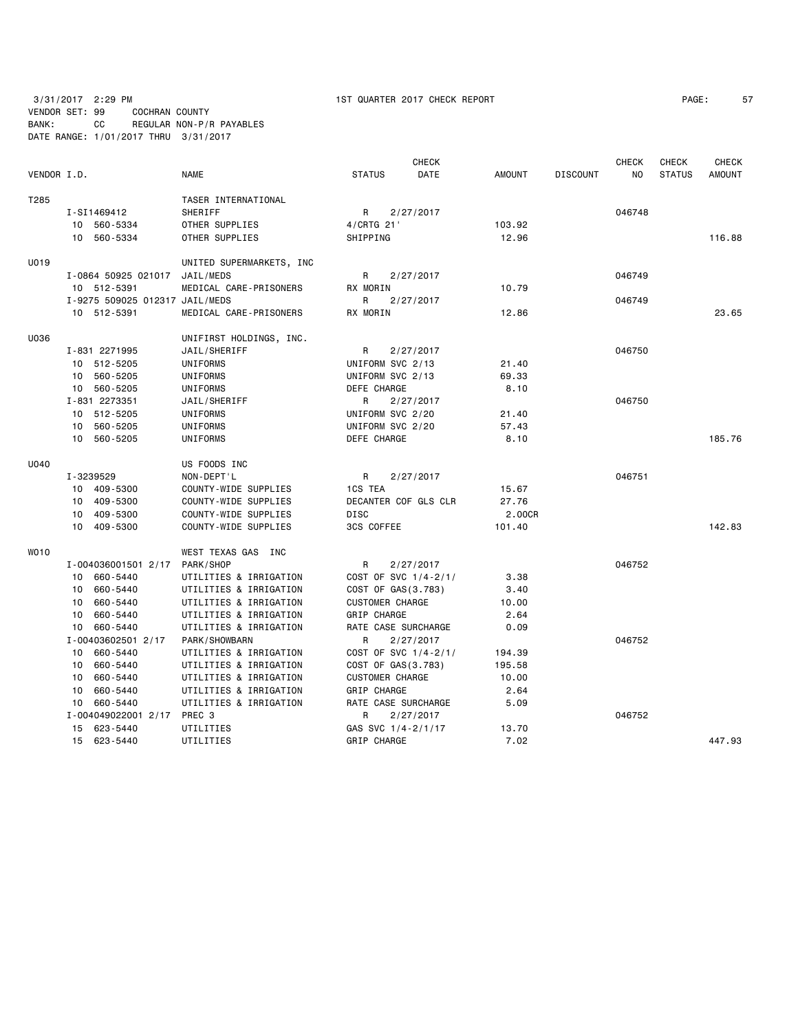3/31/2017 2:29 PM 1ST QUARTER 2017 CHECK REPORT

VENDOR SET: 99 COCHRAN COUNTY
BANK: CC REGULAR NON-P/R PAYABLES
DATE RANGE: 1/01/2017 THRU 3/31/2017

| VENDOR I.D. | NAME | STATUS | CHECK DATE | AMOUNT | DISCOUNT | CHECK NO | CHECK STATUS | CHECK AMOUNT |
|---|---|---|---|---|---|---|---|---|
| T285 | TASER INTERNATIONAL | | | | | | | |
| I-SI1469412 | SHERIFF | R | 2/27/2017 | | | 046748 | | |
| 10 560-5334 | OTHER SUPPLIES | 4/CRTG 21' | | 103.92 | | | | |
| 10 560-5334 | OTHER SUPPLIES | SHIPPING | | 12.96 | | | | 116.88 |
| U019 | UNITED SUPERMARKETS, INC | | | | | | | |
| I-0864 50925 021017 | JAIL/MEDS | R | 2/27/2017 | | | 046749 | | |
| 10 512-5391 | MEDICAL CARE-PRISONERS | RX MORIN | | 10.79 | | | | |
| I-9275 509025 012317 | JAIL/MEDS | R | 2/27/2017 | | | 046749 | | |
| 10 512-5391 | MEDICAL CARE-PRISONERS | RX MORIN | | 12.86 | | | | 23.65 |
| U036 | UNIFIRST HOLDINGS, INC. | | | | | | | |
| I-831 2271995 | JAIL/SHERIFF | R | 2/27/2017 | | | 046750 | | |
| 10 512-5205 | UNIFORMS | UNIFORM SVC 2/13 | | 21.40 | | | | |
| 10 560-5205 | UNIFORMS | UNIFORM SVC 2/13 | | 69.33 | | | | |
| 10 560-5205 | UNIFORMS | DEFE CHARGE | | 8.10 | | | | |
| I-831 2273351 | JAIL/SHERIFF | R | 2/27/2017 | | | 046750 | | |
| 10 512-5205 | UNIFORMS | UNIFORM SVC 2/20 | | 21.40 | | | | |
| 10 560-5205 | UNIFORMS | UNIFORM SVC 2/20 | | 57.43 | | | | |
| 10 560-5205 | UNIFORMS | DEFE CHARGE | | 8.10 | | | | 185.76 |
| U040 | US FOODS INC | | | | | | | |
| I-3239529 | NON-DEPT'L | R | 2/27/2017 | | | 046751 | | |
| 10 409-5300 | COUNTY-WIDE SUPPLIES | 1CS TEA | | 15.67 | | | | |
| 10 409-5300 | COUNTY-WIDE SUPPLIES | DECANTER COF GLS CLR | | 27.76 | | | | |
| 10 409-5300 | COUNTY-WIDE SUPPLIES | DISC | | 2.00CR | | | | |
| 10 409-5300 | COUNTY-WIDE SUPPLIES | 3CS COFFEE | | 101.40 | | | | 142.83 |
| W010 | WEST TEXAS GAS INC | | | | | | | |
| I-004036001501 2/17 | PARK/SHOP | R | 2/27/2017 | | | 046752 | | |
| 10 660-5440 | UTILITIES & IRRIGATION | COST OF SVC 1/4-2/1/ | | 3.38 | | | | |
| 10 660-5440 | UTILITIES & IRRIGATION | COST OF GAS(3.783) | | 3.40 | | | | |
| 10 660-5440 | UTILITIES & IRRIGATION | CUSTOMER CHARGE | | 10.00 | | | | |
| 10 660-5440 | UTILITIES & IRRIGATION | GRIP CHARGE | | 2.64 | | | | |
| 10 660-5440 | UTILITIES & IRRIGATION | RATE CASE SURCHARGE | | 0.09 | | | | |
| I-00403602501 2/17 | PARK/SHOWBARN | R | 2/27/2017 | | | 046752 | | |
| 10 660-5440 | UTILITIES & IRRIGATION | COST OF SVC 1/4-2/1/ | | 194.39 | | | | |
| 10 660-5440 | UTILITIES & IRRIGATION | COST OF GAS(3.783) | | 195.58 | | | | |
| 10 660-5440 | UTILITIES & IRRIGATION | CUSTOMER CHARGE | | 10.00 | | | | |
| 10 660-5440 | UTILITIES & IRRIGATION | GRIP CHARGE | | 2.64 | | | | |
| 10 660-5440 | UTILITIES & IRRIGATION | RATE CASE SURCHARGE | | 5.09 | | | | |
| I-004049022001 2/17 | PREC 3 | R | 2/27/2017 | | | 046752 | | |
| 15 623-5440 | UTILITIES | GAS SVC 1/4-2/1/17 | | 13.70 | | | | |
| 15 623-5440 | UTILITIES | GRIP CHARGE | | 7.02 | | | | 447.93 |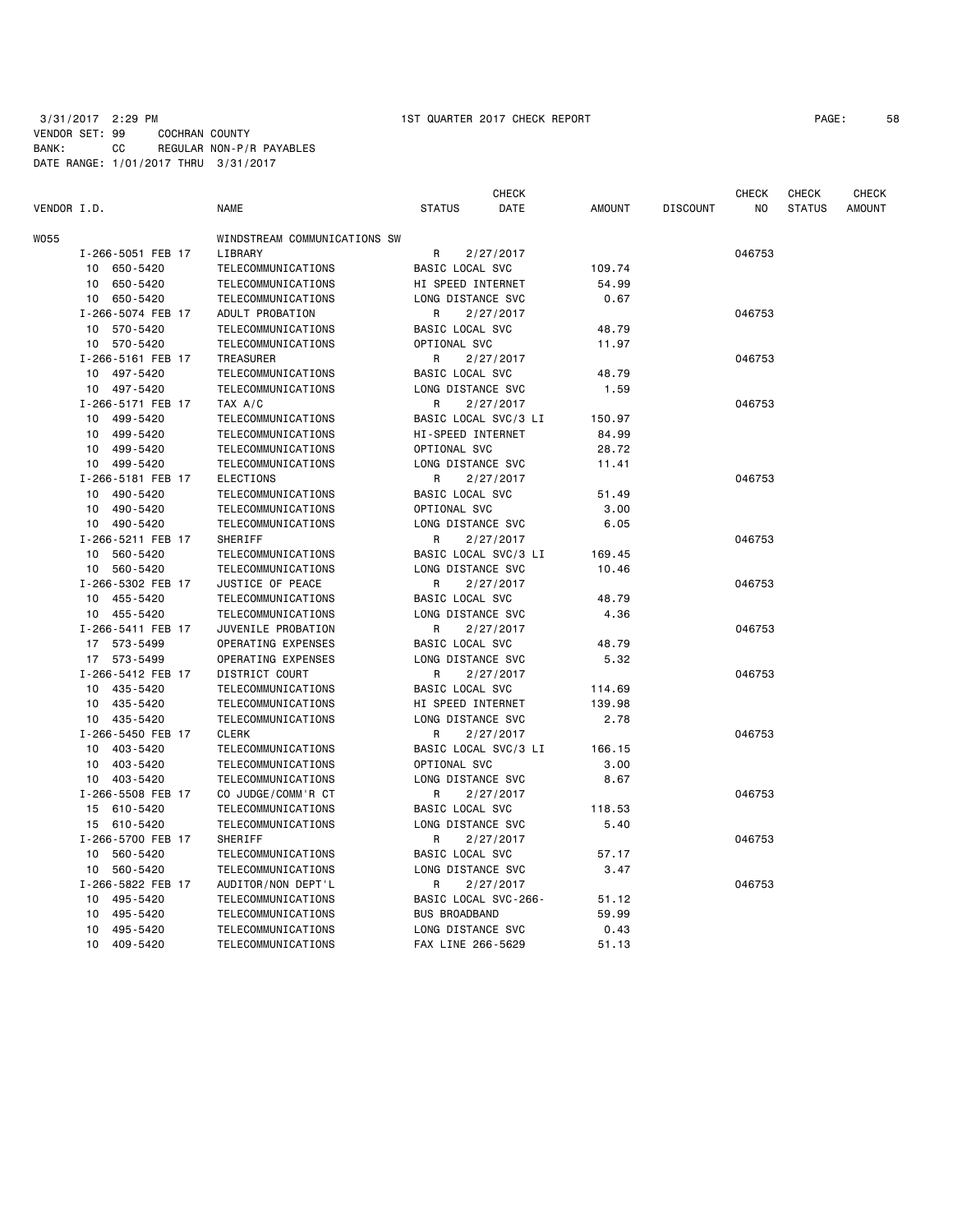3/31/2017 2:29 PM 1ST QUARTER 2017 CHECK REPORT

VENDOR SET: 99 COCHRAN COUNTY
BANK: CC REGULAR NON-P/R PAYABLES
DATE RANGE: 1/01/2017 THRU 3/31/2017

| VENDOR I.D. | NAME | STATUS | CHECK DATE | AMOUNT | DISCOUNT | CHECK NO | CHECK STATUS | CHECK AMOUNT |
|---|---|---|---|---|---|---|---|---|
| W055 | WINDSTREAM COMMUNICATIONS SW | | | | | | | |
| I-266-5051 FEB 17 | LIBRARY | R | 2/27/2017 | | | 046753 | | |
| 10 650-5420 | TELECOMMUNICATIONS | BASIC LOCAL SVC | | 109.74 | | | | |
| 10 650-5420 | TELECOMMUNICATIONS | HI SPEED INTERNET | | 54.99 | | | | |
| 10 650-5420 | TELECOMMUNICATIONS | LONG DISTANCE SVC | | 0.67 | | | | |
| I-266-5074 FEB 17 | ADULT PROBATION | R | 2/27/2017 | | | 046753 | | |
| 10 570-5420 | TELECOMMUNICATIONS | BASIC LOCAL SVC | | 48.79 | | | | |
| 10 570-5420 | TELECOMMUNICATIONS | OPTIONAL SVC | | 11.97 | | | | |
| I-266-5161 FEB 17 | TREASURER | R | 2/27/2017 | | | 046753 | | |
| 10 497-5420 | TELECOMMUNICATIONS | BASIC LOCAL SVC | | 48.79 | | | | |
| 10 497-5420 | TELECOMMUNICATIONS | LONG DISTANCE SVC | | 1.59 | | | | |
| I-266-5171 FEB 17 | TAX A/C | R | 2/27/2017 | | | 046753 | | |
| 10 499-5420 | TELECOMMUNICATIONS | BASIC LOCAL SVC/3 LI | | 150.97 | | | | |
| 10 499-5420 | TELECOMMUNICATIONS | HI-SPEED INTERNET | | 84.99 | | | | |
| 10 499-5420 | TELECOMMUNICATIONS | OPTIONAL SVC | | 28.72 | | | | |
| 10 499-5420 | TELECOMMUNICATIONS | LONG DISTANCE SVC | | 11.41 | | | | |
| I-266-5181 FEB 17 | ELECTIONS | R | 2/27/2017 | | | 046753 | | |
| 10 490-5420 | TELECOMMUNICATIONS | BASIC LOCAL SVC | | 51.49 | | | | |
| 10 490-5420 | TELECOMMUNICATIONS | OPTIONAL SVC | | 3.00 | | | | |
| 10 490-5420 | TELECOMMUNICATIONS | LONG DISTANCE SVC | | 6.05 | | | | |
| I-266-5211 FEB 17 | SHERIFF | R | 2/27/2017 | | | 046753 | | |
| 10 560-5420 | TELECOMMUNICATIONS | BASIC LOCAL SVC/3 LI | | 169.45 | | | | |
| 10 560-5420 | TELECOMMUNICATIONS | LONG DISTANCE SVC | | 10.46 | | | | |
| I-266-5302 FEB 17 | JUSTICE OF PEACE | R | 2/27/2017 | | | 046753 | | |
| 10 455-5420 | TELECOMMUNICATIONS | BASIC LOCAL SVC | | 48.79 | | | | |
| 10 455-5420 | TELECOMMUNICATIONS | LONG DISTANCE SVC | | 4.36 | | | | |
| I-266-5411 FEB 17 | JUVENILE PROBATION | R | 2/27/2017 | | | 046753 | | |
| 17 573-5499 | OPERATING EXPENSES | BASIC LOCAL SVC | | 48.79 | | | | |
| 17 573-5499 | OPERATING EXPENSES | LONG DISTANCE SVC | | 5.32 | | | | |
| I-266-5412 FEB 17 | DISTRICT COURT | R | 2/27/2017 | | | 046753 | | |
| 10 435-5420 | TELECOMMUNICATIONS | BASIC LOCAL SVC | | 114.69 | | | | |
| 10 435-5420 | TELECOMMUNICATIONS | HI SPEED INTERNET | | 139.98 | | | | |
| 10 435-5420 | TELECOMMUNICATIONS | LONG DISTANCE SVC | | 2.78 | | | | |
| I-266-5450 FEB 17 | CLERK | R | 2/27/2017 | | | 046753 | | |
| 10 403-5420 | TELECOMMUNICATIONS | BASIC LOCAL SVC/3 LI | | 166.15 | | | | |
| 10 403-5420 | TELECOMMUNICATIONS | OPTIONAL SVC | | 3.00 | | | | |
| 10 403-5420 | TELECOMMUNICATIONS | LONG DISTANCE SVC | | 8.67 | | | | |
| I-266-5508 FEB 17 | CO JUDGE/COMM'R CT | R | 2/27/2017 | | | 046753 | | |
| 15 610-5420 | TELECOMMUNICATIONS | BASIC LOCAL SVC | | 118.53 | | | | |
| 15 610-5420 | TELECOMMUNICATIONS | LONG DISTANCE SVC | | 5.40 | | | | |
| I-266-5700 FEB 17 | SHERIFF | R | 2/27/2017 | | | 046753 | | |
| 10 560-5420 | TELECOMMUNICATIONS | BASIC LOCAL SVC | | 57.17 | | | | |
| 10 560-5420 | TELECOMMUNICATIONS | LONG DISTANCE SVC | | 3.47 | | | | |
| I-266-5822 FEB 17 | AUDITOR/NON DEPT'L | R | 2/27/2017 | | | 046753 | | |
| 10 495-5420 | TELECOMMUNICATIONS | BASIC LOCAL SVC-266- | | 51.12 | | | | |
| 10 495-5420 | TELECOMMUNICATIONS | BUS BROADBAND | | 59.99 | | | | |
| 10 495-5420 | TELECOMMUNICATIONS | LONG DISTANCE SVC | | 0.43 | | | | |
| 10 409-5420 | TELECOMMUNICATIONS | FAX LINE 266-5629 | | 51.13 | | | | |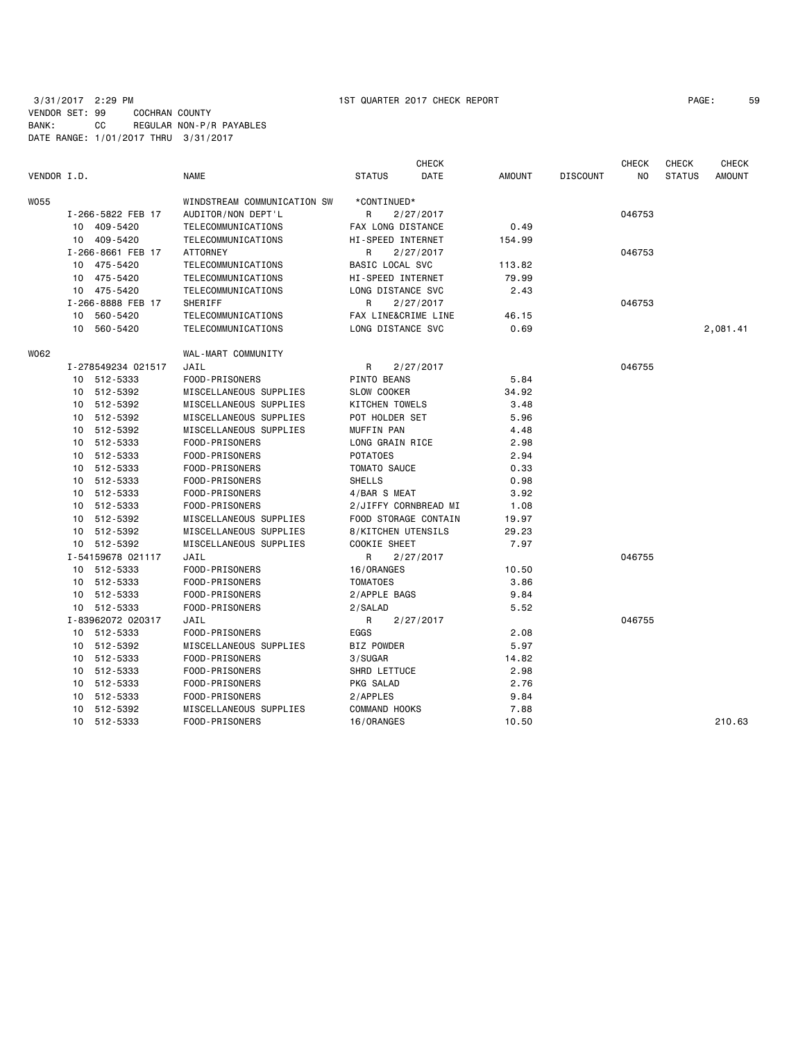3/31/2017 2:29 PM 1ST QUARTER 2017 CHECK REPORT
VENDOR SET: 99 COCHRAN COUNTY
BANK: CC REGULAR NON-P/R PAYABLES
DATE RANGE: 1/01/2017 THRU 3/31/2017

| VENDOR I.D. | | NAME | STATUS | CHECK DATE | AMOUNT | DISCOUNT | CHECK NO | CHECK STATUS | CHECK AMOUNT |
|---|---|---|---|---|---|---|---|---|---|
| W055 | | WINDSTREAM COMMUNICATION SW | *CONTINUED* | | | | | | |
| | I-266-5822 FEB 17 | AUDITOR/NON DEPT'L | R | 2/27/2017 | | | 046753 | | |
| | 10 409-5420 | TELECOMMUNICATIONS | FAX LONG DISTANCE | | 0.49 | | | | |
| | 10 409-5420 | TELECOMMUNICATIONS | HI-SPEED INTERNET | | 154.99 | | | | |
| | I-266-8661 FEB 17 | ATTORNEY | R | 2/27/2017 | | | 046753 | | |
| | 10 475-5420 | TELECOMMUNICATIONS | BASIC LOCAL SVC | | 113.82 | | | | |
| | 10 475-5420 | TELECOMMUNICATIONS | HI-SPEED INTERNET | | 79.99 | | | | |
| | 10 475-5420 | TELECOMMUNICATIONS | LONG DISTANCE SVC | | 2.43 | | | | |
| | I-266-8888 FEB 17 | SHERIFF | R | 2/27/2017 | | | 046753 | | |
| | 10 560-5420 | TELECOMMUNICATIONS | FAX LINE&CRIME LINE | | 46.15 | | | | |
| | 10 560-5420 | TELECOMMUNICATIONS | LONG DISTANCE SVC | | 0.69 | | | | 2,081.41 |
| W062 | | WAL-MART COMMUNITY | | | | | | | |
| | I-278549234 021517 | JAIL | R | 2/27/2017 | | | 046755 | | |
| | 10 512-5333 | FOOD-PRISONERS | PINTO BEANS | | 5.84 | | | | |
| | 10 512-5392 | MISCELLANEOUS SUPPLIES | SLOW COOKER | | 34.92 | | | | |
| | 10 512-5392 | MISCELLANEOUS SUPPLIES | KITCHEN TOWELS | | 3.48 | | | | |
| | 10 512-5392 | MISCELLANEOUS SUPPLIES | POT HOLDER SET | | 5.96 | | | | |
| | 10 512-5392 | MISCELLANEOUS SUPPLIES | MUFFIN PAN | | 4.48 | | | | |
| | 10 512-5333 | FOOD-PRISONERS | LONG GRAIN RICE | | 2.98 | | | | |
| | 10 512-5333 | FOOD-PRISONERS | POTATOES | | 2.94 | | | | |
| | 10 512-5333 | FOOD-PRISONERS | TOMATO SAUCE | | 0.33 | | | | |
| | 10 512-5333 | FOOD-PRISONERS | SHELLS | | 0.98 | | | | |
| | 10 512-5333 | FOOD-PRISONERS | 4/BAR S MEAT | | 3.92 | | | | |
| | 10 512-5333 | FOOD-PRISONERS | 2/JIFFY CORNBREAD MI | | 1.08 | | | | |
| | 10 512-5392 | MISCELLANEOUS SUPPLIES | FOOD STORAGE CONTAIN | | 19.97 | | | | |
| | 10 512-5392 | MISCELLANEOUS SUPPLIES | 8/KITCHEN UTENSILS | | 29.23 | | | | |
| | 10 512-5392 | MISCELLANEOUS SUPPLIES | COOKIE SHEET | | 7.97 | | | | |
| | I-54159678 021117 | JAIL | R | 2/27/2017 | | | 046755 | | |
| | 10 512-5333 | FOOD-PRISONERS | 16/ORANGES | | 10.50 | | | | |
| | 10 512-5333 | FOOD-PRISONERS | TOMATOES | | 3.86 | | | | |
| | 10 512-5333 | FOOD-PRISONERS | 2/APPLE BAGS | | 9.84 | | | | |
| | 10 512-5333 | FOOD-PRISONERS | 2/SALAD | | 5.52 | | | | |
| | I-83962072 020317 | JAIL | R | 2/27/2017 | | | 046755 | | |
| | 10 512-5333 | FOOD-PRISONERS | EGGS | | 2.08 | | | | |
| | 10 512-5392 | MISCELLANEOUS SUPPLIES | BIZ POWDER | | 5.97 | | | | |
| | 10 512-5333 | FOOD-PRISONERS | 3/SUGAR | | 14.82 | | | | |
| | 10 512-5333 | FOOD-PRISONERS | SHRD LETTUCE | | 2.98 | | | | |
| | 10 512-5333 | FOOD-PRISONERS | PKG SALAD | | 2.76 | | | | |
| | 10 512-5333 | FOOD-PRISONERS | 2/APPLES | | 9.84 | | | | |
| | 10 512-5392 | MISCELLANEOUS SUPPLIES | COMMAND HOOKS | | 7.88 | | | | |
| | 10 512-5333 | FOOD-PRISONERS | 16/ORANGES | | 10.50 | | | | 210.63 |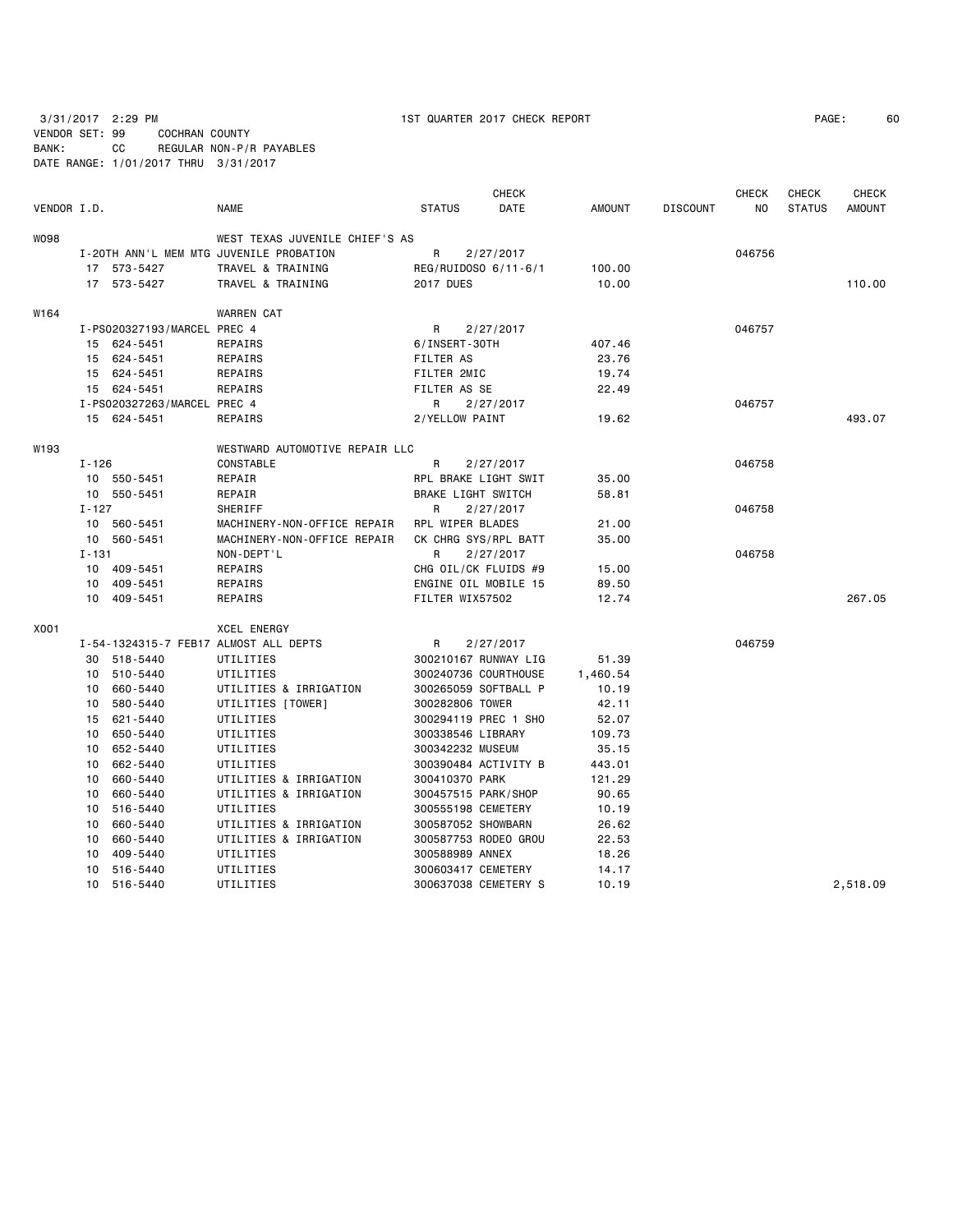3/31/2017 2:29 PM 1ST QUARTER 2017 CHECK REPORT

VENDOR SET: 99 COCHRAN COUNTY
BANK: CC REGULAR NON-P/R PAYABLES
DATE RANGE: 1/01/2017 THRU 3/31/2017

| VENDOR I.D. | | NAME | STATUS | CHECK DATE | AMOUNT | DISCOUNT | CHECK NO | CHECK STATUS | CHECK AMOUNT |
|---|---|---|---|---|---|---|---|---|---|
| W098 | | WEST TEXAS JUVENILE CHIEF'S AS | | | | | | | |
| | I-20TH ANN'L MEM MTG | JUVENILE PROBATION | R | 2/27/2017 | | | 046756 | | |
| | 17 573-5427 | TRAVEL & TRAINING | REG/RUIDOSO 6/11-6/1 | | 100.00 | | | | |
| | 17 573-5427 | TRAVEL & TRAINING | 2017 DUES | | 10.00 | | | | 110.00 |
| W164 | | WARREN CAT | | | | | | | |
| | I-PS020327193/MARCEL | PREC 4 | R | 2/27/2017 | | | 046757 | | |
| | 15 624-5451 | REPAIRS | 6/INSERT-30TH | | 407.46 | | | | |
| | 15 624-5451 | REPAIRS | FILTER AS | | 23.76 | | | | |
| | 15 624-5451 | REPAIRS | FILTER 2MIC | | 19.74 | | | | |
| | 15 624-5451 | REPAIRS | FILTER AS SE | | 22.49 | | | | |
| | I-PS020327263/MARCEL | PREC 4 | R | 2/27/2017 | | | 046757 | | |
| | 15 624-5451 | REPAIRS | 2/YELLOW PAINT | | 19.62 | | | | 493.07 |
| W193 | | WESTWARD AUTOMOTIVE REPAIR LLC | | | | | | | |
| | I-126 | CONSTABLE | R | 2/27/2017 | | | 046758 | | |
| | 10 550-5451 | REPAIR | RPL BRAKE LIGHT SWIT | | 35.00 | | | | |
| | 10 550-5451 | REPAIR | BRAKE LIGHT SWITCH | | 58.81 | | | | |
| | I-127 | SHERIFF | R | 2/27/2017 | | | 046758 | | |
| | 10 560-5451 | MACHINERY-NON-OFFICE REPAIR | RPL WIPER BLADES | | 21.00 | | | | |
| | 10 560-5451 | MACHINERY-NON-OFFICE REPAIR | CK CHRG SYS/RPL BATT | | 35.00 | | | | |
| | I-131 | NON-DEPT'L | R | 2/27/2017 | | | 046758 | | |
| | 10 409-5451 | REPAIRS | CHG OIL/CK FLUIDS #9 | | 15.00 | | | | |
| | 10 409-5451 | REPAIRS | ENGINE OIL MOBILE 15 | | 89.50 | | | | |
| | 10 409-5451 | REPAIRS | FILTER WIX57502 | | 12.74 | | | | 267.05 |
| X001 | | XCEL ENERGY | | | | | | | |
| | I-54-1324315-7 FEB17 | ALMOST ALL DEPTS | R | 2/27/2017 | | | 046759 | | |
| | 30 518-5440 | UTILITIES | 300210167 RUNWAY LIG | | 51.39 | | | | |
| | 10 510-5440 | UTILITIES | 300240736 COURTHOUSE | | 1,460.54 | | | | |
| | 10 660-5440 | UTILITIES & IRRIGATION | 300265059 SOFTBALL P | | 10.19 | | | | |
| | 10 580-5440 | UTILITIES [TOWER] | 300282806 TOWER | | 42.11 | | | | |
| | 15 621-5440 | UTILITIES | 300294119 PREC 1 SHO | | 52.07 | | | | |
| | 10 650-5440 | UTILITIES | 300338546 LIBRARY | | 109.73 | | | | |
| | 10 652-5440 | UTILITIES | 300342232 MUSEUM | | 35.15 | | | | |
| | 10 662-5440 | UTILITIES | 300390484 ACTIVITY B | | 443.01 | | | | |
| | 10 660-5440 | UTILITIES & IRRIGATION | 300410370 PARK | | 121.29 | | | | |
| | 10 660-5440 | UTILITIES & IRRIGATION | 300457515 PARK/SHOP | | 90.65 | | | | |
| | 10 516-5440 | UTILITIES | 300555198 CEMETERY | | 10.19 | | | | |
| | 10 660-5440 | UTILITIES & IRRIGATION | 300587052 SHOWBARN | | 26.62 | | | | |
| | 10 660-5440 | UTILITIES & IRRIGATION | 300587753 RODEO GROU | | 22.53 | | | | |
| | 10 409-5440 | UTILITIES | 300588989 ANNEX | | 18.26 | | | | |
| | 10 516-5440 | UTILITIES | 300603417 CEMETERY | | 14.17 | | | | |
| | 10 516-5440 | UTILITIES | 300637038 CEMETERY S | | 10.19 | | | | 2,518.09 |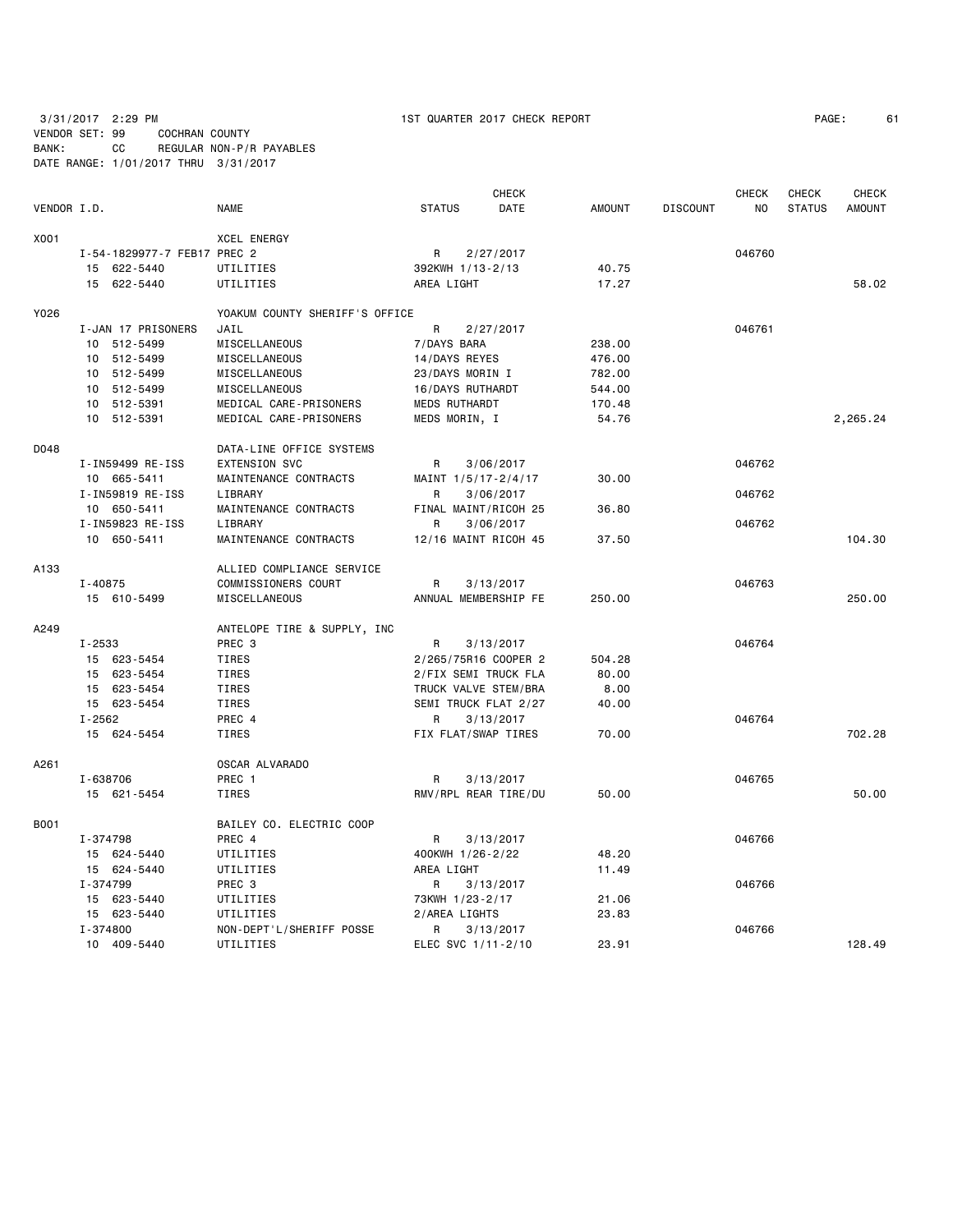3/31/2017 2:29 PM 1ST QUARTER 2017 CHECK REPORT

VENDOR SET: 99 COCHRAN COUNTY
BANK: CC REGULAR NON-P/R PAYABLES
DATE RANGE: 1/01/2017 THRU 3/31/2017

| VENDOR I.D. | NAME | STATUS | CHECK DATE | AMOUNT | DISCOUNT | CHECK NO | CHECK STATUS | CHECK AMOUNT |
|---|---|---|---|---|---|---|---|---|
| X001 | XCEL ENERGY | | | | | | | |
| I-54-1829977-7 FEB17 | PREC 2 | R | 2/27/2017 | | | 046760 | | |
| 15 622-5440 | UTILITIES | 392KWH 1/13-2/13 | | 40.75 | | | | |
| 15 622-5440 | UTILITIES | AREA LIGHT | | 17.27 | | | | 58.02 |
| Y026 | YOAKUM COUNTY SHERIFF'S OFFICE | | | | | | | |
| I-JAN 17 PRISONERS | JAIL | R | 2/27/2017 | | | 046761 | | |
| 10 512-5499 | MISCELLANEOUS | 7/DAYS BARA | | 238.00 | | | | |
| 10 512-5499 | MISCELLANEOUS | 14/DAYS REYES | | 476.00 | | | | |
| 10 512-5499 | MISCELLANEOUS | 23/DAYS MORIN I | | 782.00 | | | | |
| 10 512-5499 | MISCELLANEOUS | 16/DAYS RUTHARDT | | 544.00 | | | | |
| 10 512-5391 | MEDICAL CARE-PRISONERS | MEDS RUTHARDT | | 170.48 | | | | |
| 10 512-5391 | MEDICAL CARE-PRISONERS | MEDS MORIN, I | | 54.76 | | | | 2,265.24 |
| D048 | DATA-LINE OFFICE SYSTEMS | | | | | | | |
| I-IN59499 RE-ISS | EXTENSION SVC | R | 3/06/2017 | | | 046762 | | |
| 10 665-5411 | MAINTENANCE CONTRACTS | MAINT 1/5/17-2/4/17 | | 30.00 | | | | |
| I-IN59819 RE-ISS | LIBRARY | R | 3/06/2017 | | | 046762 | | |
| 10 650-5411 | MAINTENANCE CONTRACTS | FINAL MAINT/RICOH 25 | | 36.80 | | | | |
| I-IN59823 RE-ISS | LIBRARY | R | 3/06/2017 | | | 046762 | | |
| 10 650-5411 | MAINTENANCE CONTRACTS | 12/16 MAINT RICOH 45 | | 37.50 | | | | 104.30 |
| A133 | ALLIED COMPLIANCE SERVICE | | | | | | | |
| I-40875 | COMMISSIONERS COURT | R | 3/13/2017 | | | 046763 | | |
| 15 610-5499 | MISCELLANEOUS | ANNUAL MEMBERSHIP FE | | 250.00 | | | | 250.00 |
| A249 | ANTELOPE TIRE & SUPPLY, INC | | | | | | | |
| I-2533 | PREC 3 | R | 3/13/2017 | | | 046764 | | |
| 15 623-5454 | TIRES | 2/265/75R16 COOPER 2 | | 504.28 | | | | |
| 15 623-5454 | TIRES | 2/FIX SEMI TRUCK FLA | | 80.00 | | | | |
| 15 623-5454 | TIRES | TRUCK VALVE STEM/BRA | | 8.00 | | | | |
| 15 623-5454 | TIRES | SEMI TRUCK FLAT 2/27 | | 40.00 | | | | |
| I-2562 | PREC 4 | R | 3/13/2017 | | | 046764 | | |
| 15 624-5454 | TIRES | FIX FLAT/SWAP TIRES | | 70.00 | | | | 702.28 |
| A261 | OSCAR ALVARADO | | | | | | | |
| I-638706 | PREC 1 | R | 3/13/2017 | | | 046765 | | |
| 15 621-5454 | TIRES | RMV/RPL REAR TIRE/DU | | 50.00 | | | | 50.00 |
| B001 | BAILEY CO. ELECTRIC COOP | | | | | | | |
| I-374798 | PREC 4 | R | 3/13/2017 | | | 046766 | | |
| 15 624-5440 | UTILITIES | 400KWH 1/26-2/22 | | 48.20 | | | | |
| 15 624-5440 | UTILITIES | AREA LIGHT | | 11.49 | | | | |
| I-374799 | PREC 3 | R | 3/13/2017 | | | 046766 | | |
| 15 623-5440 | UTILITIES | 73KWH 1/23-2/17 | | 21.06 | | | | |
| 15 623-5440 | UTILITIES | 2/AREA LIGHTS | | 23.83 | | | | |
| I-374800 | NON-DEPT'L/SHERIFF POSSE | R | 3/13/2017 | | | 046766 | | |
| 10 409-5440 | UTILITIES | ELEC SVC 1/11-2/10 | | 23.91 | | | | 128.49 |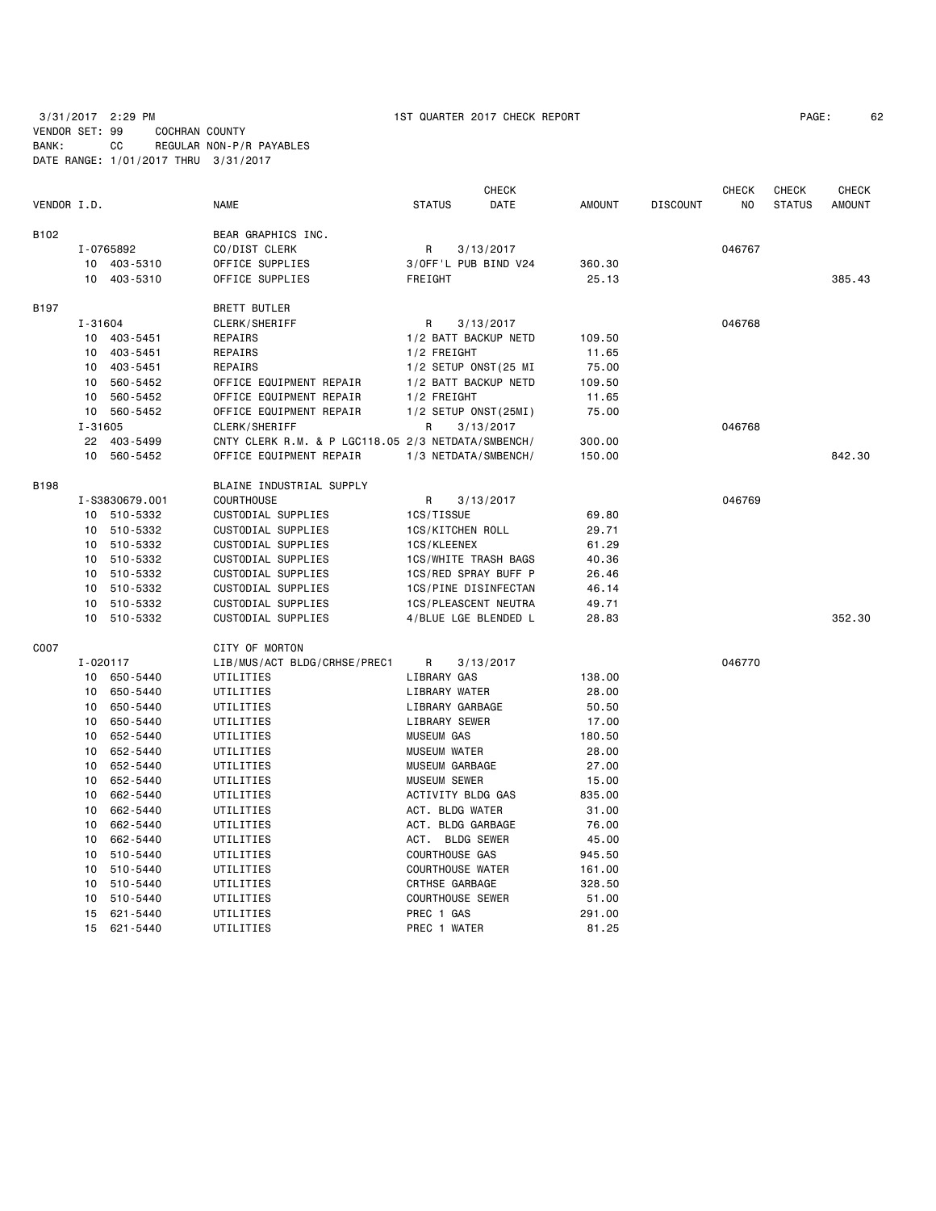3/31/2017 2:29 PM 1ST QUARTER 2017 CHECK REPORT

VENDOR SET: 99 COCHRAN COUNTY
BANK: CC REGULAR NON-P/R PAYABLES
DATE RANGE: 1/01/2017 THRU 3/31/2017

| VENDOR I.D. | NAME | STATUS | CHECK DATE | AMOUNT | DISCOUNT | CHECK NO | CHECK STATUS | CHECK AMOUNT |
|---|---|---|---|---|---|---|---|---|
| B102 | BEAR GRAPHICS INC. | | | | | | | |
| I-0765892 | CO/DIST CLERK | R | 3/13/2017 | | | 046767 | | |
| 10 403-5310 | OFFICE SUPPLIES | 3/OFF'L PUB BIND V24 | | 360.30 | | | | |
| 10 403-5310 | OFFICE SUPPLIES | FREIGHT | | 25.13 | | | | 385.43 |
| B197 | BRETT BUTLER | | | | | | | |
| I-31604 | CLERK/SHERIFF | R | 3/13/2017 | | | 046768 | | |
| 10 403-5451 | REPAIRS | 1/2 BATT BACKUP NETD | | 109.50 | | | | |
| 10 403-5451 | REPAIRS | 1/2 FREIGHT | | 11.65 | | | | |
| 10 403-5451 | REPAIRS | 1/2 SETUP ONST(25 MI | | 75.00 | | | | |
| 10 560-5452 | OFFICE EQUIPMENT REPAIR | 1/2 BATT BACKUP NETD | | 109.50 | | | | |
| 10 560-5452 | OFFICE EQUIPMENT REPAIR | 1/2 FREIGHT | | 11.65 | | | | |
| 10 560-5452 | OFFICE EQUIPMENT REPAIR | 1/2 SETUP ONST(25MI) | | 75.00 | | | | |
| I-31605 | CLERK/SHERIFF | R | 3/13/2017 | | | 046768 | | |
| 22 403-5499 | CNTY CLERK R.M. & P LGC118.05 | 2/3 NETDATA/SMBENCH/ | | 300.00 | | | | |
| 10 560-5452 | OFFICE EQUIPMENT REPAIR | 1/3 NETDATA/SMBENCH/ | | 150.00 | | | | 842.30 |
| B198 | BLAINE INDUSTRIAL SUPPLY | | | | | | | |
| I-S3830679.001 | COURTHOUSE | R | 3/13/2017 | | | 046769 | | |
| 10 510-5332 | CUSTODIAL SUPPLIES | 1CS/TISSUE | | 69.80 | | | | |
| 10 510-5332 | CUSTODIAL SUPPLIES | 1CS/KITCHEN ROLL | | 29.71 | | | | |
| 10 510-5332 | CUSTODIAL SUPPLIES | 1CS/KLEENEX | | 61.29 | | | | |
| 10 510-5332 | CUSTODIAL SUPPLIES | 1CS/WHITE TRASH BAGS | | 40.36 | | | | |
| 10 510-5332 | CUSTODIAL SUPPLIES | 1CS/RED SPRAY BUFF P | | 26.46 | | | | |
| 10 510-5332 | CUSTODIAL SUPPLIES | 1CS/PINE DISINFECTAN | | 46.14 | | | | |
| 10 510-5332 | CUSTODIAL SUPPLIES | 1CS/PLEASCENT NEUTRA | | 49.71 | | | | |
| 10 510-5332 | CUSTODIAL SUPPLIES | 4/BLUE LGE BLENDED L | | 28.83 | | | | 352.30 |
| C007 | CITY OF MORTON | | | | | | | |
| I-020117 | LIB/MUS/ACT BLDG/CRHSE/PREC1 | R | 3/13/2017 | | | 046770 | | |
| 10 650-5440 | UTILITIES | LIBRARY GAS | | 138.00 | | | | |
| 10 650-5440 | UTILITIES | LIBRARY WATER | | 28.00 | | | | |
| 10 650-5440 | UTILITIES | LIBRARY GARBAGE | | 50.50 | | | | |
| 10 650-5440 | UTILITIES | LIBRARY SEWER | | 17.00 | | | | |
| 10 652-5440 | UTILITIES | MUSEUM GAS | | 180.50 | | | | |
| 10 652-5440 | UTILITIES | MUSEUM WATER | | 28.00 | | | | |
| 10 652-5440 | UTILITIES | MUSEUM GARBAGE | | 27.00 | | | | |
| 10 652-5440 | UTILITIES | MUSEUM SEWER | | 15.00 | | | | |
| 10 662-5440 | UTILITIES | ACTIVITY BLDG GAS | | 835.00 | | | | |
| 10 662-5440 | UTILITIES | ACT. BLDG WATER | | 31.00 | | | | |
| 10 662-5440 | UTILITIES | ACT. BLDG GARBAGE | | 76.00 | | | | |
| 10 662-5440 | UTILITIES | ACT. BLDG SEWER | | 45.00 | | | | |
| 10 510-5440 | UTILITIES | COURTHOUSE GAS | | 945.50 | | | | |
| 10 510-5440 | UTILITIES | COURTHOUSE WATER | | 161.00 | | | | |
| 10 510-5440 | UTILITIES | CRTHSE GARBAGE | | 328.50 | | | | |
| 10 510-5440 | UTILITIES | COURTHOUSE SEWER | | 51.00 | | | | |
| 15 621-5440 | UTILITIES | PREC 1 GAS | | 291.00 | | | | |
| 15 621-5440 | UTILITIES | PREC 1 WATER | | 81.25 | | | | |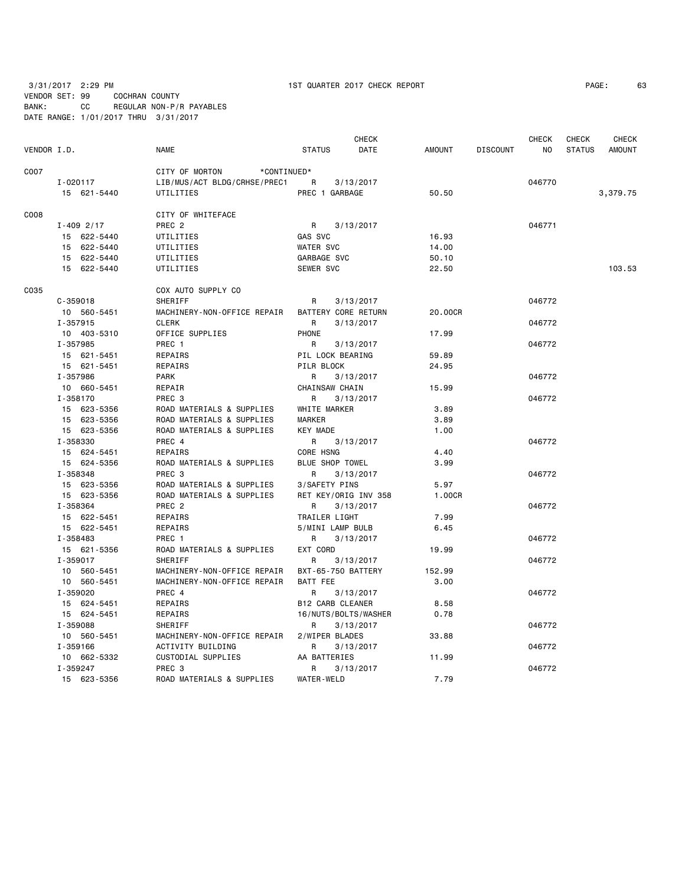3/31/2017 2:29 PM 1ST QUARTER 2017 CHECK REPORT

VENDOR SET: 99 COCHRAN COUNTY
BANK: CC REGULAR NON-P/R PAYABLES
DATE RANGE: 1/01/2017 THRU 3/31/2017

| VENDOR I.D. | NAME | STATUS | CHECK DATE | AMOUNT | DISCOUNT | CHECK NO | CHECK STATUS | CHECK AMOUNT |
|---|---|---|---|---|---|---|---|---|
| C007 | CITY OF MORTON *CONTINUED* | | | | | | | |
| I-020117 | LIB/MUS/ACT BLDG/CRHSE/PREC1 | R | 3/13/2017 | | | 046770 | | |
| 15 621-5440 | UTILITIES | PREC 1 GARBAGE | | 50.50 | | | | 3,379.75 |
| C008 | CITY OF WHITEFACE | | | | | | | |
| I-409 2/17 | PREC 2 | R | 3/13/2017 | | | 046771 | | |
| 15 622-5440 | UTILITIES | GAS SVC | | 16.93 | | | | |
| 15 622-5440 | UTILITIES | WATER SVC | | 14.00 | | | | |
| 15 622-5440 | UTILITIES | GARBAGE SVC | | 50.10 | | | | |
| 15 622-5440 | UTILITIES | SEWER SVC | | 22.50 | | | | 103.53 |
| C035 | COX AUTO SUPPLY CO | | | | | | | |
| C-359018 | SHERIFF | R | 3/13/2017 | | | 046772 | | |
| 10 560-5451 | MACHINERY-NON-OFFICE REPAIR | BATTERY CORE RETURN | | 20.00CR | | | | |
| I-357915 | CLERK | R | 3/13/2017 | | | 046772 | | |
| 10 403-5310 | OFFICE SUPPLIES | PHONE | | 17.99 | | | | |
| I-357985 | PREC 1 | R | 3/13/2017 | | | 046772 | | |
| 15 621-5451 | REPAIRS | PIL LOCK BEARING | | 59.89 | | | | |
| 15 621-5451 | REPAIRS | PILR BLOCK | | 24.95 | | | | |
| I-357986 | PARK | R | 3/13/2017 | | | 046772 | | |
| 10 660-5451 | REPAIR | CHAINSAW CHAIN | | 15.99 | | | | |
| I-358170 | PREC 3 | R | 3/13/2017 | | | 046772 | | |
| 15 623-5356 | ROAD MATERIALS & SUPPLIES | WHITE MARKER | | 3.89 | | | | |
| 15 623-5356 | ROAD MATERIALS & SUPPLIES | MARKER | | 3.89 | | | | |
| 15 623-5356 | ROAD MATERIALS & SUPPLIES | KEY MADE | | 1.00 | | | | |
| I-358330 | PREC 4 | R | 3/13/2017 | | | 046772 | | |
| 15 624-5451 | REPAIRS | CORE HSNG | | 4.40 | | | | |
| 15 624-5356 | ROAD MATERIALS & SUPPLIES | BLUE SHOP TOWEL | | 3.99 | | | | |
| I-358348 | PREC 3 | R | 3/13/2017 | | | 046772 | | |
| 15 623-5356 | ROAD MATERIALS & SUPPLIES | 3/SAFETY PINS | | 5.97 | | | | |
| 15 623-5356 | ROAD MATERIALS & SUPPLIES | RET KEY/ORIG INV 358 | | 1.00CR | | | | |
| I-358364 | PREC 2 | R | 3/13/2017 | | | 046772 | | |
| 15 622-5451 | REPAIRS | TRAILER LIGHT | | 7.99 | | | | |
| 15 622-5451 | REPAIRS | 5/MINI LAMP BULB | | 6.45 | | | | |
| I-358483 | PREC 1 | R | 3/13/2017 | | | 046772 | | |
| 15 621-5356 | ROAD MATERIALS & SUPPLIES | EXT CORD | | 19.99 | | | | |
| I-359017 | SHERIFF | R | 3/13/2017 | | | 046772 | | |
| 10 560-5451 | MACHINERY-NON-OFFICE REPAIR | BXT-65-750 BATTERY | | 152.99 | | | | |
| 10 560-5451 | MACHINERY-NON-OFFICE REPAIR | BATT FEE | | 3.00 | | | | |
| I-359020 | PREC 4 | R | 3/13/2017 | | | 046772 | | |
| 15 624-5451 | REPAIRS | B12 CARB CLEANER | | 8.58 | | | | |
| 15 624-5451 | REPAIRS | 16/NUTS/BOLTS/WASHER | | 0.78 | | | | |
| I-359088 | SHERIFF | R | 3/13/2017 | | | 046772 | | |
| 10 560-5451 | MACHINERY-NON-OFFICE REPAIR | 2/WIPER BLADES | | 33.88 | | | | |
| I-359166 | ACTIVITY BUILDING | R | 3/13/2017 | | | 046772 | | |
| 10 662-5332 | CUSTODIAL SUPPLIES | AA BATTERIES | | 11.99 | | | | |
| I-359247 | PREC 3 | R | 3/13/2017 | | | 046772 | | |
| 15 623-5356 | ROAD MATERIALS & SUPPLIES | WATER-WELD | | 7.79 | | | | |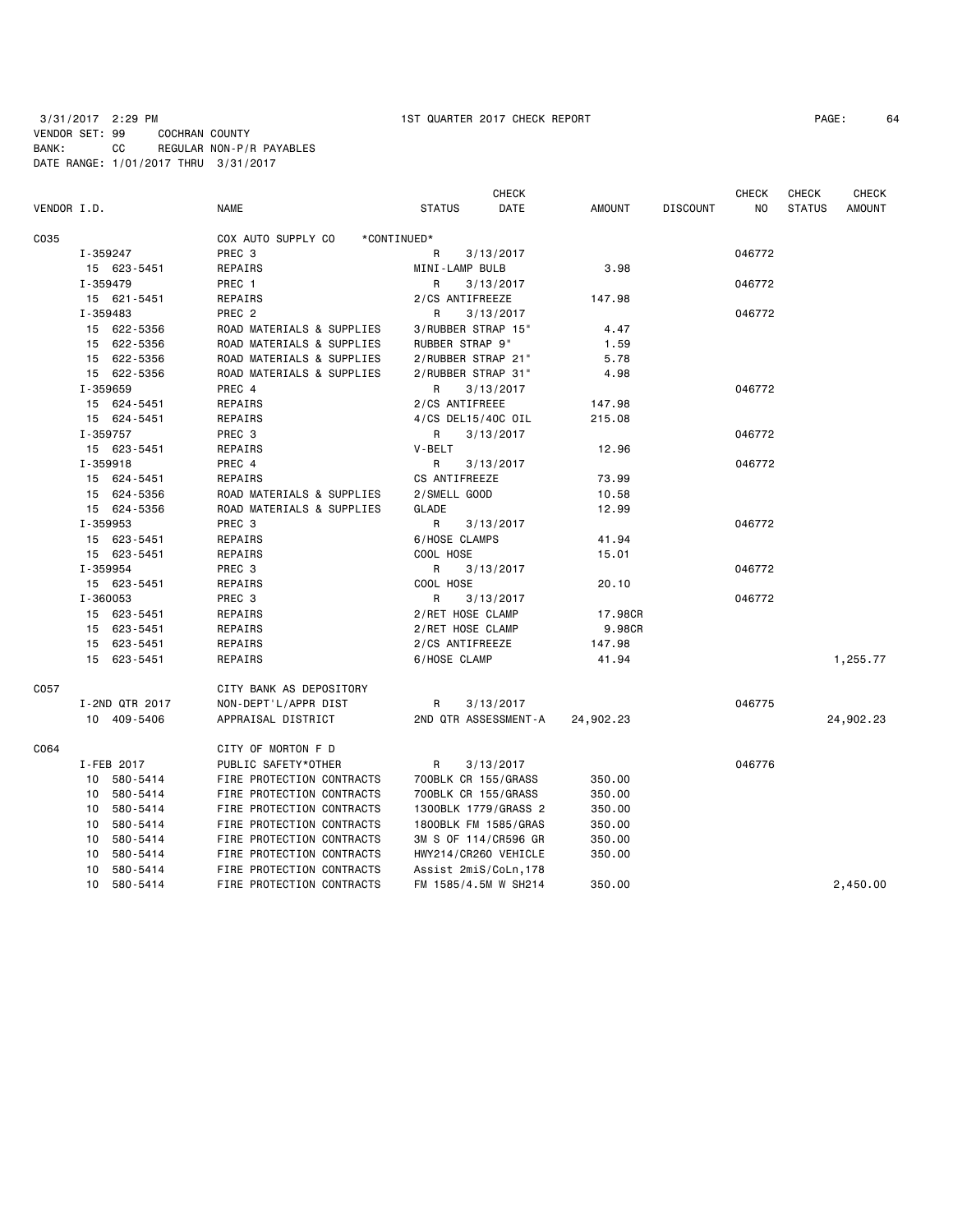3/31/2017 2:29 PM 1ST QUARTER 2017 CHECK REPORT

VENDOR SET: 99 COCHRAN COUNTY
BANK: CC REGULAR NON-P/R PAYABLES
DATE RANGE: 1/01/2017 THRU 3/31/2017

| VENDOR I.D. | NAME | STATUS | CHECK DATE | AMOUNT | DISCOUNT | CHECK NO | CHECK STATUS | CHECK AMOUNT |
|---|---|---|---|---|---|---|---|---|
| C035 | COX AUTO SUPPLY CO *CONTINUED* | | | | | | | |
| I-359247 | PREC 3 | R | 3/13/2017 | | | 046772 | | |
| 15 623-5451 | REPAIRS | MINI-LAMP BULB | | 3.98 | | | | |
| I-359479 | PREC 1 | R | 3/13/2017 | | | 046772 | | |
| 15 621-5451 | REPAIRS | 2/CS ANTIFREEZE | | 147.98 | | | | |
| I-359483 | PREC 2 | R | 3/13/2017 | | | 046772 | | |
| 15 622-5356 | ROAD MATERIALS & SUPPLIES | 3/RUBBER STRAP 15" | | 4.47 | | | | |
| 15 622-5356 | ROAD MATERIALS & SUPPLIES | RUBBER STRAP 9" | | 1.59 | | | | |
| 15 622-5356 | ROAD MATERIALS & SUPPLIES | 2/RUBBER STRAP 21" | | 5.78 | | | | |
| 15 622-5356 | ROAD MATERIALS & SUPPLIES | 2/RUBBER STRAP 31" | | 4.98 | | | | |
| I-359659 | PREC 4 | R | 3/13/2017 | | | 046772 | | |
| 15 624-5451 | REPAIRS | 2/CS ANTIFREEE | | 147.98 | | | | |
| 15 624-5451 | REPAIRS | 4/CS DEL15/40C OIL | | 215.08 | | | | |
| I-359757 | PREC 3 | R | 3/13/2017 | | | 046772 | | |
| 15 623-5451 | REPAIRS | V-BELT | | 12.96 | | | | |
| I-359918 | PREC 4 | R | 3/13/2017 | | | 046772 | | |
| 15 624-5451 | REPAIRS | CS ANTIFREEZE | | 73.99 | | | | |
| 15 624-5356 | ROAD MATERIALS & SUPPLIES | 2/SMELL GOOD | | 10.58 | | | | |
| 15 624-5356 | ROAD MATERIALS & SUPPLIES | GLADE | | 12.99 | | | | |
| I-359953 | PREC 3 | R | 3/13/2017 | | | 046772 | | |
| 15 623-5451 | REPAIRS | 6/HOSE CLAMPS | | 41.94 | | | | |
| 15 623-5451 | REPAIRS | COOL HOSE | | 15.01 | | | | |
| I-359954 | PREC 3 | R | 3/13/2017 | | | 046772 | | |
| 15 623-5451 | REPAIRS | COOL HOSE | | 20.10 | | | | |
| I-360053 | PREC 3 | R | 3/13/2017 | | | 046772 | | |
| 15 623-5451 | REPAIRS | 2/RET HOSE CLAMP | | 17.98CR | | | | |
| 15 623-5451 | REPAIRS | 2/RET HOSE CLAMP | | 9.98CR | | | | |
| 15 623-5451 | REPAIRS | 2/CS ANTIFREEZE | | 147.98 | | | | |
| 15 623-5451 | REPAIRS | 6/HOSE CLAMP | | 41.94 | | | | 1,255.77 |
| C057 | CITY BANK AS DEPOSITORY | | | | | | | |
| I-2ND QTR 2017 | NON-DEPT'L/APPR DIST | R | 3/13/2017 | | | 046775 | | |
| 10 409-5406 | APPRAISAL DISTRICT | 2ND QTR ASSESSMENT-A | | 24,902.23 | | | | 24,902.23 |
| C064 | CITY OF MORTON F D | | | | | | | |
| I-FEB 2017 | PUBLIC SAFETY*OTHER | R | 3/13/2017 | | | 046776 | | |
| 10 580-5414 | FIRE PROTECTION CONTRACTS | 700BLK CR 155/GRASS | | 350.00 | | | | |
| 10 580-5414 | FIRE PROTECTION CONTRACTS | 700BLK CR 155/GRASS | | 350.00 | | | | |
| 10 580-5414 | FIRE PROTECTION CONTRACTS | 1300BLK 1779/GRASS 2 | | 350.00 | | | | |
| 10 580-5414 | FIRE PROTECTION CONTRACTS | 1800BLK FM 1585/GRAS | | 350.00 | | | | |
| 10 580-5414 | FIRE PROTECTION CONTRACTS | 3M S OF 114/CR596 GR | | 350.00 | | | | |
| 10 580-5414 | FIRE PROTECTION CONTRACTS | HWY214/CR260 VEHICLE | | 350.00 | | | | |
| 10 580-5414 | FIRE PROTECTION CONTRACTS | Assist 2miS/CoLn,178 | | | | | | |
| 10 580-5414 | FIRE PROTECTION CONTRACTS | FM 1585/4.5M W SH214 | | 350.00 | | | | 2,450.00 |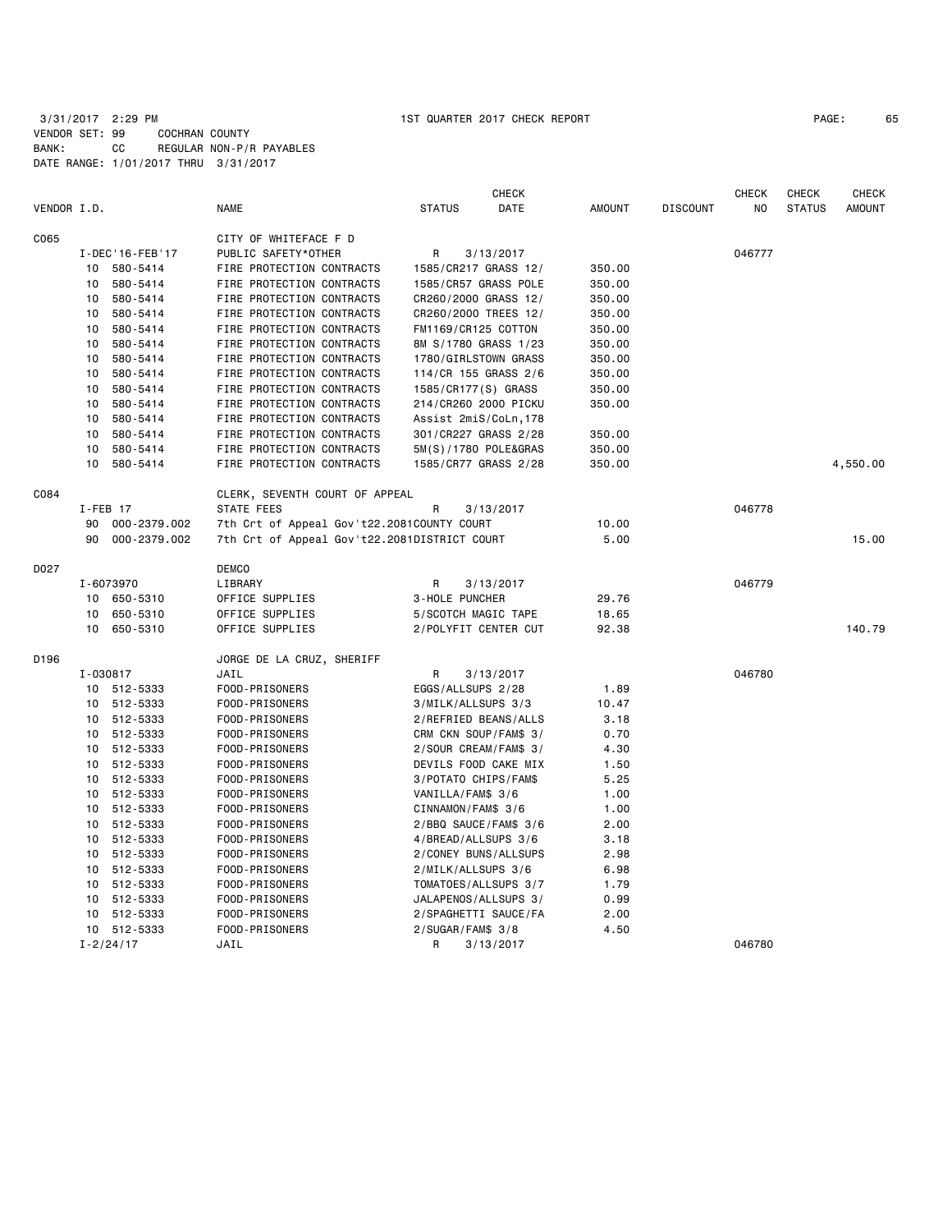3/31/2017 2:29 PM 1ST QUARTER 2017 CHECK REPORT PAGE: 65
VENDOR SET: 99 COCHRAN COUNTY
BANK: CC REGULAR NON-P/R PAYABLES
DATE RANGE: 1/01/2017 THRU 3/31/2017

| VENDOR I.D. | NAME | STATUS | CHECK DATE | AMOUNT | DISCOUNT | CHECK NO | CHECK STATUS | CHECK AMOUNT |
|---|---|---|---|---|---|---|---|---|
| C065 | CITY OF WHITEFACE F D | | | | | | | |
| I-DEC'16-FEB'17 | PUBLIC SAFETY*OTHER | R | 3/13/2017 | | | 046777 | | |
| 10 580-5414 | FIRE PROTECTION CONTRACTS | 1585/CR217 GRASS 12/ | | 350.00 | | | | |
| 10 580-5414 | FIRE PROTECTION CONTRACTS | 1585/CR57 GRASS POLE | | 350.00 | | | | |
| 10 580-5414 | FIRE PROTECTION CONTRACTS | CR260/2000 GRASS 12/ | | 350.00 | | | | |
| 10 580-5414 | FIRE PROTECTION CONTRACTS | CR260/2000 TREES 12/ | | 350.00 | | | | |
| 10 580-5414 | FIRE PROTECTION CONTRACTS | FM1169/CR125 COTTON | | 350.00 | | | | |
| 10 580-5414 | FIRE PROTECTION CONTRACTS | 8M S/1780 GRASS 1/23 | | 350.00 | | | | |
| 10 580-5414 | FIRE PROTECTION CONTRACTS | 1780/GIRLSTOWN GRASS | | 350.00 | | | | |
| 10 580-5414 | FIRE PROTECTION CONTRACTS | 114/CR 155 GRASS 2/6 | | 350.00 | | | | |
| 10 580-5414 | FIRE PROTECTION CONTRACTS | 1585/CR177(S) GRASS | | 350.00 | | | | |
| 10 580-5414 | FIRE PROTECTION CONTRACTS | 214/CR260 2000 PICKU | | 350.00 | | | | |
| 10 580-5414 | FIRE PROTECTION CONTRACTS | Assist 2miS/CoLn,178 | | | | | | |
| 10 580-5414 | FIRE PROTECTION CONTRACTS | 301/CR227 GRASS 2/28 | | 350.00 | | | | |
| 10 580-5414 | FIRE PROTECTION CONTRACTS | 5M(S)/1780 POLE&GRAS | | 350.00 | | | | |
| 10 580-5414 | FIRE PROTECTION CONTRACTS | 1585/CR77 GRASS 2/28 | | 350.00 | | | | 4,550.00 |
| C084 | CLERK, SEVENTH COURT OF APPEAL | | | | | | | |
| I-FEB 17 | STATE FEES | R | 3/13/2017 | | | 046778 | | |
| 90 000-2379.002 | 7th Crt of Appeal Gov't22.2081 | COUNTY COURT | | 10.00 | | | | |
| 90 000-2379.002 | 7th Crt of Appeal Gov't22.2081 | DISTRICT COURT | | 5.00 | | | | 15.00 |
| D027 | DEMCO | | | | | | | |
| I-6073970 | LIBRARY | R | 3/13/2017 | | | 046779 | | |
| 10 650-5310 | OFFICE SUPPLIES | 3-HOLE PUNCHER | | 29.76 | | | | |
| 10 650-5310 | OFFICE SUPPLIES | 5/SCOTCH MAGIC TAPE | | 18.65 | | | | |
| 10 650-5310 | OFFICE SUPPLIES | 2/POLYFIT CENTER CUT | | 92.38 | | | | 140.79 |
| D196 | JORGE DE LA CRUZ, SHERIFF | | | | | | | |
| I-030817 | JAIL | R | 3/13/2017 | | | 046780 | | |
| 10 512-5333 | FOOD-PRISONERS | EGGS/ALLSUPS 2/28 | | 1.89 | | | | |
| 10 512-5333 | FOOD-PRISONERS | 3/MILK/ALLSUPS 3/3 | | 10.47 | | | | |
| 10 512-5333 | FOOD-PRISONERS | 2/REFRIED BEANS/ALLS | | 3.18 | | | | |
| 10 512-5333 | FOOD-PRISONERS | CRM CKN SOUP/FAM$ 3/ | | 0.70 | | | | |
| 10 512-5333 | FOOD-PRISONERS | 2/SOUR CREAM/FAM$ 3/ | | 4.30 | | | | |
| 10 512-5333 | FOOD-PRISONERS | DEVILS FOOD CAKE MIX | | 1.50 | | | | |
| 10 512-5333 | FOOD-PRISONERS | 3/POTATO CHIPS/FAM$ | | 5.25 | | | | |
| 10 512-5333 | FOOD-PRISONERS | VANILLA/FAM$ 3/6 | | 1.00 | | | | |
| 10 512-5333 | FOOD-PRISONERS | CINNAMON/FAM$ 3/6 | | 1.00 | | | | |
| 10 512-5333 | FOOD-PRISONERS | 2/BBQ SAUCE/FAM$ 3/6 | | 2.00 | | | | |
| 10 512-5333 | FOOD-PRISONERS | 4/BREAD/ALLSUPS 3/6 | | 3.18 | | | | |
| 10 512-5333 | FOOD-PRISONERS | 2/CONEY BUNS/ALLSUPS | | 2.98 | | | | |
| 10 512-5333 | FOOD-PRISONERS | 2/MILK/ALLSUPS 3/6 | | 6.98 | | | | |
| 10 512-5333 | FOOD-PRISONERS | TOMATOES/ALLSUPS 3/7 | | 1.79 | | | | |
| 10 512-5333 | FOOD-PRISONERS | JALAPENOS/ALLSUPS 3/ | | 0.99 | | | | |
| 10 512-5333 | FOOD-PRISONERS | 2/SPAGHETTI SAUCE/FA | | 2.00 | | | | |
| 10 512-5333 | FOOD-PRISONERS | 2/SUGAR/FAM$ 3/8 | | 4.50 | | | | |
| I-2/24/17 | JAIL | R | 3/13/2017 | | | 046780 | | |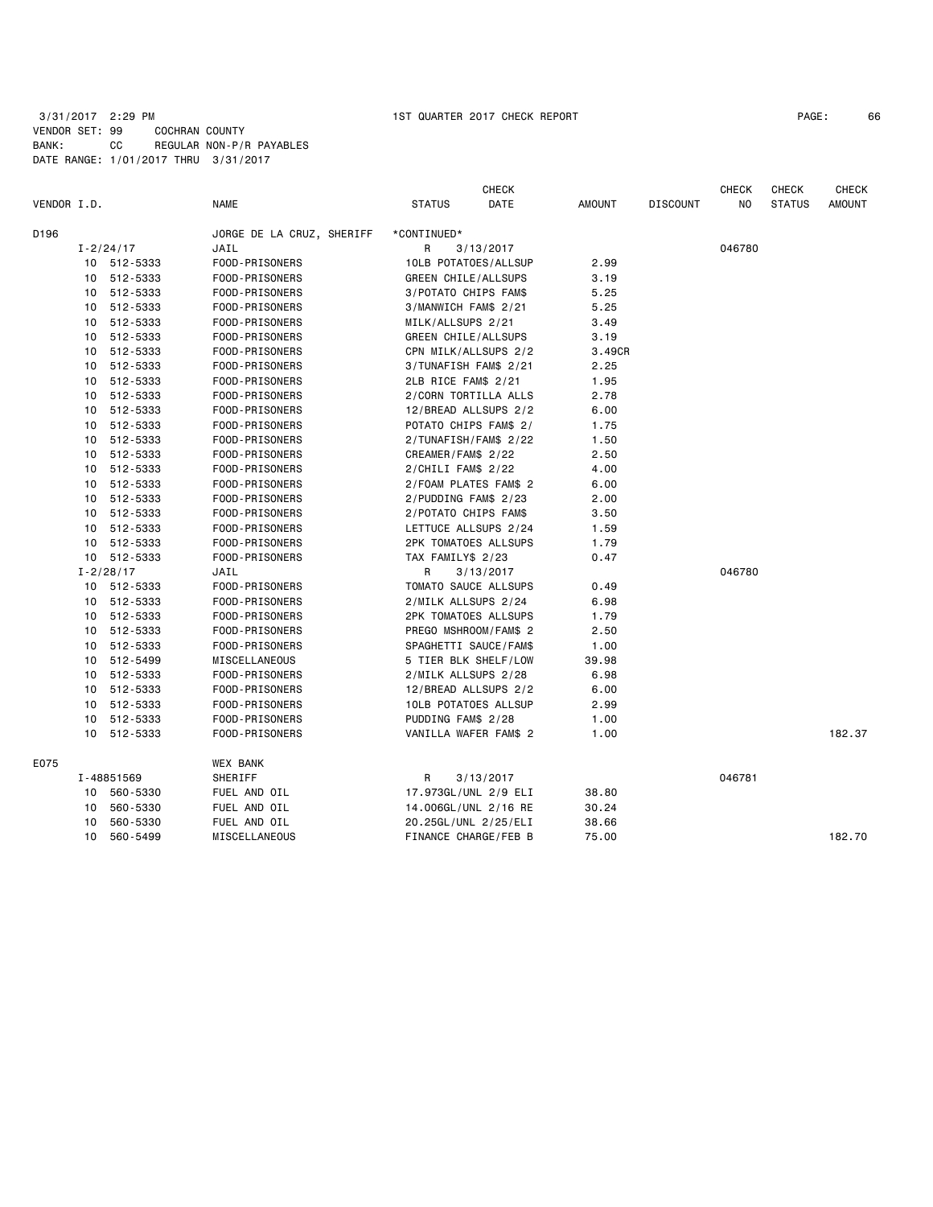3/31/2017 2:29 PM 1ST QUARTER 2017 CHECK REPORT
VENDOR SET: 99 COCHRAN COUNTY
BANK: CC REGULAR NON-P/R PAYABLES
DATE RANGE: 1/01/2017 THRU 3/31/2017

| VENDOR I.D. | | NAME | STATUS | CHECK DATE | AMOUNT | DISCOUNT | CHECK NO | CHECK STATUS | CHECK AMOUNT |
|---|---|---|---|---|---|---|---|---|---|
| D196 | | JORGE DE LA CRUZ, SHERIFF | *CONTINUED* | | | | | | |
| I-2/24/17 | | JAIL | R | 3/13/2017 | | | 046780 | | |
| 10 | 512-5333 | FOOD-PRISONERS | 10LB POTATOES/ALLSUP | | 2.99 | | | | |
| 10 | 512-5333 | FOOD-PRISONERS | GREEN CHILE/ALLSUPS | | 3.19 | | | | |
| 10 | 512-5333 | FOOD-PRISONERS | 3/POTATO CHIPS FAM$ | | 5.25 | | | | |
| 10 | 512-5333 | FOOD-PRISONERS | 3/MANWICH FAM$ 2/21 | | 5.25 | | | | |
| 10 | 512-5333 | FOOD-PRISONERS | MILK/ALLSUPS 2/21 | | 3.49 | | | | |
| 10 | 512-5333 | FOOD-PRISONERS | GREEN CHILE/ALLSUPS | | 3.19 | | | | |
| 10 | 512-5333 | FOOD-PRISONERS | CPN MILK/ALLSUPS 2/2 | | 3.49CR | | | | |
| 10 | 512-5333 | FOOD-PRISONERS | 3/TUNAFISH FAM$ 2/21 | | 2.25 | | | | |
| 10 | 512-5333 | FOOD-PRISONERS | 2LB RICE FAM$ 2/21 | | 1.95 | | | | |
| 10 | 512-5333 | FOOD-PRISONERS | 2/CORN TORTILLA ALLS | | 2.78 | | | | |
| 10 | 512-5333 | FOOD-PRISONERS | 12/BREAD ALLSUPS 2/2 | | 6.00 | | | | |
| 10 | 512-5333 | FOOD-PRISONERS | POTATO CHIPS FAM$ 2/ | | 1.75 | | | | |
| 10 | 512-5333 | FOOD-PRISONERS | 2/TUNAFISH/FAM$ 2/22 | | 1.50 | | | | |
| 10 | 512-5333 | FOOD-PRISONERS | CREAMER/FAM$ 2/22 | | 2.50 | | | | |
| 10 | 512-5333 | FOOD-PRISONERS | 2/CHILI FAM$ 2/22 | | 4.00 | | | | |
| 10 | 512-5333 | FOOD-PRISONERS | 2/FOAM PLATES FAM$ 2 | | 6.00 | | | | |
| 10 | 512-5333 | FOOD-PRISONERS | 2/PUDDING FAM$ 2/23 | | 2.00 | | | | |
| 10 | 512-5333 | FOOD-PRISONERS | 2/POTATO CHIPS FAM$ | | 3.50 | | | | |
| 10 | 512-5333 | FOOD-PRISONERS | LETTUCE ALLSUPS 2/24 | | 1.59 | | | | |
| 10 | 512-5333 | FOOD-PRISONERS | 2PK TOMATOES ALLSUPS | | 1.79 | | | | |
| 10 | 512-5333 | FOOD-PRISONERS | TAX FAMILY$ 2/23 | | 0.47 | | | | |
| I-2/28/17 | | JAIL | R | 3/13/2017 | | | 046780 | | |
| 10 | 512-5333 | FOOD-PRISONERS | TOMATO SAUCE ALLSUPS | | 0.49 | | | | |
| 10 | 512-5333 | FOOD-PRISONERS | 2/MILK ALLSUPS 2/24 | | 6.98 | | | | |
| 10 | 512-5333 | FOOD-PRISONERS | 2PK TOMATOES ALLSUPS | | 1.79 | | | | |
| 10 | 512-5333 | FOOD-PRISONERS | PREGO MSHROOM/FAM$ 2 | | 2.50 | | | | |
| 10 | 512-5333 | FOOD-PRISONERS | SPAGHETTI SAUCE/FAM$ | | 1.00 | | | | |
| 10 | 512-5499 | MISCELLANEOUS | 5 TIER BLK SHELF/LOW | | 39.98 | | | | |
| 10 | 512-5333 | FOOD-PRISONERS | 2/MILK ALLSUPS 2/28 | | 6.98 | | | | |
| 10 | 512-5333 | FOOD-PRISONERS | 12/BREAD ALLSUPS 2/2 | | 6.00 | | | | |
| 10 | 512-5333 | FOOD-PRISONERS | 10LB POTATOES ALLSUP | | 2.99 | | | | |
| 10 | 512-5333 | FOOD-PRISONERS | PUDDING FAM$ 2/28 | | 1.00 | | | | |
| 10 | 512-5333 | FOOD-PRISONERS | VANILLA WAFER FAM$ 2 | | 1.00 | | | | 182.37 |
| E075 | | WEX BANK | | | | | | | |
| I-48851569 | | SHERIFF | R | 3/13/2017 | | | 046781 | | |
| 10 | 560-5330 | FUEL AND OIL | 17.973GL/UNL 2/9 ELI | | 38.80 | | | | |
| 10 | 560-5330 | FUEL AND OIL | 14.006GL/UNL 2/16 RE | | 30.24 | | | | |
| 10 | 560-5330 | FUEL AND OIL | 20.25GL/UNL 2/25/ELI | | 38.66 | | | | |
| 10 | 560-5499 | MISCELLANEOUS | FINANCE CHARGE/FEB B | | 75.00 | | | | 182.70 |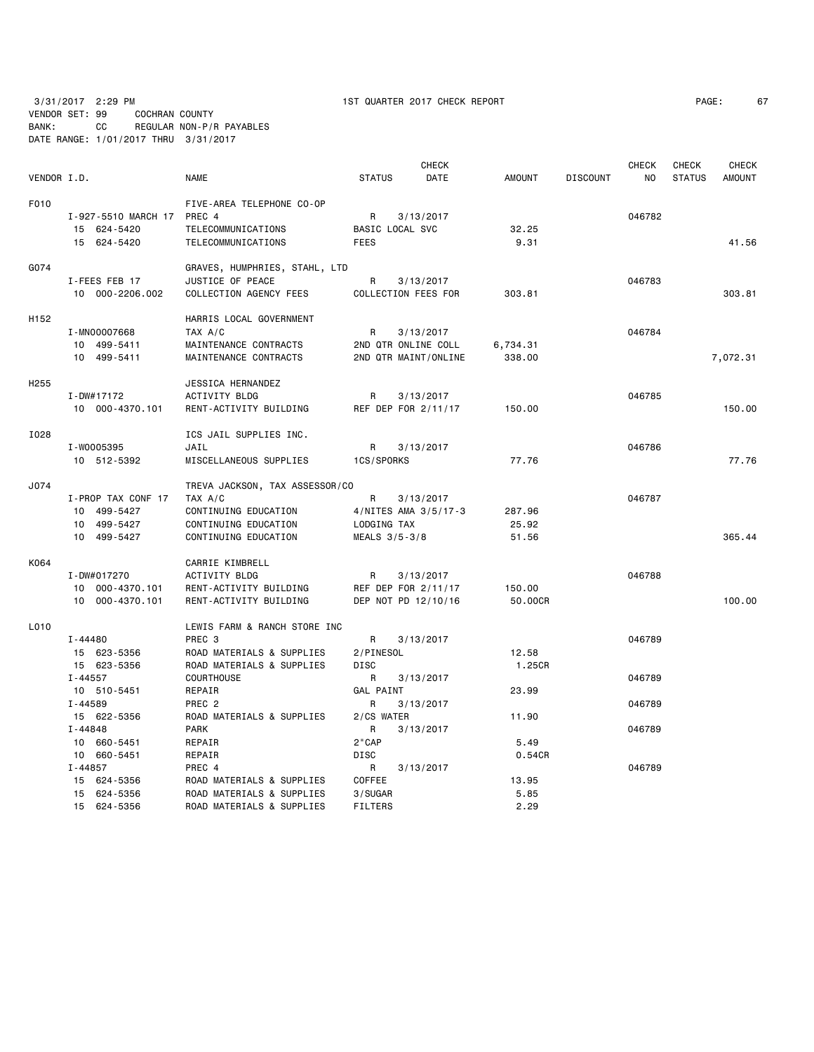3/31/2017 2:29 PM 1ST QUARTER 2017 CHECK REPORT

VENDOR SET: 99 COCHRAN COUNTY
BANK: CC REGULAR NON-P/R PAYABLES
DATE RANGE: 1/01/2017 THRU 3/31/2017

| VENDOR I.D. | NAME | STATUS | CHECK DATE | AMOUNT | DISCOUNT | CHECK NO | CHECK STATUS | CHECK AMOUNT |
|---|---|---|---|---|---|---|---|---|
| F010 | FIVE-AREA TELEPHONE CO-OP | | | | | | | |
| I-927-5510 MARCH 17 | PREC 4 | R | 3/13/2017 | | | 046782 | | |
| 15 624-5420 | TELECOMMUNICATIONS | BASIC LOCAL SVC | | 32.25 | | | | |
| 15 624-5420 | TELECOMMUNICATIONS | FEES | | 9.31 | | | | 41.56 |
| G074 | GRAVES, HUMPHRIES, STAHL, LTD | | | | | | | |
| I-FEES FEB 17 | JUSTICE OF PEACE | R | 3/13/2017 | | | 046783 | | |
| 10 000-2206.002 | COLLECTION AGENCY FEES | COLLECTION FEES FOR | | 303.81 | | | | 303.81 |
| H152 | HARRIS LOCAL GOVERNMENT | | | | | | | |
| I-MN00007668 | TAX A/C | R | 3/13/2017 | | | 046784 | | |
| 10 499-5411 | MAINTENANCE CONTRACTS | 2ND QTR ONLINE COLL | | 6,734.31 | | | | |
| 10 499-5411 | MAINTENANCE CONTRACTS | 2ND QTR MAINT/ONLINE | | 338.00 | | | | 7,072.31 |
| H255 | JESSICA HERNANDEZ | | | | | | | |
| I-DW#17172 | ACTIVITY BLDG | R | 3/13/2017 | | | 046785 | | |
| 10 000-4370.101 | RENT-ACTIVITY BUILDING | REF DEP FOR 2/11/17 | | 150.00 | | | | 150.00 |
| I028 | ICS JAIL SUPPLIES INC. | | | | | | | |
| I-W0005395 | JAIL | R | 3/13/2017 | | | 046786 | | |
| 10 512-5392 | MISCELLANEOUS SUPPLIES | 1CS/SPORKS | | 77.76 | | | | 77.76 |
| J074 | TREVA JACKSON, TAX ASSESSOR/CO | | | | | | | |
| I-PROP TAX CONF 17 | TAX A/C | R | 3/13/2017 | | | 046787 | | |
| 10 499-5427 | CONTINUING EDUCATION | 4/NITES AMA 3/5/17-3 | | 287.96 | | | | |
| 10 499-5427 | CONTINUING EDUCATION | LODGING TAX | | 25.92 | | | | |
| 10 499-5427 | CONTINUING EDUCATION | MEALS 3/5-3/8 | | 51.56 | | | | 365.44 |
| K064 | CARRIE KIMBRELL | | | | | | | |
| I-DW#017270 | ACTIVITY BLDG | R | 3/13/2017 | | | 046788 | | |
| 10 000-4370.101 | RENT-ACTIVITY BUILDING | REF DEP FOR 2/11/17 | | 150.00 | | | | |
| 10 000-4370.101 | RENT-ACTIVITY BUILDING | DEP NOT PD 12/10/16 | | 50.00CR | | | | 100.00 |
| L010 | LEWIS FARM & RANCH STORE INC | | | | | | | |
| I-44480 | PREC 3 | R | 3/13/2017 | | | 046789 | | |
| 15 623-5356 | ROAD MATERIALS & SUPPLIES | 2/PINESOL | | 12.58 | | | | |
| 15 623-5356 | ROAD MATERIALS & SUPPLIES | DISC | | 1.25CR | | | | |
| I-44557 | COURTHOUSE | R | 3/13/2017 | | | 046789 | | |
| 10 510-5451 | REPAIR | GAL PAINT | | 23.99 | | | | |
| I-44589 | PREC 2 | R | 3/13/2017 | | | 046789 | | |
| 15 622-5356 | ROAD MATERIALS & SUPPLIES | 2/CS WATER | | 11.90 | | | | |
| I-44848 | PARK | R | 3/13/2017 | | | 046789 | | |
| 10 660-5451 | REPAIR | 2"CAP | | 5.49 | | | | |
| 10 660-5451 | REPAIR | DISC | | 0.54CR | | | | |
| I-44857 | PREC 4 | R | 3/13/2017 | | | 046789 | | |
| 15 624-5356 | ROAD MATERIALS & SUPPLIES | COFFEE | | 13.95 | | | | |
| 15 624-5356 | ROAD MATERIALS & SUPPLIES | 3/SUGAR | | 5.85 | | | | |
| 15 624-5356 | ROAD MATERIALS & SUPPLIES | FILTERS | | 2.29 | | | | |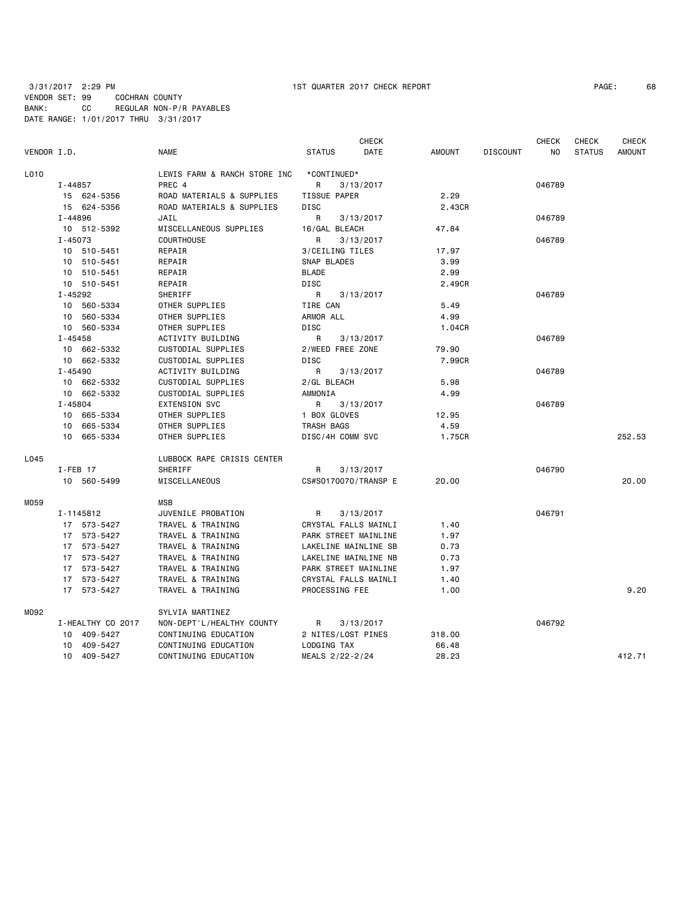3/31/2017 2:29 PM 1ST QUARTER 2017 CHECK REPORT

VENDOR SET: 99 COCHRAN COUNTY
BANK: CC REGULAR NON-P/R PAYABLES
DATE RANGE: 1/01/2017 THRU 3/31/2017

| VENDOR I.D. | NAME | STATUS | CHECK DATE | AMOUNT | DISCOUNT | CHECK NO | CHECK STATUS | CHECK AMOUNT |
|---|---|---|---|---|---|---|---|---|
| L010 | LEWIS FARM & RANCH STORE INC | *CONTINUED* | | | | | | |
| I-44857 | PREC 4 | R | 3/13/2017 | | | 046789 | | |
| 15 624-5356 | ROAD MATERIALS & SUPPLIES | TISSUE PAPER | | 2.29 | | | | |
| 15 624-5356 | ROAD MATERIALS & SUPPLIES | DISC | | 2.43CR | | | | |
| I-44896 | JAIL | R | 3/13/2017 | | | 046789 | | |
| 10 512-5392 | MISCELLANEOUS SUPPLIES | 16/GAL BLEACH | | 47.84 | | | | |
| I-45073 | COURTHOUSE | R | 3/13/2017 | | | 046789 | | |
| 10 510-5451 | REPAIR | 3/CEILING TILES | | 17.97 | | | | |
| 10 510-5451 | REPAIR | SNAP BLADES | | 3.99 | | | | |
| 10 510-5451 | REPAIR | BLADE | | 2.99 | | | | |
| 10 510-5451 | REPAIR | DISC | | 2.49CR | | | | |
| I-45292 | SHERIFF | R | 3/13/2017 | | | 046789 | | |
| 10 560-5334 | OTHER SUPPLIES | TIRE CAN | | 5.49 | | | | |
| 10 560-5334 | OTHER SUPPLIES | ARMOR ALL | | 4.99 | | | | |
| 10 560-5334 | OTHER SUPPLIES | DISC | | 1.04CR | | | | |
| I-45458 | ACTIVITY BUILDING | R | 3/13/2017 | | | 046789 | | |
| 10 662-5332 | CUSTODIAL SUPPLIES | 2/WEED FREE ZONE | | 79.90 | | | | |
| 10 662-5332 | CUSTODIAL SUPPLIES | DISC | | 7.99CR | | | | |
| I-45490 | ACTIVITY BUILDING | R | 3/13/2017 | | | 046789 | | |
| 10 662-5332 | CUSTODIAL SUPPLIES | 2/GL BLEACH | | 5.98 | | | | |
| 10 662-5332 | CUSTODIAL SUPPLIES | AMMONIA | | 4.99 | | | | |
| I-45804 | EXTENSION SVC | R | 3/13/2017 | | | 046789 | | |
| 10 665-5334 | OTHER SUPPLIES | 1 BOX GLOVES | | 12.95 | | | | |
| 10 665-5334 | OTHER SUPPLIES | TRASH BAGS | | 4.59 | | | | |
| 10 665-5334 | OTHER SUPPLIES | DISC/4H COMM SVC | | 1.75CR | | | | 252.53 |
| L045 | LUBBOCK RAPE CRISIS CENTER | | | | | | | |
| I-FEB 17 | SHERIFF | R | 3/13/2017 | | | 046790 | | |
| 10 560-5499 | MISCELLANEOUS | CS#SO170070/TRANSP E | | 20.00 | | | | 20.00 |
| M059 | MSB | | | | | | | |
| I-1145812 | JUVENILE PROBATION | R | 3/13/2017 | | | 046791 | | |
| 17 573-5427 | TRAVEL & TRAINING | CRYSTAL FALLS MAINLI | | 1.40 | | | | |
| 17 573-5427 | TRAVEL & TRAINING | PARK STREET MAINLINE | | 1.97 | | | | |
| 17 573-5427 | TRAVEL & TRAINING | LAKELINE MAINLINE SB | | 0.73 | | | | |
| 17 573-5427 | TRAVEL & TRAINING | LAKELINE MAINLINE NB | | 0.73 | | | | |
| 17 573-5427 | TRAVEL & TRAINING | PARK STREET MAINLINE | | 1.97 | | | | |
| 17 573-5427 | TRAVEL & TRAINING | CRYSTAL FALLS MAINLI | | 1.40 | | | | |
| 17 573-5427 | TRAVEL & TRAINING | PROCESSING FEE | | 1.00 | | | | 9.20 |
| M092 | SYLVIA MARTINEZ | | | | | | | |
| I-HEALTHY CO 2017 | NON-DEPT'L/HEALTHY COUNTY | R | 3/13/2017 | | | 046792 | | |
| 10 409-5427 | CONTINUING EDUCATION | 2 NITES/LOST PINES | | 318.00 | | | | |
| 10 409-5427 | CONTINUING EDUCATION | LODGING TAX | | 66.48 | | | | |
| 10 409-5427 | CONTINUING EDUCATION | MEALS 2/22-2/24 | | 28.23 | | | | 412.71 |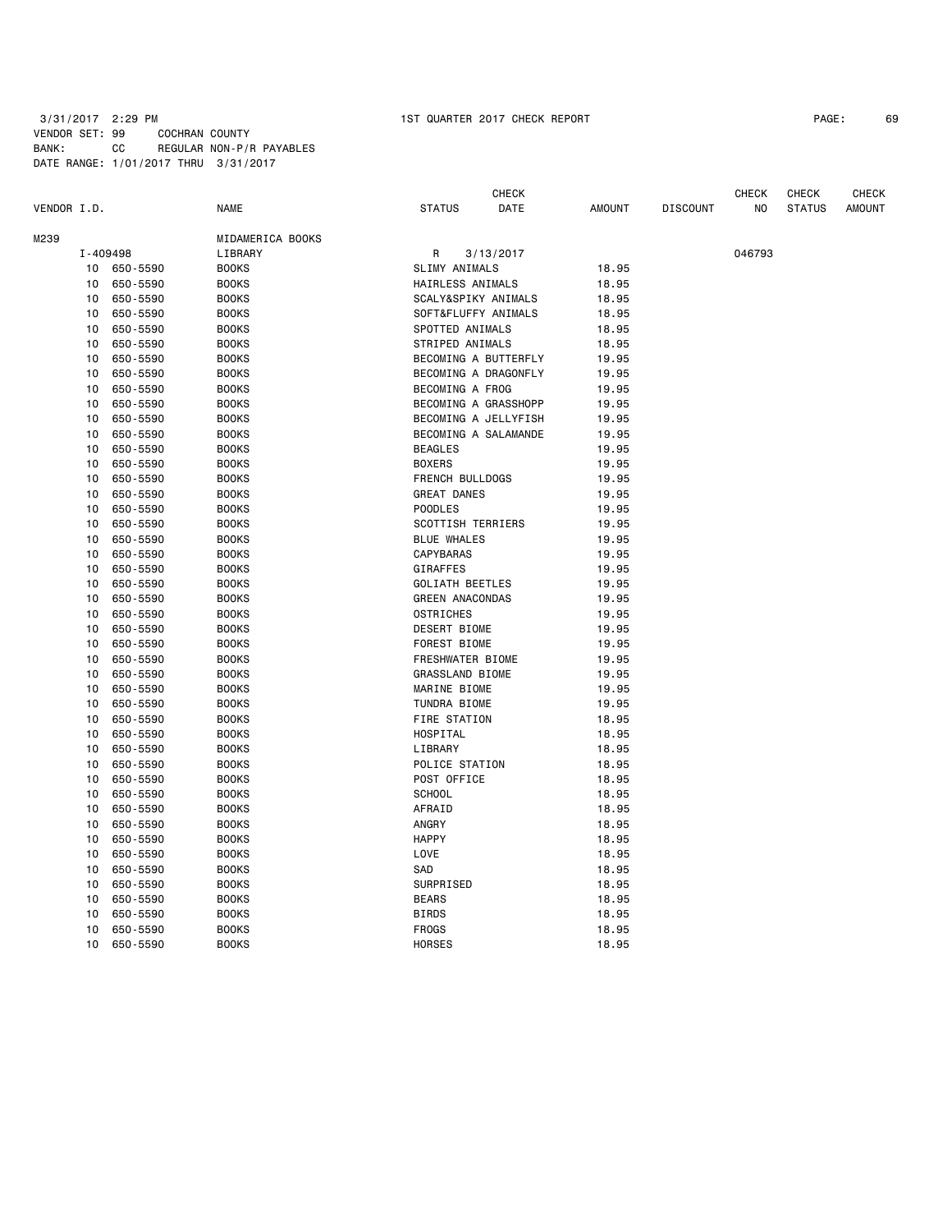3/31/2017 2:29 PM 1ST QUARTER 2017 CHECK REPORT

VENDOR SET: 99 COCHRAN COUNTY
BANK: CC REGULAR NON-P/R PAYABLES
DATE RANGE: 1/01/2017 THRU 3/31/2017

| VENDOR I.D. | | NAME | STATUS | CHECK DATE | AMOUNT | DISCOUNT | CHECK NO | CHECK STATUS | CHECK AMOUNT |
|---|---|---|---|---|---|---|---|---|---|
| M239 | | MIDAMERICA BOOKS | | | | | | | |
| I-409498 | | LIBRARY | R | 3/13/2017 | | | 046793 | | |
| 10 | 650-5590 | BOOKS | SLIMY ANIMALS | | 18.95 | | | | |
| 10 | 650-5590 | BOOKS | HAIRLESS ANIMALS | | 18.95 | | | | |
| 10 | 650-5590 | BOOKS | SCALY&SPIKY ANIMALS | | 18.95 | | | | |
| 10 | 650-5590 | BOOKS | SOFT&FLUFFY ANIMALS | | 18.95 | | | | |
| 10 | 650-5590 | BOOKS | SPOTTED ANIMALS | | 18.95 | | | | |
| 10 | 650-5590 | BOOKS | STRIPED ANIMALS | | 18.95 | | | | |
| 10 | 650-5590 | BOOKS | BECOMING A BUTTERFLY | | 19.95 | | | | |
| 10 | 650-5590 | BOOKS | BECOMING A DRAGONFLY | | 19.95 | | | | |
| 10 | 650-5590 | BOOKS | BECOMING A FROG | | 19.95 | | | | |
| 10 | 650-5590 | BOOKS | BECOMING A GRASSHOPP | | 19.95 | | | | |
| 10 | 650-5590 | BOOKS | BECOMING A JELLYFISH | | 19.95 | | | | |
| 10 | 650-5590 | BOOKS | BECOMING A SALAMANDE | | 19.95 | | | | |
| 10 | 650-5590 | BOOKS | BEAGLES | | 19.95 | | | | |
| 10 | 650-5590 | BOOKS | BOXERS | | 19.95 | | | | |
| 10 | 650-5590 | BOOKS | FRENCH BULLDOGS | | 19.95 | | | | |
| 10 | 650-5590 | BOOKS | GREAT DANES | | 19.95 | | | | |
| 10 | 650-5590 | BOOKS | POODLES | | 19.95 | | | | |
| 10 | 650-5590 | BOOKS | SCOTTISH TERRIERS | | 19.95 | | | | |
| 10 | 650-5590 | BOOKS | BLUE WHALES | | 19.95 | | | | |
| 10 | 650-5590 | BOOKS | CAPYBARAS | | 19.95 | | | | |
| 10 | 650-5590 | BOOKS | GIRAFFES | | 19.95 | | | | |
| 10 | 650-5590 | BOOKS | GOLIATH BEETLES | | 19.95 | | | | |
| 10 | 650-5590 | BOOKS | GREEN ANACONDAS | | 19.95 | | | | |
| 10 | 650-5590 | BOOKS | OSTRICHES | | 19.95 | | | | |
| 10 | 650-5590 | BOOKS | DESERT BIOME | | 19.95 | | | | |
| 10 | 650-5590 | BOOKS | FOREST BIOME | | 19.95 | | | | |
| 10 | 650-5590 | BOOKS | FRESHWATER BIOME | | 19.95 | | | | |
| 10 | 650-5590 | BOOKS | GRASSLAND BIOME | | 19.95 | | | | |
| 10 | 650-5590 | BOOKS | MARINE BIOME | | 19.95 | | | | |
| 10 | 650-5590 | BOOKS | TUNDRA BIOME | | 19.95 | | | | |
| 10 | 650-5590 | BOOKS | FIRE STATION | | 18.95 | | | | |
| 10 | 650-5590 | BOOKS | HOSPITAL | | 18.95 | | | | |
| 10 | 650-5590 | BOOKS | LIBRARY | | 18.95 | | | | |
| 10 | 650-5590 | BOOKS | POLICE STATION | | 18.95 | | | | |
| 10 | 650-5590 | BOOKS | POST OFFICE | | 18.95 | | | | |
| 10 | 650-5590 | BOOKS | SCHOOL | | 18.95 | | | | |
| 10 | 650-5590 | BOOKS | AFRAID | | 18.95 | | | | |
| 10 | 650-5590 | BOOKS | ANGRY | | 18.95 | | | | |
| 10 | 650-5590 | BOOKS | HAPPY | | 18.95 | | | | |
| 10 | 650-5590 | BOOKS | LOVE | | 18.95 | | | | |
| 10 | 650-5590 | BOOKS | SAD | | 18.95 | | | | |
| 10 | 650-5590 | BOOKS | SURPRISED | | 18.95 | | | | |
| 10 | 650-5590 | BOOKS | BEARS | | 18.95 | | | | |
| 10 | 650-5590 | BOOKS | BIRDS | | 18.95 | | | | |
| 10 | 650-5590 | BOOKS | FROGS | | 18.95 | | | | |
| 10 | 650-5590 | BOOKS | HORSES | | 18.95 | | | | |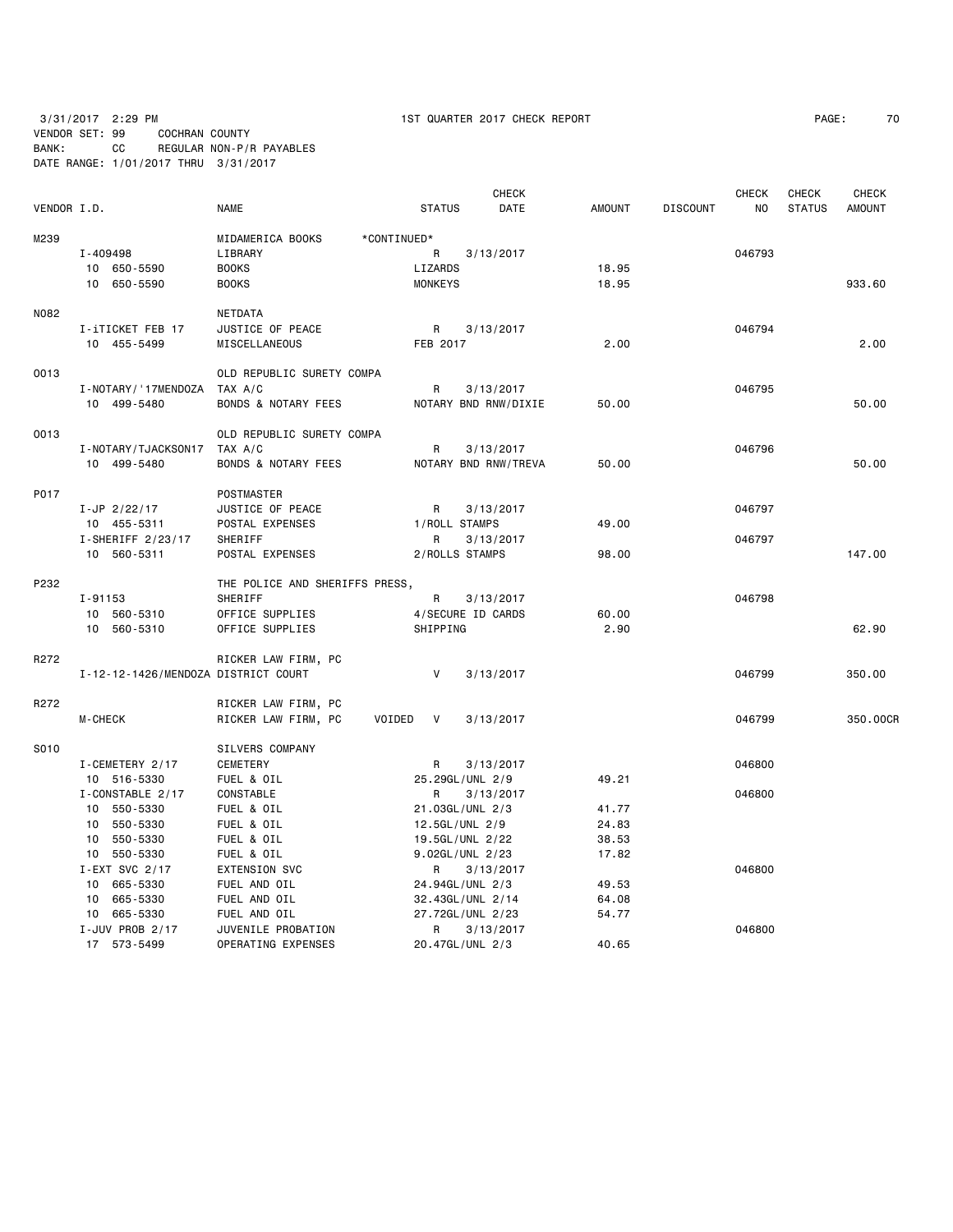3/31/2017 2:29 PM 1ST QUARTER 2017 CHECK REPORT

VENDOR SET: 99 COCHRAN COUNTY
BANK: CC REGULAR NON-P/R PAYABLES
DATE RANGE: 1/01/2017 THRU 3/31/2017

| VENDOR I.D. | NAME | STATUS | CHECK DATE | AMOUNT | DISCOUNT | CHECK NO | CHECK STATUS | CHECK AMOUNT |
|---|---|---|---|---|---|---|---|---|
| M239 | MIDAMERICA BOOKS *CONTINUED* | | | | | | | |
| I-409498 | LIBRARY | R | 3/13/2017 | | | 046793 | | |
| 10 650-5590 | BOOKS | LIZARDS | | 18.95 | | | | |
| 10 650-5590 | BOOKS | MONKEYS | | 18.95 | | | | 933.60 |
| N082 | NETDATA | | | | | | | |
| I-iTICKET FEB 17 | JUSTICE OF PEACE | R | 3/13/2017 | | | 046794 | | |
| 10 455-5499 | MISCELLANEOUS | FEB 2017 | | 2.00 | | | | 2.00 |
| O013 | OLD REPUBLIC SURETY COMPA | | | | | | | |
| I-NOTARY/'17MENDOZA | TAX A/C | R | 3/13/2017 | | | 046795 | | |
| 10 499-5480 | BONDS & NOTARY FEES | NOTARY BND RNW/DIXIE | | 50.00 | | | | 50.00 |
| O013 | OLD REPUBLIC SURETY COMPA | | | | | | | |
| I-NOTARY/TJACKSON17 | TAX A/C | R | 3/13/2017 | | | 046796 | | |
| 10 499-5480 | BONDS & NOTARY FEES | NOTARY BND RNW/TREVA | | 50.00 | | | | 50.00 |
| P017 | POSTMASTER | | | | | | | |
| I-JP 2/22/17 | JUSTICE OF PEACE | R | 3/13/2017 | | | 046797 | | |
| 10 455-5311 | POSTAL EXPENSES | 1/ROLL STAMPS | | 49.00 | | | | |
| I-SHERIFF 2/23/17 | SHERIFF | R | 3/13/2017 | | | 046797 | | |
| 10 560-5311 | POSTAL EXPENSES | 2/ROLLS STAMPS | | 98.00 | | | | 147.00 |
| P232 | THE POLICE AND SHERIFFS PRESS, | | | | | | | |
| I-91153 | SHERIFF | R | 3/13/2017 | | | 046798 | | |
| 10 560-5310 | OFFICE SUPPLIES | 4/SECURE ID CARDS | | 60.00 | | | | |
| 10 560-5310 | OFFICE SUPPLIES | SHIPPING | | 2.90 | | | | 62.90 |
| R272 | RICKER LAW FIRM, PC | | | | | | | |
| I-12-12-1426/MENDOZA | DISTRICT COURT | V | 3/13/2017 | | | 046799 | | 350.00 |
| R272 | RICKER LAW FIRM, PC | | | | | | | |
| M-CHECK | RICKER LAW FIRM, PC VOIDED | V | 3/13/2017 | | | 046799 | | 350.00CR |
| S010 | SILVERS COMPANY | | | | | | | |
| I-CEMETERY 2/17 | CEMETERY | R | 3/13/2017 | | | 046800 | | |
| 10 516-5330 | FUEL & OIL | 25.29GL/UNL 2/9 | | 49.21 | | | | |
| I-CONSTABLE 2/17 | CONSTABLE | R | 3/13/2017 | | | 046800 | | |
| 10 550-5330 | FUEL & OIL | 21.03GL/UNL 2/3 | | 41.77 | | | | |
| 10 550-5330 | FUEL & OIL | 12.5GL/UNL 2/9 | | 24.83 | | | | |
| 10 550-5330 | FUEL & OIL | 19.5GL/UNL 2/22 | | 38.53 | | | | |
| 10 550-5330 | FUEL & OIL | 9.02GL/UNL 2/23 | | 17.82 | | | | |
| I-EXT SVC 2/17 | EXTENSION SVC | R | 3/13/2017 | | | 046800 | | |
| 10 665-5330 | FUEL AND OIL | 24.94GL/UNL 2/3 | | 49.53 | | | | |
| 10 665-5330 | FUEL AND OIL | 32.43GL/UNL 2/14 | | 64.08 | | | | |
| 10 665-5330 | FUEL AND OIL | 27.72GL/UNL 2/23 | | 54.77 | | | | |
| I-JUV PROB 2/17 | JUVENILE PROBATION | R | 3/13/2017 | | | 046800 | | |
| 17 573-5499 | OPERATING EXPENSES | 20.47GL/UNL 2/3 | | 40.65 | | | | |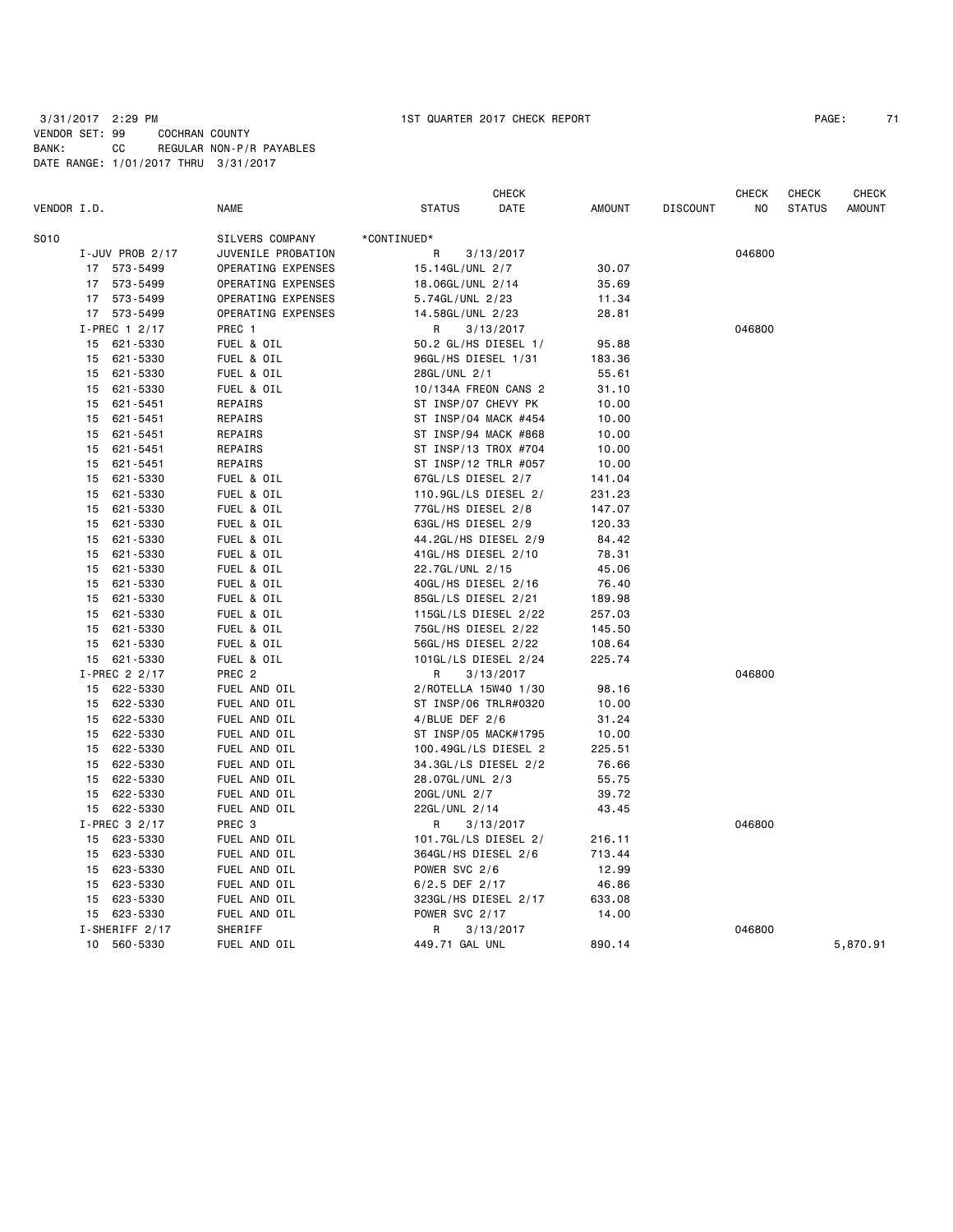3/31/2017 2:29 PM 1ST QUARTER 2017 CHECK REPORT
VENDOR SET: 99 COCHRAN COUNTY
BANK: CC REGULAR NON-P/R PAYABLES
DATE RANGE: 1/01/2017 THRU 3/31/2017

| VENDOR I.D. | NAME | STATUS | CHECK DATE | AMOUNT | DISCOUNT | CHECK NO | CHECK STATUS | CHECK AMOUNT |
|---|---|---|---|---|---|---|---|---|
| S010 | SILVERS COMPANY | *CONTINUED* | | | | | | |
| I-JUV PROB 2/17 | JUVENILE PROBATION | R | 3/13/2017 | | | 046800 | | |
| 17 573-5499 | OPERATING EXPENSES | 15.14GL/UNL 2/7 | | 30.07 | | | | |
| 17 573-5499 | OPERATING EXPENSES | 18.06GL/UNL 2/14 | | 35.69 | | | | |
| 17 573-5499 | OPERATING EXPENSES | 5.74GL/UNL 2/23 | | 11.34 | | | | |
| 17 573-5499 | OPERATING EXPENSES | 14.58GL/UNL 2/23 | | 28.81 | | | | |
| I-PREC 1 2/17 | PREC 1 | R | 3/13/2017 | | | 046800 | | |
| 15 621-5330 | FUEL & OIL | 50.2 GL/HS DIESEL 1/ | | 95.88 | | | | |
| 15 621-5330 | FUEL & OIL | 96GL/HS DIESEL 1/31 | | 183.36 | | | | |
| 15 621-5330 | FUEL & OIL | 28GL/UNL 2/1 | | 55.61 | | | | |
| 15 621-5330 | FUEL & OIL | 10/134A FREON CANS 2 | | 31.10 | | | | |
| 15 621-5451 | REPAIRS | ST INSP/07 CHEVY PK | | 10.00 | | | | |
| 15 621-5451 | REPAIRS | ST INSP/04 MACK #454 | | 10.00 | | | | |
| 15 621-5451 | REPAIRS | ST INSP/94 MACK #868 | | 10.00 | | | | |
| 15 621-5451 | REPAIRS | ST INSP/13 TROX #704 | | 10.00 | | | | |
| 15 621-5451 | REPAIRS | ST INSP/12 TRLR #057 | | 10.00 | | | | |
| 15 621-5330 | FUEL & OIL | 67GL/LS DIESEL 2/7 | | 141.04 | | | | |
| 15 621-5330 | FUEL & OIL | 110.9GL/LS DIESEL 2/ | | 231.23 | | | | |
| 15 621-5330 | FUEL & OIL | 77GL/HS DIESEL 2/8 | | 147.07 | | | | |
| 15 621-5330 | FUEL & OIL | 63GL/HS DIESEL 2/9 | | 120.33 | | | | |
| 15 621-5330 | FUEL & OIL | 44.2GL/HS DIESEL 2/9 | | 84.42 | | | | |
| 15 621-5330 | FUEL & OIL | 41GL/HS DIESEL 2/10 | | 78.31 | | | | |
| 15 621-5330 | FUEL & OIL | 22.7GL/UNL 2/15 | | 45.06 | | | | |
| 15 621-5330 | FUEL & OIL | 40GL/HS DIESEL 2/16 | | 76.40 | | | | |
| 15 621-5330 | FUEL & OIL | 85GL/LS DIESEL 2/21 | | 189.98 | | | | |
| 15 621-5330 | FUEL & OIL | 115GL/LS DIESEL 2/22 | | 257.03 | | | | |
| 15 621-5330 | FUEL & OIL | 75GL/HS DIESEL 2/22 | | 145.50 | | | | |
| 15 621-5330 | FUEL & OIL | 56GL/HS DIESEL 2/22 | | 108.64 | | | | |
| 15 621-5330 | FUEL & OIL | 101GL/LS DIESEL 2/24 | | 225.74 | | | | |
| I-PREC 2 2/17 | PREC 2 | R | 3/13/2017 | | | 046800 | | |
| 15 622-5330 | FUEL AND OIL | 2/ROTELLA 15W40 1/30 | | 98.16 | | | | |
| 15 622-5330 | FUEL AND OIL | ST INSP/06 TRLR#0320 | | 10.00 | | | | |
| 15 622-5330 | FUEL AND OIL | 4/BLUE DEF 2/6 | | 31.24 | | | | |
| 15 622-5330 | FUEL AND OIL | ST INSP/05 MACK#1795 | | 10.00 | | | | |
| 15 622-5330 | FUEL AND OIL | 100.49GL/LS DIESEL 2 | | 225.51 | | | | |
| 15 622-5330 | FUEL AND OIL | 34.3GL/LS DIESEL 2/2 | | 76.66 | | | | |
| 15 622-5330 | FUEL AND OIL | 28.07GL/UNL 2/3 | | 55.75 | | | | |
| 15 622-5330 | FUEL AND OIL | 20GL/UNL 2/7 | | 39.72 | | | | |
| 15 622-5330 | FUEL AND OIL | 22GL/UNL 2/14 | | 43.45 | | | | |
| I-PREC 3 2/17 | PREC 3 | R | 3/13/2017 | | | 046800 | | |
| 15 623-5330 | FUEL AND OIL | 101.7GL/LS DIESEL 2/ | | 216.11 | | | | |
| 15 623-5330 | FUEL AND OIL | 364GL/HS DIESEL 2/6 | | 713.44 | | | | |
| 15 623-5330 | FUEL AND OIL | POWER SVC 2/6 | | 12.99 | | | | |
| 15 623-5330 | FUEL AND OIL | 6/2.5 DEF 2/17 | | 46.86 | | | | |
| 15 623-5330 | FUEL AND OIL | 323GL/HS DIESEL 2/17 | | 633.08 | | | | |
| 15 623-5330 | FUEL AND OIL | POWER SVC 2/17 | | 14.00 | | | | |
| I-SHERIFF 2/17 | SHERIFF | R | 3/13/2017 | | | 046800 | | |
| 10 560-5330 | FUEL AND OIL | 449.71 GAL UNL | | 890.14 | | | | 5,870.91 |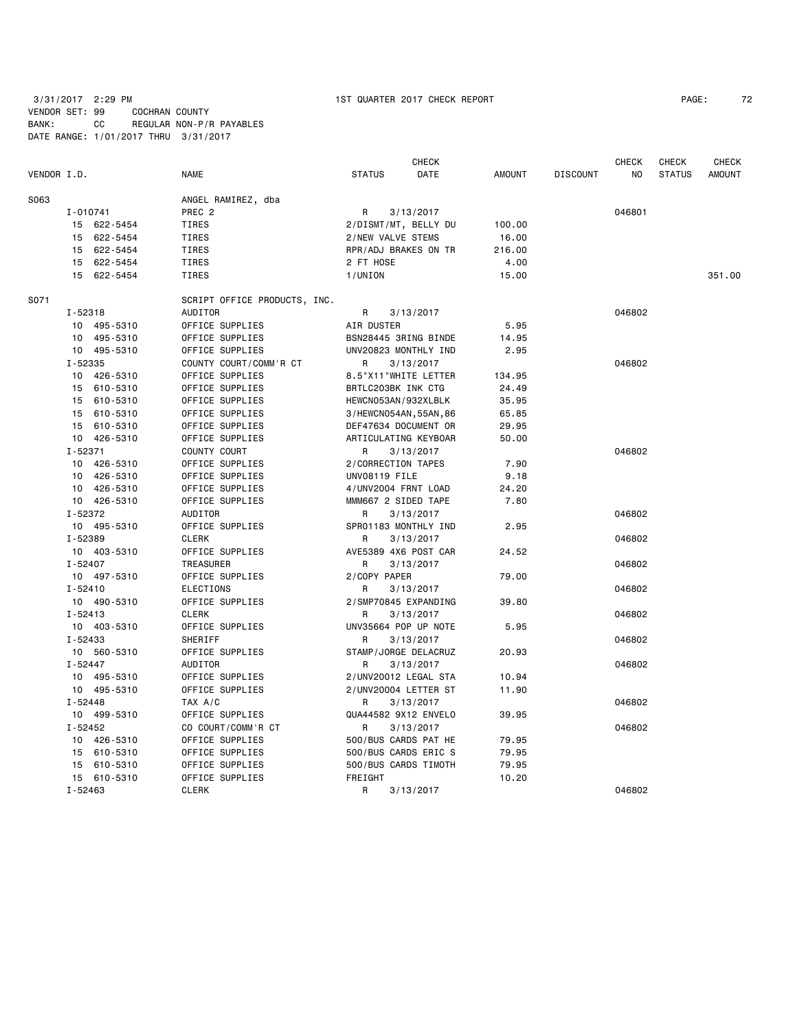3/31/2017 2:29 PM 1ST QUARTER 2017 CHECK REPORT

VENDOR SET: 99 COCHRAN COUNTY
BANK: CC REGULAR NON-P/R PAYABLES
DATE RANGE: 1/01/2017 THRU 3/31/2017

| VENDOR I.D. | NAME | STATUS | CHECK DATE | AMOUNT | DISCOUNT | CHECK NO | CHECK STATUS | CHECK AMOUNT |
|---|---|---|---|---|---|---|---|---|
| S063 | ANGEL RAMIREZ, dba | | | | | | | |
| I-010741 | PREC 2 | R | 3/13/2017 | | | 046801 | | |
| 15 622-5454 | TIRES | 2/DISMT/MT, BELLY DU | | 100.00 | | | | |
| 15 622-5454 | TIRES | 2/NEW VALVE STEMS | | 16.00 | | | | |
| 15 622-5454 | TIRES | RPR/ADJ BRAKES ON TR | | 216.00 | | | | |
| 15 622-5454 | TIRES | 2 FT HOSE | | 4.00 | | | | |
| 15 622-5454 | TIRES | 1/UNION | | 15.00 | | | | 351.00 |
| S071 | SCRIPT OFFICE PRODUCTS, INC. | | | | | | | |
| I-52318 | AUDITOR | R | 3/13/2017 | | | 046802 | | |
| 10 495-5310 | OFFICE SUPPLIES | AIR DUSTER | | 5.95 | | | | |
| 10 495-5310 | OFFICE SUPPLIES | BSN28445 3RING BINDE | | 14.95 | | | | |
| 10 495-5310 | OFFICE SUPPLIES | UNV20823 MONTHLY IND | | 2.95 | | | | |
| I-52335 | COUNTY COURT/COMM'R CT | R | 3/13/2017 | | | 046802 | | |
| 10 426-5310 | OFFICE SUPPLIES | 8.5"X11"WHITE LETTER | | 134.95 | | | | |
| 15 610-5310 | OFFICE SUPPLIES | BRTLC203BK INK CTG | | 24.49 | | | | |
| 15 610-5310 | OFFICE SUPPLIES | HEWCN053AN/932XLBLK | | 35.95 | | | | |
| 15 610-5310 | OFFICE SUPPLIES | 3/HEWCN054AN,55AN,86 | | 65.85 | | | | |
| 15 610-5310 | OFFICE SUPPLIES | DEF47634 DOCUMENT OR | | 29.95 | | | | |
| 10 426-5310 | OFFICE SUPPLIES | ARTICULATING KEYBOAR | | 50.00 | | | | |
| I-52371 | COUNTY COURT | R | 3/13/2017 | | | 046802 | | |
| 10 426-5310 | OFFICE SUPPLIES | 2/CORRECTION TAPES | | 7.90 | | | | |
| 10 426-5310 | OFFICE SUPPLIES | UNV08119 FILE | | 9.18 | | | | |
| 10 426-5310 | OFFICE SUPPLIES | 4/UNV2004 FRNT LOAD | | 24.20 | | | | |
| 10 426-5310 | OFFICE SUPPLIES | MMM667 2 SIDED TAPE | | 7.80 | | | | |
| I-52372 | AUDITOR | R | 3/13/2017 | | | 046802 | | |
| 10 495-5310 | OFFICE SUPPLIES | SPR01183 MONTHLY IND | | 2.95 | | | | |
| I-52389 | CLERK | R | 3/13/2017 | | | 046802 | | |
| 10 403-5310 | OFFICE SUPPLIES | AVE5389 4X6 POST CAR | | 24.52 | | | | |
| I-52407 | TREASURER | R | 3/13/2017 | | | 046802 | | |
| 10 497-5310 | OFFICE SUPPLIES | 2/COPY PAPER | | 79.00 | | | | |
| I-52410 | ELECTIONS | R | 3/13/2017 | | | 046802 | | |
| 10 490-5310 | OFFICE SUPPLIES | 2/SMP70845 EXPANDING | | 39.80 | | | | |
| I-52413 | CLERK | R | 3/13/2017 | | | 046802 | | |
| 10 403-5310 | OFFICE SUPPLIES | UNV35664 POP UP NOTE | | 5.95 | | | | |
| I-52433 | SHERIFF | R | 3/13/2017 | | | 046802 | | |
| 10 560-5310 | OFFICE SUPPLIES | STAMP/JORGE DELACRUZ | | 20.93 | | | | |
| I-52447 | AUDITOR | R | 3/13/2017 | | | 046802 | | |
| 10 495-5310 | OFFICE SUPPLIES | 2/UNV20012 LEGAL STA | | 10.94 | | | | |
| 10 495-5310 | OFFICE SUPPLIES | 2/UNV20004 LETTER ST | | 11.90 | | | | |
| I-52448 | TAX A/C | R | 3/13/2017 | | | 046802 | | |
| 10 499-5310 | OFFICE SUPPLIES | QUA44582 9X12 ENVELO | | 39.95 | | | | |
| I-52452 | CO COURT/COMM'R CT | R | 3/13/2017 | | | 046802 | | |
| 10 426-5310 | OFFICE SUPPLIES | 500/BUS CARDS PAT HE | | 79.95 | | | | |
| 15 610-5310 | OFFICE SUPPLIES | 500/BUS CARDS ERIC S | | 79.95 | | | | |
| 15 610-5310 | OFFICE SUPPLIES | 500/BUS CARDS TIMOTH | | 79.95 | | | | |
| 15 610-5310 | OFFICE SUPPLIES | FREIGHT | | 10.20 | | | | |
| I-52463 | CLERK | R | 3/13/2017 | | | 046802 | | |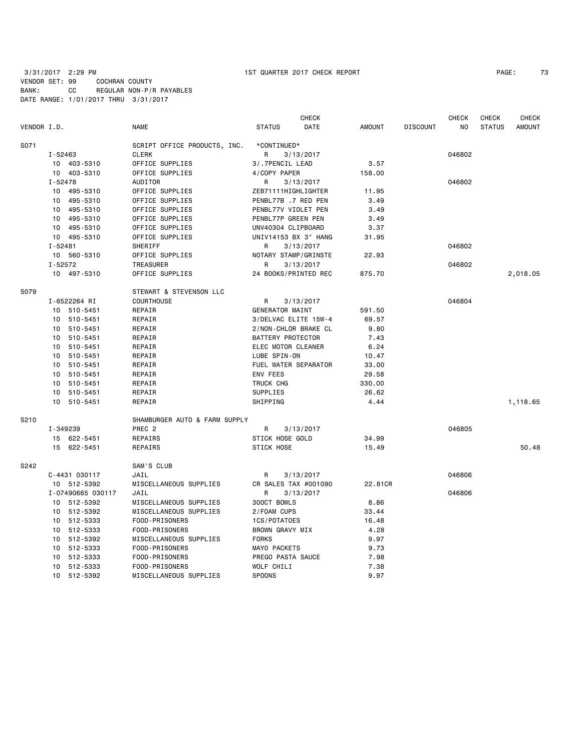3/31/2017 2:29 PM 1ST QUARTER 2017 CHECK REPORT

VENDOR SET: 99 COCHRAN COUNTY
BANK: CC REGULAR NON-P/R PAYABLES
DATE RANGE: 1/01/2017 THRU 3/31/2017

| VENDOR I.D. | NAME | STATUS | CHECK DATE | AMOUNT | DISCOUNT | CHECK NO | CHECK STATUS | CHECK AMOUNT |
|---|---|---|---|---|---|---|---|---|
| S071 | SCRIPT OFFICE PRODUCTS, INC. | *CONTINUED* | | | | | | |
| I-52463 | CLERK | R | 3/13/2017 | | | 046802 | | |
| 10 403-5310 | OFFICE SUPPLIES | 3/.7PENCIL LEAD | | 3.57 | | | | |
| 10 403-5310 | OFFICE SUPPLIES | 4/COPY PAPER | | 158.00 | | | | |
| I-52478 | AUDITOR | R | 3/13/2017 | | | 046802 | | |
| 10 495-5310 | OFFICE SUPPLIES | ZEB71111HIGHLIGHTER | | 11.95 | | | | |
| 10 495-5310 | OFFICE SUPPLIES | PENBL77B .7 RED PEN | | 3.49 | | | | |
| 10 495-5310 | OFFICE SUPPLIES | PENBL77V VIOLET PEN | | 3.49 | | | | |
| 10 495-5310 | OFFICE SUPPLIES | PENBL77P GREEN PEN | | 3.49 | | | | |
| 10 495-5310 | OFFICE SUPPLIES | UNV40304 CLIPBOARD | | 3.37 | | | | |
| 10 495-5310 | OFFICE SUPPLIES | UNIV14153 BX 3" HANG | | 31.95 | | | | |
| I-52481 | SHERIFF | R | 3/13/2017 | | | 046802 | | |
| 10 560-5310 | OFFICE SUPPLIES | NOTARY STAMP/GRINSTE | | 22.93 | | | | |
| I-52572 | TREASURER | R | 3/13/2017 | | | 046802 | | |
| 10 497-5310 | OFFICE SUPPLIES | 24 BOOKS/PRINTED REC | | 875.70 | | | | 2,018.05 |
| S079 | STEWART & STEVENSON LLC | | | | | | | |
| I-6522264 RI | COURTHOUSE | R | 3/13/2017 | | | 046804 | | |
| 10 510-5451 | REPAIR | GENERATOR MAINT | | 591.50 | | | | |
| 10 510-5451 | REPAIR | 3/DELVAC ELITE 15W-4 | | 69.57 | | | | |
| 10 510-5451 | REPAIR | 2/NON-CHLOR BRAKE CL | | 9.80 | | | | |
| 10 510-5451 | REPAIR | BATTERY PROTECTOR | | 7.43 | | | | |
| 10 510-5451 | REPAIR | ELEC MOTOR CLEANER | | 6.24 | | | | |
| 10 510-5451 | REPAIR | LUBE SPIN-ON | | 10.47 | | | | |
| 10 510-5451 | REPAIR | FUEL WATER SEPARATOR | | 33.00 | | | | |
| 10 510-5451 | REPAIR | ENV FEES | | 29.58 | | | | |
| 10 510-5451 | REPAIR | TRUCK CHG | | 330.00 | | | | |
| 10 510-5451 | REPAIR | SUPPLIES | | 26.62 | | | | |
| 10 510-5451 | REPAIR | SHIPPING | | 4.44 | | | | 1,118.65 |
| S210 | SHAMBURGER AUTO & FARM SUPPLY | | | | | | | |
| I-349239 | PREC 2 | R | 3/13/2017 | | | 046805 | | |
| 15 622-5451 | REPAIRS | STICK HOSE GOLD | | 34.99 | | | | |
| 15 622-5451 | REPAIRS | STICK HOSE | | 15.49 | | | | 50.48 |
| S242 | SAM'S CLUB | | | | | | | |
| C-4431 030117 | JAIL | R | 3/13/2017 | | | 046806 | | |
| 10 512-5392 | MISCELLANEOUS SUPPLIES | CR SALES TAX #001090 | | 22.81CR | | | | |
| I-07490665 030117 | JAIL | R | 3/13/2017 | | | 046806 | | |
| 10 512-5392 | MISCELLANEOUS SUPPLIES | 300CT BOWLS | | 8.86 | | | | |
| 10 512-5392 | MISCELLANEOUS SUPPLIES | 2/FOAM CUPS | | 33.44 | | | | |
| 10 512-5333 | FOOD-PRISONERS | 1CS/POTATOES | | 16.48 | | | | |
| 10 512-5333 | FOOD-PRISONERS | BROWN GRAVY MIX | | 4.28 | | | | |
| 10 512-5392 | MISCELLANEOUS SUPPLIES | FORKS | | 9.97 | | | | |
| 10 512-5333 | FOOD-PRISONERS | MAYO PACKETS | | 9.73 | | | | |
| 10 512-5333 | FOOD-PRISONERS | PREGO PASTA SAUCE | | 7.98 | | | | |
| 10 512-5333 | FOOD-PRISONERS | WOLF CHILI | | 7.38 | | | | |
| 10 512-5392 | MISCELLANEOUS SUPPLIES | SPOONS | | 9.97 | | | | |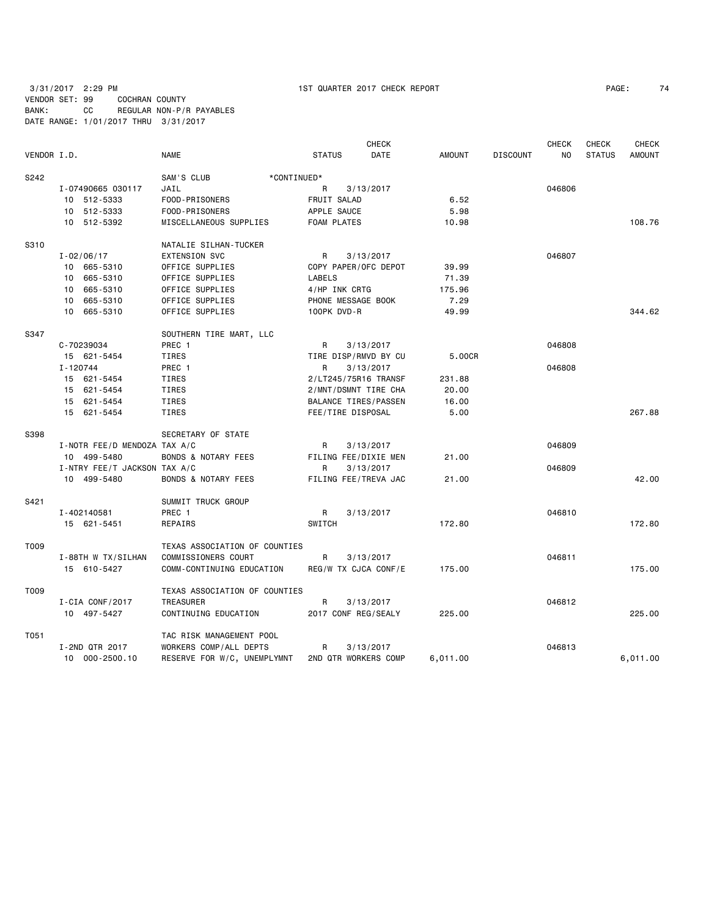3/31/2017 2:29 PM 1ST QUARTER 2017 CHECK REPORT

VENDOR SET: 99 COCHRAN COUNTY
BANK: CC REGULAR NON-P/R PAYABLES
DATE RANGE: 1/01/2017 THRU 3/31/2017

| VENDOR I.D. | NAME | STATUS | CHECK DATE | AMOUNT | DISCOUNT | CHECK NO | CHECK STATUS | CHECK AMOUNT |
|---|---|---|---|---|---|---|---|---|
| S242 | SAM'S CLUB *CONTINUED* | | | | | | | |
| I-07490665 030117 | JAIL | R | 3/13/2017 | | | 046806 | | |
| 10 512-5333 | FOOD-PRISONERS | FRUIT SALAD | | 6.52 | | | | |
| 10 512-5333 | FOOD-PRISONERS | APPLE SAUCE | | 5.98 | | | | |
| 10 512-5392 | MISCELLANEOUS SUPPLIES | FOAM PLATES | | 10.98 | | | | 108.76 |
| S310 | NATALIE SILHAN-TUCKER | | | | | | | |
| I-02/06/17 | EXTENSION SVC | R | 3/13/2017 | | | 046807 | | |
| 10 665-5310 | OFFICE SUPPLIES | COPY PAPER/OFC DEPOT | | 39.99 | | | | |
| 10 665-5310 | OFFICE SUPPLIES | LABELS | | 71.39 | | | | |
| 10 665-5310 | OFFICE SUPPLIES | 4/HP INK CRTG | | 175.96 | | | | |
| 10 665-5310 | OFFICE SUPPLIES | PHONE MESSAGE BOOK | | 7.29 | | | | |
| 10 665-5310 | OFFICE SUPPLIES | 100PK DVD-R | | 49.99 | | | | 344.62 |
| S347 | SOUTHERN TIRE MART, LLC | | | | | | | |
| C-70239034 | PREC 1 | R | 3/13/2017 | | | 046808 | | |
| 15 621-5454 | TIRES | TIRE DISP/RMVD BY CU | | 5.00CR | | | | |
| I-120744 | PREC 1 | R | 3/13/2017 | | | 046808 | | |
| 15 621-5454 | TIRES | 2/LT245/75R16 TRANSF | | 231.88 | | | | |
| 15 621-5454 | TIRES | 2/MNT/DSMNT TIRE CHA | | 20.00 | | | | |
| 15 621-5454 | TIRES | BALANCE TIRES/PASSEN | | 16.00 | | | | |
| 15 621-5454 | TIRES | FEE/TIRE DISPOSAL | | 5.00 | | | | 267.88 |
| S398 | SECRETARY OF STATE | | | | | | | |
| I-NOTR FEE/D MENDOZA | TAX A/C | R | 3/13/2017 | | | 046809 | | |
| 10 499-5480 | BONDS & NOTARY FEES | FILING FEE/DIXIE MEN | | 21.00 | | | | |
| I-NTRY FEE/T JACKSON | TAX A/C | R | 3/13/2017 | | | 046809 | | |
| 10 499-5480 | BONDS & NOTARY FEES | FILING FEE/TREVA JAC | | 21.00 | | | | 42.00 |
| S421 | SUMMIT TRUCK GROUP | | | | | | | |
| I-402140581 | PREC 1 | R | 3/13/2017 | | | 046810 | | |
| 15 621-5451 | REPAIRS | SWITCH | | 172.80 | | | | 172.80 |
| T009 | TEXAS ASSOCIATION OF COUNTIES | | | | | | | |
| I-88TH W TX/SILHAN | COMMISSIONERS COURT | R | 3/13/2017 | | | 046811 | | |
| 15 610-5427 | COMM-CONTINUING EDUCATION | REG/W TX CJCA CONF/E | | 175.00 | | | | 175.00 |
| T009 | TEXAS ASSOCIATION OF COUNTIES | | | | | | | |
| I-CIA CONF/2017 | TREASURER | R | 3/13/2017 | | | 046812 | | |
| 10 497-5427 | CONTINUING EDUCATION | 2017 CONF REG/SEALY | | 225.00 | | | | 225.00 |
| T051 | TAC RISK MANAGEMENT POOL | | | | | | | |
| I-2ND QTR 2017 | WORKERS COMP/ALL DEPTS | R | 3/13/2017 | | | 046813 | | |
| 10 000-2500.10 | RESERVE FOR W/C, UNEMPLYMNT | 2ND QTR WORKERS COMP | | 6,011.00 | | | | 6,011.00 |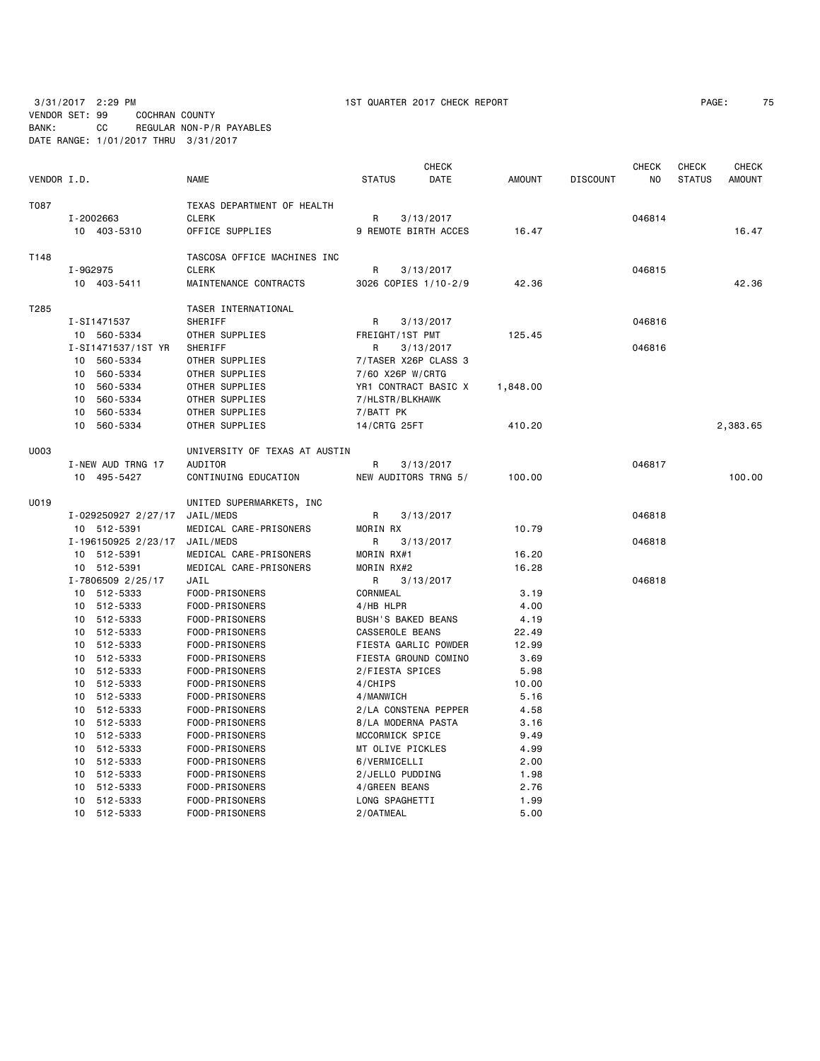3/31/2017 2:29 PM 1ST QUARTER 2017 CHECK REPORT PAGE: 75
VENDOR SET: 99 COCHRAN COUNTY
BANK: CC REGULAR NON-P/R PAYABLES
DATE RANGE: 1/01/2017 THRU 3/31/2017

| VENDOR I.D. | | NAME | STATUS | CHECK DATE | AMOUNT | DISCOUNT | CHECK NO | CHECK STATUS | CHECK AMOUNT |
|---|---|---|---|---|---|---|---|---|---|
| T087 | | TEXAS DEPARTMENT OF HEALTH | | | | | | | |
| | I-2002663 | CLERK | R | 3/13/2017 | | | 046814 | | |
| | 10 403-5310 | OFFICE SUPPLIES | 9 REMOTE BIRTH ACCES | | 16.47 | | | | 16.47 |
| T148 | | TASCOSA OFFICE MACHINES INC | | | | | | | |
| | I-9G2975 | CLERK | R | 3/13/2017 | | | 046815 | | |
| | 10 403-5411 | MAINTENANCE CONTRACTS | 3026 COPIES 1/10-2/9 | | 42.36 | | | | 42.36 |
| T285 | | TASER INTERNATIONAL | | | | | | | |
| | I-SI1471537 | SHERIFF | R | 3/13/2017 | | | 046816 | | |
| | 10 560-5334 | OTHER SUPPLIES | FREIGHT/1ST PMT | | 125.45 | | | | |
| | I-SI1471537/1ST YR | SHERIFF | R | 3/13/2017 | | | 046816 | | |
| | 10 560-5334 | OTHER SUPPLIES | 7/TASER X26P CLASS 3 | | | | | | |
| | 10 560-5334 | OTHER SUPPLIES | 7/60 X26P W/CRTG | | | | | | |
| | 10 560-5334 | OTHER SUPPLIES | YR1 CONTRACT BASIC X | | 1,848.00 | | | | |
| | 10 560-5334 | OTHER SUPPLIES | 7/HLSTR/BLKHAWK | | | | | | |
| | 10 560-5334 | OTHER SUPPLIES | 7/BATT PK | | | | | | |
| | 10 560-5334 | OTHER SUPPLIES | 14/CRTG 25FT | | 410.20 | | | | 2,383.65 |
| U003 | | UNIVERSITY OF TEXAS AT AUSTIN | | | | | | | |
| | I-NEW AUD TRNG 17 | AUDITOR | R | 3/13/2017 | | | 046817 | | |
| | 10 495-5427 | CONTINUING EDUCATION | NEW AUDITORS TRNG 5/ | | 100.00 | | | | 100.00 |
| U019 | | UNITED SUPERMARKETS, INC | | | | | | | |
| | I-029250927 2/27/17 | JAIL/MEDS | R | 3/13/2017 | | | 046818 | | |
| | 10 512-5391 | MEDICAL CARE-PRISONERS | MORIN RX | | 10.79 | | | | |
| | I-196150925 2/23/17 | JAIL/MEDS | R | 3/13/2017 | | | 046818 | | |
| | 10 512-5391 | MEDICAL CARE-PRISONERS | MORIN RX#1 | | 16.20 | | | | |
| | 10 512-5391 | MEDICAL CARE-PRISONERS | MORIN RX#2 | | 16.28 | | | | |
| | I-7806509 2/25/17 | JAIL | R | 3/13/2017 | | | 046818 | | |
| | 10 512-5333 | FOOD-PRISONERS | CORNMEAL | | 3.19 | | | | |
| | 10 512-5333 | FOOD-PRISONERS | 4/HB HLPR | | 4.00 | | | | |
| | 10 512-5333 | FOOD-PRISONERS | BUSH'S BAKED BEANS | | 4.19 | | | | |
| | 10 512-5333 | FOOD-PRISONERS | CASSEROLE BEANS | | 22.49 | | | | |
| | 10 512-5333 | FOOD-PRISONERS | FIESTA GARLIC POWDER | | 12.99 | | | | |
| | 10 512-5333 | FOOD-PRISONERS | FIESTA GROUND COMINO | | 3.69 | | | | |
| | 10 512-5333 | FOOD-PRISONERS | 2/FIESTA SPICES | | 5.98 | | | | |
| | 10 512-5333 | FOOD-PRISONERS | 4/CHIPS | | 10.00 | | | | |
| | 10 512-5333 | FOOD-PRISONERS | 4/MANWICH | | 5.16 | | | | |
| | 10 512-5333 | FOOD-PRISONERS | 2/LA CONSTENA PEPPER | | 4.58 | | | | |
| | 10 512-5333 | FOOD-PRISONERS | 8/LA MODERNA PASTA | | 3.16 | | | | |
| | 10 512-5333 | FOOD-PRISONERS | MCCORMICK SPICE | | 9.49 | | | | |
| | 10 512-5333 | FOOD-PRISONERS | MT OLIVE PICKLES | | 4.99 | | | | |
| | 10 512-5333 | FOOD-PRISONERS | 6/VERMICELLI | | 2.00 | | | | |
| | 10 512-5333 | FOOD-PRISONERS | 2/JELLO PUDDING | | 1.98 | | | | |
| | 10 512-5333 | FOOD-PRISONERS | 4/GREEN BEANS | | 2.76 | | | | |
| | 10 512-5333 | FOOD-PRISONERS | LONG SPAGHETTI | | 1.99 | | | | |
| | 10 512-5333 | FOOD-PRISONERS | 2/OATMEAL | | 5.00 | | | | |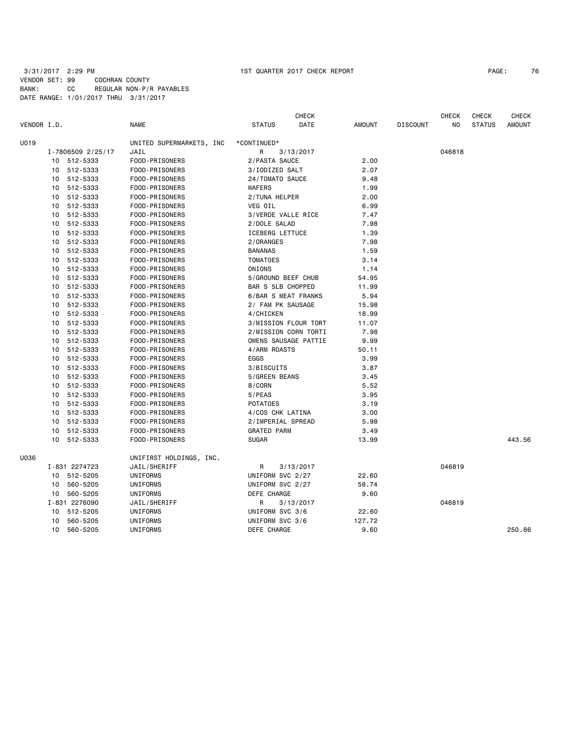3/31/2017 2:29 PM 1ST QUARTER 2017 CHECK REPORT

VENDOR SET: 99 COCHRAN COUNTY
BANK: CC REGULAR NON-P/R PAYABLES
DATE RANGE: 1/01/2017 THRU 3/31/2017

| VENDOR I.D. | NAME | STATUS | CHECK DATE | AMOUNT | DISCOUNT | CHECK NO | CHECK STATUS | CHECK AMOUNT |
|---|---|---|---|---|---|---|---|---|
| U019 | UNITED SUPERMARKETS, INC | *CONTINUED* | | | | | | |
| I-7806509 2/25/17 | JAIL | R | 3/13/2017 | | | 046818 | | |
| 10 512-5333 | FOOD-PRISONERS | 2/PASTA SAUCE | | 2.00 | | | | |
| 10 512-5333 | FOOD-PRISONERS | 3/IODIZED SALT | | 2.07 | | | | |
| 10 512-5333 | FOOD-PRISONERS | 24/TOMATO SAUCE | | 9.48 | | | | |
| 10 512-5333 | FOOD-PRISONERS | WAFERS | | 1.99 | | | | |
| 10 512-5333 | FOOD-PRISONERS | 2/TUNA HELPER | | 2.00 | | | | |
| 10 512-5333 | FOOD-PRISONERS | VEG OIL | | 6.99 | | | | |
| 10 512-5333 | FOOD-PRISONERS | 3/VERDE VALLE RICE | | 7.47 | | | | |
| 10 512-5333 | FOOD-PRISONERS | 2/DOLE SALAD | | 7.98 | | | | |
| 10 512-5333 | FOOD-PRISONERS | ICEBERG LETTUCE | | 1.39 | | | | |
| 10 512-5333 | FOOD-PRISONERS | 2/ORANGES | | 7.98 | | | | |
| 10 512-5333 | FOOD-PRISONERS | BANANAS | | 1.59 | | | | |
| 10 512-5333 | FOOD-PRISONERS | TOMATOES | | 3.14 | | | | |
| 10 512-5333 | FOOD-PRISONERS | ONIONS | | 1.14 | | | | |
| 10 512-5333 | FOOD-PRISONERS | 5/GROUND BEEF CHUB | | 54.95 | | | | |
| 10 512-5333 | FOOD-PRISONERS | BAR S 5LB CHOPPED | | 11.99 | | | | |
| 10 512-5333 | FOOD-PRISONERS | 6/BAR S MEAT FRANKS | | 5.94 | | | | |
| 10 512-5333 | FOOD-PRISONERS | 2/ FAM PK SAUSAGE | | 15.98 | | | | |
| 10 512-5333 | FOOD-PRISONERS | 4/CHICKEN | | 18.99 | | | | |
| 10 512-5333 | FOOD-PRISONERS | 3/MISSION FLOUR TORT | | 11.07 | | | | |
| 10 512-5333 | FOOD-PRISONERS | 2/MISSION CORN TORTI | | 7.98 | | | | |
| 10 512-5333 | FOOD-PRISONERS | OWENS SAUSAGE PATTIE | | 9.99 | | | | |
| 10 512-5333 | FOOD-PRISONERS | 4/ARM ROASTS | | 50.11 | | | | |
| 10 512-5333 | FOOD-PRISONERS | EGGS | | 3.99 | | | | |
| 10 512-5333 | FOOD-PRISONERS | 3/BISCUITS | | 3.87 | | | | |
| 10 512-5333 | FOOD-PRISONERS | 5/GREEN BEANS | | 3.45 | | | | |
| 10 512-5333 | FOOD-PRISONERS | 8/CORN | | 5.52 | | | | |
| 10 512-5333 | FOOD-PRISONERS | 5/PEAS | | 3.95 | | | | |
| 10 512-5333 | FOOD-PRISONERS | POTATOES | | 3.19 | | | | |
| 10 512-5333 | FOOD-PRISONERS | 4/COS CHK LATINA | | 3.00 | | | | |
| 10 512-5333 | FOOD-PRISONERS | 2/IMPERIAL SPREAD | | 5.98 | | | | |
| 10 512-5333 | FOOD-PRISONERS | GRATED PARM | | 3.49 | | | | |
| 10 512-5333 | FOOD-PRISONERS | SUGAR | | 13.99 | | | | 443.56 |
| U036 | UNIFIRST HOLDINGS, INC. | | | | | | | |
| I-831 2274723 | JAIL/SHERIFF | R | 3/13/2017 | | | 046819 | | |
| 10 512-5205 | UNIFORMS | UNIFORM SVC 2/27 | | 22.60 | | | | |
| 10 560-5205 | UNIFORMS | UNIFORM SVC 2/27 | | 58.74 | | | | |
| 10 560-5205 | UNIFORMS | DEFE CHARGE | | 9.60 | | | | |
| I-831 2276090 | JAIL/SHERIFF | R | 3/13/2017 | | | 046819 | | |
| 10 512-5205 | UNIFORMS | UNIFORM SVC 3/6 | | 22.60 | | | | |
| 10 560-5205 | UNIFORMS | UNIFORM SVC 3/6 | | 127.72 | | | | |
| 10 560-5205 | UNIFORMS | DEFE CHARGE | | 9.60 | | | | 250.86 |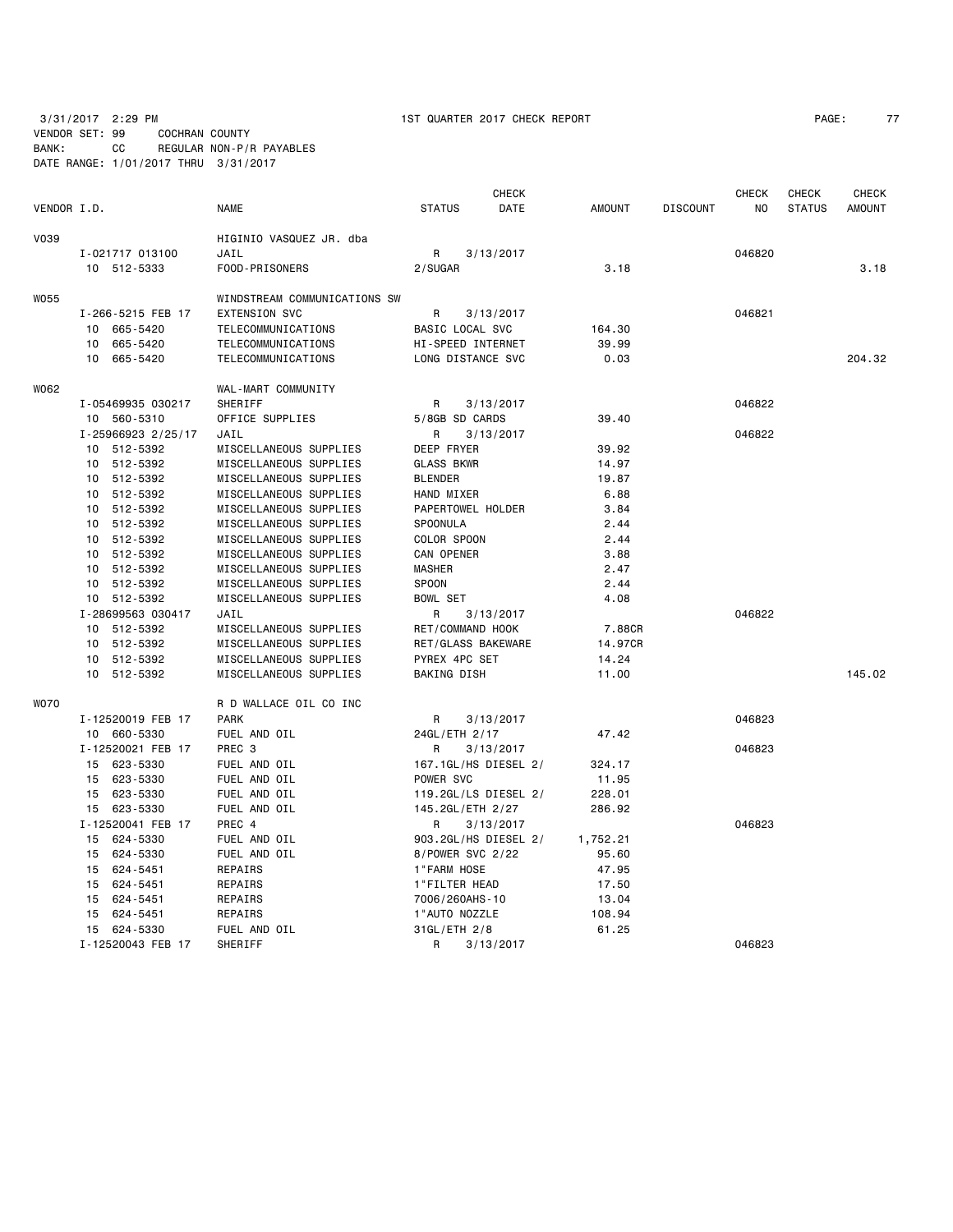3/31/2017 2:29 PM 1ST QUARTER 2017 CHECK REPORT PAGE: 77
VENDOR SET: 99 COCHRAN COUNTY
BANK: CC REGULAR NON-P/R PAYABLES
DATE RANGE: 1/01/2017 THRU 3/31/2017

| VENDOR I.D. | NAME | STATUS | CHECK DATE | AMOUNT | DISCOUNT | CHECK NO | CHECK STATUS | CHECK AMOUNT |
|---|---|---|---|---|---|---|---|---|
| V039 | HIGINIO VASQUEZ JR. dba | | | | | | | |
| I-021717 013100 | JAIL | R | 3/13/2017 | | | 046820 | | |
| 10 512-5333 | FOOD-PRISONERS | 2/SUGAR | | 3.18 | | | | 3.18 |
| W055 | WINDSTREAM COMMUNICATIONS SW | | | | | | | |
| I-266-5215 FEB 17 | EXTENSION SVC | R | 3/13/2017 | | | 046821 | | |
| 10 665-5420 | TELECOMMUNICATIONS | BASIC LOCAL SVC | | 164.30 | | | | |
| 10 665-5420 | TELECOMMUNICATIONS | HI-SPEED INTERNET | | 39.99 | | | | |
| 10 665-5420 | TELECOMMUNICATIONS | LONG DISTANCE SVC | | 0.03 | | | | 204.32 |
| W062 | WAL-MART COMMUNITY | | | | | | | |
| I-05469935 030217 | SHERIFF | R | 3/13/2017 | | | 046822 | | |
| 10 560-5310 | OFFICE SUPPLIES | 5/8GB SD CARDS | | 39.40 | | | | |
| I-25966923 2/25/17 | JAIL | R | 3/13/2017 | | | 046822 | | |
| 10 512-5392 | MISCELLANEOUS SUPPLIES | DEEP FRYER | | 39.92 | | | | |
| 10 512-5392 | MISCELLANEOUS SUPPLIES | GLASS BKWR | | 14.97 | | | | |
| 10 512-5392 | MISCELLANEOUS SUPPLIES | BLENDER | | 19.87 | | | | |
| 10 512-5392 | MISCELLANEOUS SUPPLIES | HAND MIXER | | 6.88 | | | | |
| 10 512-5392 | MISCELLANEOUS SUPPLIES | PAPERTOWEL HOLDER | | 3.84 | | | | |
| 10 512-5392 | MISCELLANEOUS SUPPLIES | SPOONULA | | 2.44 | | | | |
| 10 512-5392 | MISCELLANEOUS SUPPLIES | COLOR SPOON | | 2.44 | | | | |
| 10 512-5392 | MISCELLANEOUS SUPPLIES | CAN OPENER | | 3.88 | | | | |
| 10 512-5392 | MISCELLANEOUS SUPPLIES | MASHER | | 2.47 | | | | |
| 10 512-5392 | MISCELLANEOUS SUPPLIES | SPOON | | 2.44 | | | | |
| 10 512-5392 | MISCELLANEOUS SUPPLIES | BOWL SET | | 4.08 | | | | |
| I-28699563 030417 | JAIL | R | 3/13/2017 | | | 046822 | | |
| 10 512-5392 | MISCELLANEOUS SUPPLIES | RET/COMMAND HOOK | | 7.88CR | | | | |
| 10 512-5392 | MISCELLANEOUS SUPPLIES | RET/GLASS BAKEWARE | | 14.97CR | | | | |
| 10 512-5392 | MISCELLANEOUS SUPPLIES | PYREX 4PC SET | | 14.24 | | | | |
| 10 512-5392 | MISCELLANEOUS SUPPLIES | BAKING DISH | | 11.00 | | | | 145.02 |
| W070 | R D WALLACE OIL CO INC | | | | | | | |
| I-12520019 FEB 17 | PARK | R | 3/13/2017 | | | 046823 | | |
| 10 660-5330 | FUEL AND OIL | 24GL/ETH 2/17 | | 47.42 | | | | |
| I-12520021 FEB 17 | PREC 3 | R | 3/13/2017 | | | 046823 | | |
| 15 623-5330 | FUEL AND OIL | 167.1GL/HS DIESEL 2/ | | 324.17 | | | | |
| 15 623-5330 | FUEL AND OIL | POWER SVC | | 11.95 | | | | |
| 15 623-5330 | FUEL AND OIL | 119.2GL/LS DIESEL 2/ | | 228.01 | | | | |
| 15 623-5330 | FUEL AND OIL | 145.2GL/ETH 2/27 | | 286.92 | | | | |
| I-12520041 FEB 17 | PREC 4 | R | 3/13/2017 | | | 046823 | | |
| 15 624-5330 | FUEL AND OIL | 903.2GL/HS DIESEL 2/ | | 1,752.21 | | | | |
| 15 624-5330 | FUEL AND OIL | 8/POWER SVC 2/22 | | 95.60 | | | | |
| 15 624-5451 | REPAIRS | 1"FARM HOSE | | 47.95 | | | | |
| 15 624-5451 | REPAIRS | 1"FILTER HEAD | | 17.50 | | | | |
| 15 624-5451 | REPAIRS | 7006/260AHS-10 | | 13.04 | | | | |
| 15 624-5451 | REPAIRS | 1"AUTO NOZZLE | | 108.94 | | | | |
| 15 624-5330 | FUEL AND OIL | 31GL/ETH 2/8 | | 61.25 | | | | |
| I-12520043 FEB 17 | SHERIFF | R | 3/13/2017 | | | 046823 | | |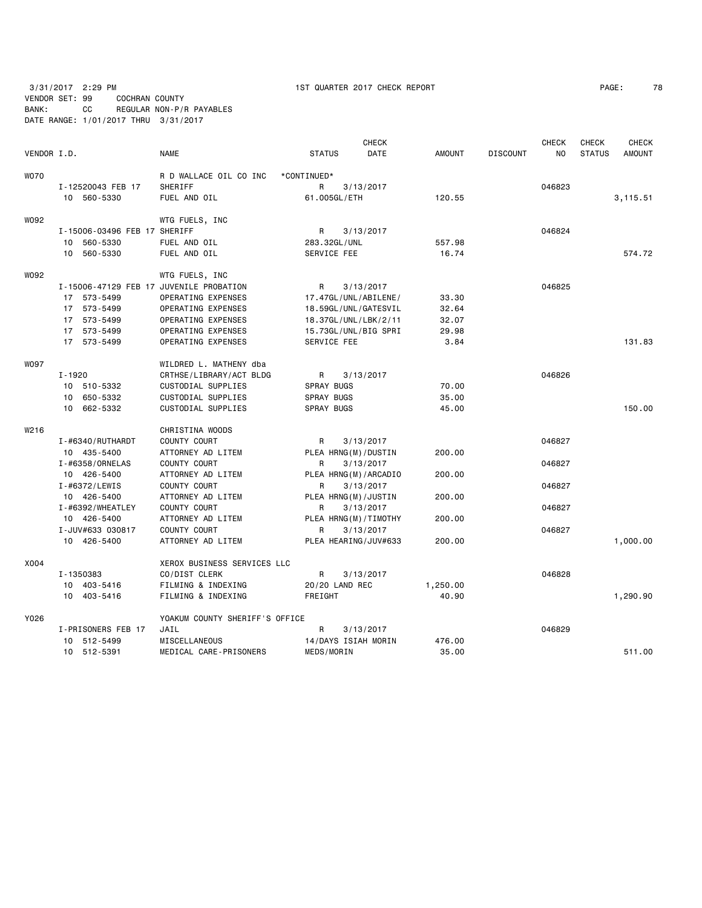3/31/2017 2:29 PM 1ST QUARTER 2017 CHECK REPORT PAGE: 78
VENDOR SET: 99 COCHRAN COUNTY
BANK: CC REGULAR NON-P/R PAYABLES
DATE RANGE: 1/01/2017 THRU 3/31/2017

| VENDOR I.D. | NAME | STATUS | CHECK DATE | AMOUNT | DISCOUNT | CHECK NO | CHECK STATUS | CHECK AMOUNT |
|---|---|---|---|---|---|---|---|---|
| W070 | R D WALLACE OIL CO INC | *CONTINUED* | | | | | | |
| I-12520043 FEB 17 | SHERIFF | R | 3/13/2017 | | | 046823 | | |
| 10 560-5330 | FUEL AND OIL | 61.005GL/ETH | | 120.55 | | | | 3,115.51 |
| W092 | WTG FUELS, INC | | | | | | | |
| I-15006-03496 FEB 17 | SHERIFF | R | 3/13/2017 | | | 046824 | | |
| 10 560-5330 | FUEL AND OIL | 283.32GL/UNL | | 557.98 | | | | |
| 10 560-5330 | FUEL AND OIL | SERVICE FEE | | 16.74 | | | | 574.72 |
| W092 | WTG FUELS, INC | | | | | | | |
| I-15006-47129 FEB 17 | JUVENILE PROBATION | R | 3/13/2017 | | | 046825 | | |
| 17 573-5499 | OPERATING EXPENSES | 17.47GL/UNL/ABILENE/ | | 33.30 | | | | |
| 17 573-5499 | OPERATING EXPENSES | 18.59GL/UNL/GATESVIL | | 32.64 | | | | |
| 17 573-5499 | OPERATING EXPENSES | 18.37GL/UNL/LBK/2/11 | | 32.07 | | | | |
| 17 573-5499 | OPERATING EXPENSES | 15.73GL/UNL/BIG SPRI | | 29.98 | | | | |
| 17 573-5499 | OPERATING EXPENSES | SERVICE FEE | | 3.84 | | | | 131.83 |
| W097 | WILDRED L. MATHENY dba | | | | | | | |
| I-1920 | CRTHSE/LIBRARY/ACT BLDG | R | 3/13/2017 | | | 046826 | | |
| 10 510-5332 | CUSTODIAL SUPPLIES | SPRAY BUGS | | 70.00 | | | | |
| 10 650-5332 | CUSTODIAL SUPPLIES | SPRAY BUGS | | 35.00 | | | | |
| 10 662-5332 | CUSTODIAL SUPPLIES | SPRAY BUGS | | 45.00 | | | | 150.00 |
| W216 | CHRISTINA WOODS | | | | | | | |
| I-#6340/RUTHARDT | COUNTY COURT | R | 3/13/2017 | | | 046827 | | |
| 10 435-5400 | ATTORNEY AD LITEM | PLEA HRNG(M)/DUSTIN | | 200.00 | | | | |
| I-#6358/ORNELAS | COUNTY COURT | R | 3/13/2017 | | | 046827 | | |
| 10 426-5400 | ATTORNEY AD LITEM | PLEA HRNG(M)/ARCADIO | | 200.00 | | | | |
| I-#6372/LEWIS | COUNTY COURT | R | 3/13/2017 | | | 046827 | | |
| 10 426-5400 | ATTORNEY AD LITEM | PLEA HRNG(M)/JUSTIN | | 200.00 | | | | |
| I-#6392/WHEATLEY | COUNTY COURT | R | 3/13/2017 | | | 046827 | | |
| 10 426-5400 | ATTORNEY AD LITEM | PLEA HRNG(M)/TIMOTHY | | 200.00 | | | | |
| I-JUV#633 030817 | COUNTY COURT | R | 3/13/2017 | | | 046827 | | |
| 10 426-5400 | ATTORNEY AD LITEM | PLEA HEARING/JUV#633 | | 200.00 | | | | 1,000.00 |
| X004 | XEROX BUSINESS SERVICES LLC | | | | | | | |
| I-1350383 | CO/DIST CLERK | R | 3/13/2017 | | | 046828 | | |
| 10 403-5416 | FILMING & INDEXING | 20/20 LAND REC | | 1,250.00 | | | | |
| 10 403-5416 | FILMING & INDEXING | FREIGHT | | 40.90 | | | | 1,290.90 |
| Y026 | YOAKUM COUNTY SHERIFF'S OFFICE | | | | | | | |
| I-PRISONERS FEB 17 | JAIL | R | 3/13/2017 | | | 046829 | | |
| 10 512-5499 | MISCELLANEOUS | 14/DAYS ISIAH MORIN | | 476.00 | | | | |
| 10 512-5391 | MEDICAL CARE-PRISONERS | MEDS/MORIN | | 35.00 | | | | 511.00 |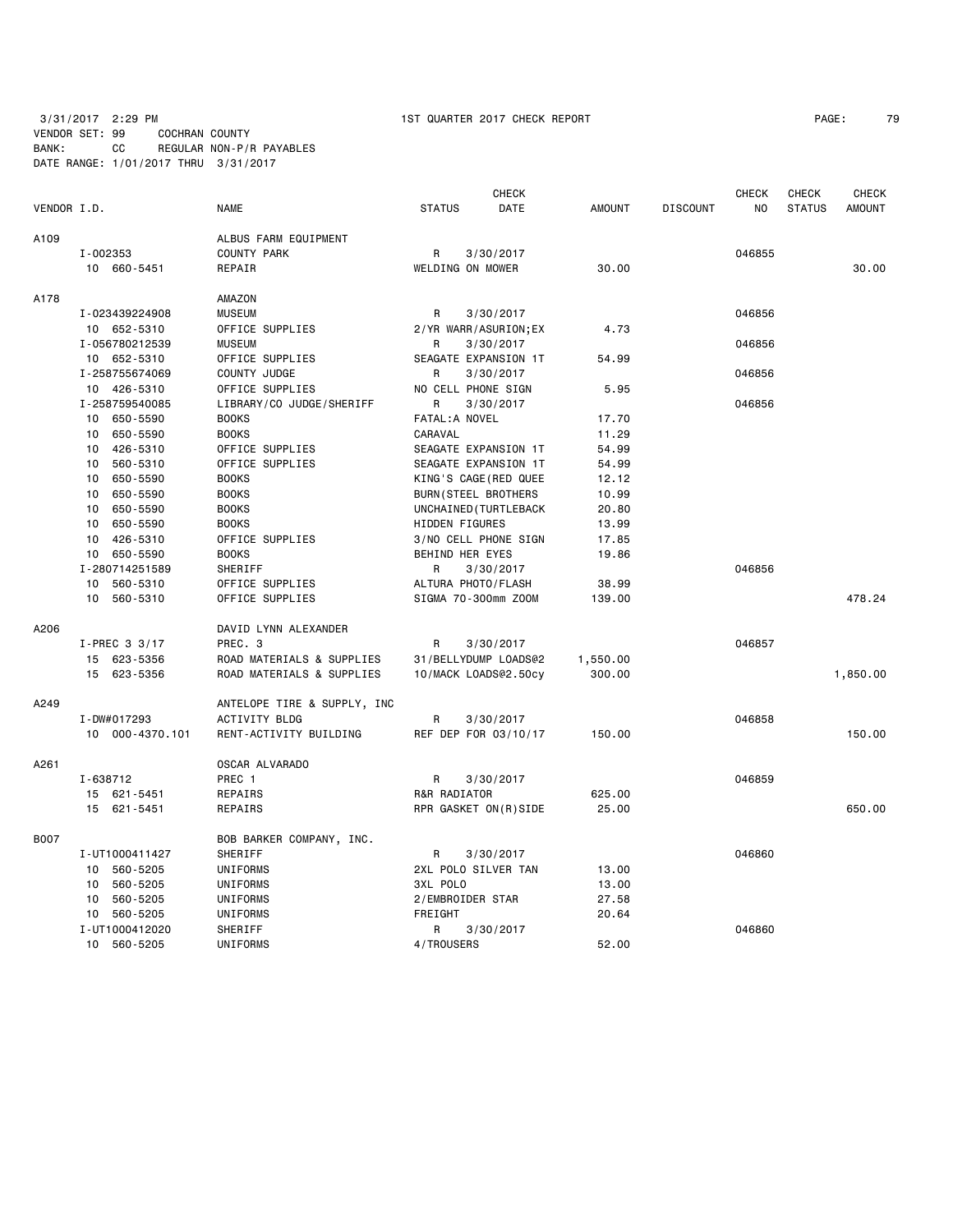3/31/2017 2:29 PM 1ST QUARTER 2017 CHECK REPORT

VENDOR SET: 99 COCHRAN COUNTY
BANK: CC REGULAR NON-P/R PAYABLES
DATE RANGE: 1/01/2017 THRU 3/31/2017

| VENDOR I.D. | NAME | STATUS | CHECK DATE | AMOUNT | DISCOUNT | CHECK NO | CHECK STATUS | CHECK AMOUNT |
|---|---|---|---|---|---|---|---|---|
| A109 | ALBUS FARM EQUIPMENT | | | | | | | |
| I-002353 | COUNTY PARK | R | 3/30/2017 | | | 046855 | | |
| 10 660-5451 | REPAIR | WELDING ON MOWER | | 30.00 | | | | 30.00 |
| A178 | AMAZON | | | | | | | |
| I-023439224908 | MUSEUM | R | 3/30/2017 | | | 046856 | | |
| 10 652-5310 | OFFICE SUPPLIES | 2/YR WARR/ASURION;EX | | 4.73 | | | | |
| I-056780212539 | MUSEUM | R | 3/30/2017 | | | 046856 | | |
| 10 652-5310 | OFFICE SUPPLIES | SEAGATE EXPANSION 1T | | 54.99 | | | | |
| I-258755674069 | COUNTY JUDGE | R | 3/30/2017 | | | 046856 | | |
| 10 426-5310 | OFFICE SUPPLIES | NO CELL PHONE SIGN | | 5.95 | | | | |
| I-258759540085 | LIBRARY/CO JUDGE/SHERIFF | R | 3/30/2017 | | | 046856 | | |
| 10 650-5590 | BOOKS | FATAL:A NOVEL | | 17.70 | | | | |
| 10 650-5590 | BOOKS | CARAVAL | | 11.29 | | | | |
| 10 426-5310 | OFFICE SUPPLIES | SEAGATE EXPANSION 1T | | 54.99 | | | | |
| 10 560-5310 | OFFICE SUPPLIES | SEAGATE EXPANSION 1T | | 54.99 | | | | |
| 10 650-5590 | BOOKS | KING'S CAGE(RED QUEE | | 12.12 | | | | |
| 10 650-5590 | BOOKS | BURN(STEEL BROTHERS | | 10.99 | | | | |
| 10 650-5590 | BOOKS | UNCHAINED(TURTLEBACK | | 20.80 | | | | |
| 10 650-5590 | BOOKS | HIDDEN FIGURES | | 13.99 | | | | |
| 10 426-5310 | OFFICE SUPPLIES | 3/NO CELL PHONE SIGN | | 17.85 | | | | |
| 10 650-5590 | BOOKS | BEHIND HER EYES | | 19.86 | | | | |
| I-280714251589 | SHERIFF | R | 3/30/2017 | | | 046856 | | |
| 10 560-5310 | OFFICE SUPPLIES | ALTURA PHOTO/FLASH | | 38.99 | | | | |
| 10 560-5310 | OFFICE SUPPLIES | SIGMA 70-300mm ZOOM | | 139.00 | | | | 478.24 |
| A206 | DAVID LYNN ALEXANDER | | | | | | | |
| I-PREC 3 3/17 | PREC. 3 | R | 3/30/2017 | | | 046857 | | |
| 15 623-5356 | ROAD MATERIALS & SUPPLIES | 31/BELLYDUMP LOADS@2 | | 1,550.00 | | | | |
| 15 623-5356 | ROAD MATERIALS & SUPPLIES | 10/MACK LOADS@2.50cy | | 300.00 | | | | 1,850.00 |
| A249 | ANTELOPE TIRE & SUPPLY, INC | | | | | | | |
| I-DW#017293 | ACTIVITY BLDG | R | 3/30/2017 | | | 046858 | | |
| 10 000-4370.101 | RENT-ACTIVITY BUILDING | REF DEP FOR 03/10/17 | | 150.00 | | | | 150.00 |
| A261 | OSCAR ALVARADO | | | | | | | |
| I-638712 | PREC 1 | R | 3/30/2017 | | | 046859 | | |
| 15 621-5451 | REPAIRS | R&R RADIATOR | | 625.00 | | | | |
| 15 621-5451 | REPAIRS | RPR GASKET ON(R)SIDE | | 25.00 | | | | 650.00 |
| B007 | BOB BARKER COMPANY, INC. | | | | | | | |
| I-UT1000411427 | SHERIFF | R | 3/30/2017 | | | 046860 | | |
| 10 560-5205 | UNIFORMS | 2XL POLO SILVER TAN | | 13.00 | | | | |
| 10 560-5205 | UNIFORMS | 3XL POLO | | 13.00 | | | | |
| 10 560-5205 | UNIFORMS | 2/EMBROIDER STAR | | 27.58 | | | | |
| 10 560-5205 | UNIFORMS | FREIGHT | | 20.64 | | | | |
| I-UT1000412020 | SHERIFF | R | 3/30/2017 | | | 046860 | | |
| 10 560-5205 | UNIFORMS | 4/TROUSERS | | 52.00 | | | | |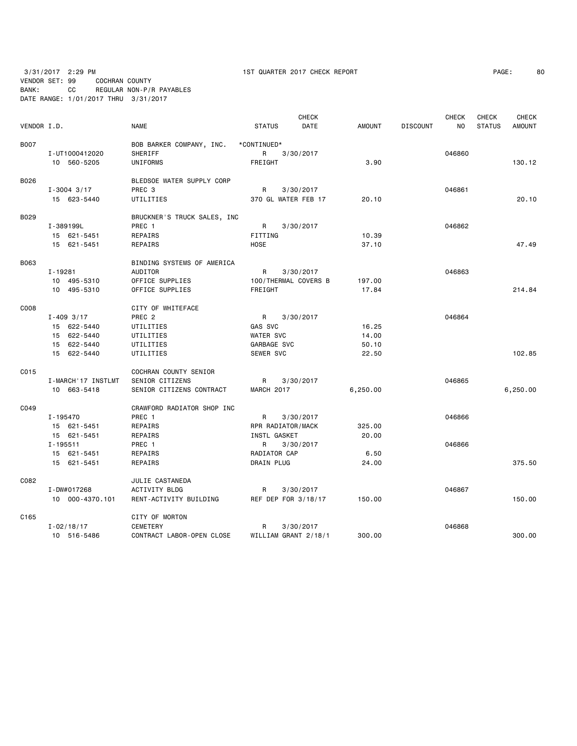3/31/2017 2:29 PM 1ST QUARTER 2017 CHECK REPORT
VENDOR SET: 99 COCHRAN COUNTY
BANK: CC REGULAR NON-P/R PAYABLES
DATE RANGE: 1/01/2017 THRU 3/31/2017

| VENDOR I.D. | NAME | STATUS | CHECK DATE | AMOUNT | DISCOUNT | CHECK NO | CHECK STATUS | CHECK AMOUNT |
|---|---|---|---|---|---|---|---|---|
| B007 | BOB BARKER COMPANY, INC. | *CONTINUED* | | | | | | |
| I-UT1000412020 | SHERIFF | R | 3/30/2017 | | | 046860 | | |
| 10 560-5205 | UNIFORMS | FREIGHT | | 3.90 | | | | 130.12 |
| B026 | BLEDSOE WATER SUPPLY CORP | | | | | | | |
| I-3004 3/17 | PREC 3 | R | 3/30/2017 | | | 046861 | | |
| 15 623-5440 | UTILITIES | 370 GL WATER FEB 17 | | 20.10 | | | | 20.10 |
| B029 | BRUCKNER'S TRUCK SALES, INC | | | | | | | |
| I-389199L | PREC 1 | R | 3/30/2017 | | | 046862 | | |
| 15 621-5451 | REPAIRS | FITTING | | 10.39 | | | | |
| 15 621-5451 | REPAIRS | HOSE | | 37.10 | | | | 47.49 |
| B063 | BINDING SYSTEMS OF AMERICA | | | | | | | |
| I-19281 | AUDITOR | R | 3/30/2017 | | | 046863 | | |
| 10 495-5310 | OFFICE SUPPLIES | 100/THERMAL COVERS B | | 197.00 | | | | |
| 10 495-5310 | OFFICE SUPPLIES | FREIGHT | | 17.84 | | | | 214.84 |
| C008 | CITY OF WHITEFACE | | | | | | | |
| I-409 3/17 | PREC 2 | R | 3/30/2017 | | | 046864 | | |
| 15 622-5440 | UTILITIES | GAS SVC | | 16.25 | | | | |
| 15 622-5440 | UTILITIES | WATER SVC | | 14.00 | | | | |
| 15 622-5440 | UTILITIES | GARBAGE SVC | | 50.10 | | | | |
| 15 622-5440 | UTILITIES | SEWER SVC | | 22.50 | | | | 102.85 |
| C015 | COCHRAN COUNTY SENIOR | | | | | | | |
| I-MARCH'17 INSTLMT | SENIOR CITIZENS | R | 3/30/2017 | | | 046865 | | |
| 10 663-5418 | SENIOR CITIZENS CONTRACT | MARCH 2017 | | 6,250.00 | | | | 6,250.00 |
| C049 | CRAWFORD RADIATOR SHOP INC | | | | | | | |
| I-195470 | PREC 1 | R | 3/30/2017 | | | 046866 | | |
| 15 621-5451 | REPAIRS | RPR RADIATOR/MACK | | 325.00 | | | | |
| 15 621-5451 | REPAIRS | INSTL GASKET | | 20.00 | | | | |
| I-195511 | PREC 1 | R | 3/30/2017 | | | 046866 | | |
| 15 621-5451 | REPAIRS | RADIATOR CAP | | 6.50 | | | | |
| 15 621-5451 | REPAIRS | DRAIN PLUG | | 24.00 | | | | 375.50 |
| C082 | JULIE CASTANEDA | | | | | | | |
| I-DW#017268 | ACTIVITY BLDG | R | 3/30/2017 | | | 046867 | | |
| 10 000-4370.101 | RENT-ACTIVITY BUILDING | REF DEP FOR 3/18/17 | | 150.00 | | | | 150.00 |
| C165 | CITY OF MORTON | | | | | | | |
| I-02/18/17 | CEMETERY | R | 3/30/2017 | | | 046868 | | |
| 10 516-5486 | CONTRACT LABOR-OPEN CLOSE | WILLIAM GRANT 2/18/1 | | 300.00 | | | | 300.00 |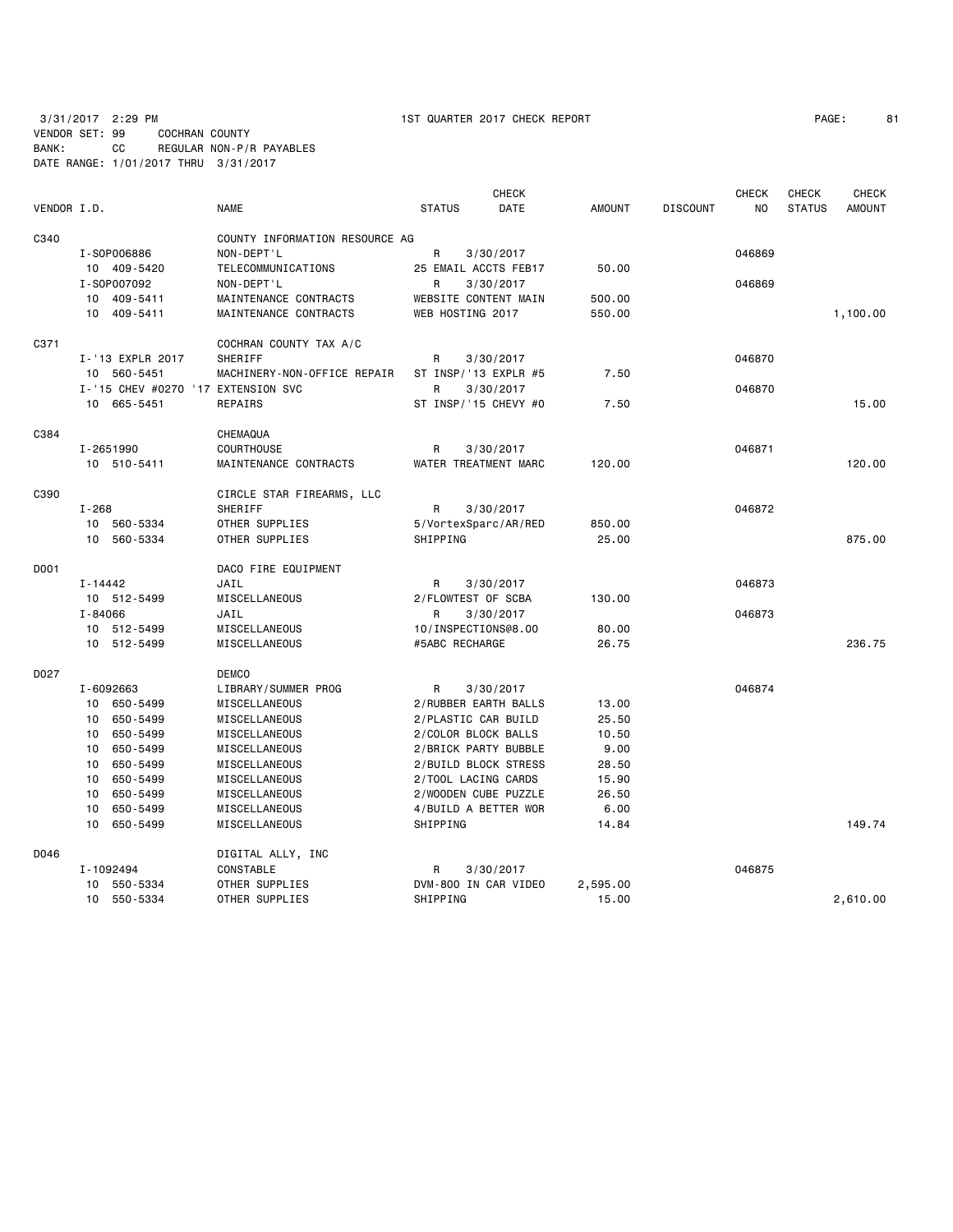3/31/2017 2:29 PM 1ST QUARTER 2017 CHECK REPORT

VENDOR SET: 99 COCHRAN COUNTY
BANK: CC REGULAR NON-P/R PAYABLES
DATE RANGE: 1/01/2017 THRU 3/31/2017

| VENDOR I.D. | NAME | STATUS | CHECK DATE | AMOUNT | DISCOUNT | CHECK NO | CHECK STATUS | CHECK AMOUNT |
|---|---|---|---|---|---|---|---|---|
| C340 | COUNTY INFORMATION RESOURCE AG | | | | | | | |
| I-SOP006886 | NON-DEPT'L | R | 3/30/2017 | | | 046869 | | |
| 10 409-5420 | TELECOMMUNICATIONS | 25 EMAIL ACCTS FEB17 | | 50.00 | | | | |
| I-SOP007092 | NON-DEPT'L | R | 3/30/2017 | | | 046869 | | |
| 10 409-5411 | MAINTENANCE CONTRACTS | WEBSITE CONTENT MAIN | | 500.00 | | | | |
| 10 409-5411 | MAINTENANCE CONTRACTS | WEB HOSTING 2017 | | 550.00 | | | | 1,100.00 |
| C371 | COCHRAN COUNTY TAX A/C | | | | | | | |
| I-'13 EXPLR 2017 | SHERIFF | R | 3/30/2017 | | | 046870 | | |
| 10 560-5451 | MACHINERY-NON-OFFICE REPAIR | ST INSP/'13 EXPLR #5 | | 7.50 | | | | |
| I-'15 CHEV #0270 '17 EXTENSION SVC | | R | 3/30/2017 | | | 046870 | | |
| 10 665-5451 | REPAIRS | ST INSP/'15 CHEVY #0 | | 7.50 | | | | 15.00 |
| C384 | CHEMAQUA | | | | | | | |
| I-2651990 | COURTHOUSE | R | 3/30/2017 | | | 046871 | | |
| 10 510-5411 | MAINTENANCE CONTRACTS | WATER TREATMENT MARC | | 120.00 | | | | 120.00 |
| C390 | CIRCLE STAR FIREARMS, LLC | | | | | | | |
| I-268 | SHERIFF | R | 3/30/2017 | | | 046872 | | |
| 10 560-5334 | OTHER SUPPLIES | 5/VortexSparc/AR/RED | | 850.00 | | | | |
| 10 560-5334 | OTHER SUPPLIES | SHIPPING | | 25.00 | | | | 875.00 |
| D001 | DACO FIRE EQUIPMENT | | | | | | | |
| I-14442 | JAIL | R | 3/30/2017 | | | 046873 | | |
| 10 512-5499 | MISCELLANEOUS | 2/FLOWTEST OF SCBA | | 130.00 | | | | |
| I-84066 | JAIL | R | 3/30/2017 | | | 046873 | | |
| 10 512-5499 | MISCELLANEOUS | 10/INSPECTIONS@8.00 | | 80.00 | | | | |
| 10 512-5499 | MISCELLANEOUS | #5ABC RECHARGE | | 26.75 | | | | 236.75 |
| D027 | DEMCO | | | | | | | |
| I-6092663 | LIBRARY/SUMMER PROG | R | 3/30/2017 | | | 046874 | | |
| 10 650-5499 | MISCELLANEOUS | 2/RUBBER EARTH BALLS | | 13.00 | | | | |
| 10 650-5499 | MISCELLANEOUS | 2/PLASTIC CAR BUILD | | 25.50 | | | | |
| 10 650-5499 | MISCELLANEOUS | 2/COLOR BLOCK BALLS | | 10.50 | | | | |
| 10 650-5499 | MISCELLANEOUS | 2/BRICK PARTY BUBBLE | | 9.00 | | | | |
| 10 650-5499 | MISCELLANEOUS | 2/BUILD BLOCK STRESS | | 28.50 | | | | |
| 10 650-5499 | MISCELLANEOUS | 2/TOOL LACING CARDS | | 15.90 | | | | |
| 10 650-5499 | MISCELLANEOUS | 2/WOODEN CUBE PUZZLE | | 26.50 | | | | |
| 10 650-5499 | MISCELLANEOUS | 4/BUILD A BETTER WOR | | 6.00 | | | | |
| 10 650-5499 | MISCELLANEOUS | SHIPPING | | 14.84 | | | | 149.74 |
| D046 | DIGITAL ALLY, INC | | | | | | | |
| I-1092494 | CONSTABLE | R | 3/30/2017 | | | 046875 | | |
| 10 550-5334 | OTHER SUPPLIES | DVM-800 IN CAR VIDEO | | 2,595.00 | | | | |
| 10 550-5334 | OTHER SUPPLIES | SHIPPING | | 15.00 | | | | 2,610.00 |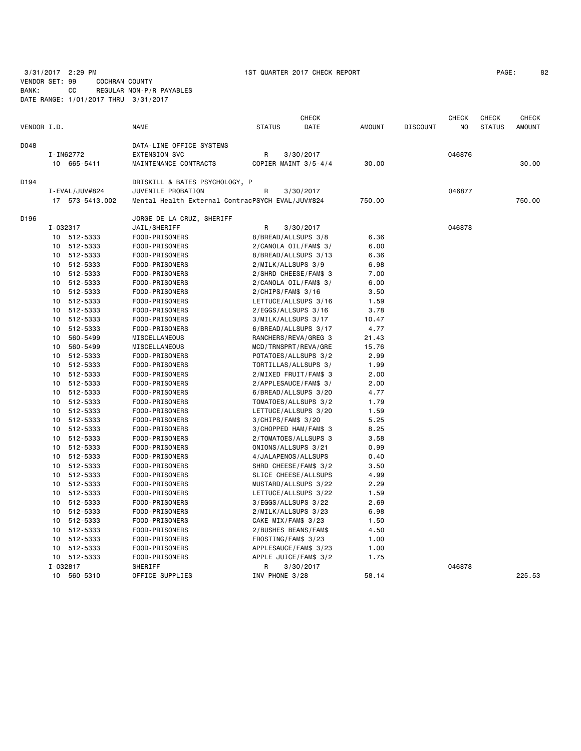3/31/2017 2:29 PM 1ST QUARTER 2017 CHECK REPORT
VENDOR SET: 99 COCHRAN COUNTY
BANK: CC REGULAR NON-P/R PAYABLES
DATE RANGE: 1/01/2017 THRU 3/31/2017

| VENDOR I.D. | | NAME | STATUS | CHECK DATE | AMOUNT | DISCOUNT | CHECK NO | CHECK STATUS | CHECK AMOUNT |
|---|---|---|---|---|---|---|---|---|---|
| D048 | | DATA-LINE OFFICE SYSTEMS | | | | | | | |
| | I-IN62772 | EXTENSION SVC | R | 3/30/2017 | | | 046876 | | |
| | 10 665-5411 | MAINTENANCE CONTRACTS | COPIER MAINT 3/5-4/4 | | 30.00 | | | | 30.00 |
| D194 | | DRISKILL & BATES PSYCHOLOGY, P | | | | | | | |
| | I-EVAL/JUV#824 | JUVENILE PROBATION | R | 3/30/2017 | | | 046877 | | |
| | 17 573-5413.002 | Mental Health External ContracPSYCH EVAL/JUV#824 | | | 750.00 | | | | 750.00 |
| D196 | | JORGE DE LA CRUZ, SHERIFF | | | | | | | |
| | I-032317 | JAIL/SHERIFF | R | 3/30/2017 | | | 046878 | | |
| | 10 512-5333 | FOOD-PRISONERS | 8/BREAD/ALLSUPS 3/8 | | 6.36 | | | | |
| | 10 512-5333 | FOOD-PRISONERS | 2/CANOLA OIL/FAM$ 3/ | | 6.00 | | | | |
| | 10 512-5333 | FOOD-PRISONERS | 8/BREAD/ALLSUPS 3/13 | | 6.36 | | | | |
| | 10 512-5333 | FOOD-PRISONERS | 2/MILK/ALLSUPS 3/9 | | 6.98 | | | | |
| | 10 512-5333 | FOOD-PRISONERS | 2/SHRD CHEESE/FAM$ 3 | | 7.00 | | | | |
| | 10 512-5333 | FOOD-PRISONERS | 2/CANOLA OIL/FAM$ 3/ | | 6.00 | | | | |
| | 10 512-5333 | FOOD-PRISONERS | 2/CHIPS/FAM$ 3/16 | | 3.50 | | | | |
| | 10 512-5333 | FOOD-PRISONERS | LETTUCE/ALLSUPS 3/16 | | 1.59 | | | | |
| | 10 512-5333 | FOOD-PRISONERS | 2/EGGS/ALLSUPS 3/16 | | 3.78 | | | | |
| | 10 512-5333 | FOOD-PRISONERS | 3/MILK/ALLSUPS 3/17 | | 10.47 | | | | |
| | 10 512-5333 | FOOD-PRISONERS | 6/BREAD/ALLSUPS 3/17 | | 4.77 | | | | |
| | 10 560-5499 | MISCELLANEOUS | RANCHERS/REVA/GREG 3 | | 21.43 | | | | |
| | 10 560-5499 | MISCELLANEOUS | MCD/TRNSPRT/REVA/GRE | | 15.76 | | | | |
| | 10 512-5333 | FOOD-PRISONERS | POTATOES/ALLSUPS 3/2 | | 2.99 | | | | |
| | 10 512-5333 | FOOD-PRISONERS | TORTILLAS/ALLSUPS 3/ | | 1.99 | | | | |
| | 10 512-5333 | FOOD-PRISONERS | 2/MIXED FRUIT/FAM$ 3 | | 2.00 | | | | |
| | 10 512-5333 | FOOD-PRISONERS | 2/APPLESAUCE/FAM$ 3/ | | 2.00 | | | | |
| | 10 512-5333 | FOOD-PRISONERS | 6/BREAD/ALLSUPS 3/20 | | 4.77 | | | | |
| | 10 512-5333 | FOOD-PRISONERS | TOMATOES/ALLSUPS 3/2 | | 1.79 | | | | |
| | 10 512-5333 | FOOD-PRISONERS | LETTUCE/ALLSUPS 3/20 | | 1.59 | | | | |
| | 10 512-5333 | FOOD-PRISONERS | 3/CHIPS/FAM$ 3/20 | | 5.25 | | | | |
| | 10 512-5333 | FOOD-PRISONERS | 3/CHOPPED HAM/FAM$ 3 | | 8.25 | | | | |
| | 10 512-5333 | FOOD-PRISONERS | 2/TOMATOES/ALLSUPS 3 | | 3.58 | | | | |
| | 10 512-5333 | FOOD-PRISONERS | ONIONS/ALLSUPS 3/21 | | 0.99 | | | | |
| | 10 512-5333 | FOOD-PRISONERS | 4/JALAPENOS/ALLSUPS | | 0.40 | | | | |
| | 10 512-5333 | FOOD-PRISONERS | SHRD CHEESE/FAM$ 3/2 | | 3.50 | | | | |
| | 10 512-5333 | FOOD-PRISONERS | SLICE CHEESE/ALLSUPS | | 4.99 | | | | |
| | 10 512-5333 | FOOD-PRISONERS | MUSTARD/ALLSUPS 3/22 | | 2.29 | | | | |
| | 10 512-5333 | FOOD-PRISONERS | LETTUCE/ALLSUPS 3/22 | | 1.59 | | | | |
| | 10 512-5333 | FOOD-PRISONERS | 3/EGGS/ALLSUPS 3/22 | | 2.69 | | | | |
| | 10 512-5333 | FOOD-PRISONERS | 2/MILK/ALLSUPS 3/23 | | 6.98 | | | | |
| | 10 512-5333 | FOOD-PRISONERS | CAKE MIX/FAM$ 3/23 | | 1.50 | | | | |
| | 10 512-5333 | FOOD-PRISONERS | 2/BUSHES BEANS/FAM$ | | 4.50 | | | | |
| | 10 512-5333 | FOOD-PRISONERS | FROSTING/FAM$ 3/23 | | 1.00 | | | | |
| | 10 512-5333 | FOOD-PRISONERS | APPLESAUCE/FAM$ 3/23 | | 1.00 | | | | |
| | 10 512-5333 | FOOD-PRISONERS | APPLE JUICE/FAM$ 3/2 | | 1.75 | | | | |
| | I-032817 | SHERIFF | R | 3/30/2017 | | | 046878 | | |
| | 10 560-5310 | OFFICE SUPPLIES | INV PHONE 3/28 | | 58.14 | | | | 225.53 |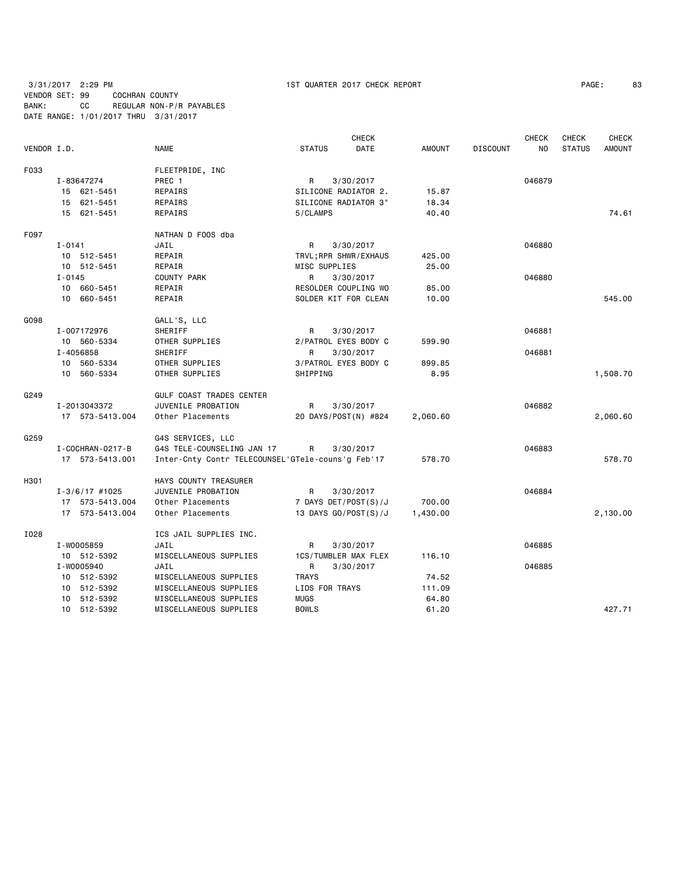3/31/2017 2:29 PM 1ST QUARTER 2017 CHECK REPORT

VENDOR SET: 99 COCHRAN COUNTY
BANK: CC REGULAR NON-P/R PAYABLES
DATE RANGE: 1/01/2017 THRU 3/31/2017

| VENDOR I.D. | NAME | STATUS | CHECK DATE | AMOUNT | DISCOUNT | CHECK NO | CHECK STATUS | CHECK AMOUNT |
|---|---|---|---|---|---|---|---|---|
| F033 | FLEETPRIDE, INC | | | | | | | |
| I-83647274 | PREC 1 | R | 3/30/2017 | | | 046879 | | |
| 15 621-5451 | REPAIRS | SILICONE RADIATOR 2. | | 15.87 | | | | |
| 15 621-5451 | REPAIRS | SILICONE RADIATOR 3" | | 18.34 | | | | |
| 15 621-5451 | REPAIRS | 5/CLAMPS | | 40.40 | | | | 74.61 |
| F097 | NATHAN D FOOS dba | | | | | | | |
| I-0141 | JAIL | R | 3/30/2017 | | | 046880 | | |
| 10 512-5451 | REPAIR | TRVL;RPR SHWR/EXHAUS | | 425.00 | | | | |
| 10 512-5451 | REPAIR | MISC SUPPLIES | | 25.00 | | | | |
| I-0145 | COUNTY PARK | R | 3/30/2017 | | | 046880 | | |
| 10 660-5451 | REPAIR | RESOLDER COUPLING WO | | 85.00 | | | | |
| 10 660-5451 | REPAIR | SOLDER KIT FOR CLEAN | | 10.00 | | | | 545.00 |
| G098 | GALL'S, LLC | | | | | | | |
| I-007172976 | SHERIFF | R | 3/30/2017 | | | 046881 | | |
| 10 560-5334 | OTHER SUPPLIES | 2/PATROL EYES BODY C | | 599.90 | | | | |
| I-4056858 | SHERIFF | R | 3/30/2017 | | | 046881 | | |
| 10 560-5334 | OTHER SUPPLIES | 3/PATROL EYES BODY C | | 899.85 | | | | |
| 10 560-5334 | OTHER SUPPLIES | SHIPPING | | 8.95 | | | | 1,508.70 |
| G249 | GULF COAST TRADES CENTER | | | | | | | |
| I-2013043372 | JUVENILE PROBATION | R | 3/30/2017 | | | 046882 | | |
| 17 573-5413.004 | Other Placements | 20 DAYS/POST(N) #824 | | 2,060.60 | | | | 2,060.60 |
| G259 | G4S SERVICES, LLC | | | | | | | |
| I-COCHRAN-0217-B | G4S TELE-COUNSELING JAN 17 | R | 3/30/2017 | | | 046883 | | |
| 17 573-5413.001 | Inter-Cnty Contr TELECOUNSEL | 'GTele-couns'g Feb'17 | | 578.70 | | | | 578.70 |
| H301 | HAYS COUNTY TREASURER | | | | | | | |
| I-3/6/17 #1025 | JUVENILE PROBATION | R | 3/30/2017 | | | 046884 | | |
| 17 573-5413.004 | Other Placements | 7 DAYS DET/POST(S)/J | | 700.00 | | | | |
| 17 573-5413.004 | Other Placements | 13 DAYS GO/POST(S)/J | | 1,430.00 | | | | 2,130.00 |
| I028 | ICS JAIL SUPPLIES INC. | | | | | | | |
| I-W0005859 | JAIL | R | 3/30/2017 | | | 046885 | | |
| 10 512-5392 | MISCELLANEOUS SUPPLIES | 1CS/TUMBLER MAX FLEX | | 116.10 | | | | |
| I-W0005940 | JAIL | R | 3/30/2017 | | | 046885 | | |
| 10 512-5392 | MISCELLANEOUS SUPPLIES | TRAYS | | 74.52 | | | | |
| 10 512-5392 | MISCELLANEOUS SUPPLIES | LIDS FOR TRAYS | | 111.09 | | | | |
| 10 512-5392 | MISCELLANEOUS SUPPLIES | MUGS | | 64.80 | | | | |
| 10 512-5392 | MISCELLANEOUS SUPPLIES | BOWLS | | 61.20 | | | | 427.71 |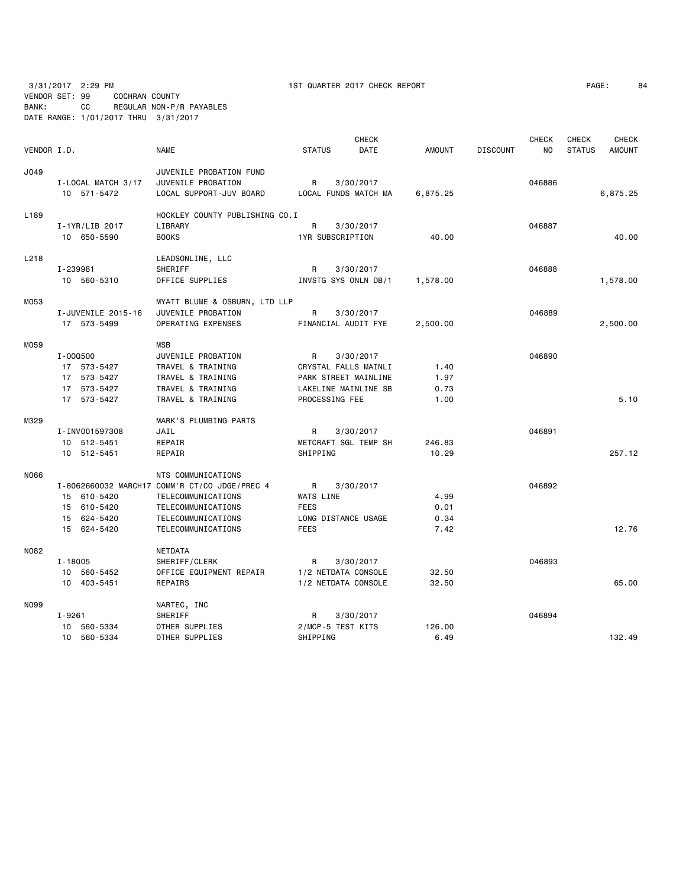3/31/2017 2:29 PM 1ST QUARTER 2017 CHECK REPORT

VENDOR SET: 99 COCHRAN COUNTY
BANK: CC REGULAR NON-P/R PAYABLES
DATE RANGE: 1/01/2017 THRU 3/31/2017

| VENDOR I.D. | NAME | STATUS | CHECK DATE | AMOUNT | DISCOUNT | CHECK NO | CHECK STATUS | CHECK AMOUNT |
|---|---|---|---|---|---|---|---|---|
| J049 | JUVENILE PROBATION FUND | | | | | | | |
| I-LOCAL MATCH 3/17 | JUVENILE PROBATION | R | 3/30/2017 | | | 046886 | | |
| 10 571-5472 | LOCAL SUPPORT-JUV BOARD | LOCAL FUNDS MATCH MA | | 6,875.25 | | | | 6,875.25 |
| L189 | HOCKLEY COUNTY PUBLISHING CO.I | | | | | | | |
| I-1YR/LIB 2017 | LIBRARY | R | 3/30/2017 | | | 046887 | | |
| 10 650-5590 | BOOKS | 1YR SUBSCRIPTION | | 40.00 | | | | 40.00 |
| L218 | LEADSONLINE, LLC | | | | | | | |
| I-239981 | SHERIFF | R | 3/30/2017 | | | 046888 | | |
| 10 560-5310 | OFFICE SUPPLIES | INVSTG SYS ONLN DB/1 | | 1,578.00 | | | | 1,578.00 |
| M053 | MYATT BLUME & OSBURN, LTD LLP | | | | | | | |
| I-JUVENILE 2015-16 | JUVENILE PROBATION | R | 3/30/2017 | | | 046889 | | |
| 17 573-5499 | OPERATING EXPENSES | FINANCIAL AUDIT FYE | | 2,500.00 | | | | 2,500.00 |
| M059 | MSB | | | | | | | |
| I-00Q500 | JUVENILE PROBATION | R | 3/30/2017 | | | 046890 | | |
| 17 573-5427 | TRAVEL & TRAINING | CRYSTAL FALLS MAINLI | | 1.40 | | | | |
| 17 573-5427 | TRAVEL & TRAINING | PARK STREET MAINLINE | | 1.97 | | | | |
| 17 573-5427 | TRAVEL & TRAINING | LAKELINE MAINLINE SB | | 0.73 | | | | |
| 17 573-5427 | TRAVEL & TRAINING | PROCESSING FEE | | 1.00 | | | | 5.10 |
| M329 | MARK'S PLUMBING PARTS | | | | | | | |
| I-INV001597308 | JAIL | R | 3/30/2017 | | | 046891 | | |
| 10 512-5451 | REPAIR | METCRAFT SGL TEMP SH | | 246.83 | | | | |
| 10 512-5451 | REPAIR | SHIPPING | | 10.29 | | | | 257.12 |
| N066 | NTS COMMUNICATIONS | | | | | | | |
| I-8062660032 MARCH17 | COMM'R CT/CO JDGE/PREC 4 | R | 3/30/2017 | | | 046892 | | |
| 15 610-5420 | TELECOMMUNICATIONS | WATS LINE | | 4.99 | | | | |
| 15 610-5420 | TELECOMMUNICATIONS | FEES | | 0.01 | | | | |
| 15 624-5420 | TELECOMMUNICATIONS | LONG DISTANCE USAGE | | 0.34 | | | | |
| 15 624-5420 | TELECOMMUNICATIONS | FEES | | 7.42 | | | | 12.76 |
| N082 | NETDATA | | | | | | | |
| I-18005 | SHERIFF/CLERK | R | 3/30/2017 | | | 046893 | | |
| 10 560-5452 | OFFICE EQUIPMENT REPAIR | 1/2 NETDATA CONSOLE | | 32.50 | | | | |
| 10 403-5451 | REPAIRS | 1/2 NETDATA CONSOLE | | 32.50 | | | | 65.00 |
| N099 | NARTEC, INC | | | | | | | |
| I-9261 | SHERIFF | R | 3/30/2017 | | | 046894 | | |
| 10 560-5334 | OTHER SUPPLIES | 2/MCP-5 TEST KITS | | 126.00 | | | | |
| 10 560-5334 | OTHER SUPPLIES | SHIPPING | | 6.49 | | | | 132.49 |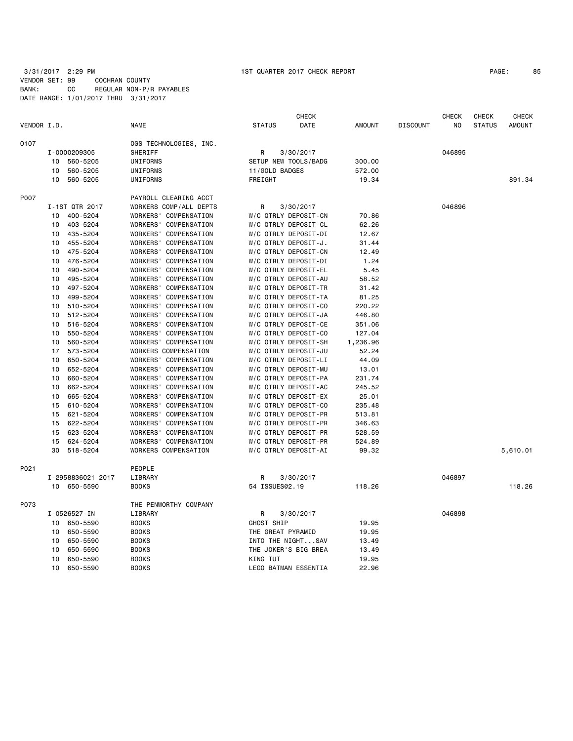3/31/2017 2:29 PM 1ST QUARTER 2017 CHECK REPORT

VENDOR SET: 99 COCHRAN COUNTY
BANK: CC REGULAR NON-P/R PAYABLES
DATE RANGE: 1/01/2017 THRU 3/31/2017

| VENDOR I.D. | | NAME | STATUS | CHECK DATE | AMOUNT | DISCOUNT | CHECK NO | CHECK STATUS | CHECK AMOUNT |
|---|---|---|---|---|---|---|---|---|---|
| 0107 | | OGS TECHNOLOGIES, INC. | | | | | | | |
| | I-0000209305 | SHERIFF | R | 3/30/2017 | | | 046895 | | |
| | 10 560-5205 | UNIFORMS | SETUP NEW TOOLS/BADG | | 300.00 | | | | |
| | 10 560-5205 | UNIFORMS | 11/GOLD BADGES | | 572.00 | | | | |
| | 10 560-5205 | UNIFORMS | FREIGHT | | 19.34 | | | | 891.34 |
| P007 | | PAYROLL CLEARING ACCT | | | | | | | |
| | I-1ST QTR 2017 | WORKERS COMP/ALL DEPTS | R | 3/30/2017 | | | 046896 | | |
| | 10 400-5204 | WORKERS' COMPENSATION | W/C QTRLY DEPOSIT-CN | | 70.86 | | | | |
| | 10 403-5204 | WORKERS' COMPENSATION | W/C QTRLY DEPOSIT-CL | | 62.26 | | | | |
| | 10 435-5204 | WORKERS' COMPENSATION | W/C QTRLY DEPOSIT-DI | | 12.67 | | | | |
| | 10 455-5204 | WORKERS' COMPENSATION | W/C QTRLY DEPOSIT-J. | | 31.44 | | | | |
| | 10 475-5204 | WORKERS' COMPENSATION | W/C QTRLY DEPOSIT-CN | | 12.49 | | | | |
| | 10 476-5204 | WORKERS' COMPENSATION | W/C QTRLY DEPOSIT-DI | | 1.24 | | | | |
| | 10 490-5204 | WORKERS' COMPENSATION | W/C QTRLY DEPOSIT-EL | | 5.45 | | | | |
| | 10 495-5204 | WORKERS' COMPENSATION | W/C QTRLY DEPOSIT-AU | | 58.52 | | | | |
| | 10 497-5204 | WORKERS' COMPENSATION | W/C QTRLY DEPOSIT-TR | | 31.42 | | | | |
| | 10 499-5204 | WORKERS' COMPENSATION | W/C QTRLY DEPOSIT-TA | | 81.25 | | | | |
| | 10 510-5204 | WORKERS' COMPENSATION | W/C QTRLY DEPOSIT-CO | | 220.22 | | | | |
| | 10 512-5204 | WORKERS' COMPENSATION | W/C QTRLY DEPOSIT-JA | | 446.80 | | | | |
| | 10 516-5204 | WORKERS' COMPENSATION | W/C QTRLY DEPOSIT-CE | | 351.06 | | | | |
| | 10 550-5204 | WORKERS' COMPENSATION | W/C QTRLY DEPOSIT-CO | | 127.04 | | | | |
| | 10 560-5204 | WORKERS' COMPENSATION | W/C QTRLY DEPOSIT-SH | | 1,236.96 | | | | |
| | 17 573-5204 | WORKERS COMPENSATION | W/C QTRLY DEPOSIT-JU | | 52.24 | | | | |
| | 10 650-5204 | WORKERS' COMPENSATION | W/C QTRLY DEPOSIT-LI | | 44.09 | | | | |
| | 10 652-5204 | WORKERS' COMPENSATION | W/C QTRLY DEPOSIT-MU | | 13.01 | | | | |
| | 10 660-5204 | WORKERS' COMPENSATION | W/C QTRLY DEPOSIT-PA | | 231.74 | | | | |
| | 10 662-5204 | WORKERS' COMPENSATION | W/C QTRLY DEPOSIT-AC | | 245.52 | | | | |
| | 10 665-5204 | WORKERS' COMPENSATION | W/C QTRLY DEPOSIT-EX | | 25.01 | | | | |
| | 15 610-5204 | WORKERS' COMPENSATION | W/C QTRLY DEPOSIT-CO | | 235.48 | | | | |
| | 15 621-5204 | WORKERS' COMPENSATION | W/C QTRLY DEPOSIT-PR | | 513.81 | | | | |
| | 15 622-5204 | WORKERS' COMPENSATION | W/C QTRLY DEPOSIT-PR | | 346.63 | | | | |
| | 15 623-5204 | WORKERS' COMPENSATION | W/C QTRLY DEPOSIT-PR | | 528.59 | | | | |
| | 15 624-5204 | WORKERS' COMPENSATION | W/C QTRLY DEPOSIT-PR | | 524.89 | | | | |
| | 30 518-5204 | WORKERS COMPENSATION | W/C QTRLY DEPOSIT-AI | | 99.32 | | | | 5,610.01 |
| P021 | | PEOPLE | | | | | | | |
| | I-2958836021 2017 | LIBRARY | R | 3/30/2017 | | | 046897 | | |
| | 10 650-5590 | BOOKS | 54 ISSUES@2.19 | | 118.26 | | | | 118.26 |
| P073 | | THE PENWORTHY COMPANY | | | | | | | |
| | I-0526527-IN | LIBRARY | R | 3/30/2017 | | | 046898 | | |
| | 10 650-5590 | BOOKS | GHOST SHIP | | 19.95 | | | | |
| | 10 650-5590 | BOOKS | THE GREAT PYRAMID | | 19.95 | | | | |
| | 10 650-5590 | BOOKS | INTO THE NIGHT...SAV | | 13.49 | | | | |
| | 10 650-5590 | BOOKS | THE JOKER'S BIG BREA | | 13.49 | | | | |
| | 10 650-5590 | BOOKS | KING TUT | | 19.95 | | | | |
| | 10 650-5590 | BOOKS | LEGO BATMAN ESSENTIA | | 22.96 | | | | |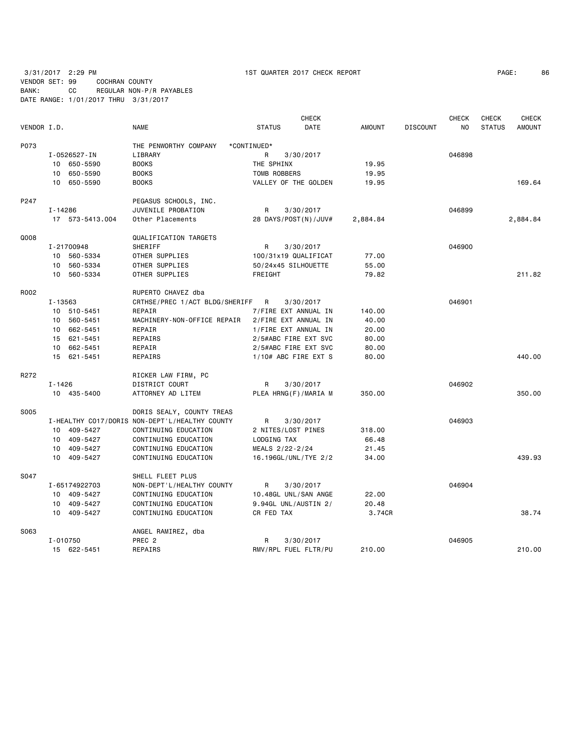3/31/2017 2:29 PM 1ST QUARTER 2017 CHECK REPORT

VENDOR SET: 99 COCHRAN COUNTY
BANK: CC REGULAR NON-P/R PAYABLES
DATE RANGE: 1/01/2017 THRU 3/31/2017

| VENDOR I.D. | NAME | STATUS | CHECK DATE | AMOUNT | DISCOUNT | CHECK NO | CHECK STATUS | CHECK AMOUNT |
|---|---|---|---|---|---|---|---|---|
| P073 | THE PENWORTHY COMPANY *CONTINUED* | | | | | | | |
| I-0526527-IN | LIBRARY | R | 3/30/2017 | | | 046898 | | |
| 10 650-5590 | BOOKS | THE SPHINX | | 19.95 | | | | |
| 10 650-5590 | BOOKS | TOMB ROBBERS | | 19.95 | | | | |
| 10 650-5590 | BOOKS | VALLEY OF THE GOLDEN | | 19.95 | | | | 169.64 |
| P247 | PEGASUS SCHOOLS, INC. | | | | | | | |
| I-14286 | JUVENILE PROBATION | R | 3/30/2017 | | | 046899 | | |
| 17 573-5413.004 | Other Placements | 28 DAYS/POST(N)/JUV# | | 2,884.84 | | | | 2,884.84 |
| Q008 | QUALIFICATION TARGETS | | | | | | | |
| I-21700948 | SHERIFF | R | 3/30/2017 | | | 046900 | | |
| 10 560-5334 | OTHER SUPPLIES | 100/31x19 QUALIFICAT | | 77.00 | | | | |
| 10 560-5334 | OTHER SUPPLIES | 50/24x45 SILHOUETTE | | 55.00 | | | | |
| 10 560-5334 | OTHER SUPPLIES | FREIGHT | | 79.82 | | | | 211.82 |
| R002 | RUPERTO CHAVEZ dba | | | | | | | |
| I-13563 | CRTHSE/PREC 1/ACT BLDG/SHERIFF | R | 3/30/2017 | | | 046901 | | |
| 10 510-5451 | REPAIR | 7/FIRE EXT ANNUAL IN | | 140.00 | | | | |
| 10 560-5451 | MACHINERY-NON-OFFICE REPAIR | 2/FIRE EXT ANNUAL IN | | 40.00 | | | | |
| 10 662-5451 | REPAIR | 1/FIRE EXT ANNUAL IN | | 20.00 | | | | |
| 15 621-5451 | REPAIRS | 2/5#ABC FIRE EXT SVC | | 80.00 | | | | |
| 10 662-5451 | REPAIR | 2/5#ABC FIRE EXT SVC | | 80.00 | | | | |
| 15 621-5451 | REPAIRS | 1/10# ABC FIRE EXT S | | 80.00 | | | | 440.00 |
| R272 | RICKER LAW FIRM, PC | | | | | | | |
| I-1426 | DISTRICT COURT | R | 3/30/2017 | | | 046902 | | |
| 10 435-5400 | ATTORNEY AD LITEM | PLEA HRNG(F)/MARIA M | | 350.00 | | | | 350.00 |
| S005 | DORIS SEALY, COUNTY TREAS | | | | | | | |
| I-HEALTHY CO17/DORIS | NON-DEPT'L/HEALTHY COUNTY | R | 3/30/2017 | | | 046903 | | |
| 10 409-5427 | CONTINUING EDUCATION | 2 NITES/LOST PINES | | 318.00 | | | | |
| 10 409-5427 | CONTINUING EDUCATION | LODGING TAX | | 66.48 | | | | |
| 10 409-5427 | CONTINUING EDUCATION | MEALS 2/22-2/24 | | 21.45 | | | | |
| 10 409-5427 | CONTINUING EDUCATION | 16.196GL/UNL/TYE 2/2 | | 34.00 | | | | 439.93 |
| S047 | SHELL FLEET PLUS | | | | | | | |
| I-65174922703 | NON-DEPT'L/HEALTHY COUNTY | R | 3/30/2017 | | | 046904 | | |
| 10 409-5427 | CONTINUING EDUCATION | 10.48GL UNL/SAN ANGE | | 22.00 | | | | |
| 10 409-5427 | CONTINUING EDUCATION | 9.94GL UNL/AUSTIN 2/ | | 20.48 | | | | |
| 10 409-5427 | CONTINUING EDUCATION | CR FED TAX | | 3.74CR | | | | 38.74 |
| S063 | ANGEL RAMIREZ, dba | | | | | | | |
| I-010750 | PREC 2 | R | 3/30/2017 | | | 046905 | | |
| 15 622-5451 | REPAIRS | RMV/RPL FUEL FLTR/PU | | 210.00 | | | | 210.00 |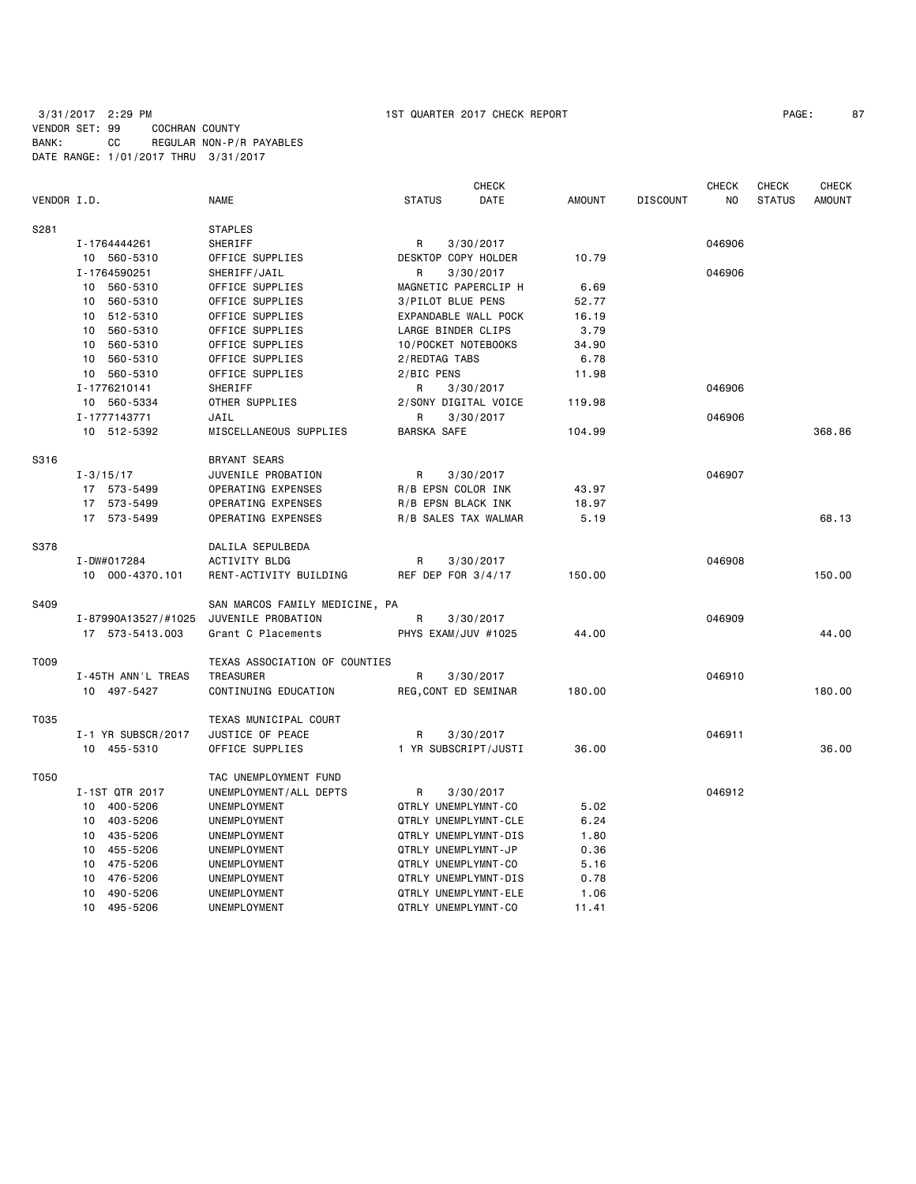3/31/2017 2:29 PM 1ST QUARTER 2017 CHECK REPORT

VENDOR SET: 99 COCHRAN COUNTY
BANK: CC REGULAR NON-P/R PAYABLES
DATE RANGE: 1/01/2017 THRU 3/31/2017

| VENDOR I.D. | NAME | STATUS | CHECK DATE | AMOUNT | DISCOUNT | CHECK NO | CHECK STATUS | CHECK AMOUNT |
|---|---|---|---|---|---|---|---|---|
| S281 | STAPLES | | | | | | | |
| I-1764444261 | SHERIFF | R | 3/30/2017 | | | 046906 | | |
| 10 560-5310 | OFFICE SUPPLIES | DESKTOP COPY HOLDER | | 10.79 | | | | |
| I-1764590251 | SHERIFF/JAIL | R | 3/30/2017 | | | 046906 | | |
| 10 560-5310 | OFFICE SUPPLIES | MAGNETIC PAPERCLIP H | | 6.69 | | | | |
| 10 560-5310 | OFFICE SUPPLIES | 3/PILOT BLUE PENS | | 52.77 | | | | |
| 10 512-5310 | OFFICE SUPPLIES | EXPANDABLE WALL POCK | | 16.19 | | | | |
| 10 560-5310 | OFFICE SUPPLIES | LARGE BINDER CLIPS | | 3.79 | | | | |
| 10 560-5310 | OFFICE SUPPLIES | 10/POCKET NOTEBOOKS | | 34.90 | | | | |
| 10 560-5310 | OFFICE SUPPLIES | 2/REDTAG TABS | | 6.78 | | | | |
| 10 560-5310 | OFFICE SUPPLIES | 2/BIC PENS | | 11.98 | | | | |
| I-1776210141 | SHERIFF | R | 3/30/2017 | | | 046906 | | |
| 10 560-5334 | OTHER SUPPLIES | 2/SONY DIGITAL VOICE | | 119.98 | | | | |
| I-1777143771 | JAIL | R | 3/30/2017 | | | 046906 | | |
| 10 512-5392 | MISCELLANEOUS SUPPLIES | BARSKA SAFE | | 104.99 | | | | 368.86 |
| S316 | BRYANT SEARS | | | | | | | |
| I-3/15/17 | JUVENILE PROBATION | R | 3/30/2017 | | | 046907 | | |
| 17 573-5499 | OPERATING EXPENSES | R/B EPSN COLOR INK | | 43.97 | | | | |
| 17 573-5499 | OPERATING EXPENSES | R/B EPSN BLACK INK | | 18.97 | | | | |
| 17 573-5499 | OPERATING EXPENSES | R/B SALES TAX WALMAR | | 5.19 | | | | 68.13 |
| S378 | DALILA SEPULBEDA | | | | | | | |
| I-DW#017284 | ACTIVITY BLDG | R | 3/30/2017 | | | 046908 | | |
| 10 000-4370.101 | RENT-ACTIVITY BUILDING | REF DEP FOR 3/4/17 | | 150.00 | | | | 150.00 |
| S409 | SAN MARCOS FAMILY MEDICINE, PA | | | | | | | |
| I-87990A13527/#1025 | JUVENILE PROBATION | R | 3/30/2017 | | | 046909 | | |
| 17 573-5413.003 | Grant C Placements | PHYS EXAM/JUV #1025 | | 44.00 | | | | 44.00 |
| T009 | TEXAS ASSOCIATION OF COUNTIES | | | | | | | |
| I-45TH ANN'L TREAS | TREASURER | R | 3/30/2017 | | | 046910 | | |
| 10 497-5427 | CONTINUING EDUCATION | REG,CONT ED SEMINAR | | 180.00 | | | | 180.00 |
| T035 | TEXAS MUNICIPAL COURT | | | | | | | |
| I-1 YR SUBSCR/2017 | JUSTICE OF PEACE | R | 3/30/2017 | | | 046911 | | |
| 10 455-5310 | OFFICE SUPPLIES | 1 YR SUBSCRIPT/JUSTI | | 36.00 | | | | 36.00 |
| T050 | TAC UNEMPLOYMENT FUND | | | | | | | |
| I-1ST QTR 2017 | UNEMPLOYMENT/ALL DEPTS | R | 3/30/2017 | | | 046912 | | |
| 10 400-5206 | UNEMPLOYMENT | QTRLY UNEMPLYMNT-CO | | 5.02 | | | | |
| 10 403-5206 | UNEMPLOYMENT | QTRLY UNEMPLYMNT-CLE | | 6.24 | | | | |
| 10 435-5206 | UNEMPLOYMENT | QTRLY UNEMPLYMNT-DIS | | 1.80 | | | | |
| 10 455-5206 | UNEMPLOYMENT | QTRLY UNEMPLYMNT-JP | | 0.36 | | | | |
| 10 475-5206 | UNEMPLOYMENT | QTRLY UNEMPLYMNT-CO | | 5.16 | | | | |
| 10 476-5206 | UNEMPLOYMENT | QTRLY UNEMPLYMNT-DIS | | 0.78 | | | | |
| 10 490-5206 | UNEMPLOYMENT | QTRLY UNEMPLYMNT-ELE | | 1.06 | | | | |
| 10 495-5206 | UNEMPLOYMENT | QTRLY UNEMPLYMNT-CO | | 11.41 | | | | |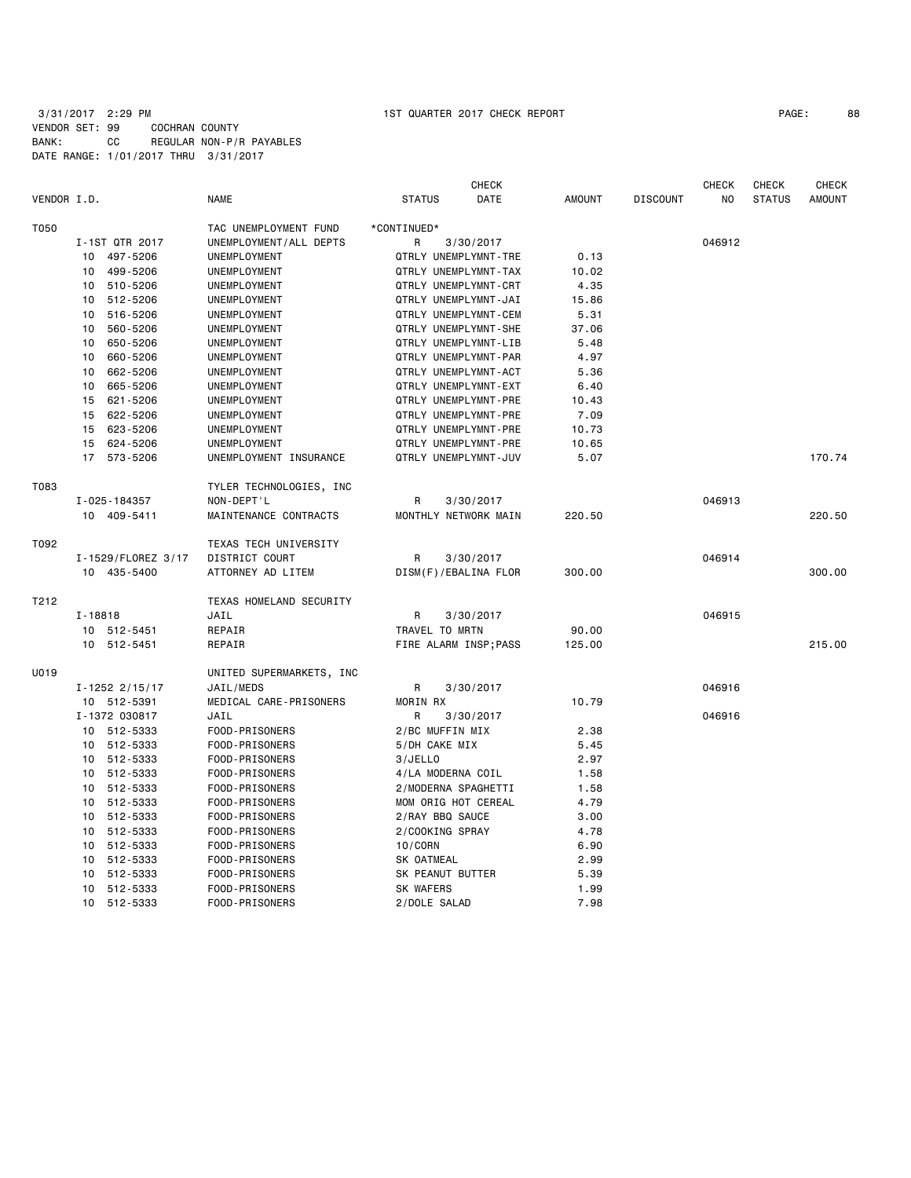3/31/2017 2:29 PM 1ST QUARTER 2017 CHECK REPORT

VENDOR SET: 99 COCHRAN COUNTY
BANK: CC REGULAR NON-P/R PAYABLES
DATE RANGE: 1/01/2017 THRU 3/31/2017

| VENDOR I.D. | NAME | STATUS | CHECK DATE | AMOUNT | DISCOUNT | CHECK NO | CHECK STATUS | CHECK AMOUNT |
|---|---|---|---|---|---|---|---|---|
| T050 | TAC UNEMPLOYMENT FUND | *CONTINUED* | | | | | | |
| I-1ST QTR 2017 | UNEMPLOYMENT/ALL DEPTS | R | 3/30/2017 | | | 046912 | | |
| 10 497-5206 | UNEMPLOYMENT | QTRLY UNEMPLYMNT-TRE | | 0.13 | | | | |
| 10 499-5206 | UNEMPLOYMENT | QTRLY UNEMPLYMNT-TAX | | 10.02 | | | | |
| 10 510-5206 | UNEMPLOYMENT | QTRLY UNEMPLYMNT-CRT | | 4.35 | | | | |
| 10 512-5206 | UNEMPLOYMENT | QTRLY UNEMPLYMNT-JAI | | 15.86 | | | | |
| 10 516-5206 | UNEMPLOYMENT | QTRLY UNEMPLYMNT-CEM | | 5.31 | | | | |
| 10 560-5206 | UNEMPLOYMENT | QTRLY UNEMPLYMNT-SHE | | 37.06 | | | | |
| 10 650-5206 | UNEMPLOYMENT | QTRLY UNEMPLYMNT-LIB | | 5.48 | | | | |
| 10 660-5206 | UNEMPLOYMENT | QTRLY UNEMPLYMNT-PAR | | 4.97 | | | | |
| 10 662-5206 | UNEMPLOYMENT | QTRLY UNEMPLYMNT-ACT | | 5.36 | | | | |
| 10 665-5206 | UNEMPLOYMENT | QTRLY UNEMPLYMNT-EXT | | 6.40 | | | | |
| 15 621-5206 | UNEMPLOYMENT | QTRLY UNEMPLYMNT-PRE | | 10.43 | | | | |
| 15 622-5206 | UNEMPLOYMENT | QTRLY UNEMPLYMNT-PRE | | 7.09 | | | | |
| 15 623-5206 | UNEMPLOYMENT | QTRLY UNEMPLYMNT-PRE | | 10.73 | | | | |
| 15 624-5206 | UNEMPLOYMENT | QTRLY UNEMPLYMNT-PRE | | 10.65 | | | | |
| 17 573-5206 | UNEMPLOYMENT INSURANCE | QTRLY UNEMPLYMNT-JUV | | 5.07 | | | | 170.74 |
| T083 | TYLER TECHNOLOGIES, INC | | | | | | | |
| I-025-184357 | NON-DEPT'L | R | 3/30/2017 | | | 046913 | | |
| 10 409-5411 | MAINTENANCE CONTRACTS | MONTHLY NETWORK MAIN | | 220.50 | | | | 220.50 |
| T092 | TEXAS TECH UNIVERSITY | | | | | | | |
| I-1529/FLOREZ 3/17 | DISTRICT COURT | R | 3/30/2017 | | | 046914 | | |
| 10 435-5400 | ATTORNEY AD LITEM | DISM(F)/EBALINA FLOR | | 300.00 | | | | 300.00 |
| T212 | TEXAS HOMELAND SECURITY | | | | | | | |
| I-18818 | JAIL | R | 3/30/2017 | | | 046915 | | |
| 10 512-5451 | REPAIR | TRAVEL TO MRTN | | 90.00 | | | | |
| 10 512-5451 | REPAIR | FIRE ALARM INSP;PASS | | 125.00 | | | | 215.00 |
| U019 | UNITED SUPERMARKETS, INC | | | | | | | |
| I-1252 2/15/17 | JAIL/MEDS | R | 3/30/2017 | | | 046916 | | |
| 10 512-5391 | MEDICAL CARE-PRISONERS | MORIN RX | | 10.79 | | | | |
| I-1372 030817 | JAIL | R | 3/30/2017 | | | 046916 | | |
| 10 512-5333 | FOOD-PRISONERS | 2/BC MUFFIN MIX | | 2.38 | | | | |
| 10 512-5333 | FOOD-PRISONERS | 5/DH CAKE MIX | | 5.45 | | | | |
| 10 512-5333 | FOOD-PRISONERS | 3/JELLO | | 2.97 | | | | |
| 10 512-5333 | FOOD-PRISONERS | 4/LA MODERNA COIL | | 1.58 | | | | |
| 10 512-5333 | FOOD-PRISONERS | 2/MODERNA SPAGHETTI | | 1.58 | | | | |
| 10 512-5333 | FOOD-PRISONERS | MOM ORIG HOT CEREAL | | 4.79 | | | | |
| 10 512-5333 | FOOD-PRISONERS | 2/RAY BBQ SAUCE | | 3.00 | | | | |
| 10 512-5333 | FOOD-PRISONERS | 2/COOKING SPRAY | | 4.78 | | | | |
| 10 512-5333 | FOOD-PRISONERS | 10/CORN | | 6.90 | | | | |
| 10 512-5333 | FOOD-PRISONERS | SK OATMEAL | | 2.99 | | | | |
| 10 512-5333 | FOOD-PRISONERS | SK PEANUT BUTTER | | 5.39 | | | | |
| 10 512-5333 | FOOD-PRISONERS | SK WAFERS | | 1.99 | | | | |
| 10 512-5333 | FOOD-PRISONERS | 2/DOLE SALAD | | 7.98 | | | | |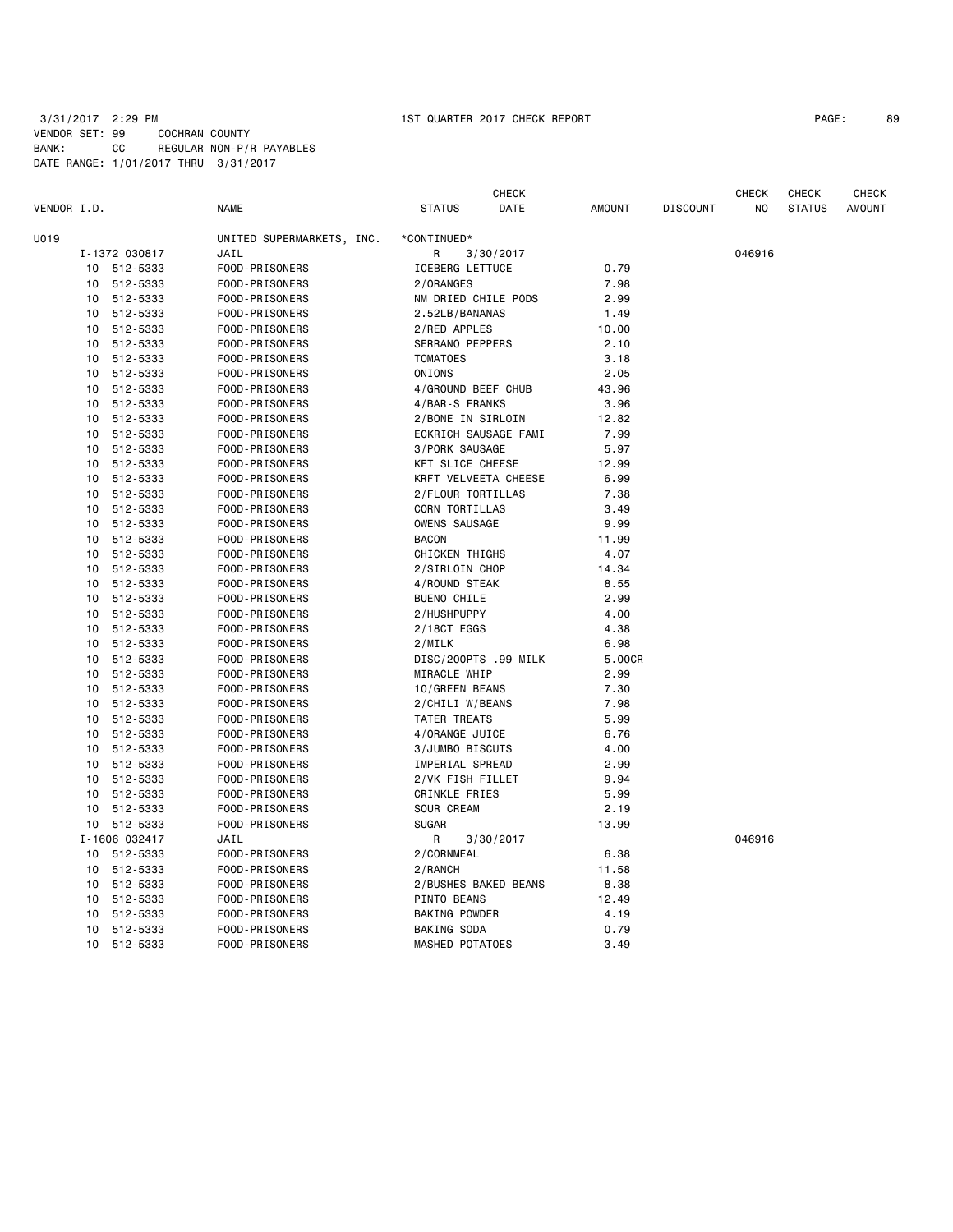3/31/2017 2:29 PM 1ST QUARTER 2017 CHECK REPORT

VENDOR SET: 99 COCHRAN COUNTY
BANK: CC REGULAR NON-P/R PAYABLES
DATE RANGE: 1/01/2017 THRU 3/31/2017

| VENDOR I.D. | | NAME | STATUS | CHECK DATE | AMOUNT | DISCOUNT | CHECK NO | CHECK STATUS | CHECK AMOUNT |
|---|---|---|---|---|---|---|---|---|---|
| U019 | | UNITED SUPERMARKETS, INC. | *CONTINUED* | | | | | | |
| | I-1372 030817 | JAIL | R | 3/30/2017 | | | 046916 | | |
| 10 | 512-5333 | FOOD-PRISONERS | ICEBERG LETTUCE | | 0.79 | | | | |
| 10 | 512-5333 | FOOD-PRISONERS | 2/ORANGES | | 7.98 | | | | |
| 10 | 512-5333 | FOOD-PRISONERS | NM DRIED CHILE PODS | | 2.99 | | | | |
| 10 | 512-5333 | FOOD-PRISONERS | 2.52LB/BANANAS | | 1.49 | | | | |
| 10 | 512-5333 | FOOD-PRISONERS | 2/RED APPLES | | 10.00 | | | | |
| 10 | 512-5333 | FOOD-PRISONERS | SERRANO PEPPERS | | 2.10 | | | | |
| 10 | 512-5333 | FOOD-PRISONERS | TOMATOES | | 3.18 | | | | |
| 10 | 512-5333 | FOOD-PRISONERS | ONIONS | | 2.05 | | | | |
| 10 | 512-5333 | FOOD-PRISONERS | 4/GROUND BEEF CHUB | | 43.96 | | | | |
| 10 | 512-5333 | FOOD-PRISONERS | 4/BAR-S FRANKS | | 3.96 | | | | |
| 10 | 512-5333 | FOOD-PRISONERS | 2/BONE IN SIRLOIN | | 12.82 | | | | |
| 10 | 512-5333 | FOOD-PRISONERS | ECKRICH SAUSAGE FAMI | | 7.99 | | | | |
| 10 | 512-5333 | FOOD-PRISONERS | 3/PORK SAUSAGE | | 5.97 | | | | |
| 10 | 512-5333 | FOOD-PRISONERS | KFT SLICE CHEESE | | 12.99 | | | | |
| 10 | 512-5333 | FOOD-PRISONERS | KRFT VELVEETA CHEESE | | 6.99 | | | | |
| 10 | 512-5333 | FOOD-PRISONERS | 2/FLOUR TORTILLAS | | 7.38 | | | | |
| 10 | 512-5333 | FOOD-PRISONERS | CORN TORTILLAS | | 3.49 | | | | |
| 10 | 512-5333 | FOOD-PRISONERS | OWENS SAUSAGE | | 9.99 | | | | |
| 10 | 512-5333 | FOOD-PRISONERS | BACON | | 11.99 | | | | |
| 10 | 512-5333 | FOOD-PRISONERS | CHICKEN THIGHS | | 4.07 | | | | |
| 10 | 512-5333 | FOOD-PRISONERS | 2/SIRLOIN CHOP | | 14.34 | | | | |
| 10 | 512-5333 | FOOD-PRISONERS | 4/ROUND STEAK | | 8.55 | | | | |
| 10 | 512-5333 | FOOD-PRISONERS | BUENO CHILE | | 2.99 | | | | |
| 10 | 512-5333 | FOOD-PRISONERS | 2/HUSHPUPPY | | 4.00 | | | | |
| 10 | 512-5333 | FOOD-PRISONERS | 2/18CT EGGS | | 4.38 | | | | |
| 10 | 512-5333 | FOOD-PRISONERS | 2/MILK | | 6.98 | | | | |
| 10 | 512-5333 | FOOD-PRISONERS | DISC/200PTS .99 MILK | | 5.00CR | | | | |
| 10 | 512-5333 | FOOD-PRISONERS | MIRACLE WHIP | | 2.99 | | | | |
| 10 | 512-5333 | FOOD-PRISONERS | 10/GREEN BEANS | | 7.30 | | | | |
| 10 | 512-5333 | FOOD-PRISONERS | 2/CHILI W/BEANS | | 7.98 | | | | |
| 10 | 512-5333 | FOOD-PRISONERS | TATER TREATS | | 5.99 | | | | |
| 10 | 512-5333 | FOOD-PRISONERS | 4/ORANGE JUICE | | 6.76 | | | | |
| 10 | 512-5333 | FOOD-PRISONERS | 3/JUMBO BISCUTS | | 4.00 | | | | |
| 10 | 512-5333 | FOOD-PRISONERS | IMPERIAL SPREAD | | 2.99 | | | | |
| 10 | 512-5333 | FOOD-PRISONERS | 2/VK FISH FILLET | | 9.94 | | | | |
| 10 | 512-5333 | FOOD-PRISONERS | CRINKLE FRIES | | 5.99 | | | | |
| 10 | 512-5333 | FOOD-PRISONERS | SOUR CREAM | | 2.19 | | | | |
| 10 | 512-5333 | FOOD-PRISONERS | SUGAR | | 13.99 | | | | |
| | I-1606 032417 | JAIL | R | 3/30/2017 | | | 046916 | | |
| 10 | 512-5333 | FOOD-PRISONERS | 2/CORNMEAL | | 6.38 | | | | |
| 10 | 512-5333 | FOOD-PRISONERS | 2/RANCH | | 11.58 | | | | |
| 10 | 512-5333 | FOOD-PRISONERS | 2/BUSHES BAKED BEANS | | 8.38 | | | | |
| 10 | 512-5333 | FOOD-PRISONERS | PINTO BEANS | | 12.49 | | | | |
| 10 | 512-5333 | FOOD-PRISONERS | BAKING POWDER | | 4.19 | | | | |
| 10 | 512-5333 | FOOD-PRISONERS | BAKING SODA | | 0.79 | | | | |
| 10 | 512-5333 | FOOD-PRISONERS | MASHED POTATOES | | 3.49 | | | | |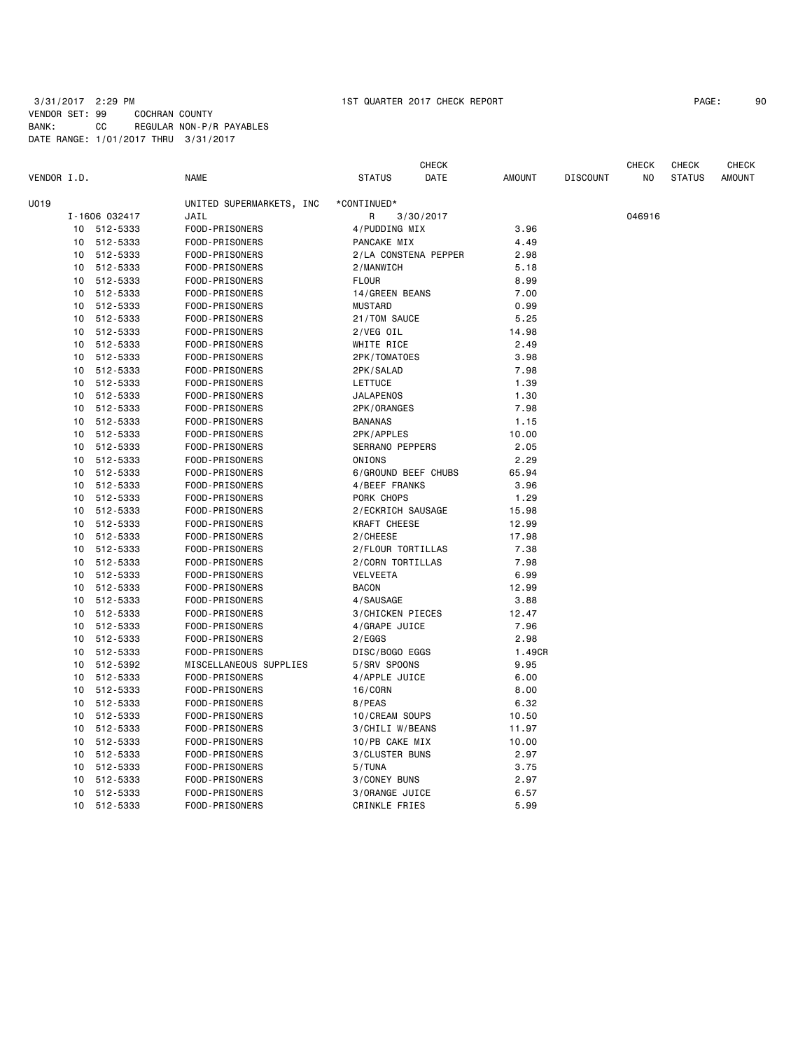3/31/2017 2:29 PM 1ST QUARTER 2017 CHECK REPORT

VENDOR SET: 99 COCHRAN COUNTY
BANK: CC REGULAR NON-P/R PAYABLES
DATE RANGE: 1/01/2017 THRU 3/31/2017

| VENDOR I.D. | | NAME | STATUS | CHECK DATE | AMOUNT | DISCOUNT | CHECK NO | CHECK STATUS | CHECK AMOUNT |
|---|---|---|---|---|---|---|---|---|---|
| U019 | | UNITED SUPERMARKETS, INC | *CONTINUED* | | | | | | |
| I-1606 032417 | | JAIL | R | 3/30/2017 | | | 046916 | | |
| 10 | 512-5333 | FOOD-PRISONERS | 4/PUDDING MIX | | 3.96 | | | | |
| 10 | 512-5333 | FOOD-PRISONERS | PANCAKE MIX | | 4.49 | | | | |
| 10 | 512-5333 | FOOD-PRISONERS | 2/LA CONSTENA PEPPER | | 2.98 | | | | |
| 10 | 512-5333 | FOOD-PRISONERS | 2/MANWICH | | 5.18 | | | | |
| 10 | 512-5333 | FOOD-PRISONERS | FLOUR | | 8.99 | | | | |
| 10 | 512-5333 | FOOD-PRISONERS | 14/GREEN BEANS | | 7.00 | | | | |
| 10 | 512-5333 | FOOD-PRISONERS | MUSTARD | | 0.99 | | | | |
| 10 | 512-5333 | FOOD-PRISONERS | 21/TOM SAUCE | | 5.25 | | | | |
| 10 | 512-5333 | FOOD-PRISONERS | 2/VEG OIL | | 14.98 | | | | |
| 10 | 512-5333 | FOOD-PRISONERS | WHITE RICE | | 2.49 | | | | |
| 10 | 512-5333 | FOOD-PRISONERS | 2PK/TOMATOES | | 3.98 | | | | |
| 10 | 512-5333 | FOOD-PRISONERS | 2PK/SALAD | | 7.98 | | | | |
| 10 | 512-5333 | FOOD-PRISONERS | LETTUCE | | 1.39 | | | | |
| 10 | 512-5333 | FOOD-PRISONERS | JALAPENOS | | 1.30 | | | | |
| 10 | 512-5333 | FOOD-PRISONERS | 2PK/ORANGES | | 7.98 | | | | |
| 10 | 512-5333 | FOOD-PRISONERS | BANANAS | | 1.15 | | | | |
| 10 | 512-5333 | FOOD-PRISONERS | 2PK/APPLES | | 10.00 | | | | |
| 10 | 512-5333 | FOOD-PRISONERS | SERRANO PEPPERS | | 2.05 | | | | |
| 10 | 512-5333 | FOOD-PRISONERS | ONIONS | | 2.29 | | | | |
| 10 | 512-5333 | FOOD-PRISONERS | 6/GROUND BEEF CHUBS | | 65.94 | | | | |
| 10 | 512-5333 | FOOD-PRISONERS | 4/BEEF FRANKS | | 3.96 | | | | |
| 10 | 512-5333 | FOOD-PRISONERS | PORK CHOPS | | 1.29 | | | | |
| 10 | 512-5333 | FOOD-PRISONERS | 2/ECKRICH SAUSAGE | | 15.98 | | | | |
| 10 | 512-5333 | FOOD-PRISONERS | KRAFT CHEESE | | 12.99 | | | | |
| 10 | 512-5333 | FOOD-PRISONERS | 2/CHEESE | | 17.98 | | | | |
| 10 | 512-5333 | FOOD-PRISONERS | 2/FLOUR TORTILLAS | | 7.38 | | | | |
| 10 | 512-5333 | FOOD-PRISONERS | 2/CORN TORTILLAS | | 7.98 | | | | |
| 10 | 512-5333 | FOOD-PRISONERS | VELVEETA | | 6.99 | | | | |
| 10 | 512-5333 | FOOD-PRISONERS | BACON | | 12.99 | | | | |
| 10 | 512-5333 | FOOD-PRISONERS | 4/SAUSAGE | | 3.88 | | | | |
| 10 | 512-5333 | FOOD-PRISONERS | 3/CHICKEN PIECES | | 12.47 | | | | |
| 10 | 512-5333 | FOOD-PRISONERS | 4/GRAPE JUICE | | 7.96 | | | | |
| 10 | 512-5333 | FOOD-PRISONERS | 2/EGGS | | 2.98 | | | | |
| 10 | 512-5333 | FOOD-PRISONERS | DISC/BOGO EGGS | | 1.49CR | | | | |
| 10 | 512-5392 | MISCELLANEOUS SUPPLIES | 5/SRV SPOONS | | 9.95 | | | | |
| 10 | 512-5333 | FOOD-PRISONERS | 4/APPLE JUICE | | 6.00 | | | | |
| 10 | 512-5333 | FOOD-PRISONERS | 16/CORN | | 8.00 | | | | |
| 10 | 512-5333 | FOOD-PRISONERS | 8/PEAS | | 6.32 | | | | |
| 10 | 512-5333 | FOOD-PRISONERS | 10/CREAM SOUPS | | 10.50 | | | | |
| 10 | 512-5333 | FOOD-PRISONERS | 3/CHILI W/BEANS | | 11.97 | | | | |
| 10 | 512-5333 | FOOD-PRISONERS | 10/PB CAKE MIX | | 10.00 | | | | |
| 10 | 512-5333 | FOOD-PRISONERS | 3/CLUSTER BUNS | | 2.97 | | | | |
| 10 | 512-5333 | FOOD-PRISONERS | 5/TUNA | | 3.75 | | | | |
| 10 | 512-5333 | FOOD-PRISONERS | 3/CONEY BUNS | | 2.97 | | | | |
| 10 | 512-5333 | FOOD-PRISONERS | 3/ORANGE JUICE | | 6.57 | | | | |
| 10 | 512-5333 | FOOD-PRISONERS | CRINKLE FRIES | | 5.99 | | | | |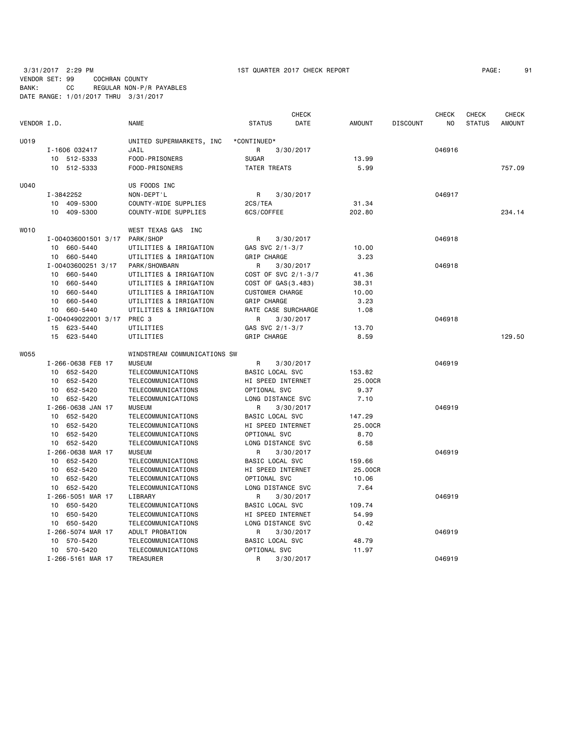3/31/2017 2:29 PM 1ST QUARTER 2017 CHECK REPORT PAGE: 91
VENDOR SET: 99 COCHRAN COUNTY
BANK: CC REGULAR NON-P/R PAYABLES
DATE RANGE: 1/01/2017 THRU 3/31/2017

| VENDOR I.D. | NAME | STATUS | CHECK DATE | AMOUNT | DISCOUNT | CHECK NO | CHECK STATUS | CHECK AMOUNT |
|---|---|---|---|---|---|---|---|---|
| U019 | UNITED SUPERMARKETS, INC | *CONTINUED* | | | | | | |
| I-1606 032417 | JAIL | R | 3/30/2017 | | | 046916 | | |
| 10 512-5333 | FOOD-PRISONERS | SUGAR | | 13.99 | | | | |
| 10 512-5333 | FOOD-PRISONERS | TATER TREATS | | 5.99 | | | | 757.09 |
| U040 | US FOODS INC | | | | | | | |
| I-3842252 | NON-DEPT'L | R | 3/30/2017 | | | 046917 | | |
| 10 409-5300 | COUNTY-WIDE SUPPLIES | 2CS/TEA | | 31.34 | | | | |
| 10 409-5300 | COUNTY-WIDE SUPPLIES | 6CS/COFFEE | | 202.80 | | | | 234.14 |
| W010 | WEST TEXAS GAS INC | | | | | | | |
| I-004036001501 3/17 | PARK/SHOP | R | 3/30/2017 | | | 046918 | | |
| 10 660-5440 | UTILITIES & IRRIGATION | GAS SVC 2/1-3/7 | | 10.00 | | | | |
| 10 660-5440 | UTILITIES & IRRIGATION | GRIP CHARGE | | 3.23 | | | | |
| I-00403600251 3/17 | PARK/SHOWBARN | R | 3/30/2017 | | | 046918 | | |
| 10 660-5440 | UTILITIES & IRRIGATION | COST OF SVC 2/1-3/7 | | 41.36 | | | | |
| 10 660-5440 | UTILITIES & IRRIGATION | COST OF GAS(3.483) | | 38.31 | | | | |
| 10 660-5440 | UTILITIES & IRRIGATION | CUSTOMER CHARGE | | 10.00 | | | | |
| 10 660-5440 | UTILITIES & IRRIGATION | GRIP CHARGE | | 3.23 | | | | |
| 10 660-5440 | UTILITIES & IRRIGATION | RATE CASE SURCHARGE | | 1.08 | | | | |
| I-004049022001 3/17 | PREC 3 | R | 3/30/2017 | | | 046918 | | |
| 15 623-5440 | UTILITIES | GAS SVC 2/1-3/7 | | 13.70 | | | | |
| 15 623-5440 | UTILITIES | GRIP CHARGE | | 8.59 | | | | 129.50 |
| W055 | WINDSTREAM COMMUNICATIONS SW | | | | | | | |
| I-266-0638 FEB 17 | MUSEUM | R | 3/30/2017 | | | 046919 | | |
| 10 652-5420 | TELECOMMUNICATIONS | BASIC LOCAL SVC | | 153.82 | | | | |
| 10 652-5420 | TELECOMMUNICATIONS | HI SPEED INTERNET | | 25.00CR | | | | |
| 10 652-5420 | TELECOMMUNICATIONS | OPTIONAL SVC | | 9.37 | | | | |
| 10 652-5420 | TELECOMMUNICATIONS | LONG DISTANCE SVC | | 7.10 | | | | |
| I-266-0638 JAN 17 | MUSEUM | R | 3/30/2017 | | | 046919 | | |
| 10 652-5420 | TELECOMMUNICATIONS | BASIC LOCAL SVC | | 147.29 | | | | |
| 10 652-5420 | TELECOMMUNICATIONS | HI SPEED INTERNET | | 25.00CR | | | | |
| 10 652-5420 | TELECOMMUNICATIONS | OPTIONAL SVC | | 8.70 | | | | |
| 10 652-5420 | TELECOMMUNICATIONS | LONG DISTANCE SVC | | 6.58 | | | | |
| I-266-0638 MAR 17 | MUSEUM | R | 3/30/2017 | | | 046919 | | |
| 10 652-5420 | TELECOMMUNICATIONS | BASIC LOCAL SVC | | 159.66 | | | | |
| 10 652-5420 | TELECOMMUNICATIONS | HI SPEED INTERNET | | 25.00CR | | | | |
| 10 652-5420 | TELECOMMUNICATIONS | OPTIONAL SVC | | 10.06 | | | | |
| 10 652-5420 | TELECOMMUNICATIONS | LONG DISTANCE SVC | | 7.64 | | | | |
| I-266-5051 MAR 17 | LIBRARY | R | 3/30/2017 | | | 046919 | | |
| 10 650-5420 | TELECOMMUNICATIONS | BASIC LOCAL SVC | | 109.74 | | | | |
| 10 650-5420 | TELECOMMUNICATIONS | HI SPEED INTERNET | | 54.99 | | | | |
| 10 650-5420 | TELECOMMUNICATIONS | LONG DISTANCE SVC | | 0.42 | | | | |
| I-266-5074 MAR 17 | ADULT PROBATION | R | 3/30/2017 | | | 046919 | | |
| 10 570-5420 | TELECOMMUNICATIONS | BASIC LOCAL SVC | | 48.79 | | | | |
| 10 570-5420 | TELECOMMUNICATIONS | OPTIONAL SVC | | 11.97 | | | | |
| I-266-5161 MAR 17 | TREASURER | R | 3/30/2017 | | | 046919 | | |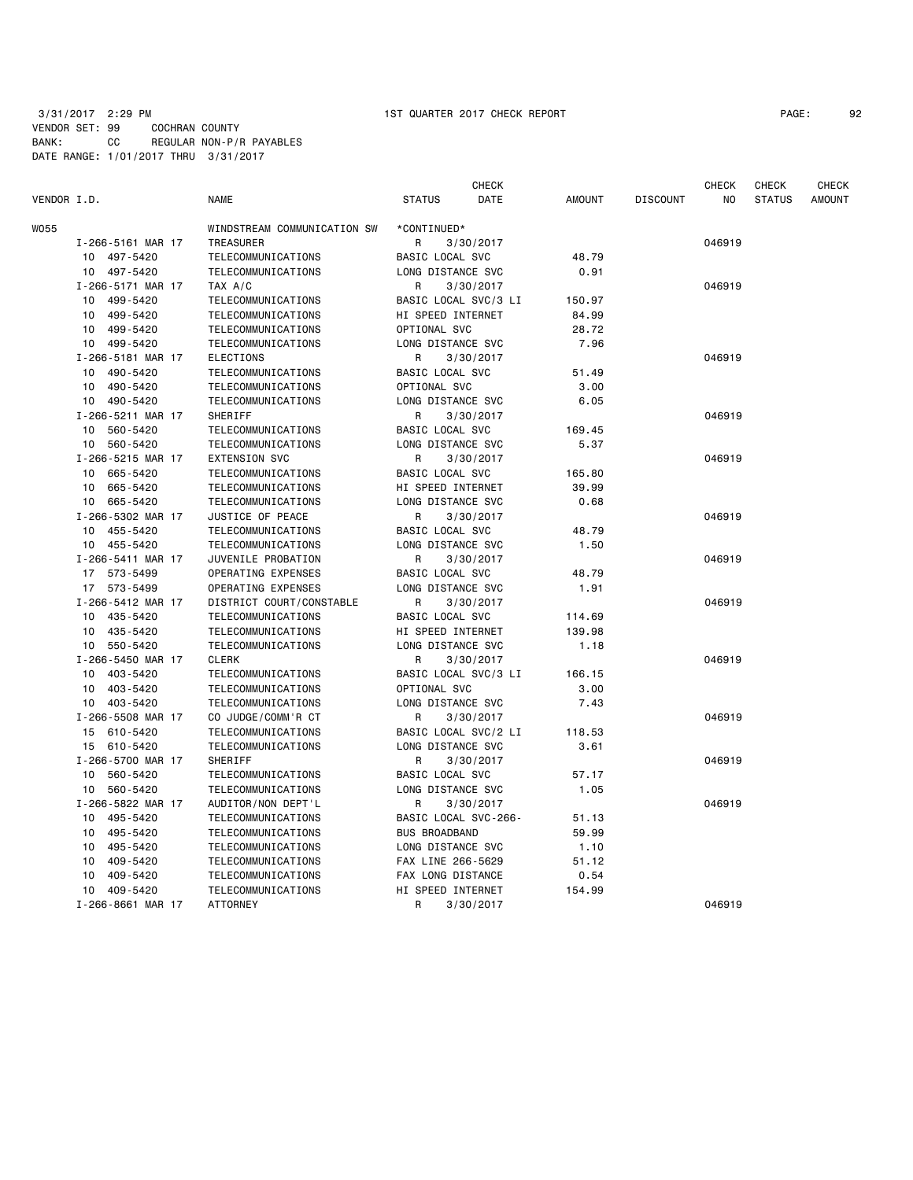3/31/2017 2:29 PM 1ST QUARTER 2017 CHECK REPORT

VENDOR SET: 99 COCHRAN COUNTY
BANK: CC REGULAR NON-P/R PAYABLES
DATE RANGE: 1/01/2017 THRU 3/31/2017

| VENDOR I.D. | NAME | STATUS | CHECK DATE | AMOUNT | DISCOUNT | CHECK NO | CHECK STATUS | CHECK AMOUNT |
|---|---|---|---|---|---|---|---|---|
| W055 | WINDSTREAM COMMUNICATION SW | *CONTINUED* | | | | | | |
| I-266-5161 MAR 17 | TREASURER | R | 3/30/2017 | | | 046919 | | |
| 10 497-5420 | TELECOMMUNICATIONS | BASIC LOCAL SVC | | 48.79 | | | | |
| 10 497-5420 | TELECOMMUNICATIONS | LONG DISTANCE SVC | | 0.91 | | | | |
| I-266-5171 MAR 17 | TAX A/C | R | 3/30/2017 | | | 046919 | | |
| 10 499-5420 | TELECOMMUNICATIONS | BASIC LOCAL SVC/3 LI | | 150.97 | | | | |
| 10 499-5420 | TELECOMMUNICATIONS | HI SPEED INTERNET | | 84.99 | | | | |
| 10 499-5420 | TELECOMMUNICATIONS | OPTIONAL SVC | | 28.72 | | | | |
| 10 499-5420 | TELECOMMUNICATIONS | LONG DISTANCE SVC | | 7.96 | | | | |
| I-266-5181 MAR 17 | ELECTIONS | R | 3/30/2017 | | | 046919 | | |
| 10 490-5420 | TELECOMMUNICATIONS | BASIC LOCAL SVC | | 51.49 | | | | |
| 10 490-5420 | TELECOMMUNICATIONS | OPTIONAL SVC | | 3.00 | | | | |
| 10 490-5420 | TELECOMMUNICATIONS | LONG DISTANCE SVC | | 6.05 | | | | |
| I-266-5211 MAR 17 | SHERIFF | R | 3/30/2017 | | | 046919 | | |
| 10 560-5420 | TELECOMMUNICATIONS | BASIC LOCAL SVC | | 169.45 | | | | |
| 10 560-5420 | TELECOMMUNICATIONS | LONG DISTANCE SVC | | 5.37 | | | | |
| I-266-5215 MAR 17 | EXTENSION SVC | R | 3/30/2017 | | | 046919 | | |
| 10 665-5420 | TELECOMMUNICATIONS | BASIC LOCAL SVC | | 165.80 | | | | |
| 10 665-5420 | TELECOMMUNICATIONS | HI SPEED INTERNET | | 39.99 | | | | |
| 10 665-5420 | TELECOMMUNICATIONS | LONG DISTANCE SVC | | 0.68 | | | | |
| I-266-5302 MAR 17 | JUSTICE OF PEACE | R | 3/30/2017 | | | 046919 | | |
| 10 455-5420 | TELECOMMUNICATIONS | BASIC LOCAL SVC | | 48.79 | | | | |
| 10 455-5420 | TELECOMMUNICATIONS | LONG DISTANCE SVC | | 1.50 | | | | |
| I-266-5411 MAR 17 | JUVENILE PROBATION | R | 3/30/2017 | | | 046919 | | |
| 17 573-5499 | OPERATING EXPENSES | BASIC LOCAL SVC | | 48.79 | | | | |
| 17 573-5499 | OPERATING EXPENSES | LONG DISTANCE SVC | | 1.91 | | | | |
| I-266-5412 MAR 17 | DISTRICT COURT/CONSTABLE | R | 3/30/2017 | | | 046919 | | |
| 10 435-5420 | TELECOMMUNICATIONS | BASIC LOCAL SVC | | 114.69 | | | | |
| 10 435-5420 | TELECOMMUNICATIONS | HI SPEED INTERNET | | 139.98 | | | | |
| 10 550-5420 | TELECOMMUNICATIONS | LONG DISTANCE SVC | | 1.18 | | | | |
| I-266-5450 MAR 17 | CLERK | R | 3/30/2017 | | | 046919 | | |
| 10 403-5420 | TELECOMMUNICATIONS | BASIC LOCAL SVC/3 LI | | 166.15 | | | | |
| 10 403-5420 | TELECOMMUNICATIONS | OPTIONAL SVC | | 3.00 | | | | |
| 10 403-5420 | TELECOMMUNICATIONS | LONG DISTANCE SVC | | 7.43 | | | | |
| I-266-5508 MAR 17 | CO JUDGE/COMM'R CT | R | 3/30/2017 | | | 046919 | | |
| 15 610-5420 | TELECOMMUNICATIONS | BASIC LOCAL SVC/2 LI | | 118.53 | | | | |
| 15 610-5420 | TELECOMMUNICATIONS | LONG DISTANCE SVC | | 3.61 | | | | |
| I-266-5700 MAR 17 | SHERIFF | R | 3/30/2017 | | | 046919 | | |
| 10 560-5420 | TELECOMMUNICATIONS | BASIC LOCAL SVC | | 57.17 | | | | |
| 10 560-5420 | TELECOMMUNICATIONS | LONG DISTANCE SVC | | 1.05 | | | | |
| I-266-5822 MAR 17 | AUDITOR/NON DEPT'L | R | 3/30/2017 | | | 046919 | | |
| 10 495-5420 | TELECOMMUNICATIONS | BASIC LOCAL SVC-266- | | 51.13 | | | | |
| 10 495-5420 | TELECOMMUNICATIONS | BUS BROADBAND | | 59.99 | | | | |
| 10 495-5420 | TELECOMMUNICATIONS | LONG DISTANCE SVC | | 1.10 | | | | |
| 10 409-5420 | TELECOMMUNICATIONS | FAX LINE 266-5629 | | 51.12 | | | | |
| 10 409-5420 | TELECOMMUNICATIONS | FAX LONG DISTANCE | | 0.54 | | | | |
| 10 409-5420 | TELECOMMUNICATIONS | HI SPEED INTERNET | | 154.99 | | | | |
| I-266-8661 MAR 17 | ATTORNEY | R | 3/30/2017 | | | 046919 | | |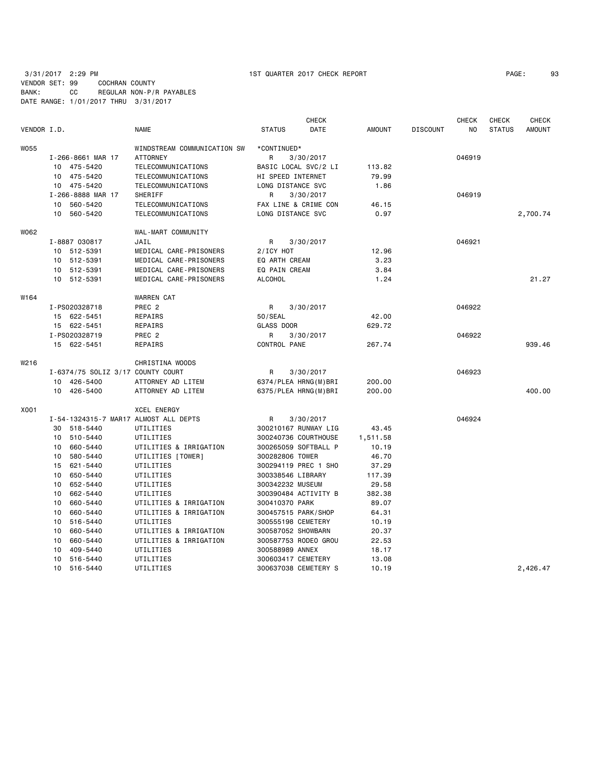3/31/2017 2:29 PM 1ST QUARTER 2017 CHECK REPORT

VENDOR SET: 99 COCHRAN COUNTY
BANK: CC REGULAR NON-P/R PAYABLES
DATE RANGE: 1/01/2017 THRU 3/31/2017

| VENDOR I.D. | | NAME | STATUS | CHECK DATE | AMOUNT | DISCOUNT | CHECK NO | CHECK STATUS | CHECK AMOUNT |
|---|---|---|---|---|---|---|---|---|---|
| W055 | | WINDSTREAM COMMUNICATION SW | *CONTINUED* | | | | | | |
| | I-266-8661 MAR 17 | ATTORNEY | R | 3/30/2017 | | | 046919 | | |
| | 10 475-5420 | TELECOMMUNICATIONS | BASIC LOCAL SVC/2 LI | | 113.82 | | | | |
| | 10 475-5420 | TELECOMMUNICATIONS | HI SPEED INTERNET | | 79.99 | | | | |
| | 10 475-5420 | TELECOMMUNICATIONS | LONG DISTANCE SVC | | 1.86 | | | | |
| | I-266-8888 MAR 17 | SHERIFF | R | 3/30/2017 | | | 046919 | | |
| | 10 560-5420 | TELECOMMUNICATIONS | FAX LINE & CRIME CON | | 46.15 | | | | |
| | 10 560-5420 | TELECOMMUNICATIONS | LONG DISTANCE SVC | | 0.97 | | | | 2,700.74 |
| W062 | | WAL-MART COMMUNITY | | | | | | | |
| | I-8887 030817 | JAIL | R | 3/30/2017 | | | 046921 | | |
| | 10 512-5391 | MEDICAL CARE-PRISONERS | 2/ICY HOT | | 12.96 | | | | |
| | 10 512-5391 | MEDICAL CARE-PRISONERS | EQ ARTH CREAM | | 3.23 | | | | |
| | 10 512-5391 | MEDICAL CARE-PRISONERS | EQ PAIN CREAM | | 3.84 | | | | |
| | 10 512-5391 | MEDICAL CARE-PRISONERS | ALCOHOL | | 1.24 | | | | 21.27 |
| W164 | | WARREN CAT | | | | | | | |
| | I-PS020328718 | PREC 2 | R | 3/30/2017 | | | 046922 | | |
| | 15 622-5451 | REPAIRS | 50/SEAL | | 42.00 | | | | |
| | 15 622-5451 | REPAIRS | GLASS DOOR | | 629.72 | | | | |
| | I-PS020328719 | PREC 2 | R | 3/30/2017 | | | 046922 | | |
| | 15 622-5451 | REPAIRS | CONTROL PANE | | 267.74 | | | | 939.46 |
| W216 | | CHRISTINA WOODS | | | | | | | |
| | I-6374/75 SOLIZ 3/17 | COUNTY COURT | R | 3/30/2017 | | | 046923 | | |
| | 10 426-5400 | ATTORNEY AD LITEM | 6374/PLEA HRNG(M)BRI | | 200.00 | | | | |
| | 10 426-5400 | ATTORNEY AD LITEM | 6375/PLEA HRNG(M)BRI | | 200.00 | | | | 400.00 |
| X001 | | XCEL ENERGY | | | | | | | |
| | I-54-1324315-7 MAR17 | ALMOST ALL DEPTS | R | 3/30/2017 | | | 046924 | | |
| | 30 518-5440 | UTILITIES | 300210167 RUNWAY LIG | | 43.45 | | | | |
| | 10 510-5440 | UTILITIES | 300240736 COURTHOUSE | | 1,511.58 | | | | |
| | 10 660-5440 | UTILITIES & IRRIGATION | 300265059 SOFTBALL P | | 10.19 | | | | |
| | 10 580-5440 | UTILITIES [TOWER] | 300282806 TOWER | | 46.70 | | | | |
| | 15 621-5440 | UTILITIES | 300294119 PREC 1 SHO | | 37.29 | | | | |
| | 10 650-5440 | UTILITIES | 300338546 LIBRARY | | 117.39 | | | | |
| | 10 652-5440 | UTILITIES | 300342232 MUSEUM | | 29.58 | | | | |
| | 10 662-5440 | UTILITIES | 300390484 ACTIVITY B | | 382.38 | | | | |
| | 10 660-5440 | UTILITIES & IRRIGATION | 300410370 PARK | | 89.07 | | | | |
| | 10 660-5440 | UTILITIES & IRRIGATION | 300457515 PARK/SHOP | | 64.31 | | | | |
| | 10 516-5440 | UTILITIES | 300555198 CEMETERY | | 10.19 | | | | |
| | 10 660-5440 | UTILITIES & IRRIGATION | 300587052 SHOWBARN | | 20.37 | | | | |
| | 10 660-5440 | UTILITIES & IRRIGATION | 300587753 RODEO GROU | | 22.53 | | | | |
| | 10 409-5440 | UTILITIES | 300588989 ANNEX | | 18.17 | | | | |
| | 10 516-5440 | UTILITIES | 300603417 CEMETERY | | 13.08 | | | | |
| | 10 516-5440 | UTILITIES | 300637038 CEMETERY S | | 10.19 | | | | 2,426.47 |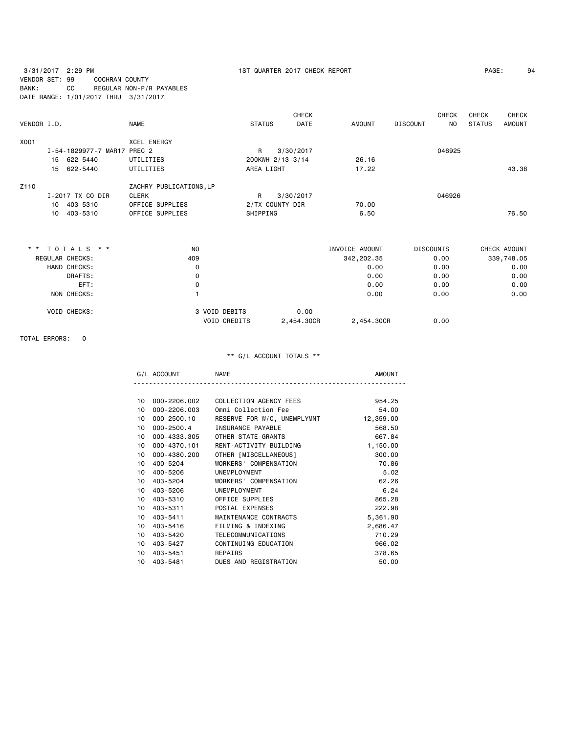3/31/2017 2:29 PM 1ST QUARTER 2017 CHECK REPORT

VENDOR SET: 99 COCHRAN COUNTY
BANK: CC REGULAR NON-P/R PAYABLES
DATE RANGE: 1/01/2017 THRU 3/31/2017

| VENDOR I.D. | NAME | STATUS | CHECK DATE | AMOUNT | DISCOUNT | CHECK NO | CHECK STATUS | CHECK AMOUNT |
|---|---|---|---|---|---|---|---|---|
| X001 | XCEL ENERGY | | | | | | | |
| I-54-1829977-7 MAR17 PREC 2 | | R | 3/30/2017 | | | 046925 | | |
| 15 622-5440 | UTILITIES | 200KWH 2/13-3/14 | | 26.16 | | | | |
| 15 622-5440 | UTILITIES | AREA LIGHT | | 17.22 | | | | 43.38 |
| Z110 | ZACHRY PUBLICATIONS,LP | | | | | | | |
| I-2017 TX CO DIR | CLERK | R | 3/30/2017 | | | 046926 | | |
| 10 403-5310 | OFFICE SUPPLIES | 2/TX COUNTY DIR | | 70.00 | | | | |
| 10 403-5310 | OFFICE SUPPLIES | SHIPPING | | 6.50 | | | | 76.50 |

| * * TOTALS * * | NO | | | INVOICE AMOUNT | DISCOUNTS | CHECK AMOUNT |
|---|---|---|---|---|---|---|
| REGULAR CHECKS: | 409 | | | 342,202.35 | 0.00 | 339,748.05 |
| HAND CHECKS: | 0 | | | 0.00 | 0.00 | 0.00 |
| DRAFTS: | 0 | | | 0.00 | 0.00 | 0.00 |
| EFT: | 0 | | | 0.00 | 0.00 | 0.00 |
| NON CHECKS: | 1 | | | 0.00 | 0.00 | 0.00 |
| VOID CHECKS: | 3 | VOID DEBITS | 0.00 | | | |
| | | VOID CREDITS | 2,454.30CR | 2,454.30CR | 0.00 | |

TOTAL ERRORS: 0

** G/L ACCOUNT TOTALS **

| G/L ACCOUNT | | NAME | AMOUNT |
|---|---|---|---|
| 10 | 000-2206.002 | COLLECTION AGENCY FEES | 954.25 |
| 10 | 000-2206.003 | Omni Collection Fee | 54.00 |
| 10 | 000-2500.10 | RESERVE FOR W/C, UNEMPLYMNT | 12,359.00 |
| 10 | 000-2500.4 | INSURANCE PAYABLE | 568.50 |
| 10 | 000-4333.305 | OTHER STATE GRANTS | 667.84 |
| 10 | 000-4370.101 | RENT-ACTIVITY BUILDING | 1,150.00 |
| 10 | 000-4380.200 | OTHER [MISCELLANEOUS] | 300.00 |
| 10 | 400-5204 | WORKERS' COMPENSATION | 70.86 |
| 10 | 400-5206 | UNEMPLOYMENT | 5.02 |
| 10 | 403-5204 | WORKERS' COMPENSATION | 62.26 |
| 10 | 403-5206 | UNEMPLOYMENT | 6.24 |
| 10 | 403-5310 | OFFICE SUPPLIES | 865.28 |
| 10 | 403-5311 | POSTAL EXPENSES | 222.98 |
| 10 | 403-5411 | MAINTENANCE CONTRACTS | 5,361.90 |
| 10 | 403-5416 | FILMING & INDEXING | 2,686.47 |
| 10 | 403-5420 | TELECOMMUNICATIONS | 710.29 |
| 10 | 403-5427 | CONTINUING EDUCATION | 966.02 |
| 10 | 403-5451 | REPAIRS | 378.65 |
| 10 | 403-5481 | DUES AND REGISTRATION | 50.00 |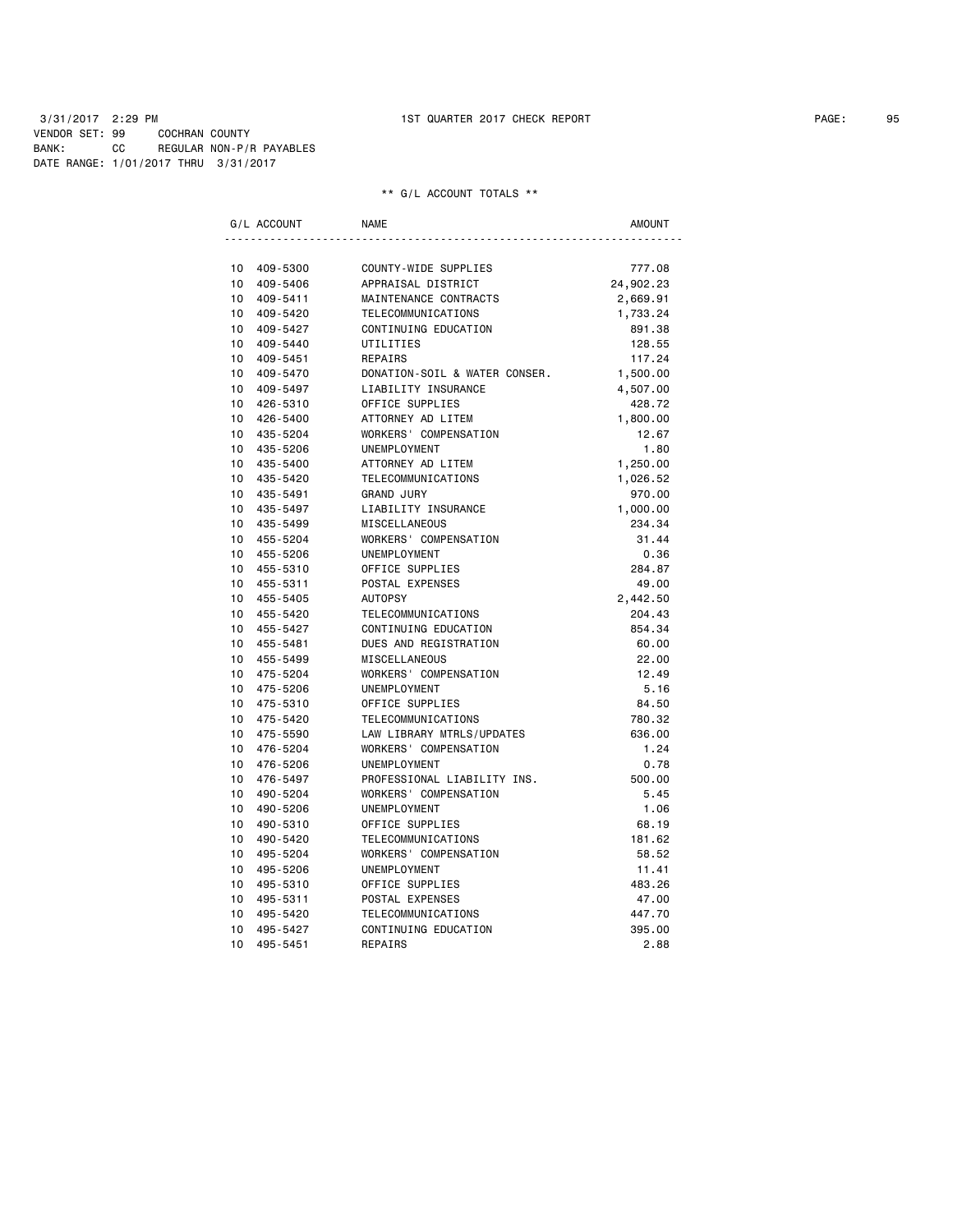3/31/2017 2:29 PM 1ST QUARTER 2017 CHECK REPORT PAGE: 95

VENDOR SET: 99 COCHRAN COUNTY

BANK: CC REGULAR NON-P/R PAYABLES

DATE RANGE: 1/01/2017 THRU 3/31/2017

** G/L ACCOUNT TOTALS **

| G/L ACCOUNT | NAME | AMOUNT |
|---|---|---|
| 10 409-5300 | COUNTY-WIDE SUPPLIES | 777.08 |
| 10 409-5406 | APPRAISAL DISTRICT | 24,902.23 |
| 10 409-5411 | MAINTENANCE CONTRACTS | 2,669.91 |
| 10 409-5420 | TELECOMMUNICATIONS | 1,733.24 |
| 10 409-5427 | CONTINUING EDUCATION | 891.38 |
| 10 409-5440 | UTILITIES | 128.55 |
| 10 409-5451 | REPAIRS | 117.24 |
| 10 409-5470 | DONATION-SOIL & WATER CONSER. | 1,500.00 |
| 10 409-5497 | LIABILITY INSURANCE | 4,507.00 |
| 10 426-5310 | OFFICE SUPPLIES | 428.72 |
| 10 426-5400 | ATTORNEY AD LITEM | 1,800.00 |
| 10 435-5204 | WORKERS' COMPENSATION | 12.67 |
| 10 435-5206 | UNEMPLOYMENT | 1.80 |
| 10 435-5400 | ATTORNEY AD LITEM | 1,250.00 |
| 10 435-5420 | TELECOMMUNICATIONS | 1,026.52 |
| 10 435-5491 | GRAND JURY | 970.00 |
| 10 435-5497 | LIABILITY INSURANCE | 1,000.00 |
| 10 435-5499 | MISCELLANEOUS | 234.34 |
| 10 455-5204 | WORKERS' COMPENSATION | 31.44 |
| 10 455-5206 | UNEMPLOYMENT | 0.36 |
| 10 455-5310 | OFFICE SUPPLIES | 284.87 |
| 10 455-5311 | POSTAL EXPENSES | 49.00 |
| 10 455-5405 | AUTOPSY | 2,442.50 |
| 10 455-5420 | TELECOMMUNICATIONS | 204.43 |
| 10 455-5427 | CONTINUING EDUCATION | 854.34 |
| 10 455-5481 | DUES AND REGISTRATION | 60.00 |
| 10 455-5499 | MISCELLANEOUS | 22.00 |
| 10 475-5204 | WORKERS' COMPENSATION | 12.49 |
| 10 475-5206 | UNEMPLOYMENT | 5.16 |
| 10 475-5310 | OFFICE SUPPLIES | 84.50 |
| 10 475-5420 | TELECOMMUNICATIONS | 780.32 |
| 10 475-5590 | LAW LIBRARY MTRLS/UPDATES | 636.00 |
| 10 476-5204 | WORKERS' COMPENSATION | 1.24 |
| 10 476-5206 | UNEMPLOYMENT | 0.78 |
| 10 476-5497 | PROFESSIONAL LIABILITY INS. | 500.00 |
| 10 490-5204 | WORKERS' COMPENSATION | 5.45 |
| 10 490-5206 | UNEMPLOYMENT | 1.06 |
| 10 490-5310 | OFFICE SUPPLIES | 68.19 |
| 10 490-5420 | TELECOMMUNICATIONS | 181.62 |
| 10 495-5204 | WORKERS' COMPENSATION | 58.52 |
| 10 495-5206 | UNEMPLOYMENT | 11.41 |
| 10 495-5310 | OFFICE SUPPLIES | 483.26 |
| 10 495-5311 | POSTAL EXPENSES | 47.00 |
| 10 495-5420 | TELECOMMUNICATIONS | 447.70 |
| 10 495-5427 | CONTINUING EDUCATION | 395.00 |
| 10 495-5451 | REPAIRS | 2.88 |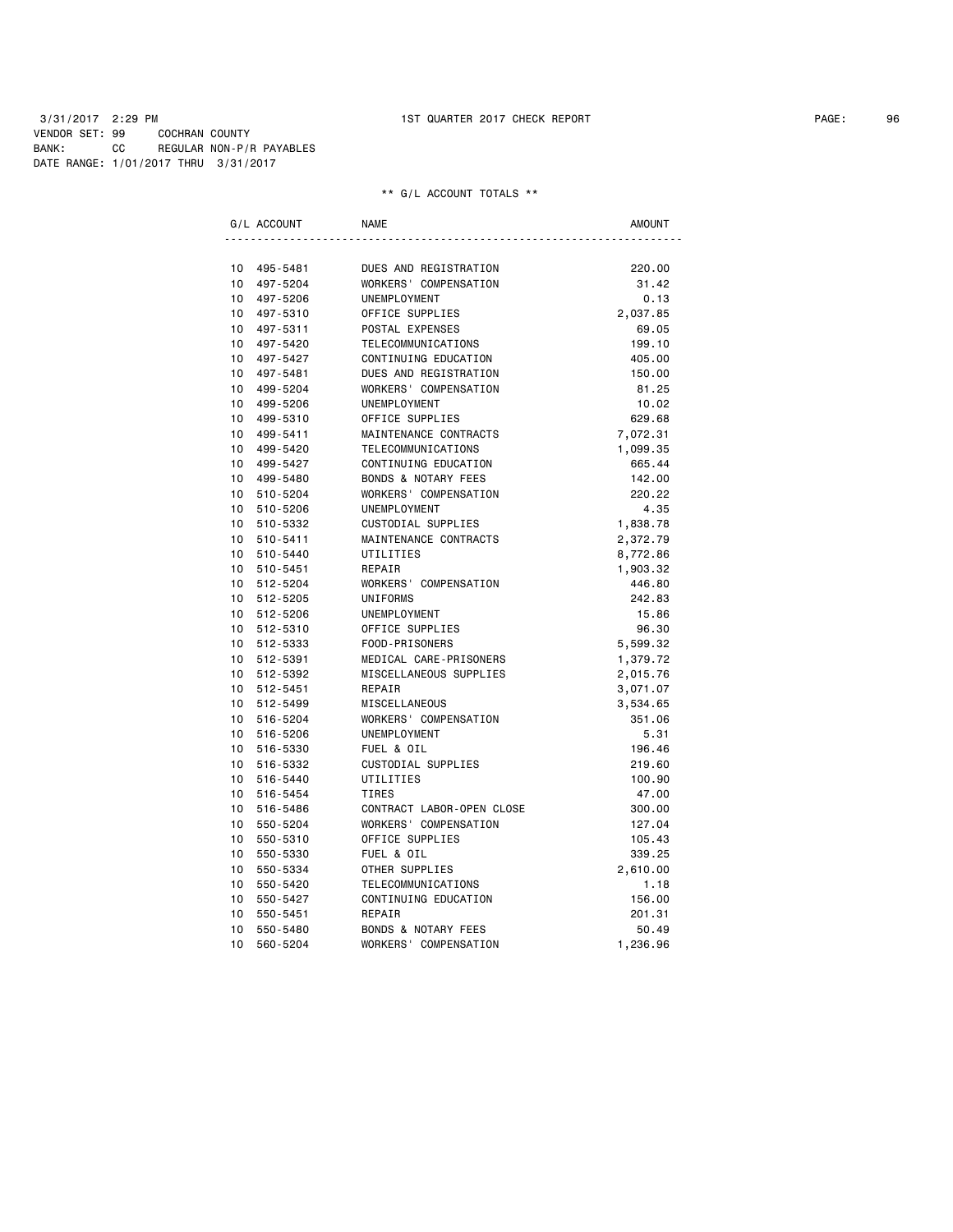3/31/2017 2:29 PM 1ST QUARTER 2017 CHECK REPORT

VENDOR SET: 99 COCHRAN COUNTY
BANK: CC REGULAR NON-P/R PAYABLES
DATE RANGE: 1/01/2017 THRU 3/31/2017

** G/L ACCOUNT TOTALS **

| G/L ACCOUNT | | NAME | AMOUNT |
|---|---|---|---|
| 10 | 495-5481 | DUES AND REGISTRATION | 220.00 |
| 10 | 497-5204 | WORKERS' COMPENSATION | 31.42 |
| 10 | 497-5206 | UNEMPLOYMENT | 0.13 |
| 10 | 497-5310 | OFFICE SUPPLIES | 2,037.85 |
| 10 | 497-5311 | POSTAL EXPENSES | 69.05 |
| 10 | 497-5420 | TELECOMMUNICATIONS | 199.10 |
| 10 | 497-5427 | CONTINUING EDUCATION | 405.00 |
| 10 | 497-5481 | DUES AND REGISTRATION | 150.00 |
| 10 | 499-5204 | WORKERS' COMPENSATION | 81.25 |
| 10 | 499-5206 | UNEMPLOYMENT | 10.02 |
| 10 | 499-5310 | OFFICE SUPPLIES | 629.68 |
| 10 | 499-5411 | MAINTENANCE CONTRACTS | 7,072.31 |
| 10 | 499-5420 | TELECOMMUNICATIONS | 1,099.35 |
| 10 | 499-5427 | CONTINUING EDUCATION | 665.44 |
| 10 | 499-5480 | BONDS & NOTARY FEES | 142.00 |
| 10 | 510-5204 | WORKERS' COMPENSATION | 220.22 |
| 10 | 510-5206 | UNEMPLOYMENT | 4.35 |
| 10 | 510-5332 | CUSTODIAL SUPPLIES | 1,838.78 |
| 10 | 510-5411 | MAINTENANCE CONTRACTS | 2,372.79 |
| 10 | 510-5440 | UTILITIES | 8,772.86 |
| 10 | 510-5451 | REPAIR | 1,903.32 |
| 10 | 512-5204 | WORKERS' COMPENSATION | 446.80 |
| 10 | 512-5205 | UNIFORMS | 242.83 |
| 10 | 512-5206 | UNEMPLOYMENT | 15.86 |
| 10 | 512-5310 | OFFICE SUPPLIES | 96.30 |
| 10 | 512-5333 | FOOD-PRISONERS | 5,599.32 |
| 10 | 512-5391 | MEDICAL CARE-PRISONERS | 1,379.72 |
| 10 | 512-5392 | MISCELLANEOUS SUPPLIES | 2,015.76 |
| 10 | 512-5451 | REPAIR | 3,071.07 |
| 10 | 512-5499 | MISCELLANEOUS | 3,534.65 |
| 10 | 516-5204 | WORKERS' COMPENSATION | 351.06 |
| 10 | 516-5206 | UNEMPLOYMENT | 5.31 |
| 10 | 516-5330 | FUEL & OIL | 196.46 |
| 10 | 516-5332 | CUSTODIAL SUPPLIES | 219.60 |
| 10 | 516-5440 | UTILITIES | 100.90 |
| 10 | 516-5454 | TIRES | 47.00 |
| 10 | 516-5486 | CONTRACT LABOR-OPEN CLOSE | 300.00 |
| 10 | 550-5204 | WORKERS' COMPENSATION | 127.04 |
| 10 | 550-5310 | OFFICE SUPPLIES | 105.43 |
| 10 | 550-5330 | FUEL & OIL | 339.25 |
| 10 | 550-5334 | OTHER SUPPLIES | 2,610.00 |
| 10 | 550-5420 | TELECOMMUNICATIONS | 1.18 |
| 10 | 550-5427 | CONTINUING EDUCATION | 156.00 |
| 10 | 550-5451 | REPAIR | 201.31 |
| 10 | 550-5480 | BONDS & NOTARY FEES | 50.49 |
| 10 | 560-5204 | WORKERS' COMPENSATION | 1,236.96 |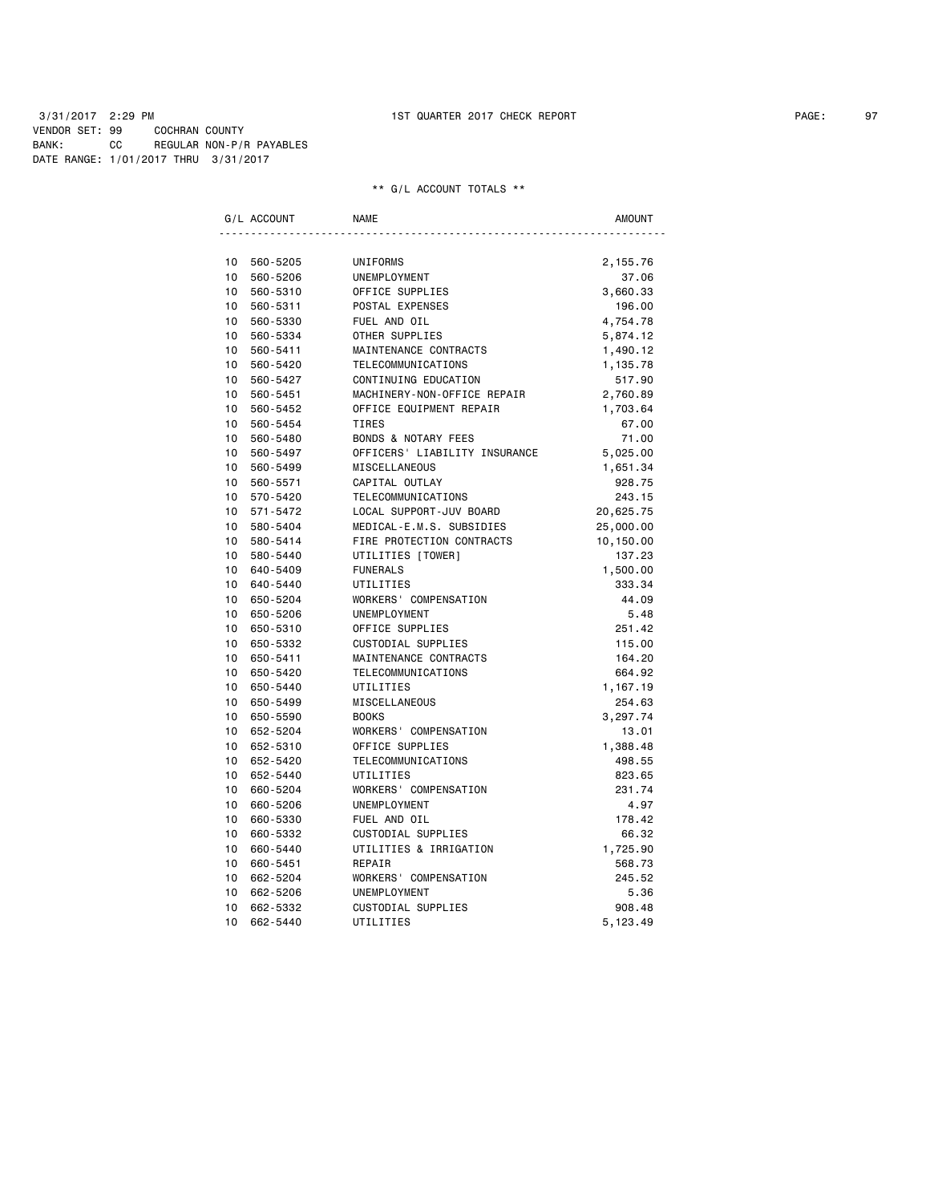3/31/2017 2:29 PM 1ST QUARTER 2017 CHECK REPORT

VENDOR SET: 99 COCHRAN COUNTY
BANK: CC REGULAR NON-P/R PAYABLES
DATE RANGE: 1/01/2017 THRU 3/31/2017

** G/L ACCOUNT TOTALS **

| G/L ACCOUNT | | NAME | AMOUNT |
|---|---|---|---|
| 10 | 560-5205 | UNIFORMS | 2,155.76 |
| 10 | 560-5206 | UNEMPLOYMENT | 37.06 |
| 10 | 560-5310 | OFFICE SUPPLIES | 3,660.33 |
| 10 | 560-5311 | POSTAL EXPENSES | 196.00 |
| 10 | 560-5330 | FUEL AND OIL | 4,754.78 |
| 10 | 560-5334 | OTHER SUPPLIES | 5,874.12 |
| 10 | 560-5411 | MAINTENANCE CONTRACTS | 1,490.12 |
| 10 | 560-5420 | TELECOMMUNICATIONS | 1,135.78 |
| 10 | 560-5427 | CONTINUING EDUCATION | 517.90 |
| 10 | 560-5451 | MACHINERY-NON-OFFICE REPAIR | 2,760.89 |
| 10 | 560-5452 | OFFICE EQUIPMENT REPAIR | 1,703.64 |
| 10 | 560-5454 | TIRES | 67.00 |
| 10 | 560-5480 | BONDS & NOTARY FEES | 71.00 |
| 10 | 560-5497 | OFFICERS' LIABILITY INSURANCE | 5,025.00 |
| 10 | 560-5499 | MISCELLANEOUS | 1,651.34 |
| 10 | 560-5571 | CAPITAL OUTLAY | 928.75 |
| 10 | 570-5420 | TELECOMMUNICATIONS | 243.15 |
| 10 | 571-5472 | LOCAL SUPPORT-JUV BOARD | 20,625.75 |
| 10 | 580-5404 | MEDICAL-E.M.S. SUBSIDIES | 25,000.00 |
| 10 | 580-5414 | FIRE PROTECTION CONTRACTS | 10,150.00 |
| 10 | 580-5440 | UTILITIES [TOWER] | 137.23 |
| 10 | 640-5409 | FUNERALS | 1,500.00 |
| 10 | 640-5440 | UTILITIES | 333.34 |
| 10 | 650-5204 | WORKERS' COMPENSATION | 44.09 |
| 10 | 650-5206 | UNEMPLOYMENT | 5.48 |
| 10 | 650-5310 | OFFICE SUPPLIES | 251.42 |
| 10 | 650-5332 | CUSTODIAL SUPPLIES | 115.00 |
| 10 | 650-5411 | MAINTENANCE CONTRACTS | 164.20 |
| 10 | 650-5420 | TELECOMMUNICATIONS | 664.92 |
| 10 | 650-5440 | UTILITIES | 1,167.19 |
| 10 | 650-5499 | MISCELLANEOUS | 254.63 |
| 10 | 650-5590 | BOOKS | 3,297.74 |
| 10 | 652-5204 | WORKERS' COMPENSATION | 13.01 |
| 10 | 652-5310 | OFFICE SUPPLIES | 1,388.48 |
| 10 | 652-5420 | TELECOMMUNICATIONS | 498.55 |
| 10 | 652-5440 | UTILITIES | 823.65 |
| 10 | 660-5204 | WORKERS' COMPENSATION | 231.74 |
| 10 | 660-5206 | UNEMPLOYMENT | 4.97 |
| 10 | 660-5330 | FUEL AND OIL | 178.42 |
| 10 | 660-5332 | CUSTODIAL SUPPLIES | 66.32 |
| 10 | 660-5440 | UTILITIES & IRRIGATION | 1,725.90 |
| 10 | 660-5451 | REPAIR | 568.73 |
| 10 | 662-5204 | WORKERS' COMPENSATION | 245.52 |
| 10 | 662-5206 | UNEMPLOYMENT | 5.36 |
| 10 | 662-5332 | CUSTODIAL SUPPLIES | 908.48 |
| 10 | 662-5440 | UTILITIES | 5,123.49 |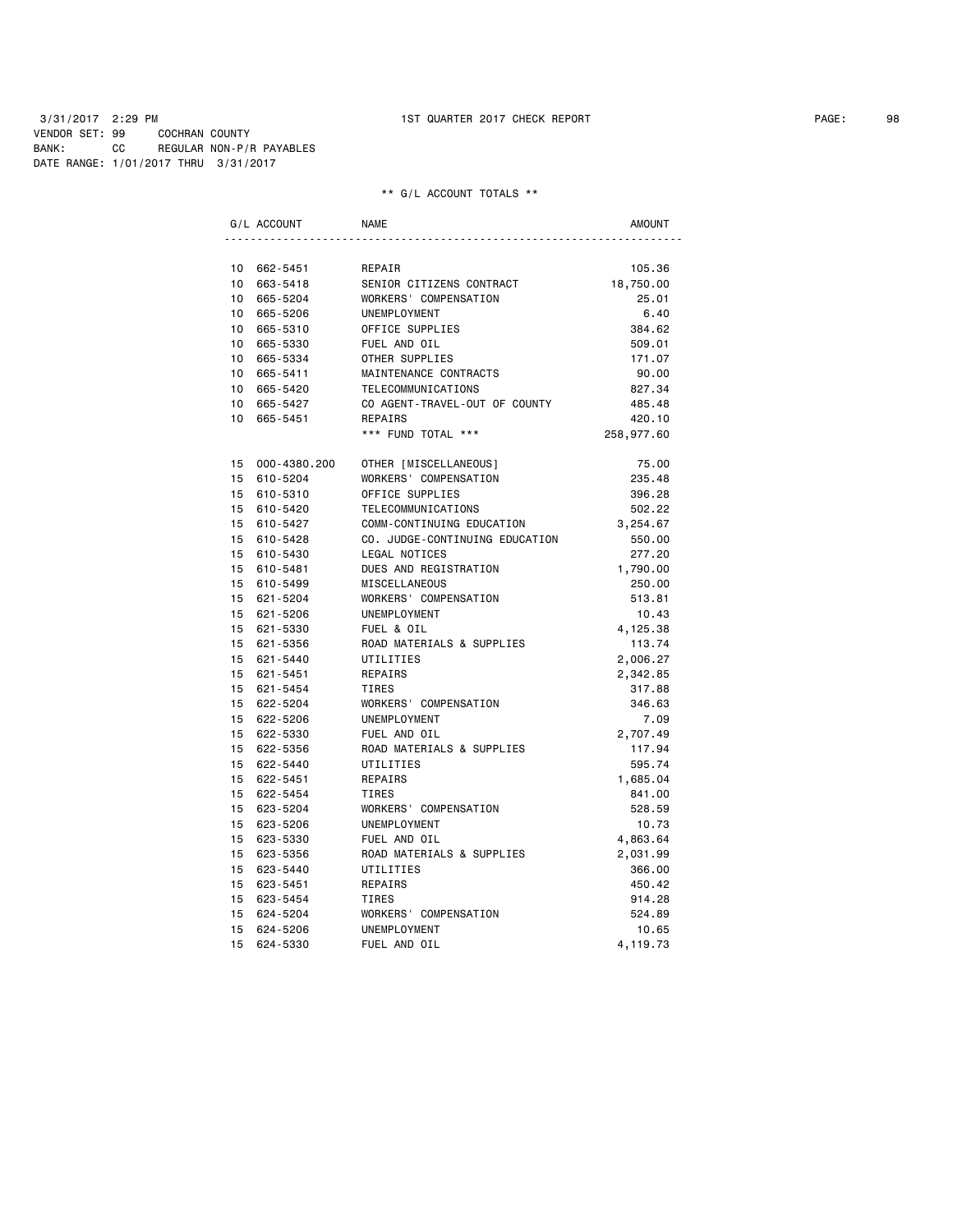3/31/2017 2:29 PM 1ST QUARTER 2017 CHECK REPORT

VENDOR SET: 99 COCHRAN COUNTY
BANK: CC REGULAR NON-P/R PAYABLES
DATE RANGE: 1/01/2017 THRU 3/31/2017

** G/L ACCOUNT TOTALS **

| G/L ACCOUNT | | NAME | AMOUNT |
|---|---|---|---|
| 10 | 662-5451 | REPAIR | 105.36 |
| 10 | 663-5418 | SENIOR CITIZENS CONTRACT | 18,750.00 |
| 10 | 665-5204 | WORKERS' COMPENSATION | 25.01 |
| 10 | 665-5206 | UNEMPLOYMENT | 6.40 |
| 10 | 665-5310 | OFFICE SUPPLIES | 384.62 |
| 10 | 665-5330 | FUEL AND OIL | 509.01 |
| 10 | 665-5334 | OTHER SUPPLIES | 171.07 |
| 10 | 665-5411 | MAINTENANCE CONTRACTS | 90.00 |
| 10 | 665-5420 | TELECOMMUNICATIONS | 827.34 |
| 10 | 665-5427 | CO AGENT-TRAVEL-OUT OF COUNTY | 485.48 |
| 10 | 665-5451 | REPAIRS | 420.10 |
| | | *** FUND TOTAL *** | 258,977.60 |
| 15 | 000-4380.200 | OTHER [MISCELLANEOUS] | 75.00 |
| 15 | 610-5204 | WORKERS' COMPENSATION | 235.48 |
| 15 | 610-5310 | OFFICE SUPPLIES | 396.28 |
| 15 | 610-5420 | TELECOMMUNICATIONS | 502.22 |
| 15 | 610-5427 | COMM-CONTINUING EDUCATION | 3,254.67 |
| 15 | 610-5428 | CO. JUDGE-CONTINUING EDUCATION | 550.00 |
| 15 | 610-5430 | LEGAL NOTICES | 277.20 |
| 15 | 610-5481 | DUES AND REGISTRATION | 1,790.00 |
| 15 | 610-5499 | MISCELLANEOUS | 250.00 |
| 15 | 621-5204 | WORKERS' COMPENSATION | 513.81 |
| 15 | 621-5206 | UNEMPLOYMENT | 10.43 |
| 15 | 621-5330 | FUEL & OIL | 4,125.38 |
| 15 | 621-5356 | ROAD MATERIALS & SUPPLIES | 113.74 |
| 15 | 621-5440 | UTILITIES | 2,006.27 |
| 15 | 621-5451 | REPAIRS | 2,342.85 |
| 15 | 621-5454 | TIRES | 317.88 |
| 15 | 622-5204 | WORKERS' COMPENSATION | 346.63 |
| 15 | 622-5206 | UNEMPLOYMENT | 7.09 |
| 15 | 622-5330 | FUEL AND OIL | 2,707.49 |
| 15 | 622-5356 | ROAD MATERIALS & SUPPLIES | 117.94 |
| 15 | 622-5440 | UTILITIES | 595.74 |
| 15 | 622-5451 | REPAIRS | 1,685.04 |
| 15 | 622-5454 | TIRES | 841.00 |
| 15 | 623-5204 | WORKERS' COMPENSATION | 528.59 |
| 15 | 623-5206 | UNEMPLOYMENT | 10.73 |
| 15 | 623-5330 | FUEL AND OIL | 4,863.64 |
| 15 | 623-5356 | ROAD MATERIALS & SUPPLIES | 2,031.99 |
| 15 | 623-5440 | UTILITIES | 366.00 |
| 15 | 623-5451 | REPAIRS | 450.42 |
| 15 | 623-5454 | TIRES | 914.28 |
| 15 | 624-5204 | WORKERS' COMPENSATION | 524.89 |
| 15 | 624-5206 | UNEMPLOYMENT | 10.65 |
| 15 | 624-5330 | FUEL AND OIL | 4,119.73 |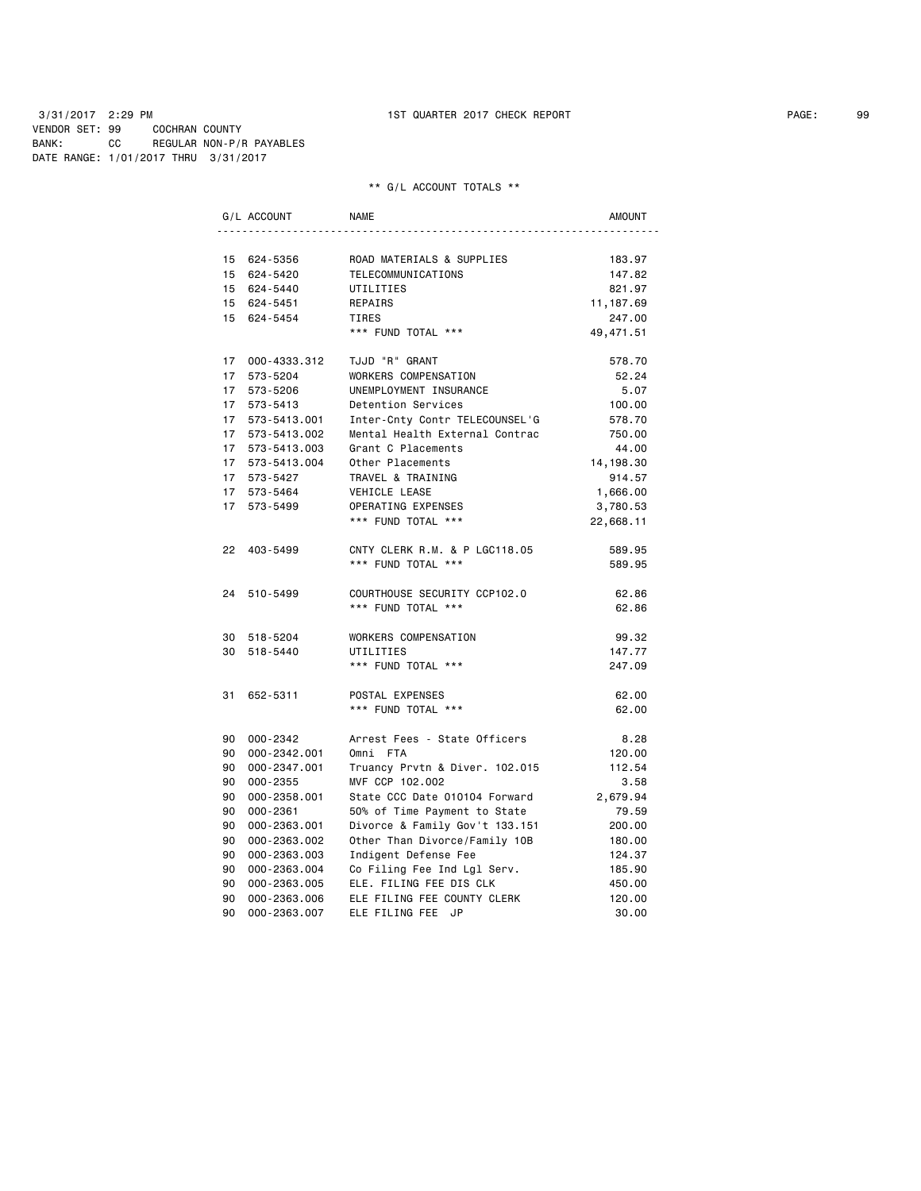3/31/2017 2:29 PM 1ST QUARTER 2017 CHECK REPORT

VENDOR SET: 99 COCHRAN COUNTY
BANK: CC REGULAR NON-P/R PAYABLES
DATE RANGE: 1/01/2017 THRU 3/31/2017

** G/L ACCOUNT TOTALS **

| G/L ACCOUNT | NAME | AMOUNT |
|---|---|---|
| 15 624-5356 | ROAD MATERIALS & SUPPLIES | 183.97 |
| 15 624-5420 | TELECOMMUNICATIONS | 147.82 |
| 15 624-5440 | UTILITIES | 821.97 |
| 15 624-5451 | REPAIRS | 11,187.69 |
| 15 624-5454 | TIRES | 247.00 |
| | *** FUND TOTAL *** | 49,471.51 |
| 17 000-4333.312 | TJJD "R" GRANT | 578.70 |
| 17 573-5204 | WORKERS COMPENSATION | 52.24 |
| 17 573-5206 | UNEMPLOYMENT INSURANCE | 5.07 |
| 17 573-5413 | Detention Services | 100.00 |
| 17 573-5413.001 | Inter-Cnty Contr TELECOUNSEL'G | 578.70 |
| 17 573-5413.002 | Mental Health External Contrac | 750.00 |
| 17 573-5413.003 | Grant C Placements | 44.00 |
| 17 573-5413.004 | Other Placements | 14,198.30 |
| 17 573-5427 | TRAVEL & TRAINING | 914.57 |
| 17 573-5464 | VEHICLE LEASE | 1,666.00 |
| 17 573-5499 | OPERATING EXPENSES | 3,780.53 |
| | *** FUND TOTAL *** | 22,668.11 |
| 22 403-5499 | CNTY CLERK R.M. & P LGC118.05 | 589.95 |
| | *** FUND TOTAL *** | 589.95 |
| 24 510-5499 | COURTHOUSE SECURITY CCP102.0 | 62.86 |
| | *** FUND TOTAL *** | 62.86 |
| 30 518-5204 | WORKERS COMPENSATION | 99.32 |
| 30 518-5440 | UTILITIES | 147.77 |
| | *** FUND TOTAL *** | 247.09 |
| 31 652-5311 | POSTAL EXPENSES | 62.00 |
| | *** FUND TOTAL *** | 62.00 |
| 90 000-2342 | Arrest Fees - State Officers | 8.28 |
| 90 000-2342.001 | Omni FTA | 120.00 |
| 90 000-2347.001 | Truancy Prvtn & Diver. 102.015 | 112.54 |
| 90 000-2355 | MVF CCP 102.002 | 3.58 |
| 90 000-2358.001 | State CCC Date 010104 Forward | 2,679.94 |
| 90 000-2361 | 50% of Time Payment to State | 79.59 |
| 90 000-2363.001 | Divorce & Family Gov't 133.151 | 200.00 |
| 90 000-2363.002 | Other Than Divorce/Family 10B | 180.00 |
| 90 000-2363.003 | Indigent Defense Fee | 124.37 |
| 90 000-2363.004 | Co Filing Fee Ind Lgl Serv. | 185.90 |
| 90 000-2363.005 | ELE. FILING FEE DIS CLK | 450.00 |
| 90 000-2363.006 | ELE FILING FEE COUNTY CLERK | 120.00 |
| 90 000-2363.007 | ELE FILING FEE JP | 30.00 |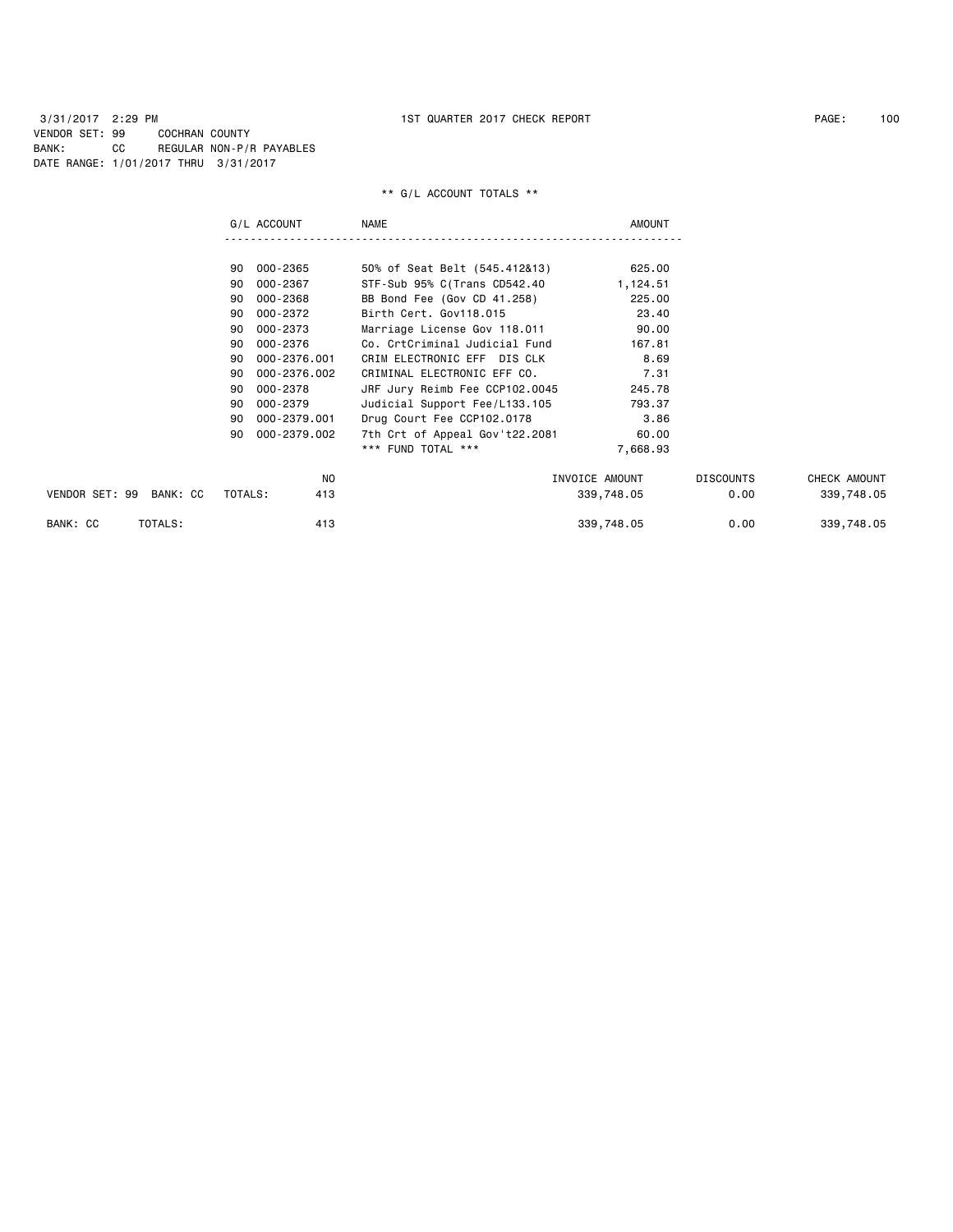3/31/2017 2:29 PM 1ST QUARTER 2017 CHECK REPORT

VENDOR SET: 99 COCHRAN COUNTY
BANK: CC REGULAR NON-P/R PAYABLES
DATE RANGE: 1/01/2017 THRU 3/31/2017

** G/L ACCOUNT TOTALS **

| G/L ACCOUNT | | NAME | AMOUNT |
|---|---|---|---|
| 90 | 000-2365 | 50% of Seat Belt (545.412&13) | 625.00 |
| 90 | 000-2367 | STF-Sub 95% C(Trans CD542.40 | 1,124.51 |
| 90 | 000-2368 | BB Bond Fee (Gov CD 41.258) | 225.00 |
| 90 | 000-2372 | Birth Cert. Gov118.015 | 23.40 |
| 90 | 000-2373 | Marriage License Gov 118.011 | 90.00 |
| 90 | 000-2376 | Co. CrtCriminal Judicial Fund | 167.81 |
| 90 | 000-2376.001 | CRIM ELECTRONIC EFF DIS CLK | 8.69 |
| 90 | 000-2376.002 | CRIMINAL ELECTRONIC EFF CO. | 7.31 |
| 90 | 000-2378 | JRF Jury Reimb Fee CCP102.0045 | 245.78 |
| 90 | 000-2379 | Judicial Support Fee/L133.105 | 793.37 |
| 90 | 000-2379.001 | Drug Court Fee CCP102.0178 | 3.86 |
| 90 | 000-2379.002 | 7th Crt of Appeal Gov't22.2081 | 60.00 |
| | | *** FUND TOTAL *** | 7,668.93 |

| | NO | INVOICE AMOUNT | DISCOUNTS | CHECK AMOUNT |
|---|---|---|---|---|
| VENDOR SET: 99 BANK: CC TOTALS: | 413 | 339,748.05 | 0.00 | 339,748.05 |
| BANK: CC TOTALS: | 413 | 339,748.05 | 0.00 | 339,748.05 |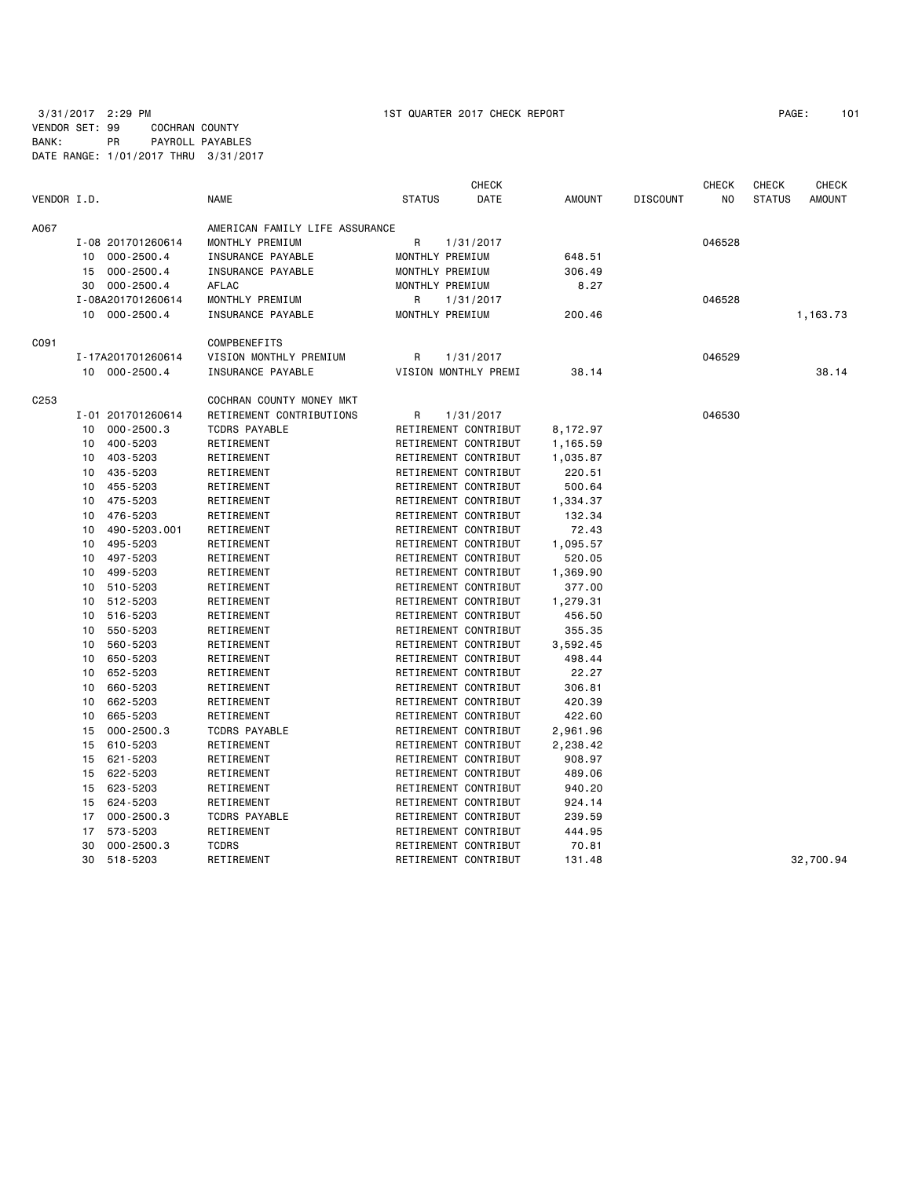3/31/2017 2:29 PM 1ST QUARTER 2017 CHECK REPORT

VENDOR SET: 99 COCHRAN COUNTY
BANK: PR PAYROLL PAYABLES
DATE RANGE: 1/01/2017 THRU 3/31/2017

| VENDOR I.D. | | NAME | STATUS | CHECK DATE | AMOUNT | DISCOUNT | CHECK NO | CHECK STATUS | CHECK AMOUNT |
|---|---|---|---|---|---|---|---|---|---|
| A067 | | AMERICAN FAMILY LIFE ASSURANCE | | | | | | | |
| | I-08 201701260614 | MONTHLY PREMIUM | R | 1/31/2017 | | | 046528 | | |
| | 10 000-2500.4 | INSURANCE PAYABLE | MONTHLY PREMIUM | | 648.51 | | | | |
| | 15 000-2500.4 | INSURANCE PAYABLE | MONTHLY PREMIUM | | 306.49 | | | | |
| | 30 000-2500.4 | AFLAC | MONTHLY PREMIUM | | 8.27 | | | | |
| | I-08A201701260614 | MONTHLY PREMIUM | R | 1/31/2017 | | | 046528 | | |
| | 10 000-2500.4 | INSURANCE PAYABLE | MONTHLY PREMIUM | | 200.46 | | | | 1,163.73 |
| C091 | | COMPBENEFITS | | | | | | | |
| | I-17A201701260614 | VISION MONTHLY PREMIUM | R | 1/31/2017 | | | 046529 | | |
| | 10 000-2500.4 | INSURANCE PAYABLE | VISION MONTHLY PREMI | | 38.14 | | | | 38.14 |
| C253 | | COCHRAN COUNTY MONEY MKT | | | | | | | |
| | I-01 201701260614 | RETIREMENT CONTRIBUTIONS | R | 1/31/2017 | | | 046530 | | |
| | 10 000-2500.3 | TCDRS PAYABLE | RETIREMENT CONTRIBUT | | 8,172.97 | | | | |
| | 10 400-5203 | RETIREMENT | RETIREMENT CONTRIBUT | | 1,165.59 | | | | |
| | 10 403-5203 | RETIREMENT | RETIREMENT CONTRIBUT | | 1,035.87 | | | | |
| | 10 435-5203 | RETIREMENT | RETIREMENT CONTRIBUT | | 220.51 | | | | |
| | 10 455-5203 | RETIREMENT | RETIREMENT CONTRIBUT | | 500.64 | | | | |
| | 10 475-5203 | RETIREMENT | RETIREMENT CONTRIBUT | | 1,334.37 | | | | |
| | 10 476-5203 | RETIREMENT | RETIREMENT CONTRIBUT | | 132.34 | | | | |
| | 10 490-5203.001 | RETIREMENT | RETIREMENT CONTRIBUT | | 72.43 | | | | |
| | 10 495-5203 | RETIREMENT | RETIREMENT CONTRIBUT | | 1,095.57 | | | | |
| | 10 497-5203 | RETIREMENT | RETIREMENT CONTRIBUT | | 520.05 | | | | |
| | 10 499-5203 | RETIREMENT | RETIREMENT CONTRIBUT | | 1,369.90 | | | | |
| | 10 510-5203 | RETIREMENT | RETIREMENT CONTRIBUT | | 377.00 | | | | |
| | 10 512-5203 | RETIREMENT | RETIREMENT CONTRIBUT | | 1,279.31 | | | | |
| | 10 516-5203 | RETIREMENT | RETIREMENT CONTRIBUT | | 456.50 | | | | |
| | 10 550-5203 | RETIREMENT | RETIREMENT CONTRIBUT | | 355.35 | | | | |
| | 10 560-5203 | RETIREMENT | RETIREMENT CONTRIBUT | | 3,592.45 | | | | |
| | 10 650-5203 | RETIREMENT | RETIREMENT CONTRIBUT | | 498.44 | | | | |
| | 10 652-5203 | RETIREMENT | RETIREMENT CONTRIBUT | | 22.27 | | | | |
| | 10 660-5203 | RETIREMENT | RETIREMENT CONTRIBUT | | 306.81 | | | | |
| | 10 662-5203 | RETIREMENT | RETIREMENT CONTRIBUT | | 420.39 | | | | |
| | 10 665-5203 | RETIREMENT | RETIREMENT CONTRIBUT | | 422.60 | | | | |
| | 15 000-2500.3 | TCDRS PAYABLE | RETIREMENT CONTRIBUT | | 2,961.96 | | | | |
| | 15 610-5203 | RETIREMENT | RETIREMENT CONTRIBUT | | 2,238.42 | | | | |
| | 15 621-5203 | RETIREMENT | RETIREMENT CONTRIBUT | | 908.97 | | | | |
| | 15 622-5203 | RETIREMENT | RETIREMENT CONTRIBUT | | 489.06 | | | | |
| | 15 623-5203 | RETIREMENT | RETIREMENT CONTRIBUT | | 940.20 | | | | |
| | 15 624-5203 | RETIREMENT | RETIREMENT CONTRIBUT | | 924.14 | | | | |
| | 17 000-2500.3 | TCDRS PAYABLE | RETIREMENT CONTRIBUT | | 239.59 | | | | |
| | 17 573-5203 | RETIREMENT | RETIREMENT CONTRIBUT | | 444.95 | | | | |
| | 30 000-2500.3 | TCDRS | RETIREMENT CONTRIBUT | | 70.81 | | | | |
| | 30 518-5203 | RETIREMENT | RETIREMENT CONTRIBUT | | 131.48 | | | | 32,700.94 |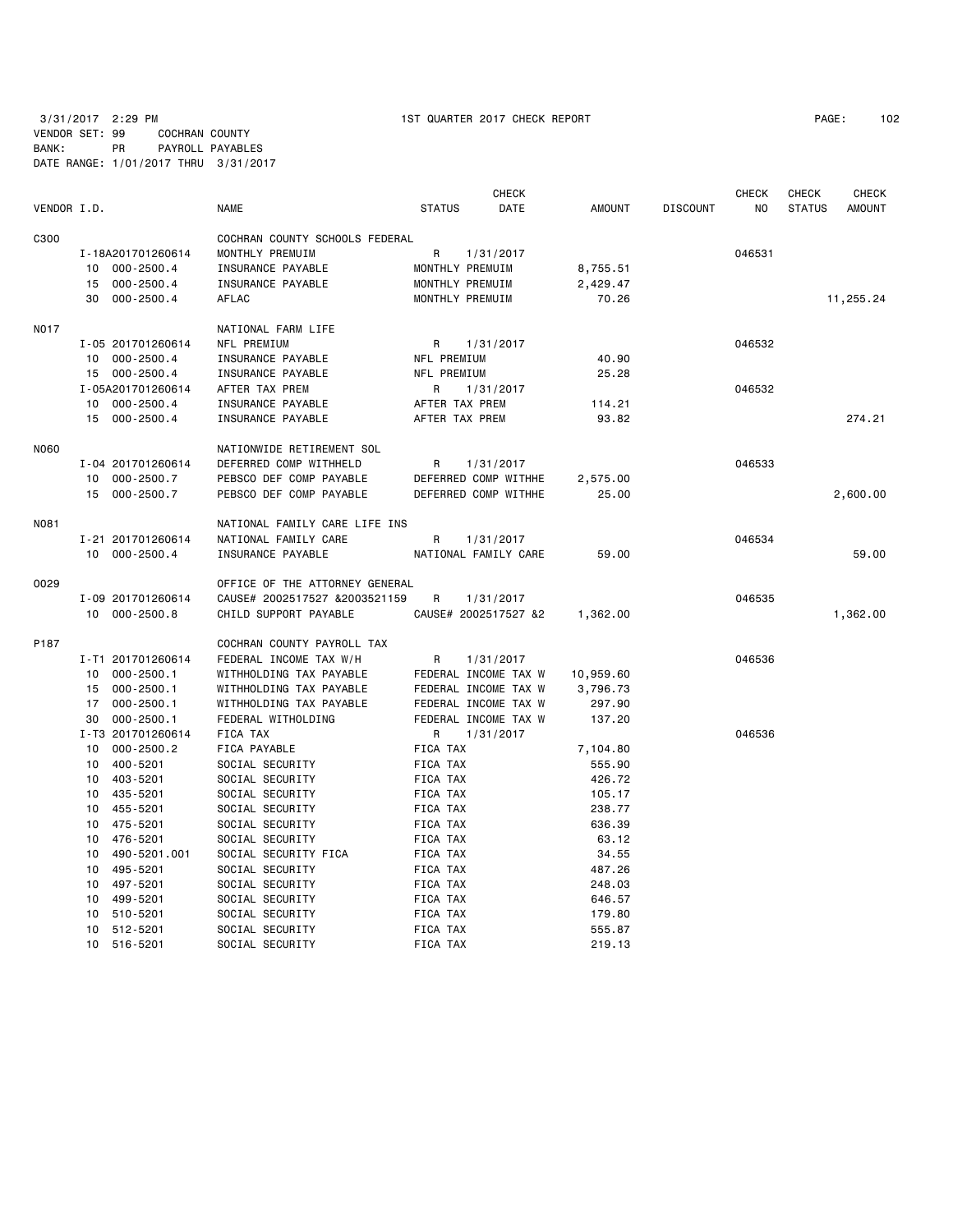3/31/2017 2:29 PM 1ST QUARTER 2017 CHECK REPORT PAGE: 102
VENDOR SET: 99 COCHRAN COUNTY
BANK: PR PAYROLL PAYABLES
DATE RANGE: 1/01/2017 THRU 3/31/2017

| VENDOR I.D. | | NAME | STATUS | CHECK DATE | AMOUNT | DISCOUNT | CHECK NO | CHECK STATUS | CHECK AMOUNT |
|---|---|---|---|---|---|---|---|---|---|
| C300 | | COCHRAN COUNTY SCHOOLS FEDERAL | | | | | | | |
| | I-18A201701260614 | MONTHLY PREMUIM | R | 1/31/2017 | | | 046531 | | |
| | 10 000-2500.4 | INSURANCE PAYABLE | MONTHLY PREMUIM | | 8,755.51 | | | | |
| | 15 000-2500.4 | INSURANCE PAYABLE | MONTHLY PREMUIM | | 2,429.47 | | | | |
| | 30 000-2500.4 | AFLAC | MONTHLY PREMUIM | | 70.26 | | | | 11,255.24 |
| N017 | | NATIONAL FARM LIFE | | | | | | | |
| | I-05 201701260614 | NFL PREMIUM | R | 1/31/2017 | | | 046532 | | |
| | 10 000-2500.4 | INSURANCE PAYABLE | NFL PREMIUM | | 40.90 | | | | |
| | 15 000-2500.4 | INSURANCE PAYABLE | NFL PREMIUM | | 25.28 | | | | |
| | I-05A201701260614 | AFTER TAX PREM | R | 1/31/2017 | | | 046532 | | |
| | 10 000-2500.4 | INSURANCE PAYABLE | AFTER TAX PREM | | 114.21 | | | | |
| | 15 000-2500.4 | INSURANCE PAYABLE | AFTER TAX PREM | | 93.82 | | | | 274.21 |
| N060 | | NATIONWIDE RETIREMENT SOL | | | | | | | |
| | I-04 201701260614 | DEFERRED COMP WITHHELD | R | 1/31/2017 | | | 046533 | | |
| | 10 000-2500.7 | PEBSCO DEF COMP PAYABLE | DEFERRED COMP WITHHE | | 2,575.00 | | | | |
| | 15 000-2500.7 | PEBSCO DEF COMP PAYABLE | DEFERRED COMP WITHHE | | 25.00 | | | | 2,600.00 |
| N081 | | NATIONAL FAMILY CARE LIFE INS | | | | | | | |
| | I-21 201701260614 | NATIONAL FAMILY CARE | R | 1/31/2017 | | | 046534 | | |
| | 10 000-2500.4 | INSURANCE PAYABLE | NATIONAL FAMILY CARE | | 59.00 | | | | 59.00 |
| O029 | | OFFICE OF THE ATTORNEY GENERAL | | | | | | | |
| | I-09 201701260614 | CAUSE# 2002517527 &2003521159 | R | 1/31/2017 | | | 046535 | | |
| | 10 000-2500.8 | CHILD SUPPORT PAYABLE | CAUSE# 2002517527 &2 | | 1,362.00 | | | | 1,362.00 |
| P187 | | COCHRAN COUNTY PAYROLL TAX | | | | | | | |
| | I-T1 201701260614 | FEDERAL INCOME TAX W/H | R | 1/31/2017 | | | 046536 | | |
| | 10 000-2500.1 | WITHHOLDING TAX PAYABLE | FEDERAL INCOME TAX W | | 10,959.60 | | | | |
| | 15 000-2500.1 | WITHHOLDING TAX PAYABLE | FEDERAL INCOME TAX W | | 3,796.73 | | | | |
| | 17 000-2500.1 | WITHHOLDING TAX PAYABLE | FEDERAL INCOME TAX W | | 297.90 | | | | |
| | 30 000-2500.1 | FEDERAL WITHOLDING | FEDERAL INCOME TAX W | | 137.20 | | | | |
| | I-T3 201701260614 | FICA TAX | R | 1/31/2017 | | | 046536 | | |
| | 10 000-2500.2 | FICA PAYABLE | FICA TAX | | 7,104.80 | | | | |
| | 10 400-5201 | SOCIAL SECURITY | FICA TAX | | 555.90 | | | | |
| | 10 403-5201 | SOCIAL SECURITY | FICA TAX | | 426.72 | | | | |
| | 10 435-5201 | SOCIAL SECURITY | FICA TAX | | 105.17 | | | | |
| | 10 455-5201 | SOCIAL SECURITY | FICA TAX | | 238.77 | | | | |
| | 10 475-5201 | SOCIAL SECURITY | FICA TAX | | 636.39 | | | | |
| | 10 476-5201 | SOCIAL SECURITY | FICA TAX | | 63.12 | | | | |
| | 10 490-5201.001 | SOCIAL SECURITY FICA | FICA TAX | | 34.55 | | | | |
| | 10 495-5201 | SOCIAL SECURITY | FICA TAX | | 487.26 | | | | |
| | 10 497-5201 | SOCIAL SECURITY | FICA TAX | | 248.03 | | | | |
| | 10 499-5201 | SOCIAL SECURITY | FICA TAX | | 646.57 | | | | |
| | 10 510-5201 | SOCIAL SECURITY | FICA TAX | | 179.80 | | | | |
| | 10 512-5201 | SOCIAL SECURITY | FICA TAX | | 555.87 | | | | |
| | 10 516-5201 | SOCIAL SECURITY | FICA TAX | | 219.13 | | | | |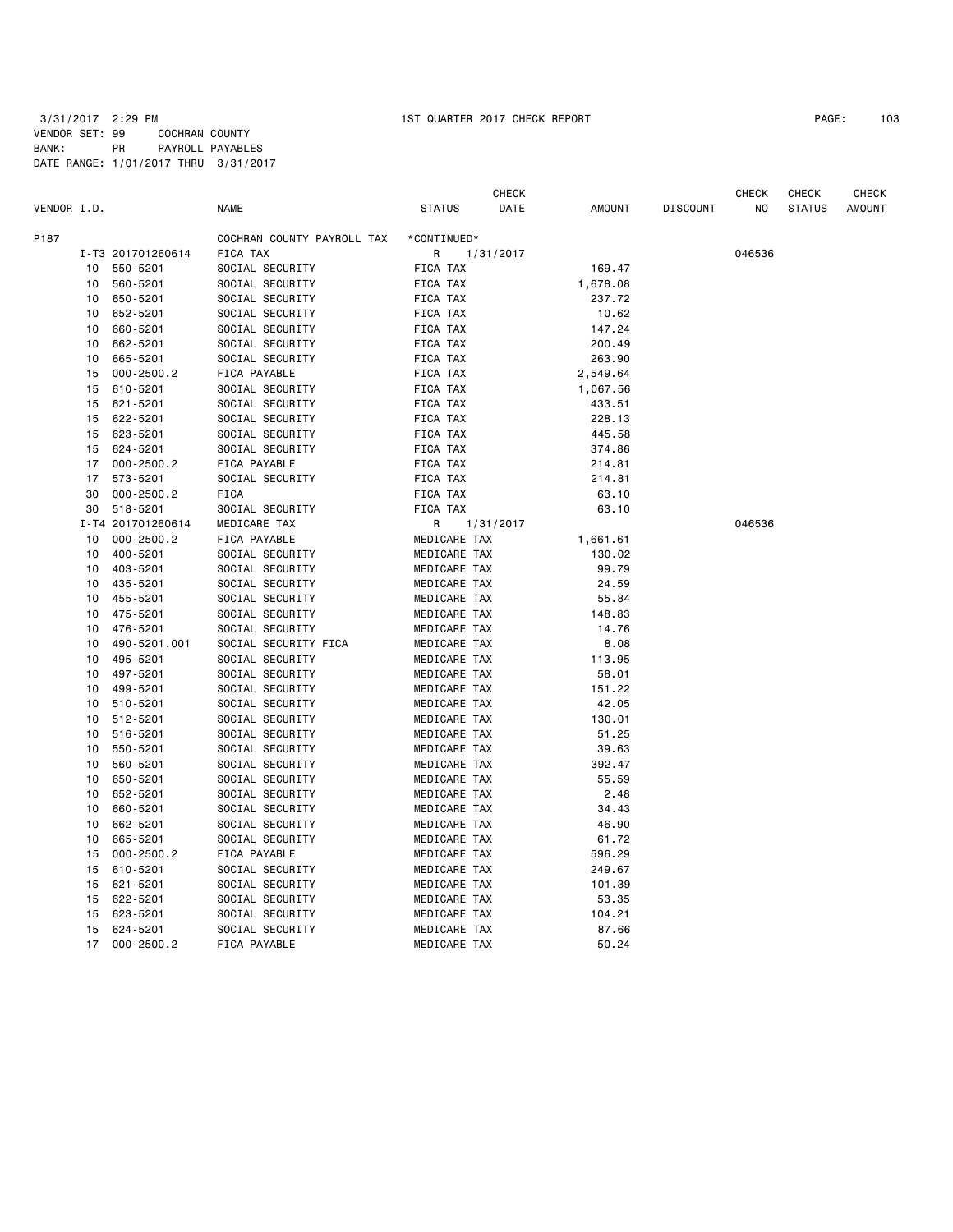3/31/2017 2:29 PM 1ST QUARTER 2017 CHECK REPORT

VENDOR SET: 99 COCHRAN COUNTY
BANK: PR PAYROLL PAYABLES
DATE RANGE: 1/01/2017 THRU 3/31/2017

| VENDOR I.D. | | NAME | STATUS | CHECK DATE | AMOUNT | DISCOUNT | CHECK NO | CHECK STATUS | CHECK AMOUNT |
|---|---|---|---|---|---|---|---|---|---|
| P187 | | COCHRAN COUNTY PAYROLL TAX | *CONTINUED* | | | | | | |
| | I-T3 201701260614 | FICA TAX | R | 1/31/2017 | | | 046536 | | |
| 10 | 550-5201 | SOCIAL SECURITY | FICA TAX | | 169.47 | | | | |
| 10 | 560-5201 | SOCIAL SECURITY | FICA TAX | | 1,678.08 | | | | |
| 10 | 650-5201 | SOCIAL SECURITY | FICA TAX | | 237.72 | | | | |
| 10 | 652-5201 | SOCIAL SECURITY | FICA TAX | | 10.62 | | | | |
| 10 | 660-5201 | SOCIAL SECURITY | FICA TAX | | 147.24 | | | | |
| 10 | 662-5201 | SOCIAL SECURITY | FICA TAX | | 200.49 | | | | |
| 10 | 665-5201 | SOCIAL SECURITY | FICA TAX | | 263.90 | | | | |
| 15 | 000-2500.2 | FICA PAYABLE | FICA TAX | | 2,549.64 | | | | |
| 15 | 610-5201 | SOCIAL SECURITY | FICA TAX | | 1,067.56 | | | | |
| 15 | 621-5201 | SOCIAL SECURITY | FICA TAX | | 433.51 | | | | |
| 15 | 622-5201 | SOCIAL SECURITY | FICA TAX | | 228.13 | | | | |
| 15 | 623-5201 | SOCIAL SECURITY | FICA TAX | | 445.58 | | | | |
| 15 | 624-5201 | SOCIAL SECURITY | FICA TAX | | 374.86 | | | | |
| 17 | 000-2500.2 | FICA PAYABLE | FICA TAX | | 214.81 | | | | |
| 17 | 573-5201 | SOCIAL SECURITY | FICA TAX | | 214.81 | | | | |
| 30 | 000-2500.2 | FICA | FICA TAX | | 63.10 | | | | |
| 30 | 518-5201 | SOCIAL SECURITY | FICA TAX | | 63.10 | | | | |
| | I-T4 201701260614 | MEDICARE TAX | R | 1/31/2017 | | | 046536 | | |
| 10 | 000-2500.2 | FICA PAYABLE | MEDICARE TAX | | 1,661.61 | | | | |
| 10 | 400-5201 | SOCIAL SECURITY | MEDICARE TAX | | 130.02 | | | | |
| 10 | 403-5201 | SOCIAL SECURITY | MEDICARE TAX | | 99.79 | | | | |
| 10 | 435-5201 | SOCIAL SECURITY | MEDICARE TAX | | 24.59 | | | | |
| 10 | 455-5201 | SOCIAL SECURITY | MEDICARE TAX | | 55.84 | | | | |
| 10 | 475-5201 | SOCIAL SECURITY | MEDICARE TAX | | 148.83 | | | | |
| 10 | 476-5201 | SOCIAL SECURITY | MEDICARE TAX | | 14.76 | | | | |
| 10 | 490-5201.001 | SOCIAL SECURITY FICA | MEDICARE TAX | | 8.08 | | | | |
| 10 | 495-5201 | SOCIAL SECURITY | MEDICARE TAX | | 113.95 | | | | |
| 10 | 497-5201 | SOCIAL SECURITY | MEDICARE TAX | | 58.01 | | | | |
| 10 | 499-5201 | SOCIAL SECURITY | MEDICARE TAX | | 151.22 | | | | |
| 10 | 510-5201 | SOCIAL SECURITY | MEDICARE TAX | | 42.05 | | | | |
| 10 | 512-5201 | SOCIAL SECURITY | MEDICARE TAX | | 130.01 | | | | |
| 10 | 516-5201 | SOCIAL SECURITY | MEDICARE TAX | | 51.25 | | | | |
| 10 | 550-5201 | SOCIAL SECURITY | MEDICARE TAX | | 39.63 | | | | |
| 10 | 560-5201 | SOCIAL SECURITY | MEDICARE TAX | | 392.47 | | | | |
| 10 | 650-5201 | SOCIAL SECURITY | MEDICARE TAX | | 55.59 | | | | |
| 10 | 652-5201 | SOCIAL SECURITY | MEDICARE TAX | | 2.48 | | | | |
| 10 | 660-5201 | SOCIAL SECURITY | MEDICARE TAX | | 34.43 | | | | |
| 10 | 662-5201 | SOCIAL SECURITY | MEDICARE TAX | | 46.90 | | | | |
| 10 | 665-5201 | SOCIAL SECURITY | MEDICARE TAX | | 61.72 | | | | |
| 15 | 000-2500.2 | FICA PAYABLE | MEDICARE TAX | | 596.29 | | | | |
| 15 | 610-5201 | SOCIAL SECURITY | MEDICARE TAX | | 249.67 | | | | |
| 15 | 621-5201 | SOCIAL SECURITY | MEDICARE TAX | | 101.39 | | | | |
| 15 | 622-5201 | SOCIAL SECURITY | MEDICARE TAX | | 53.35 | | | | |
| 15 | 623-5201 | SOCIAL SECURITY | MEDICARE TAX | | 104.21 | | | | |
| 15 | 624-5201 | SOCIAL SECURITY | MEDICARE TAX | | 87.66 | | | | |
| 17 | 000-2500.2 | FICA PAYABLE | MEDICARE TAX | | 50.24 | | | | |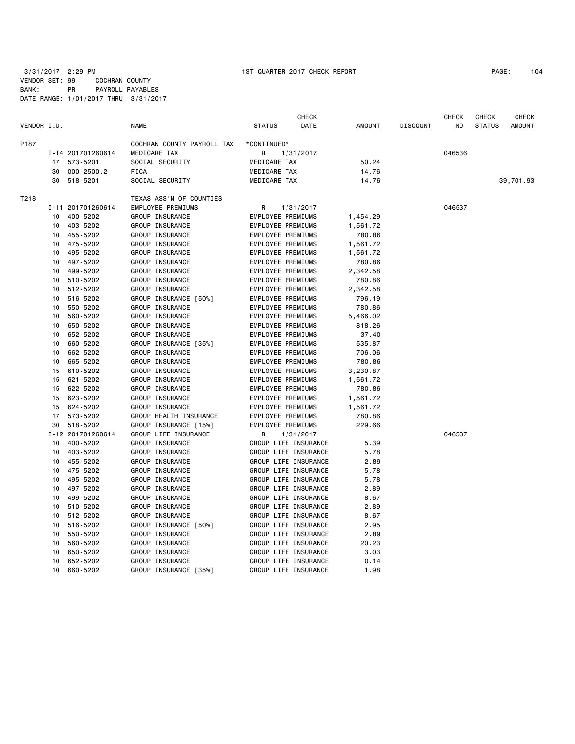3/31/2017 2:29 PM 1ST QUARTER 2017 CHECK REPORT PAGE: 104
VENDOR SET: 99 COCHRAN COUNTY
BANK: PR PAYROLL PAYABLES
DATE RANGE: 1/01/2017 THRU 3/31/2017

| VENDOR I.D. | | NAME | STATUS | CHECK DATE | AMOUNT | DISCOUNT | CHECK NO | CHECK STATUS | CHECK AMOUNT |
|---|---|---|---|---|---|---|---|---|---|
| P187 | | COCHRAN COUNTY PAYROLL TAX | *CONTINUED* | | | | | | |
| | I-T4 201701260614 | MEDICARE TAX | R | 1/31/2017 | | | 046536 | | |
| 17 | 573-5201 | SOCIAL SECURITY | MEDICARE TAX | | 50.24 | | | | |
| 30 | 000-2500.2 | FICA | MEDICARE TAX | | 14.76 | | | | |
| 30 | 518-5201 | SOCIAL SECURITY | MEDICARE TAX | | 14.76 | | | | 39,701.93 |
| T218 | | TEXAS ASS'N OF COUNTIES | | | | | | | |
| | I-11 201701260614 | EMPLOYEE PREMIUMS | R | 1/31/2017 | | | 046537 | | |
| 10 | 400-5202 | GROUP INSURANCE | EMPLOYEE PREMIUMS | | 1,454.29 | | | | |
| 10 | 403-5202 | GROUP INSURANCE | EMPLOYEE PREMIUMS | | 1,561.72 | | | | |
| 10 | 455-5202 | GROUP INSURANCE | EMPLOYEE PREMIUMS | | 780.86 | | | | |
| 10 | 475-5202 | GROUP INSURANCE | EMPLOYEE PREMIUMS | | 1,561.72 | | | | |
| 10 | 495-5202 | GROUP INSURANCE | EMPLOYEE PREMIUMS | | 1,561.72 | | | | |
| 10 | 497-5202 | GROUP INSURANCE | EMPLOYEE PREMIUMS | | 780.86 | | | | |
| 10 | 499-5202 | GROUP INSURANCE | EMPLOYEE PREMIUMS | | 2,342.58 | | | | |
| 10 | 510-5202 | GROUP INSURANCE | EMPLOYEE PREMIUMS | | 780.86 | | | | |
| 10 | 512-5202 | GROUP INSURANCE | EMPLOYEE PREMIUMS | | 2,342.58 | | | | |
| 10 | 516-5202 | GROUP INSURANCE [50%] | EMPLOYEE PREMIUMS | | 796.19 | | | | |
| 10 | 550-5202 | GROUP INSURANCE | EMPLOYEE PREMIUMS | | 780.86 | | | | |
| 10 | 560-5202 | GROUP INSURANCE | EMPLOYEE PREMIUMS | | 5,466.02 | | | | |
| 10 | 650-5202 | GROUP INSURANCE | EMPLOYEE PREMIUMS | | 818.26 | | | | |
| 10 | 652-5202 | GROUP INSURANCE | EMPLOYEE PREMIUMS | | 37.40 | | | | |
| 10 | 660-5202 | GROUP INSURANCE [35%] | EMPLOYEE PREMIUMS | | 535.87 | | | | |
| 10 | 662-5202 | GROUP INSURANCE | EMPLOYEE PREMIUMS | | 706.06 | | | | |
| 10 | 665-5202 | GROUP INSURANCE | EMPLOYEE PREMIUMS | | 780.86 | | | | |
| 15 | 610-5202 | GROUP INSURANCE | EMPLOYEE PREMIUMS | | 3,230.87 | | | | |
| 15 | 621-5202 | GROUP INSURANCE | EMPLOYEE PREMIUMS | | 1,561.72 | | | | |
| 15 | 622-5202 | GROUP INSURANCE | EMPLOYEE PREMIUMS | | 780.86 | | | | |
| 15 | 623-5202 | GROUP INSURANCE | EMPLOYEE PREMIUMS | | 1,561.72 | | | | |
| 15 | 624-5202 | GROUP INSURANCE | EMPLOYEE PREMIUMS | | 1,561.72 | | | | |
| 17 | 573-5202 | GROUP HEALTH INSURANCE | EMPLOYEE PREMIUMS | | 780.86 | | | | |
| 30 | 518-5202 | GROUP INSURANCE [15%] | EMPLOYEE PREMIUMS | | 229.66 | | | | |
| | I-12 201701260614 | GROUP LIFE INSURANCE | R | 1/31/2017 | | | 046537 | | |
| 10 | 400-5202 | GROUP INSURANCE | GROUP LIFE INSURANCE | | 5.39 | | | | |
| 10 | 403-5202 | GROUP INSURANCE | GROUP LIFE INSURANCE | | 5.78 | | | | |
| 10 | 455-5202 | GROUP INSURANCE | GROUP LIFE INSURANCE | | 2.89 | | | | |
| 10 | 475-5202 | GROUP INSURANCE | GROUP LIFE INSURANCE | | 5.78 | | | | |
| 10 | 495-5202 | GROUP INSURANCE | GROUP LIFE INSURANCE | | 5.78 | | | | |
| 10 | 497-5202 | GROUP INSURANCE | GROUP LIFE INSURANCE | | 2.89 | | | | |
| 10 | 499-5202 | GROUP INSURANCE | GROUP LIFE INSURANCE | | 8.67 | | | | |
| 10 | 510-5202 | GROUP INSURANCE | GROUP LIFE INSURANCE | | 2.89 | | | | |
| 10 | 512-5202 | GROUP INSURANCE | GROUP LIFE INSURANCE | | 8.67 | | | | |
| 10 | 516-5202 | GROUP INSURANCE [50%] | GROUP LIFE INSURANCE | | 2.95 | | | | |
| 10 | 550-5202 | GROUP INSURANCE | GROUP LIFE INSURANCE | | 2.89 | | | | |
| 10 | 560-5202 | GROUP INSURANCE | GROUP LIFE INSURANCE | | 20.23 | | | | |
| 10 | 650-5202 | GROUP INSURANCE | GROUP LIFE INSURANCE | | 3.03 | | | | |
| 10 | 652-5202 | GROUP INSURANCE | GROUP LIFE INSURANCE | | 0.14 | | | | |
| 10 | 660-5202 | GROUP INSURANCE [35%] | GROUP LIFE INSURANCE | | 1.98 | | | | |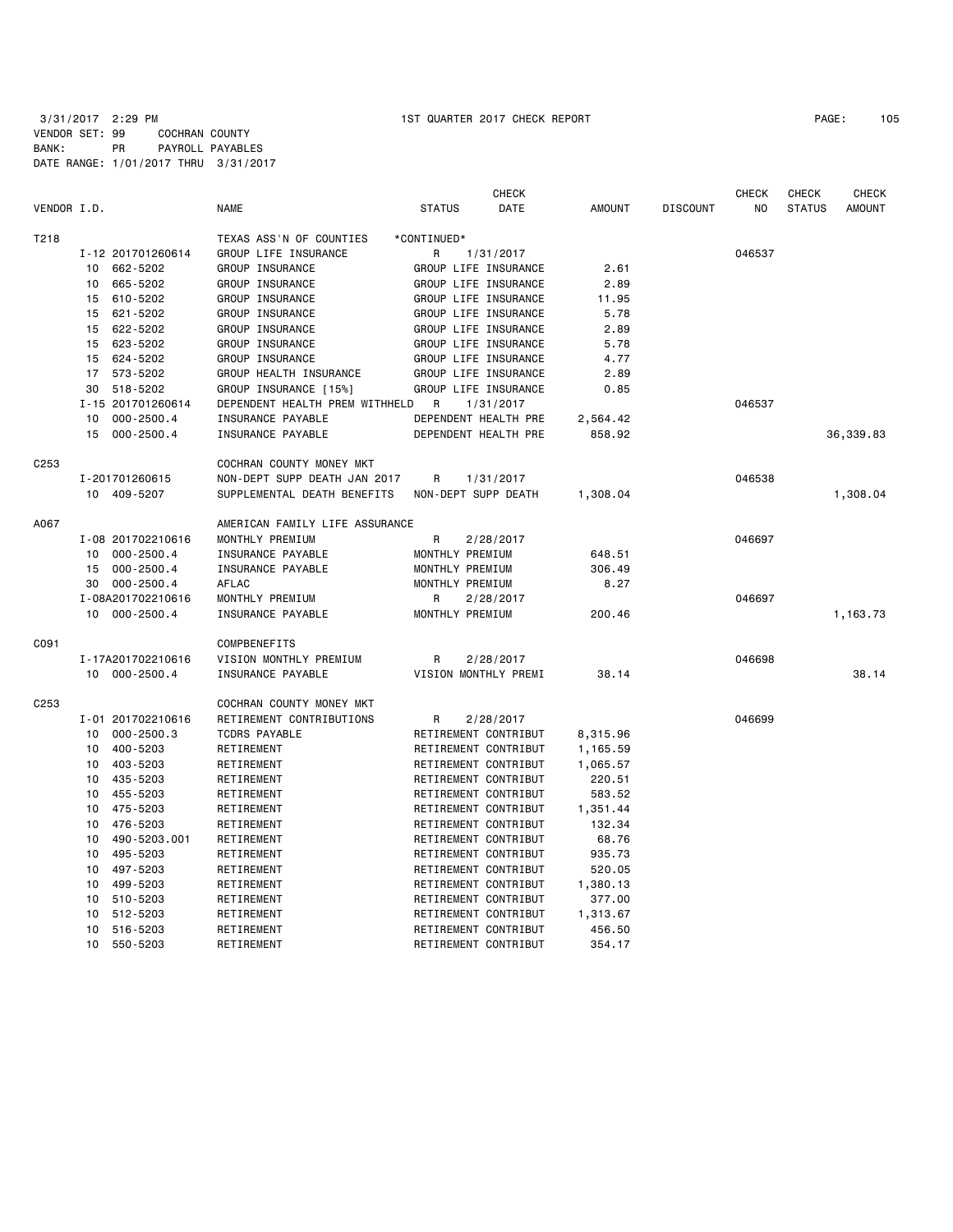3/31/2017 2:29 PM — 1ST QUARTER 2017 CHECK REPORT

VENDOR SET: 99 COCHRAN COUNTY
BANK: PR PAYROLL PAYABLES
DATE RANGE: 1/01/2017 THRU 3/31/2017

| VENDOR I.D. | | NAME | STATUS | CHECK DATE | AMOUNT | DISCOUNT | CHECK NO | CHECK STATUS | CHECK AMOUNT |
|---|---|---|---|---|---|---|---|---|---|
| T218 | | TEXAS ASS'N OF COUNTIES | *CONTINUED* | | | | | | |
| | I-12 201701260614 | GROUP LIFE INSURANCE | R | 1/31/2017 | | | 046537 | | |
| | 10 662-5202 | GROUP INSURANCE | GROUP LIFE INSURANCE | | 2.61 | | | | |
| | 10 665-5202 | GROUP INSURANCE | GROUP LIFE INSURANCE | | 2.89 | | | | |
| | 15 610-5202 | GROUP INSURANCE | GROUP LIFE INSURANCE | | 11.95 | | | | |
| | 15 621-5202 | GROUP INSURANCE | GROUP LIFE INSURANCE | | 5.78 | | | | |
| | 15 622-5202 | GROUP INSURANCE | GROUP LIFE INSURANCE | | 2.89 | | | | |
| | 15 623-5202 | GROUP INSURANCE | GROUP LIFE INSURANCE | | 5.78 | | | | |
| | 15 624-5202 | GROUP INSURANCE | GROUP LIFE INSURANCE | | 4.77 | | | | |
| | 17 573-5202 | GROUP HEALTH INSURANCE | GROUP LIFE INSURANCE | | 2.89 | | | | |
| | 30 518-5202 | GROUP INSURANCE [15%] | GROUP LIFE INSURANCE | | 0.85 | | | | |
| | I-15 201701260614 | DEPENDENT HEALTH PREM WITHHELD | R | 1/31/2017 | | | 046537 | | |
| | 10 000-2500.4 | INSURANCE PAYABLE | DEPENDENT HEALTH PRE | | 2,564.42 | | | | |
| | 15 000-2500.4 | INSURANCE PAYABLE | DEPENDENT HEALTH PRE | | 858.92 | | | | 36,339.83 |
| C253 | | COCHRAN COUNTY MONEY MKT | | | | | | | |
| | I-201701260615 | NON-DEPT SUPP DEATH JAN 2017 | R | 1/31/2017 | | | 046538 | | |
| | 10 409-5207 | SUPPLEMENTAL DEATH BENEFITS | NON-DEPT SUPP DEATH | | 1,308.04 | | | | 1,308.04 |
| A067 | | AMERICAN FAMILY LIFE ASSURANCE | | | | | | | |
| | I-08 201702210616 | MONTHLY PREMIUM | R | 2/28/2017 | | | 046697 | | |
| | 10 000-2500.4 | INSURANCE PAYABLE | MONTHLY PREMIUM | | 648.51 | | | | |
| | 15 000-2500.4 | INSURANCE PAYABLE | MONTHLY PREMIUM | | 306.49 | | | | |
| | 30 000-2500.4 | AFLAC | MONTHLY PREMIUM | | 8.27 | | | | |
| | I-08A201702210616 | MONTHLY PREMIUM | R | 2/28/2017 | | | 046697 | | |
| | 10 000-2500.4 | INSURANCE PAYABLE | MONTHLY PREMIUM | | 200.46 | | | | 1,163.73 |
| C091 | | COMPBENEFITS | | | | | | | |
| | I-17A201702210616 | VISION MONTHLY PREMIUM | R | 2/28/2017 | | | 046698 | | |
| | 10 000-2500.4 | INSURANCE PAYABLE | VISION MONTHLY PREMI | | 38.14 | | | | 38.14 |
| C253 | | COCHRAN COUNTY MONEY MKT | | | | | | | |
| | I-01 201702210616 | RETIREMENT CONTRIBUTIONS | R | 2/28/2017 | | | 046699 | | |
| | 10 000-2500.3 | TCDRS PAYABLE | RETIREMENT CONTRIBUT | | 8,315.96 | | | | |
| | 10 400-5203 | RETIREMENT | RETIREMENT CONTRIBUT | | 1,165.59 | | | | |
| | 10 403-5203 | RETIREMENT | RETIREMENT CONTRIBUT | | 1,065.57 | | | | |
| | 10 435-5203 | RETIREMENT | RETIREMENT CONTRIBUT | | 220.51 | | | | |
| | 10 455-5203 | RETIREMENT | RETIREMENT CONTRIBUT | | 583.52 | | | | |
| | 10 475-5203 | RETIREMENT | RETIREMENT CONTRIBUT | | 1,351.44 | | | | |
| | 10 476-5203 | RETIREMENT | RETIREMENT CONTRIBUT | | 132.34 | | | | |
| | 10 490-5203.001 | RETIREMENT | RETIREMENT CONTRIBUT | | 68.76 | | | | |
| | 10 495-5203 | RETIREMENT | RETIREMENT CONTRIBUT | | 935.73 | | | | |
| | 10 497-5203 | RETIREMENT | RETIREMENT CONTRIBUT | | 520.05 | | | | |
| | 10 499-5203 | RETIREMENT | RETIREMENT CONTRIBUT | | 1,380.13 | | | | |
| | 10 510-5203 | RETIREMENT | RETIREMENT CONTRIBUT | | 377.00 | | | | |
| | 10 512-5203 | RETIREMENT | RETIREMENT CONTRIBUT | | 1,313.67 | | | | |
| | 10 516-5203 | RETIREMENT | RETIREMENT CONTRIBUT | | 456.50 | | | | |
| | 10 550-5203 | RETIREMENT | RETIREMENT CONTRIBUT | | 354.17 | | | | |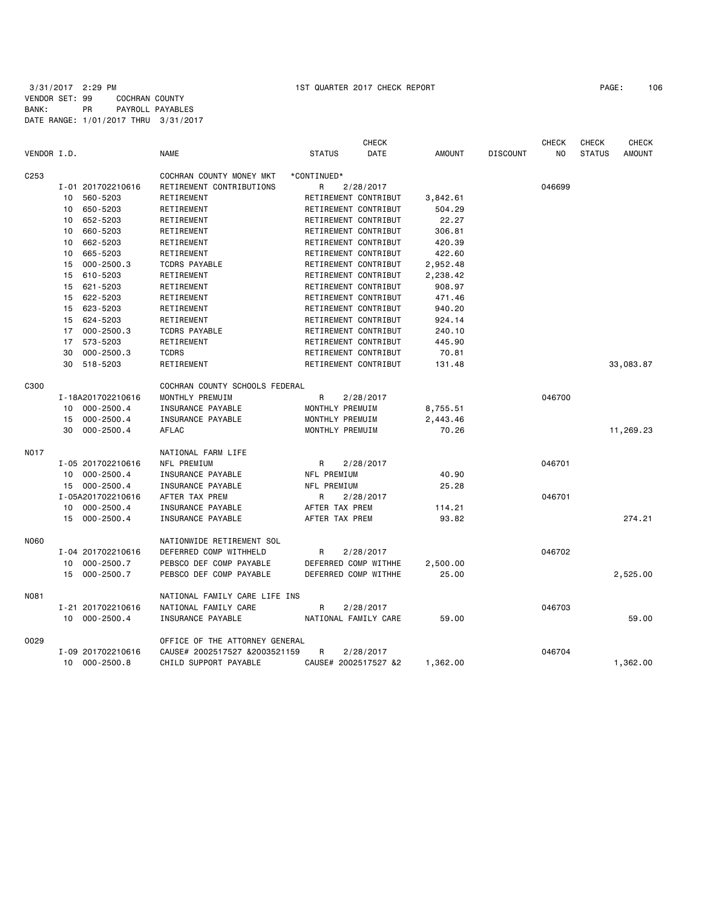3/31/2017 2:29 PM 1ST QUARTER 2017 CHECK REPORT

VENDOR SET: 99 COCHRAN COUNTY
BANK: PR PAYROLL PAYABLES
DATE RANGE: 1/01/2017 THRU 3/31/2017

| VENDOR I.D. | | NAME | STATUS | CHECK DATE | AMOUNT | DISCOUNT | CHECK NO | CHECK STATUS | CHECK AMOUNT |
|---|---|---|---|---|---|---|---|---|---|
| C253 | | COCHRAN COUNTY MONEY MKT | \*CONTINUED\* | | | | | | |
| | I-01 201702210616 | RETIREMENT CONTRIBUTIONS | R | 2/28/2017 | | | 046699 | | |
| | 10 560-5203 | RETIREMENT | RETIREMENT CONTRIBUT | | 3,842.61 | | | | |
| | 10 650-5203 | RETIREMENT | RETIREMENT CONTRIBUT | | 504.29 | | | | |
| | 10 652-5203 | RETIREMENT | RETIREMENT CONTRIBUT | | 22.27 | | | | |
| | 10 660-5203 | RETIREMENT | RETIREMENT CONTRIBUT | | 306.81 | | | | |
| | 10 662-5203 | RETIREMENT | RETIREMENT CONTRIBUT | | 420.39 | | | | |
| | 10 665-5203 | RETIREMENT | RETIREMENT CONTRIBUT | | 422.60 | | | | |
| | 15 000-2500.3 | TCDRS PAYABLE | RETIREMENT CONTRIBUT | | 2,952.48 | | | | |
| | 15 610-5203 | RETIREMENT | RETIREMENT CONTRIBUT | | 2,238.42 | | | | |
| | 15 621-5203 | RETIREMENT | RETIREMENT CONTRIBUT | | 908.97 | | | | |
| | 15 622-5203 | RETIREMENT | RETIREMENT CONTRIBUT | | 471.46 | | | | |
| | 15 623-5203 | RETIREMENT | RETIREMENT CONTRIBUT | | 940.20 | | | | |
| | 15 624-5203 | RETIREMENT | RETIREMENT CONTRIBUT | | 924.14 | | | | |
| | 17 000-2500.3 | TCDRS PAYABLE | RETIREMENT CONTRIBUT | | 240.10 | | | | |
| | 17 573-5203 | RETIREMENT | RETIREMENT CONTRIBUT | | 445.90 | | | | |
| | 30 000-2500.3 | TCDRS | RETIREMENT CONTRIBUT | | 70.81 | | | | |
| | 30 518-5203 | RETIREMENT | RETIREMENT CONTRIBUT | | 131.48 | | | | 33,083.87 |
| C300 | | COCHRAN COUNTY SCHOOLS FEDERAL | | | | | | | |
| | I-18A201702210616 | MONTHLY PREMUIM | R | 2/28/2017 | | | 046700 | | |
| | 10 000-2500.4 | INSURANCE PAYABLE | MONTHLY PREMUIM | | 8,755.51 | | | | |
| | 15 000-2500.4 | INSURANCE PAYABLE | MONTHLY PREMUIM | | 2,443.46 | | | | |
| | 30 000-2500.4 | AFLAC | MONTHLY PREMUIM | | 70.26 | | | | 11,269.23 |
| N017 | | NATIONAL FARM LIFE | | | | | | | |
| | I-05 201702210616 | NFL PREMIUM | R | 2/28/2017 | | | 046701 | | |
| | 10 000-2500.4 | INSURANCE PAYABLE | NFL PREMIUM | | 40.90 | | | | |
| | 15 000-2500.4 | INSURANCE PAYABLE | NFL PREMIUM | | 25.28 | | | | |
| | I-05A201702210616 | AFTER TAX PREM | R | 2/28/2017 | | | 046701 | | |
| | 10 000-2500.4 | INSURANCE PAYABLE | AFTER TAX PREM | | 114.21 | | | | |
| | 15 000-2500.4 | INSURANCE PAYABLE | AFTER TAX PREM | | 93.82 | | | | 274.21 |
| N060 | | NATIONWIDE RETIREMENT SOL | | | | | | | |
| | I-04 201702210616 | DEFERRED COMP WITHHELD | R | 2/28/2017 | | | 046702 | | |
| | 10 000-2500.7 | PEBSCO DEF COMP PAYABLE | DEFERRED COMP WITHHE | | 2,500.00 | | | | |
| | 15 000-2500.7 | PEBSCO DEF COMP PAYABLE | DEFERRED COMP WITHHE | | 25.00 | | | | 2,525.00 |
| N081 | | NATIONAL FAMILY CARE LIFE INS | | | | | | | |
| | I-21 201702210616 | NATIONAL FAMILY CARE | R | 2/28/2017 | | | 046703 | | |
| | 10 000-2500.4 | INSURANCE PAYABLE | NATIONAL FAMILY CARE | | 59.00 | | | | 59.00 |
| O029 | | OFFICE OF THE ATTORNEY GENERAL | | | | | | | |
| | I-09 201702210616 | CAUSE# 2002517527 &2003521159 | R | 2/28/2017 | | | 046704 | | |
| | 10 000-2500.8 | CHILD SUPPORT PAYABLE | CAUSE# 2002517527 &2 | | 1,362.00 | | | | 1,362.00 |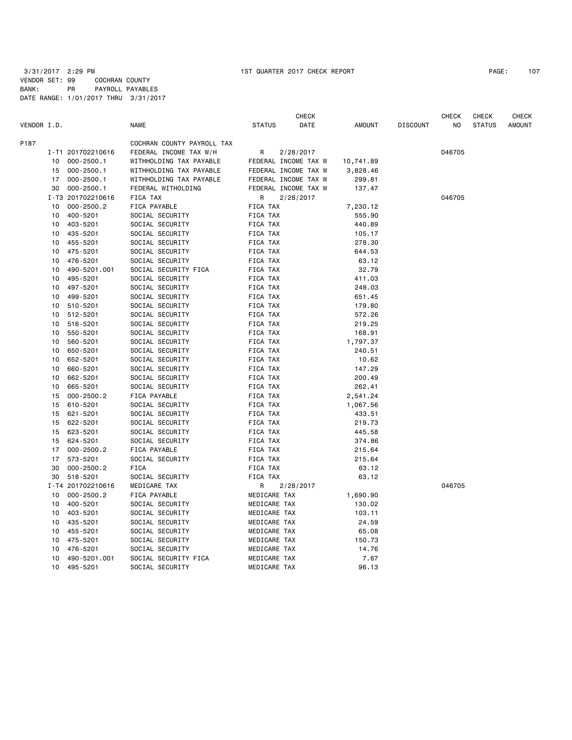3/31/2017 2:29 PM 1ST QUARTER 2017 CHECK REPORT

VENDOR SET: 99 COCHRAN COUNTY
BANK: PR PAYROLL PAYABLES
DATE RANGE: 1/01/2017 THRU 3/31/2017

| VENDOR I.D. | | NAME | STATUS | CHECK DATE | AMOUNT | DISCOUNT | CHECK NO | CHECK STATUS | CHECK AMOUNT |
|---|---|---|---|---|---|---|---|---|---|
| P187 | | COCHRAN COUNTY PAYROLL TAX | | | | | | | |
| | I-T1 201702210616 | FEDERAL INCOME TAX W/H | R | 2/28/2017 | | | 046705 | | |
| 10 | 000-2500.1 | WITHHOLDING TAX PAYABLE | FEDERAL INCOME TAX W | | 10,741.89 | | | | |
| 15 | 000-2500.1 | WITHHOLDING TAX PAYABLE | FEDERAL INCOME TAX W | | 3,828.46 | | | | |
| 17 | 000-2500.1 | WITHHOLDING TAX PAYABLE | FEDERAL INCOME TAX W | | 299.81 | | | | |
| 30 | 000-2500.1 | FEDERAL WITHOLDING | FEDERAL INCOME TAX W | | 137.47 | | | | |
| | I-T3 201702210616 | FICA TAX | R | 2/28/2017 | | | 046705 | | |
| 10 | 000-2500.2 | FICA PAYABLE | FICA TAX | | 7,230.12 | | | | |
| 10 | 400-5201 | SOCIAL SECURITY | FICA TAX | | 555.90 | | | | |
| 10 | 403-5201 | SOCIAL SECURITY | FICA TAX | | 440.89 | | | | |
| 10 | 435-5201 | SOCIAL SECURITY | FICA TAX | | 105.17 | | | | |
| 10 | 455-5201 | SOCIAL SECURITY | FICA TAX | | 278.30 | | | | |
| 10 | 475-5201 | SOCIAL SECURITY | FICA TAX | | 644.53 | | | | |
| 10 | 476-5201 | SOCIAL SECURITY | FICA TAX | | 63.12 | | | | |
| 10 | 490-5201.001 | SOCIAL SECURITY FICA | FICA TAX | | 32.79 | | | | |
| 10 | 495-5201 | SOCIAL SECURITY | FICA TAX | | 411.03 | | | | |
| 10 | 497-5201 | SOCIAL SECURITY | FICA TAX | | 248.03 | | | | |
| 10 | 499-5201 | SOCIAL SECURITY | FICA TAX | | 651.45 | | | | |
| 10 | 510-5201 | SOCIAL SECURITY | FICA TAX | | 179.80 | | | | |
| 10 | 512-5201 | SOCIAL SECURITY | FICA TAX | | 572.26 | | | | |
| 10 | 516-5201 | SOCIAL SECURITY | FICA TAX | | 219.25 | | | | |
| 10 | 550-5201 | SOCIAL SECURITY | FICA TAX | | 168.91 | | | | |
| 10 | 560-5201 | SOCIAL SECURITY | FICA TAX | | 1,797.37 | | | | |
| 10 | 650-5201 | SOCIAL SECURITY | FICA TAX | | 240.51 | | | | |
| 10 | 652-5201 | SOCIAL SECURITY | FICA TAX | | 10.62 | | | | |
| 10 | 660-5201 | SOCIAL SECURITY | FICA TAX | | 147.29 | | | | |
| 10 | 662-5201 | SOCIAL SECURITY | FICA TAX | | 200.49 | | | | |
| 10 | 665-5201 | SOCIAL SECURITY | FICA TAX | | 262.41 | | | | |
| 15 | 000-2500.2 | FICA PAYABLE | FICA TAX | | 2,541.24 | | | | |
| 15 | 610-5201 | SOCIAL SECURITY | FICA TAX | | 1,067.56 | | | | |
| 15 | 621-5201 | SOCIAL SECURITY | FICA TAX | | 433.51 | | | | |
| 15 | 622-5201 | SOCIAL SECURITY | FICA TAX | | 219.73 | | | | |
| 15 | 623-5201 | SOCIAL SECURITY | FICA TAX | | 445.58 | | | | |
| 15 | 624-5201 | SOCIAL SECURITY | FICA TAX | | 374.86 | | | | |
| 17 | 000-2500.2 | FICA PAYABLE | FICA TAX | | 215.64 | | | | |
| 17 | 573-5201 | SOCIAL SECURITY | FICA TAX | | 215.64 | | | | |
| 30 | 000-2500.2 | FICA | FICA TAX | | 63.12 | | | | |
| 30 | 518-5201 | SOCIAL SECURITY | FICA TAX | | 63.12 | | | | |
| | I-T4 201702210616 | MEDICARE TAX | R | 2/28/2017 | | | 046705 | | |
| 10 | 000-2500.2 | FICA PAYABLE | MEDICARE TAX | | 1,690.90 | | | | |
| 10 | 400-5201 | SOCIAL SECURITY | MEDICARE TAX | | 130.02 | | | | |
| 10 | 403-5201 | SOCIAL SECURITY | MEDICARE TAX | | 103.11 | | | | |
| 10 | 435-5201 | SOCIAL SECURITY | MEDICARE TAX | | 24.59 | | | | |
| 10 | 455-5201 | SOCIAL SECURITY | MEDICARE TAX | | 65.08 | | | | |
| 10 | 475-5201 | SOCIAL SECURITY | MEDICARE TAX | | 150.73 | | | | |
| 10 | 476-5201 | SOCIAL SECURITY | MEDICARE TAX | | 14.76 | | | | |
| 10 | 490-5201.001 | SOCIAL SECURITY FICA | MEDICARE TAX | | 7.67 | | | | |
| 10 | 495-5201 | SOCIAL SECURITY | MEDICARE TAX | | 96.13 | | | | |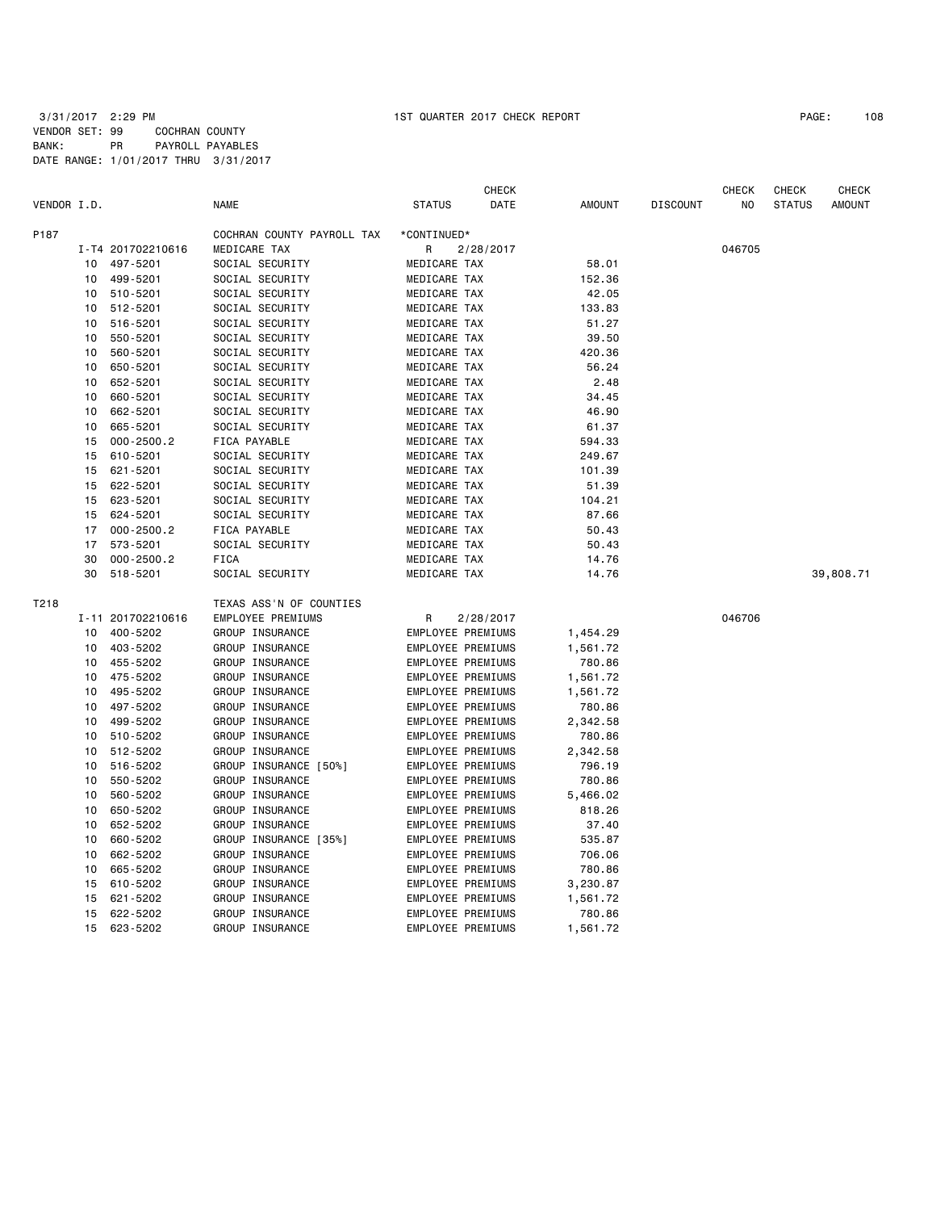3/31/2017 2:29 PM 1ST QUARTER 2017 CHECK REPORT

VENDOR SET: 99 COCHRAN COUNTY
BANK: PR PAYROLL PAYABLES
DATE RANGE: 1/01/2017 THRU 3/31/2017

| VENDOR I.D. | | NAME | STATUS | CHECK DATE | AMOUNT | DISCOUNT | CHECK NO | CHECK STATUS | CHECK AMOUNT |
|---|---|---|---|---|---|---|---|---|---|
| P187 | | COCHRAN COUNTY PAYROLL TAX | *CONTINUED* | | | | | | |
| | I-T4 201702210616 | MEDICARE TAX | R | 2/28/2017 | | | 046705 | | |
| | 10 497-5201 | SOCIAL SECURITY | MEDICARE TAX | | 58.01 | | | | |
| | 10 499-5201 | SOCIAL SECURITY | MEDICARE TAX | | 152.36 | | | | |
| | 10 510-5201 | SOCIAL SECURITY | MEDICARE TAX | | 42.05 | | | | |
| | 10 512-5201 | SOCIAL SECURITY | MEDICARE TAX | | 133.83 | | | | |
| | 10 516-5201 | SOCIAL SECURITY | MEDICARE TAX | | 51.27 | | | | |
| | 10 550-5201 | SOCIAL SECURITY | MEDICARE TAX | | 39.50 | | | | |
| | 10 560-5201 | SOCIAL SECURITY | MEDICARE TAX | | 420.36 | | | | |
| | 10 650-5201 | SOCIAL SECURITY | MEDICARE TAX | | 56.24 | | | | |
| | 10 652-5201 | SOCIAL SECURITY | MEDICARE TAX | | 2.48 | | | | |
| | 10 660-5201 | SOCIAL SECURITY | MEDICARE TAX | | 34.45 | | | | |
| | 10 662-5201 | SOCIAL SECURITY | MEDICARE TAX | | 46.90 | | | | |
| | 10 665-5201 | SOCIAL SECURITY | MEDICARE TAX | | 61.37 | | | | |
| | 15 000-2500.2 | FICA PAYABLE | MEDICARE TAX | | 594.33 | | | | |
| | 15 610-5201 | SOCIAL SECURITY | MEDICARE TAX | | 249.67 | | | | |
| | 15 621-5201 | SOCIAL SECURITY | MEDICARE TAX | | 101.39 | | | | |
| | 15 622-5201 | SOCIAL SECURITY | MEDICARE TAX | | 51.39 | | | | |
| | 15 623-5201 | SOCIAL SECURITY | MEDICARE TAX | | 104.21 | | | | |
| | 15 624-5201 | SOCIAL SECURITY | MEDICARE TAX | | 87.66 | | | | |
| | 17 000-2500.2 | FICA PAYABLE | MEDICARE TAX | | 50.43 | | | | |
| | 17 573-5201 | SOCIAL SECURITY | MEDICARE TAX | | 50.43 | | | | |
| | 30 000-2500.2 | FICA | MEDICARE TAX | | 14.76 | | | | |
| | 30 518-5201 | SOCIAL SECURITY | MEDICARE TAX | | 14.76 | | | | 39,808.71 |
| T218 | | TEXAS ASS'N OF COUNTIES | | | | | | | |
| | I-11 201702210616 | EMPLOYEE PREMIUMS | R | 2/28/2017 | | | 046706 | | |
| | 10 400-5202 | GROUP INSURANCE | EMPLOYEE PREMIUMS | | 1,454.29 | | | | |
| | 10 403-5202 | GROUP INSURANCE | EMPLOYEE PREMIUMS | | 1,561.72 | | | | |
| | 10 455-5202 | GROUP INSURANCE | EMPLOYEE PREMIUMS | | 780.86 | | | | |
| | 10 475-5202 | GROUP INSURANCE | EMPLOYEE PREMIUMS | | 1,561.72 | | | | |
| | 10 495-5202 | GROUP INSURANCE | EMPLOYEE PREMIUMS | | 1,561.72 | | | | |
| | 10 497-5202 | GROUP INSURANCE | EMPLOYEE PREMIUMS | | 780.86 | | | | |
| | 10 499-5202 | GROUP INSURANCE | EMPLOYEE PREMIUMS | | 2,342.58 | | | | |
| | 10 510-5202 | GROUP INSURANCE | EMPLOYEE PREMIUMS | | 780.86 | | | | |
| | 10 512-5202 | GROUP INSURANCE | EMPLOYEE PREMIUMS | | 2,342.58 | | | | |
| | 10 516-5202 | GROUP INSURANCE [50%] | EMPLOYEE PREMIUMS | | 796.19 | | | | |
| | 10 550-5202 | GROUP INSURANCE | EMPLOYEE PREMIUMS | | 780.86 | | | | |
| | 10 560-5202 | GROUP INSURANCE | EMPLOYEE PREMIUMS | | 5,466.02 | | | | |
| | 10 650-5202 | GROUP INSURANCE | EMPLOYEE PREMIUMS | | 818.26 | | | | |
| | 10 652-5202 | GROUP INSURANCE | EMPLOYEE PREMIUMS | | 37.40 | | | | |
| | 10 660-5202 | GROUP INSURANCE [35%] | EMPLOYEE PREMIUMS | | 535.87 | | | | |
| | 10 662-5202 | GROUP INSURANCE | EMPLOYEE PREMIUMS | | 706.06 | | | | |
| | 10 665-5202 | GROUP INSURANCE | EMPLOYEE PREMIUMS | | 780.86 | | | | |
| | 15 610-5202 | GROUP INSURANCE | EMPLOYEE PREMIUMS | | 3,230.87 | | | | |
| | 15 621-5202 | GROUP INSURANCE | EMPLOYEE PREMIUMS | | 1,561.72 | | | | |
| | 15 622-5202 | GROUP INSURANCE | EMPLOYEE PREMIUMS | | 780.86 | | | | |
| | 15 623-5202 | GROUP INSURANCE | EMPLOYEE PREMIUMS | | 1,561.72 | | | | |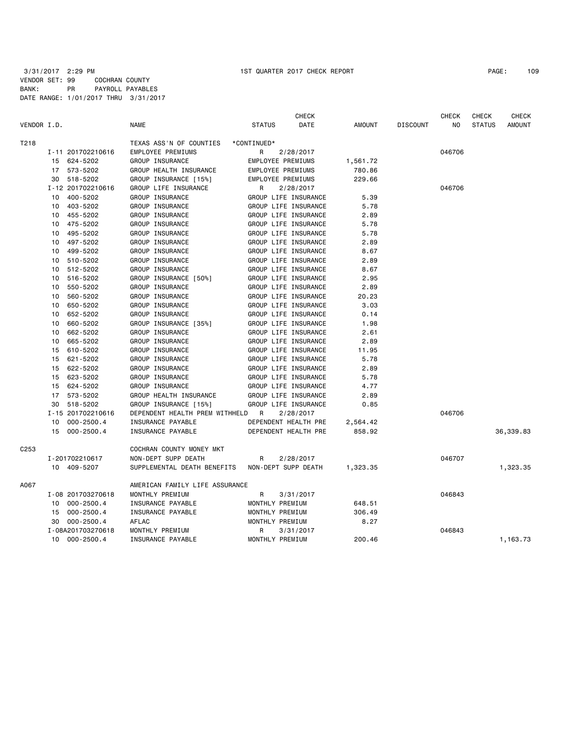3/31/2017 2:29 PM 1ST QUARTER 2017 CHECK REPORT

VENDOR SET: 99 COCHRAN COUNTY
BANK: PR PAYROLL PAYABLES
DATE RANGE: 1/01/2017 THRU 3/31/2017

| VENDOR I.D. | | NAME | STATUS | CHECK DATE | AMOUNT | DISCOUNT | CHECK NO | CHECK STATUS | CHECK AMOUNT |
|---|---|---|---|---|---|---|---|---|---|
| T218 | | TEXAS ASS'N OF COUNTIES | *CONTINUED* | | | | | | |
| | I-11 201702210616 | EMPLOYEE PREMIUMS | R | 2/28/2017 | | | 046706 | | |
| | 15 624-5202 | GROUP INSURANCE | EMPLOYEE PREMIUMS | | 1,561.72 | | | | |
| | 17 573-5202 | GROUP HEALTH INSURANCE | EMPLOYEE PREMIUMS | | 780.86 | | | | |
| | 30 518-5202 | GROUP INSURANCE [15%] | EMPLOYEE PREMIUMS | | 229.66 | | | | |
| | I-12 201702210616 | GROUP LIFE INSURANCE | R | 2/28/2017 | | | 046706 | | |
| | 10 400-5202 | GROUP INSURANCE | GROUP LIFE INSURANCE | | 5.39 | | | | |
| | 10 403-5202 | GROUP INSURANCE | GROUP LIFE INSURANCE | | 5.78 | | | | |
| | 10 455-5202 | GROUP INSURANCE | GROUP LIFE INSURANCE | | 2.89 | | | | |
| | 10 475-5202 | GROUP INSURANCE | GROUP LIFE INSURANCE | | 5.78 | | | | |
| | 10 495-5202 | GROUP INSURANCE | GROUP LIFE INSURANCE | | 5.78 | | | | |
| | 10 497-5202 | GROUP INSURANCE | GROUP LIFE INSURANCE | | 2.89 | | | | |
| | 10 499-5202 | GROUP INSURANCE | GROUP LIFE INSURANCE | | 8.67 | | | | |
| | 10 510-5202 | GROUP INSURANCE | GROUP LIFE INSURANCE | | 2.89 | | | | |
| | 10 512-5202 | GROUP INSURANCE | GROUP LIFE INSURANCE | | 8.67 | | | | |
| | 10 516-5202 | GROUP INSURANCE [50%] | GROUP LIFE INSURANCE | | 2.95 | | | | |
| | 10 550-5202 | GROUP INSURANCE | GROUP LIFE INSURANCE | | 2.89 | | | | |
| | 10 560-5202 | GROUP INSURANCE | GROUP LIFE INSURANCE | | 20.23 | | | | |
| | 10 650-5202 | GROUP INSURANCE | GROUP LIFE INSURANCE | | 3.03 | | | | |
| | 10 652-5202 | GROUP INSURANCE | GROUP LIFE INSURANCE | | 0.14 | | | | |
| | 10 660-5202 | GROUP INSURANCE [35%] | GROUP LIFE INSURANCE | | 1.98 | | | | |
| | 10 662-5202 | GROUP INSURANCE | GROUP LIFE INSURANCE | | 2.61 | | | | |
| | 10 665-5202 | GROUP INSURANCE | GROUP LIFE INSURANCE | | 2.89 | | | | |
| | 15 610-5202 | GROUP INSURANCE | GROUP LIFE INSURANCE | | 11.95 | | | | |
| | 15 621-5202 | GROUP INSURANCE | GROUP LIFE INSURANCE | | 5.78 | | | | |
| | 15 622-5202 | GROUP INSURANCE | GROUP LIFE INSURANCE | | 2.89 | | | | |
| | 15 623-5202 | GROUP INSURANCE | GROUP LIFE INSURANCE | | 5.78 | | | | |
| | 15 624-5202 | GROUP INSURANCE | GROUP LIFE INSURANCE | | 4.77 | | | | |
| | 17 573-5202 | GROUP HEALTH INSURANCE | GROUP LIFE INSURANCE | | 2.89 | | | | |
| | 30 518-5202 | GROUP INSURANCE [15%] | GROUP LIFE INSURANCE | | 0.85 | | | | |
| | I-15 201702210616 | DEPENDENT HEALTH PREM WITHHELD | R | 2/28/2017 | | | 046706 | | |
| | 10 000-2500.4 | INSURANCE PAYABLE | DEPENDENT HEALTH PRE | | 2,564.42 | | | | |
| | 15 000-2500.4 | INSURANCE PAYABLE | DEPENDENT HEALTH PRE | | 858.92 | | | | 36,339.83 |
| C253 | | COCHRAN COUNTY MONEY MKT | | | | | | | |
| | I-201702210617 | NON-DEPT SUPP DEATH | R | 2/28/2017 | | | 046707 | | |
| | 10 409-5207 | SUPPLEMENTAL DEATH BENEFITS | NON-DEPT SUPP DEATH | | 1,323.35 | | | | 1,323.35 |
| A067 | | AMERICAN FAMILY LIFE ASSURANCE | | | | | | | |
| | I-08 201703270618 | MONTHLY PREMIUM | R | 3/31/2017 | | | 046843 | | |
| | 10 000-2500.4 | INSURANCE PAYABLE | MONTHLY PREMIUM | | 648.51 | | | | |
| | 15 000-2500.4 | INSURANCE PAYABLE | MONTHLY PREMIUM | | 306.49 | | | | |
| | 30 000-2500.4 | AFLAC | MONTHLY PREMIUM | | 8.27 | | | | |
| | I-08A201703270618 | MONTHLY PREMIUM | R | 3/31/2017 | | | 046843 | | |
| | 10 000-2500.4 | INSURANCE PAYABLE | MONTHLY PREMIUM | | 200.46 | | | | 1,163.73 |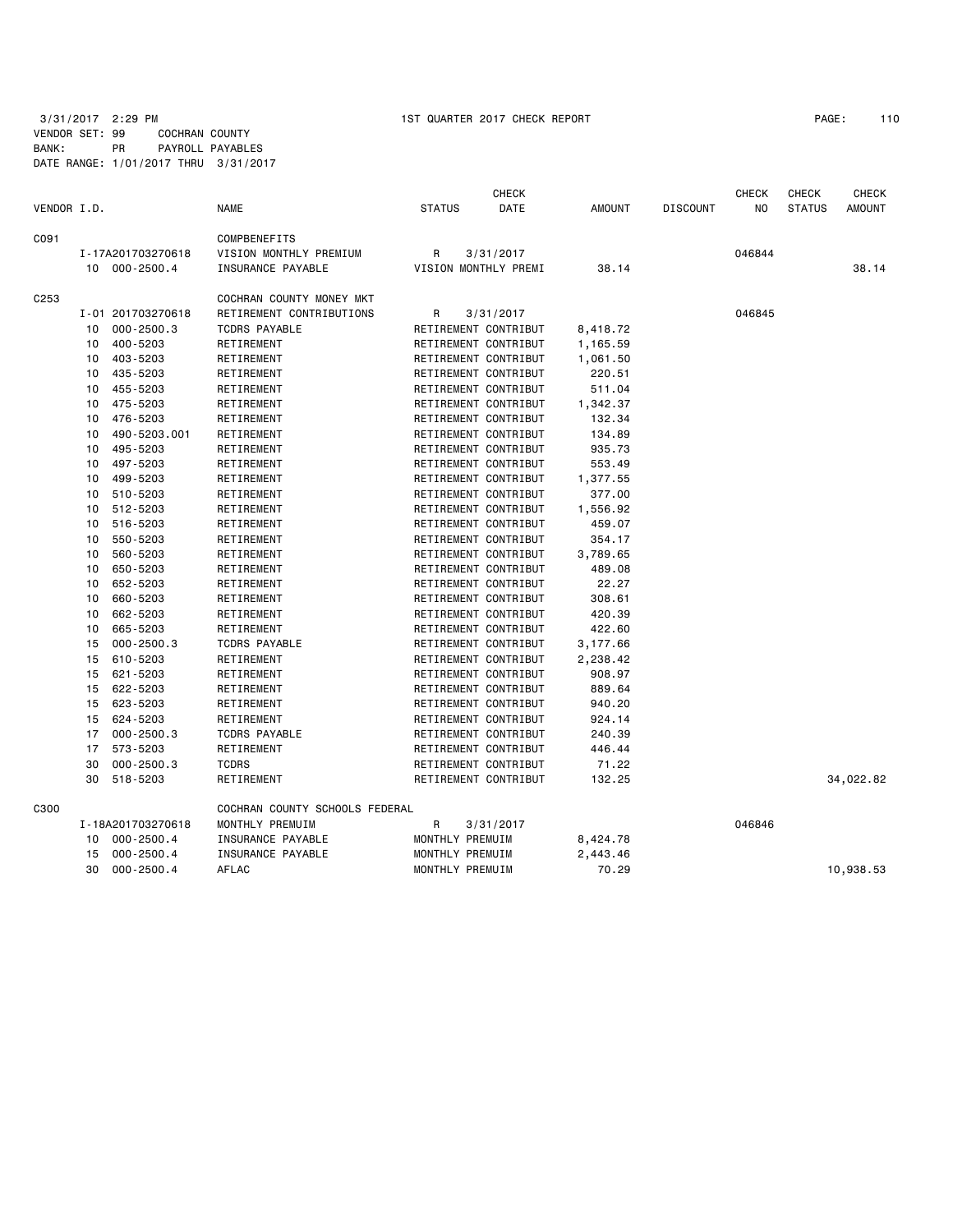3/31/2017 2:29 PM 1ST QUARTER 2017 CHECK REPORT

VENDOR SET: 99 COCHRAN COUNTY
BANK: PR PAYROLL PAYABLES
DATE RANGE: 1/01/2017 THRU 3/31/2017

| VENDOR I.D. | | NAME | STATUS | CHECK DATE | AMOUNT | DISCOUNT | CHECK NO | CHECK STATUS | CHECK AMOUNT |
|---|---|---|---|---|---|---|---|---|---|
| C091 | | COMPBENEFITS | | | | | | | |
| | I-17A201703270618 | VISION MONTHLY PREMIUM | R | 3/31/2017 | | | 046844 | | |
| | 10 000-2500.4 | INSURANCE PAYABLE | VISION MONTHLY PREMI | | 38.14 | | | | 38.14 |
| C253 | | COCHRAN COUNTY MONEY MKT | | | | | | | |
| | I-01 201703270618 | RETIREMENT CONTRIBUTIONS | R | 3/31/2017 | | | 046845 | | |
| | 10 000-2500.3 | TCDRS PAYABLE | RETIREMENT CONTRIBUT | | 8,418.72 | | | | |
| | 10 400-5203 | RETIREMENT | RETIREMENT CONTRIBUT | | 1,165.59 | | | | |
| | 10 403-5203 | RETIREMENT | RETIREMENT CONTRIBUT | | 1,061.50 | | | | |
| | 10 435-5203 | RETIREMENT | RETIREMENT CONTRIBUT | | 220.51 | | | | |
| | 10 455-5203 | RETIREMENT | RETIREMENT CONTRIBUT | | 511.04 | | | | |
| | 10 475-5203 | RETIREMENT | RETIREMENT CONTRIBUT | | 1,342.37 | | | | |
| | 10 476-5203 | RETIREMENT | RETIREMENT CONTRIBUT | | 132.34 | | | | |
| | 10 490-5203.001 | RETIREMENT | RETIREMENT CONTRIBUT | | 134.89 | | | | |
| | 10 495-5203 | RETIREMENT | RETIREMENT CONTRIBUT | | 935.73 | | | | |
| | 10 497-5203 | RETIREMENT | RETIREMENT CONTRIBUT | | 553.49 | | | | |
| | 10 499-5203 | RETIREMENT | RETIREMENT CONTRIBUT | | 1,377.55 | | | | |
| | 10 510-5203 | RETIREMENT | RETIREMENT CONTRIBUT | | 377.00 | | | | |
| | 10 512-5203 | RETIREMENT | RETIREMENT CONTRIBUT | | 1,556.92 | | | | |
| | 10 516-5203 | RETIREMENT | RETIREMENT CONTRIBUT | | 459.07 | | | | |
| | 10 550-5203 | RETIREMENT | RETIREMENT CONTRIBUT | | 354.17 | | | | |
| | 10 560-5203 | RETIREMENT | RETIREMENT CONTRIBUT | | 3,789.65 | | | | |
| | 10 650-5203 | RETIREMENT | RETIREMENT CONTRIBUT | | 489.08 | | | | |
| | 10 652-5203 | RETIREMENT | RETIREMENT CONTRIBUT | | 22.27 | | | | |
| | 10 660-5203 | RETIREMENT | RETIREMENT CONTRIBUT | | 308.61 | | | | |
| | 10 662-5203 | RETIREMENT | RETIREMENT CONTRIBUT | | 420.39 | | | | |
| | 10 665-5203 | RETIREMENT | RETIREMENT CONTRIBUT | | 422.60 | | | | |
| | 15 000-2500.3 | TCDRS PAYABLE | RETIREMENT CONTRIBUT | | 3,177.66 | | | | |
| | 15 610-5203 | RETIREMENT | RETIREMENT CONTRIBUT | | 2,238.42 | | | | |
| | 15 621-5203 | RETIREMENT | RETIREMENT CONTRIBUT | | 908.97 | | | | |
| | 15 622-5203 | RETIREMENT | RETIREMENT CONTRIBUT | | 889.64 | | | | |
| | 15 623-5203 | RETIREMENT | RETIREMENT CONTRIBUT | | 940.20 | | | | |
| | 15 624-5203 | RETIREMENT | RETIREMENT CONTRIBUT | | 924.14 | | | | |
| | 17 000-2500.3 | TCDRS PAYABLE | RETIREMENT CONTRIBUT | | 240.39 | | | | |
| | 17 573-5203 | RETIREMENT | RETIREMENT CONTRIBUT | | 446.44 | | | | |
| | 30 000-2500.3 | TCDRS | RETIREMENT CONTRIBUT | | 71.22 | | | | |
| | 30 518-5203 | RETIREMENT | RETIREMENT CONTRIBUT | | 132.25 | | | | 34,022.82 |
| C300 | | COCHRAN COUNTY SCHOOLS FEDERAL | | | | | | | |
| | I-18A201703270618 | MONTHLY PREMUIM | R | 3/31/2017 | | | 046846 | | |
| | 10 000-2500.4 | INSURANCE PAYABLE | MONTHLY PREMUIM | | 8,424.78 | | | | |
| | 15 000-2500.4 | INSURANCE PAYABLE | MONTHLY PREMUIM | | 2,443.46 | | | | |
| | 30 000-2500.4 | AFLAC | MONTHLY PREMUIM | | 70.29 | | | | 10,938.53 |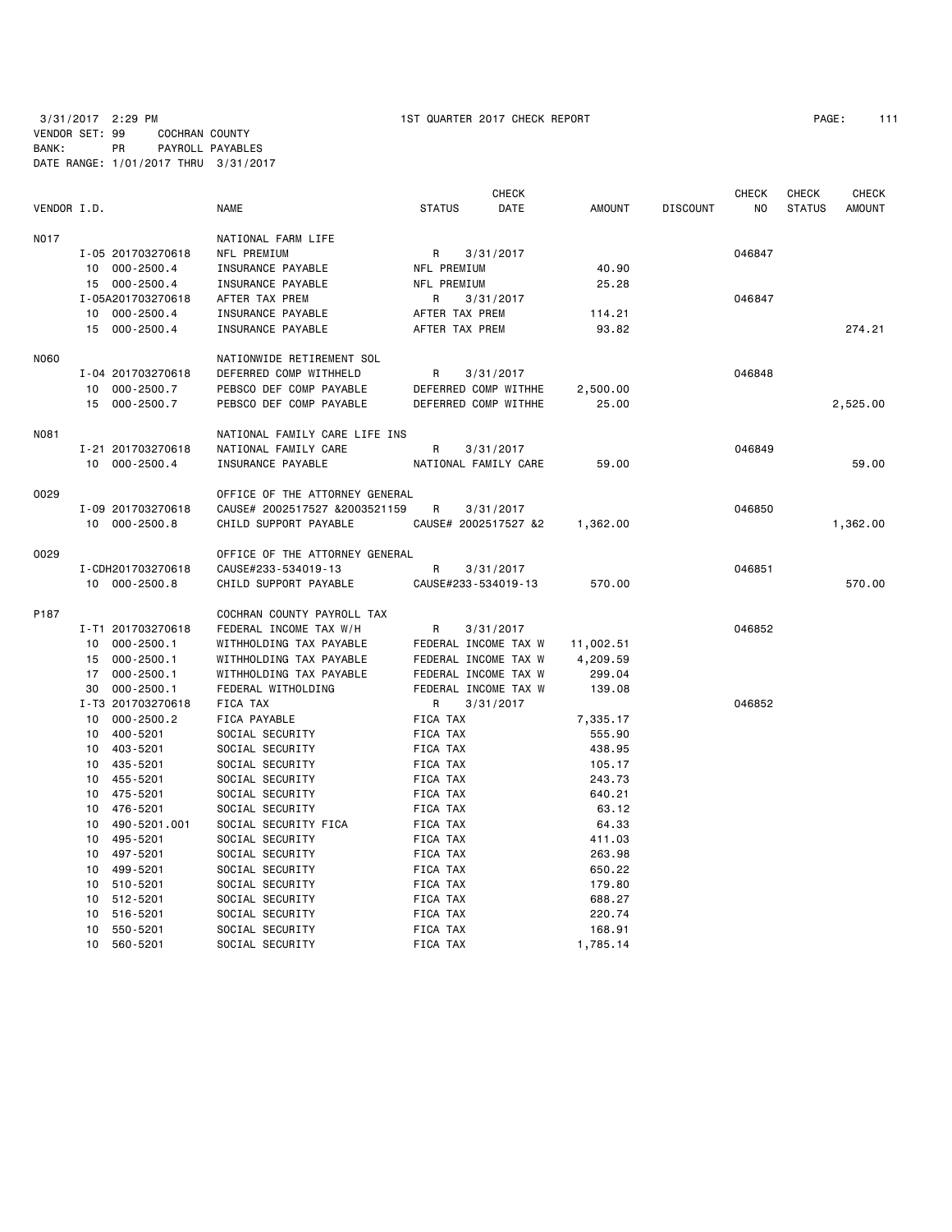3/31/2017 2:29 PM 1ST QUARTER 2017 CHECK REPORT PAGE: 111

VENDOR SET: 99 COCHRAN COUNTY
BANK: PR PAYROLL PAYABLES
DATE RANGE: 1/01/2017 THRU 3/31/2017

| VENDOR I.D. | | NAME | STATUS | CHECK DATE | AMOUNT | DISCOUNT | CHECK NO | CHECK STATUS | CHECK AMOUNT |
|---|---|---|---|---|---|---|---|---|---|
| N017 | | NATIONAL FARM LIFE | | | | | | | |
| | I-05 201703270618 | NFL PREMIUM | R | 3/31/2017 | | | 046847 | | |
| | 10 000-2500.4 | INSURANCE PAYABLE | NFL PREMIUM | | 40.90 | | | | |
| | 15 000-2500.4 | INSURANCE PAYABLE | NFL PREMIUM | | 25.28 | | | | |
| | I-05A201703270618 | AFTER TAX PREM | R | 3/31/2017 | | | 046847 | | |
| | 10 000-2500.4 | INSURANCE PAYABLE | AFTER TAX PREM | | 114.21 | | | | |
| | 15 000-2500.4 | INSURANCE PAYABLE | AFTER TAX PREM | | 93.82 | | | | 274.21 |
| N060 | | NATIONWIDE RETIREMENT SOL | | | | | | | |
| | I-04 201703270618 | DEFERRED COMP WITHHELD | R | 3/31/2017 | | | 046848 | | |
| | 10 000-2500.7 | PEBSCO DEF COMP PAYABLE | DEFERRED COMP WITHHE | | 2,500.00 | | | | |
| | 15 000-2500.7 | PEBSCO DEF COMP PAYABLE | DEFERRED COMP WITHHE | | 25.00 | | | | 2,525.00 |
| N081 | | NATIONAL FAMILY CARE LIFE INS | | | | | | | |
| | I-21 201703270618 | NATIONAL FAMILY CARE | R | 3/31/2017 | | | 046849 | | |
| | 10 000-2500.4 | INSURANCE PAYABLE | NATIONAL FAMILY CARE | | 59.00 | | | | 59.00 |
| O029 | | OFFICE OF THE ATTORNEY GENERAL | | | | | | | |
| | I-09 201703270618 | CAUSE# 2002517527 &2003521159 | R | 3/31/2017 | | | 046850 | | |
| | 10 000-2500.8 | CHILD SUPPORT PAYABLE | CAUSE# 2002517527 &2 | | 1,362.00 | | | | 1,362.00 |
| O029 | | OFFICE OF THE ATTORNEY GENERAL | | | | | | | |
| | I-CDH201703270618 | CAUSE#233-534019-13 | R | 3/31/2017 | | | 046851 | | |
| | 10 000-2500.8 | CHILD SUPPORT PAYABLE | CAUSE#233-534019-13 | | 570.00 | | | | 570.00 |
| P187 | | COCHRAN COUNTY PAYROLL TAX | | | | | | | |
| | I-T1 201703270618 | FEDERAL INCOME TAX W/H | R | 3/31/2017 | | | 046852 | | |
| | 10 000-2500.1 | WITHHOLDING TAX PAYABLE | FEDERAL INCOME TAX W | | 11,002.51 | | | | |
| | 15 000-2500.1 | WITHHOLDING TAX PAYABLE | FEDERAL INCOME TAX W | | 4,209.59 | | | | |
| | 17 000-2500.1 | WITHHOLDING TAX PAYABLE | FEDERAL INCOME TAX W | | 299.04 | | | | |
| | 30 000-2500.1 | FEDERAL WITHOLDING | FEDERAL INCOME TAX W | | 139.08 | | | | |
| | I-T3 201703270618 | FICA TAX | R | 3/31/2017 | | | 046852 | | |
| | 10 000-2500.2 | FICA PAYABLE | FICA TAX | | 7,335.17 | | | | |
| | 10 400-5201 | SOCIAL SECURITY | FICA TAX | | 555.90 | | | | |
| | 10 403-5201 | SOCIAL SECURITY | FICA TAX | | 438.95 | | | | |
| | 10 435-5201 | SOCIAL SECURITY | FICA TAX | | 105.17 | | | | |
| | 10 455-5201 | SOCIAL SECURITY | FICA TAX | | 243.73 | | | | |
| | 10 475-5201 | SOCIAL SECURITY | FICA TAX | | 640.21 | | | | |
| | 10 476-5201 | SOCIAL SECURITY | FICA TAX | | 63.12 | | | | |
| | 10 490-5201.001 | SOCIAL SECURITY FICA | FICA TAX | | 64.33 | | | | |
| | 10 495-5201 | SOCIAL SECURITY | FICA TAX | | 411.03 | | | | |
| | 10 497-5201 | SOCIAL SECURITY | FICA TAX | | 263.98 | | | | |
| | 10 499-5201 | SOCIAL SECURITY | FICA TAX | | 650.22 | | | | |
| | 10 510-5201 | SOCIAL SECURITY | FICA TAX | | 179.80 | | | | |
| | 10 512-5201 | SOCIAL SECURITY | FICA TAX | | 688.27 | | | | |
| | 10 516-5201 | SOCIAL SECURITY | FICA TAX | | 220.74 | | | | |
| | 10 550-5201 | SOCIAL SECURITY | FICA TAX | | 168.91 | | | | |
| | 10 560-5201 | SOCIAL SECURITY | FICA TAX | | 1,785.14 | | | | |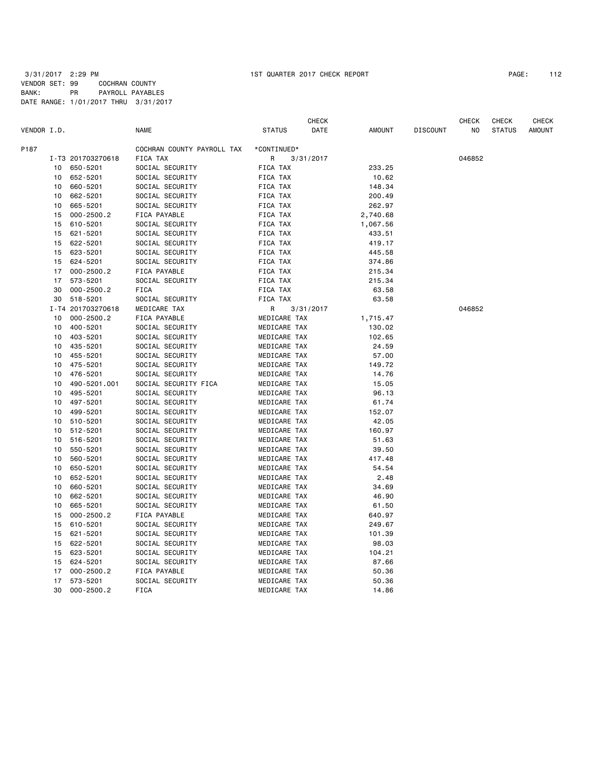3/31/2017 2:29 PM 1ST QUARTER 2017 CHECK REPORT

VENDOR SET: 99 COCHRAN COUNTY
BANK: PR PAYROLL PAYABLES
DATE RANGE: 1/01/2017 THRU 3/31/2017

| VENDOR I.D. | | NAME | STATUS | CHECK DATE | AMOUNT | DISCOUNT | CHECK NO | CHECK STATUS | CHECK AMOUNT |
|---|---|---|---|---|---|---|---|---|---|
| P187 | | COCHRAN COUNTY PAYROLL TAX | *CONTINUED* | | | | | | |
| | I-T3 201703270618 | FICA TAX | R | 3/31/2017 | | | 046852 | | |
| 10 | 650-5201 | SOCIAL SECURITY | FICA TAX | | 233.25 | | | | |
| 10 | 652-5201 | SOCIAL SECURITY | FICA TAX | | 10.62 | | | | |
| 10 | 660-5201 | SOCIAL SECURITY | FICA TAX | | 148.34 | | | | |
| 10 | 662-5201 | SOCIAL SECURITY | FICA TAX | | 200.49 | | | | |
| 10 | 665-5201 | SOCIAL SECURITY | FICA TAX | | 262.97 | | | | |
| 15 | 000-2500.2 | FICA PAYABLE | FICA TAX | | 2,740.68 | | | | |
| 15 | 610-5201 | SOCIAL SECURITY | FICA TAX | | 1,067.56 | | | | |
| 15 | 621-5201 | SOCIAL SECURITY | FICA TAX | | 433.51 | | | | |
| 15 | 622-5201 | SOCIAL SECURITY | FICA TAX | | 419.17 | | | | |
| 15 | 623-5201 | SOCIAL SECURITY | FICA TAX | | 445.58 | | | | |
| 15 | 624-5201 | SOCIAL SECURITY | FICA TAX | | 374.86 | | | | |
| 17 | 000-2500.2 | FICA PAYABLE | FICA TAX | | 215.34 | | | | |
| 17 | 573-5201 | SOCIAL SECURITY | FICA TAX | | 215.34 | | | | |
| 30 | 000-2500.2 | FICA | FICA TAX | | 63.58 | | | | |
| 30 | 518-5201 | SOCIAL SECURITY | FICA TAX | | 63.58 | | | | |
| | I-T4 201703270618 | MEDICARE TAX | R | 3/31/2017 | | | 046852 | | |
| 10 | 000-2500.2 | FICA PAYABLE | MEDICARE TAX | | 1,715.47 | | | | |
| 10 | 400-5201 | SOCIAL SECURITY | MEDICARE TAX | | 130.02 | | | | |
| 10 | 403-5201 | SOCIAL SECURITY | MEDICARE TAX | | 102.65 | | | | |
| 10 | 435-5201 | SOCIAL SECURITY | MEDICARE TAX | | 24.59 | | | | |
| 10 | 455-5201 | SOCIAL SECURITY | MEDICARE TAX | | 57.00 | | | | |
| 10 | 475-5201 | SOCIAL SECURITY | MEDICARE TAX | | 149.72 | | | | |
| 10 | 476-5201 | SOCIAL SECURITY | MEDICARE TAX | | 14.76 | | | | |
| 10 | 490-5201.001 | SOCIAL SECURITY FICA | MEDICARE TAX | | 15.05 | | | | |
| 10 | 495-5201 | SOCIAL SECURITY | MEDICARE TAX | | 96.13 | | | | |
| 10 | 497-5201 | SOCIAL SECURITY | MEDICARE TAX | | 61.74 | | | | |
| 10 | 499-5201 | SOCIAL SECURITY | MEDICARE TAX | | 152.07 | | | | |
| 10 | 510-5201 | SOCIAL SECURITY | MEDICARE TAX | | 42.05 | | | | |
| 10 | 512-5201 | SOCIAL SECURITY | MEDICARE TAX | | 160.97 | | | | |
| 10 | 516-5201 | SOCIAL SECURITY | MEDICARE TAX | | 51.63 | | | | |
| 10 | 550-5201 | SOCIAL SECURITY | MEDICARE TAX | | 39.50 | | | | |
| 10 | 560-5201 | SOCIAL SECURITY | MEDICARE TAX | | 417.48 | | | | |
| 10 | 650-5201 | SOCIAL SECURITY | MEDICARE TAX | | 54.54 | | | | |
| 10 | 652-5201 | SOCIAL SECURITY | MEDICARE TAX | | 2.48 | | | | |
| 10 | 660-5201 | SOCIAL SECURITY | MEDICARE TAX | | 34.69 | | | | |
| 10 | 662-5201 | SOCIAL SECURITY | MEDICARE TAX | | 46.90 | | | | |
| 10 | 665-5201 | SOCIAL SECURITY | MEDICARE TAX | | 61.50 | | | | |
| 15 | 000-2500.2 | FICA PAYABLE | MEDICARE TAX | | 640.97 | | | | |
| 15 | 610-5201 | SOCIAL SECURITY | MEDICARE TAX | | 249.67 | | | | |
| 15 | 621-5201 | SOCIAL SECURITY | MEDICARE TAX | | 101.39 | | | | |
| 15 | 622-5201 | SOCIAL SECURITY | MEDICARE TAX | | 98.03 | | | | |
| 15 | 623-5201 | SOCIAL SECURITY | MEDICARE TAX | | 104.21 | | | | |
| 15 | 624-5201 | SOCIAL SECURITY | MEDICARE TAX | | 87.66 | | | | |
| 17 | 000-2500.2 | FICA PAYABLE | MEDICARE TAX | | 50.36 | | | | |
| 17 | 573-5201 | SOCIAL SECURITY | MEDICARE TAX | | 50.36 | | | | |
| 30 | 000-2500.2 | FICA | MEDICARE TAX | | 14.86 | | | | |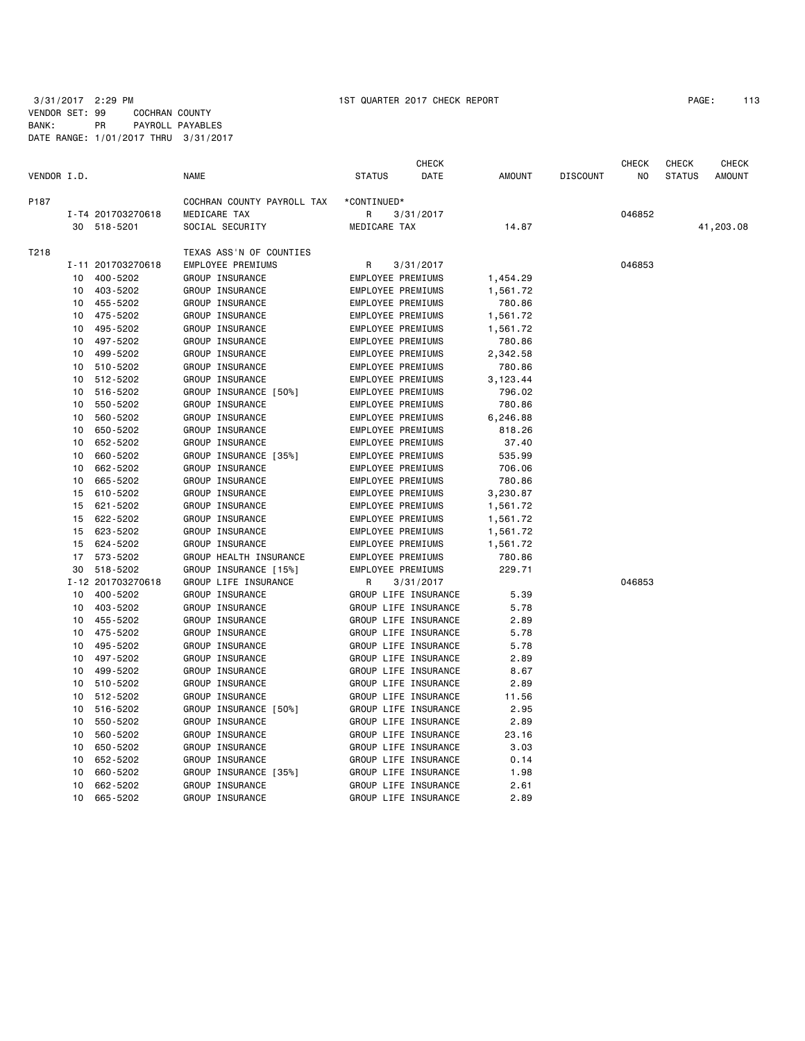3/31/2017 2:29 PM 1ST QUARTER 2017 CHECK REPORT PAGE: 113
VENDOR SET: 99 COCHRAN COUNTY
BANK: PR PAYROLL PAYABLES
DATE RANGE: 1/01/2017 THRU 3/31/2017

| VENDOR I.D. | | NAME | STATUS | CHECK DATE | AMOUNT | DISCOUNT | CHECK NO | CHECK STATUS | CHECK AMOUNT |
|---|---|---|---|---|---|---|---|---|---|
| P187 | | COCHRAN COUNTY PAYROLL TAX | *CONTINUED* | | | | | | |
| | I-T4 201703270618 | MEDICARE TAX | R | 3/31/2017 | | | 046852 | | |
| 30 | 518-5201 | SOCIAL SECURITY | MEDICARE TAX | | 14.87 | | | | 41,203.08 |
| T218 | | TEXAS ASS'N OF COUNTIES | | | | | | | |
| | I-11 201703270618 | EMPLOYEE PREMIUMS | R | 3/31/2017 | | | 046853 | | |
| 10 | 400-5202 | GROUP INSURANCE | EMPLOYEE PREMIUMS | | 1,454.29 | | | | |
| 10 | 403-5202 | GROUP INSURANCE | EMPLOYEE PREMIUMS | | 1,561.72 | | | | |
| 10 | 455-5202 | GROUP INSURANCE | EMPLOYEE PREMIUMS | | 780.86 | | | | |
| 10 | 475-5202 | GROUP INSURANCE | EMPLOYEE PREMIUMS | | 1,561.72 | | | | |
| 10 | 495-5202 | GROUP INSURANCE | EMPLOYEE PREMIUMS | | 1,561.72 | | | | |
| 10 | 497-5202 | GROUP INSURANCE | EMPLOYEE PREMIUMS | | 780.86 | | | | |
| 10 | 499-5202 | GROUP INSURANCE | EMPLOYEE PREMIUMS | | 2,342.58 | | | | |
| 10 | 510-5202 | GROUP INSURANCE | EMPLOYEE PREMIUMS | | 780.86 | | | | |
| 10 | 512-5202 | GROUP INSURANCE | EMPLOYEE PREMIUMS | | 3,123.44 | | | | |
| 10 | 516-5202 | GROUP INSURANCE [50%] | EMPLOYEE PREMIUMS | | 796.02 | | | | |
| 10 | 550-5202 | GROUP INSURANCE | EMPLOYEE PREMIUMS | | 780.86 | | | | |
| 10 | 560-5202 | GROUP INSURANCE | EMPLOYEE PREMIUMS | | 6,246.88 | | | | |
| 10 | 650-5202 | GROUP INSURANCE | EMPLOYEE PREMIUMS | | 818.26 | | | | |
| 10 | 652-5202 | GROUP INSURANCE | EMPLOYEE PREMIUMS | | 37.40 | | | | |
| 10 | 660-5202 | GROUP INSURANCE [35%] | EMPLOYEE PREMIUMS | | 535.99 | | | | |
| 10 | 662-5202 | GROUP INSURANCE | EMPLOYEE PREMIUMS | | 706.06 | | | | |
| 10 | 665-5202 | GROUP INSURANCE | EMPLOYEE PREMIUMS | | 780.86 | | | | |
| 15 | 610-5202 | GROUP INSURANCE | EMPLOYEE PREMIUMS | | 3,230.87 | | | | |
| 15 | 621-5202 | GROUP INSURANCE | EMPLOYEE PREMIUMS | | 1,561.72 | | | | |
| 15 | 622-5202 | GROUP INSURANCE | EMPLOYEE PREMIUMS | | 1,561.72 | | | | |
| 15 | 623-5202 | GROUP INSURANCE | EMPLOYEE PREMIUMS | | 1,561.72 | | | | |
| 15 | 624-5202 | GROUP INSURANCE | EMPLOYEE PREMIUMS | | 1,561.72 | | | | |
| 17 | 573-5202 | GROUP HEALTH INSURANCE | EMPLOYEE PREMIUMS | | 780.86 | | | | |
| 30 | 518-5202 | GROUP INSURANCE [15%] | EMPLOYEE PREMIUMS | | 229.71 | | | | |
| | I-12 201703270618 | GROUP LIFE INSURANCE | R | 3/31/2017 | | | 046853 | | |
| 10 | 400-5202 | GROUP INSURANCE | GROUP LIFE INSURANCE | | 5.39 | | | | |
| 10 | 403-5202 | GROUP INSURANCE | GROUP LIFE INSURANCE | | 5.78 | | | | |
| 10 | 455-5202 | GROUP INSURANCE | GROUP LIFE INSURANCE | | 2.89 | | | | |
| 10 | 475-5202 | GROUP INSURANCE | GROUP LIFE INSURANCE | | 5.78 | | | | |
| 10 | 495-5202 | GROUP INSURANCE | GROUP LIFE INSURANCE | | 5.78 | | | | |
| 10 | 497-5202 | GROUP INSURANCE | GROUP LIFE INSURANCE | | 2.89 | | | | |
| 10 | 499-5202 | GROUP INSURANCE | GROUP LIFE INSURANCE | | 8.67 | | | | |
| 10 | 510-5202 | GROUP INSURANCE | GROUP LIFE INSURANCE | | 2.89 | | | | |
| 10 | 512-5202 | GROUP INSURANCE | GROUP LIFE INSURANCE | | 11.56 | | | | |
| 10 | 516-5202 | GROUP INSURANCE [50%] | GROUP LIFE INSURANCE | | 2.95 | | | | |
| 10 | 550-5202 | GROUP INSURANCE | GROUP LIFE INSURANCE | | 2.89 | | | | |
| 10 | 560-5202 | GROUP INSURANCE | GROUP LIFE INSURANCE | | 23.16 | | | | |
| 10 | 650-5202 | GROUP INSURANCE | GROUP LIFE INSURANCE | | 3.03 | | | | |
| 10 | 652-5202 | GROUP INSURANCE | GROUP LIFE INSURANCE | | 0.14 | | | | |
| 10 | 660-5202 | GROUP INSURANCE [35%] | GROUP LIFE INSURANCE | | 1.98 | | | | |
| 10 | 662-5202 | GROUP INSURANCE | GROUP LIFE INSURANCE | | 2.61 | | | | |
| 10 | 665-5202 | GROUP INSURANCE | GROUP LIFE INSURANCE | | 2.89 | | | | |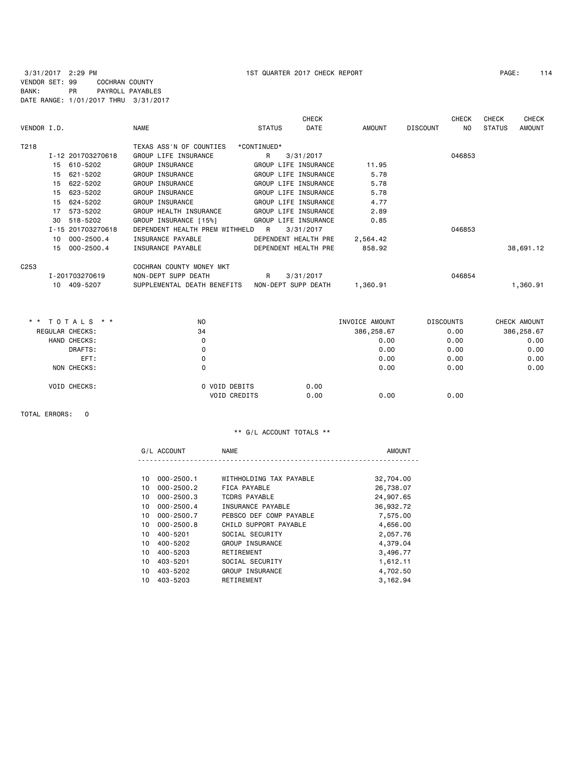3/31/2017 2:29 PM 1ST QUARTER 2017 CHECK REPORT

VENDOR SET: 99 COCHRAN COUNTY
BANK: PR PAYROLL PAYABLES
DATE RANGE: 1/01/2017 THRU 3/31/2017

| VENDOR I.D. | NAME | STATUS | CHECK DATE | AMOUNT | DISCOUNT | CHECK NO | CHECK STATUS | CHECK AMOUNT |
|---|---|---|---|---|---|---|---|---|
| T218 | TEXAS ASS'N OF COUNTIES | *CONTINUED* | | | | | | |
| I-12 201703270618 | GROUP LIFE INSURANCE | R | 3/31/2017 | | | 046853 | | |
| 15 610-5202 | GROUP INSURANCE | GROUP LIFE INSURANCE | | 11.95 | | | | |
| 15 621-5202 | GROUP INSURANCE | GROUP LIFE INSURANCE | | 5.78 | | | | |
| 15 622-5202 | GROUP INSURANCE | GROUP LIFE INSURANCE | | 5.78 | | | | |
| 15 623-5202 | GROUP INSURANCE | GROUP LIFE INSURANCE | | 5.78 | | | | |
| 15 624-5202 | GROUP INSURANCE | GROUP LIFE INSURANCE | | 4.77 | | | | |
| 17 573-5202 | GROUP HEALTH INSURANCE | GROUP LIFE INSURANCE | | 2.89 | | | | |
| 30 518-5202 | GROUP INSURANCE [15%] | GROUP LIFE INSURANCE | | 0.85 | | | | |
| I-15 201703270618 | DEPENDENT HEALTH PREM WITHHELD | R | 3/31/2017 | | | 046853 | | |
| 10 000-2500.4 | INSURANCE PAYABLE | DEPENDENT HEALTH PRE | | 2,564.42 | | | | |
| 15 000-2500.4 | INSURANCE PAYABLE | DEPENDENT HEALTH PRE | | 858.92 | | | | 38,691.12 |
| C253 | COCHRAN COUNTY MONEY MKT | | | | | | | |
| I-201703270619 | NON-DEPT SUPP DEATH | R | 3/31/2017 | | | 046854 | | |
| 10 409-5207 | SUPPLEMENTAL DEATH BENEFITS | NON-DEPT SUPP DEATH | | 1,360.91 | | | | 1,360.91 |

| * * TOTALS * * | NO | | INVOICE AMOUNT | DISCOUNTS | CHECK AMOUNT |
|---|---|---|---|---|---|
| REGULAR CHECKS: | 34 | | 386,258.67 | 0.00 | 386,258.67 |
| HAND CHECKS: | 0 | | 0.00 | 0.00 | 0.00 |
| DRAFTS: | 0 | | 0.00 | 0.00 | 0.00 |
| EFT: | 0 | | 0.00 | 0.00 | 0.00 |
| NON CHECKS: | 0 | | 0.00 | 0.00 | 0.00 |
| VOID CHECKS: | 0 VOID DEBITS | 0.00 | | | |
| | VOID CREDITS | 0.00 | 0.00 | 0.00 | |

TOTAL ERRORS: 0

** G/L ACCOUNT TOTALS **

| G/L ACCOUNT | NAME | AMOUNT |
|---|---|---|
| 10 000-2500.1 | WITHHOLDING TAX PAYABLE | 32,704.00 |
| 10 000-2500.2 | FICA PAYABLE | 26,738.07 |
| 10 000-2500.3 | TCDRS PAYABLE | 24,907.65 |
| 10 000-2500.4 | INSURANCE PAYABLE | 36,932.72 |
| 10 000-2500.7 | PEBSCO DEF COMP PAYABLE | 7,575.00 |
| 10 000-2500.8 | CHILD SUPPORT PAYABLE | 4,656.00 |
| 10 400-5201 | SOCIAL SECURITY | 2,057.76 |
| 10 400-5202 | GROUP INSURANCE | 4,379.04 |
| 10 400-5203 | RETIREMENT | 3,496.77 |
| 10 403-5201 | SOCIAL SECURITY | 1,612.11 |
| 10 403-5202 | GROUP INSURANCE | 4,702.50 |
| 10 403-5203 | RETIREMENT | 3,162.94 |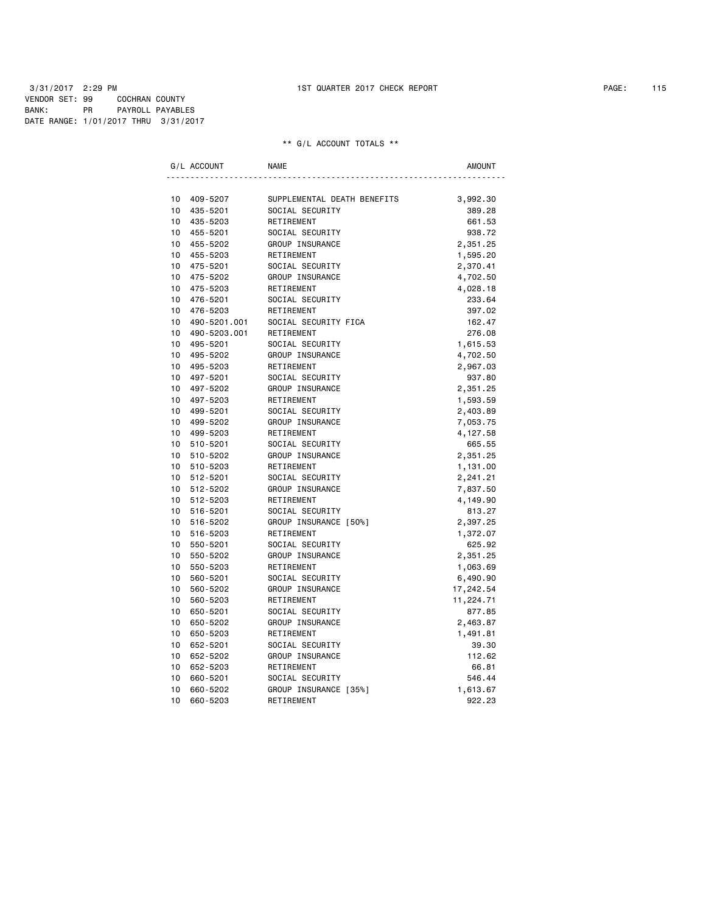3/31/2017 2:29 PM 1ST QUARTER 2017 CHECK REPORT

VENDOR SET: 99 COCHRAN COUNTY
BANK: PR PAYROLL PAYABLES
DATE RANGE: 1/01/2017 THRU 3/31/2017

** G/L ACCOUNT TOTALS **

| | G/L ACCOUNT | NAME | AMOUNT |
|---|---|---|---|
| 10 | 409-5207 | SUPPLEMENTAL DEATH BENEFITS | 3,992.30 |
| 10 | 435-5201 | SOCIAL SECURITY | 389.28 |
| 10 | 435-5203 | RETIREMENT | 661.53 |
| 10 | 455-5201 | SOCIAL SECURITY | 938.72 |
| 10 | 455-5202 | GROUP INSURANCE | 2,351.25 |
| 10 | 455-5203 | RETIREMENT | 1,595.20 |
| 10 | 475-5201 | SOCIAL SECURITY | 2,370.41 |
| 10 | 475-5202 | GROUP INSURANCE | 4,702.50 |
| 10 | 475-5203 | RETIREMENT | 4,028.18 |
| 10 | 476-5201 | SOCIAL SECURITY | 233.64 |
| 10 | 476-5203 | RETIREMENT | 397.02 |
| 10 | 490-5201.001 | SOCIAL SECURITY FICA | 162.47 |
| 10 | 490-5203.001 | RETIREMENT | 276.08 |
| 10 | 495-5201 | SOCIAL SECURITY | 1,615.53 |
| 10 | 495-5202 | GROUP INSURANCE | 4,702.50 |
| 10 | 495-5203 | RETIREMENT | 2,967.03 |
| 10 | 497-5201 | SOCIAL SECURITY | 937.80 |
| 10 | 497-5202 | GROUP INSURANCE | 2,351.25 |
| 10 | 497-5203 | RETIREMENT | 1,593.59 |
| 10 | 499-5201 | SOCIAL SECURITY | 2,403.89 |
| 10 | 499-5202 | GROUP INSURANCE | 7,053.75 |
| 10 | 499-5203 | RETIREMENT | 4,127.58 |
| 10 | 510-5201 | SOCIAL SECURITY | 665.55 |
| 10 | 510-5202 | GROUP INSURANCE | 2,351.25 |
| 10 | 510-5203 | RETIREMENT | 1,131.00 |
| 10 | 512-5201 | SOCIAL SECURITY | 2,241.21 |
| 10 | 512-5202 | GROUP INSURANCE | 7,837.50 |
| 10 | 512-5203 | RETIREMENT | 4,149.90 |
| 10 | 516-5201 | SOCIAL SECURITY | 813.27 |
| 10 | 516-5202 | GROUP INSURANCE [50%] | 2,397.25 |
| 10 | 516-5203 | RETIREMENT | 1,372.07 |
| 10 | 550-5201 | SOCIAL SECURITY | 625.92 |
| 10 | 550-5202 | GROUP INSURANCE | 2,351.25 |
| 10 | 550-5203 | RETIREMENT | 1,063.69 |
| 10 | 560-5201 | SOCIAL SECURITY | 6,490.90 |
| 10 | 560-5202 | GROUP INSURANCE | 17,242.54 |
| 10 | 560-5203 | RETIREMENT | 11,224.71 |
| 10 | 650-5201 | SOCIAL SECURITY | 877.85 |
| 10 | 650-5202 | GROUP INSURANCE | 2,463.87 |
| 10 | 650-5203 | RETIREMENT | 1,491.81 |
| 10 | 652-5201 | SOCIAL SECURITY | 39.30 |
| 10 | 652-5202 | GROUP INSURANCE | 112.62 |
| 10 | 652-5203 | RETIREMENT | 66.81 |
| 10 | 660-5201 | SOCIAL SECURITY | 546.44 |
| 10 | 660-5202 | GROUP INSURANCE [35%] | 1,613.67 |
| 10 | 660-5203 | RETIREMENT | 922.23 |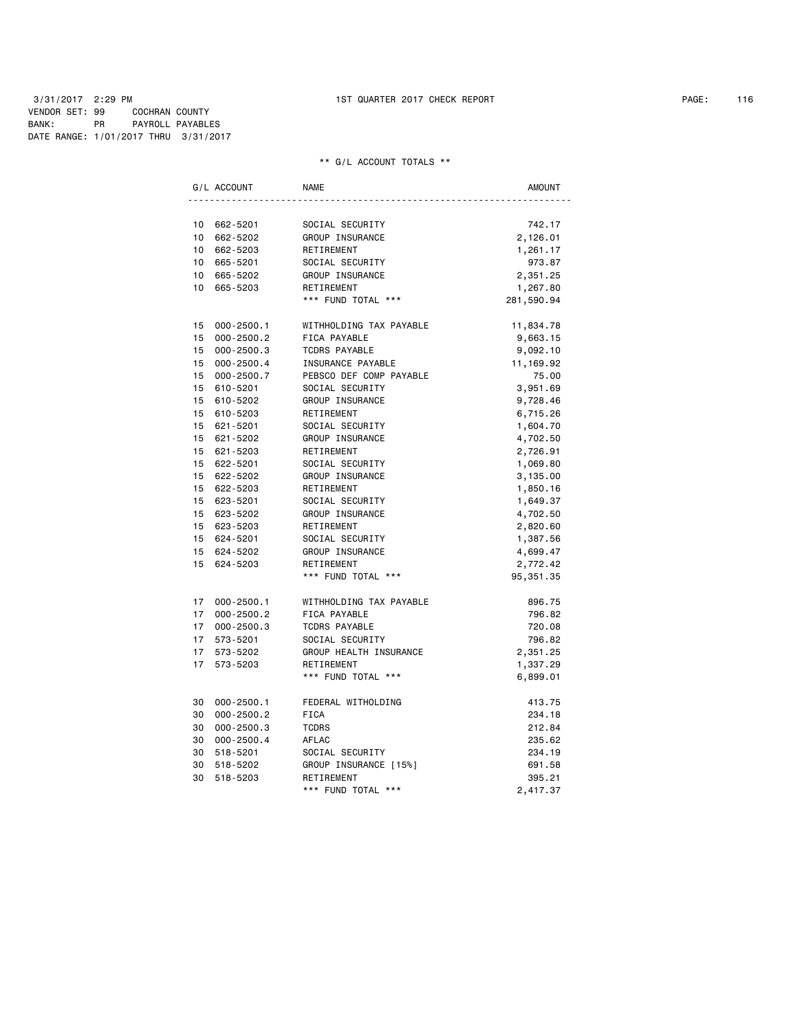3/31/2017 2:29 PM 1ST QUARTER 2017 CHECK REPORT

VENDOR SET: 99 COCHRAN COUNTY
BANK: PR PAYROLL PAYABLES
DATE RANGE: 1/01/2017 THRU 3/31/2017

** G/L ACCOUNT TOTALS **

| G/L ACCOUNT | | NAME | AMOUNT |
|---|---|---|---|
| 10 | 662-5201 | SOCIAL SECURITY | 742.17 |
| 10 | 662-5202 | GROUP INSURANCE | 2,126.01 |
| 10 | 662-5203 | RETIREMENT | 1,261.17 |
| 10 | 665-5201 | SOCIAL SECURITY | 973.87 |
| 10 | 665-5202 | GROUP INSURANCE | 2,351.25 |
| 10 | 665-5203 | RETIREMENT | 1,267.80 |
| | | *** FUND TOTAL *** | 281,590.94 |
| 15 | 000-2500.1 | WITHHOLDING TAX PAYABLE | 11,834.78 |
| 15 | 000-2500.2 | FICA PAYABLE | 9,663.15 |
| 15 | 000-2500.3 | TCDRS PAYABLE | 9,092.10 |
| 15 | 000-2500.4 | INSURANCE PAYABLE | 11,169.92 |
| 15 | 000-2500.7 | PEBSCO DEF COMP PAYABLE | 75.00 |
| 15 | 610-5201 | SOCIAL SECURITY | 3,951.69 |
| 15 | 610-5202 | GROUP INSURANCE | 9,728.46 |
| 15 | 610-5203 | RETIREMENT | 6,715.26 |
| 15 | 621-5201 | SOCIAL SECURITY | 1,604.70 |
| 15 | 621-5202 | GROUP INSURANCE | 4,702.50 |
| 15 | 621-5203 | RETIREMENT | 2,726.91 |
| 15 | 622-5201 | SOCIAL SECURITY | 1,069.80 |
| 15 | 622-5202 | GROUP INSURANCE | 3,135.00 |
| 15 | 622-5203 | RETIREMENT | 1,850.16 |
| 15 | 623-5201 | SOCIAL SECURITY | 1,649.37 |
| 15 | 623-5202 | GROUP INSURANCE | 4,702.50 |
| 15 | 623-5203 | RETIREMENT | 2,820.60 |
| 15 | 624-5201 | SOCIAL SECURITY | 1,387.56 |
| 15 | 624-5202 | GROUP INSURANCE | 4,699.47 |
| 15 | 624-5203 | RETIREMENT | 2,772.42 |
| | | *** FUND TOTAL *** | 95,351.35 |
| 17 | 000-2500.1 | WITHHOLDING TAX PAYABLE | 896.75 |
| 17 | 000-2500.2 | FICA PAYABLE | 796.82 |
| 17 | 000-2500.3 | TCDRS PAYABLE | 720.08 |
| 17 | 573-5201 | SOCIAL SECURITY | 796.82 |
| 17 | 573-5202 | GROUP HEALTH INSURANCE | 2,351.25 |
| 17 | 573-5203 | RETIREMENT | 1,337.29 |
| | | *** FUND TOTAL *** | 6,899.01 |
| 30 | 000-2500.1 | FEDERAL WITHOLDING | 413.75 |
| 30 | 000-2500.2 | FICA | 234.18 |
| 30 | 000-2500.3 | TCDRS | 212.84 |
| 30 | 000-2500.4 | AFLAC | 235.62 |
| 30 | 518-5201 | SOCIAL SECURITY | 234.19 |
| 30 | 518-5202 | GROUP INSURANCE [15%] | 691.58 |
| 30 | 518-5203 | RETIREMENT | 395.21 |
| | | *** FUND TOTAL *** | 2,417.37 |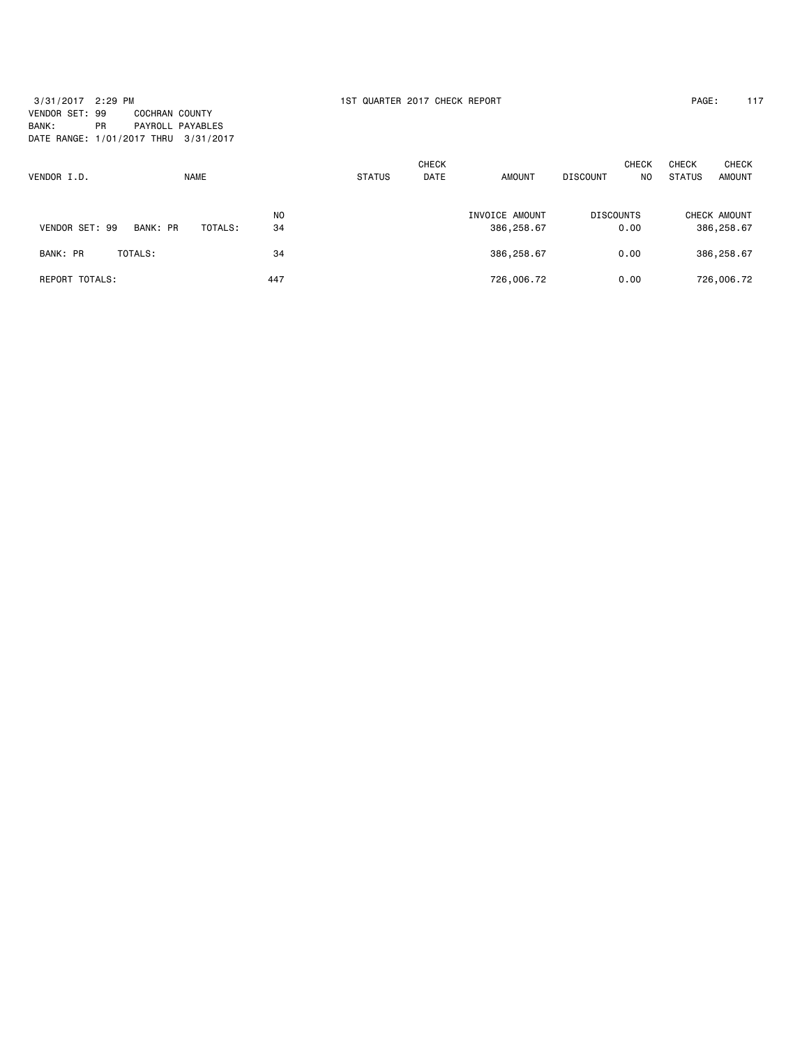3/31/2017 2:29 PM

1ST QUARTER 2017 CHECK REPORT

VENDOR SET: 99 COCHRAN COUNTY
BANK: PR PAYROLL PAYABLES
DATE RANGE: 1/01/2017 THRU 3/31/2017

| VENDOR I.D. | NAME | | STATUS | CHECK DATE | AMOUNT | DISCOUNT | CHECK NO | CHECK STATUS | CHECK AMOUNT |
|---|---|---|---|---|---|---|---|---|---|
| | | NO | | | INVOICE AMOUNT | DISCOUNTS | | | CHECK AMOUNT |
| VENDOR SET: 99 BANK: PR | TOTALS: | 34 | | | 386,258.67 | 0.00 | | | 386,258.67 |
| BANK: PR | TOTALS: | 34 | | | 386,258.67 | 0.00 | | | 386,258.67 |
| REPORT TOTALS: | | 447 | | | 726,006.72 | 0.00 | | | 726,006.72 |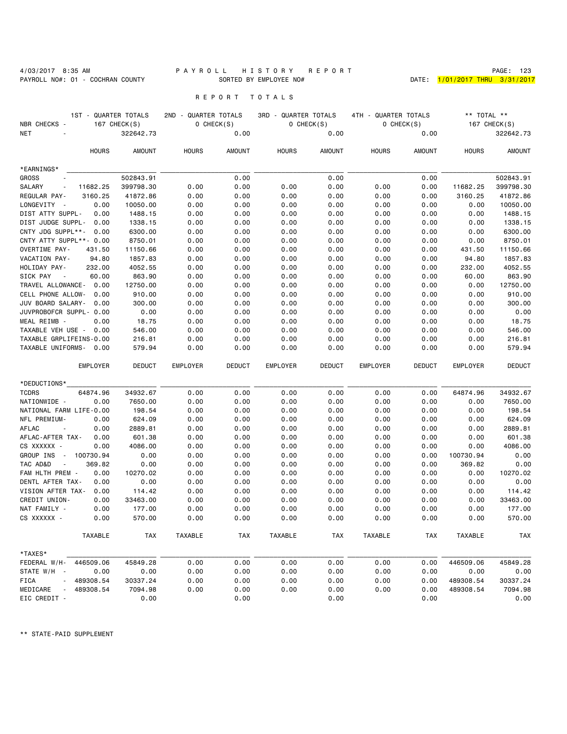4/03/2017 8:35 AM PAYROLL HISTORY REPORT PAGE: 123
PAYROLL NO#: 01 - COCHRAN COUNTY SORTED BY EMPLOYEE NO# DATE: 1/01/2017 THRU 3/31/2017

REPORT TOTALS

| | 1ST - QUARTER TOTALS | | 2ND - QUARTER TOTALS | | 3RD - QUARTER TOTALS | | 4TH - QUARTER TOTALS | | ** TOTAL ** | |
|---|---|---|---|---|---|---|---|---|---|---|
| NBR CHECKS - | 167 CHECK(S) | | 0 CHECK(S) | | 0 CHECK(S) | | 0 CHECK(S) | | 167 CHECK(S) | |
| NET - | | 322642.73 | | 0.00 | | 0.00 | | 0.00 | | 322642.73 |
| | HOURS | AMOUNT | HOURS | AMOUNT | HOURS | AMOUNT | HOURS | AMOUNT | HOURS | AMOUNT |
| *EARNINGS* | | | | | | | | | | |
| GROSS - | | 502843.91 | | 0.00 | | 0.00 | | 0.00 | | 502843.91 |
| SALARY - | 11682.25 | 399798.30 | 0.00 | 0.00 | 0.00 | 0.00 | 0.00 | 0.00 | 11682.25 | 399798.30 |
| REGULAR PAY- | 3160.25 | 41872.86 | 0.00 | 0.00 | 0.00 | 0.00 | 0.00 | 0.00 | 3160.25 | 41872.86 |
| LONGEVITY - | 0.00 | 10050.00 | 0.00 | 0.00 | 0.00 | 0.00 | 0.00 | 0.00 | 0.00 | 10050.00 |
| DIST ATTY SUPPL- | 0.00 | 1488.15 | 0.00 | 0.00 | 0.00 | 0.00 | 0.00 | 0.00 | 0.00 | 1488.15 |
| DIST JUDGE SUPPL- | 0.00 | 1338.15 | 0.00 | 0.00 | 0.00 | 0.00 | 0.00 | 0.00 | 0.00 | 1338.15 |
| CNTY JDG SUPPL**- | 0.00 | 6300.00 | 0.00 | 0.00 | 0.00 | 0.00 | 0.00 | 0.00 | 0.00 | 6300.00 |
| CNTY ATTY SUPPL**- | 0.00 | 8750.01 | 0.00 | 0.00 | 0.00 | 0.00 | 0.00 | 0.00 | 0.00 | 8750.01 |
| OVERTIME PAY- | 431.50 | 11150.66 | 0.00 | 0.00 | 0.00 | 0.00 | 0.00 | 0.00 | 431.50 | 11150.66 |
| VACATION PAY- | 94.80 | 1857.83 | 0.00 | 0.00 | 0.00 | 0.00 | 0.00 | 0.00 | 94.80 | 1857.83 |
| HOLIDAY PAY- | 232.00 | 4052.55 | 0.00 | 0.00 | 0.00 | 0.00 | 0.00 | 0.00 | 232.00 | 4052.55 |
| SICK PAY - | 60.00 | 863.90 | 0.00 | 0.00 | 0.00 | 0.00 | 0.00 | 0.00 | 60.00 | 863.90 |
| TRAVEL ALLOWANCE- | 0.00 | 12750.00 | 0.00 | 0.00 | 0.00 | 0.00 | 0.00 | 0.00 | 0.00 | 12750.00 |
| CELL PHONE ALLOW- | 0.00 | 910.00 | 0.00 | 0.00 | 0.00 | 0.00 | 0.00 | 0.00 | 0.00 | 910.00 |
| JUV BOARD SALARY- | 0.00 | 300.00 | 0.00 | 0.00 | 0.00 | 0.00 | 0.00 | 0.00 | 0.00 | 300.00 |
| JUVPROBOFCR SUPPL- | 0.00 | 0.00 | 0.00 | 0.00 | 0.00 | 0.00 | 0.00 | 0.00 | 0.00 | 0.00 |
| MEAL REIMB - | 0.00 | 18.75 | 0.00 | 0.00 | 0.00 | 0.00 | 0.00 | 0.00 | 0.00 | 18.75 |
| TAXABLE VEH USE - | 0.00 | 546.00 | 0.00 | 0.00 | 0.00 | 0.00 | 0.00 | 0.00 | 0.00 | 546.00 |
| TAXABLE GRPLIFEINS- | 0.00 | 216.81 | 0.00 | 0.00 | 0.00 | 0.00 | 0.00 | 0.00 | 0.00 | 216.81 |
| TAXABLE UNIFORMS- | 0.00 | 579.94 | 0.00 | 0.00 | 0.00 | 0.00 | 0.00 | 0.00 | 0.00 | 579.94 |
| | EMPLOYER | DEDUCT | EMPLOYER | DEDUCT | EMPLOYER | DEDUCT | EMPLOYER | DEDUCT | EMPLOYER | DEDUCT |
| *DEDUCTIONS* | | | | | | | | | | |
| TCDRS | 64874.96 | 34932.67 | 0.00 | 0.00 | 0.00 | 0.00 | 0.00 | 0.00 | 64874.96 | 34932.67 |
| NATIONWIDE - | 0.00 | 7650.00 | 0.00 | 0.00 | 0.00 | 0.00 | 0.00 | 0.00 | 0.00 | 7650.00 |
| NATIONAL FARM LIFE- | 0.00 | 198.54 | 0.00 | 0.00 | 0.00 | 0.00 | 0.00 | 0.00 | 0.00 | 198.54 |
| NFL PREMIUM- | 0.00 | 624.09 | 0.00 | 0.00 | 0.00 | 0.00 | 0.00 | 0.00 | 0.00 | 624.09 |
| AFLAC - | 0.00 | 2889.81 | 0.00 | 0.00 | 0.00 | 0.00 | 0.00 | 0.00 | 0.00 | 2889.81 |
| AFLAC-AFTER TAX- | 0.00 | 601.38 | 0.00 | 0.00 | 0.00 | 0.00 | 0.00 | 0.00 | 0.00 | 601.38 |
| CS XXXXXX - | 0.00 | 4086.00 | 0.00 | 0.00 | 0.00 | 0.00 | 0.00 | 0.00 | 0.00 | 4086.00 |
| GROUP INS - | 100730.94 | 0.00 | 0.00 | 0.00 | 0.00 | 0.00 | 0.00 | 0.00 | 100730.94 | 0.00 |
| TAC AD&D - | 369.82 | 0.00 | 0.00 | 0.00 | 0.00 | 0.00 | 0.00 | 0.00 | 369.82 | 0.00 |
| FAM HLTH PREM - | 0.00 | 10270.02 | 0.00 | 0.00 | 0.00 | 0.00 | 0.00 | 0.00 | 0.00 | 10270.02 |
| DENTL AFTER TAX- | 0.00 | 0.00 | 0.00 | 0.00 | 0.00 | 0.00 | 0.00 | 0.00 | 0.00 | 0.00 |
| VISION AFTER TAX- | 0.00 | 114.42 | 0.00 | 0.00 | 0.00 | 0.00 | 0.00 | 0.00 | 0.00 | 114.42 |
| CREDIT UNION- | 0.00 | 33463.00 | 0.00 | 0.00 | 0.00 | 0.00 | 0.00 | 0.00 | 0.00 | 33463.00 |
| NAT FAMILY - | 0.00 | 177.00 | 0.00 | 0.00 | 0.00 | 0.00 | 0.00 | 0.00 | 0.00 | 177.00 |
| CS XXXXXX - | 0.00 | 570.00 | 0.00 | 0.00 | 0.00 | 0.00 | 0.00 | 0.00 | 0.00 | 570.00 |
| | TAXABLE | TAX | TAXABLE | TAX | TAXABLE | TAX | TAXABLE | TAX | TAXABLE | TAX |
| *TAXES* | | | | | | | | | | |
| FEDERAL W/H- | 446509.06 | 45849.28 | 0.00 | 0.00 | 0.00 | 0.00 | 0.00 | 0.00 | 446509.06 | 45849.28 |
| STATE W/H - | 0.00 | 0.00 | 0.00 | 0.00 | 0.00 | 0.00 | 0.00 | 0.00 | 0.00 | 0.00 |
| FICA - | 489308.54 | 30337.24 | 0.00 | 0.00 | 0.00 | 0.00 | 0.00 | 0.00 | 489308.54 | 30337.24 |
| MEDICARE - | 489308.54 | 7094.98 | 0.00 | 0.00 | 0.00 | 0.00 | 0.00 | 0.00 | 489308.54 | 7094.98 |
| EIC CREDIT - | | 0.00 | | 0.00 | | 0.00 | | 0.00 | | 0.00 |

** STATE-PAID SUPPLEMENT